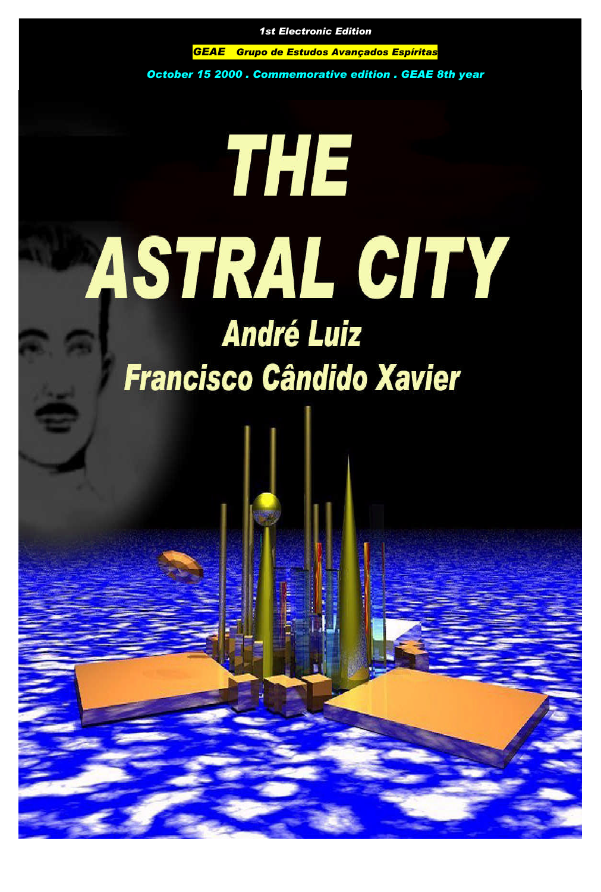*1st Electronic Edition*

*GEAE Grupo de Estudos Avançados Espíritas*

*October 15 2000 . Commemorative edition . GEAE 8th year*

# THE ASTRAL CITY

## André Luiz

## Francisco Cândido Xavier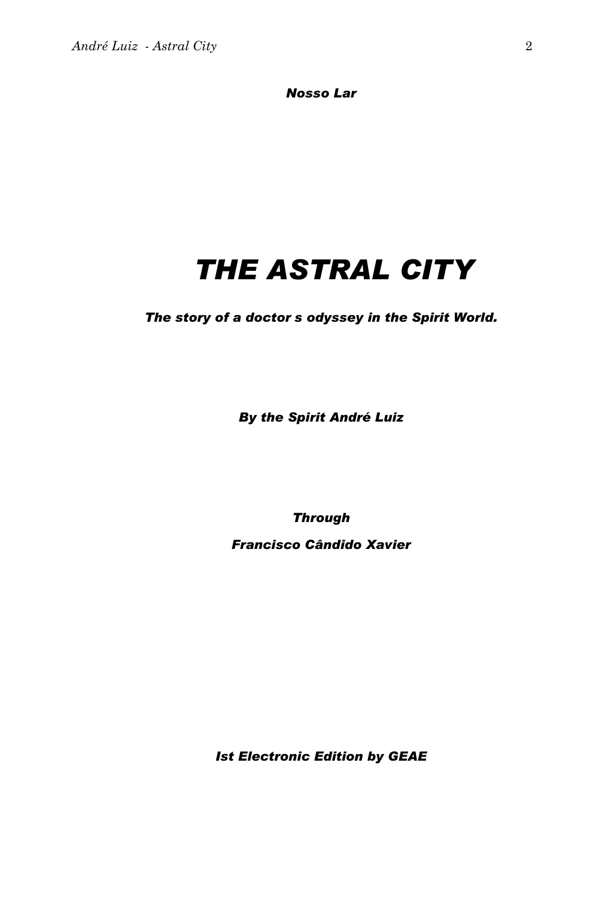*Nosso Lar*

# *THE ASTRAL CITY*

***The story of a doctor s odyssey in the Spirit World.***

***By the Spirit André Luiz***

***Through***

***Francisco Cândido Xavier***

***Ist Electronic Edition by GEAE***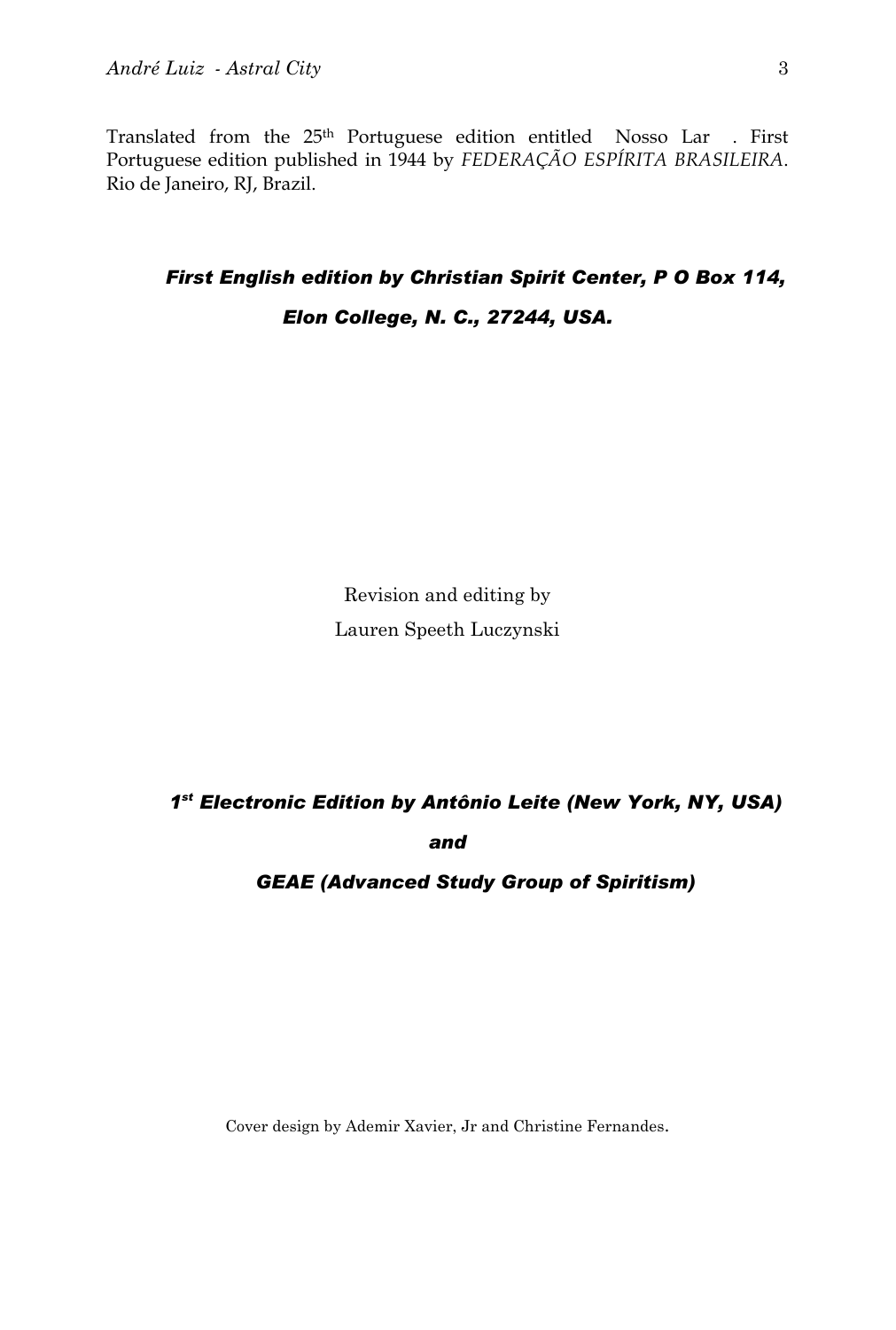Translated from the 25th Portuguese edition entitled Nosso Lar . First Portuguese edition published in 1944 by *FEDERAÇÃO ESPÍRITA BRASILEIRA*. Rio de Janeiro, RJ, Brazil.

***First English edition by Christian Spirit Center, P O Box 114, Elon College, N. C., 27244, USA.***

Revision and editing by
Lauren Speeth Luczynski

***1st Electronic Edition by Antônio Leite (New York, NY, USA)***

***and***

***GEAE (Advanced Study Group of Spiritism)***

Cover design by Ademir Xavier, Jr and Christine Fernandes.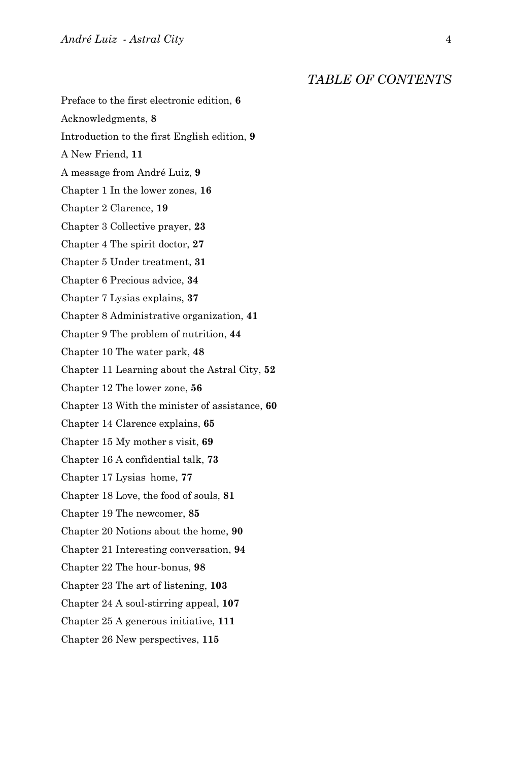## *TABLE OF CONTENTS*

Preface to the first electronic edition, **6**

Acknowledgments, **8**

Introduction to the first English edition, **9**

A New Friend, **11**

A message from André Luiz, **9**

Chapter 1 In the lower zones, **16**

Chapter 2 Clarence, **19**

Chapter 3 Collective prayer, **23**

Chapter 4 The spirit doctor, **27**

Chapter 5 Under treatment, **31**

Chapter 6 Precious advice, **34**

Chapter 7 Lysias explains, **37**

Chapter 8 Administrative organization, **41**

Chapter 9 The problem of nutrition, **44**

Chapter 10 The water park, **48**

Chapter 11 Learning about the Astral City, **52**

Chapter 12 The lower zone, **56**

Chapter 13 With the minister of assistance, **60**

Chapter 14 Clarence explains, **65**

Chapter 15 My mother s visit, **69**

Chapter 16 A confidential talk, **73**

Chapter 17 Lysias  home, **77**

Chapter 18 Love, the food of souls, **81**

Chapter 19 The newcomer, **85**

Chapter 20 Notions about the home, **90**

Chapter 21 Interesting conversation, **94**

Chapter 22 The hour-bonus, **98**

Chapter 23 The art of listening, **103**

Chapter 24 A soul-stirring appeal, **107**

Chapter 25 A generous initiative, **111**

Chapter 26 New perspectives, **115**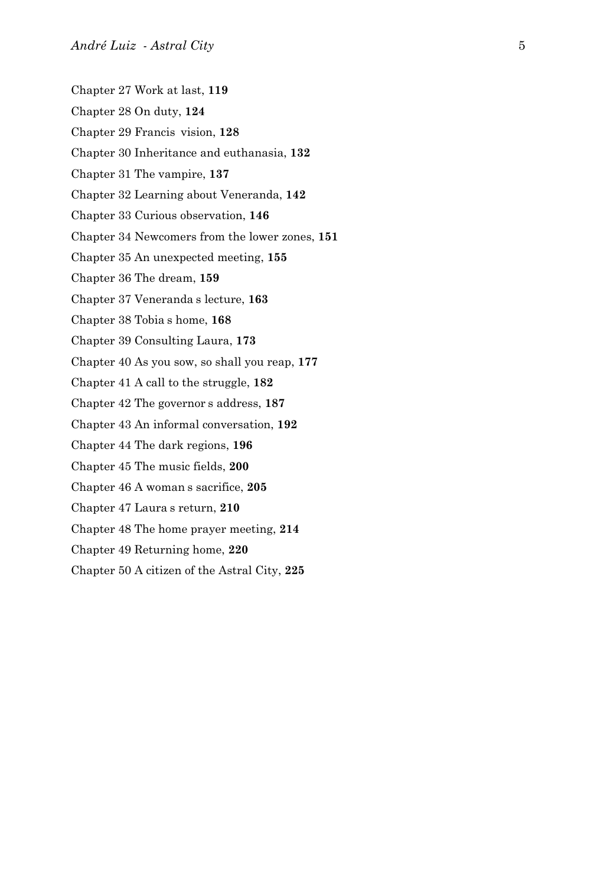Chapter 27 Work at last, **119**

Chapter 28 On duty, **124**

Chapter 29 Francis vision, **128**

Chapter 30 Inheritance and euthanasia, **132**

Chapter 31 The vampire, **137**

Chapter 32 Learning about Veneranda, **142**

Chapter 33 Curious observation, **146**

Chapter 34 Newcomers from the lower zones, **151**

Chapter 35 An unexpected meeting, **155**

Chapter 36 The dream, **159**

Chapter 37 Veneranda s lecture, **163**

Chapter 38 Tobia s home, **168**

Chapter 39 Consulting Laura, **173**

Chapter 40 As you sow, so shall you reap, **177**

Chapter 41 A call to the struggle, **182**

Chapter 42 The governor s address, **187**

Chapter 43 An informal conversation, **192**

Chapter 44 The dark regions, **196**

Chapter 45 The music fields, **200**

Chapter 46 A woman s sacrifice, **205**

Chapter 47 Laura s return, **210**

Chapter 48 The home prayer meeting, **214**

Chapter 49 Returning home, **220**

Chapter 50 A citizen of the Astral City, **225**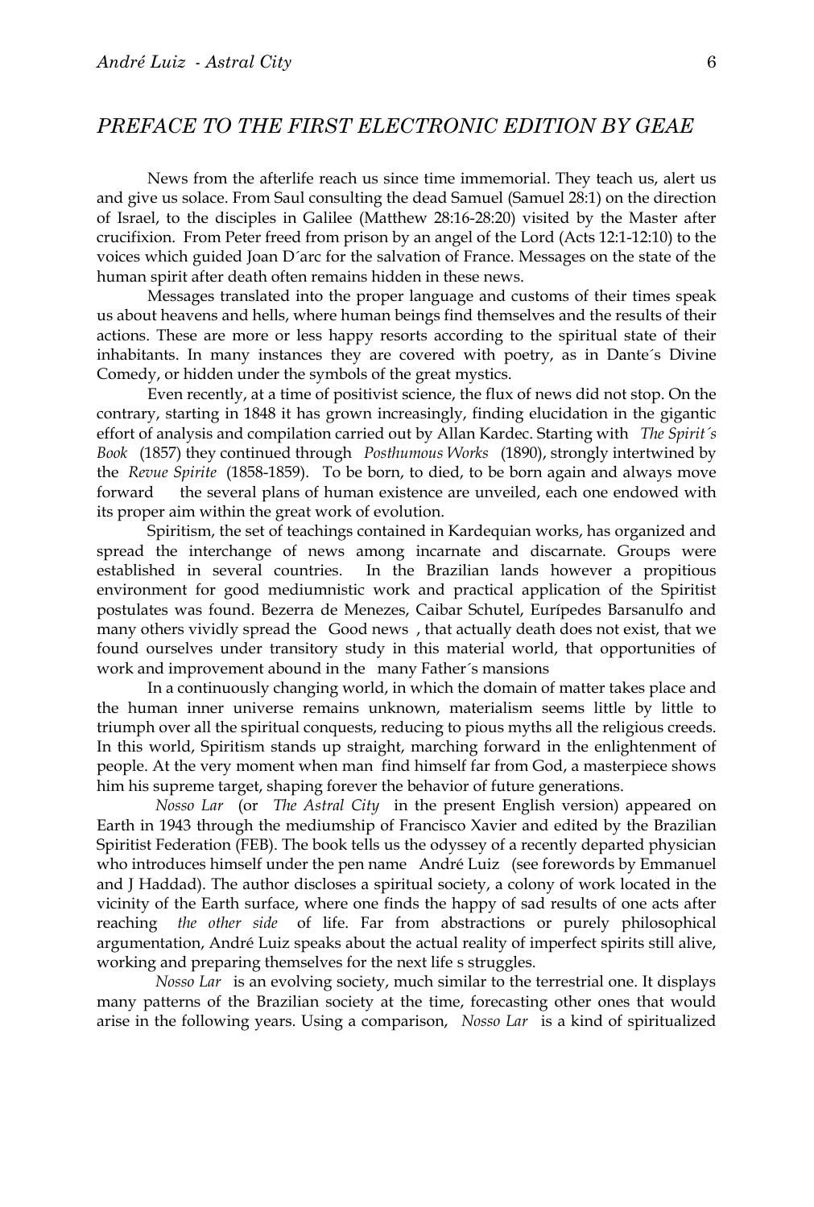## *PREFACE TO THE FIRST ELECTRONIC EDITION BY GEAE*

News from the afterlife reach us since time immemorial. They teach us, alert us and give us solace. From Saul consulting the dead Samuel (Samuel 28:1) on the direction of Israel, to the disciples in Galilee (Matthew 28:16-28:20) visited by the Master after crucifixion. From Peter freed from prison by an angel of the Lord (Acts 12:1-12:10) to the voices which guided Joan D´arc for the salvation of France. Messages on the state of the human spirit after death often remains hidden in these news.

Messages translated into the proper language and customs of their times speak us about heavens and hells, where human beings find themselves and the results of their actions. These are more or less happy resorts according to the spiritual state of their inhabitants. In many instances they are covered with poetry, as in Dante´s Divine Comedy, or hidden under the symbols of the great mystics.

Even recently, at a time of positivist science, the flux of news did not stop. On the contrary, starting in 1848 it has grown increasingly, finding elucidation in the gigantic effort of analysis and compilation carried out by Allan Kardec. Starting with *The Spirit´s Book* (1857) they continued through *Posthumous Works* (1890), strongly intertwined by the *Revue Spirite* (1858-1859). To be born, to died, to be born again and always move forward the several plans of human existence are unveiled, each one endowed with its proper aim within the great work of evolution.

Spiritism, the set of teachings contained in Kardequian works, has organized and spread the interchange of news among incarnate and discarnate. Groups were established in several countries. In the Brazilian lands however a propitious environment for good mediumnistic work and practical application of the Spiritist postulates was found. Bezerra de Menezes, Caibar Schutel, Eurípedes Barsanulfo and many others vividly spread the Good news , that actually death does not exist, that we found ourselves under transitory study in this material world, that opportunities of work and improvement abound in the many Father´s mansions

In a continuously changing world, in which the domain of matter takes place and the human inner universe remains unknown, materialism seems little by little to triumph over all the spiritual conquests, reducing to pious myths all the religious creeds. In this world, Spiritism stands up straight, marching forward in the enlightenment of people. At the very moment when man find himself far from God, a masterpiece shows him his supreme target, shaping forever the behavior of future generations.

*Nosso Lar* (or *The Astral City* in the present English version) appeared on Earth in 1943 through the mediumship of Francisco Xavier and edited by the Brazilian Spiritist Federation (FEB). The book tells us the odyssey of a recently departed physician who introduces himself under the pen name André Luiz (see forewords by Emmanuel and J Haddad). The author discloses a spiritual society, a colony of work located in the vicinity of the Earth surface, where one finds the happy of sad results of one acts after reaching *the other side* of life. Far from abstractions or purely philosophical argumentation, André Luiz speaks about the actual reality of imperfect spirits still alive, working and preparing themselves for the next life s struggles.

*Nosso Lar* is an evolving society, much similar to the terrestrial one. It displays many patterns of the Brazilian society at the time, forecasting other ones that would arise in the following years. Using a comparison, *Nosso Lar* is a kind of spiritualized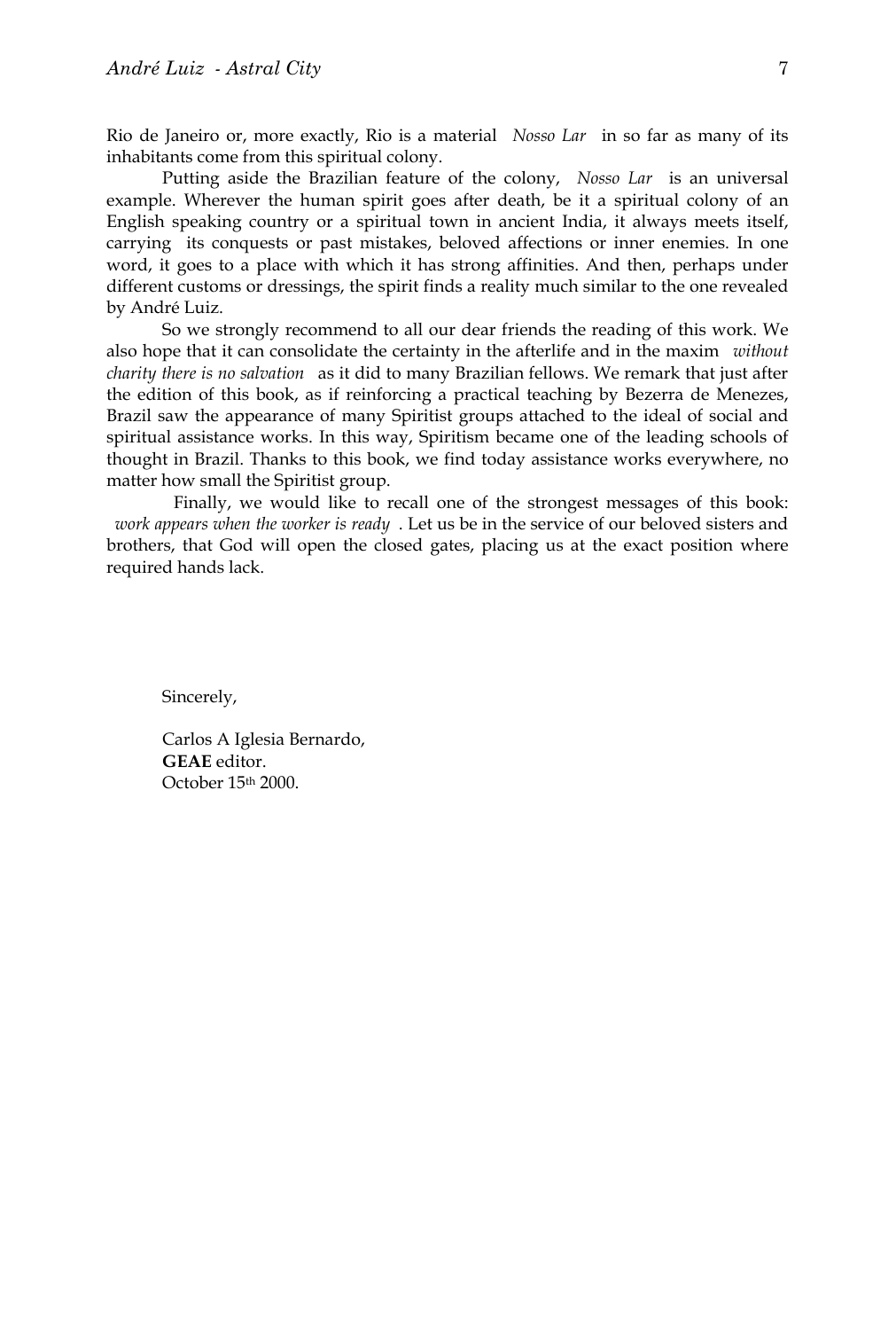Rio de Janeiro or, more exactly, Rio is a material *Nosso Lar* in so far as many of its inhabitants come from this spiritual colony.

Putting aside the Brazilian feature of the colony, *Nosso Lar* is an universal example. Wherever the human spirit goes after death, be it a spiritual colony of an English speaking country or a spiritual town in ancient India, it always meets itself, carrying its conquests or past mistakes, beloved affections or inner enemies. In one word, it goes to a place with which it has strong affinities. And then, perhaps under different customs or dressings, the spirit finds a reality much similar to the one revealed by André Luiz.

So we strongly recommend to all our dear friends the reading of this work. We also hope that it can consolidate the certainty in the afterlife and in the maxim *without charity there is no salvation* as it did to many Brazilian fellows. We remark that just after the edition of this book, as if reinforcing a practical teaching by Bezerra de Menezes, Brazil saw the appearance of many Spiritist groups attached to the ideal of social and spiritual assistance works. In this way, Spiritism became one of the leading schools of thought in Brazil. Thanks to this book, we find today assistance works everywhere, no matter how small the Spiritist group.

Finally, we would like to recall one of the strongest messages of this book: *work appears when the worker is ready*. Let us be in the service of our beloved sisters and brothers, that God will open the closed gates, placing us at the exact position where required hands lack.

Sincerely,

Carlos A Iglesia Bernardo,
**GEAE** editor.
October 15th 2000.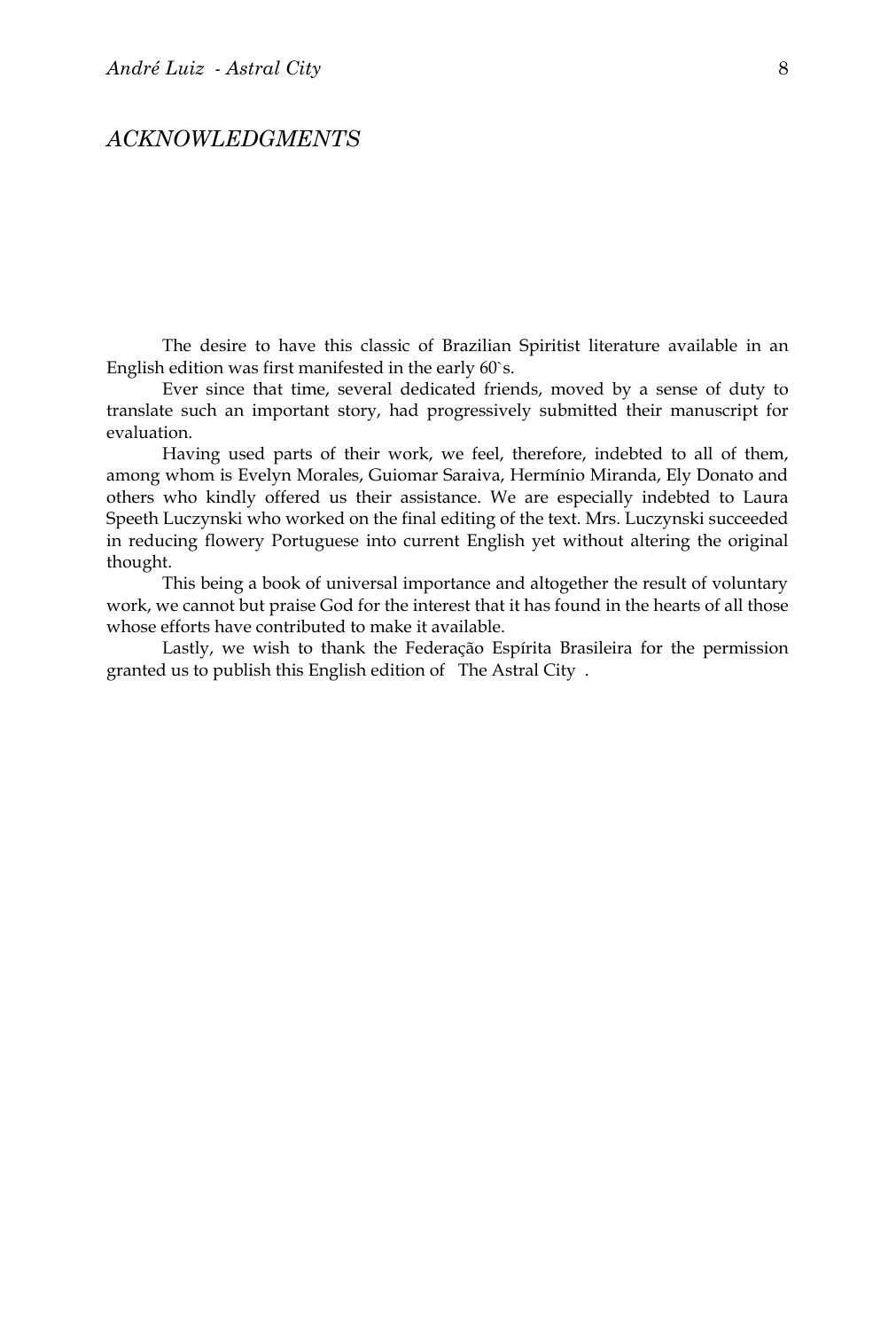# *ACKNOWLEDGMENTS*

The desire to have this classic of Brazilian Spiritist literature available in an English edition was first manifested in the early 60`s.

Ever since that time, several dedicated friends, moved by a sense of duty to translate such an important story, had progressively submitted their manuscript for evaluation.

Having used parts of their work, we feel, therefore, indebted to all of them, among whom is Evelyn Morales, Guiomar Saraiva, Hermínio Miranda, Ely Donato and others who kindly offered us their assistance. We are especially indebted to Laura Speeth Luczynski who worked on the final editing of the text. Mrs. Luczynski succeeded in reducing flowery Portuguese into current English yet without altering the original thought.

This being a book of universal importance and altogether the result of voluntary work, we cannot but praise God for the interest that it has found in the hearts of all those whose efforts have contributed to make it available.

Lastly, we wish to thank the Federação Espírita Brasileira for the permission granted us to publish this English edition of The Astral City .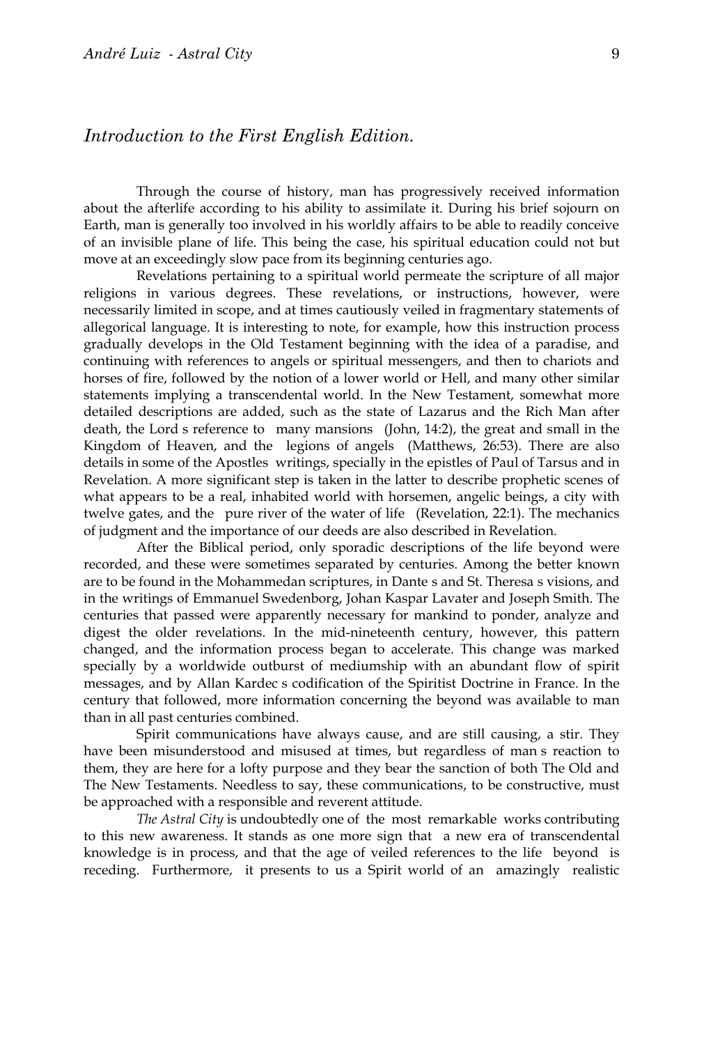## *Introduction to the First English Edition.*

Through the course of history, man has progressively received information about the afterlife according to his ability to assimilate it. During his brief sojourn on Earth, man is generally too involved in his worldly affairs to be able to readily conceive of an invisible plane of life. This being the case, his spiritual education could not but move at an exceedingly slow pace from its beginning centuries ago.

Revelations pertaining to a spiritual world permeate the scripture of all major religions in various degrees. These revelations, or instructions, however, were necessarily limited in scope, and at times cautiously veiled in fragmentary statements of allegorical language. It is interesting to note, for example, how this instruction process gradually develops in the Old Testament beginning with the idea of a paradise, and continuing with references to angels or spiritual messengers, and then to chariots and horses of fire, followed by the notion of a lower world or Hell, and many other similar statements implying a transcendental world. In the New Testament, somewhat more detailed descriptions are added, such as the state of Lazarus and the Rich Man after death, the Lord s reference to many mansions (John, 14:2), the great and small in the Kingdom of Heaven, and the legions of angels (Matthews, 26:53). There are also details in some of the Apostles writings, specially in the epistles of Paul of Tarsus and in Revelation. A more significant step is taken in the latter to describe prophetic scenes of what appears to be a real, inhabited world with horsemen, angelic beings, a city with twelve gates, and the pure river of the water of life (Revelation, 22:1). The mechanics of judgment and the importance of our deeds are also described in Revelation.

After the Biblical period, only sporadic descriptions of the life beyond were recorded, and these were sometimes separated by centuries. Among the better known are to be found in the Mohammedan scriptures, in Dante s and St. Theresa s visions, and in the writings of Emmanuel Swedenborg, Johan Kaspar Lavater and Joseph Smith. The centuries that passed were apparently necessary for mankind to ponder, analyze and digest the older revelations. In the mid-nineteenth century, however, this pattern changed, and the information process began to accelerate. This change was marked specially by a worldwide outburst of mediumship with an abundant flow of spirit messages, and by Allan Kardec s codification of the Spiritist Doctrine in France. In the century that followed, more information concerning the beyond was available to man than in all past centuries combined.

Spirit communications have always cause, and are still causing, a stir. They have been misunderstood and misused at times, but regardless of man s reaction to them, they are here for a lofty purpose and they bear the sanction of both The Old and The New Testaments. Needless to say, these communications, to be constructive, must be approached with a responsible and reverent attitude.

*The Astral City* is undoubtedly one of the most remarkable works contributing to this new awareness. It stands as one more sign that a new era of transcendental knowledge is in process, and that the age of veiled references to the life beyond is receding. Furthermore, it presents to us a Spirit world of an amazingly realistic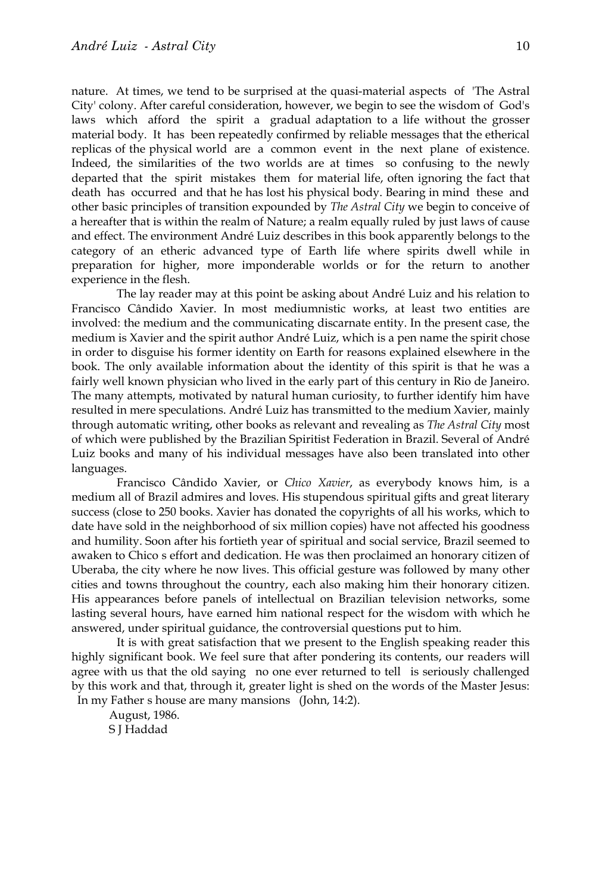nature. At times, we tend to be surprised at the quasi-material aspects of 'The Astral City' colony. After careful consideration, however, we begin to see the wisdom of God's laws which afford the spirit a gradual adaptation to a life without the grosser material body. It has been repeatedly confirmed by reliable messages that the etherical replicas of the physical world are a common event in the next plane of existence. Indeed, the similarities of the two worlds are at times so confusing to the newly departed that the spirit mistakes them for material life, often ignoring the fact that death has occurred and that he has lost his physical body. Bearing in mind these and other basic principles of transition expounded by *The Astral City* we begin to conceive of a hereafter that is within the realm of Nature; a realm equally ruled by just laws of cause and effect. The environment André Luiz describes in this book apparently belongs to the category of an etheric advanced type of Earth life where spirits dwell while in preparation for higher, more imponderable worlds or for the return to another experience in the flesh.

The lay reader may at this point be asking about André Luiz and his relation to Francisco Cândido Xavier. In most mediumnistic works, at least two entities are involved: the medium and the communicating discarnate entity. In the present case, the medium is Xavier and the spirit author André Luiz, which is a pen name the spirit chose in order to disguise his former identity on Earth for reasons explained elsewhere in the book. The only available information about the identity of this spirit is that he was a fairly well known physician who lived in the early part of this century in Rio de Janeiro. The many attempts, motivated by natural human curiosity, to further identify him have resulted in mere speculations. André Luiz has transmitted to the medium Xavier, mainly through automatic writing, other books as relevant and revealing as *The Astral City* most of which were published by the Brazilian Spiritist Federation in Brazil. Several of André Luiz books and many of his individual messages have also been translated into other languages.

Francisco Cândido Xavier, or *Chico Xavier*, as everybody knows him, is a medium all of Brazil admires and loves. His stupendous spiritual gifts and great literary success (close to 250 books. Xavier has donated the copyrights of all his works, which to date have sold in the neighborhood of six million copies) have not affected his goodness and humility. Soon after his fortieth year of spiritual and social service, Brazil seemed to awaken to Chico s effort and dedication. He was then proclaimed an honorary citizen of Uberaba, the city where he now lives. This official gesture was followed by many other cities and towns throughout the country, each also making him their honorary citizen. His appearances before panels of intellectual on Brazilian television networks, some lasting several hours, have earned him national respect for the wisdom with which he answered, under spiritual guidance, the controversial questions put to him.

It is with great satisfaction that we present to the English speaking reader this highly significant book. We feel sure that after pondering its contents, our readers will agree with us that the old saying no one ever returned to tell is seriously challenged by this work and that, through it, greater light is shed on the words of the Master Jesus: In my Father s house are many mansions (John, 14:2).

August, 1986.
S J Haddad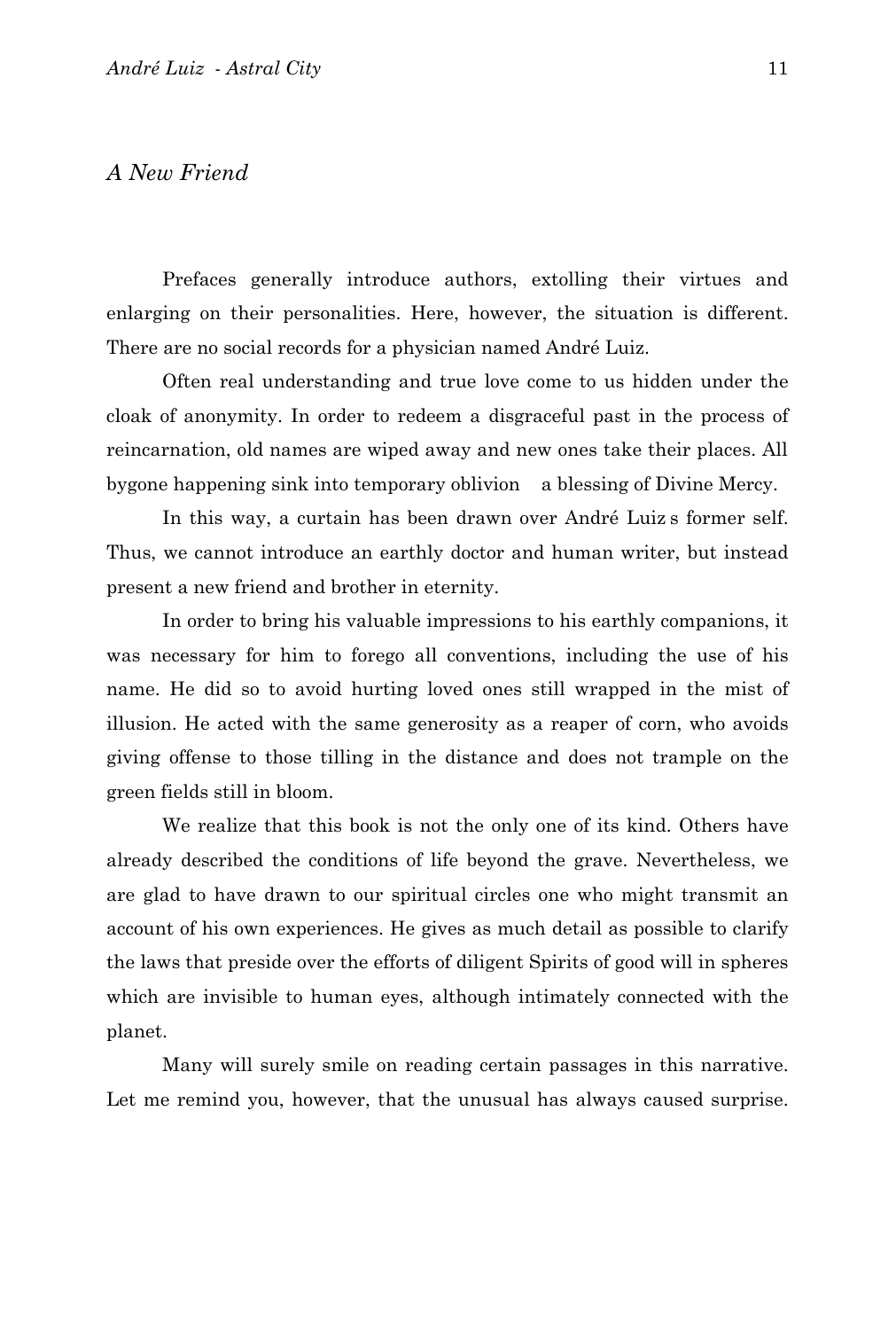*A New Friend*

Prefaces generally introduce authors, extolling their virtues and enlarging on their personalities. Here, however, the situation is different. There are no social records for a physician named André Luiz.

Often real understanding and true love come to us hidden under the cloak of anonymity. In order to redeem a disgraceful past in the process of reincarnation, old names are wiped away and new ones take their places. All bygone happening sink into temporary oblivion  a blessing of Divine Mercy.

In this way, a curtain has been drawn over André Luiz s former self. Thus, we cannot introduce an earthly doctor and human writer, but instead present a new friend and brother in eternity.

In order to bring his valuable impressions to his earthly companions, it was necessary for him to forego all conventions, including the use of his name. He did so to avoid hurting loved ones still wrapped in the mist of illusion. He acted with the same generosity as a reaper of corn, who avoids giving offense to those tilling in the distance and does not trample on the green fields still in bloom.

We realize that this book is not the only one of its kind. Others have already described the conditions of life beyond the grave. Nevertheless, we are glad to have drawn to our spiritual circles one who might transmit an account of his own experiences. He gives as much detail as possible to clarify the laws that preside over the efforts of diligent Spirits of good will in spheres which are invisible to human eyes, although intimately connected with the planet.

Many will surely smile on reading certain passages in this narrative. Let me remind you, however, that the unusual has always caused surprise.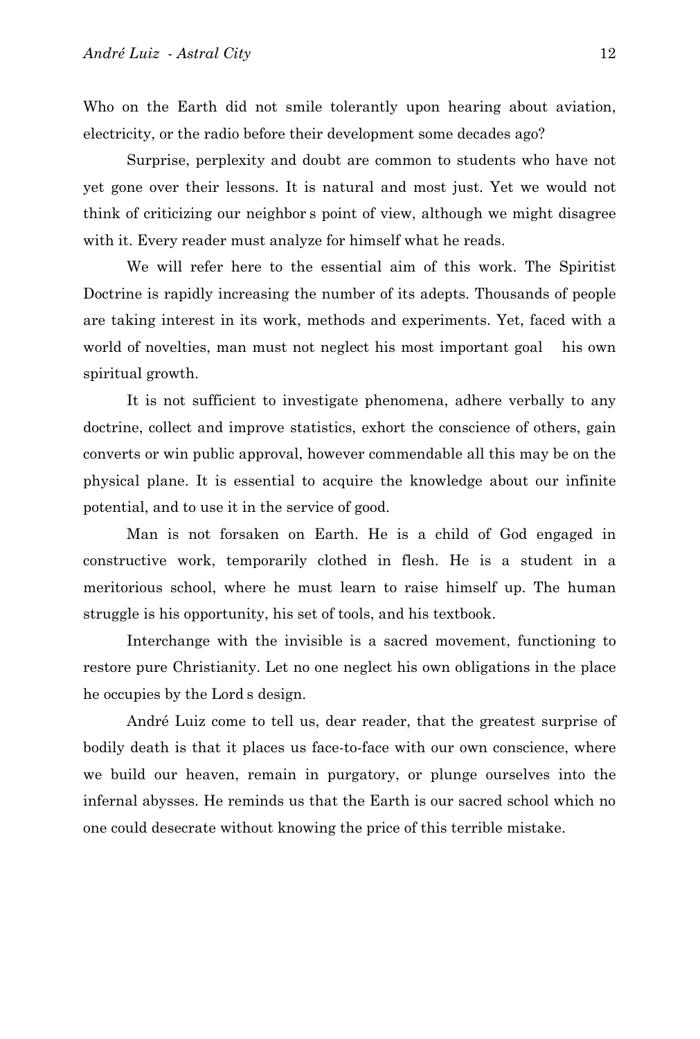Who on the Earth did not smile tolerantly upon hearing about aviation, electricity, or the radio before their development some decades ago?

Surprise, perplexity and doubt are common to students who have not yet gone over their lessons. It is natural and most just. Yet we would not think of criticizing our neighbor s point of view, although we might disagree with it. Every reader must analyze for himself what he reads.

We will refer here to the essential aim of this work. The Spiritist Doctrine is rapidly increasing the number of its adepts. Thousands of people are taking interest in its work, methods and experiments. Yet, faced with a world of novelties, man must not neglect his most important goal his own spiritual growth.

It is not sufficient to investigate phenomena, adhere verbally to any doctrine, collect and improve statistics, exhort the conscience of others, gain converts or win public approval, however commendable all this may be on the physical plane. It is essential to acquire the knowledge about our infinite potential, and to use it in the service of good.

Man is not forsaken on Earth. He is a child of God engaged in constructive work, temporarily clothed in flesh. He is a student in a meritorious school, where he must learn to raise himself up. The human struggle is his opportunity, his set of tools, and his textbook.

Interchange with the invisible is a sacred movement, functioning to restore pure Christianity. Let no one neglect his own obligations in the place he occupies by the Lord s design.

André Luiz come to tell us, dear reader, that the greatest surprise of bodily death is that it places us face-to-face with our own conscience, where we build our heaven, remain in purgatory, or plunge ourselves into the infernal abysses. He reminds us that the Earth is our sacred school which no one could desecrate without knowing the price of this terrible mistake.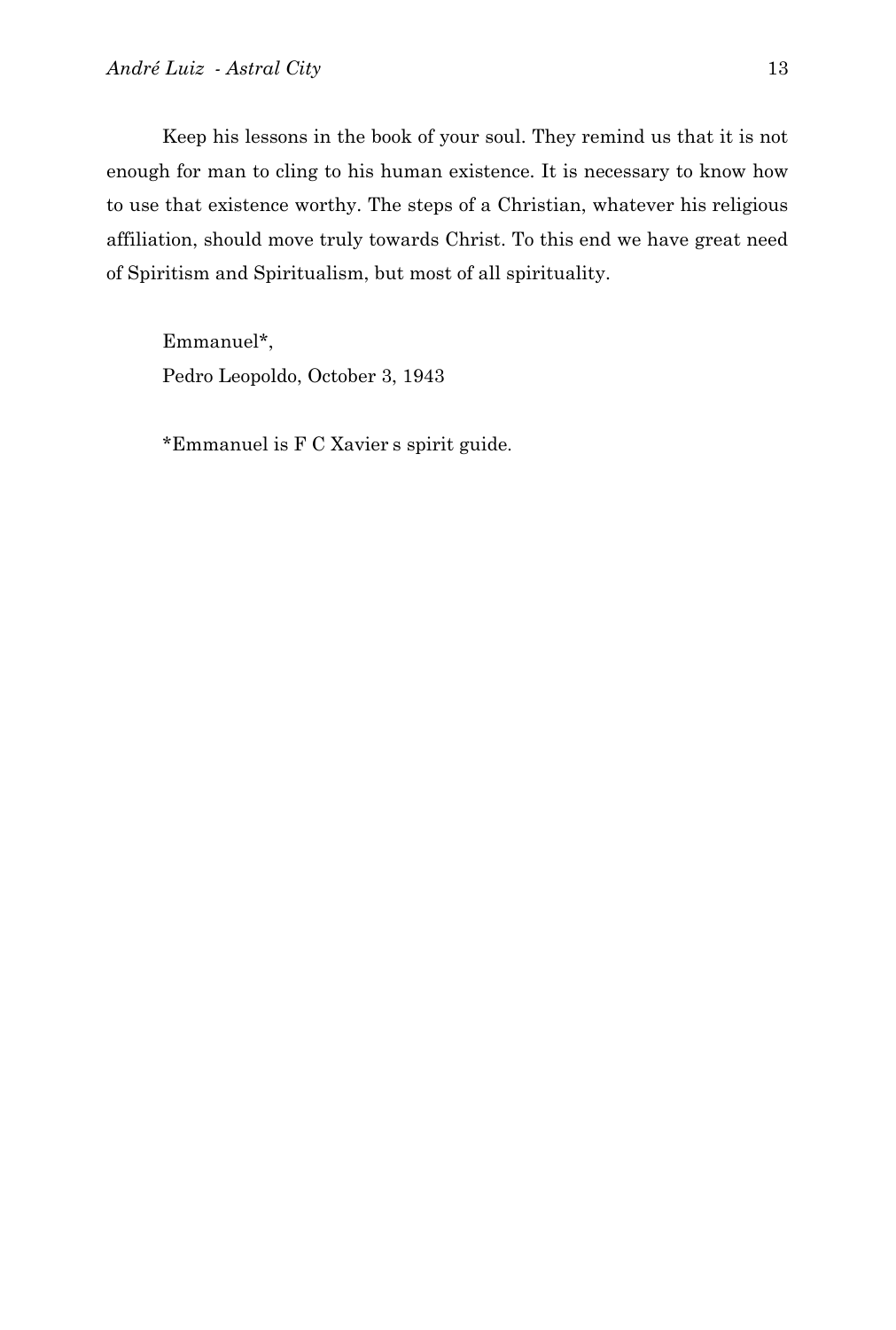Keep his lessons in the book of your soul. They remind us that it is not enough for man to cling to his human existence. It is necessary to know how to use that existence worthy. The steps of a Christian, whatever his religious affiliation, should move truly towards Christ. To this end we have great need of Spiritism and Spiritualism, but most of all spirituality.

Emmanuel*,
Pedro Leopoldo, October 3, 1943

*Emmanuel is F C Xavier s spirit guide.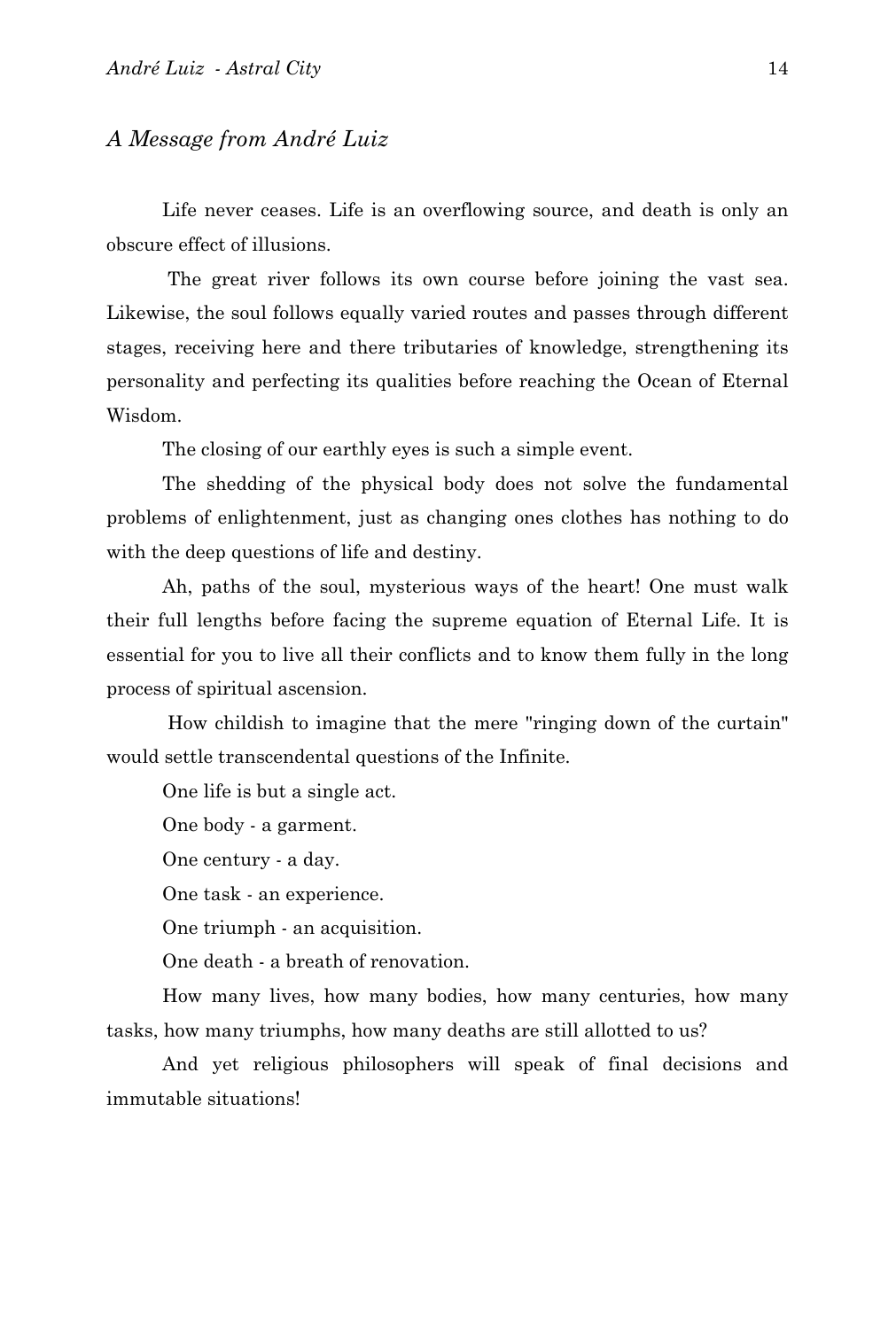## *A Message from André Luiz*

Life never ceases. Life is an overflowing source, and death is only an obscure effect of illusions.

The great river follows its own course before joining the vast sea. Likewise, the soul follows equally varied routes and passes through different stages, receiving here and there tributaries of knowledge, strengthening its personality and perfecting its qualities before reaching the Ocean of Eternal Wisdom.

The closing of our earthly eyes is such a simple event.

The shedding of the physical body does not solve the fundamental problems of enlightenment, just as changing ones clothes has nothing to do with the deep questions of life and destiny.

Ah, paths of the soul, mysterious ways of the heart! One must walk their full lengths before facing the supreme equation of Eternal Life. It is essential for you to live all their conflicts and to know them fully in the long process of spiritual ascension.

How childish to imagine that the mere "ringing down of the curtain" would settle transcendental questions of the Infinite.

One life is but a single act.

One body - a garment.

One century - a day.

One task - an experience.

One triumph - an acquisition.

One death - a breath of renovation.

How many lives, how many bodies, how many centuries, how many tasks, how many triumphs, how many deaths are still allotted to us?

And yet religious philosophers will speak of final decisions and immutable situations!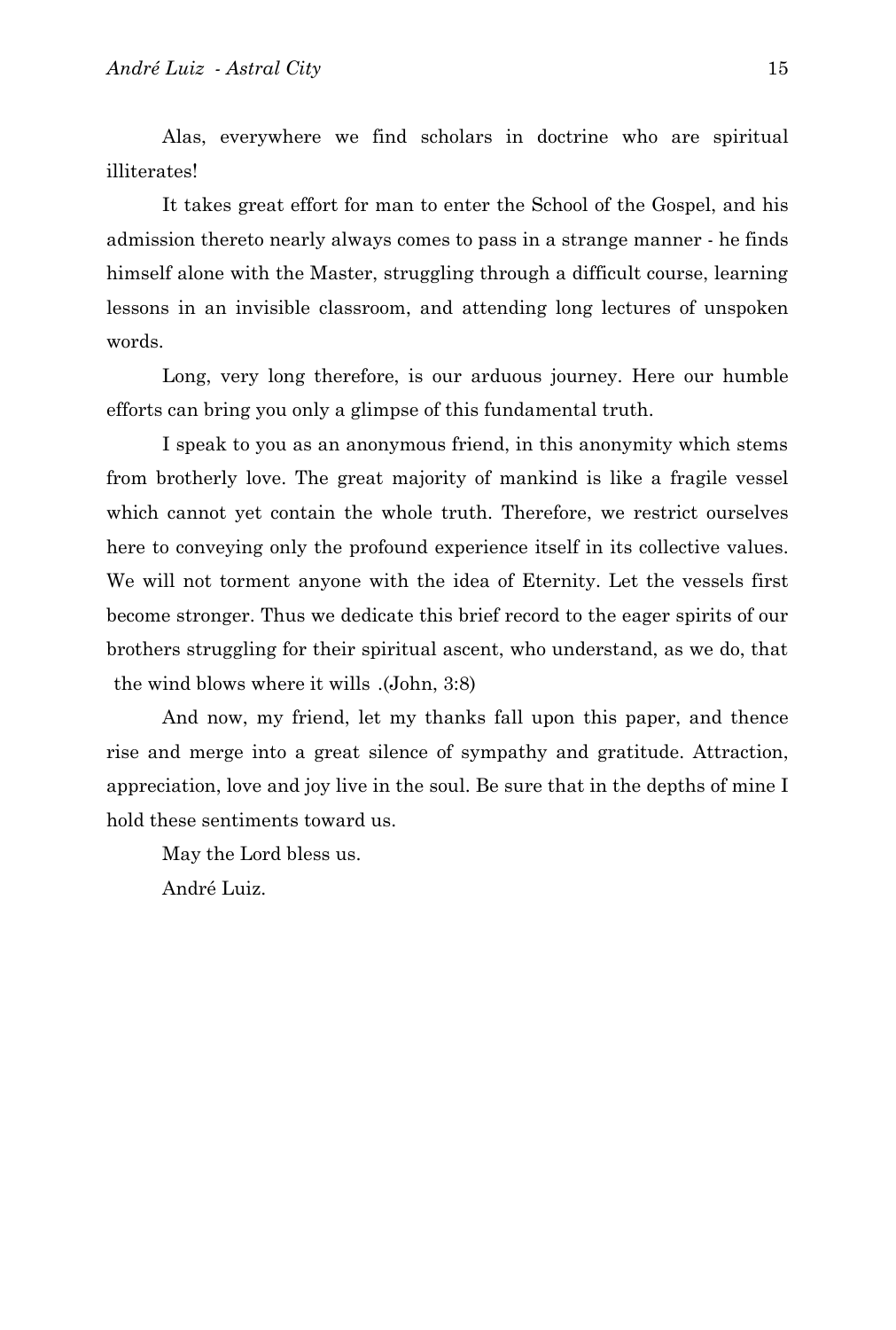Alas, everywhere we find scholars in doctrine who are spiritual illiterates!

It takes great effort for man to enter the School of the Gospel, and his admission thereto nearly always comes to pass in a strange manner - he finds himself alone with the Master, struggling through a difficult course, learning lessons in an invisible classroom, and attending long lectures of unspoken words.

Long, very long therefore, is our arduous journey. Here our humble efforts can bring you only a glimpse of this fundamental truth.

I speak to you as an anonymous friend, in this anonymity which stems from brotherly love. The great majority of mankind is like a fragile vessel which cannot yet contain the whole truth. Therefore, we restrict ourselves here to conveying only the profound experience itself in its collective values. We will not torment anyone with the idea of Eternity. Let the vessels first become stronger. Thus we dedicate this brief record to the eager spirits of our brothers struggling for their spiritual ascent, who understand, as we do, that the wind blows where it wills .(John, 3:8)

And now, my friend, let my thanks fall upon this paper, and thence rise and merge into a great silence of sympathy and gratitude. Attraction, appreciation, love and joy live in the soul. Be sure that in the depths of mine I hold these sentiments toward us.

May the Lord bless us.

André Luiz.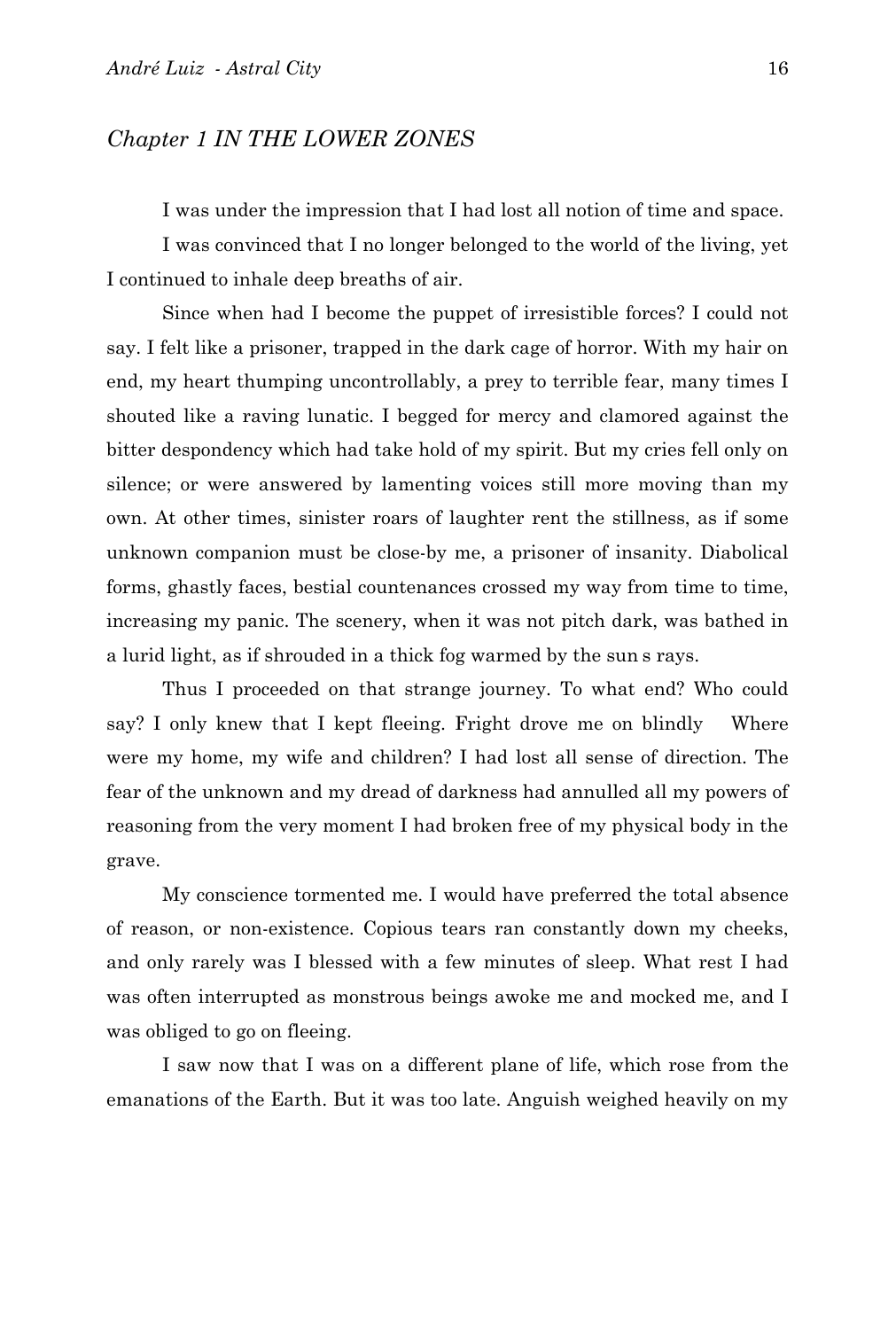## *Chapter 1 IN THE LOWER ZONES*

I was under the impression that I had lost all notion of time and space.

I was convinced that I no longer belonged to the world of the living, yet I continued to inhale deep breaths of air.

Since when had I become the puppet of irresistible forces? I could not say. I felt like a prisoner, trapped in the dark cage of horror. With my hair on end, my heart thumping uncontrollably, a prey to terrible fear, many times I shouted like a raving lunatic. I begged for mercy and clamored against the bitter despondency which had take hold of my spirit. But my cries fell only on silence; or were answered by lamenting voices still more moving than my own. At other times, sinister roars of laughter rent the stillness, as if some unknown companion must be close-by me, a prisoner of insanity. Diabolical forms, ghastly faces, bestial countenances crossed my way from time to time, increasing my panic. The scenery, when it was not pitch dark, was bathed in a lurid light, as if shrouded in a thick fog warmed by the sun s rays.

Thus I proceeded on that strange journey. To what end? Who could say? I only knew that I kept fleeing. Fright drove me on blindly  Where were my home, my wife and children? I had lost all sense of direction. The fear of the unknown and my dread of darkness had annulled all my powers of reasoning from the very moment I had broken free of my physical body in the grave.

My conscience tormented me. I would have preferred the total absence of reason, or non-existence. Copious tears ran constantly down my cheeks, and only rarely was I blessed with a few minutes of sleep. What rest I had was often interrupted as monstrous beings awoke me and mocked me, and I was obliged to go on fleeing.

I saw now that I was on a different plane of life, which rose from the emanations of the Earth. But it was too late. Anguish weighed heavily on my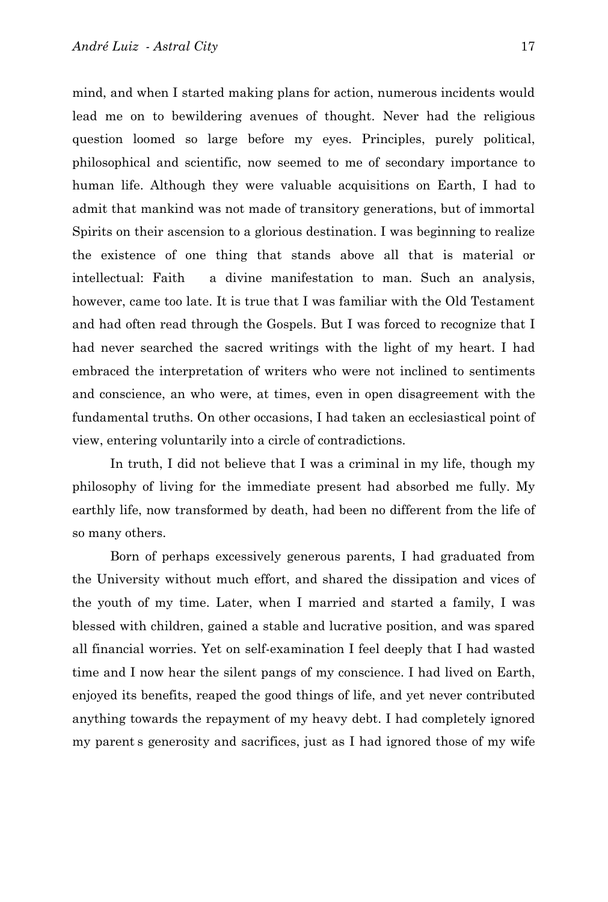mind, and when I started making plans for action, numerous incidents would lead me on to bewildering avenues of thought. Never had the religious question loomed so large before my eyes. Principles, purely political, philosophical and scientific, now seemed to me of secondary importance to human life. Although they were valuable acquisitions on Earth, I had to admit that mankind was not made of transitory generations, but of immortal Spirits on their ascension to a glorious destination. I was beginning to realize the existence of one thing that stands above all that is material or intellectual: Faith  a divine manifestation to man. Such an analysis, however, came too late. It is true that I was familiar with the Old Testament and had often read through the Gospels. But I was forced to recognize that I had never searched the sacred writings with the light of my heart. I had embraced the interpretation of writers who were not inclined to sentiments and conscience, an who were, at times, even in open disagreement with the fundamental truths. On other occasions, I had taken an ecclesiastical point of view, entering voluntarily into a circle of contradictions.

In truth, I did not believe that I was a criminal in my life, though my philosophy of living for the immediate present had absorbed me fully. My earthly life, now transformed by death, had been no different from the life of so many others.

Born of perhaps excessively generous parents, I had graduated from the University without much effort, and shared the dissipation and vices of the youth of my time. Later, when I married and started a family, I was blessed with children, gained a stable and lucrative position, and was spared all financial worries. Yet on self-examination I feel deeply that I had wasted time and I now hear the silent pangs of my conscience. I had lived on Earth, enjoyed its benefits, reaped the good things of life, and yet never contributed anything towards the repayment of my heavy debt. I had completely ignored my parent s generosity and sacrifices, just as I had ignored those of my wife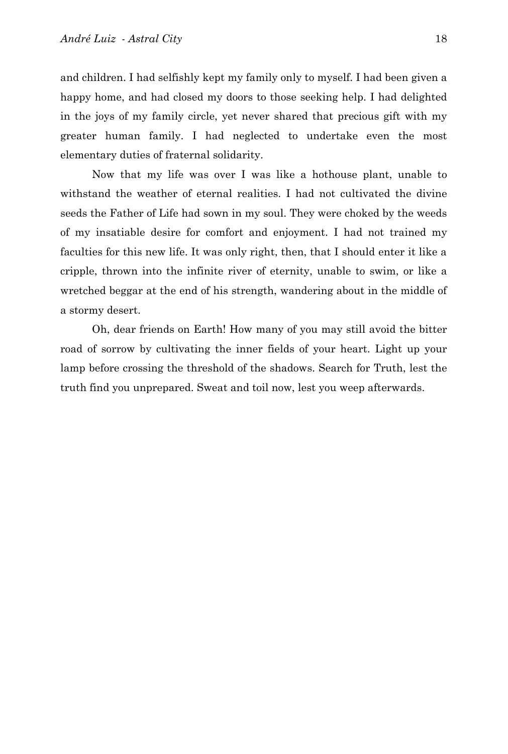and children. I had selfishly kept my family only to myself. I had been given a happy home, and had closed my doors to those seeking help. I had delighted in the joys of my family circle, yet never shared that precious gift with my greater human family. I had neglected to undertake even the most elementary duties of fraternal solidarity.

Now that my life was over I was like a hothouse plant, unable to withstand the weather of eternal realities. I had not cultivated the divine seeds the Father of Life had sown in my soul. They were choked by the weeds of my insatiable desire for comfort and enjoyment. I had not trained my faculties for this new life. It was only right, then, that I should enter it like a cripple, thrown into the infinite river of eternity, unable to swim, or like a wretched beggar at the end of his strength, wandering about in the middle of a stormy desert.

Oh, dear friends on Earth! How many of you may still avoid the bitter road of sorrow by cultivating the inner fields of your heart. Light up your lamp before crossing the threshold of the shadows. Search for Truth, lest the truth find you unprepared. Sweat and toil now, lest you weep afterwards.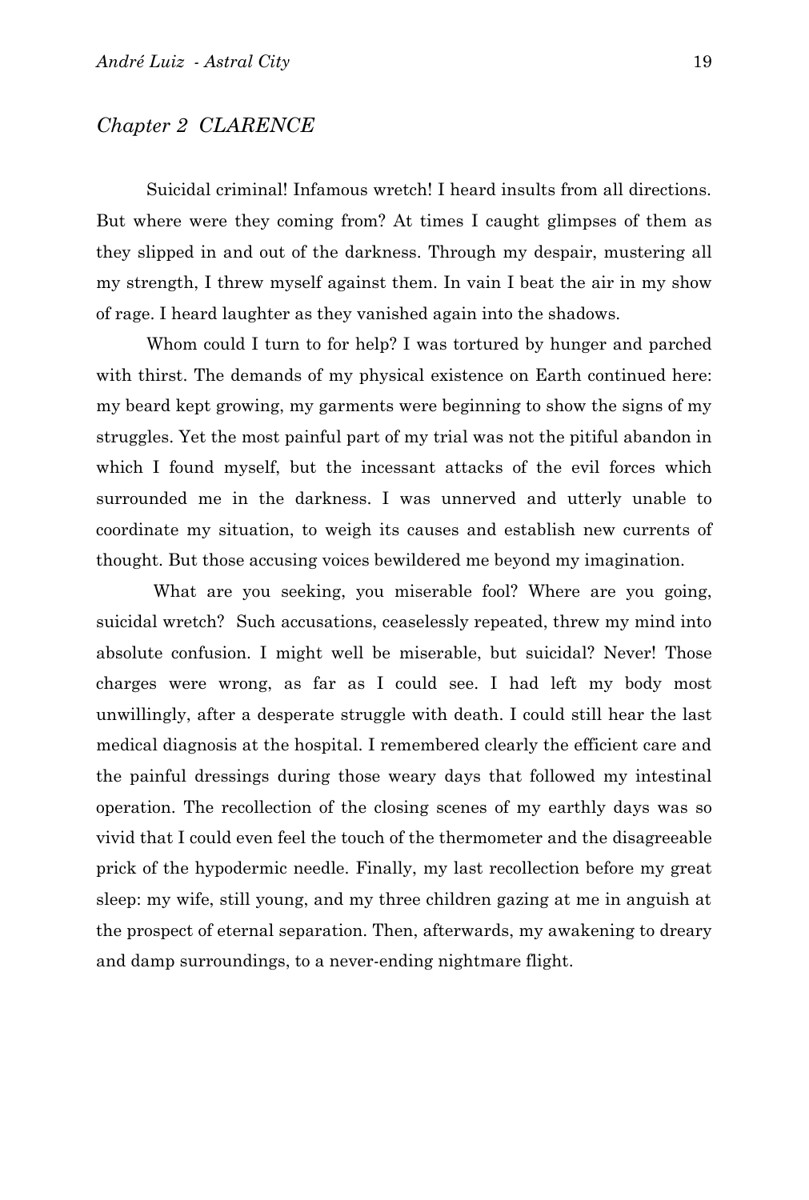## *Chapter 2 CLARENCE*

Suicidal criminal! Infamous wretch! I heard insults from all directions. But where were they coming from? At times I caught glimpses of them as they slipped in and out of the darkness. Through my despair, mustering all my strength, I threw myself against them. In vain I beat the air in my show of rage. I heard laughter as they vanished again into the shadows.

Whom could I turn to for help? I was tortured by hunger and parched with thirst. The demands of my physical existence on Earth continued here: my beard kept growing, my garments were beginning to show the signs of my struggles. Yet the most painful part of my trial was not the pitiful abandon in which I found myself, but the incessant attacks of the evil forces which surrounded me in the darkness. I was unnerved and utterly unable to coordinate my situation, to weigh its causes and establish new currents of thought. But those accusing voices bewildered me beyond my imagination.

What are you seeking, you miserable fool? Where are you going, suicidal wretch? Such accusations, ceaselessly repeated, threw my mind into absolute confusion. I might well be miserable, but suicidal? Never! Those charges were wrong, as far as I could see. I had left my body most unwillingly, after a desperate struggle with death. I could still hear the last medical diagnosis at the hospital. I remembered clearly the efficient care and the painful dressings during those weary days that followed my intestinal operation. The recollection of the closing scenes of my earthly days was so vivid that I could even feel the touch of the thermometer and the disagreeable prick of the hypodermic needle. Finally, my last recollection before my great sleep: my wife, still young, and my three children gazing at me in anguish at the prospect of eternal separation. Then, afterwards, my awakening to dreary and damp surroundings, to a never-ending nightmare flight.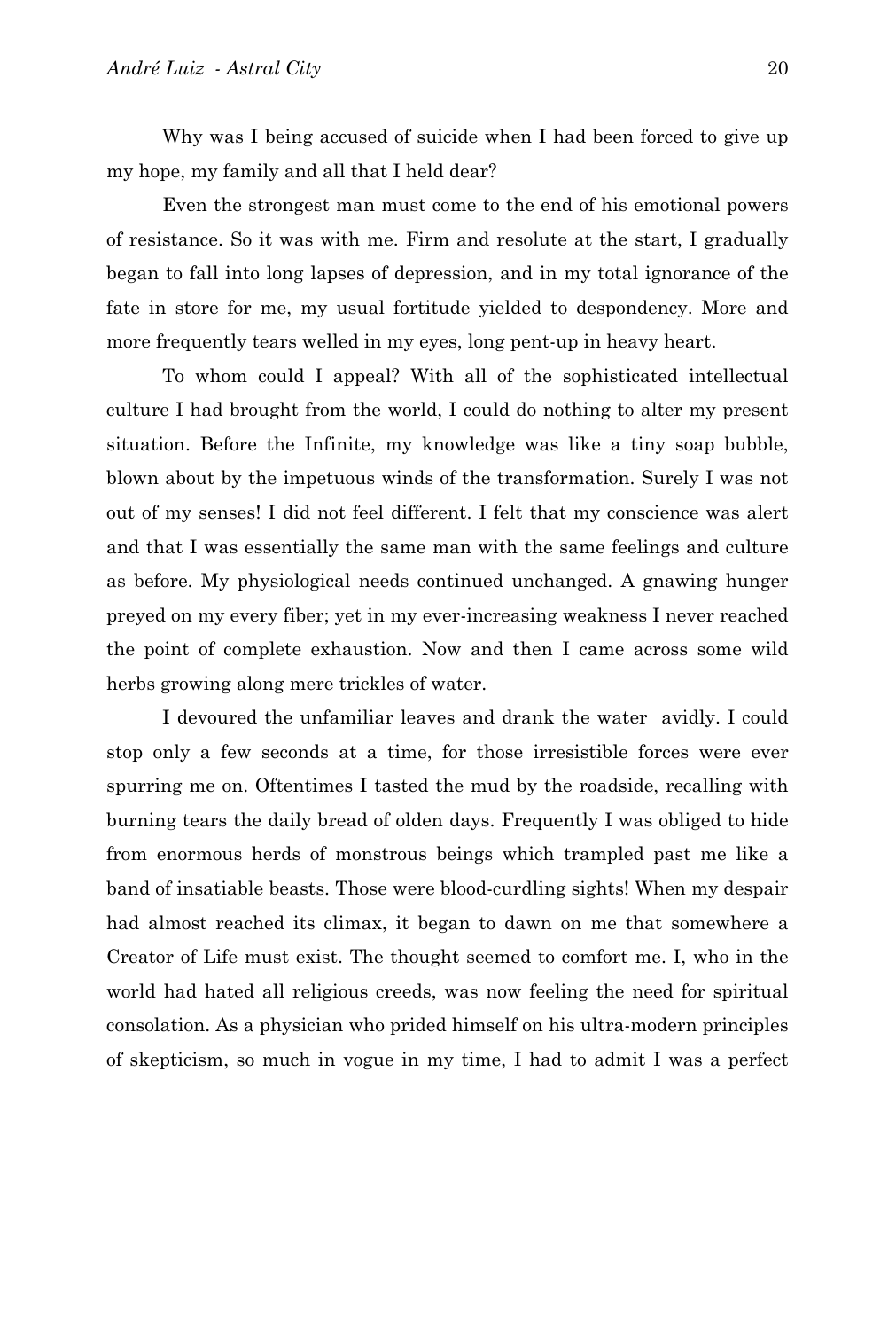Why was I being accused of suicide when I had been forced to give up my hope, my family and all that I held dear?

Even the strongest man must come to the end of his emotional powers of resistance. So it was with me. Firm and resolute at the start, I gradually began to fall into long lapses of depression, and in my total ignorance of the fate in store for me, my usual fortitude yielded to despondency. More and more frequently tears welled in my eyes, long pent-up in heavy heart.

To whom could I appeal? With all of the sophisticated intellectual culture I had brought from the world, I could do nothing to alter my present situation. Before the Infinite, my knowledge was like a tiny soap bubble, blown about by the impetuous winds of the transformation. Surely I was not out of my senses! I did not feel different. I felt that my conscience was alert and that I was essentially the same man with the same feelings and culture as before. My physiological needs continued unchanged. A gnawing hunger preyed on my every fiber; yet in my ever-increasing weakness I never reached the point of complete exhaustion. Now and then I came across some wild herbs growing along mere trickles of water.

I devoured the unfamiliar leaves and drank the water avidly. I could stop only a few seconds at a time, for those irresistible forces were ever spurring me on. Oftentimes I tasted the mud by the roadside, recalling with burning tears the daily bread of olden days. Frequently I was obliged to hide from enormous herds of monstrous beings which trampled past me like a band of insatiable beasts. Those were blood-curdling sights! When my despair had almost reached its climax, it began to dawn on me that somewhere a Creator of Life must exist. The thought seemed to comfort me. I, who in the world had hated all religious creeds, was now feeling the need for spiritual consolation. As a physician who prided himself on his ultra-modern principles of skepticism, so much in vogue in my time, I had to admit I was a perfect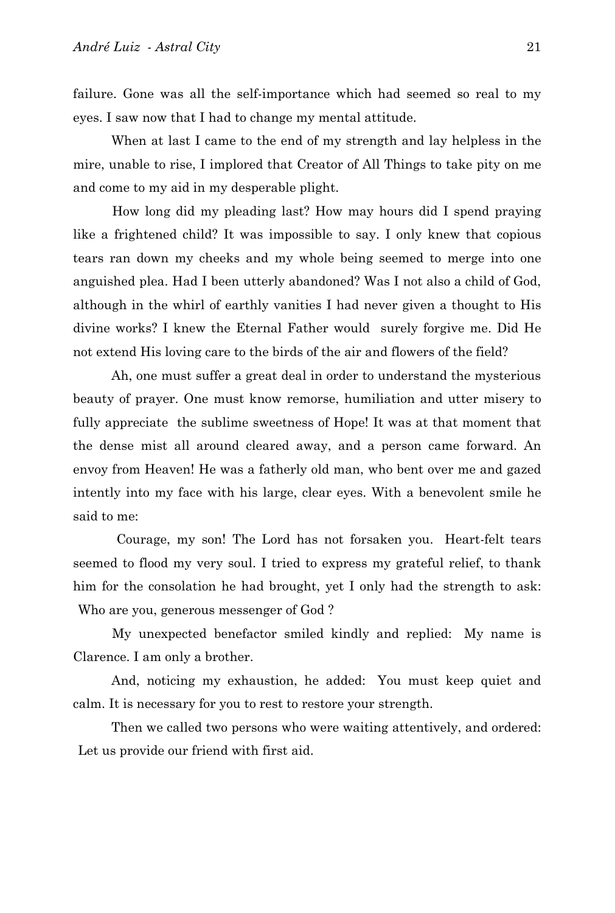failure. Gone was all the self-importance which had seemed so real to my eyes. I saw now that I had to change my mental attitude.

When at last I came to the end of my strength and lay helpless in the mire, unable to rise, I implored that Creator of All Things to take pity on me and come to my aid in my desperable plight.

How long did my pleading last? How may hours did I spend praying like a frightened child? It was impossible to say. I only knew that copious tears ran down my cheeks and my whole being seemed to merge into one anguished plea. Had I been utterly abandoned? Was I not also a child of God, although in the whirl of earthly vanities I had never given a thought to His divine works? I knew the Eternal Father would surely forgive me. Did He not extend His loving care to the birds of the air and flowers of the field?

Ah, one must suffer a great deal in order to understand the mysterious beauty of prayer. One must know remorse, humiliation and utter misery to fully appreciate the sublime sweetness of Hope! It was at that moment that the dense mist all around cleared away, and a person came forward. An envoy from Heaven! He was a fatherly old man, who bent over me and gazed intently into my face with his large, clear eyes. With a benevolent smile he said to me:

Courage, my son! The Lord has not forsaken you. Heart-felt tears seemed to flood my very soul. I tried to express my grateful relief, to thank him for the consolation he had brought, yet I only had the strength to ask: Who are you, generous messenger of God ?

My unexpected benefactor smiled kindly and replied: My name is Clarence. I am only a brother.

And, noticing my exhaustion, he added: You must keep quiet and calm. It is necessary for you to rest to restore your strength.

Then we called two persons who were waiting attentively, and ordered: Let us provide our friend with first aid.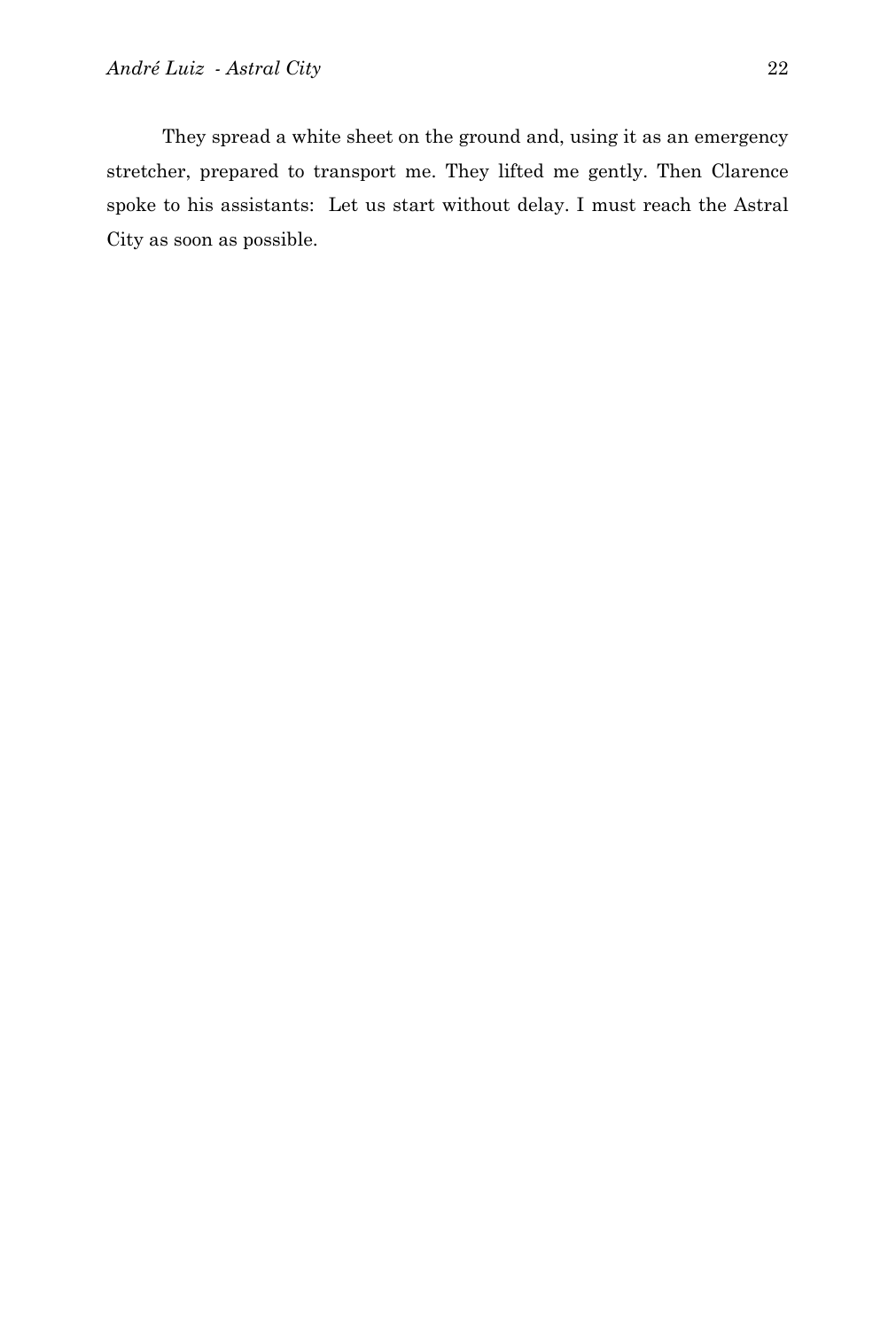They spread a white sheet on the ground and, using it as an emergency stretcher, prepared to transport me. They lifted me gently. Then Clarence spoke to his assistants: Let us start without delay. I must reach the Astral City as soon as possible.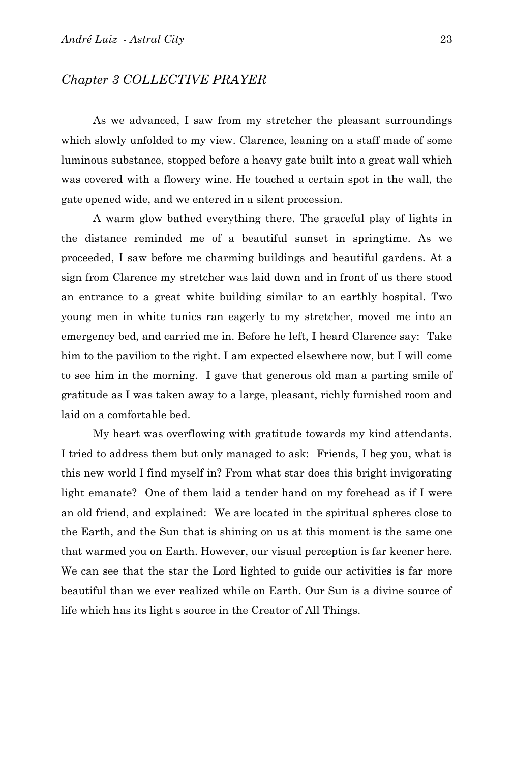## *Chapter 3 COLLECTIVE PRAYER*

As we advanced, I saw from my stretcher the pleasant surroundings which slowly unfolded to my view. Clarence, leaning on a staff made of some luminous substance, stopped before a heavy gate built into a great wall which was covered with a flowery wine. He touched a certain spot in the wall, the gate opened wide, and we entered in a silent procession.

A warm glow bathed everything there. The graceful play of lights in the distance reminded me of a beautiful sunset in springtime. As we proceeded, I saw before me charming buildings and beautiful gardens. At a sign from Clarence my stretcher was laid down and in front of us there stood an entrance to a great white building similar to an earthly hospital. Two young men in white tunics ran eagerly to my stretcher, moved me into an emergency bed, and carried me in. Before he left, I heard Clarence say: Take him to the pavilion to the right. I am expected elsewhere now, but I will come to see him in the morning. I gave that generous old man a parting smile of gratitude as I was taken away to a large, pleasant, richly furnished room and laid on a comfortable bed.

My heart was overflowing with gratitude towards my kind attendants. I tried to address them but only managed to ask: Friends, I beg you, what is this new world I find myself in? From what star does this bright invigorating light emanate? One of them laid a tender hand on my forehead as if I were an old friend, and explained: We are located in the spiritual spheres close to the Earth, and the Sun that is shining on us at this moment is the same one that warmed you on Earth. However, our visual perception is far keener here. We can see that the star the Lord lighted to guide our activities is far more beautiful than we ever realized while on Earth. Our Sun is a divine source of life which has its light s source in the Creator of All Things.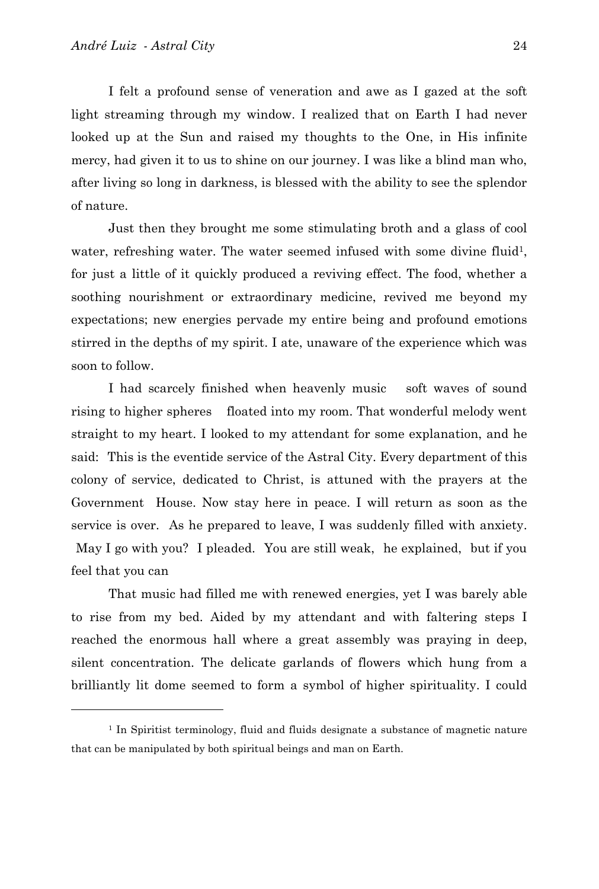I felt a profound sense of veneration and awe as I gazed at the soft light streaming through my window. I realized that on Earth I had never looked up at the Sun and raised my thoughts to the One, in His infinite mercy, had given it to us to shine on our journey. I was like a blind man who, after living so long in darkness, is blessed with the ability to see the splendor of nature.

Just then they brought me some stimulating broth and a glass of cool water, refreshing water. The water seemed infused with some divine fluid[1], for just a little of it quickly produced a reviving effect. The food, whether a soothing nourishment or extraordinary medicine, revived me beyond my expectations; new energies pervade my entire being and profound emotions stirred in the depths of my spirit. I ate, unaware of the experience which was soon to follow.

I had scarcely finished when heavenly music soft waves of sound rising to higher spheres floated into my room. That wonderful melody went straight to my heart. I looked to my attendant for some explanation, and he said: This is the eventide service of the Astral City. Every department of this colony of service, dedicated to Christ, is attuned with the prayers at the Government House. Now stay here in peace. I will return as soon as the service is over. As he prepared to leave, I was suddenly filled with anxiety. May I go with you? I pleaded. You are still weak, he explained, but if you feel that you can

That music had filled me with renewed energies, yet I was barely able to rise from my bed. Aided by my attendant and with faltering steps I reached the enormous hall where a great assembly was praying in deep, silent concentration. The delicate garlands of flowers which hung from a brilliantly lit dome seemed to form a symbol of higher spirituality. I could

---

[1] In Spiritist terminology, fluid and fluids designate a substance of magnetic nature that can be manipulated by both spiritual beings and man on Earth.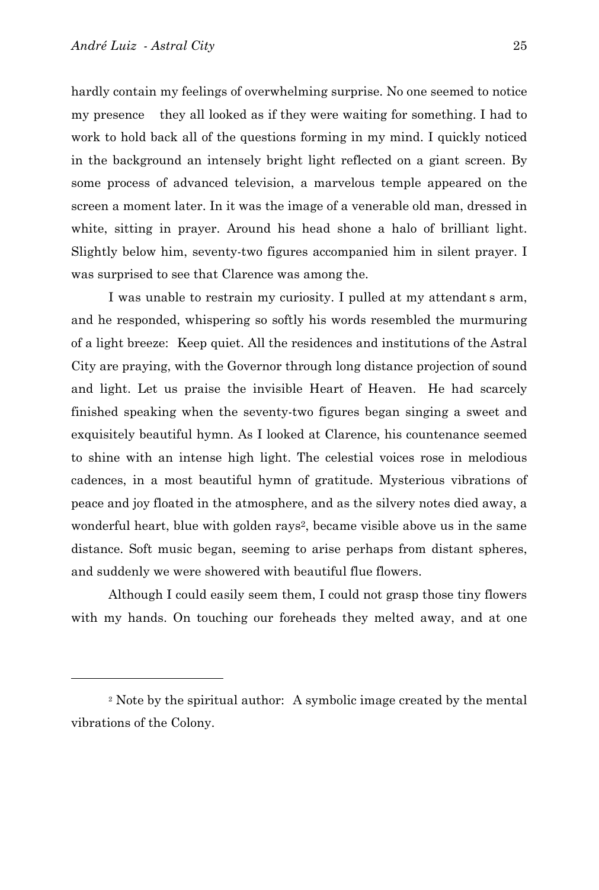hardly contain my feelings of overwhelming surprise. No one seemed to notice my presence   they all looked as if they were waiting for something. I had to work to hold back all of the questions forming in my mind. I quickly noticed in the background an intensely bright light reflected on a giant screen. By some process of advanced television, a marvelous temple appeared on the screen a moment later. In it was the image of a venerable old man, dressed in white, sitting in prayer. Around his head shone a halo of brilliant light. Slightly below him, seventy-two figures accompanied him in silent prayer. I was surprised to see that Clarence was among the.

I was unable to restrain my curiosity. I pulled at my attendant s arm, and he responded, whispering so softly his words resembled the murmuring of a light breeze:  Keep quiet. All the residences and institutions of the Astral City are praying, with the Governor through long distance projection of sound and light. Let us praise the invisible Heart of Heaven.  He had scarcely finished speaking when the seventy-two figures began singing a sweet and exquisitely beautiful hymn. As I looked at Clarence, his countenance seemed to shine with an intense high light. The celestial voices rose in melodious cadences, in a most beautiful hymn of gratitude. Mysterious vibrations of peace and joy floated in the atmosphere, and as the silvery notes died away, a wonderful heart, blue with golden rays[2], became visible above us in the same distance. Soft music began, seeming to arise perhaps from distant spheres, and suddenly we were showered with beautiful flue flowers.

Although I could easily seem them, I could not grasp those tiny flowers with my hands. On touching our foreheads they melted away, and at one

---

[2] Note by the spiritual author:  A symbolic image created by the mental vibrations of the Colony.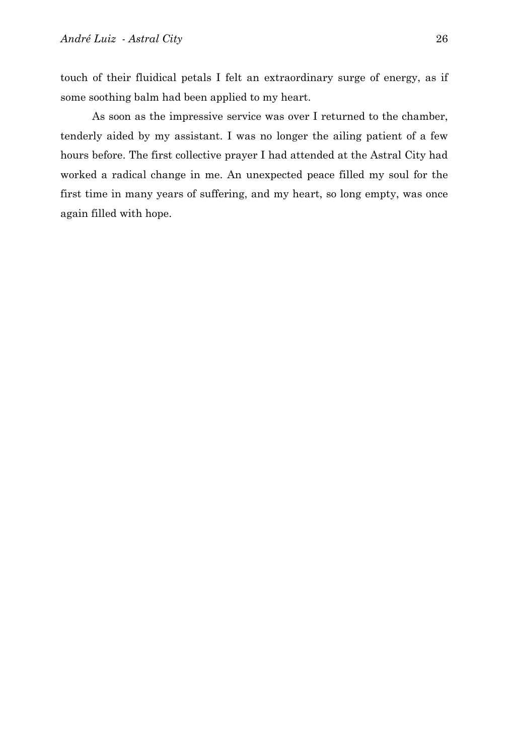touch of their fluidical petals I felt an extraordinary surge of energy, as if some soothing balm had been applied to my heart.

As soon as the impressive service was over I returned to the chamber, tenderly aided by my assistant. I was no longer the ailing patient of a few hours before. The first collective prayer I had attended at the Astral City had worked a radical change in me. An unexpected peace filled my soul for the first time in many years of suffering, and my heart, so long empty, was once again filled with hope.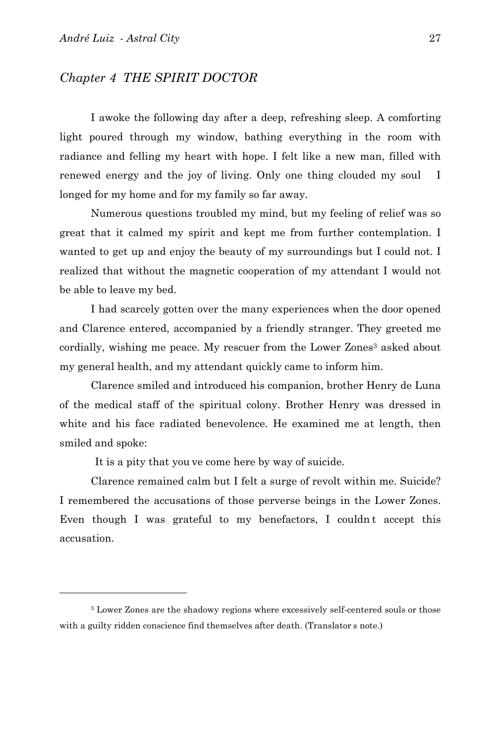## *Chapter 4  THE SPIRIT DOCTOR*

I awoke the following day after a deep, refreshing sleep. A comforting light poured through my window, bathing everything in the room with radiance and felling my heart with hope. I felt like a new man, filled with renewed energy and the joy of living. Only one thing clouded my soul   I longed for my home and for my family so far away.

Numerous questions troubled my mind, but my feeling of relief was so great that it calmed my spirit and kept me from further contemplation. I wanted to get up and enjoy the beauty of my surroundings but I could not. I realized that without the magnetic cooperation of my attendant I would not be able to leave my bed.

I had scarcely gotten over the many experiences when the door opened and Clarence entered, accompanied by a friendly stranger. They greeted me cordially, wishing me peace. My rescuer from the Lower Zones[3] asked about my general health, and my attendant quickly came to inform him.

Clarence smiled and introduced his companion, brother Henry de Luna of the medical staff of the spiritual colony. Brother Henry was dressed in white and his face radiated benevolence. He examined me at length, then smiled and spoke:

 It is a pity that you ve come here by way of suicide.

Clarence remained calm but I felt a surge of revolt within me. Suicide? I remembered the accusations of those perverse beings in the Lower Zones. Even though I was grateful to my benefactors, I couldn t accept this accusation.

---

[3] Lower Zones are the shadowy regions where excessively self-centered souls or those with a guilty ridden conscience find themselves after death. (Translator s note.)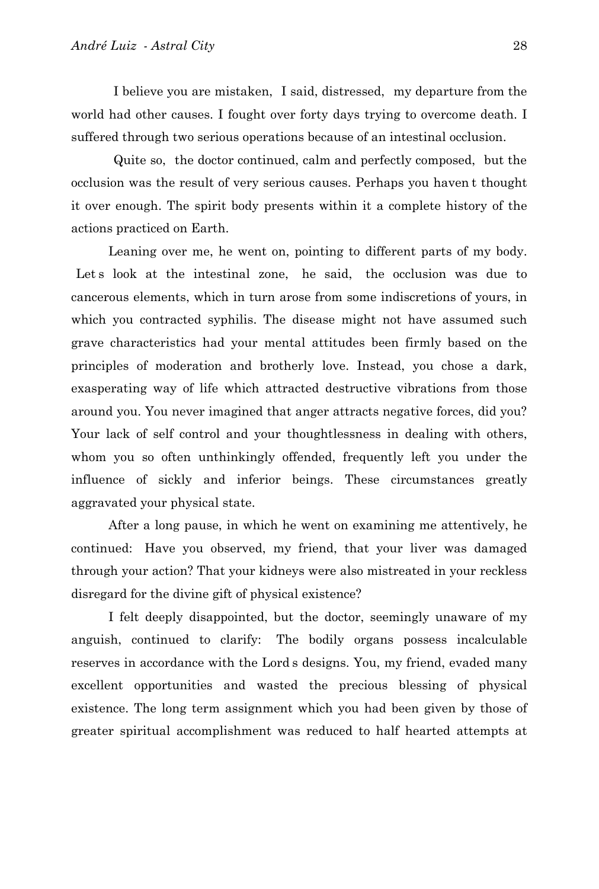I believe you are mistaken, I said, distressed, my departure from the world had other causes. I fought over forty days trying to overcome death. I suffered through two serious operations because of an intestinal occlusion.

Quite so, the doctor continued, calm and perfectly composed, but the occlusion was the result of very serious causes. Perhaps you haven t thought it over enough. The spirit body presents within it a complete history of the actions practiced on Earth.

Leaning over me, he went on, pointing to different parts of my body. Let s look at the intestinal zone, he said, the occlusion was due to cancerous elements, which in turn arose from some indiscretions of yours, in which you contracted syphilis. The disease might not have assumed such grave characteristics had your mental attitudes been firmly based on the principles of moderation and brotherly love. Instead, you chose a dark, exasperating way of life which attracted destructive vibrations from those around you. You never imagined that anger attracts negative forces, did you? Your lack of self control and your thoughtlessness in dealing with others, whom you so often unthinkingly offended, frequently left you under the influence of sickly and inferior beings. These circumstances greatly aggravated your physical state.

After a long pause, in which he went on examining me attentively, he continued: Have you observed, my friend, that your liver was damaged through your action? That your kidneys were also mistreated in your reckless disregard for the divine gift of physical existence?

I felt deeply disappointed, but the doctor, seemingly unaware of my anguish, continued to clarify: The bodily organs possess incalculable reserves in accordance with the Lord s designs. You, my friend, evaded many excellent opportunities and wasted the precious blessing of physical existence. The long term assignment which you had been given by those of greater spiritual accomplishment was reduced to half hearted attempts at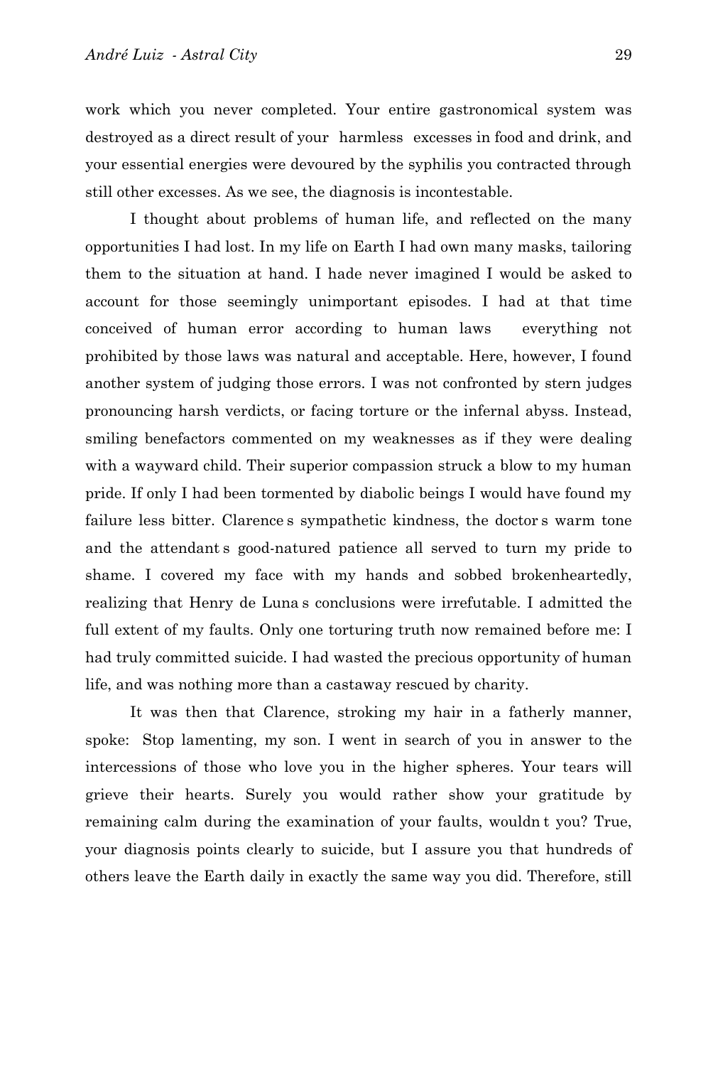work which you never completed. Your entire gastronomical system was destroyed as a direct result of your harmless excesses in food and drink, and your essential energies were devoured by the syphilis you contracted through still other excesses. As we see, the diagnosis is incontestable.

I thought about problems of human life, and reflected on the many opportunities I had lost. In my life on Earth I had own many masks, tailoring them to the situation at hand. I hade never imagined I would be asked to account for those seemingly unimportant episodes. I had at that time conceived of human error according to human laws everything not prohibited by those laws was natural and acceptable. Here, however, I found another system of judging those errors. I was not confronted by stern judges pronouncing harsh verdicts, or facing torture or the infernal abyss. Instead, smiling benefactors commented on my weaknesses as if they were dealing with a wayward child. Their superior compassion struck a blow to my human pride. If only I had been tormented by diabolic beings I would have found my failure less bitter. Clarence s sympathetic kindness, the doctor s warm tone and the attendant s good-natured patience all served to turn my pride to shame. I covered my face with my hands and sobbed brokenheartedly, realizing that Henry de Luna s conclusions were irrefutable. I admitted the full extent of my faults. Only one torturing truth now remained before me: I had truly committed suicide. I had wasted the precious opportunity of human life, and was nothing more than a castaway rescued by charity.

It was then that Clarence, stroking my hair in a fatherly manner, spoke: Stop lamenting, my son. I went in search of you in answer to the intercessions of those who love you in the higher spheres. Your tears will grieve their hearts. Surely you would rather show your gratitude by remaining calm during the examination of your faults, wouldn t you? True, your diagnosis points clearly to suicide, but I assure you that hundreds of others leave the Earth daily in exactly the same way you did. Therefore, still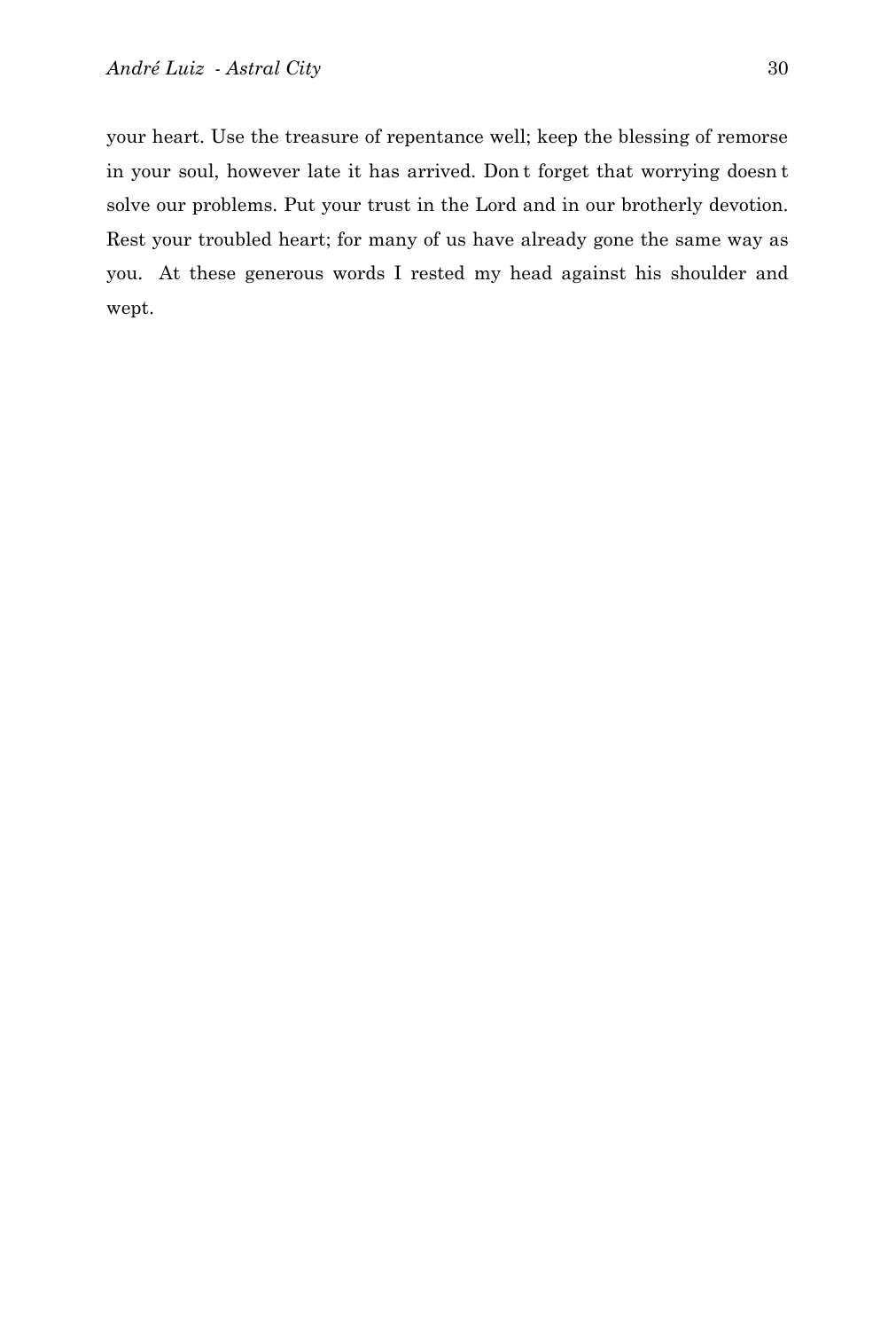your heart. Use the treasure of repentance well; keep the blessing of remorse in your soul, however late it has arrived. Don t forget that worrying doesn t solve our problems. Put your trust in the Lord and in our brotherly devotion. Rest your troubled heart; for many of us have already gone the same way as you. At these generous words I rested my head against his shoulder and wept.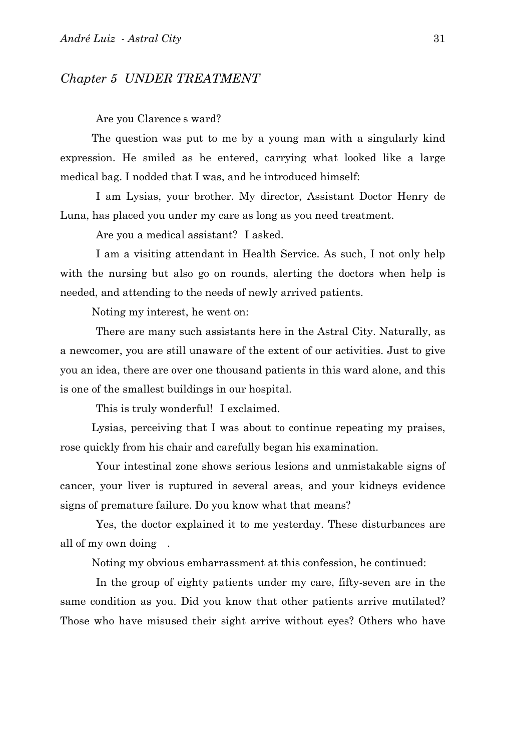## *Chapter 5 UNDER TREATMENT*

Are you Clarence s ward?

The question was put to me by a young man with a singularly kind expression. He smiled as he entered, carrying what looked like a large medical bag. I nodded that I was, and he introduced himself:

I am Lysias, your brother. My director, Assistant Doctor Henry de Luna, has placed you under my care as long as you need treatment.

Are you a medical assistant? I asked.

I am a visiting attendant in Health Service. As such, I not only help with the nursing but also go on rounds, alerting the doctors when help is needed, and attending to the needs of newly arrived patients.

Noting my interest, he went on:

There are many such assistants here in the Astral City. Naturally, as a newcomer, you are still unaware of the extent of our activities. Just to give you an idea, there are over one thousand patients in this ward alone, and this is one of the smallest buildings in our hospital.

This is truly wonderful! I exclaimed.

Lysias, perceiving that I was about to continue repeating my praises, rose quickly from his chair and carefully began his examination.

Your intestinal zone shows serious lesions and unmistakable signs of cancer, your liver is ruptured in several areas, and your kidneys evidence signs of premature failure. Do you know what that means?

Yes, the doctor explained it to me yesterday. These disturbances are all of my own doing .

Noting my obvious embarrassment at this confession, he continued:

In the group of eighty patients under my care, fifty-seven are in the same condition as you. Did you know that other patients arrive mutilated? Those who have misused their sight arrive without eyes? Others who have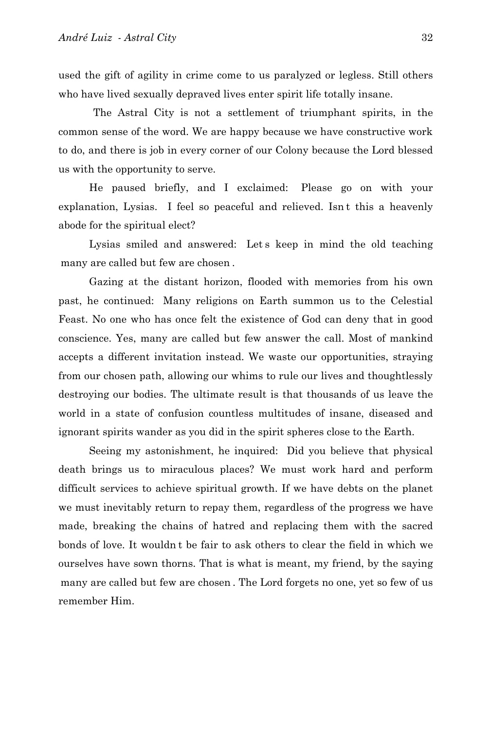used the gift of agility in crime come to us paralyzed or legless. Still others who have lived sexually depraved lives enter spirit life totally insane.

The Astral City is not a settlement of triumphant spirits, in the common sense of the word. We are happy because we have constructive work to do, and there is job in every corner of our Colony because the Lord blessed us with the opportunity to serve.

He paused briefly, and I exclaimed: Please go on with your explanation, Lysias. I feel so peaceful and relieved. Isn t this a heavenly abode for the spiritual elect?

Lysias smiled and answered: Let s keep in mind the old teaching many are called but few are chosen .

Gazing at the distant horizon, flooded with memories from his own past, he continued: Many religions on Earth summon us to the Celestial Feast. No one who has once felt the existence of God can deny that in good conscience. Yes, many are called but few answer the call. Most of mankind accepts a different invitation instead. We waste our opportunities, straying from our chosen path, allowing our whims to rule our lives and thoughtlessly destroying our bodies. The ultimate result is that thousands of us leave the world in a state of confusion countless multitudes of insane, diseased and ignorant spirits wander as you did in the spirit spheres close to the Earth.

Seeing my astonishment, he inquired: Did you believe that physical death brings us to miraculous places? We must work hard and perform difficult services to achieve spiritual growth. If we have debts on the planet we must inevitably return to repay them, regardless of the progress we have made, breaking the chains of hatred and replacing them with the sacred bonds of love. It wouldn t be fair to ask others to clear the field in which we ourselves have sown thorns. That is what is meant, my friend, by the saying many are called but few are chosen . The Lord forgets no one, yet so few of us remember Him.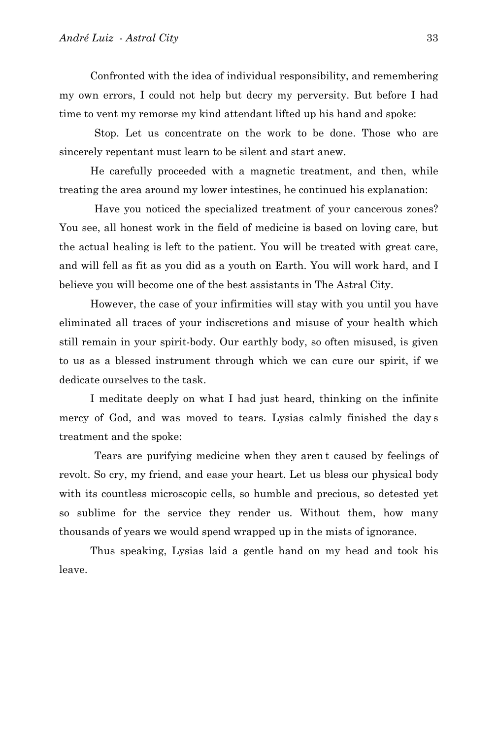Confronted with the idea of individual responsibility, and remembering my own errors, I could not help but decry my perversity. But before I had time to vent my remorse my kind attendant lifted up his hand and spoke:

Stop. Let us concentrate on the work to be done. Those who are sincerely repentant must learn to be silent and start anew.

He carefully proceeded with a magnetic treatment, and then, while treating the area around my lower intestines, he continued his explanation:

Have you noticed the specialized treatment of your cancerous zones? You see, all honest work in the field of medicine is based on loving care, but the actual healing is left to the patient. You will be treated with great care, and will fell as fit as you did as a youth on Earth. You will work hard, and I believe you will become one of the best assistants in The Astral City.

However, the case of your infirmities will stay with you until you have eliminated all traces of your indiscretions and misuse of your health which still remain in your spirit-body. Our earthly body, so often misused, is given to us as a blessed instrument through which we can cure our spirit, if we dedicate ourselves to the task.

I meditate deeply on what I had just heard, thinking on the infinite mercy of God, and was moved to tears. Lysias calmly finished the day s treatment and the spoke:

Tears are purifying medicine when they aren t caused by feelings of revolt. So cry, my friend, and ease your heart. Let us bless our physical body with its countless microscopic cells, so humble and precious, so detested yet so sublime for the service they render us. Without them, how many thousands of years we would spend wrapped up in the mists of ignorance.

Thus speaking, Lysias laid a gentle hand on my head and took his leave.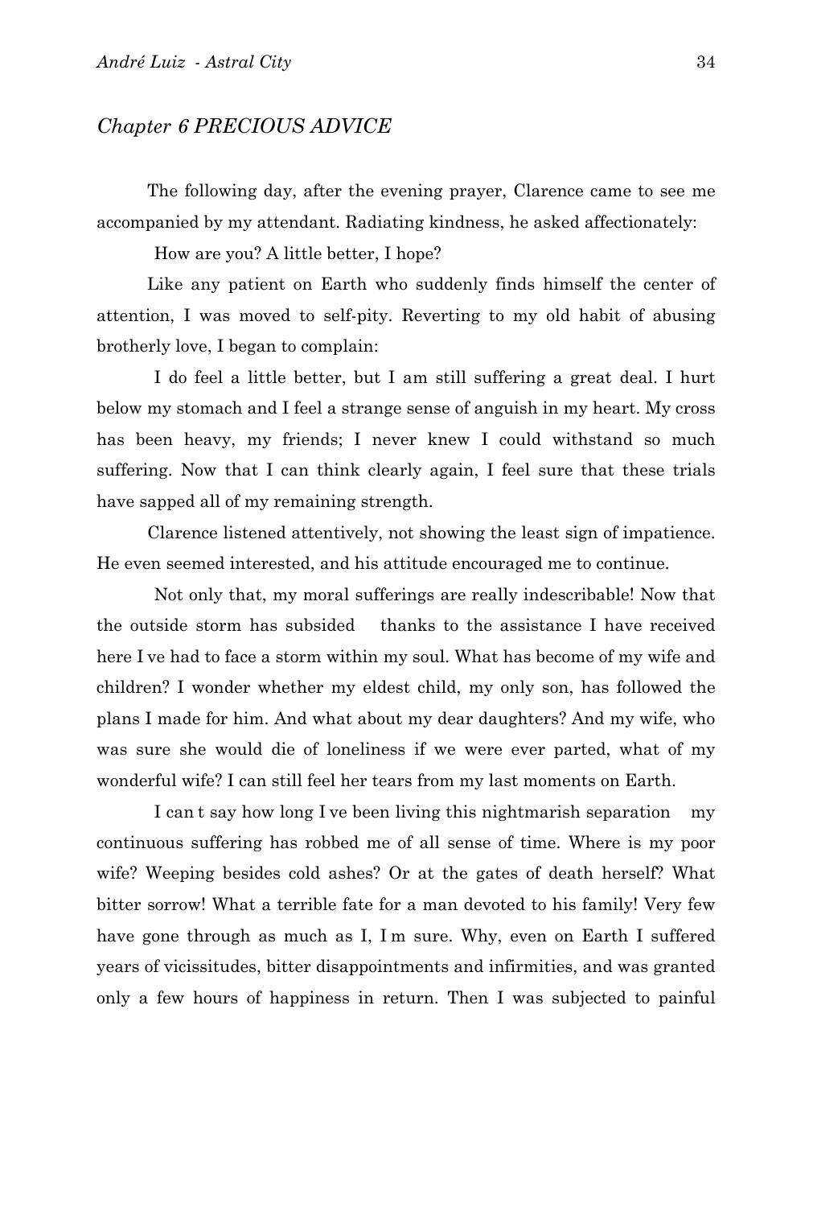## *Chapter 6 PRECIOUS ADVICE*

The following day, after the evening prayer, Clarence came to see me accompanied by my attendant. Radiating kindness, he asked affectionately:

How are you? A little better, I hope?

Like any patient on Earth who suddenly finds himself the center of attention, I was moved to self-pity. Reverting to my old habit of abusing brotherly love, I began to complain:

I do feel a little better, but I am still suffering a great deal. I hurt below my stomach and I feel a strange sense of anguish in my heart. My cross has been heavy, my friends; I never knew I could withstand so much suffering. Now that I can think clearly again, I feel sure that these trials have sapped all of my remaining strength.

Clarence listened attentively, not showing the least sign of impatience. He even seemed interested, and his attitude encouraged me to continue.

Not only that, my moral sufferings are really indescribable! Now that the outside storm has subsided thanks to the assistance I have received here I ve had to face a storm within my soul. What has become of my wife and children? I wonder whether my eldest child, my only son, has followed the plans I made for him. And what about my dear daughters? And my wife, who was sure she would die of loneliness if we were ever parted, what of my wonderful wife? I can still feel her tears from my last moments on Earth.

I can t say how long I ve been living this nightmarish separation my continuous suffering has robbed me of all sense of time. Where is my poor wife? Weeping besides cold ashes? Or at the gates of death herself? What bitter sorrow! What a terrible fate for a man devoted to his family! Very few have gone through as much as I, I m sure. Why, even on Earth I suffered years of vicissitudes, bitter disappointments and infirmities, and was granted only a few hours of happiness in return. Then I was subjected to painful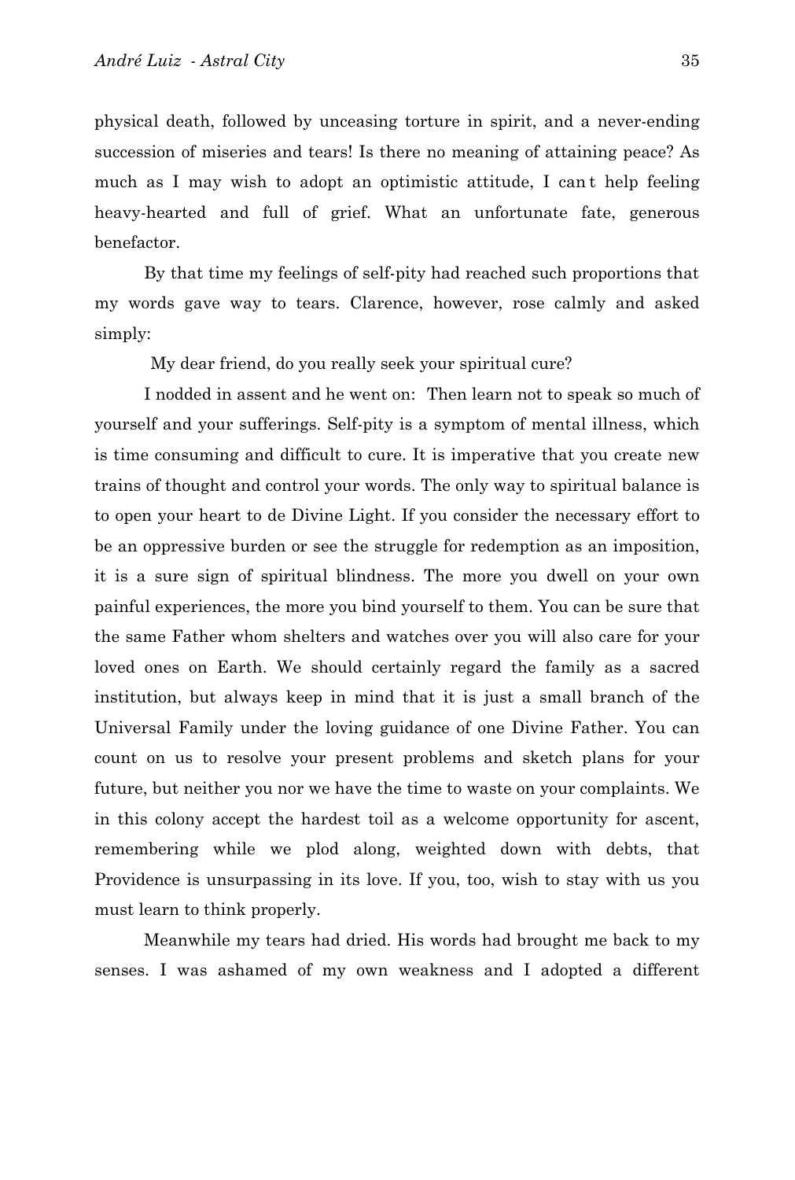physical death, followed by unceasing torture in spirit, and a never-ending succession of miseries and tears! Is there no meaning of attaining peace? As much as I may wish to adopt an optimistic attitude, I can t help feeling heavy-hearted and full of grief. What an unfortunate fate, generous benefactor.

By that time my feelings of self-pity had reached such proportions that my words gave way to tears. Clarence, however, rose calmly and asked simply:

My dear friend, do you really seek your spiritual cure?

I nodded in assent and he went on: Then learn not to speak so much of yourself and your sufferings. Self-pity is a symptom of mental illness, which is time consuming and difficult to cure. It is imperative that you create new trains of thought and control your words. The only way to spiritual balance is to open your heart to de Divine Light. If you consider the necessary effort to be an oppressive burden or see the struggle for redemption as an imposition, it is a sure sign of spiritual blindness. The more you dwell on your own painful experiences, the more you bind yourself to them. You can be sure that the same Father whom shelters and watches over you will also care for your loved ones on Earth. We should certainly regard the family as a sacred institution, but always keep in mind that it is just a small branch of the Universal Family under the loving guidance of one Divine Father. You can count on us to resolve your present problems and sketch plans for your future, but neither you nor we have the time to waste on your complaints. We in this colony accept the hardest toil as a welcome opportunity for ascent, remembering while we plod along, weighted down with debts, that Providence is unsurpassing in its love. If you, too, wish to stay with us you must learn to think properly.

Meanwhile my tears had dried. His words had brought me back to my senses. I was ashamed of my own weakness and I adopted a different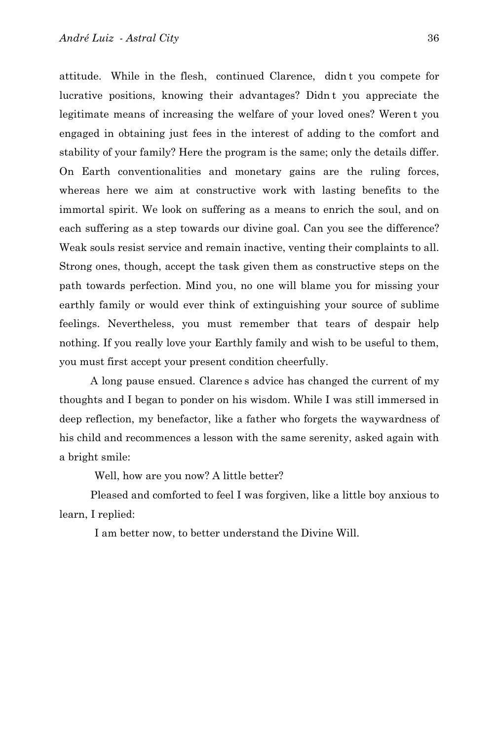attitude. While in the flesh, continued Clarence, didn t you compete for lucrative positions, knowing their advantages? Didn t you appreciate the legitimate means of increasing the welfare of your loved ones? Weren t you engaged in obtaining just fees in the interest of adding to the comfort and stability of your family? Here the program is the same; only the details differ. On Earth conventionalities and monetary gains are the ruling forces, whereas here we aim at constructive work with lasting benefits to the immortal spirit. We look on suffering as a means to enrich the soul, and on each suffering as a step towards our divine goal. Can you see the difference? Weak souls resist service and remain inactive, venting their complaints to all. Strong ones, though, accept the task given them as constructive steps on the path towards perfection. Mind you, no one will blame you for missing your earthly family or would ever think of extinguishing your source of sublime feelings. Nevertheless, you must remember that tears of despair help nothing. If you really love your Earthly family and wish to be useful to them, you must first accept your present condition cheerfully.

A long pause ensued. Clarence s advice has changed the current of my thoughts and I began to ponder on his wisdom. While I was still immersed in deep reflection, my benefactor, like a father who forgets the waywardness of his child and recommences a lesson with the same serenity, asked again with a bright smile:

Well, how are you now? A little better?

Pleased and comforted to feel I was forgiven, like a little boy anxious to learn, I replied:

I am better now, to better understand the Divine Will.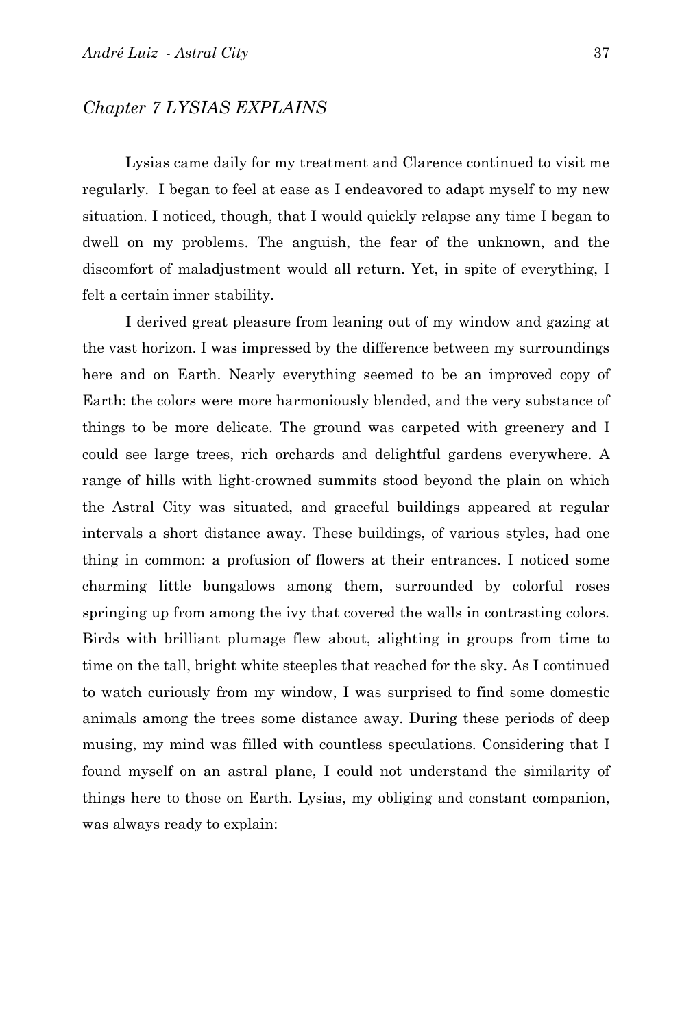## *Chapter 7 LYSIAS EXPLAINS*

Lysias came daily for my treatment and Clarence continued to visit me regularly. I began to feel at ease as I endeavored to adapt myself to my new situation. I noticed, though, that I would quickly relapse any time I began to dwell on my problems. The anguish, the fear of the unknown, and the discomfort of maladjustment would all return. Yet, in spite of everything, I felt a certain inner stability.

I derived great pleasure from leaning out of my window and gazing at the vast horizon. I was impressed by the difference between my surroundings here and on Earth. Nearly everything seemed to be an improved copy of Earth: the colors were more harmoniously blended, and the very substance of things to be more delicate. The ground was carpeted with greenery and I could see large trees, rich orchards and delightful gardens everywhere. A range of hills with light-crowned summits stood beyond the plain on which the Astral City was situated, and graceful buildings appeared at regular intervals a short distance away. These buildings, of various styles, had one thing in common: a profusion of flowers at their entrances. I noticed some charming little bungalows among them, surrounded by colorful roses springing up from among the ivy that covered the walls in contrasting colors. Birds with brilliant plumage flew about, alighting in groups from time to time on the tall, bright white steeples that reached for the sky. As I continued to watch curiously from my window, I was surprised to find some domestic animals among the trees some distance away. During these periods of deep musing, my mind was filled with countless speculations. Considering that I found myself on an astral plane, I could not understand the similarity of things here to those on Earth. Lysias, my obliging and constant companion, was always ready to explain: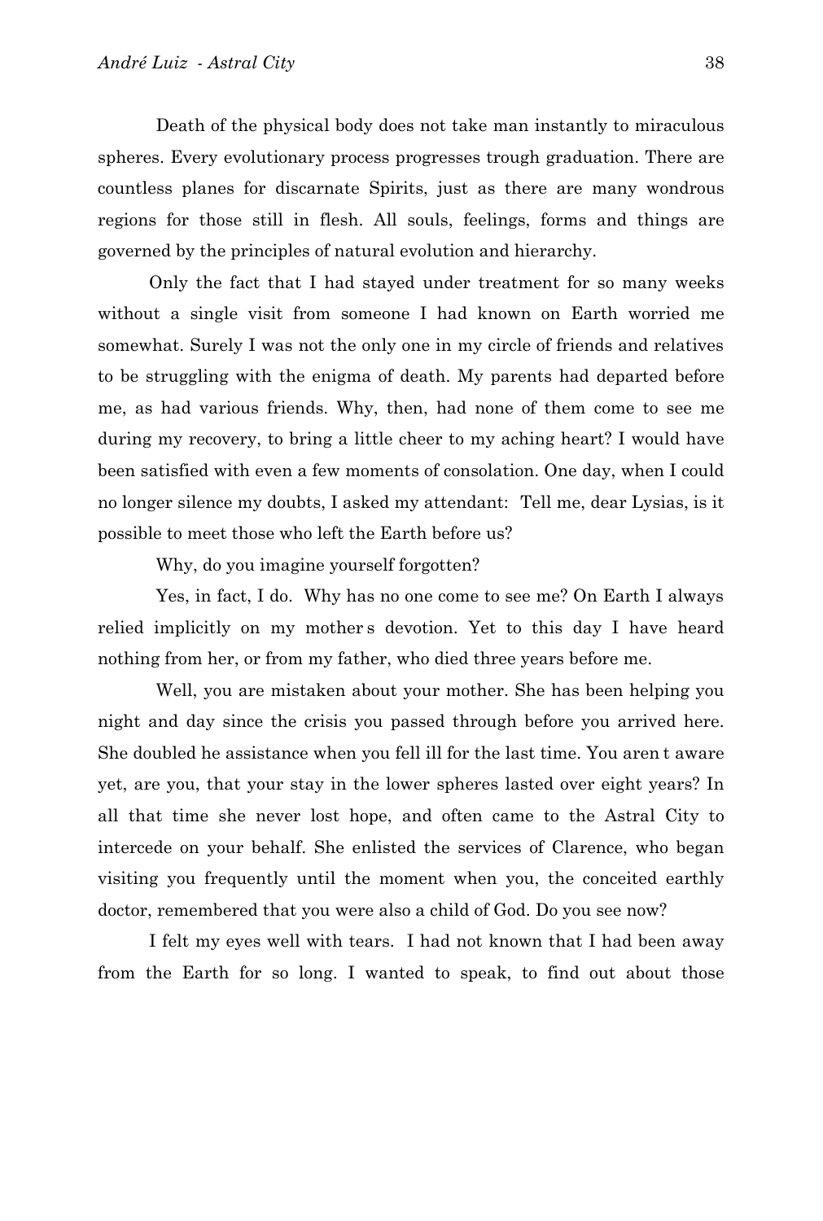Death of the physical body does not take man instantly to miraculous spheres. Every evolutionary process progresses trough graduation. There are countless planes for discarnate Spirits, just as there are many wondrous regions for those still in flesh. All souls, feelings, forms and things are governed by the principles of natural evolution and hierarchy.

Only the fact that I had stayed under treatment for so many weeks without a single visit from someone I had known on Earth worried me somewhat. Surely I was not the only one in my circle of friends and relatives to be struggling with the enigma of death. My parents had departed before me, as had various friends. Why, then, had none of them come to see me during my recovery, to bring a little cheer to my aching heart? I would have been satisfied with even a few moments of consolation. One day, when I could no longer silence my doubts, I asked my attendant: Tell me, dear Lysias, is it possible to meet those who left the Earth before us?

Why, do you imagine yourself forgotten?

Yes, in fact, I do. Why has no one come to see me? On Earth I always relied implicitly on my mother s devotion. Yet to this day I have heard nothing from her, or from my father, who died three years before me.

Well, you are mistaken about your mother. She has been helping you night and day since the crisis you passed through before you arrived here. She doubled he assistance when you fell ill for the last time. You aren t aware yet, are you, that your stay in the lower spheres lasted over eight years? In all that time she never lost hope, and often came to the Astral City to intercede on your behalf. She enlisted the services of Clarence, who began visiting you frequently until the moment when you, the conceited earthly doctor, remembered that you were also a child of God. Do you see now?

I felt my eyes well with tears. I had not known that I had been away from the Earth for so long. I wanted to speak, to find out about those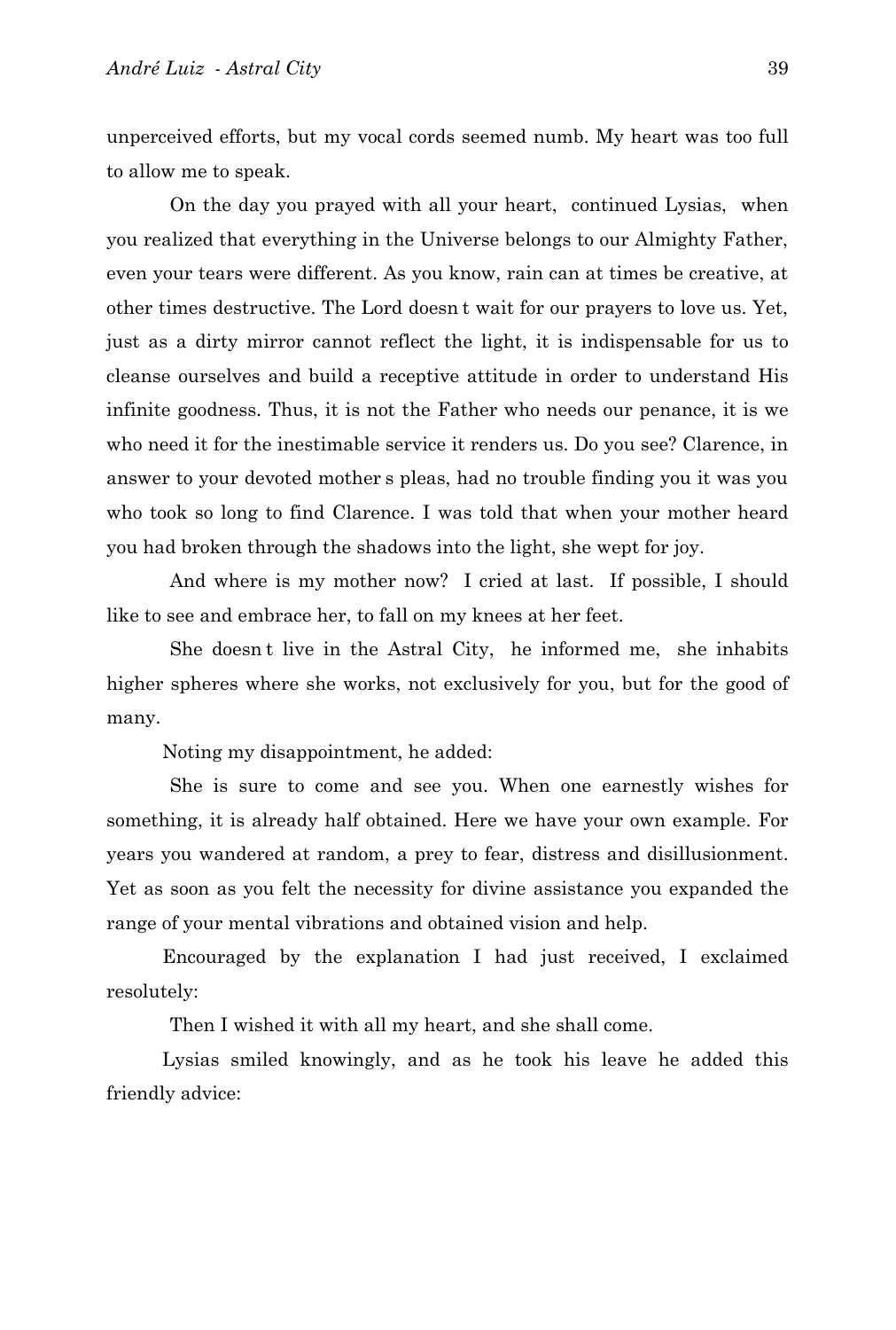unperceived efforts, but my vocal cords seemed numb. My heart was too full to allow me to speak.

On the day you prayed with all your heart, continued Lysias, when you realized that everything in the Universe belongs to our Almighty Father, even your tears were different. As you know, rain can at times be creative, at other times destructive. The Lord doesn t wait for our prayers to love us. Yet, just as a dirty mirror cannot reflect the light, it is indispensable for us to cleanse ourselves and build a receptive attitude in order to understand His infinite goodness. Thus, it is not the Father who needs our penance, it is we who need it for the inestimable service it renders us. Do you see? Clarence, in answer to your devoted mother s pleas, had no trouble finding you it was you who took so long to find Clarence. I was told that when your mother heard you had broken through the shadows into the light, she wept for joy.

And where is my mother now? I cried at last. If possible, I should like to see and embrace her, to fall on my knees at her feet.

She doesn t live in the Astral City, he informed me, she inhabits higher spheres where she works, not exclusively for you, but for the good of many.

Noting my disappointment, he added:

She is sure to come and see you. When one earnestly wishes for something, it is already half obtained. Here we have your own example. For years you wandered at random, a prey to fear, distress and disillusionment. Yet as soon as you felt the necessity for divine assistance you expanded the range of your mental vibrations and obtained vision and help.

Encouraged by the explanation I had just received, I exclaimed resolutely:

Then I wished it with all my heart, and she shall come.

Lysias smiled knowingly, and as he took his leave he added this friendly advice: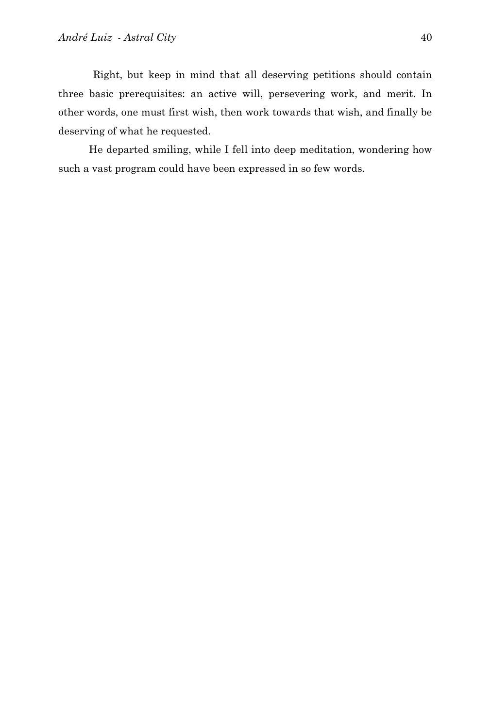Right, but keep in mind that all deserving petitions should contain three basic prerequisites: an active will, persevering work, and merit. In other words, one must first wish, then work towards that wish, and finally be deserving of what he requested.

He departed smiling, while I fell into deep meditation, wondering how such a vast program could have been expressed in so few words.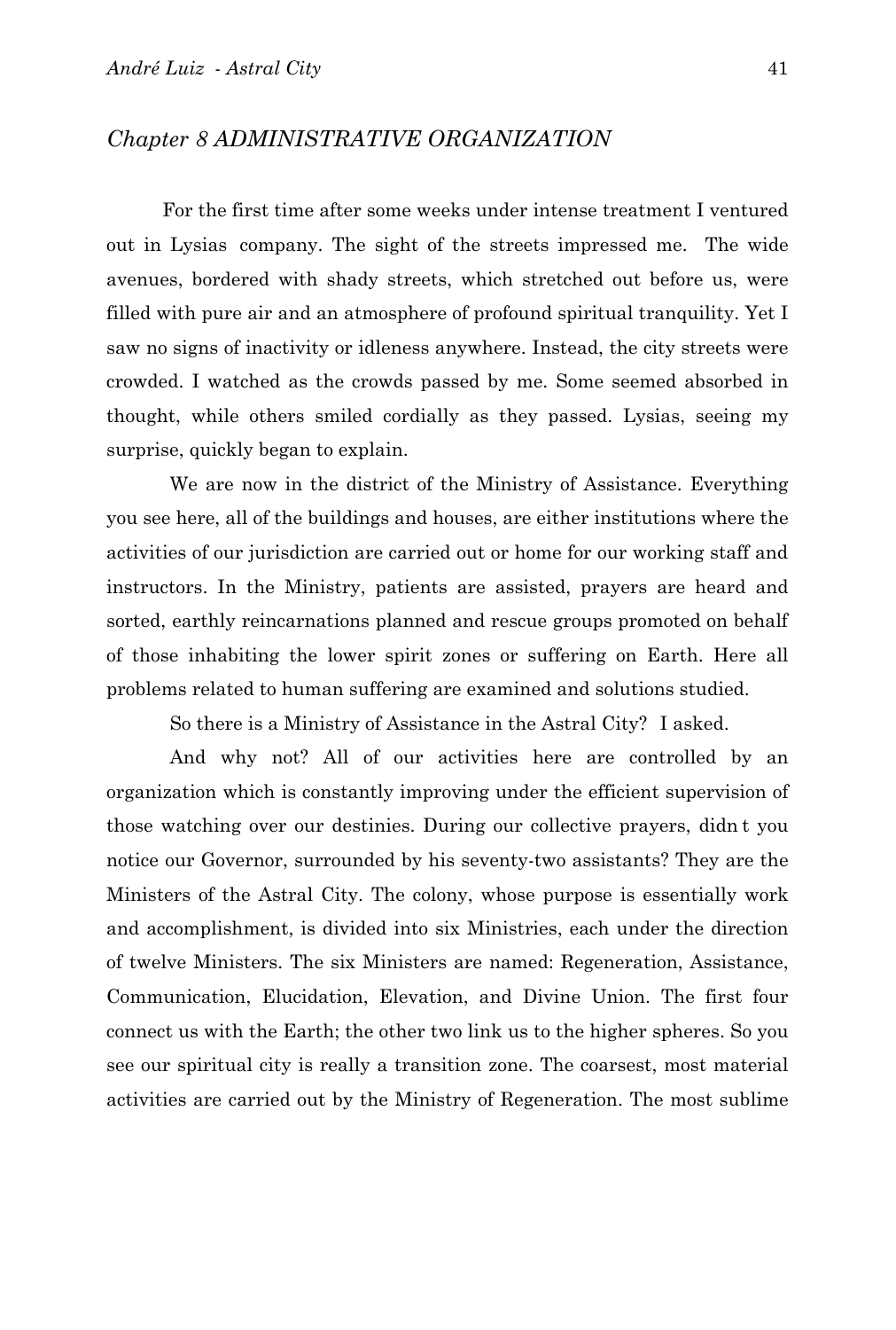## *Chapter 8 ADMINISTRATIVE ORGANIZATION*

For the first time after some weeks under intense treatment I ventured out in Lysias company. The sight of the streets impressed me. The wide avenues, bordered with shady streets, which stretched out before us, were filled with pure air and an atmosphere of profound spiritual tranquility. Yet I saw no signs of inactivity or idleness anywhere. Instead, the city streets were crowded. I watched as the crowds passed by me. Some seemed absorbed in thought, while others smiled cordially as they passed. Lysias, seeing my surprise, quickly began to explain.

We are now in the district of the Ministry of Assistance. Everything you see here, all of the buildings and houses, are either institutions where the activities of our jurisdiction are carried out or home for our working staff and instructors. In the Ministry, patients are assisted, prayers are heard and sorted, earthly reincarnations planned and rescue groups promoted on behalf of those inhabiting the lower spirit zones or suffering on Earth. Here all problems related to human suffering are examined and solutions studied.

So there is a Ministry of Assistance in the Astral City? I asked.

And why not? All of our activities here are controlled by an organization which is constantly improving under the efficient supervision of those watching over our destinies. During our collective prayers, didn t you notice our Governor, surrounded by his seventy-two assistants? They are the Ministers of the Astral City. The colony, whose purpose is essentially work and accomplishment, is divided into six Ministries, each under the direction of twelve Ministers. The six Ministers are named: Regeneration, Assistance, Communication, Elucidation, Elevation, and Divine Union. The first four connect us with the Earth; the other two link us to the higher spheres. So you see our spiritual city is really a transition zone. The coarsest, most material activities are carried out by the Ministry of Regeneration. The most sublime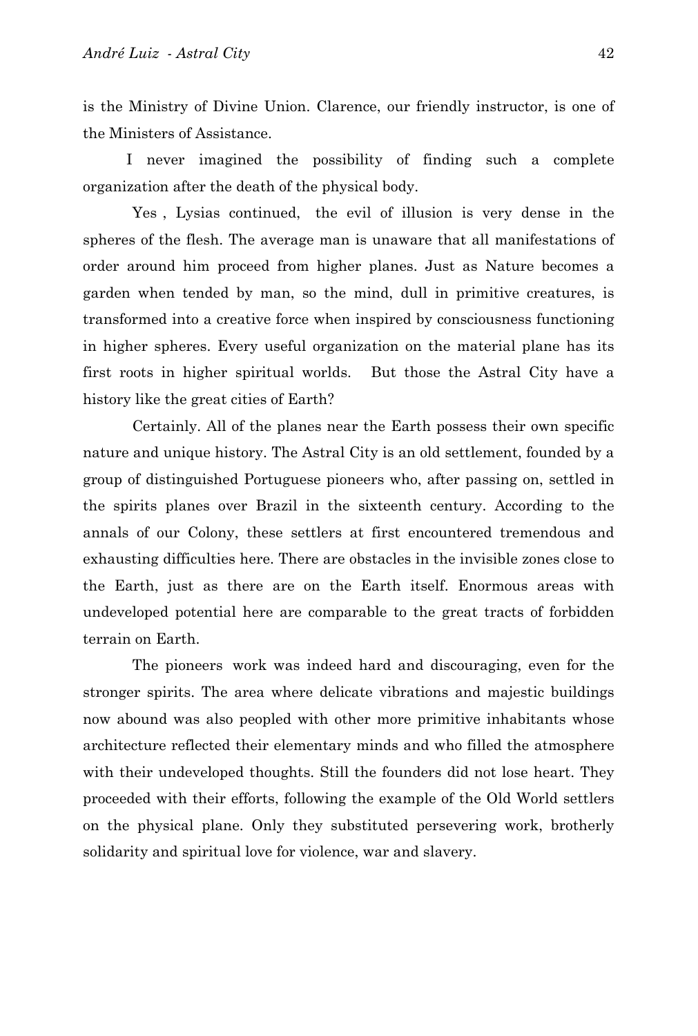is the Ministry of Divine Union. Clarence, our friendly instructor, is one of the Ministers of Assistance.

I never imagined the possibility of finding such a complete organization after the death of the physical body.

Yes , Lysias continued, the evil of illusion is very dense in the spheres of the flesh. The average man is unaware that all manifestations of order around him proceed from higher planes. Just as Nature becomes a garden when tended by man, so the mind, dull in primitive creatures, is transformed into a creative force when inspired by consciousness functioning in higher spheres. Every useful organization on the material plane has its first roots in higher spiritual worlds. But those the Astral City have a history like the great cities of Earth?

Certainly. All of the planes near the Earth possess their own specific nature and unique history. The Astral City is an old settlement, founded by a group of distinguished Portuguese pioneers who, after passing on, settled in the spirits planes over Brazil in the sixteenth century. According to the annals of our Colony, these settlers at first encountered tremendous and exhausting difficulties here. There are obstacles in the invisible zones close to the Earth, just as there are on the Earth itself. Enormous areas with undeveloped potential here are comparable to the great tracts of forbidden terrain on Earth.

The pioneers work was indeed hard and discouraging, even for the stronger spirits. The area where delicate vibrations and majestic buildings now abound was also peopled with other more primitive inhabitants whose architecture reflected their elementary minds and who filled the atmosphere with their undeveloped thoughts. Still the founders did not lose heart. They proceeded with their efforts, following the example of the Old World settlers on the physical plane. Only they substituted persevering work, brotherly solidarity and spiritual love for violence, war and slavery.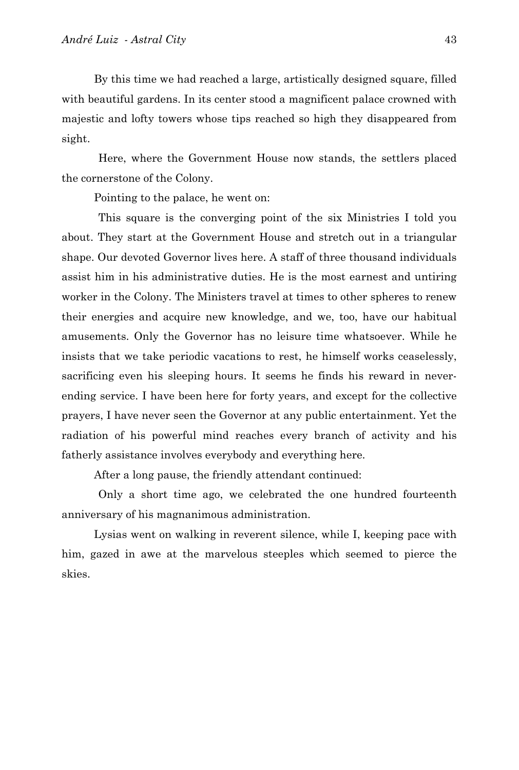By this time we had reached a large, artistically designed square, filled with beautiful gardens. In its center stood a magnificent palace crowned with majestic and lofty towers whose tips reached so high they disappeared from sight.

Here, where the Government House now stands, the settlers placed the cornerstone of the Colony.

Pointing to the palace, he went on:

This square is the converging point of the six Ministries I told you about. They start at the Government House and stretch out in a triangular shape. Our devoted Governor lives here. A staff of three thousand individuals assist him in his administrative duties. He is the most earnest and untiring worker in the Colony. The Ministers travel at times to other spheres to renew their energies and acquire new knowledge, and we, too, have our habitual amusements. Only the Governor has no leisure time whatsoever. While he insists that we take periodic vacations to rest, he himself works ceaselessly, sacrificing even his sleeping hours. It seems he finds his reward in never-ending service. I have been here for forty years, and except for the collective prayers, I have never seen the Governor at any public entertainment. Yet the radiation of his powerful mind reaches every branch of activity and his fatherly assistance involves everybody and everything here.

After a long pause, the friendly attendant continued:

Only a short time ago, we celebrated the one hundred fourteenth anniversary of his magnanimous administration.

Lysias went on walking in reverent silence, while I, keeping pace with him, gazed in awe at the marvelous steeples which seemed to pierce the skies.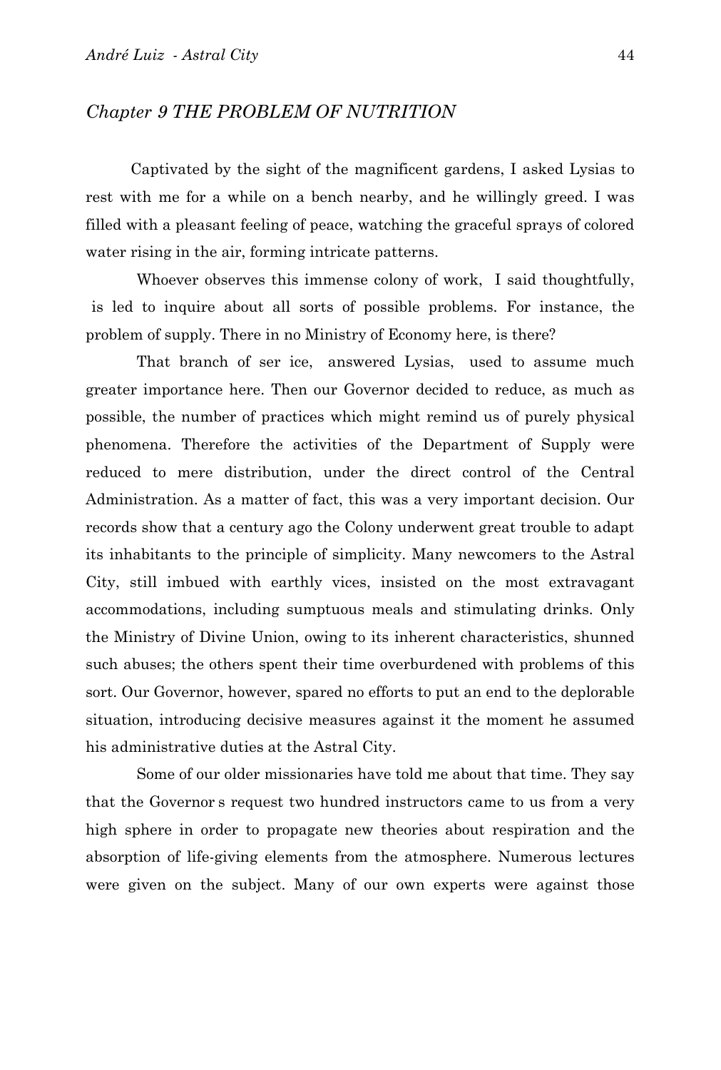## *Chapter 9 THE PROBLEM OF NUTRITION*

Captivated by the sight of the magnificent gardens, I asked Lysias to rest with me for a while on a bench nearby, and he willingly greed. I was filled with a pleasant feeling of peace, watching the graceful sprays of colored water rising in the air, forming intricate patterns.

Whoever observes this immense colony of work, I said thoughtfully, is led to inquire about all sorts of possible problems. For instance, the problem of supply. There in no Ministry of Economy here, is there?

That branch of ser ice, answered Lysias, used to assume much greater importance here. Then our Governor decided to reduce, as much as possible, the number of practices which might remind us of purely physical phenomena. Therefore the activities of the Department of Supply were reduced to mere distribution, under the direct control of the Central Administration. As a matter of fact, this was a very important decision. Our records show that a century ago the Colony underwent great trouble to adapt its inhabitants to the principle of simplicity. Many newcomers to the Astral City, still imbued with earthly vices, insisted on the most extravagant accommodations, including sumptuous meals and stimulating drinks. Only the Ministry of Divine Union, owing to its inherent characteristics, shunned such abuses; the others spent their time overburdened with problems of this sort. Our Governor, however, spared no efforts to put an end to the deplorable situation, introducing decisive measures against it the moment he assumed his administrative duties at the Astral City.

Some of our older missionaries have told me about that time. They say that the Governor s request two hundred instructors came to us from a very high sphere in order to propagate new theories about respiration and the absorption of life-giving elements from the atmosphere. Numerous lectures were given on the subject. Many of our own experts were against those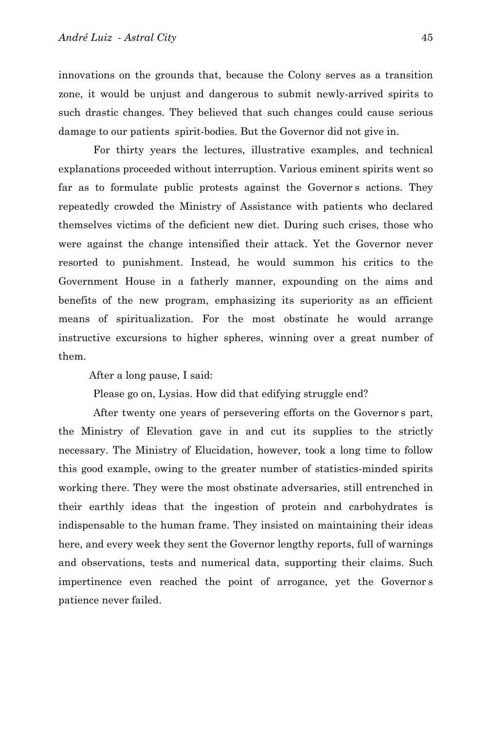innovations on the grounds that, because the Colony serves as a transition zone, it would be unjust and dangerous to submit newly-arrived spirits to such drastic changes. They believed that such changes could cause serious damage to our patients spirit-bodies. But the Governor did not give in.

For thirty years the lectures, illustrative examples, and technical explanations proceeded without interruption. Various eminent spirits went so far as to formulate public protests against the Governor s actions. They repeatedly crowded the Ministry of Assistance with patients who declared themselves victims of the deficient new diet. During such crises, those who were against the change intensified their attack. Yet the Governor never resorted to punishment. Instead, he would summon his critics to the Government House in a fatherly manner, expounding on the aims and benefits of the new program, emphasizing its superiority as an efficient means of spiritualization. For the most obstinate he would arrange instructive excursions to higher spheres, winning over a great number of them.

After a long pause, I said:

Please go on, Lysias. How did that edifying struggle end?

After twenty one years of persevering efforts on the Governor s part, the Ministry of Elevation gave in and cut its supplies to the strictly necessary. The Ministry of Elucidation, however, took a long time to follow this good example, owing to the greater number of statistics-minded spirits working there. They were the most obstinate adversaries, still entrenched in their earthly ideas that the ingestion of protein and carbohydrates is indispensable to the human frame. They insisted on maintaining their ideas here, and every week they sent the Governor lengthy reports, full of warnings and observations, tests and numerical data, supporting their claims. Such impertinence even reached the point of arrogance, yet the Governor s patience never failed.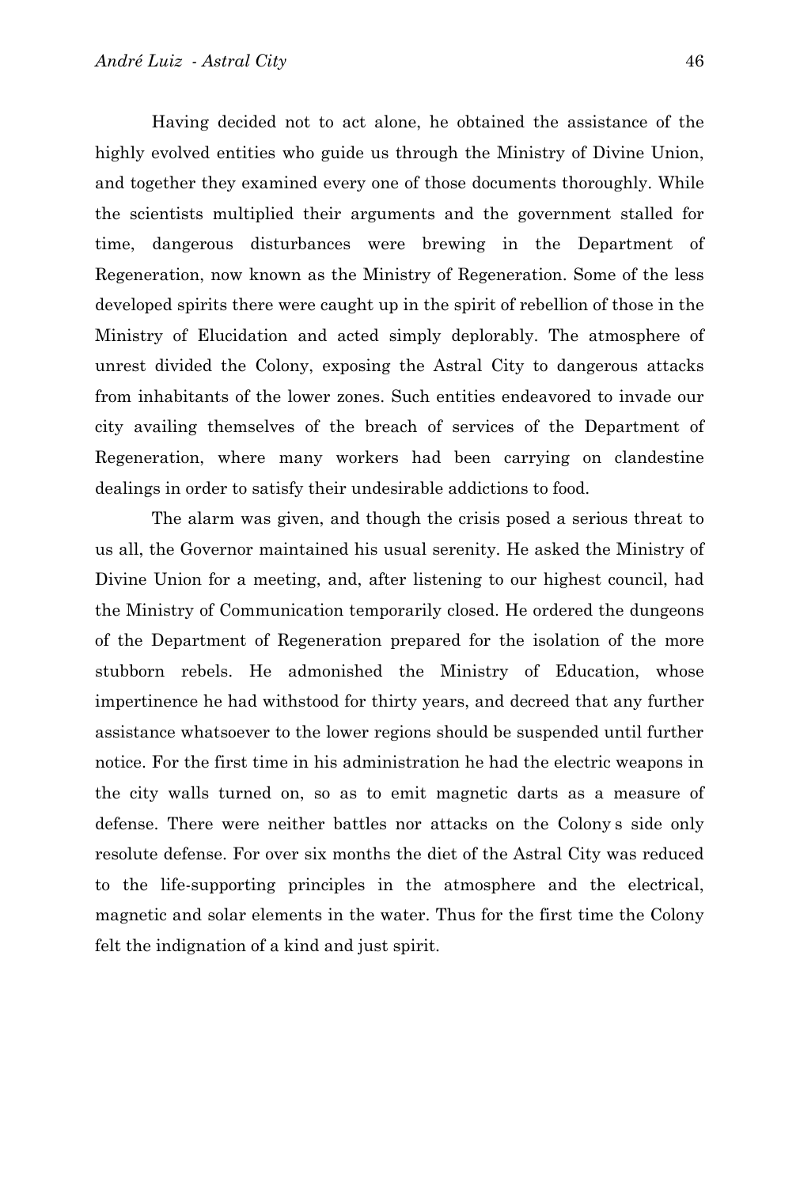Having decided not to act alone, he obtained the assistance of the highly evolved entities who guide us through the Ministry of Divine Union, and together they examined every one of those documents thoroughly. While the scientists multiplied their arguments and the government stalled for time, dangerous disturbances were brewing in the Department of Regeneration, now known as the Ministry of Regeneration. Some of the less developed spirits there were caught up in the spirit of rebellion of those in the Ministry of Elucidation and acted simply deplorably. The atmosphere of unrest divided the Colony, exposing the Astral City to dangerous attacks from inhabitants of the lower zones. Such entities endeavored to invade our city availing themselves of the breach of services of the Department of Regeneration, where many workers had been carrying on clandestine dealings in order to satisfy their undesirable addictions to food.

The alarm was given, and though the crisis posed a serious threat to us all, the Governor maintained his usual serenity. He asked the Ministry of Divine Union for a meeting, and, after listening to our highest council, had the Ministry of Communication temporarily closed. He ordered the dungeons of the Department of Regeneration prepared for the isolation of the more stubborn rebels. He admonished the Ministry of Education, whose impertinence he had withstood for thirty years, and decreed that any further assistance whatsoever to the lower regions should be suspended until further notice. For the first time in his administration he had the electric weapons in the city walls turned on, so as to emit magnetic darts as a measure of defense. There were neither battles nor attacks on the Colony s side only resolute defense. For over six months the diet of the Astral City was reduced to the life-supporting principles in the atmosphere and the electrical, magnetic and solar elements in the water. Thus for the first time the Colony felt the indignation of a kind and just spirit.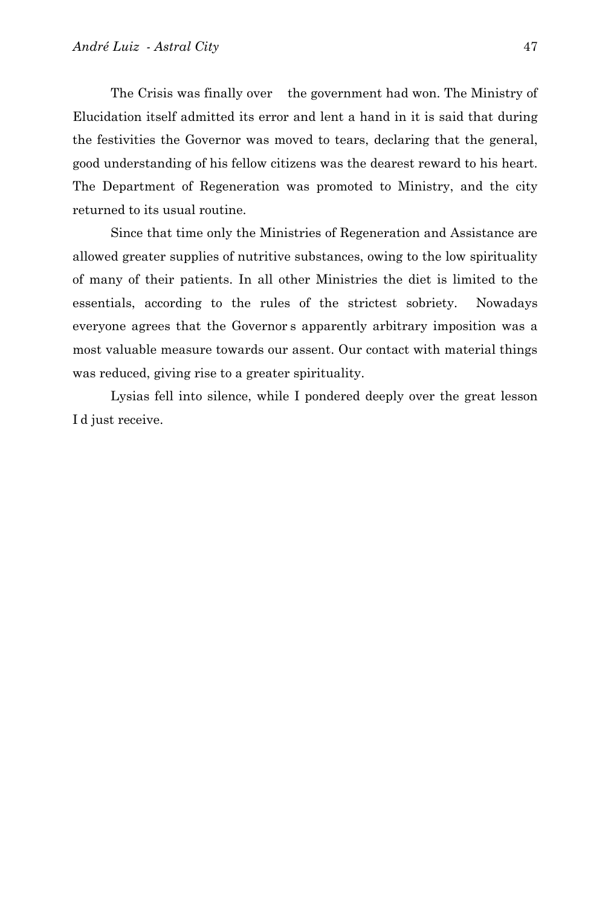The Crisis was finally over    the government had won. The Ministry of Elucidation itself admitted its error and lent a hand in it is said that during the festivities the Governor was moved to tears, declaring that the general, good understanding of his fellow citizens was the dearest reward to his heart. The Department of Regeneration was promoted to Ministry, and the city returned to its usual routine.

Since that time only the Ministries of Regeneration and Assistance are allowed greater supplies of nutritive substances, owing to the low spirituality of many of their patients. In all other Ministries the diet is limited to the essentials, according to the rules of the strictest sobriety.  Nowadays everyone agrees that the Governor s apparently arbitrary imposition was a most valuable measure towards our assent. Our contact with material things was reduced, giving rise to a greater spirituality.

Lysias fell into silence, while I pondered deeply over the great lesson I d just receive.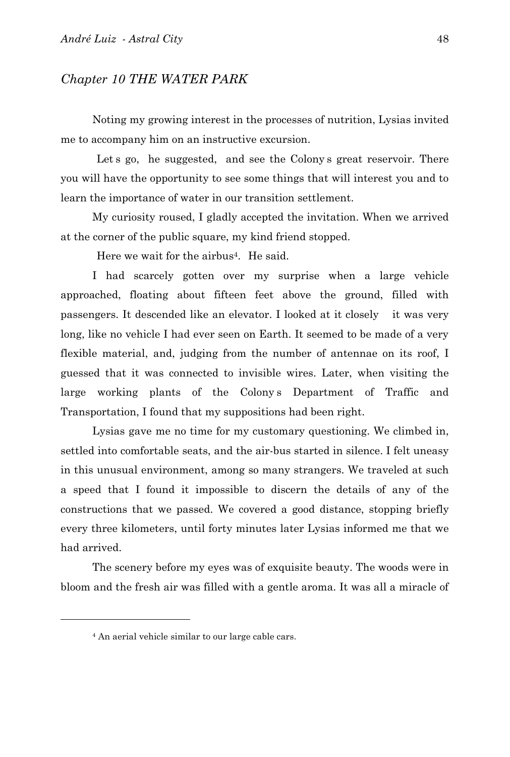## *Chapter 10 THE WATER PARK*

Noting my growing interest in the processes of nutrition, Lysias invited me to accompany him on an instructive excursion.

Let s go, he suggested, and see the Colony s great reservoir. There you will have the opportunity to see some things that will interest you and to learn the importance of water in our transition settlement.

My curiosity roused, I gladly accepted the invitation. When we arrived at the corner of the public square, my kind friend stopped.

Here we wait for the airbus[4]. He said.

I had scarcely gotten over my surprise when a large vehicle approached, floating about fifteen feet above the ground, filled with passengers. It descended like an elevator. I looked at it closely it was very long, like no vehicle I had ever seen on Earth. It seemed to be made of a very flexible material, and, judging from the number of antennae on its roof, I guessed that it was connected to invisible wires. Later, when visiting the large working plants of the Colony s Department of Traffic and Transportation, I found that my suppositions had been right.

Lysias gave me no time for my customary questioning. We climbed in, settled into comfortable seats, and the air-bus started in silence. I felt uneasy in this unusual environment, among so many strangers. We traveled at such a speed that I found it impossible to discern the details of any of the constructions that we passed. We covered a good distance, stopping briefly every three kilometers, until forty minutes later Lysias informed me that we had arrived.

The scenery before my eyes was of exquisite beauty. The woods were in bloom and the fresh air was filled with a gentle aroma. It was all a miracle of

---

[4] An aerial vehicle similar to our large cable cars.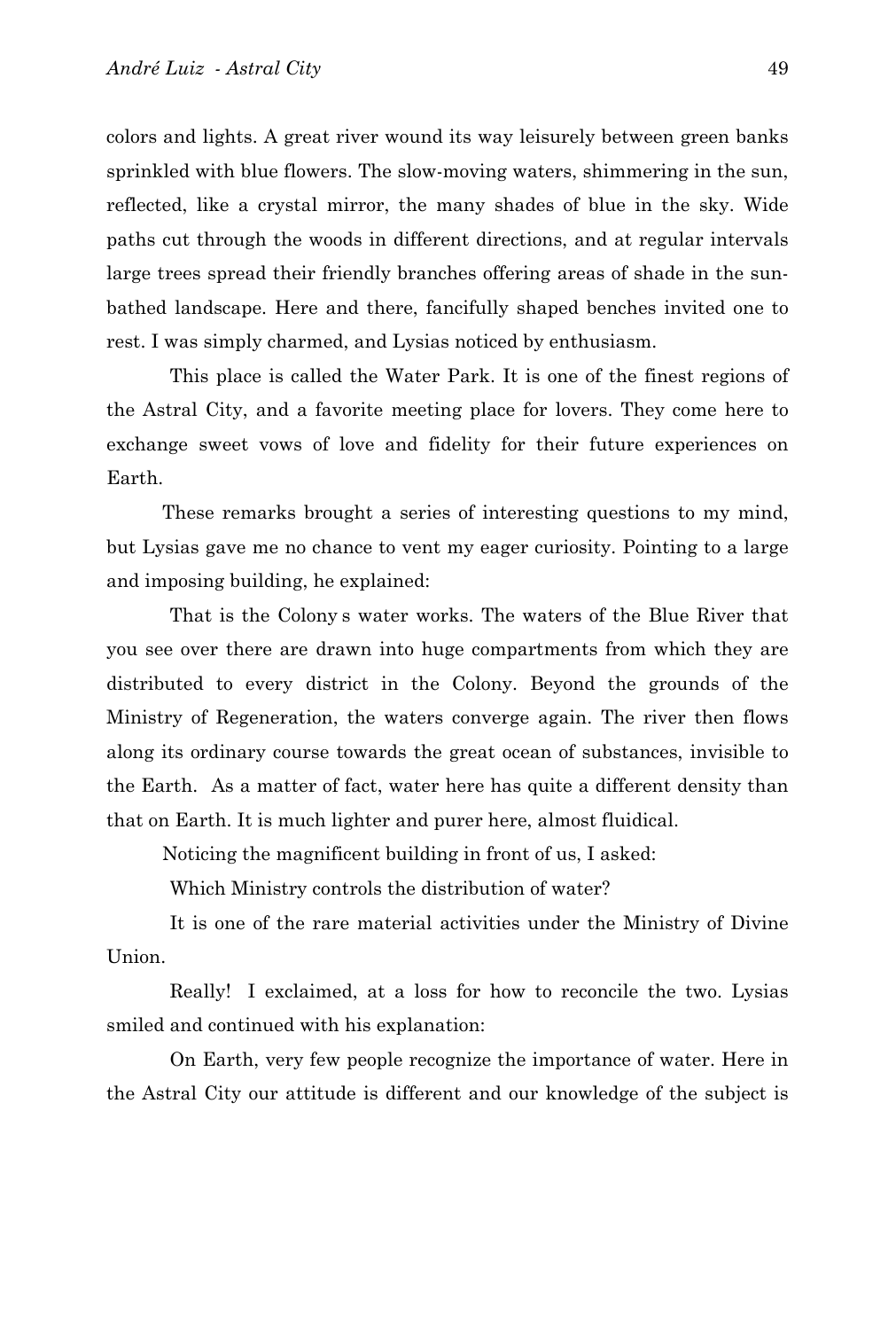colors and lights. A great river wound its way leisurely between green banks sprinkled with blue flowers. The slow-moving waters, shimmering in the sun, reflected, like a crystal mirror, the many shades of blue in the sky. Wide paths cut through the woods in different directions, and at regular intervals large trees spread their friendly branches offering areas of shade in the sun-bathed landscape. Here and there, fancifully shaped benches invited one to rest. I was simply charmed, and Lysias noticed by enthusiasm.

 This place is called the Water Park. It is one of the finest regions of the Astral City, and a favorite meeting place for lovers. They come here to exchange sweet vows of love and fidelity for their future experiences on Earth.

These remarks brought a series of interesting questions to my mind, but Lysias gave me no chance to vent my eager curiosity. Pointing to a large and imposing building, he explained:

 That is the Colony s water works. The waters of the Blue River that you see over there are drawn into huge compartments from which they are distributed to every district in the Colony. Beyond the grounds of the Ministry of Regeneration, the waters converge again. The river then flows along its ordinary course towards the great ocean of substances, invisible to the Earth. As a matter of fact, water here has quite a different density than that on Earth. It is much lighter and purer here, almost fluidical.

Noticing the magnificent building in front of us, I asked:

 Which Ministry controls the distribution of water?

 It is one of the rare material activities under the Ministry of Divine Union.

 Really! I exclaimed, at a loss for how to reconcile the two. Lysias smiled and continued with his explanation:

 On Earth, very few people recognize the importance of water. Here in the Astral City our attitude is different and our knowledge of the subject is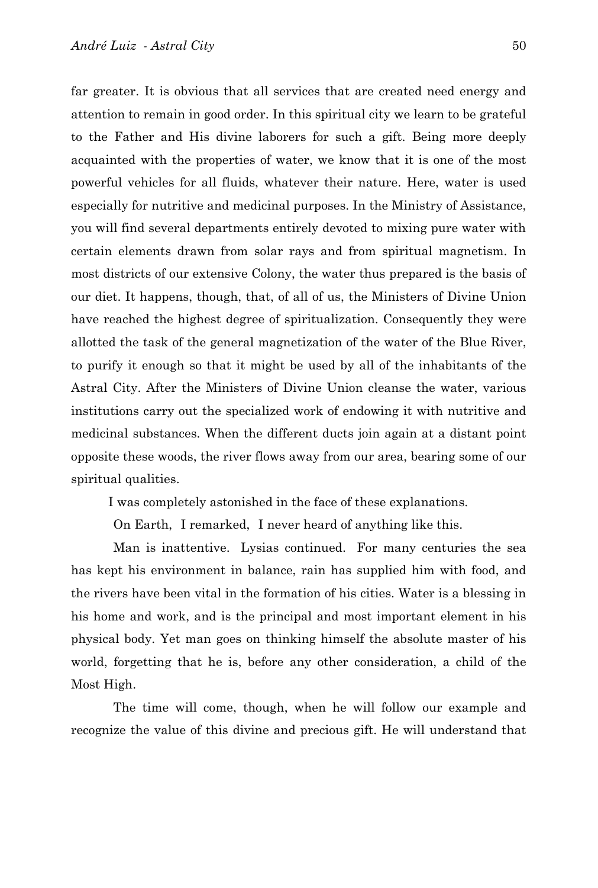far greater. It is obvious that all services that are created need energy and attention to remain in good order. In this spiritual city we learn to be grateful to the Father and His divine laborers for such a gift. Being more deeply acquainted with the properties of water, we know that it is one of the most powerful vehicles for all fluids, whatever their nature. Here, water is used especially for nutritive and medicinal purposes. In the Ministry of Assistance, you will find several departments entirely devoted to mixing pure water with certain elements drawn from solar rays and from spiritual magnetism. In most districts of our extensive Colony, the water thus prepared is the basis of our diet. It happens, though, that, of all of us, the Ministers of Divine Union have reached the highest degree of spiritualization. Consequently they were allotted the task of the general magnetization of the water of the Blue River, to purify it enough so that it might be used by all of the inhabitants of the Astral City. After the Ministers of Divine Union cleanse the water, various institutions carry out the specialized work of endowing it with nutritive and medicinal substances. When the different ducts join again at a distant point opposite these woods, the river flows away from our area, bearing some of our spiritual qualities.

I was completely astonished in the face of these explanations.

On Earth, I remarked, I never heard of anything like this.

Man is inattentive. Lysias continued. For many centuries the sea has kept his environment in balance, rain has supplied him with food, and the rivers have been vital in the formation of his cities. Water is a blessing in his home and work, and is the principal and most important element in his physical body. Yet man goes on thinking himself the absolute master of his world, forgetting that he is, before any other consideration, a child of the Most High.

The time will come, though, when he will follow our example and recognize the value of this divine and precious gift. He will understand that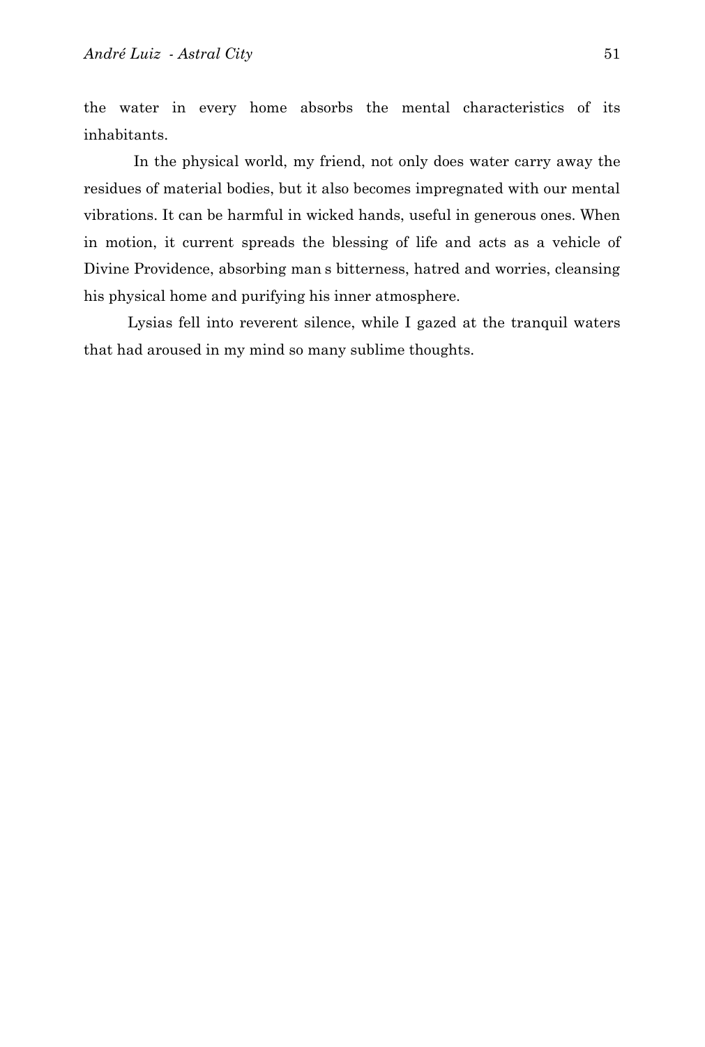the water in every home absorbs the mental characteristics of its inhabitants.

In the physical world, my friend, not only does water carry away the residues of material bodies, but it also becomes impregnated with our mental vibrations. It can be harmful in wicked hands, useful in generous ones. When in motion, it current spreads the blessing of life and acts as a vehicle of Divine Providence, absorbing man s bitterness, hatred and worries, cleansing his physical home and purifying his inner atmosphere.

Lysias fell into reverent silence, while I gazed at the tranquil waters that had aroused in my mind so many sublime thoughts.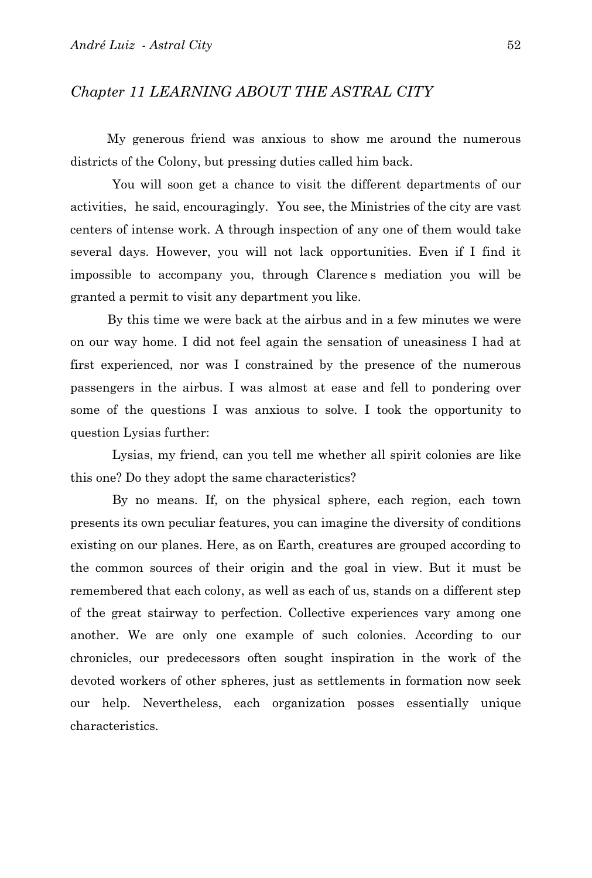## *Chapter 11 LEARNING ABOUT THE ASTRAL CITY*

My generous friend was anxious to show me around the numerous districts of the Colony, but pressing duties called him back.

You will soon get a chance to visit the different departments of our activities, he said, encouragingly. You see, the Ministries of the city are vast centers of intense work. A through inspection of any one of them would take several days. However, you will not lack opportunities. Even if I find it impossible to accompany you, through Clarence s mediation you will be granted a permit to visit any department you like.

By this time we were back at the airbus and in a few minutes we were on our way home. I did not feel again the sensation of uneasiness I had at first experienced, nor was I constrained by the presence of the numerous passengers in the airbus. I was almost at ease and fell to pondering over some of the questions I was anxious to solve. I took the opportunity to question Lysias further:

Lysias, my friend, can you tell me whether all spirit colonies are like this one? Do they adopt the same characteristics?

By no means. If, on the physical sphere, each region, each town presents its own peculiar features, you can imagine the diversity of conditions existing on our planes. Here, as on Earth, creatures are grouped according to the common sources of their origin and the goal in view. But it must be remembered that each colony, as well as each of us, stands on a different step of the great stairway to perfection. Collective experiences vary among one another. We are only one example of such colonies. According to our chronicles, our predecessors often sought inspiration in the work of the devoted workers of other spheres, just as settlements in formation now seek our help. Nevertheless, each organization posses essentially unique characteristics.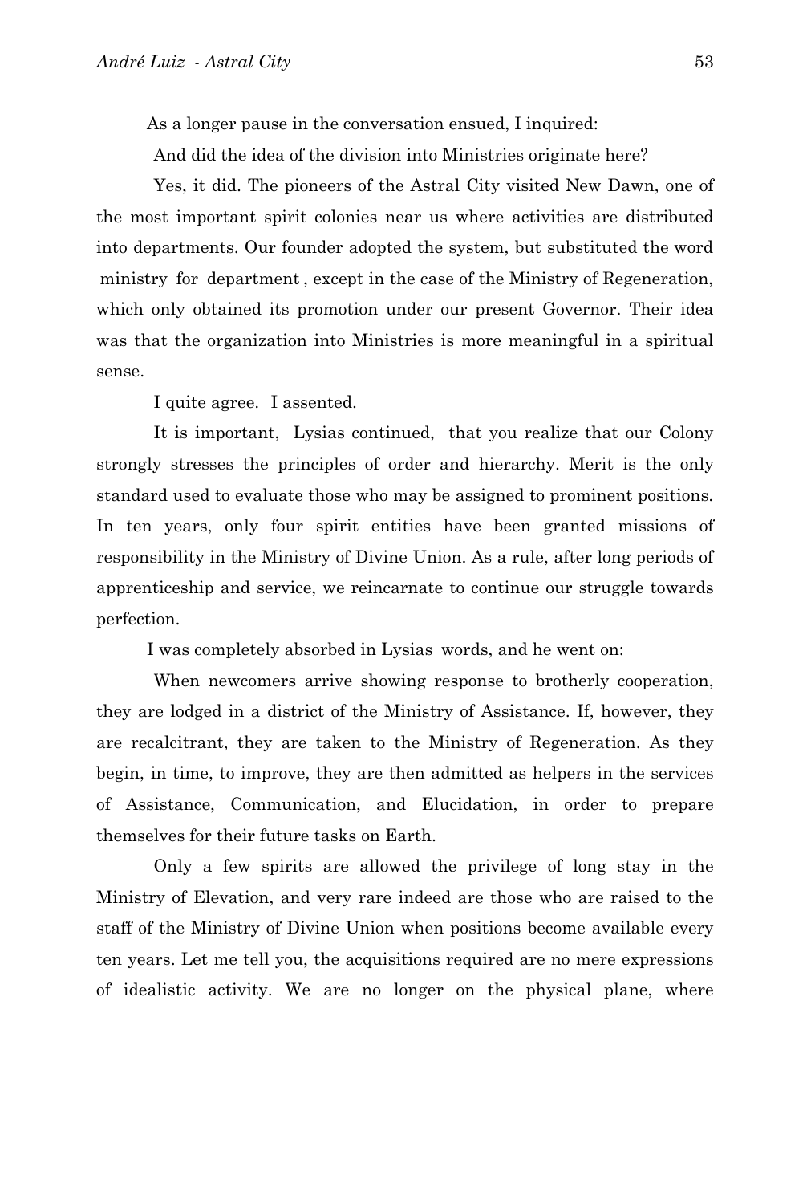As a longer pause in the conversation ensued, I inquired:

And did the idea of the division into Ministries originate here?

Yes, it did. The pioneers of the Astral City visited New Dawn, one of the most important spirit colonies near us where activities are distributed into departments. Our founder adopted the system, but substituted the word ministry for department , except in the case of the Ministry of Regeneration, which only obtained its promotion under our present Governor. Their idea was that the organization into Ministries is more meaningful in a spiritual sense.

I quite agree. I assented.

It is important, Lysias continued, that you realize that our Colony strongly stresses the principles of order and hierarchy. Merit is the only standard used to evaluate those who may be assigned to prominent positions. In ten years, only four spirit entities have been granted missions of responsibility in the Ministry of Divine Union. As a rule, after long periods of apprenticeship and service, we reincarnate to continue our struggle towards perfection.

I was completely absorbed in Lysias words, and he went on:

When newcomers arrive showing response to brotherly cooperation, they are lodged in a district of the Ministry of Assistance. If, however, they are recalcitrant, they are taken to the Ministry of Regeneration. As they begin, in time, to improve, they are then admitted as helpers in the services of Assistance, Communication, and Elucidation, in order to prepare themselves for their future tasks on Earth.

Only a few spirits are allowed the privilege of long stay in the Ministry of Elevation, and very rare indeed are those who are raised to the staff of the Ministry of Divine Union when positions become available every ten years. Let me tell you, the acquisitions required are no mere expressions of idealistic activity. We are no longer on the physical plane, where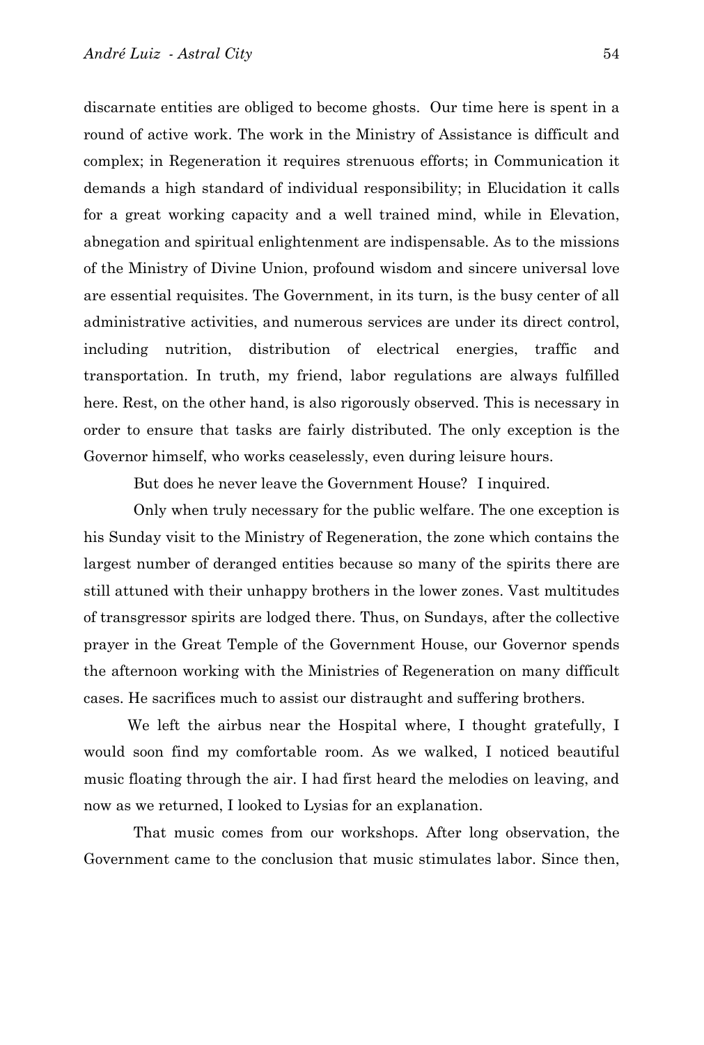discarnate entities are obliged to become ghosts. Our time here is spent in a round of active work. The work in the Ministry of Assistance is difficult and complex; in Regeneration it requires strenuous efforts; in Communication it demands a high standard of individual responsibility; in Elucidation it calls for a great working capacity and a well trained mind, while in Elevation, abnegation and spiritual enlightenment are indispensable. As to the missions of the Ministry of Divine Union, profound wisdom and sincere universal love are essential requisites. The Government, in its turn, is the busy center of all administrative activities, and numerous services are under its direct control, including nutrition, distribution of electrical energies, traffic and transportation. In truth, my friend, labor regulations are always fulfilled here. Rest, on the other hand, is also rigorously observed. This is necessary in order to ensure that tasks are fairly distributed. The only exception is the Governor himself, who works ceaselessly, even during leisure hours.

But does he never leave the Government House? I inquired.

Only when truly necessary for the public welfare. The one exception is his Sunday visit to the Ministry of Regeneration, the zone which contains the largest number of deranged entities because so many of the spirits there are still attuned with their unhappy brothers in the lower zones. Vast multitudes of transgressor spirits are lodged there. Thus, on Sundays, after the collective prayer in the Great Temple of the Government House, our Governor spends the afternoon working with the Ministries of Regeneration on many difficult cases. He sacrifices much to assist our distraught and suffering brothers.

We left the airbus near the Hospital where, I thought gratefully, I would soon find my comfortable room. As we walked, I noticed beautiful music floating through the air. I had first heard the melodies on leaving, and now as we returned, I looked to Lysias for an explanation.

That music comes from our workshops. After long observation, the Government came to the conclusion that music stimulates labor. Since then,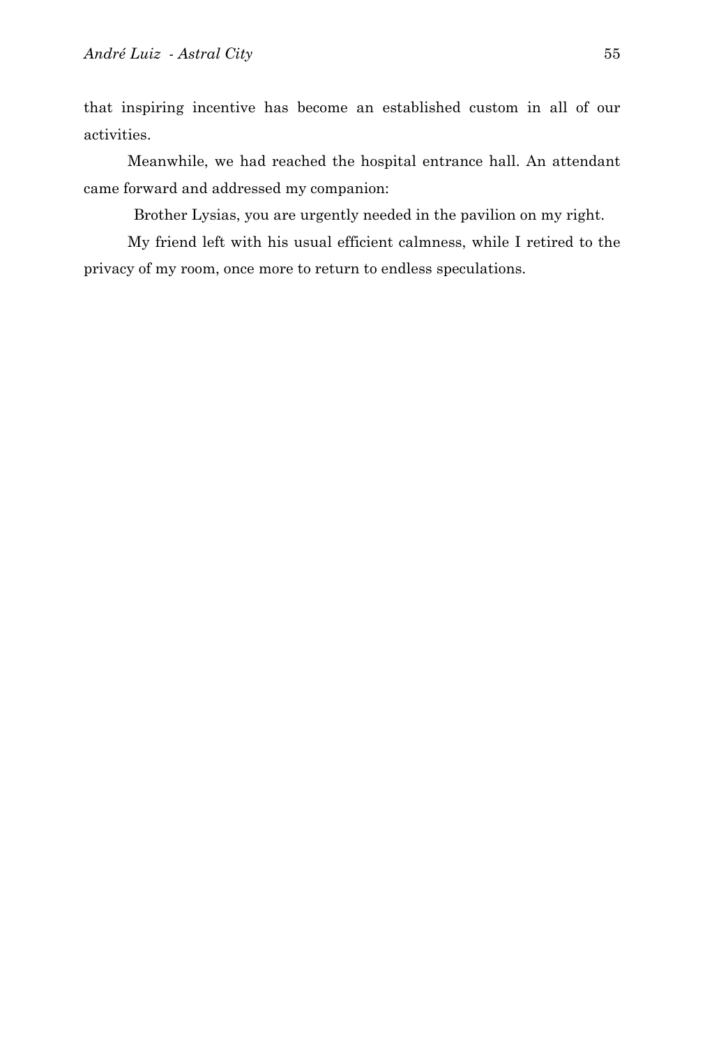that inspiring incentive has become an established custom in all of our activities.

Meanwhile, we had reached the hospital entrance hall. An attendant came forward and addressed my companion:

Brother Lysias, you are urgently needed in the pavilion on my right.

My friend left with his usual efficient calmness, while I retired to the privacy of my room, once more to return to endless speculations.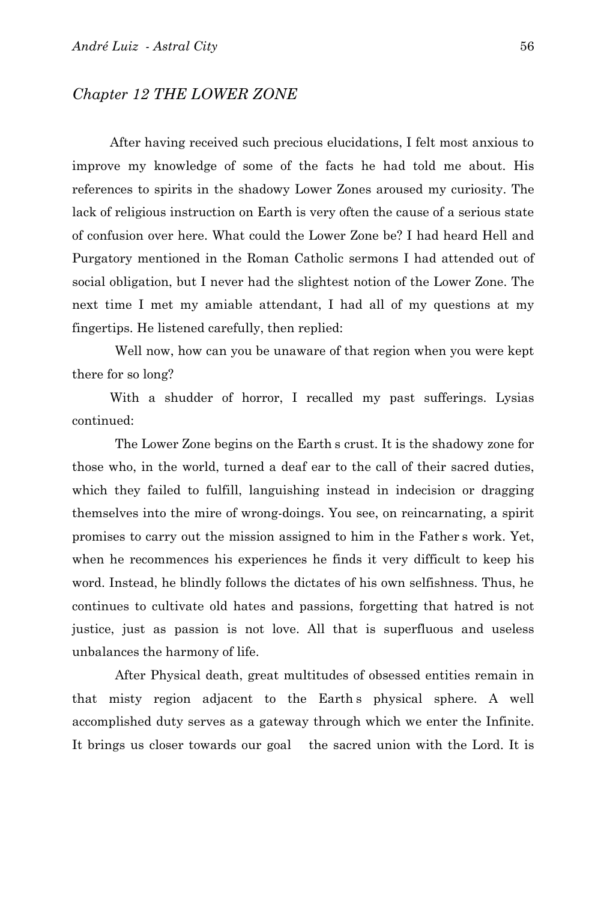## *Chapter 12 THE LOWER ZONE*

After having received such precious elucidations, I felt most anxious to improve my knowledge of some of the facts he had told me about. His references to spirits in the shadowy Lower Zones aroused my curiosity. The lack of religious instruction on Earth is very often the cause of a serious state of confusion over here. What could the Lower Zone be? I had heard Hell and Purgatory mentioned in the Roman Catholic sermons I had attended out of social obligation, but I never had the slightest notion of the Lower Zone. The next time I met my amiable attendant, I had all of my questions at my fingertips. He listened carefully, then replied:

Well now, how can you be unaware of that region when you were kept there for so long?

With a shudder of horror, I recalled my past sufferings. Lysias continued:

The Lower Zone begins on the Earth s crust. It is the shadowy zone for those who, in the world, turned a deaf ear to the call of their sacred duties, which they failed to fulfill, languishing instead in indecision or dragging themselves into the mire of wrong-doings. You see, on reincarnating, a spirit promises to carry out the mission assigned to him in the Father s work. Yet, when he recommences his experiences he finds it very difficult to keep his word. Instead, he blindly follows the dictates of his own selfishness. Thus, he continues to cultivate old hates and passions, forgetting that hatred is not justice, just as passion is not love. All that is superfluous and useless unbalances the harmony of life.

After Physical death, great multitudes of obsessed entities remain in that misty region adjacent to the Earth s physical sphere. A well accomplished duty serves as a gateway through which we enter the Infinite. It brings us closer towards our goal   the sacred union with the Lord. It is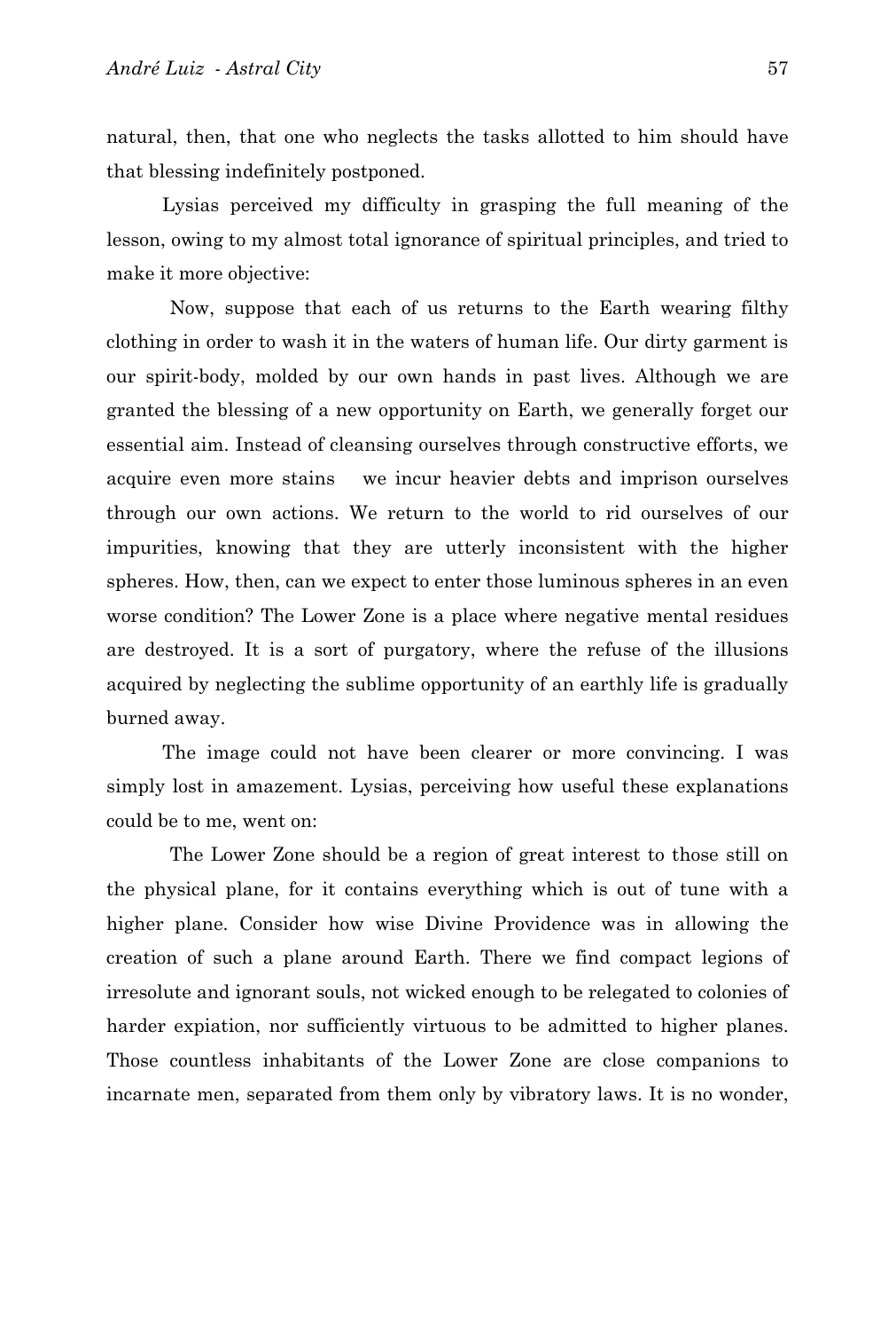natural, then, that one who neglects the tasks allotted to him should have that blessing indefinitely postponed.

Lysias perceived my difficulty in grasping the full meaning of the lesson, owing to my almost total ignorance of spiritual principles, and tried to make it more objective:

 Now, suppose that each of us returns to the Earth wearing filthy clothing in order to wash it in the waters of human life. Our dirty garment is our spirit-body, molded by our own hands in past lives. Although we are granted the blessing of a new opportunity on Earth, we generally forget our essential aim. Instead of cleansing ourselves through constructive efforts, we acquire even more stains  we incur heavier debts and imprison ourselves through our own actions. We return to the world to rid ourselves of our impurities, knowing that they are utterly inconsistent with the higher spheres. How, then, can we expect to enter those luminous spheres in an even worse condition? The Lower Zone is a place where negative mental residues are destroyed. It is a sort of purgatory, where the refuse of the illusions acquired by neglecting the sublime opportunity of an earthly life is gradually burned away.

The image could not have been clearer or more convincing. I was simply lost in amazement. Lysias, perceiving how useful these explanations could be to me, went on:

 The Lower Zone should be a region of great interest to those still on the physical plane, for it contains everything which is out of tune with a higher plane. Consider how wise Divine Providence was in allowing the creation of such a plane around Earth. There we find compact legions of irresolute and ignorant souls, not wicked enough to be relegated to colonies of harder expiation, nor sufficiently virtuous to be admitted to higher planes. Those countless inhabitants of the Lower Zone are close companions to incarnate men, separated from them only by vibratory laws. It is no wonder,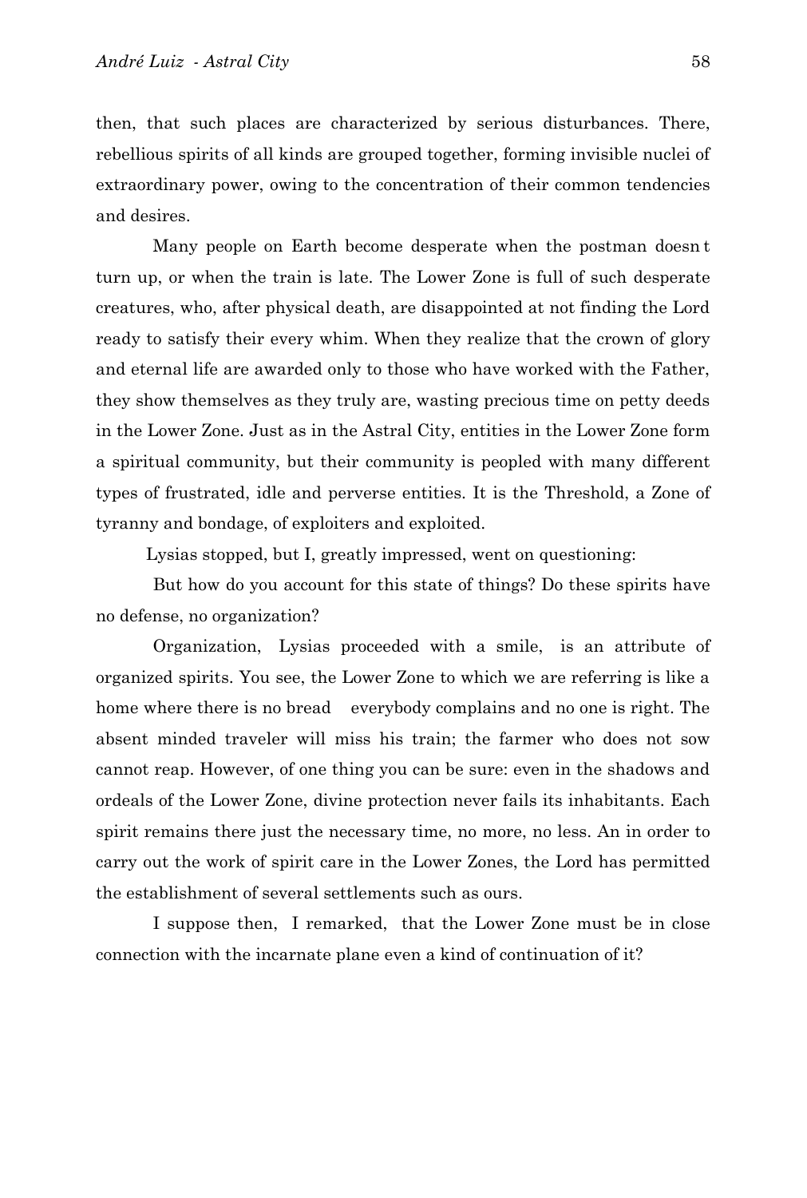then, that such places are characterized by serious disturbances. There, rebellious spirits of all kinds are grouped together, forming invisible nuclei of extraordinary power, owing to the concentration of their common tendencies and desires.

Many people on Earth become desperate when the postman doesn t turn up, or when the train is late. The Lower Zone is full of such desperate creatures, who, after physical death, are disappointed at not finding the Lord ready to satisfy their every whim. When they realize that the crown of glory and eternal life are awarded only to those who have worked with the Father, they show themselves as they truly are, wasting precious time on petty deeds in the Lower Zone. Just as in the Astral City, entities in the Lower Zone form a spiritual community, but their community is peopled with many different types of frustrated, idle and perverse entities. It is the Threshold, a Zone of tyranny and bondage, of exploiters and exploited.

Lysias stopped, but I, greatly impressed, went on questioning:

But how do you account for this state of things? Do these spirits have no defense, no organization?

Organization, Lysias proceeded with a smile, is an attribute of organized spirits. You see, the Lower Zone to which we are referring is like a home where there is no bread everybody complains and no one is right. The absent minded traveler will miss his train; the farmer who does not sow cannot reap. However, of one thing you can be sure: even in the shadows and ordeals of the Lower Zone, divine protection never fails its inhabitants. Each spirit remains there just the necessary time, no more, no less. An in order to carry out the work of spirit care in the Lower Zones, the Lord has permitted the establishment of several settlements such as ours.

I suppose then, I remarked, that the Lower Zone must be in close connection with the incarnate plane even a kind of continuation of it?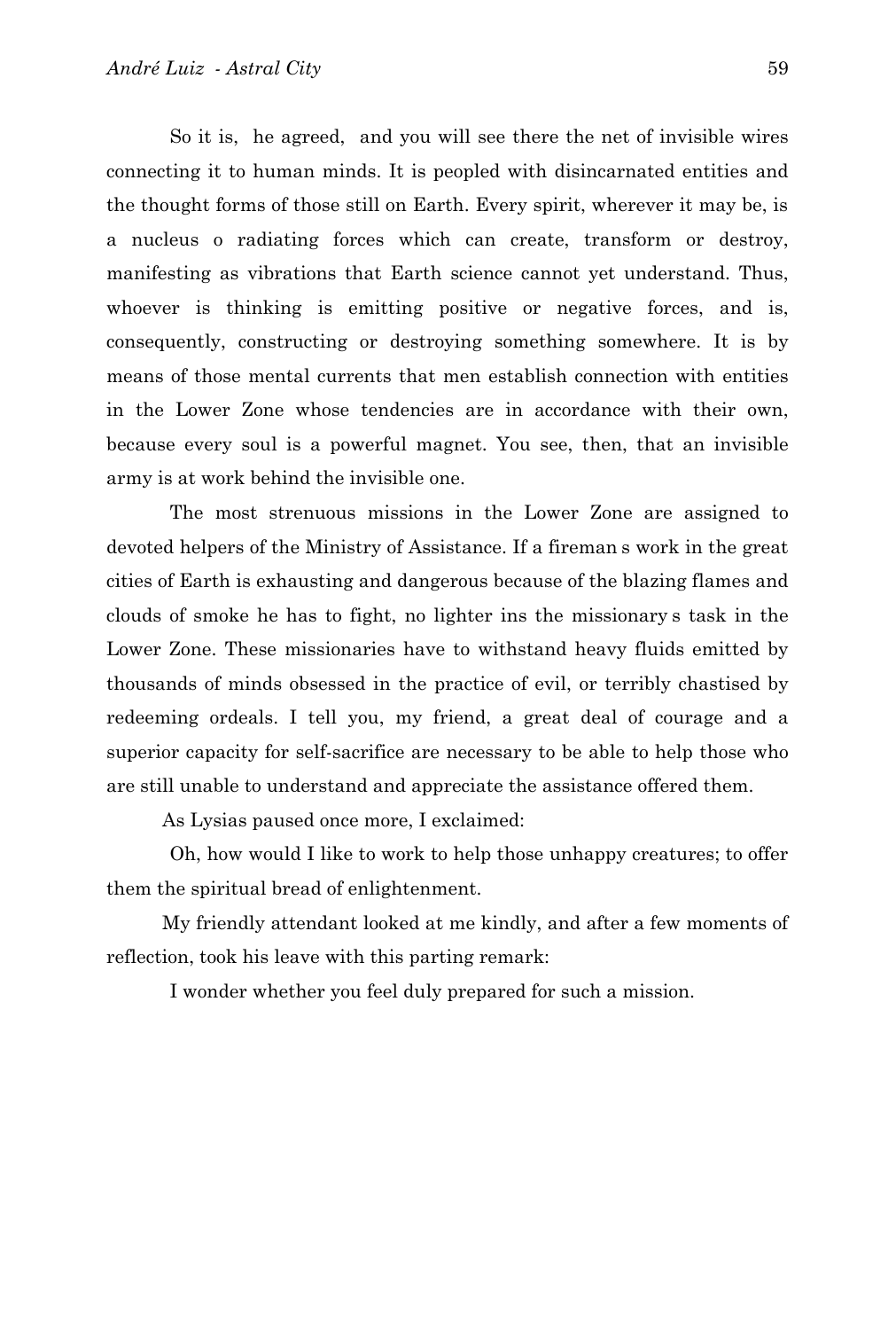So it is, he agreed, and you will see there the net of invisible wires connecting it to human minds. It is peopled with disincarnated entities and the thought forms of those still on Earth. Every spirit, wherever it may be, is a nucleus o radiating forces which can create, transform or destroy, manifesting as vibrations that Earth science cannot yet understand. Thus, whoever is thinking is emitting positive or negative forces, and is, consequently, constructing or destroying something somewhere. It is by means of those mental currents that men establish connection with entities in the Lower Zone whose tendencies are in accordance with their own, because every soul is a powerful magnet. You see, then, that an invisible army is at work behind the invisible one.

The most strenuous missions in the Lower Zone are assigned to devoted helpers of the Ministry of Assistance. If a fireman s work in the great cities of Earth is exhausting and dangerous because of the blazing flames and clouds of smoke he has to fight, no lighter ins the missionary s task in the Lower Zone. These missionaries have to withstand heavy fluids emitted by thousands of minds obsessed in the practice of evil, or terribly chastised by redeeming ordeals. I tell you, my friend, a great deal of courage and a superior capacity for self-sacrifice are necessary to be able to help those who are still unable to understand and appreciate the assistance offered them.

As Lysias paused once more, I exclaimed:

Oh, how would I like to work to help those unhappy creatures; to offer them the spiritual bread of enlightenment.

My friendly attendant looked at me kindly, and after a few moments of reflection, took his leave with this parting remark:

I wonder whether you feel duly prepared for such a mission.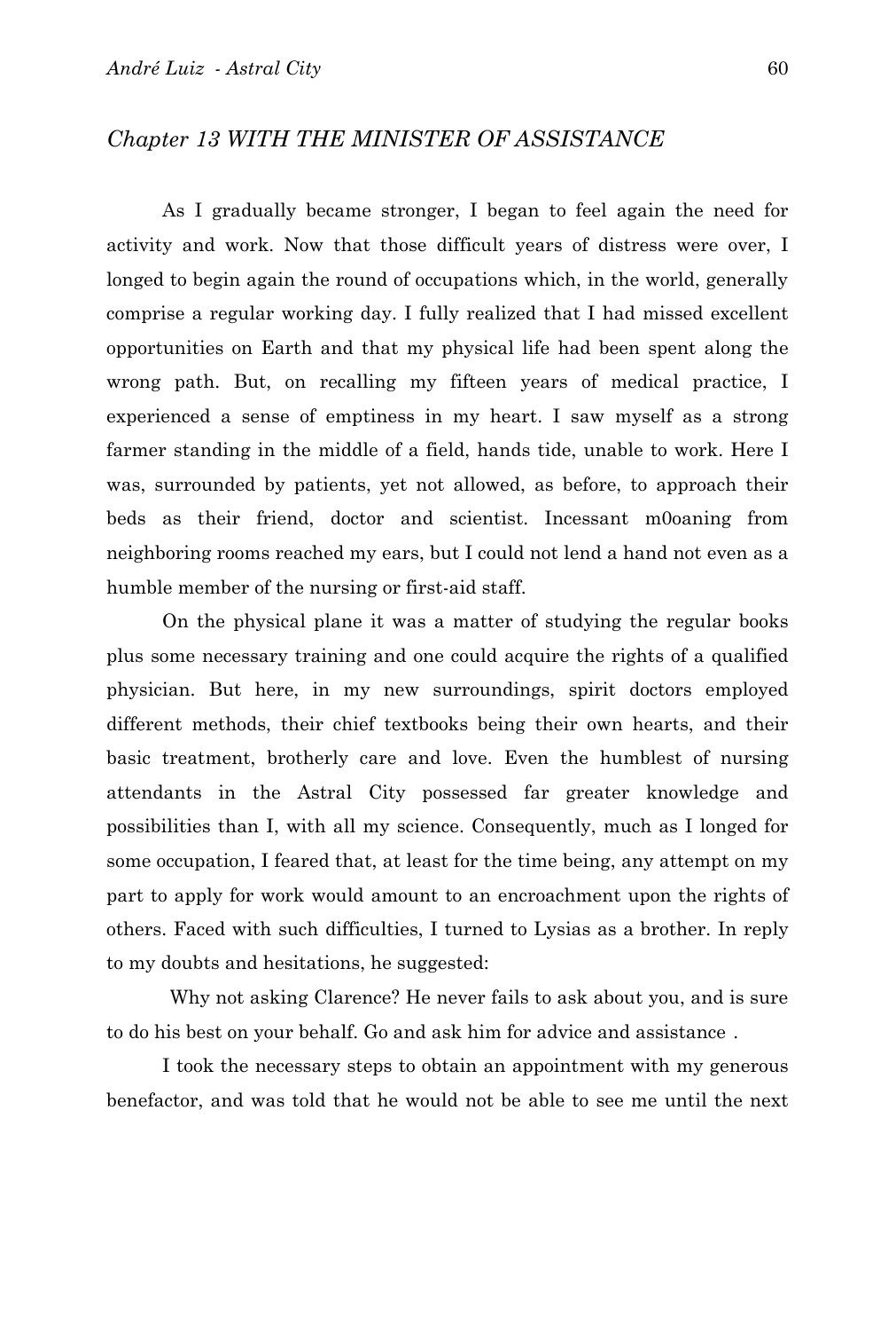## *Chapter 13 WITH THE MINISTER OF ASSISTANCE*

As I gradually became stronger, I began to feel again the need for activity and work. Now that those difficult years of distress were over, I longed to begin again the round of occupations which, in the world, generally comprise a regular working day. I fully realized that I had missed excellent opportunities on Earth and that my physical life had been spent along the wrong path. But, on recalling my fifteen years of medical practice, I experienced a sense of emptiness in my heart. I saw myself as a strong farmer standing in the middle of a field, hands tide, unable to work. Here I was, surrounded by patients, yet not allowed, as before, to approach their beds as their friend, doctor and scientist. Incessant m0oaning from neighboring rooms reached my ears, but I could not lend a hand not even as a humble member of the nursing or first-aid staff.

On the physical plane it was a matter of studying the regular books plus some necessary training and one could acquire the rights of a qualified physician. But here, in my new surroundings, spirit doctors employed different methods, their chief textbooks being their own hearts, and their basic treatment, brotherly care and love. Even the humblest of nursing attendants in the Astral City possessed far greater knowledge and possibilities than I, with all my science. Consequently, much as I longed for some occupation, I feared that, at least for the time being, any attempt on my part to apply for work would amount to an encroachment upon the rights of others. Faced with such difficulties, I turned to Lysias as a brother. In reply to my doubts and hesitations, he suggested:

Why not asking Clarence? He never fails to ask about you, and is sure to do his best on your behalf. Go and ask him for advice and assistance .

I took the necessary steps to obtain an appointment with my generous benefactor, and was told that he would not be able to see me until the next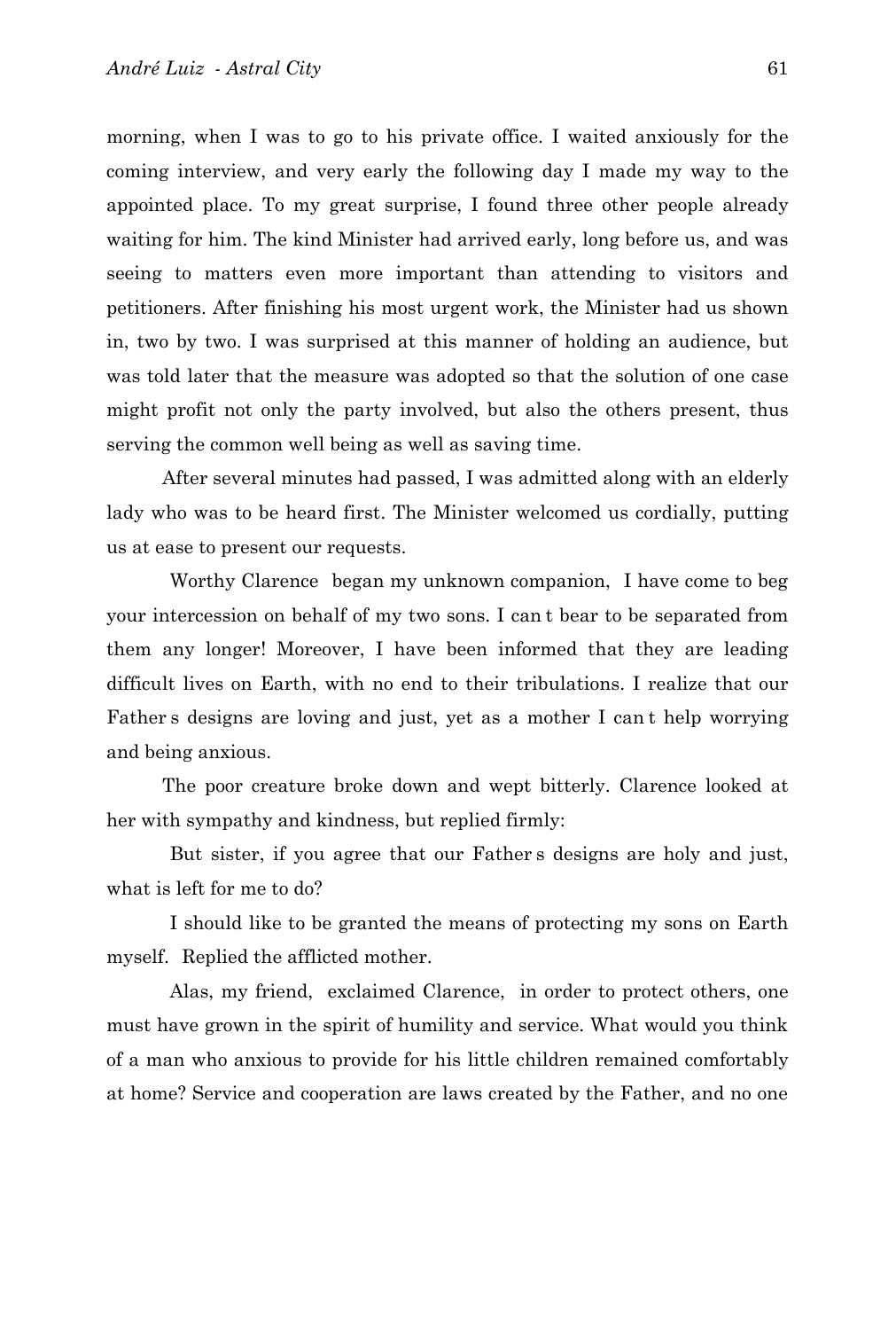morning, when I was to go to his private office. I waited anxiously for the coming interview, and very early the following day I made my way to the appointed place. To my great surprise, I found three other people already waiting for him. The kind Minister had arrived early, long before us, and was seeing to matters even more important than attending to visitors and petitioners. After finishing his most urgent work, the Minister had us shown in, two by two. I was surprised at this manner of holding an audience, but was told later that the measure was adopted so that the solution of one case might profit not only the party involved, but also the others present, thus serving the common well being as well as saving time.

After several minutes had passed, I was admitted along with an elderly lady who was to be heard first. The Minister welcomed us cordially, putting us at ease to present our requests.

Worthy Clarence  began my unknown companion,  I have come to beg your intercession on behalf of my two sons. I can t bear to be separated from them any longer! Moreover, I have been informed that they are leading difficult lives on Earth, with no end to their tribulations. I realize that our Father s designs are loving and just, yet as a mother I can t help worrying and being anxious.

The poor creature broke down and wept bitterly. Clarence looked at her with sympathy and kindness, but replied firmly:

But sister, if you agree that our Father s designs are holy and just, what is left for me to do?

I should like to be granted the means of protecting my sons on Earth myself.  Replied the afflicted mother.

Alas, my friend,  exclaimed Clarence,  in order to protect others, one must have grown in the spirit of humility and service. What would you think of a man who anxious to provide for his little children remained comfortably at home? Service and cooperation are laws created by the Father, and no one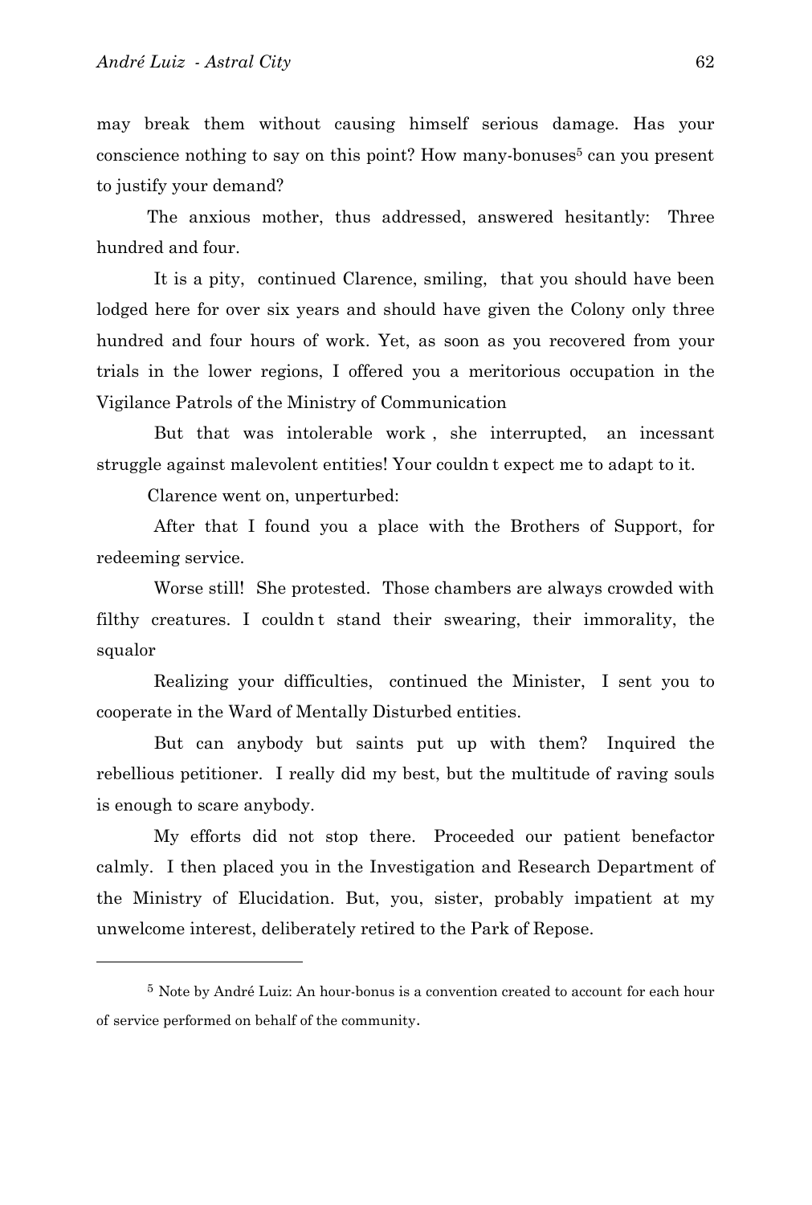may break them without causing himself serious damage. Has your conscience nothing to say on this point? How many-bonuses[5] can you present to justify your demand?

The anxious mother, thus addressed, answered hesitantly: Three hundred and four.

It is a pity, continued Clarence, smiling, that you should have been lodged here for over six years and should have given the Colony only three hundred and four hours of work. Yet, as soon as you recovered from your trials in the lower regions, I offered you a meritorious occupation in the Vigilance Patrols of the Ministry of Communication

But that was intolerable work , she interrupted, an incessant struggle against malevolent entities! Your couldn t expect me to adapt to it.

Clarence went on, unperturbed:

After that I found you a place with the Brothers of Support, for redeeming service.

Worse still! She protested. Those chambers are always crowded with filthy creatures. I couldn t stand their swearing, their immorality, the squalor

Realizing your difficulties, continued the Minister, I sent you to cooperate in the Ward of Mentally Disturbed entities.

But can anybody but saints put up with them? Inquired the rebellious petitioner. I really did my best, but the multitude of raving souls is enough to scare anybody.

My efforts did not stop there. Proceeded our patient benefactor calmly. I then placed you in the Investigation and Research Department of the Ministry of Elucidation. But, you, sister, probably impatient at my unwelcome interest, deliberately retired to the Park of Repose.

---

[5] Note by André Luiz: An hour-bonus is a convention created to account for each hour of service performed on behalf of the community.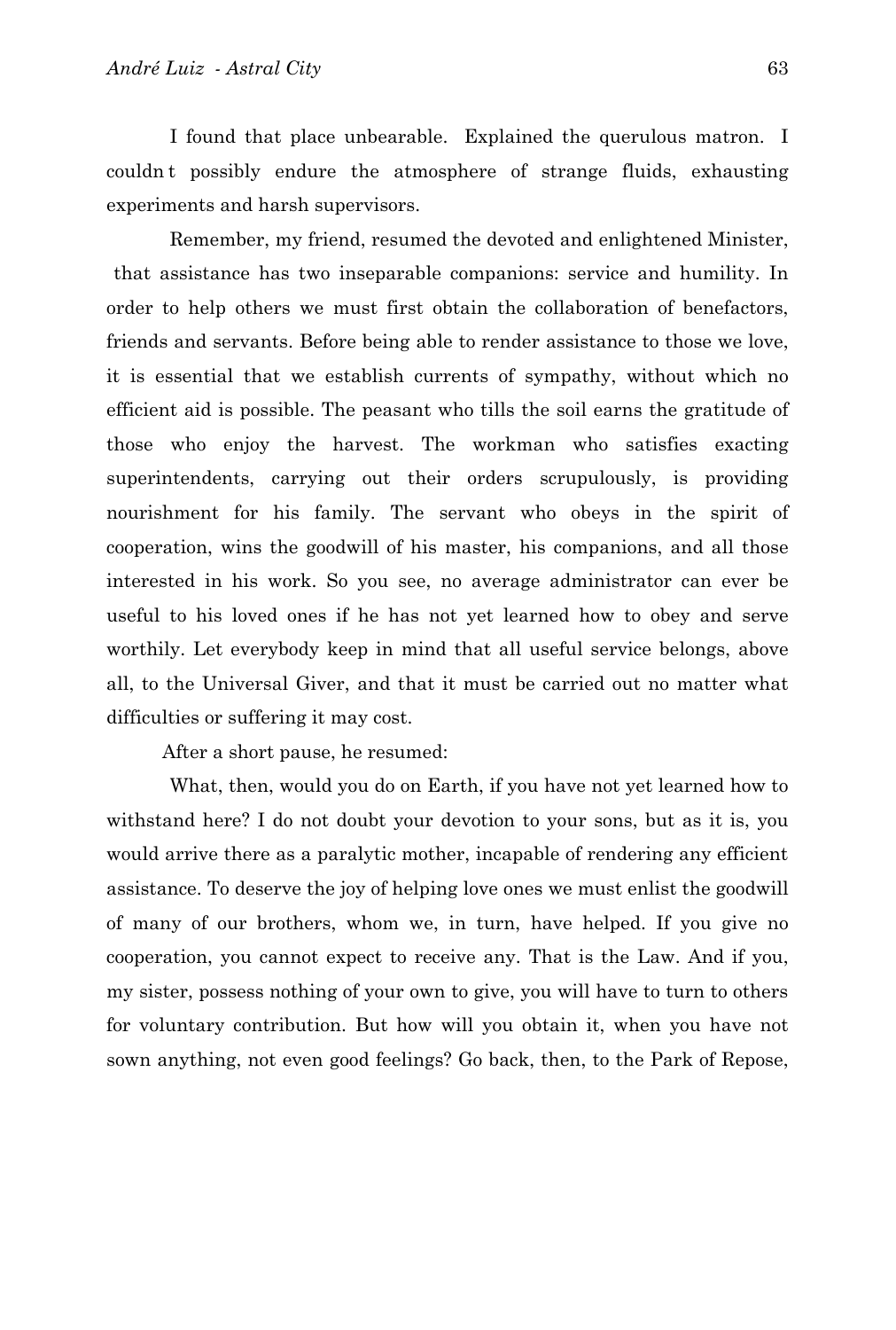I found that place unbearable. Explained the querulous matron. I couldn t possibly endure the atmosphere of strange fluids, exhausting experiments and harsh supervisors.

Remember, my friend, resumed the devoted and enlightened Minister, that assistance has two inseparable companions: service and humility. In order to help others we must first obtain the collaboration of benefactors, friends and servants. Before being able to render assistance to those we love, it is essential that we establish currents of sympathy, without which no efficient aid is possible. The peasant who tills the soil earns the gratitude of those who enjoy the harvest. The workman who satisfies exacting superintendents, carrying out their orders scrupulously, is providing nourishment for his family. The servant who obeys in the spirit of cooperation, wins the goodwill of his master, his companions, and all those interested in his work. So you see, no average administrator can ever be useful to his loved ones if he has not yet learned how to obey and serve worthily. Let everybody keep in mind that all useful service belongs, above all, to the Universal Giver, and that it must be carried out no matter what difficulties or suffering it may cost.

After a short pause, he resumed:

What, then, would you do on Earth, if you have not yet learned how to withstand here? I do not doubt your devotion to your sons, but as it is, you would arrive there as a paralytic mother, incapable of rendering any efficient assistance. To deserve the joy of helping love ones we must enlist the goodwill of many of our brothers, whom we, in turn, have helped. If you give no cooperation, you cannot expect to receive any. That is the Law. And if you, my sister, possess nothing of your own to give, you will have to turn to others for voluntary contribution. But how will you obtain it, when you have not sown anything, not even good feelings? Go back, then, to the Park of Repose,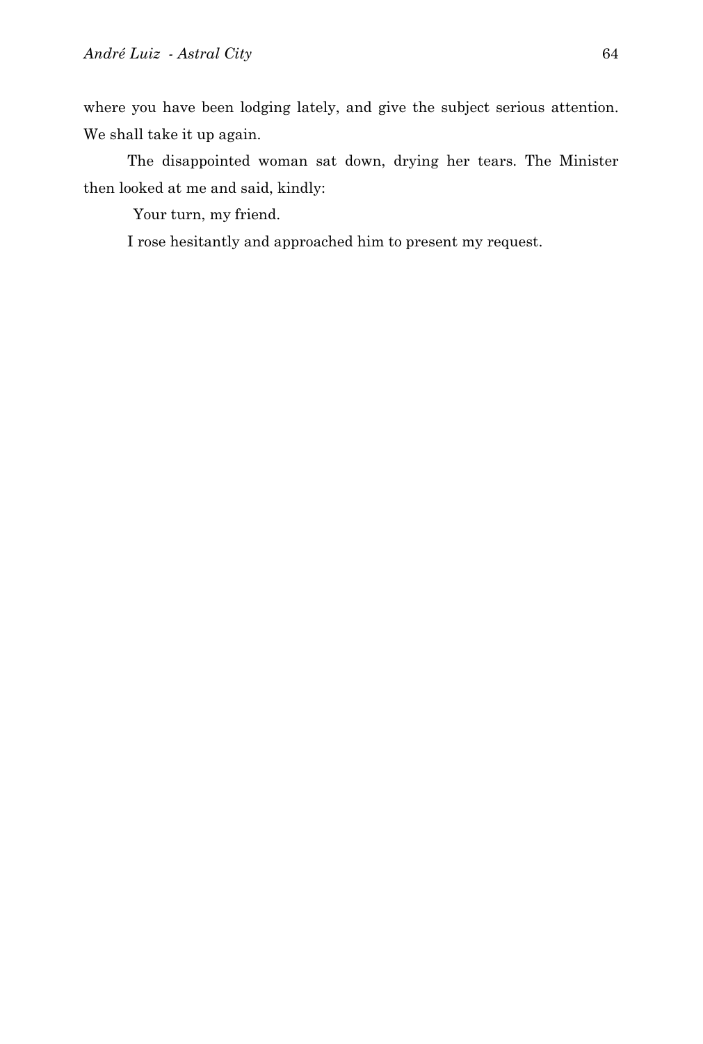where you have been lodging lately, and give the subject serious attention. We shall take it up again.

The disappointed woman sat down, drying her tears. The Minister then looked at me and said, kindly:

Your turn, my friend.

I rose hesitantly and approached him to present my request.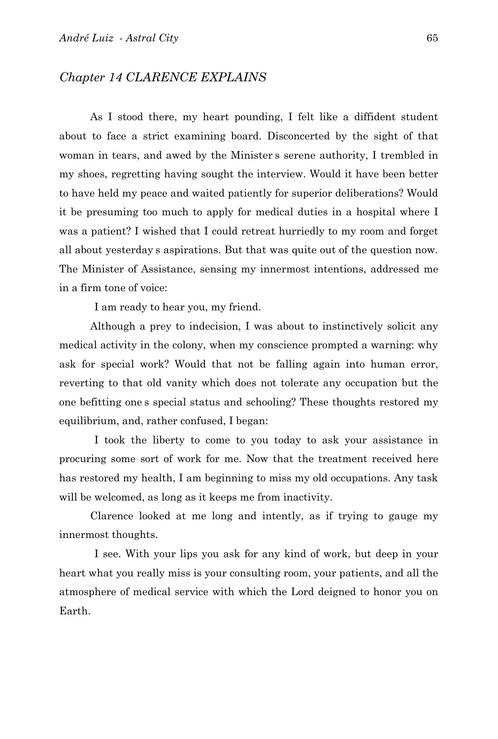## *Chapter 14 CLARENCE EXPLAINS*

As I stood there, my heart pounding, I felt like a diffident student about to face a strict examining board. Disconcerted by the sight of that woman in tears, and awed by the Minister s serene authority, I trembled in my shoes, regretting having sought the interview. Would it have been better to have held my peace and waited patiently for superior deliberations? Would it be presuming too much to apply for medical duties in a hospital where I was a patient? I wished that I could retreat hurriedly to my room and forget all about yesterday s aspirations. But that was quite out of the question now. The Minister of Assistance, sensing my innermost intentions, addressed me in a firm tone of voice:

I am ready to hear you, my friend.

Although a prey to indecision, I was about to instinctively solicit any medical activity in the colony, when my conscience prompted a warning: why ask for special work? Would that not be falling again into human error, reverting to that old vanity which does not tolerate any occupation but the one befitting one s special status and schooling? These thoughts restored my equilibrium, and, rather confused, I began:

I took the liberty to come to you today to ask your assistance in procuring some sort of work for me. Now that the treatment received here has restored my health, I am beginning to miss my old occupations. Any task will be welcomed, as long as it keeps me from inactivity.

Clarence looked at me long and intently, as if trying to gauge my innermost thoughts.

I see. With your lips you ask for any kind of work, but deep in your heart what you really miss is your consulting room, your patients, and all the atmosphere of medical service with which the Lord deigned to honor you on Earth.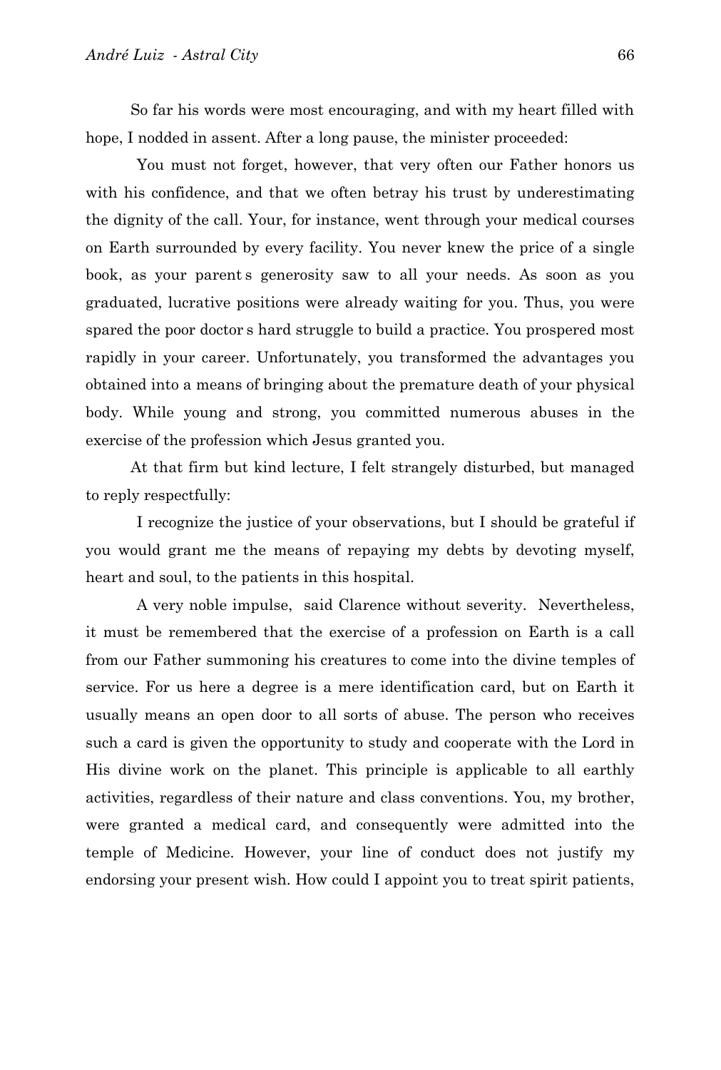So far his words were most encouraging, and with my heart filled with hope, I nodded in assent. After a long pause, the minister proceeded:

You must not forget, however, that very often our Father honors us with his confidence, and that we often betray his trust by underestimating the dignity of the call. Your, for instance, went through your medical courses on Earth surrounded by every facility. You never knew the price of a single book, as your parent s generosity saw to all your needs. As soon as you graduated, lucrative positions were already waiting for you. Thus, you were spared the poor doctor s hard struggle to build a practice. You prospered most rapidly in your career. Unfortunately, you transformed the advantages you obtained into a means of bringing about the premature death of your physical body. While young and strong, you committed numerous abuses in the exercise of the profession which Jesus granted you.

At that firm but kind lecture, I felt strangely disturbed, but managed to reply respectfully:

I recognize the justice of your observations, but I should be grateful if you would grant me the means of repaying my debts by devoting myself, heart and soul, to the patients in this hospital.

A very noble impulse, said Clarence without severity. Nevertheless, it must be remembered that the exercise of a profession on Earth is a call from our Father summoning his creatures to come into the divine temples of service. For us here a degree is a mere identification card, but on Earth it usually means an open door to all sorts of abuse. The person who receives such a card is given the opportunity to study and cooperate with the Lord in His divine work on the planet. This principle is applicable to all earthly activities, regardless of their nature and class conventions. You, my brother, were granted a medical card, and consequently were admitted into the temple of Medicine. However, your line of conduct does not justify my endorsing your present wish. How could I appoint you to treat spirit patients,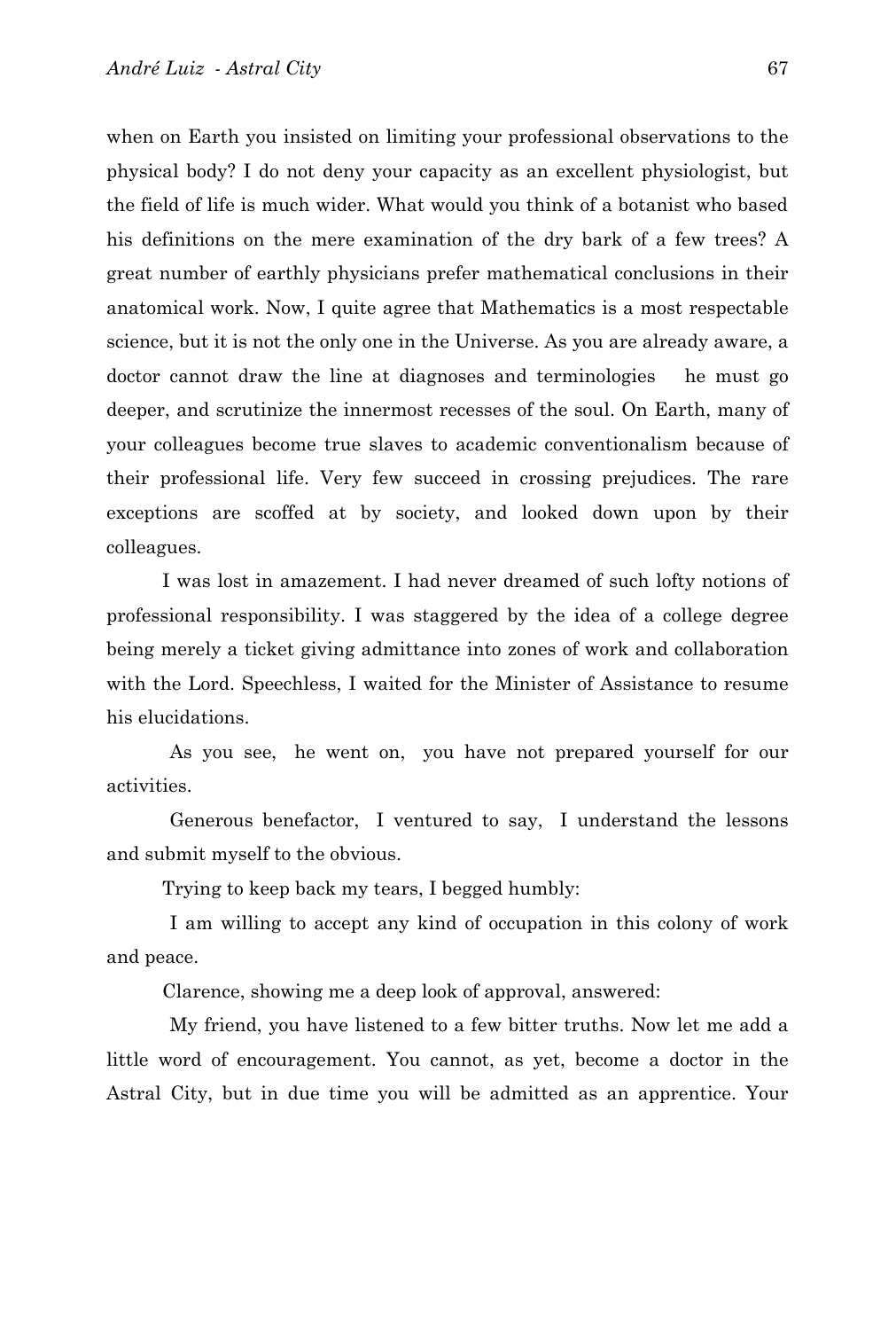when on Earth you insisted on limiting your professional observations to the physical body? I do not deny your capacity as an excellent physiologist, but the field of life is much wider. What would you think of a botanist who based his definitions on the mere examination of the dry bark of a few trees? A great number of earthly physicians prefer mathematical conclusions in their anatomical work. Now, I quite agree that Mathematics is a most respectable science, but it is not the only one in the Universe. As you are already aware, a doctor cannot draw the line at diagnoses and terminologies  he must go deeper, and scrutinize the innermost recesses of the soul. On Earth, many of your colleagues become true slaves to academic conventionalism because of their professional life. Very few succeed in crossing prejudices. The rare exceptions are scoffed at by society, and looked down upon by their colleagues.

I was lost in amazement. I had never dreamed of such lofty notions of professional responsibility. I was staggered by the idea of a college degree being merely a ticket giving admittance into zones of work and collaboration with the Lord. Speechless, I waited for the Minister of Assistance to resume his elucidations.

 As you see,  he went on,  you have not prepared yourself for our activities.

 Generous benefactor,  I ventured to say,  I understand the lessons and submit myself to the obvious.

Trying to keep back my tears, I begged humbly:

 I am willing to accept any kind of occupation in this colony of work and peace.

Clarence, showing me a deep look of approval, answered:

 My friend, you have listened to a few bitter truths. Now let me add a little word of encouragement. You cannot, as yet, become a doctor in the Astral City, but in due time you will be admitted as an apprentice. Your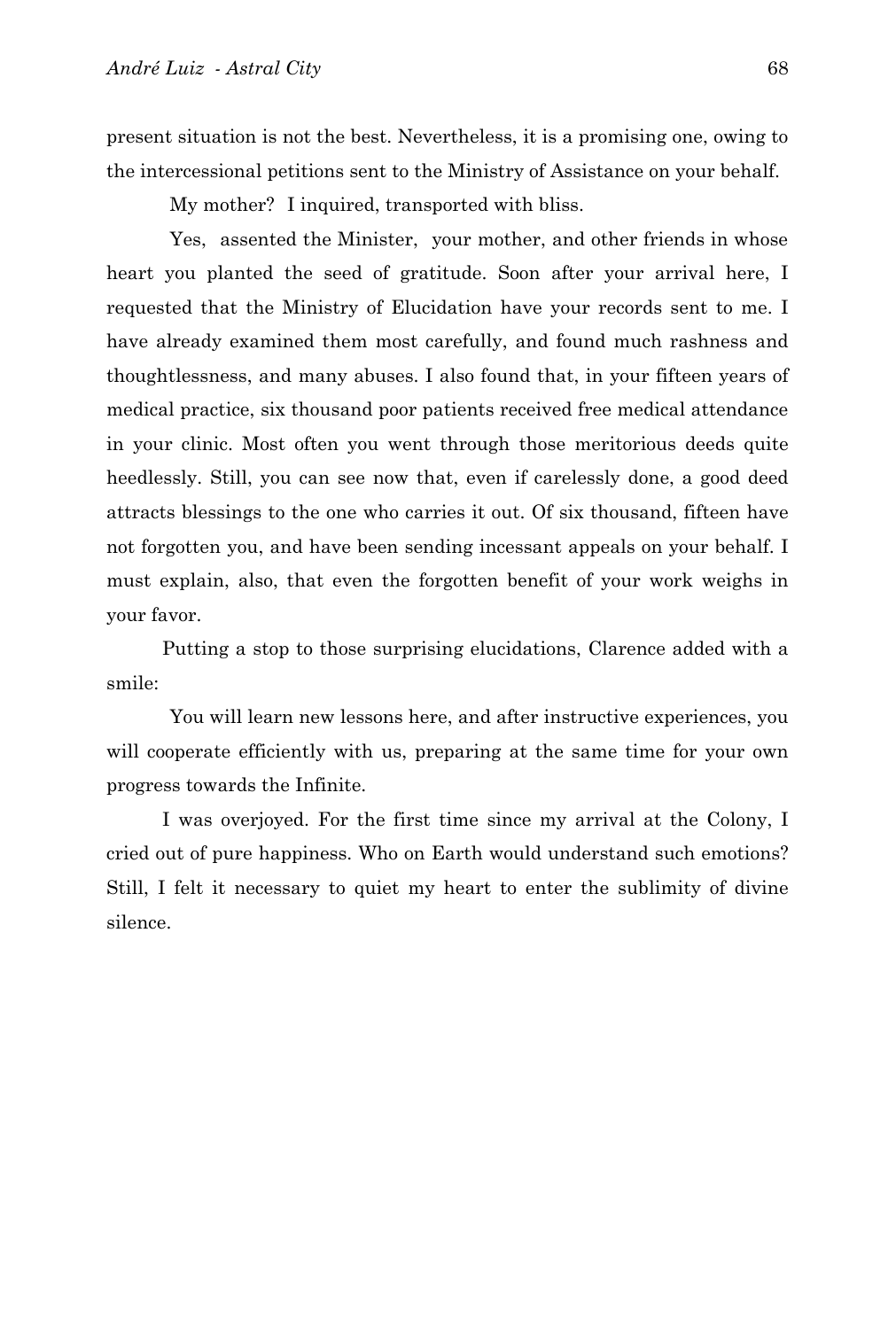present situation is not the best. Nevertheless, it is a promising one, owing to the intercessional petitions sent to the Ministry of Assistance on your behalf.

My mother? I inquired, transported with bliss.

Yes, assented the Minister, your mother, and other friends in whose heart you planted the seed of gratitude. Soon after your arrival here, I requested that the Ministry of Elucidation have your records sent to me. I have already examined them most carefully, and found much rashness and thoughtlessness, and many abuses. I also found that, in your fifteen years of medical practice, six thousand poor patients received free medical attendance in your clinic. Most often you went through those meritorious deeds quite heedlessly. Still, you can see now that, even if carelessly done, a good deed attracts blessings to the one who carries it out. Of six thousand, fifteen have not forgotten you, and have been sending incessant appeals on your behalf. I must explain, also, that even the forgotten benefit of your work weighs in your favor.

Putting a stop to those surprising elucidations, Clarence added with a smile:

You will learn new lessons here, and after instructive experiences, you will cooperate efficiently with us, preparing at the same time for your own progress towards the Infinite.

I was overjoyed. For the first time since my arrival at the Colony, I cried out of pure happiness. Who on Earth would understand such emotions? Still, I felt it necessary to quiet my heart to enter the sublimity of divine silence.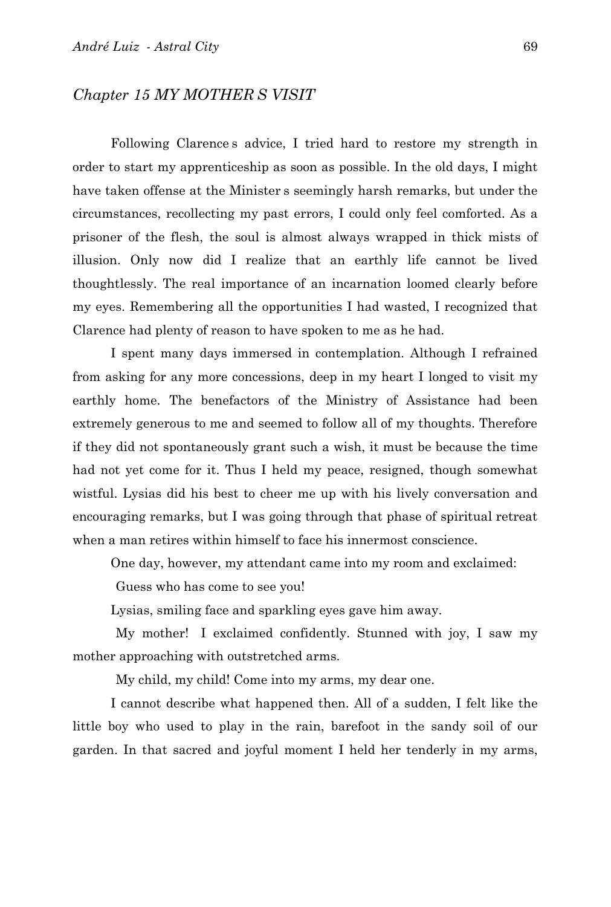## *Chapter 15 MY MOTHER S VISIT*

Following Clarence s advice, I tried hard to restore my strength in order to start my apprenticeship as soon as possible. In the old days, I might have taken offense at the Minister s seemingly harsh remarks, but under the circumstances, recollecting my past errors, I could only feel comforted. As a prisoner of the flesh, the soul is almost always wrapped in thick mists of illusion. Only now did I realize that an earthly life cannot be lived thoughtlessly. The real importance of an incarnation loomed clearly before my eyes. Remembering all the opportunities I had wasted, I recognized that Clarence had plenty of reason to have spoken to me as he had.

I spent many days immersed in contemplation. Although I refrained from asking for any more concessions, deep in my heart I longed to visit my earthly home. The benefactors of the Ministry of Assistance had been extremely generous to me and seemed to follow all of my thoughts. Therefore if they did not spontaneously grant such a wish, it must be because the time had not yet come for it. Thus I held my peace, resigned, though somewhat wistful. Lysias did his best to cheer me up with his lively conversation and encouraging remarks, but I was going through that phase of spiritual retreat when a man retires within himself to face his innermost conscience.

One day, however, my attendant came into my room and exclaimed:

Guess who has come to see you!

Lysias, smiling face and sparkling eyes gave him away.

My mother! I exclaimed confidently. Stunned with joy, I saw my mother approaching with outstretched arms.

My child, my child! Come into my arms, my dear one.

I cannot describe what happened then. All of a sudden, I felt like the little boy who used to play in the rain, barefoot in the sandy soil of our garden. In that sacred and joyful moment I held her tenderly in my arms,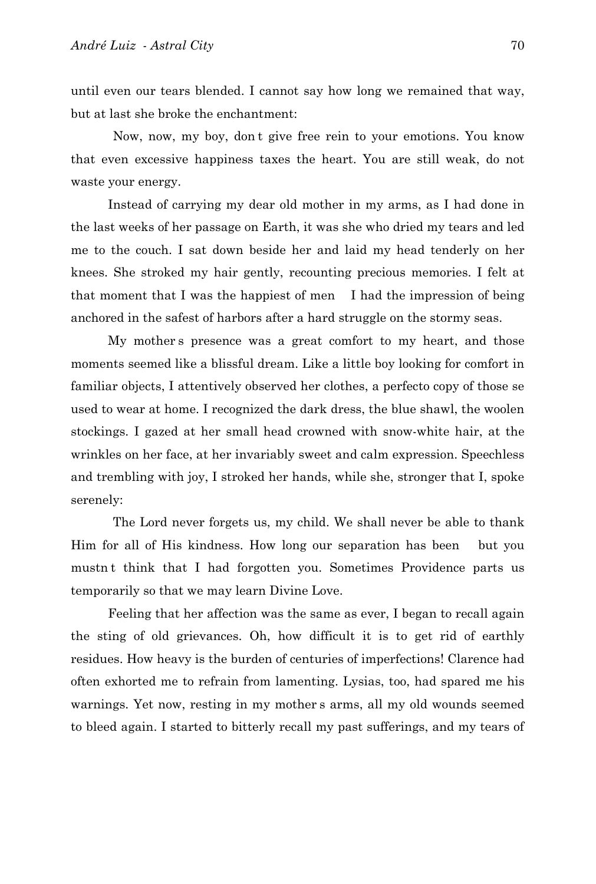until even our tears blended. I cannot say how long we remained that way, but at last she broke the enchantment:

Now, now, my boy, don t give free rein to your emotions. You know that even excessive happiness taxes the heart. You are still weak, do not waste your energy.

Instead of carrying my dear old mother in my arms, as I had done in the last weeks of her passage on Earth, it was she who dried my tears and led me to the couch. I sat down beside her and laid my head tenderly on her knees. She stroked my hair gently, recounting precious memories. I felt at that moment that I was the happiest of men  I had the impression of being anchored in the safest of harbors after a hard struggle on the stormy seas.

My mother s presence was a great comfort to my heart, and those moments seemed like a blissful dream. Like a little boy looking for comfort in familiar objects, I attentively observed her clothes, a perfecto copy of those se used to wear at home. I recognized the dark dress, the blue shawl, the woolen stockings. I gazed at her small head crowned with snow-white hair, at the wrinkles on her face, at her invariably sweet and calm expression. Speechless and trembling with joy, I stroked her hands, while she, stronger that I, spoke serenely:

The Lord never forgets us, my child. We shall never be able to thank Him for all of His kindness. How long our separation has been  but you mustn t think that I had forgotten you. Sometimes Providence parts us temporarily so that we may learn Divine Love.

Feeling that her affection was the same as ever, I began to recall again the sting of old grievances. Oh, how difficult it is to get rid of earthly residues. How heavy is the burden of centuries of imperfections! Clarence had often exhorted me to refrain from lamenting. Lysias, too, had spared me his warnings. Yet now, resting in my mother s arms, all my old wounds seemed to bleed again. I started to bitterly recall my past sufferings, and my tears of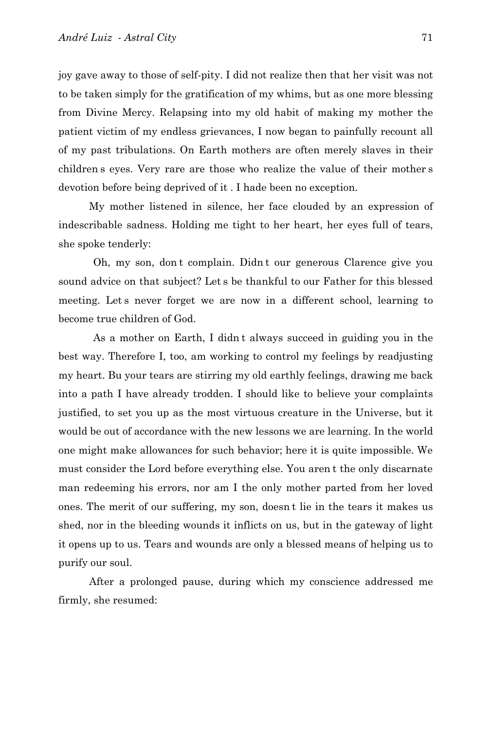joy gave away to those of self-pity. I did not realize then that her visit was not to be taken simply for the gratification of my whims, but as one more blessing from Divine Mercy. Relapsing into my old habit of making my mother the patient victim of my endless grievances, I now began to painfully recount all of my past tribulations. On Earth mothers are often merely slaves in their children s eyes. Very rare are those who realize the value of their mother s devotion before being deprived of it . I hade been no exception.

My mother listened in silence, her face clouded by an expression of indescribable sadness. Holding me tight to her heart, her eyes full of tears, she spoke tenderly:

Oh, my son, don t complain. Didn t our generous Clarence give you sound advice on that subject? Let s be thankful to our Father for this blessed meeting. Let s never forget we are now in a different school, learning to become true children of God.

As a mother on Earth, I didn t always succeed in guiding you in the best way. Therefore I, too, am working to control my feelings by readjusting my heart. Bu your tears are stirring my old earthly feelings, drawing me back into a path I have already trodden. I should like to believe your complaints justified, to set you up as the most virtuous creature in the Universe, but it would be out of accordance with the new lessons we are learning. In the world one might make allowances for such behavior; here it is quite impossible. We must consider the Lord before everything else. You aren t the only discarnate man redeeming his errors, nor am I the only mother parted from her loved ones. The merit of our suffering, my son, doesn t lie in the tears it makes us shed, nor in the bleeding wounds it inflicts on us, but in the gateway of light it opens up to us. Tears and wounds are only a blessed means of helping us to purify our soul.

After a prolonged pause, during which my conscience addressed me firmly, she resumed: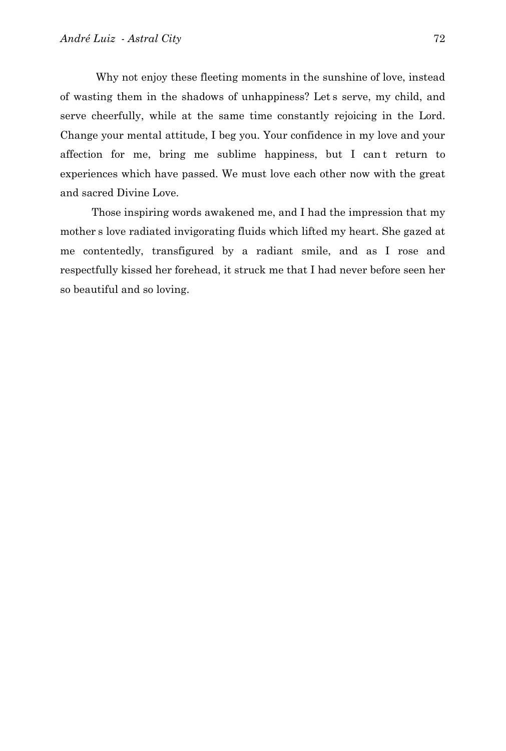Why not enjoy these fleeting moments in the sunshine of love, instead of wasting them in the shadows of unhappiness? Let s serve, my child, and serve cheerfully, while at the same time constantly rejoicing in the Lord. Change your mental attitude, I beg you. Your confidence in my love and your affection for me, bring me sublime happiness, but I can t return to experiences which have passed. We must love each other now with the great and sacred Divine Love.

Those inspiring words awakened me, and I had the impression that my mother s love radiated invigorating fluids which lifted my heart. She gazed at me contentedly, transfigured by a radiant smile, and as I rose and respectfully kissed her forehead, it struck me that I had never before seen her so beautiful and so loving.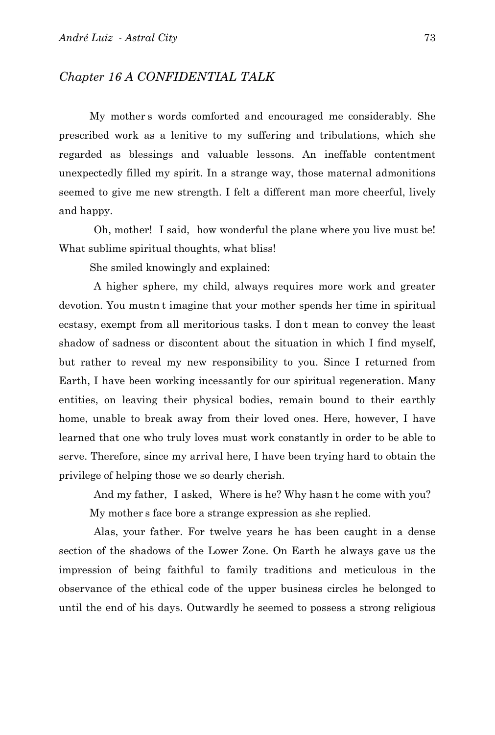## *Chapter 16 A CONFIDENTIAL TALK*

My mother s words comforted and encouraged me considerably. She prescribed work as a lenitive to my suffering and tribulations, which she regarded as blessings and valuable lessons. An ineffable contentment unexpectedly filled my spirit. In a strange way, those maternal admonitions seemed to give me new strength. I felt a different man more cheerful, lively and happy.

Oh, mother! I said, how wonderful the plane where you live must be! What sublime spiritual thoughts, what bliss!

She smiled knowingly and explained:

A higher sphere, my child, always requires more work and greater devotion. You mustn t imagine that your mother spends her time in spiritual ecstasy, exempt from all meritorious tasks. I don t mean to convey the least shadow of sadness or discontent about the situation in which I find myself, but rather to reveal my new responsibility to you. Since I returned from Earth, I have been working incessantly for our spiritual regeneration. Many entities, on leaving their physical bodies, remain bound to their earthly home, unable to break away from their loved ones. Here, however, I have learned that one who truly loves must work constantly in order to be able to serve. Therefore, since my arrival here, I have been trying hard to obtain the privilege of helping those we so dearly cherish.

And my father, I asked, Where is he? Why hasn t he come with you?

My mother s face bore a strange expression as she replied.

Alas, your father. For twelve years he has been caught in a dense section of the shadows of the Lower Zone. On Earth he always gave us the impression of being faithful to family traditions and meticulous in the observance of the ethical code of the upper business circles he belonged to until the end of his days. Outwardly he seemed to possess a strong religious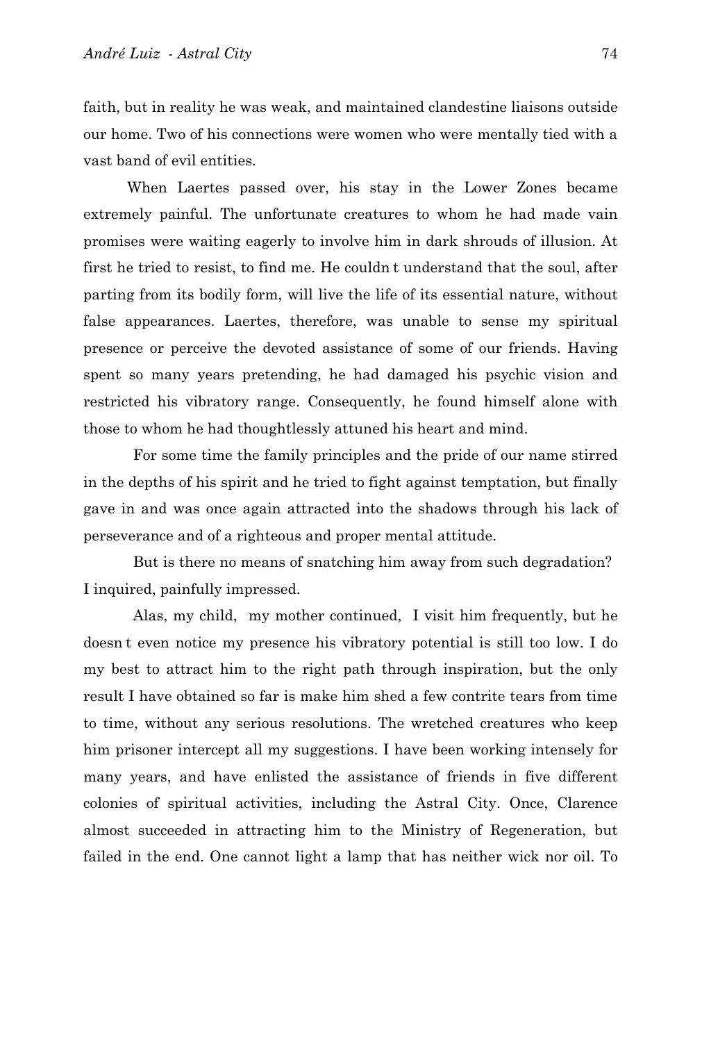faith, but in reality he was weak, and maintained clandestine liaisons outside our home. Two of his connections were women who were mentally tied with a vast band of evil entities.

When Laertes passed over, his stay in the Lower Zones became extremely painful. The unfortunate creatures to whom he had made vain promises were waiting eagerly to involve him in dark shrouds of illusion. At first he tried to resist, to find me. He couldn t understand that the soul, after parting from its bodily form, will live the life of its essential nature, without false appearances. Laertes, therefore, was unable to sense my spiritual presence or perceive the devoted assistance of some of our friends. Having spent so many years pretending, he had damaged his psychic vision and restricted his vibratory range. Consequently, he found himself alone with those to whom he had thoughtlessly attuned his heart and mind.

For some time the family principles and the pride of our name stirred in the depths of his spirit and he tried to fight against temptation, but finally gave in and was once again attracted into the shadows through his lack of perseverance and of a righteous and proper mental attitude.

But is there no means of snatching him away from such degradation? I inquired, painfully impressed.

Alas, my child, my mother continued, I visit him frequently, but he doesn t even notice my presence his vibratory potential is still too low. I do my best to attract him to the right path through inspiration, but the only result I have obtained so far is make him shed a few contrite tears from time to time, without any serious resolutions. The wretched creatures who keep him prisoner intercept all my suggestions. I have been working intensely for many years, and have enlisted the assistance of friends in five different colonies of spiritual activities, including the Astral City. Once, Clarence almost succeeded in attracting him to the Ministry of Regeneration, but failed in the end. One cannot light a lamp that has neither wick nor oil. To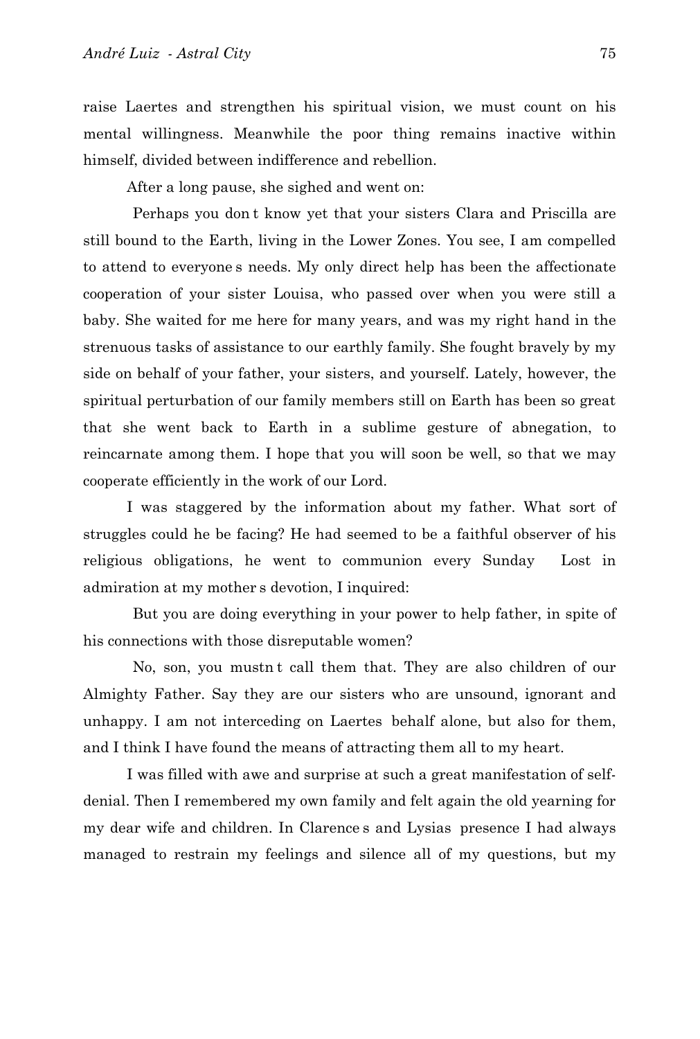raise Laertes and strengthen his spiritual vision, we must count on his mental willingness. Meanwhile the poor thing remains inactive within himself, divided between indifference and rebellion.

After a long pause, she sighed and went on:

Perhaps you don t know yet that your sisters Clara and Priscilla are still bound to the Earth, living in the Lower Zones. You see, I am compelled to attend to everyone s needs. My only direct help has been the affectionate cooperation of your sister Louisa, who passed over when you were still a baby. She waited for me here for many years, and was my right hand in the strenuous tasks of assistance to our earthly family. She fought bravely by my side on behalf of your father, your sisters, and yourself. Lately, however, the spiritual perturbation of our family members still on Earth has been so great that she went back to Earth in a sublime gesture of abnegation, to reincarnate among them. I hope that you will soon be well, so that we may cooperate efficiently in the work of our Lord.

I was staggered by the information about my father. What sort of struggles could he be facing? He had seemed to be a faithful observer of his religious obligations, he went to communion every Sunday  Lost in admiration at my mother s devotion, I inquired:

But you are doing everything in your power to help father, in spite of his connections with those disreputable women?

No, son, you mustn t call them that. They are also children of our Almighty Father. Say they are our sisters who are unsound, ignorant and unhappy. I am not interceding on Laertes  behalf alone, but also for them, and I think I have found the means of attracting them all to my heart.

I was filled with awe and surprise at such a great manifestation of self-denial. Then I remembered my own family and felt again the old yearning for my dear wife and children. In Clarence s and Lysias  presence I had always managed to restrain my feelings and silence all of my questions, but my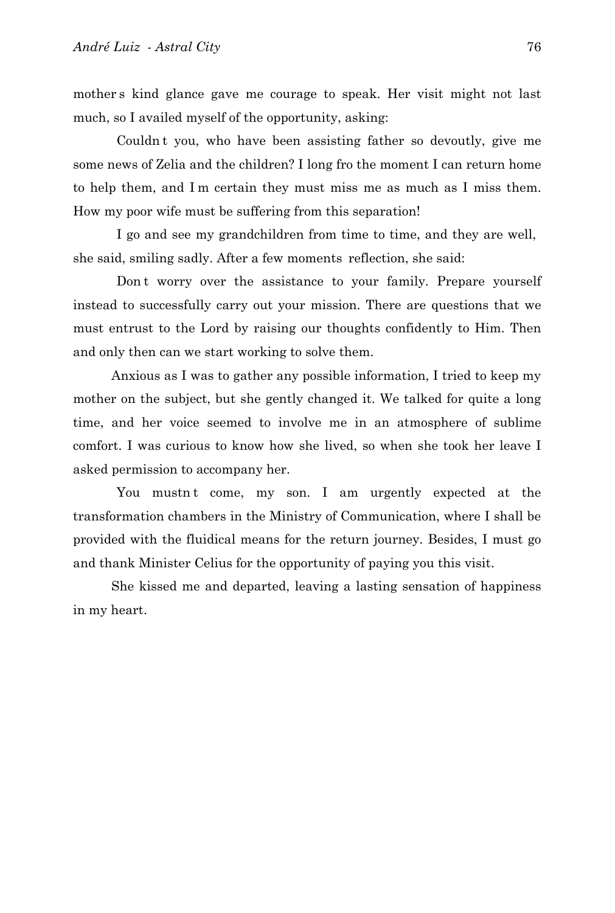mother s kind glance gave me courage to speak. Her visit might not last much, so I availed myself of the opportunity, asking:

Couldn t you, who have been assisting father so devoutly, give me some news of Zelia and the children? I long fro the moment I can return home to help them, and I m certain they must miss me as much as I miss them. How my poor wife must be suffering from this separation!

I go and see my grandchildren from time to time, and they are well, she said, smiling sadly. After a few moments reflection, she said:

Don t worry over the assistance to your family. Prepare yourself instead to successfully carry out your mission. There are questions that we must entrust to the Lord by raising our thoughts confidently to Him. Then and only then can we start working to solve them.

Anxious as I was to gather any possible information, I tried to keep my mother on the subject, but she gently changed it. We talked for quite a long time, and her voice seemed to involve me in an atmosphere of sublime comfort. I was curious to know how she lived, so when she took her leave I asked permission to accompany her.

You mustn t come, my son. I am urgently expected at the transformation chambers in the Ministry of Communication, where I shall be provided with the fluidical means for the return journey. Besides, I must go and thank Minister Celius for the opportunity of paying you this visit.

She kissed me and departed, leaving a lasting sensation of happiness in my heart.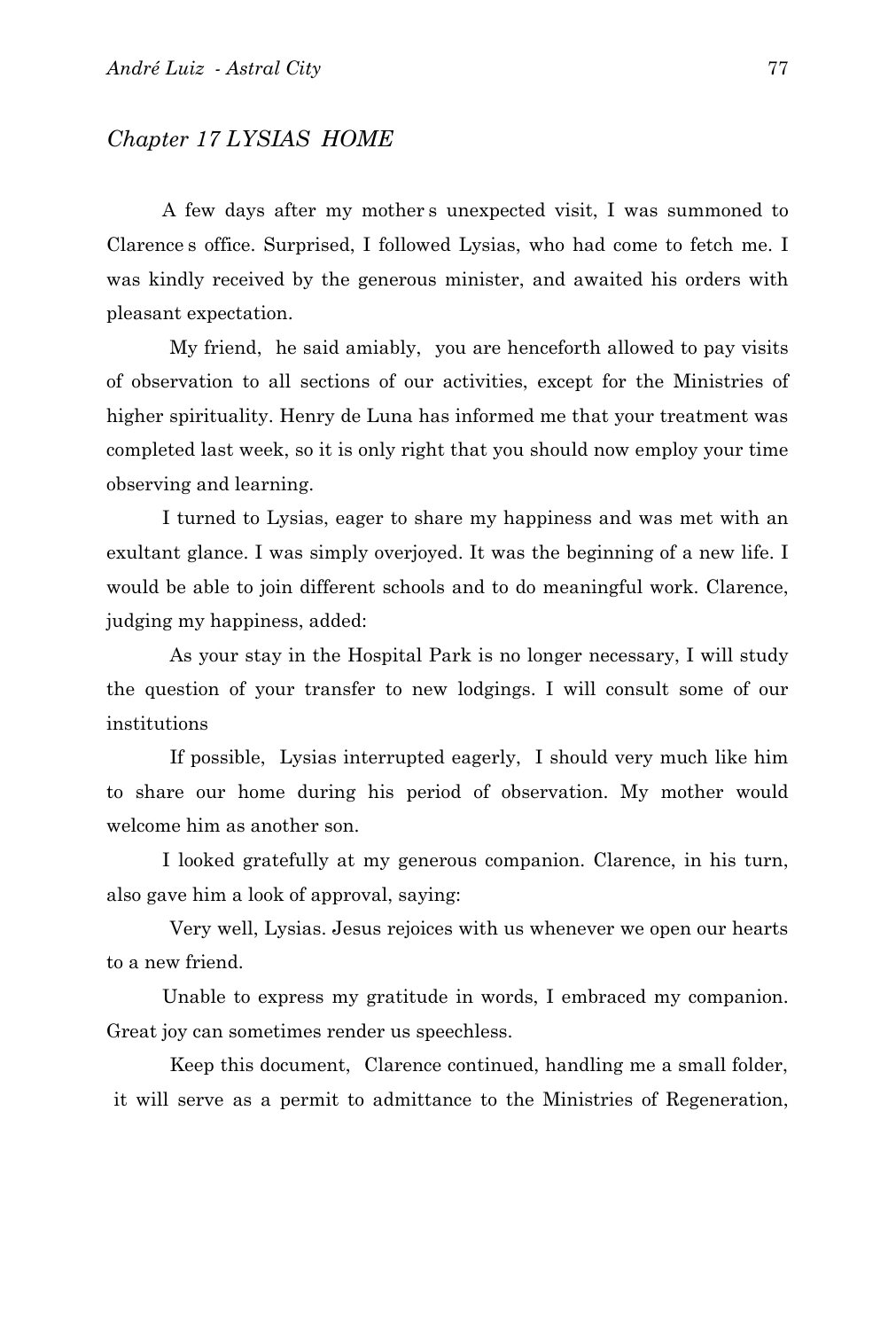*Chapter 17 LYSIAS HOME*

A few days after my mother s unexpected visit, I was summoned to Clarence s office. Surprised, I followed Lysias, who had come to fetch me. I was kindly received by the generous minister, and awaited his orders with pleasant expectation.

My friend, he said amiably, you are henceforth allowed to pay visits of observation to all sections of our activities, except for the Ministries of higher spirituality. Henry de Luna has informed me that your treatment was completed last week, so it is only right that you should now employ your time observing and learning.

I turned to Lysias, eager to share my happiness and was met with an exultant glance. I was simply overjoyed. It was the beginning of a new life. I would be able to join different schools and to do meaningful work. Clarence, judging my happiness, added:

As your stay in the Hospital Park is no longer necessary, I will study the question of your transfer to new lodgings. I will consult some of our institutions

If possible, Lysias interrupted eagerly, I should very much like him to share our home during his period of observation. My mother would welcome him as another son.

I looked gratefully at my generous companion. Clarence, in his turn, also gave him a look of approval, saying:

Very well, Lysias. Jesus rejoices with us whenever we open our hearts to a new friend.

Unable to express my gratitude in words, I embraced my companion. Great joy can sometimes render us speechless.

Keep this document, Clarence continued, handling me a small folder, it will serve as a permit to admittance to the Ministries of Regeneration,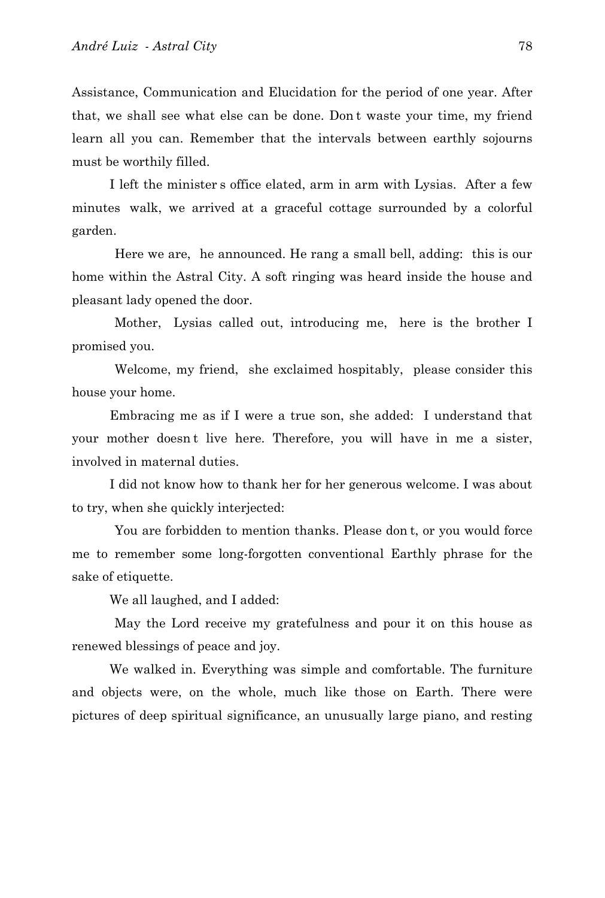Assistance, Communication and Elucidation for the period of one year. After that, we shall see what else can be done. Don t waste your time, my friend learn all you can. Remember that the intervals between earthly sojourns must be worthily filled.

I left the minister s office elated, arm in arm with Lysias. After a few minutes walk, we arrived at a graceful cottage surrounded by a colorful garden.

Here we are, he announced. He rang a small bell, adding: this is our home within the Astral City. A soft ringing was heard inside the house and pleasant lady opened the door.

Mother, Lysias called out, introducing me, here is the brother I promised you.

Welcome, my friend, she exclaimed hospitably, please consider this house your home.

Embracing me as if I were a true son, she added: I understand that your mother doesn t live here. Therefore, you will have in me a sister, involved in maternal duties.

I did not know how to thank her for her generous welcome. I was about to try, when she quickly interjected:

You are forbidden to mention thanks. Please don t, or you would force me to remember some long-forgotten conventional Earthly phrase for the sake of etiquette.

We all laughed, and I added:

May the Lord receive my gratefulness and pour it on this house as renewed blessings of peace and joy.

We walked in. Everything was simple and comfortable. The furniture and objects were, on the whole, much like those on Earth. There were pictures of deep spiritual significance, an unusually large piano, and resting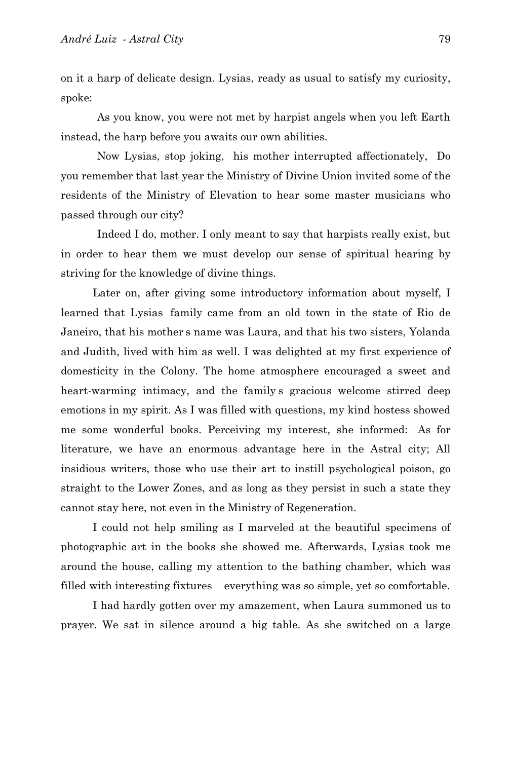on it a harp of delicate design. Lysias, ready as usual to satisfy my curiosity, spoke:

As you know, you were not met by harpist angels when you left Earth instead, the harp before you awaits our own abilities.

Now Lysias, stop joking, his mother interrupted affectionately, Do you remember that last year the Ministry of Divine Union invited some of the residents of the Ministry of Elevation to hear some master musicians who passed through our city?

Indeed I do, mother. I only meant to say that harpists really exist, but in order to hear them we must develop our sense of spiritual hearing by striving for the knowledge of divine things.

Later on, after giving some introductory information about myself, I learned that Lysias family came from an old town in the state of Rio de Janeiro, that his mother s name was Laura, and that his two sisters, Yolanda and Judith, lived with him as well. I was delighted at my first experience of domesticity in the Colony. The home atmosphere encouraged a sweet and heart-warming intimacy, and the family s gracious welcome stirred deep emotions in my spirit. As I was filled with questions, my kind hostess showed me some wonderful books. Perceiving my interest, she informed: As for literature, we have an enormous advantage here in the Astral city; All insidious writers, those who use their art to instill psychological poison, go straight to the Lower Zones, and as long as they persist in such a state they cannot stay here, not even in the Ministry of Regeneration.

I could not help smiling as I marveled at the beautiful specimens of photographic art in the books she showed me. Afterwards, Lysias took me around the house, calling my attention to the bathing chamber, which was filled with interesting fixtures everything was so simple, yet so comfortable.

I had hardly gotten over my amazement, when Laura summoned us to prayer. We sat in silence around a big table. As she switched on a large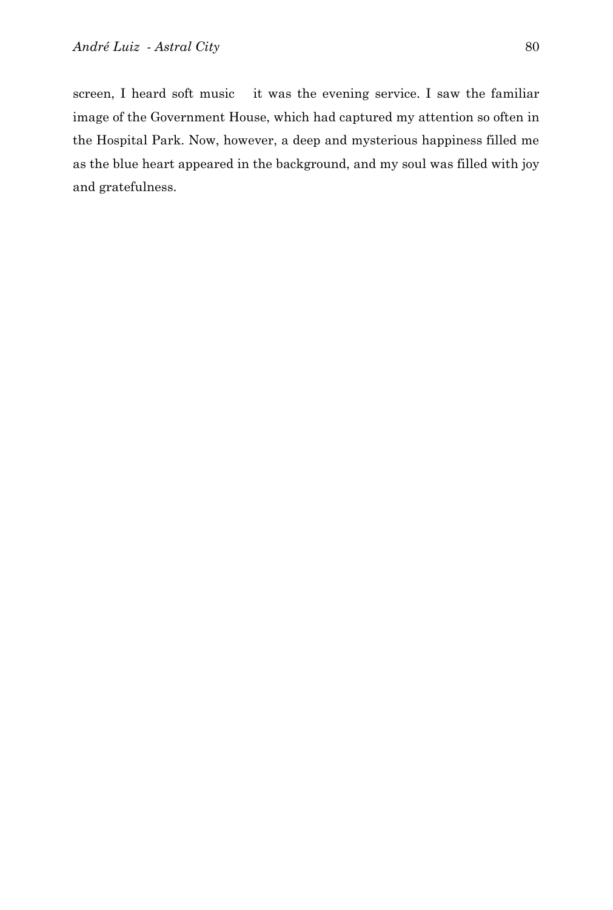screen, I heard soft music   it was the evening service. I saw the familiar image of the Government House, which had captured my attention so often in the Hospital Park. Now, however, a deep and mysterious happiness filled me as the blue heart appeared in the background, and my soul was filled with joy and gratefulness.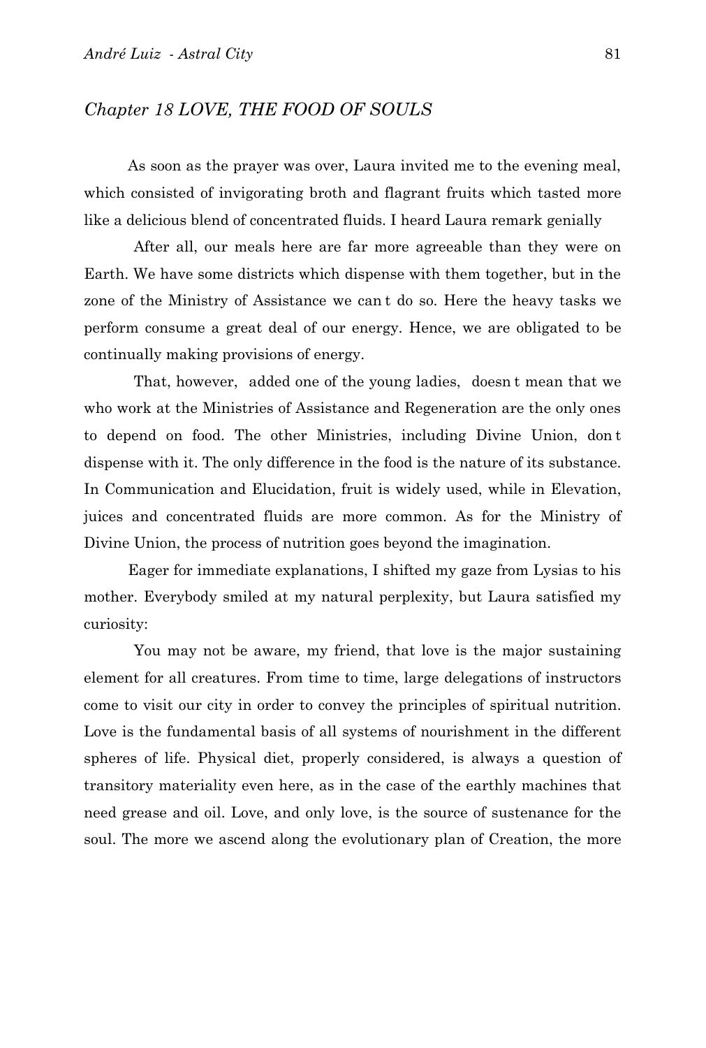## *Chapter 18 LOVE, THE FOOD OF SOULS*

As soon as the prayer was over, Laura invited me to the evening meal, which consisted of invigorating broth and flagrant fruits which tasted more like a delicious blend of concentrated fluids. I heard Laura remark genially

After all, our meals here are far more agreeable than they were on Earth. We have some districts which dispense with them together, but in the zone of the Ministry of Assistance we can t do so. Here the heavy tasks we perform consume a great deal of our energy. Hence, we are obligated to be continually making provisions of energy.

That, however, added one of the young ladies, doesn t mean that we who work at the Ministries of Assistance and Regeneration are the only ones to depend on food. The other Ministries, including Divine Union, don t dispense with it. The only difference in the food is the nature of its substance. In Communication and Elucidation, fruit is widely used, while in Elevation, juices and concentrated fluids are more common. As for the Ministry of Divine Union, the process of nutrition goes beyond the imagination.

Eager for immediate explanations, I shifted my gaze from Lysias to his mother. Everybody smiled at my natural perplexity, but Laura satisfied my curiosity:

You may not be aware, my friend, that love is the major sustaining element for all creatures. From time to time, large delegations of instructors come to visit our city in order to convey the principles of spiritual nutrition. Love is the fundamental basis of all systems of nourishment in the different spheres of life. Physical diet, properly considered, is always a question of transitory materiality even here, as in the case of the earthly machines that need grease and oil. Love, and only love, is the source of sustenance for the soul. The more we ascend along the evolutionary plan of Creation, the more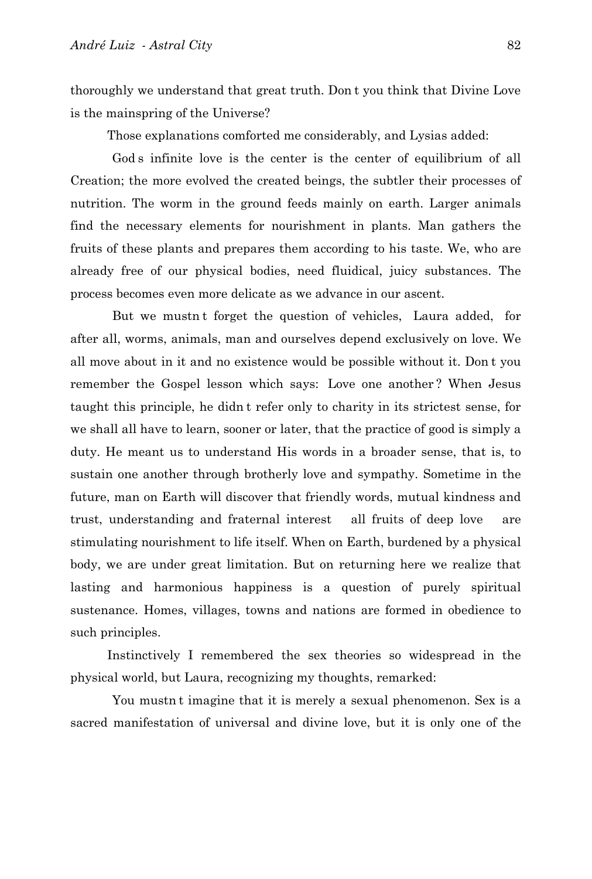thoroughly we understand that great truth. Don t you think that Divine Love is the mainspring of the Universe?

Those explanations comforted me considerably, and Lysias added:

God s infinite love is the center is the center of equilibrium of all Creation; the more evolved the created beings, the subtler their processes of nutrition. The worm in the ground feeds mainly on earth. Larger animals find the necessary elements for nourishment in plants. Man gathers the fruits of these plants and prepares them according to his taste. We, who are already free of our physical bodies, need fluidical, juicy substances. The process becomes even more delicate as we advance in our ascent.

But we mustn t forget the question of vehicles, Laura added, for after all, worms, animals, man and ourselves depend exclusively on love. We all move about in it and no existence would be possible without it. Don t you remember the Gospel lesson which says: Love one another ? When Jesus taught this principle, he didn t refer only to charity in its strictest sense, for we shall all have to learn, sooner or later, that the practice of good is simply a duty. He meant us to understand His words in a broader sense, that is, to sustain one another through brotherly love and sympathy. Sometime in the future, man on Earth will discover that friendly words, mutual kindness and trust, understanding and fraternal interest all fruits of deep love are stimulating nourishment to life itself. When on Earth, burdened by a physical body, we are under great limitation. But on returning here we realize that lasting and harmonious happiness is a question of purely spiritual sustenance. Homes, villages, towns and nations are formed in obedience to such principles.

Instinctively I remembered the sex theories so widespread in the physical world, but Laura, recognizing my thoughts, remarked:

You mustn t imagine that it is merely a sexual phenomenon. Sex is a sacred manifestation of universal and divine love, but it is only one of the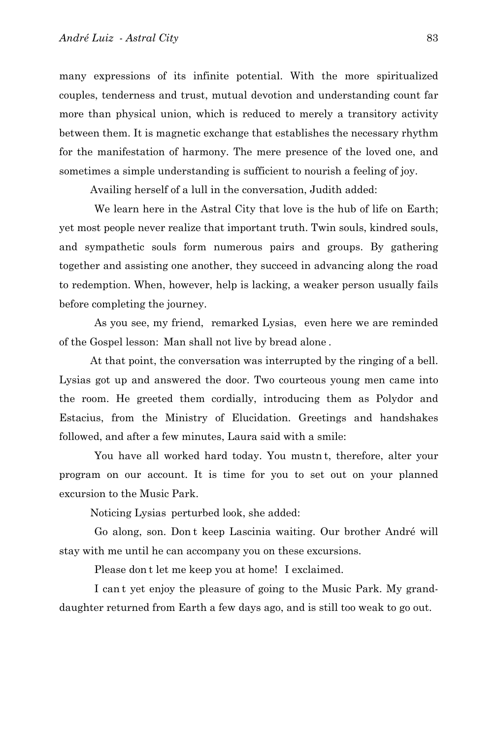many expressions of its infinite potential. With the more spiritualized couples, tenderness and trust, mutual devotion and understanding count far more than physical union, which is reduced to merely a transitory activity between them. It is magnetic exchange that establishes the necessary rhythm for the manifestation of harmony. The mere presence of the loved one, and sometimes a simple understanding is sufficient to nourish a feeling of joy.

Availing herself of a lull in the conversation, Judith added:

We learn here in the Astral City that love is the hub of life on Earth; yet most people never realize that important truth. Twin souls, kindred souls, and sympathetic souls form numerous pairs and groups. By gathering together and assisting one another, they succeed in advancing along the road to redemption. When, however, help is lacking, a weaker person usually fails before completing the journey.

As you see, my friend, remarked Lysias, even here we are reminded of the Gospel lesson: Man shall not live by bread alone .

At that point, the conversation was interrupted by the ringing of a bell. Lysias got up and answered the door. Two courteous young men came into the room. He greeted them cordially, introducing them as Polydor and Estacius, from the Ministry of Elucidation. Greetings and handshakes followed, and after a few minutes, Laura said with a smile:

You have all worked hard today. You mustn t, therefore, alter your program on our account. It is time for you to set out on your planned excursion to the Music Park.

Noticing Lysias perturbed look, she added:

Go along, son. Don t keep Lascinia waiting. Our brother André will stay with me until he can accompany you on these excursions.

Please don t let me keep you at home! I exclaimed.

I can t yet enjoy the pleasure of going to the Music Park. My grand-daughter returned from Earth a few days ago, and is still too weak to go out.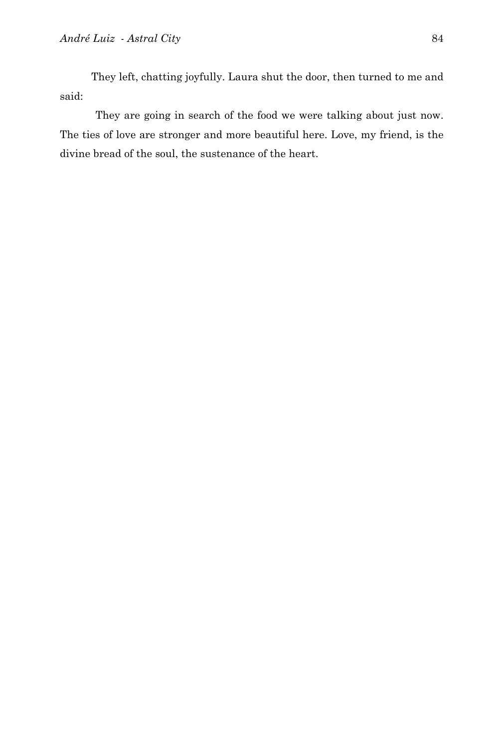They left, chatting joyfully. Laura shut the door, then turned to me and said:

They are going in search of the food we were talking about just now. The ties of love are stronger and more beautiful here. Love, my friend, is the divine bread of the soul, the sustenance of the heart.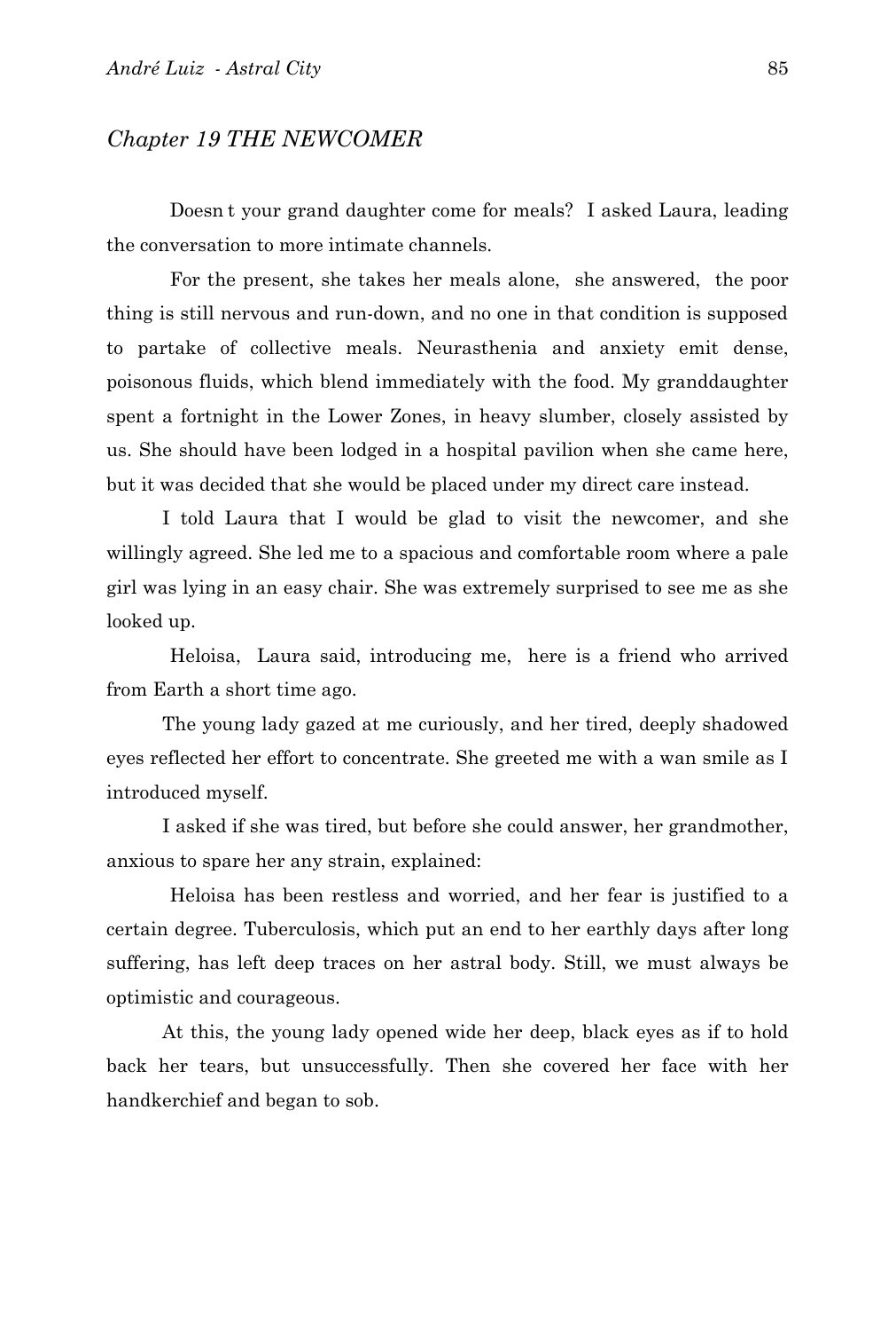*Chapter 19 THE NEWCOMER*

Doesn t your grand daughter come for meals? I asked Laura, leading the conversation to more intimate channels.

For the present, she takes her meals alone, she answered, the poor thing is still nervous and run-down, and no one in that condition is supposed to partake of collective meals. Neurasthenia and anxiety emit dense, poisonous fluids, which blend immediately with the food. My granddaughter spent a fortnight in the Lower Zones, in heavy slumber, closely assisted by us. She should have been lodged in a hospital pavilion when she came here, but it was decided that she would be placed under my direct care instead.

I told Laura that I would be glad to visit the newcomer, and she willingly agreed. She led me to a spacious and comfortable room where a pale girl was lying in an easy chair. She was extremely surprised to see me as she looked up.

Heloisa, Laura said, introducing me, here is a friend who arrived from Earth a short time ago.

The young lady gazed at me curiously, and her tired, deeply shadowed eyes reflected her effort to concentrate. She greeted me with a wan smile as I introduced myself.

I asked if she was tired, but before she could answer, her grandmother, anxious to spare her any strain, explained:

Heloisa has been restless and worried, and her fear is justified to a certain degree. Tuberculosis, which put an end to her earthly days after long suffering, has left deep traces on her astral body. Still, we must always be optimistic and courageous.

At this, the young lady opened wide her deep, black eyes as if to hold back her tears, but unsuccessfully. Then she covered her face with her handkerchief and began to sob.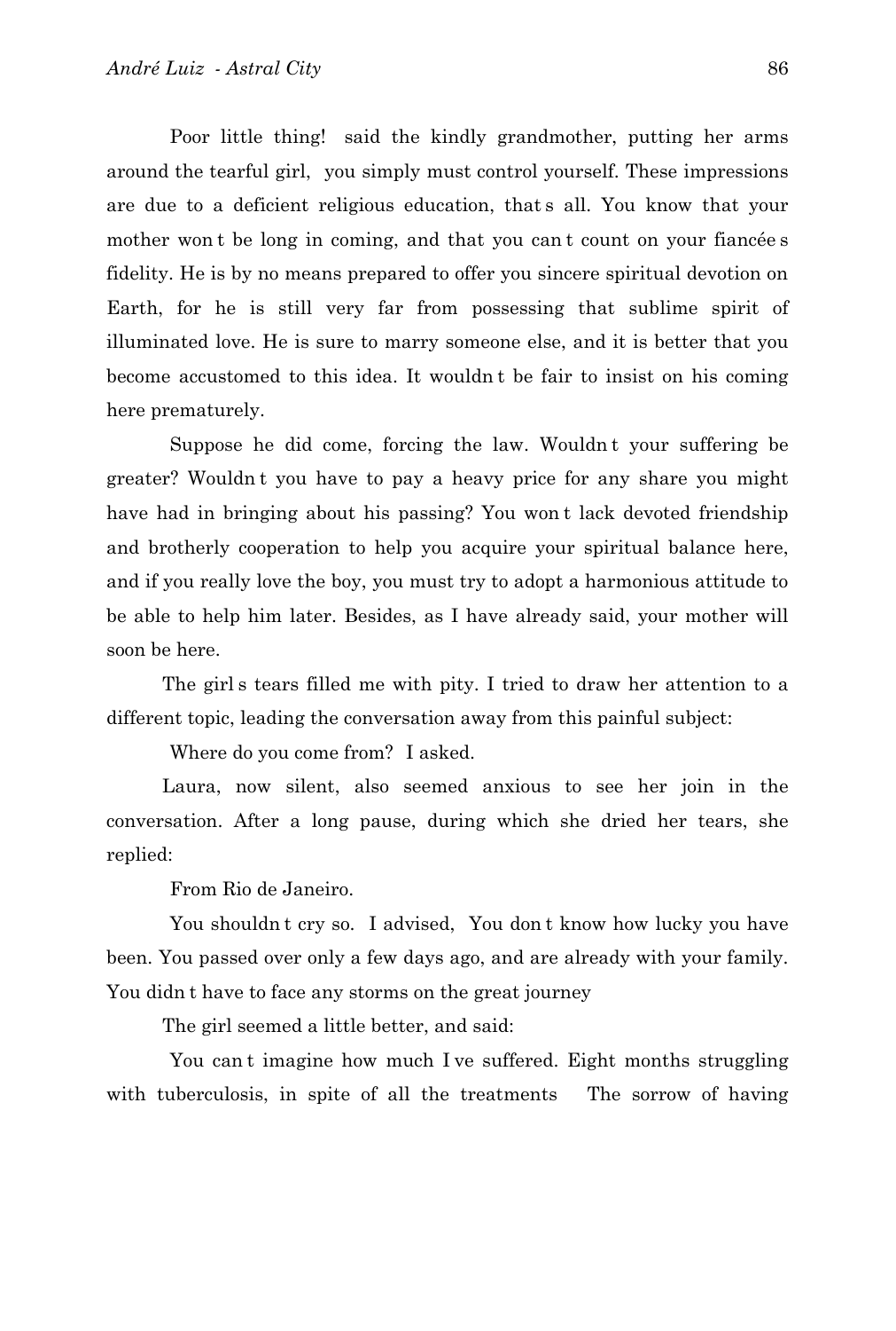Poor little thing! said the kindly grandmother, putting her arms around the tearful girl, you simply must control yourself. These impressions are due to a deficient religious education, that s all. You know that your mother won t be long in coming, and that you can t count on your fiancée s fidelity. He is by no means prepared to offer you sincere spiritual devotion on Earth, for he is still very far from possessing that sublime spirit of illuminated love. He is sure to marry someone else, and it is better that you become accustomed to this idea. It wouldn t be fair to insist on his coming here prematurely.

Suppose he did come, forcing the law. Wouldn t your suffering be greater? Wouldn t you have to pay a heavy price for any share you might have had in bringing about his passing? You won t lack devoted friendship and brotherly cooperation to help you acquire your spiritual balance here, and if you really love the boy, you must try to adopt a harmonious attitude to be able to help him later. Besides, as I have already said, your mother will soon be here.

The girl s tears filled me with pity. I tried to draw her attention to a different topic, leading the conversation away from this painful subject:

Where do you come from? I asked.

Laura, now silent, also seemed anxious to see her join in the conversation. After a long pause, during which she dried her tears, she replied:

From Rio de Janeiro.

You shouldn t cry so. I advised, You don t know how lucky you have been. You passed over only a few days ago, and are already with your family. You didn t have to face any storms on the great journey

The girl seemed a little better, and said:

You can t imagine how much I ve suffered. Eight months struggling with tuberculosis, in spite of all the treatments The sorrow of having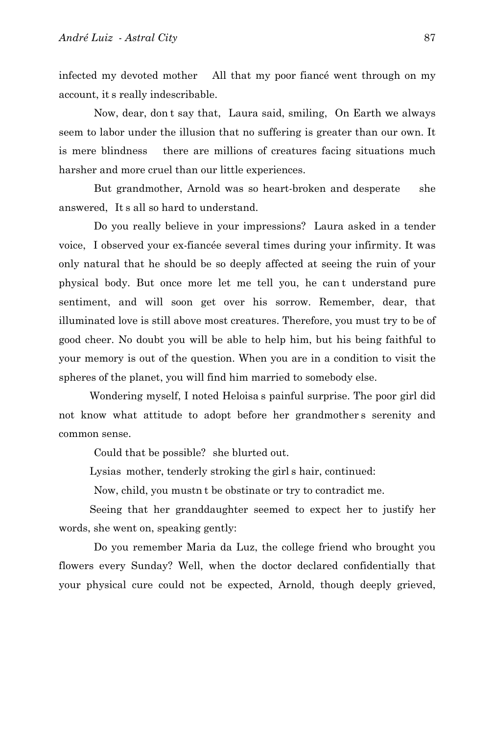infected my devoted mother  All that my poor fiancé went through on my account, it s really indescribable.

 Now, dear, don t say that,  Laura said, smiling,  On Earth we always seem to labor under the illusion that no suffering is greater than our own. It is mere blindness  there are millions of creatures facing situations much harsher and more cruel than our little experiences.

 But grandmother, Arnold was so heart-broken and desperate  she answered,  It s all so hard to understand.

 Do you really believe in your impressions?  Laura asked in a tender voice,  I observed your ex-fiancée several times during your infirmity. It was only natural that he should be so deeply affected at seeing the ruin of your physical body. But once more let me tell you, he can t understand pure sentiment, and will soon get over his sorrow. Remember, dear, that illuminated love is still above most creatures. Therefore, you must try to be of good cheer. No doubt you will be able to help him, but his being faithful to your memory is out of the question. When you are in a condition to visit the spheres of the planet, you will find him married to somebody else.

Wondering myself, I noted Heloisa s painful surprise. The poor girl did not know what attitude to adopt before her grandmother s serenity and common sense.

 Could that be possible?  she blurted out.

Lysias  mother, tenderly stroking the girl s hair, continued:

 Now, child, you mustn t be obstinate or try to contradict me.

Seeing that her granddaughter seemed to expect her to justify her words, she went on, speaking gently:

 Do you remember Maria da Luz, the college friend who brought you flowers every Sunday? Well, when the doctor declared confidentially that your physical cure could not be expected, Arnold, though deeply grieved,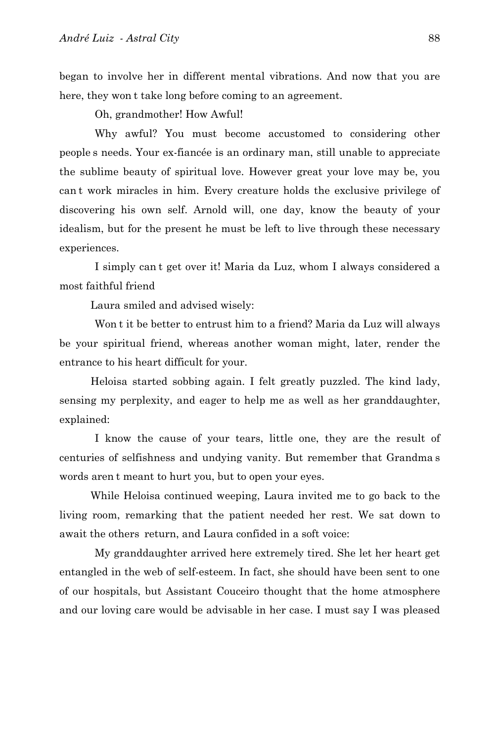began to involve her in different mental vibrations. And now that you are here, they won t take long before coming to an agreement.

Oh, grandmother! How Awful!

Why awful? You must become accustomed to considering other people s needs. Your ex-fiancée is an ordinary man, still unable to appreciate the sublime beauty of spiritual love. However great your love may be, you can t work miracles in him. Every creature holds the exclusive privilege of discovering his own self. Arnold will, one day, know the beauty of your idealism, but for the present he must be left to live through these necessary experiences.

I simply can t get over it! Maria da Luz, whom I always considered a most faithful friend

Laura smiled and advised wisely:

Won t it be better to entrust him to a friend? Maria da Luz will always be your spiritual friend, whereas another woman might, later, render the entrance to his heart difficult for your.

Heloisa started sobbing again. I felt greatly puzzled. The kind lady, sensing my perplexity, and eager to help me as well as her granddaughter, explained:

I know the cause of your tears, little one, they are the result of centuries of selfishness and undying vanity. But remember that Grandma s words aren t meant to hurt you, but to open your eyes.

While Heloisa continued weeping, Laura invited me to go back to the living room, remarking that the patient needed her rest. We sat down to await the others return, and Laura confided in a soft voice:

My granddaughter arrived here extremely tired. She let her heart get entangled in the web of self-esteem. In fact, she should have been sent to one of our hospitals, but Assistant Couceiro thought that the home atmosphere and our loving care would be advisable in her case. I must say I was pleased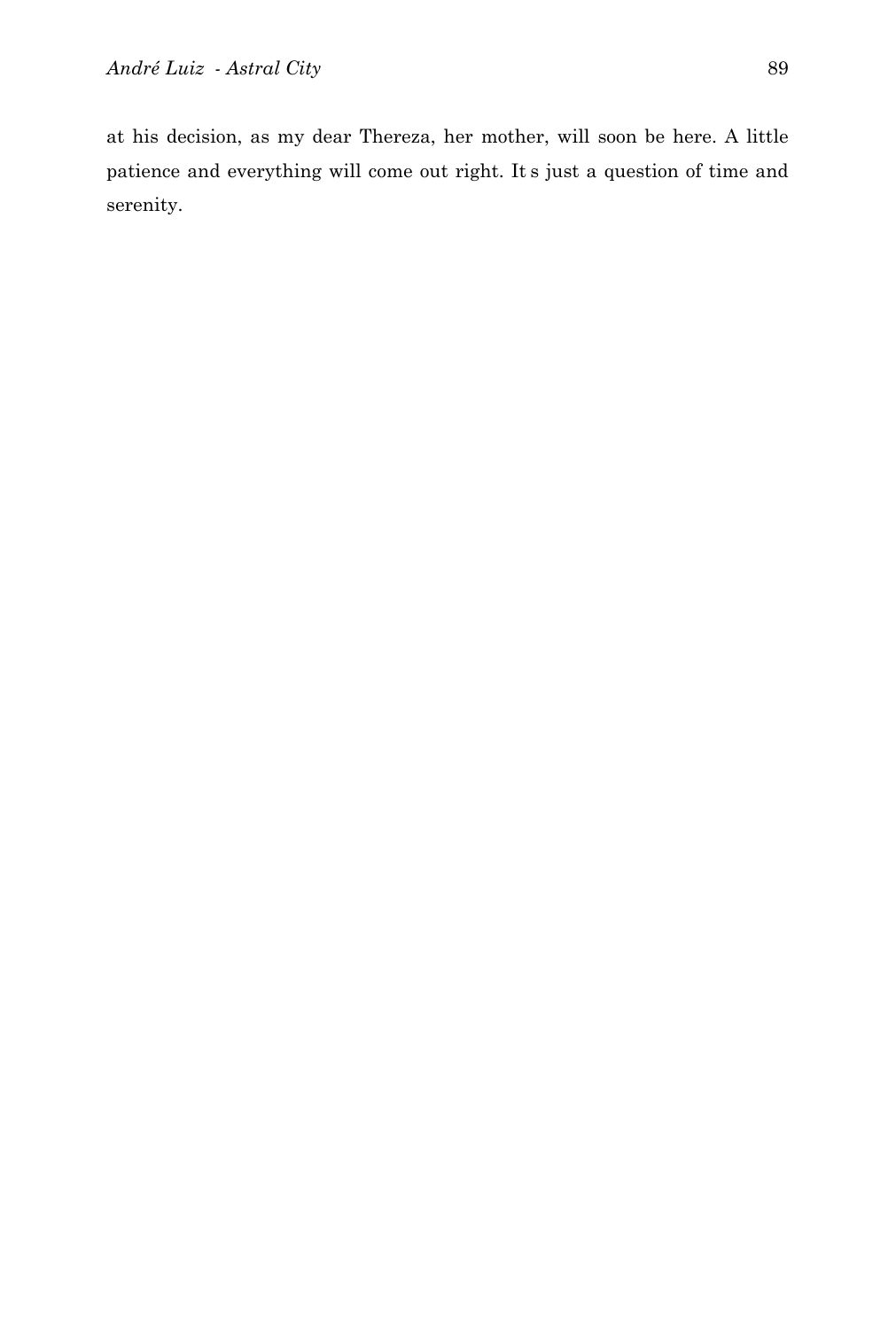at his decision, as my dear Thereza, her mother, will soon be here. A little patience and everything will come out right. It s just a question of time and serenity.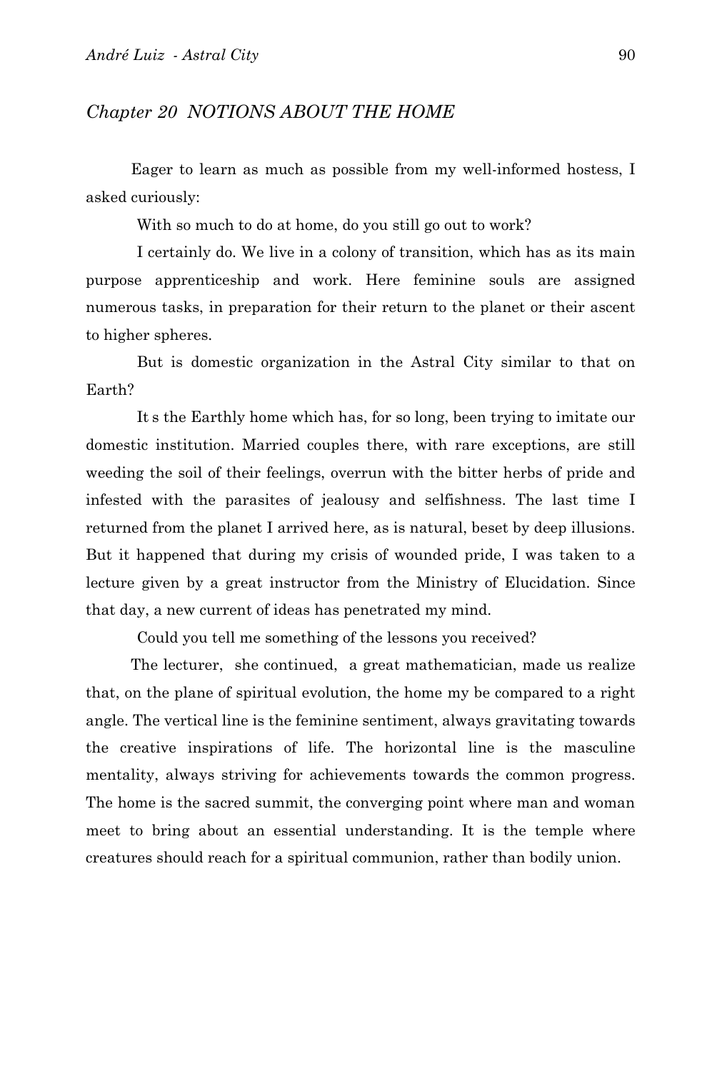## *Chapter 20 NOTIONS ABOUT THE HOME*

Eager to learn as much as possible from my well-informed hostess, I asked curiously:

With so much to do at home, do you still go out to work?

I certainly do. We live in a colony of transition, which has as its main purpose apprenticeship and work. Here feminine souls are assigned numerous tasks, in preparation for their return to the planet or their ascent to higher spheres.

But is domestic organization in the Astral City similar to that on Earth?

It s the Earthly home which has, for so long, been trying to imitate our domestic institution. Married couples there, with rare exceptions, are still weeding the soil of their feelings, overrun with the bitter herbs of pride and infested with the parasites of jealousy and selfishness. The last time I returned from the planet I arrived here, as is natural, beset by deep illusions. But it happened that during my crisis of wounded pride, I was taken to a lecture given by a great instructor from the Ministry of Elucidation. Since that day, a new current of ideas has penetrated my mind.

Could you tell me something of the lessons you received?

The lecturer, she continued, a great mathematician, made us realize that, on the plane of spiritual evolution, the home my be compared to a right angle. The vertical line is the feminine sentiment, always gravitating towards the creative inspirations of life. The horizontal line is the masculine mentality, always striving for achievements towards the common progress. The home is the sacred summit, the converging point where man and woman meet to bring about an essential understanding. It is the temple where creatures should reach for a spiritual communion, rather than bodily union.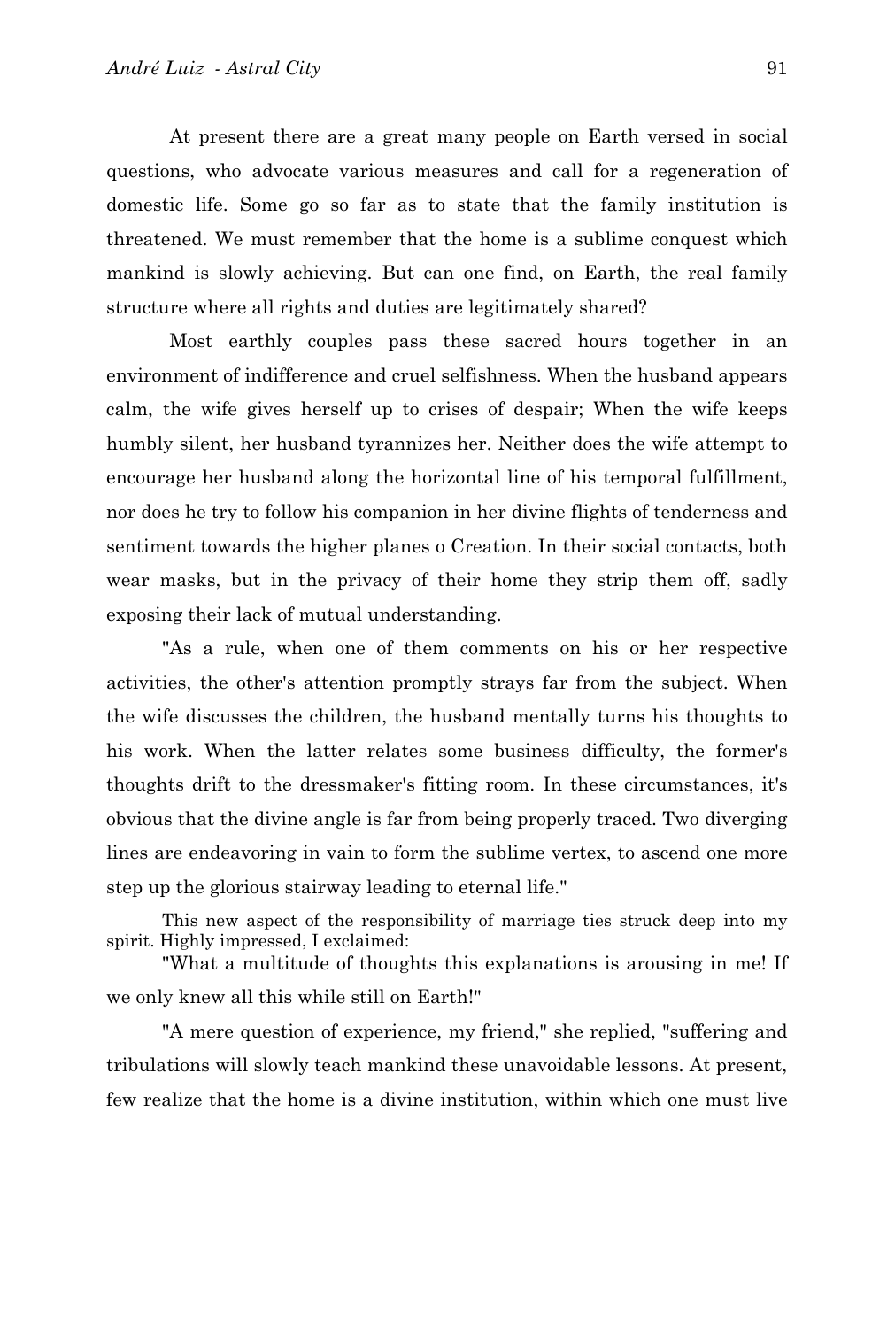At present there are a great many people on Earth versed in social questions, who advocate various measures and call for a regeneration of domestic life. Some go so far as to state that the family institution is threatened. We must remember that the home is a sublime conquest which mankind is slowly achieving. But can one find, on Earth, the real family structure where all rights and duties are legitimately shared?

Most earthly couples pass these sacred hours together in an environment of indifference and cruel selfishness. When the husband appears calm, the wife gives herself up to crises of despair; When the wife keeps humbly silent, her husband tyrannizes her. Neither does the wife attempt to encourage her husband along the horizontal line of his temporal fulfillment, nor does he try to follow his companion in her divine flights of tenderness and sentiment towards the higher planes o Creation. In their social contacts, both wear masks, but in the privacy of their home they strip them off, sadly exposing their lack of mutual understanding.

"As a rule, when one of them comments on his or her respective activities, the other's attention promptly strays far from the subject. When the wife discusses the children, the husband mentally turns his thoughts to his work. When the latter relates some business difficulty, the former's thoughts drift to the dressmaker's fitting room. In these circumstances, it's obvious that the divine angle is far from being properly traced. Two diverging lines are endeavoring in vain to form the sublime vertex, to ascend one more step up the glorious stairway leading to eternal life."

This new aspect of the responsibility of marriage ties struck deep into my spirit. Highly impressed, I exclaimed:

"What a multitude of thoughts this explanations is arousing in me! If we only knew all this while still on Earth!"

"A mere question of experience, my friend," she replied, "suffering and tribulations will slowly teach mankind these unavoidable lessons. At present, few realize that the home is a divine institution, within which one must live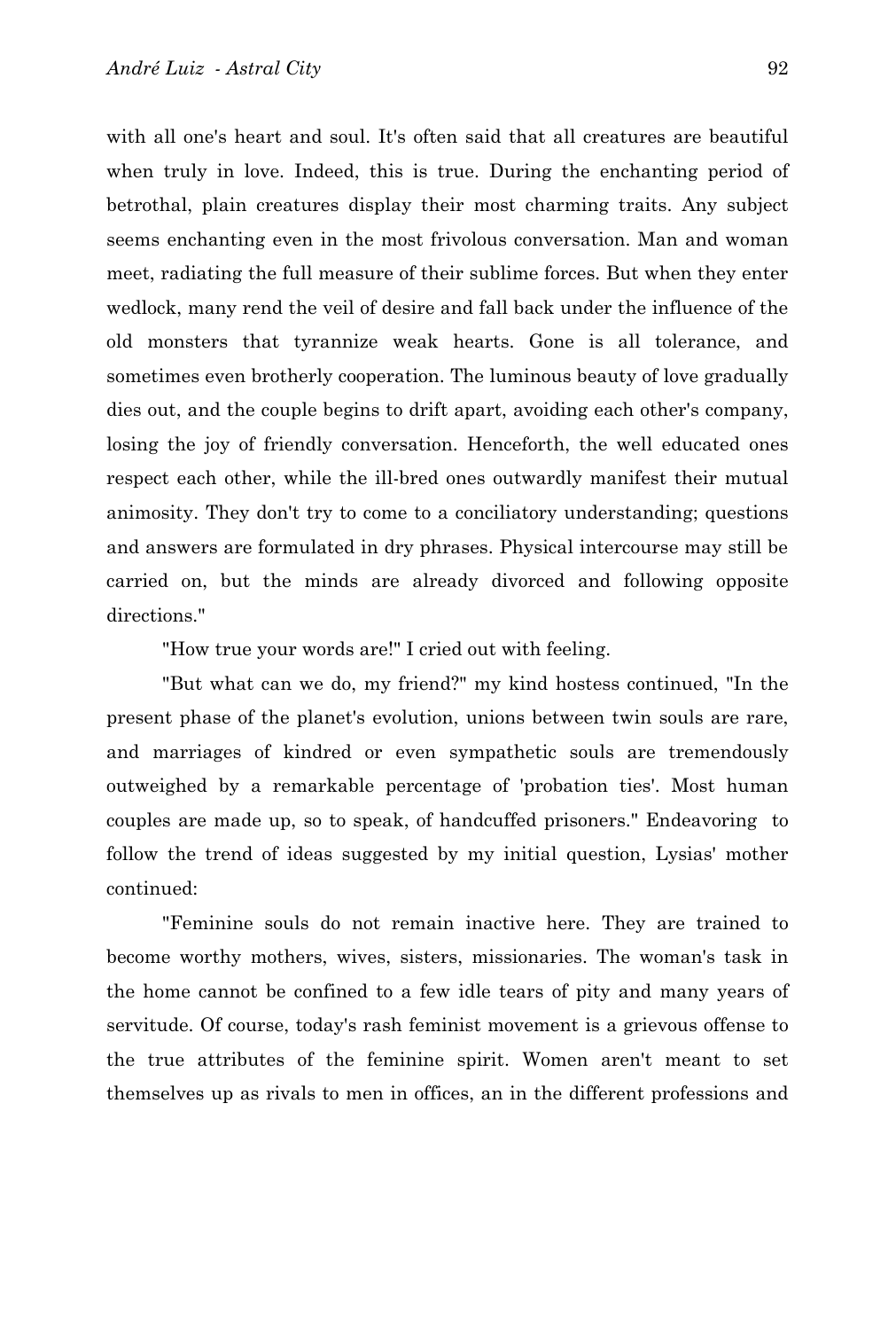with all one's heart and soul. It's often said that all creatures are beautiful when truly in love. Indeed, this is true. During the enchanting period of betrothal, plain creatures display their most charming traits. Any subject seems enchanting even in the most frivolous conversation. Man and woman meet, radiating the full measure of their sublime forces. But when they enter wedlock, many rend the veil of desire and fall back under the influence of the old monsters that tyrannize weak hearts. Gone is all tolerance, and sometimes even brotherly cooperation. The luminous beauty of love gradually dies out, and the couple begins to drift apart, avoiding each other's company, losing the joy of friendly conversation. Henceforth, the well educated ones respect each other, while the ill-bred ones outwardly manifest their mutual animosity. They don't try to come to a conciliatory understanding; questions and answers are formulated in dry phrases. Physical intercourse may still be carried on, but the minds are already divorced and following opposite directions."

"How true your words are!" I cried out with feeling.

"But what can we do, my friend?" my kind hostess continued, "In the present phase of the planet's evolution, unions between twin souls are rare, and marriages of kindred or even sympathetic souls are tremendously outweighed by a remarkable percentage of 'probation ties'. Most human couples are made up, so to speak, of handcuffed prisoners." Endeavoring to follow the trend of ideas suggested by my initial question, Lysias' mother continued:

"Feminine souls do not remain inactive here. They are trained to become worthy mothers, wives, sisters, missionaries. The woman's task in the home cannot be confined to a few idle tears of pity and many years of servitude. Of course, today's rash feminist movement is a grievous offense to the true attributes of the feminine spirit. Women aren't meant to set themselves up as rivals to men in offices, an in the different professions and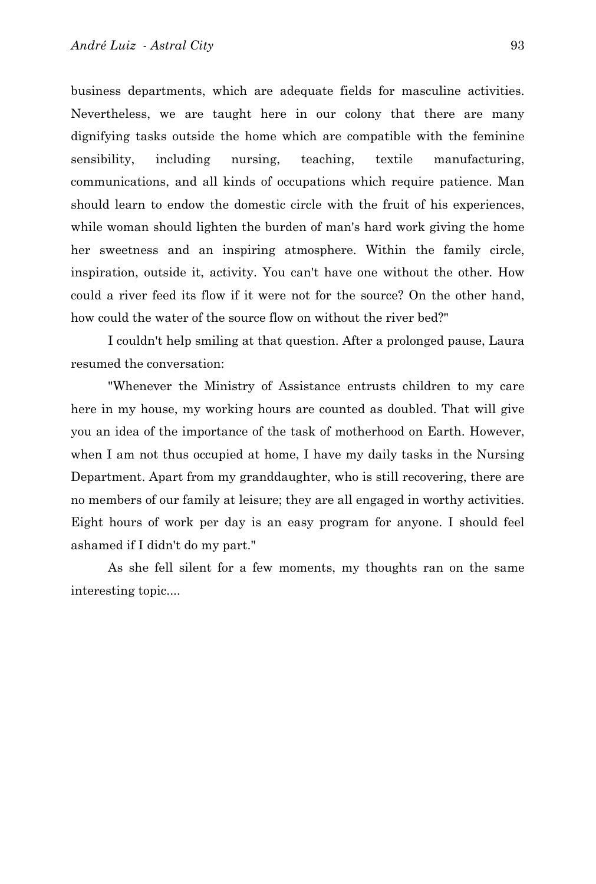business departments, which are adequate fields for masculine activities. Nevertheless, we are taught here in our colony that there are many dignifying tasks outside the home which are compatible with the feminine sensibility, including nursing, teaching, textile manufacturing, communications, and all kinds of occupations which require patience. Man should learn to endow the domestic circle with the fruit of his experiences, while woman should lighten the burden of man's hard work giving the home her sweetness and an inspiring atmosphere. Within the family circle, inspiration, outside it, activity. You can't have one without the other. How could a river feed its flow if it were not for the source? On the other hand, how could the water of the source flow on without the river bed?"

I couldn't help smiling at that question. After a prolonged pause, Laura resumed the conversation:

"Whenever the Ministry of Assistance entrusts children to my care here in my house, my working hours are counted as doubled. That will give you an idea of the importance of the task of motherhood on Earth. However, when I am not thus occupied at home, I have my daily tasks in the Nursing Department. Apart from my granddaughter, who is still recovering, there are no members of our family at leisure; they are all engaged in worthy activities. Eight hours of work per day is an easy program for anyone. I should feel ashamed if I didn't do my part."

As she fell silent for a few moments, my thoughts ran on the same interesting topic....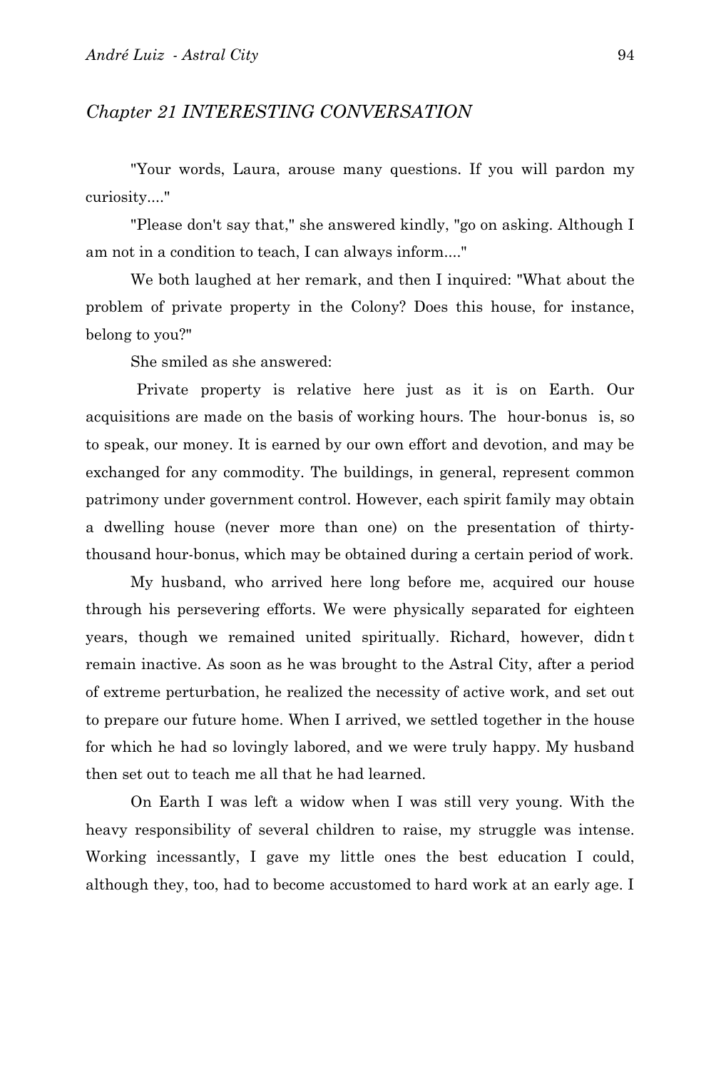*Chapter 21 INTERESTING CONVERSATION*

"Your words, Laura, arouse many questions. If you will pardon my curiosity...."

"Please don't say that," she answered kindly, "go on asking. Although I am not in a condition to teach, I can always inform...."

We both laughed at her remark, and then I inquired: "What about the problem of private property in the Colony? Does this house, for instance, belong to you?"

She smiled as she answered:

Private property is relative here just as it is on Earth. Our acquisitions are made on the basis of working hours. The hour-bonus is, so to speak, our money. It is earned by our own effort and devotion, and may be exchanged for any commodity. The buildings, in general, represent common patrimony under government control. However, each spirit family may obtain a dwelling house (never more than one) on the presentation of thirty-thousand hour-bonus, which may be obtained during a certain period of work.

My husband, who arrived here long before me, acquired our house through his persevering efforts. We were physically separated for eighteen years, though we remained united spiritually. Richard, however, didn t remain inactive. As soon as he was brought to the Astral City, after a period of extreme perturbation, he realized the necessity of active work, and set out to prepare our future home. When I arrived, we settled together in the house for which he had so lovingly labored, and we were truly happy. My husband then set out to teach me all that he had learned.

On Earth I was left a widow when I was still very young. With the heavy responsibility of several children to raise, my struggle was intense. Working incessantly, I gave my little ones the best education I could, although they, too, had to become accustomed to hard work at an early age. I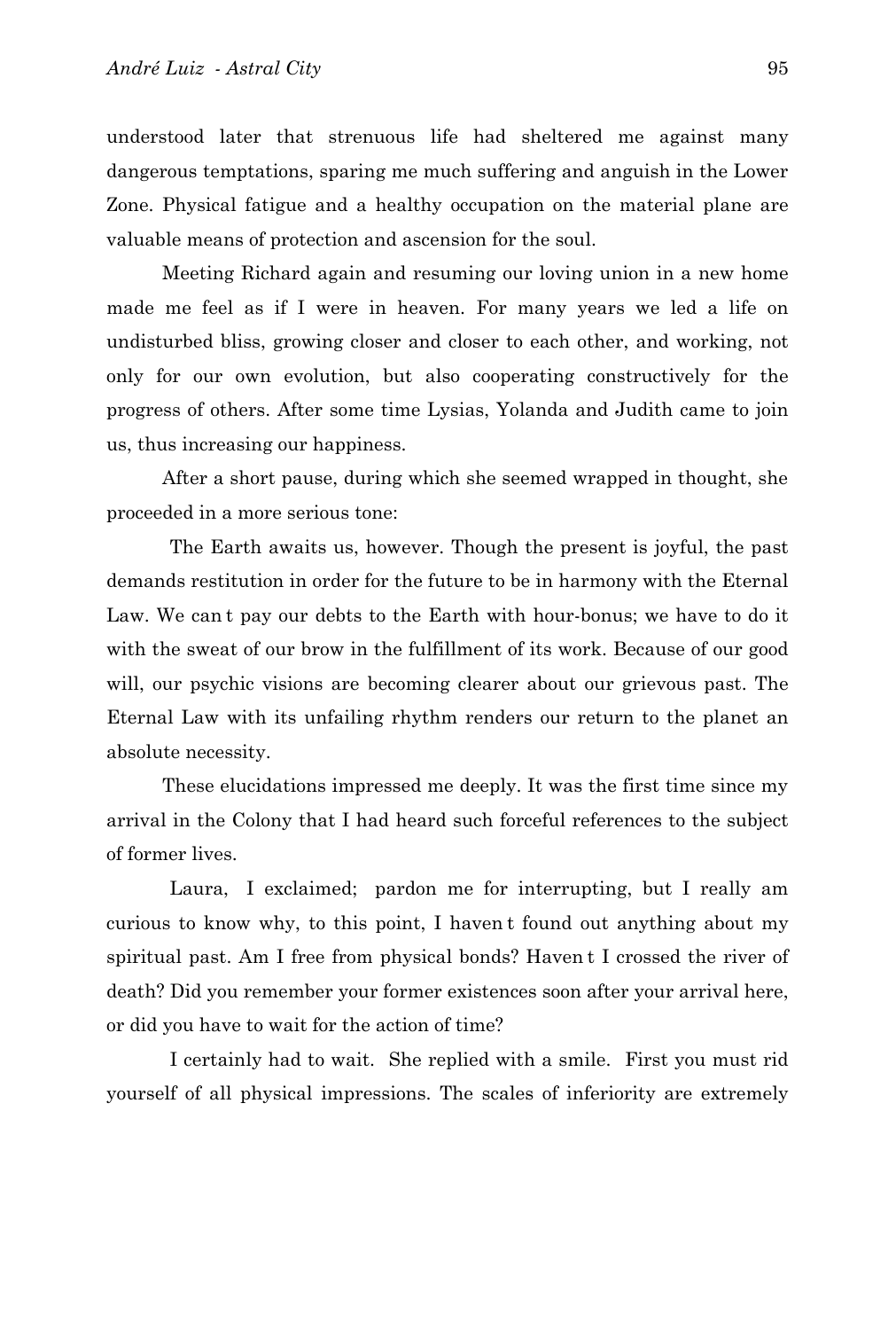understood later that strenuous life had sheltered me against many dangerous temptations, sparing me much suffering and anguish in the Lower Zone. Physical fatigue and a healthy occupation on the material plane are valuable means of protection and ascension for the soul.

Meeting Richard again and resuming our loving union in a new home made me feel as if I were in heaven. For many years we led a life on undisturbed bliss, growing closer and closer to each other, and working, not only for our own evolution, but also cooperating constructively for the progress of others. After some time Lysias, Yolanda and Judith came to join us, thus increasing our happiness.

After a short pause, during which she seemed wrapped in thought, she proceeded in a more serious tone:

The Earth awaits us, however. Though the present is joyful, the past demands restitution in order for the future to be in harmony with the Eternal Law. We can t pay our debts to the Earth with hour-bonus; we have to do it with the sweat of our brow in the fulfillment of its work. Because of our good will, our psychic visions are becoming clearer about our grievous past. The Eternal Law with its unfailing rhythm renders our return to the planet an absolute necessity.

These elucidations impressed me deeply. It was the first time since my arrival in the Colony that I had heard such forceful references to the subject of former lives.

Laura, I exclaimed; pardon me for interrupting, but I really am curious to know why, to this point, I haven t found out anything about my spiritual past. Am I free from physical bonds? Haven t I crossed the river of death? Did you remember your former existences soon after your arrival here, or did you have to wait for the action of time?

I certainly had to wait. She replied with a smile. First you must rid yourself of all physical impressions. The scales of inferiority are extremely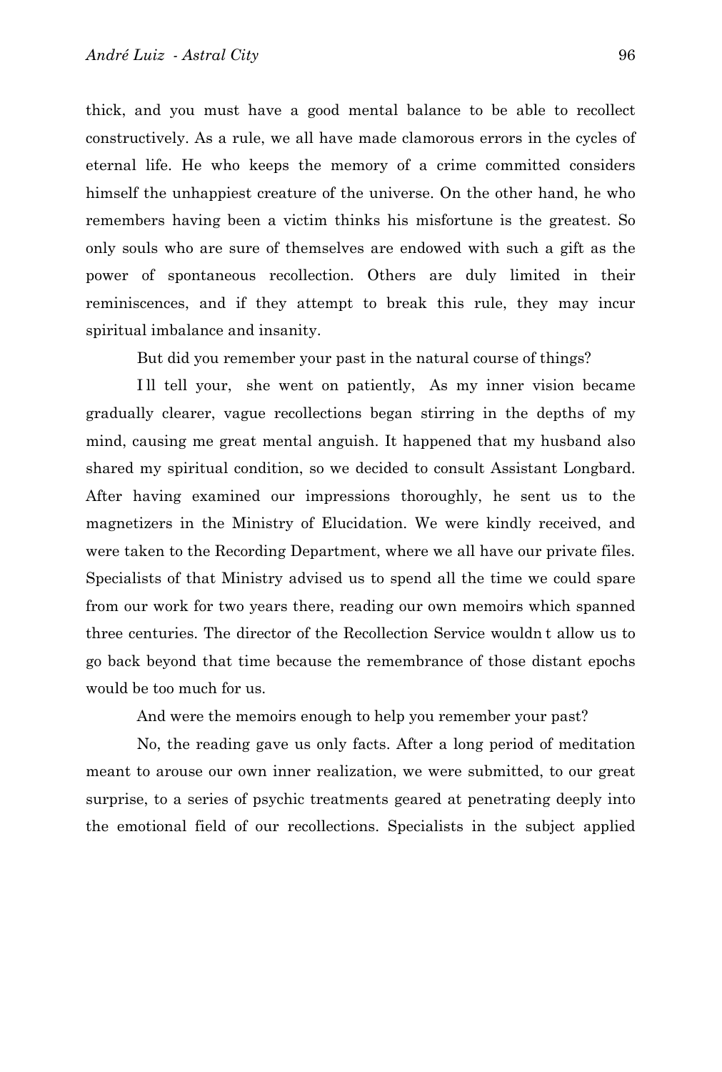thick, and you must have a good mental balance to be able to recollect constructively. As a rule, we all have made clamorous errors in the cycles of eternal life. He who keeps the memory of a crime committed considers himself the unhappiest creature of the universe. On the other hand, he who remembers having been a victim thinks his misfortune is the greatest. So only souls who are sure of themselves are endowed with such a gift as the power of spontaneous recollection. Others are duly limited in their reminiscences, and if they attempt to break this rule, they may incur spiritual imbalance and insanity.

But did you remember your past in the natural course of things?

I ll tell your, she went on patiently, As my inner vision became gradually clearer, vague recollections began stirring in the depths of my mind, causing me great mental anguish. It happened that my husband also shared my spiritual condition, so we decided to consult Assistant Longbard. After having examined our impressions thoroughly, he sent us to the magnetizers in the Ministry of Elucidation. We were kindly received, and were taken to the Recording Department, where we all have our private files. Specialists of that Ministry advised us to spend all the time we could spare from our work for two years there, reading our own memoirs which spanned three centuries. The director of the Recollection Service wouldn t allow us to go back beyond that time because the remembrance of those distant epochs would be too much for us.

And were the memoirs enough to help you remember your past?

No, the reading gave us only facts. After a long period of meditation meant to arouse our own inner realization, we were submitted, to our great surprise, to a series of psychic treatments geared at penetrating deeply into the emotional field of our recollections. Specialists in the subject applied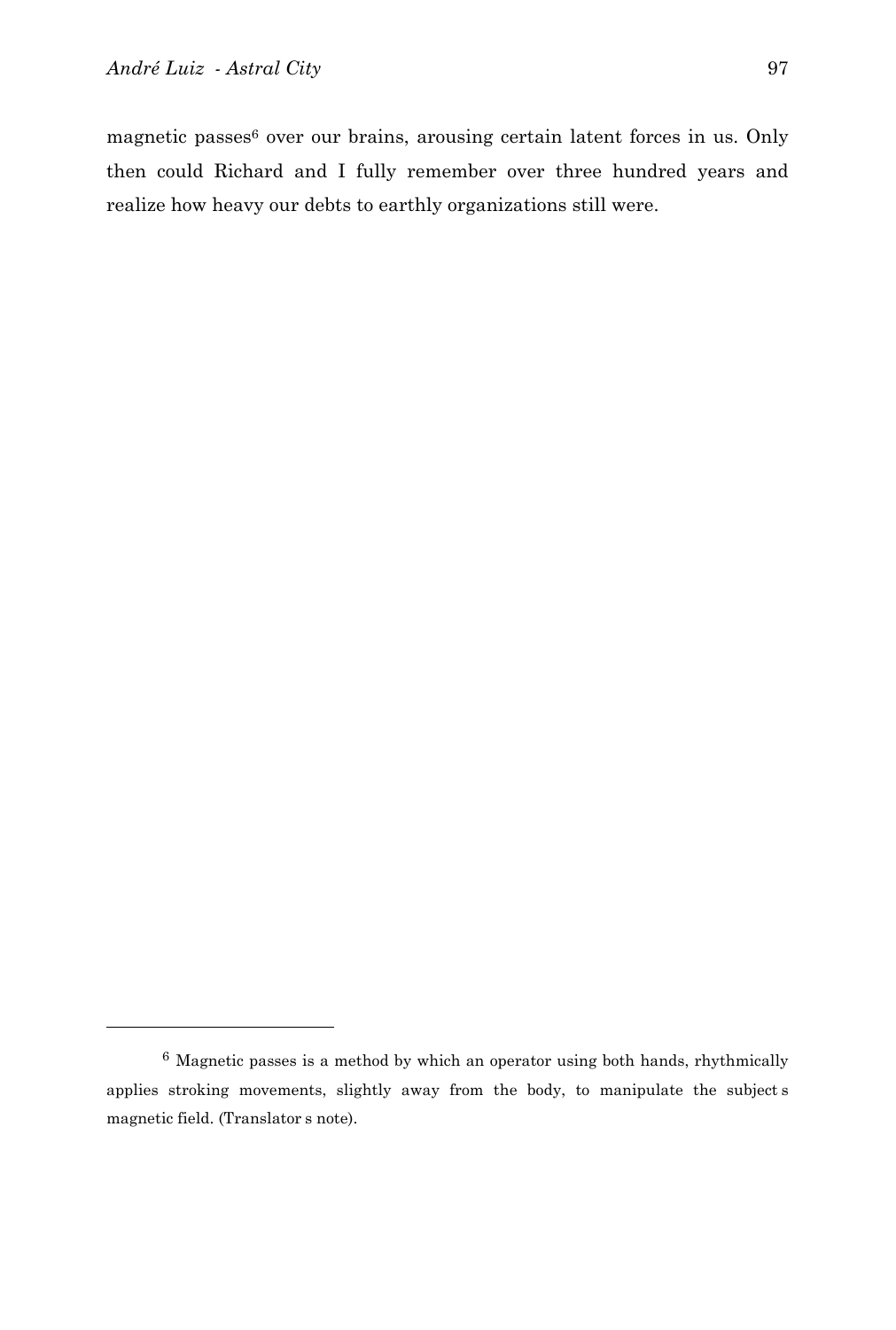magnetic passes[6] over our brains, arousing certain latent forces in us. Only then could Richard and I fully remember over three hundred years and realize how heavy our debts to earthly organizations still were.

---

[6] Magnetic passes is a method by which an operator using both hands, rhythmically applies stroking movements, slightly away from the body, to manipulate the subject s magnetic field. (Translator s note).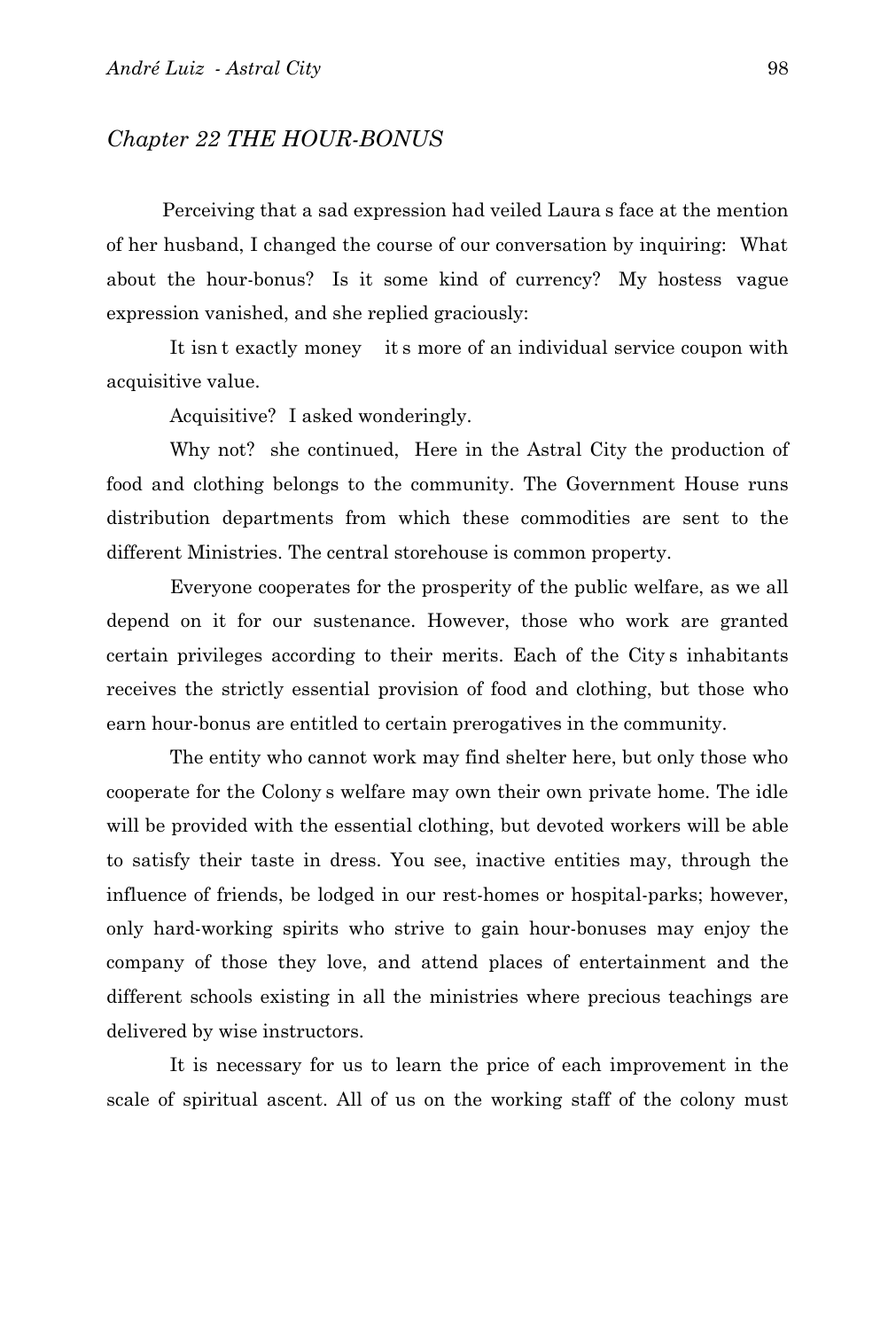## *Chapter 22 THE HOUR-BONUS*

Perceiving that a sad expression had veiled Laura s face at the mention of her husband, I changed the course of our conversation by inquiring: What about the hour-bonus? Is it some kind of currency? My hostess vague expression vanished, and she replied graciously:

It isn t exactly money it s more of an individual service coupon with acquisitive value.

Acquisitive? I asked wonderingly.

Why not? she continued, Here in the Astral City the production of food and clothing belongs to the community. The Government House runs distribution departments from which these commodities are sent to the different Ministries. The central storehouse is common property.

Everyone cooperates for the prosperity of the public welfare, as we all depend on it for our sustenance. However, those who work are granted certain privileges according to their merits. Each of the City s inhabitants receives the strictly essential provision of food and clothing, but those who earn hour-bonus are entitled to certain prerogatives in the community.

The entity who cannot work may find shelter here, but only those who cooperate for the Colony s welfare may own their own private home. The idle will be provided with the essential clothing, but devoted workers will be able to satisfy their taste in dress. You see, inactive entities may, through the influence of friends, be lodged in our rest-homes or hospital-parks; however, only hard-working spirits who strive to gain hour-bonuses may enjoy the company of those they love, and attend places of entertainment and the different schools existing in all the ministries where precious teachings are delivered by wise instructors.

It is necessary for us to learn the price of each improvement in the scale of spiritual ascent. All of us on the working staff of the colony must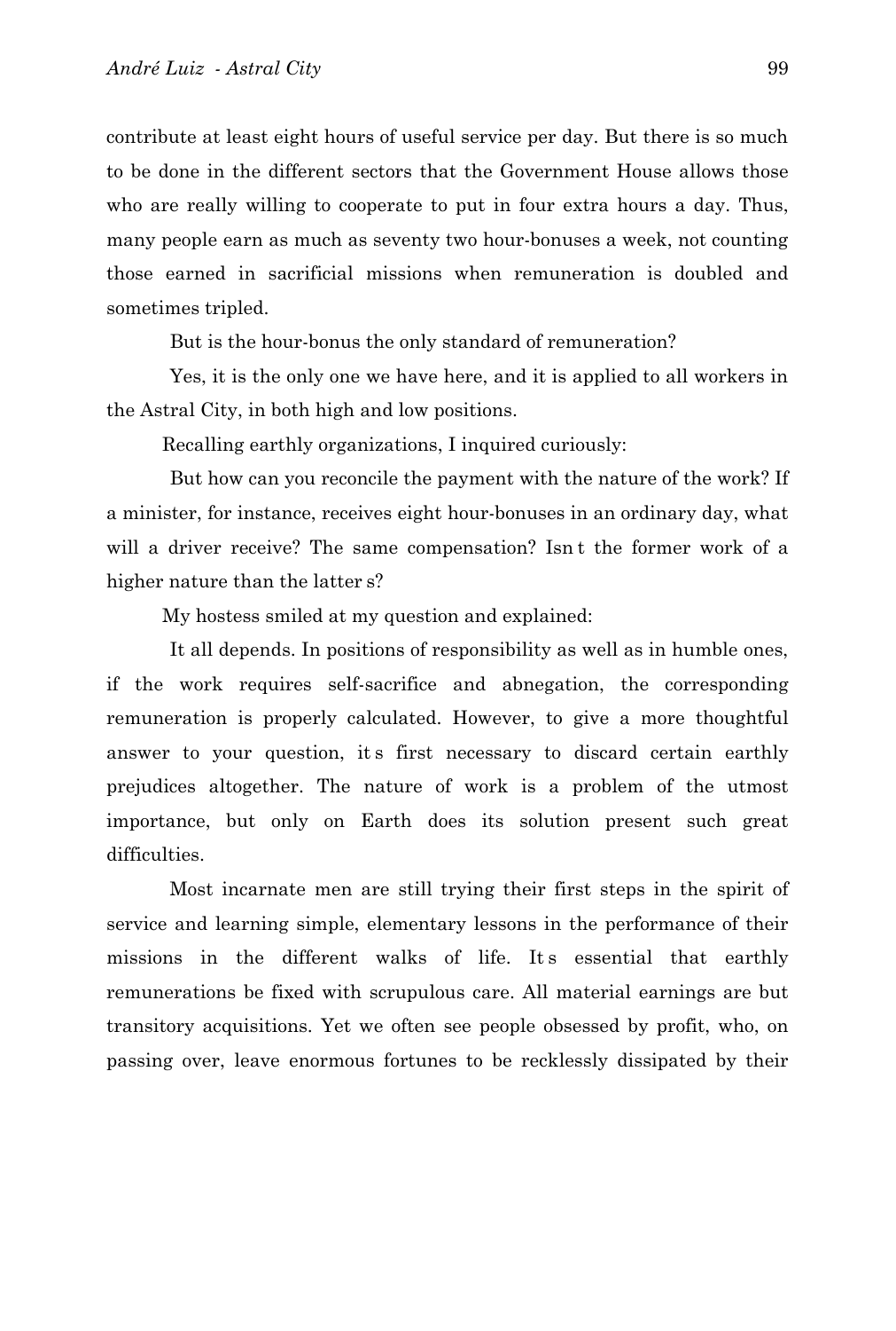contribute at least eight hours of useful service per day. But there is so much to be done in the different sectors that the Government House allows those who are really willing to cooperate to put in four extra hours a day. Thus, many people earn as much as seventy two hour-bonuses a week, not counting those earned in sacrificial missions when remuneration is doubled and sometimes tripled.

But is the hour-bonus the only standard of remuneration?

Yes, it is the only one we have here, and it is applied to all workers in the Astral City, in both high and low positions.

Recalling earthly organizations, I inquired curiously:

But how can you reconcile the payment with the nature of the work? If a minister, for instance, receives eight hour-bonuses in an ordinary day, what will a driver receive? The same compensation? Isn t the former work of a higher nature than the latter s?

My hostess smiled at my question and explained:

It all depends. In positions of responsibility as well as in humble ones, if the work requires self-sacrifice and abnegation, the corresponding remuneration is properly calculated. However, to give a more thoughtful answer to your question, it s first necessary to discard certain earthly prejudices altogether. The nature of work is a problem of the utmost importance, but only on Earth does its solution present such great difficulties.

Most incarnate men are still trying their first steps in the spirit of service and learning simple, elementary lessons in the performance of their missions in the different walks of life. It s essential that earthly remunerations be fixed with scrupulous care. All material earnings are but transitory acquisitions. Yet we often see people obsessed by profit, who, on passing over, leave enormous fortunes to be recklessly dissipated by their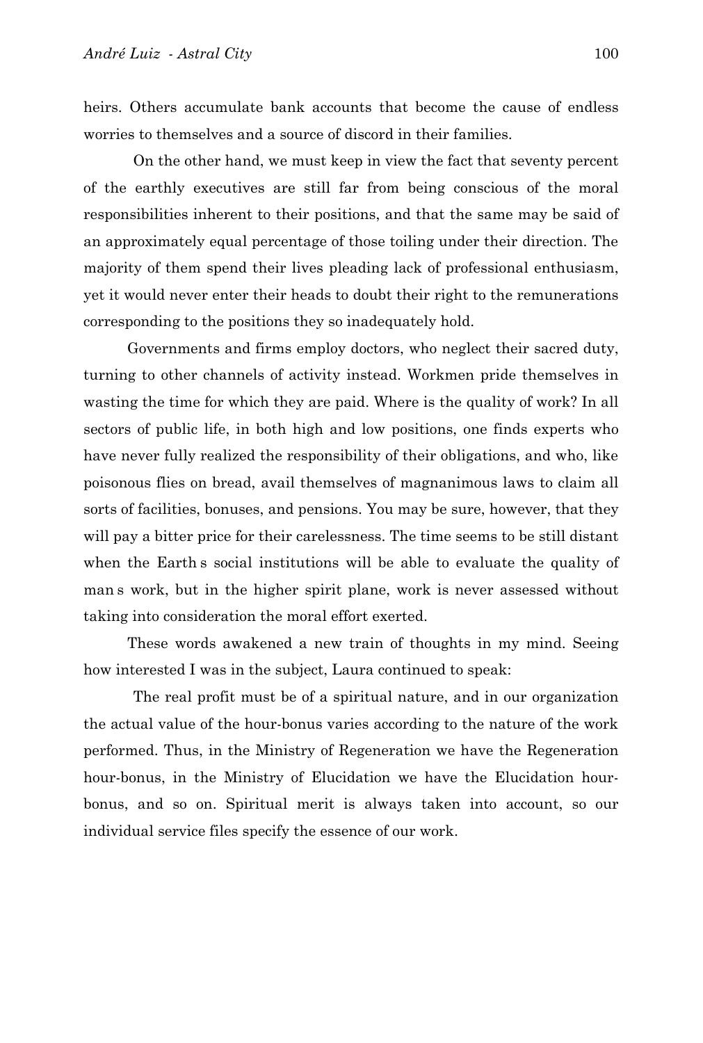heirs. Others accumulate bank accounts that become the cause of endless worries to themselves and a source of discord in their families.

On the other hand, we must keep in view the fact that seventy percent of the earthly executives are still far from being conscious of the moral responsibilities inherent to their positions, and that the same may be said of an approximately equal percentage of those toiling under their direction. The majority of them spend their lives pleading lack of professional enthusiasm, yet it would never enter their heads to doubt their right to the remunerations corresponding to the positions they so inadequately hold.

Governments and firms employ doctors, who neglect their sacred duty, turning to other channels of activity instead. Workmen pride themselves in wasting the time for which they are paid. Where is the quality of work? In all sectors of public life, in both high and low positions, one finds experts who have never fully realized the responsibility of their obligations, and who, like poisonous flies on bread, avail themselves of magnanimous laws to claim all sorts of facilities, bonuses, and pensions. You may be sure, however, that they will pay a bitter price for their carelessness. The time seems to be still distant when the Earth s social institutions will be able to evaluate the quality of man s work, but in the higher spirit plane, work is never assessed without taking into consideration the moral effort exerted.

These words awakened a new train of thoughts in my mind. Seeing how interested I was in the subject, Laura continued to speak:

The real profit must be of a spiritual nature, and in our organization the actual value of the hour-bonus varies according to the nature of the work performed. Thus, in the Ministry of Regeneration we have the Regeneration hour-bonus, in the Ministry of Elucidation we have the Elucidation hour-bonus, and so on. Spiritual merit is always taken into account, so our individual service files specify the essence of our work.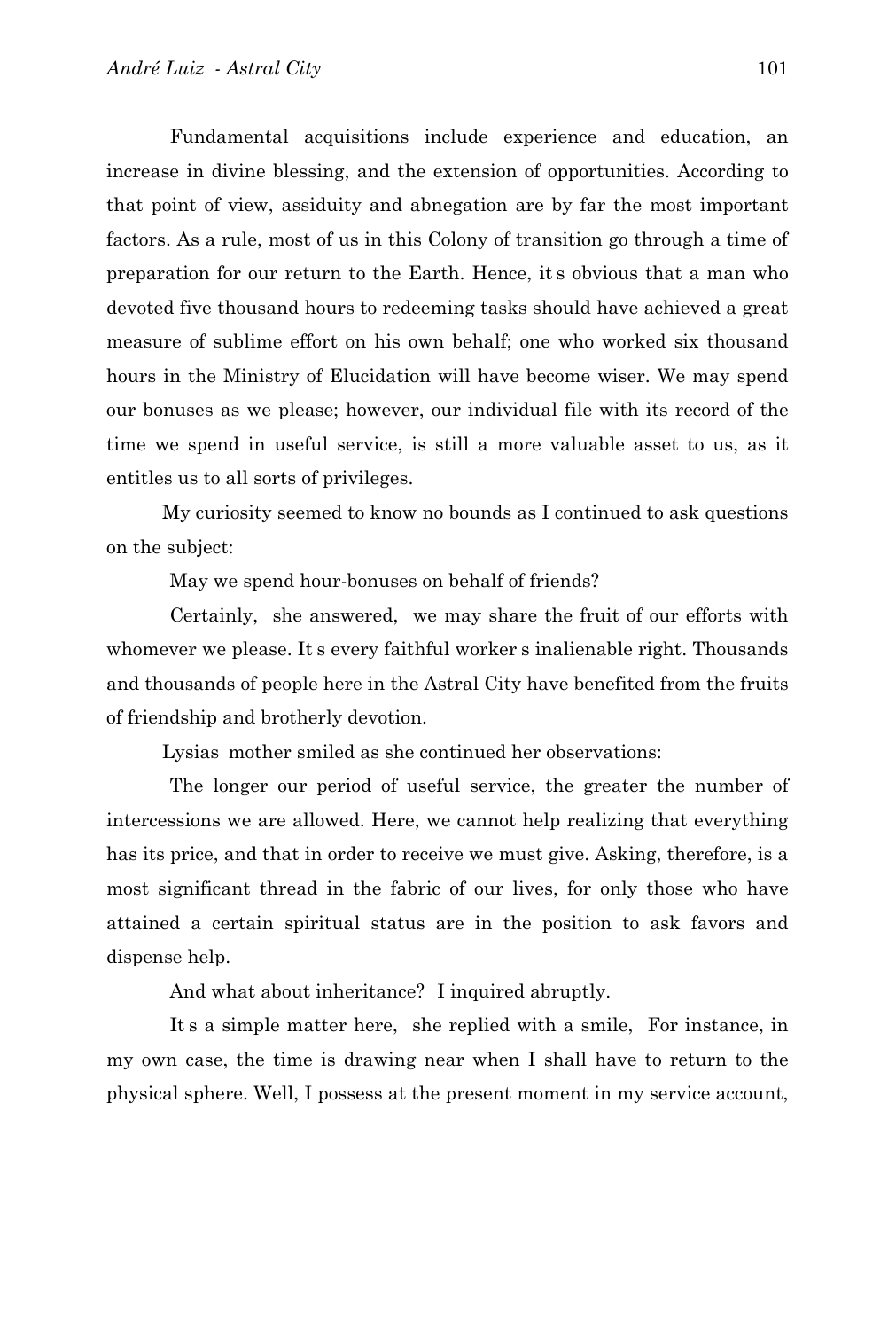Fundamental acquisitions include experience and education, an increase in divine blessing, and the extension of opportunities. According to that point of view, assiduity and abnegation are by far the most important factors. As a rule, most of us in this Colony of transition go through a time of preparation for our return to the Earth. Hence, it s obvious that a man who devoted five thousand hours to redeeming tasks should have achieved a great measure of sublime effort on his own behalf; one who worked six thousand hours in the Ministry of Elucidation will have become wiser. We may spend our bonuses as we please; however, our individual file with its record of the time we spend in useful service, is still a more valuable asset to us, as it entitles us to all sorts of privileges.

My curiosity seemed to know no bounds as I continued to ask questions on the subject:

May we spend hour-bonuses on behalf of friends?

Certainly, she answered, we may share the fruit of our efforts with whomever we please. It s every faithful worker s inalienable right. Thousands and thousands of people here in the Astral City have benefited from the fruits of friendship and brotherly devotion.

Lysias mother smiled as she continued her observations:

The longer our period of useful service, the greater the number of intercessions we are allowed. Here, we cannot help realizing that everything has its price, and that in order to receive we must give. Asking, therefore, is a most significant thread in the fabric of our lives, for only those who have attained a certain spiritual status are in the position to ask favors and dispense help.

And what about inheritance? I inquired abruptly.

It s a simple matter here, she replied with a smile, For instance, in my own case, the time is drawing near when I shall have to return to the physical sphere. Well, I possess at the present moment in my service account,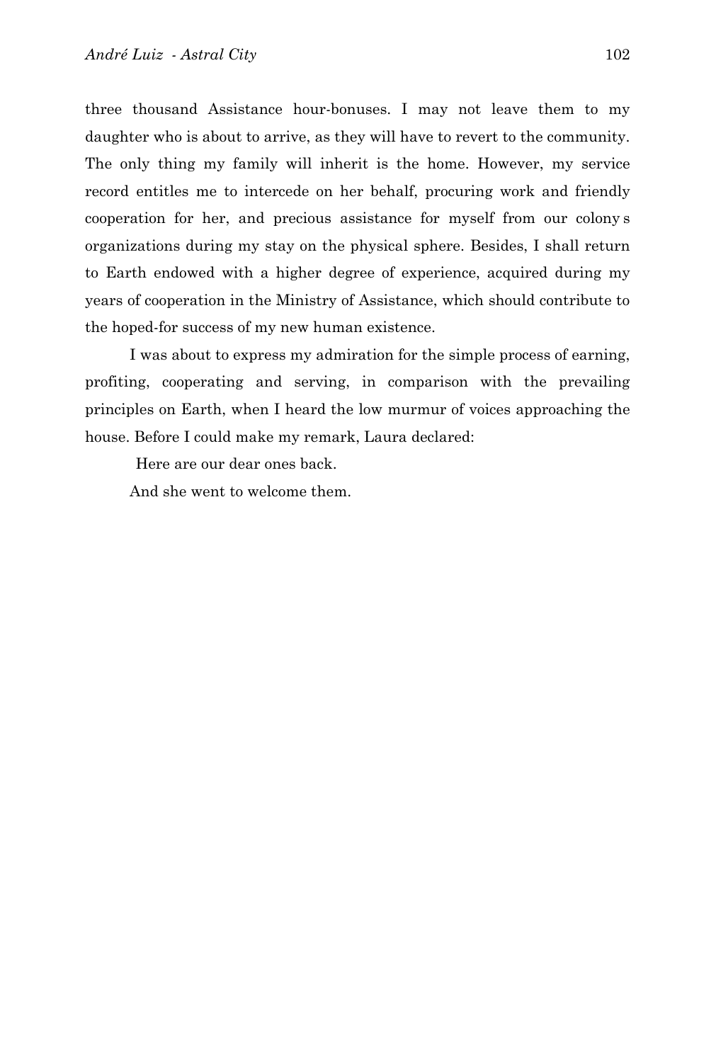three thousand Assistance hour-bonuses. I may not leave them to my daughter who is about to arrive, as they will have to revert to the community. The only thing my family will inherit is the home. However, my service record entitles me to intercede on her behalf, procuring work and friendly cooperation for her, and precious assistance for myself from our colony s organizations during my stay on the physical sphere. Besides, I shall return to Earth endowed with a higher degree of experience, acquired during my years of cooperation in the Ministry of Assistance, which should contribute to the hoped-for success of my new human existence.

I was about to express my admiration for the simple process of earning, profiting, cooperating and serving, in comparison with the prevailing principles on Earth, when I heard the low murmur of voices approaching the house. Before I could make my remark, Laura declared:

Here are our dear ones back.

And she went to welcome them.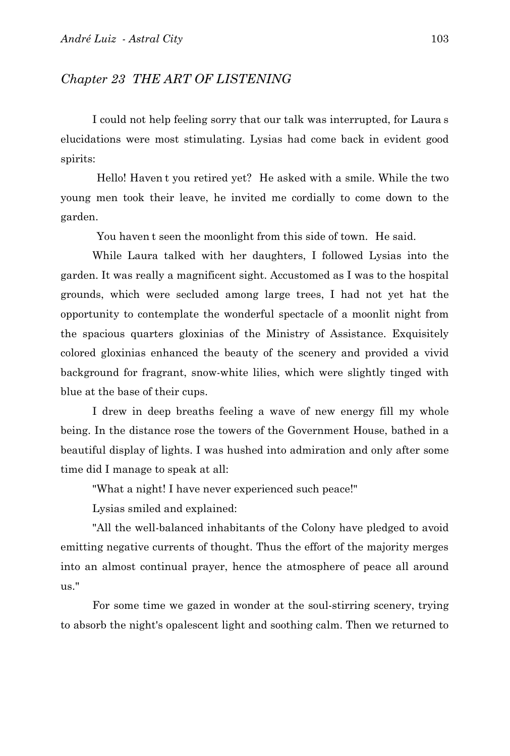## Chapter 23 THE ART OF LISTENING

I could not help feeling sorry that our talk was interrupted, for Laura s elucidations were most stimulating. Lysias had come back in evident good spirits:

 Hello! Haven t you retired yet?  He asked with a smile. While the two young men took their leave, he invited me cordially to come down to the garden.

 You haven t seen the moonlight from this side of town.  He said.

While Laura talked with her daughters, I followed Lysias into the garden. It was really a magnificent sight. Accustomed as I was to the hospital grounds, which were secluded among large trees, I had not yet hat the opportunity to contemplate the wonderful spectacle of a moonlit night from the spacious quarters gloxinias of the Ministry of Assistance. Exquisitely colored gloxinias enhanced the beauty of the scenery and provided a vivid background for fragrant, snow-white lilies, which were slightly tinged with blue at the base of their cups.

I drew in deep breaths feeling a wave of new energy fill my whole being. In the distance rose the towers of the Government House, bathed in a beautiful display of lights. I was hushed into admiration and only after some time did I manage to speak at all:

"What a night! I have never experienced such peace!"

Lysias smiled and explained:

"All the well-balanced inhabitants of the Colony have pledged to avoid emitting negative currents of thought. Thus the effort of the majority merges into an almost continual prayer, hence the atmosphere of peace all around us."

For some time we gazed in wonder at the soul-stirring scenery, trying to absorb the night's opalescent light and soothing calm. Then we returned to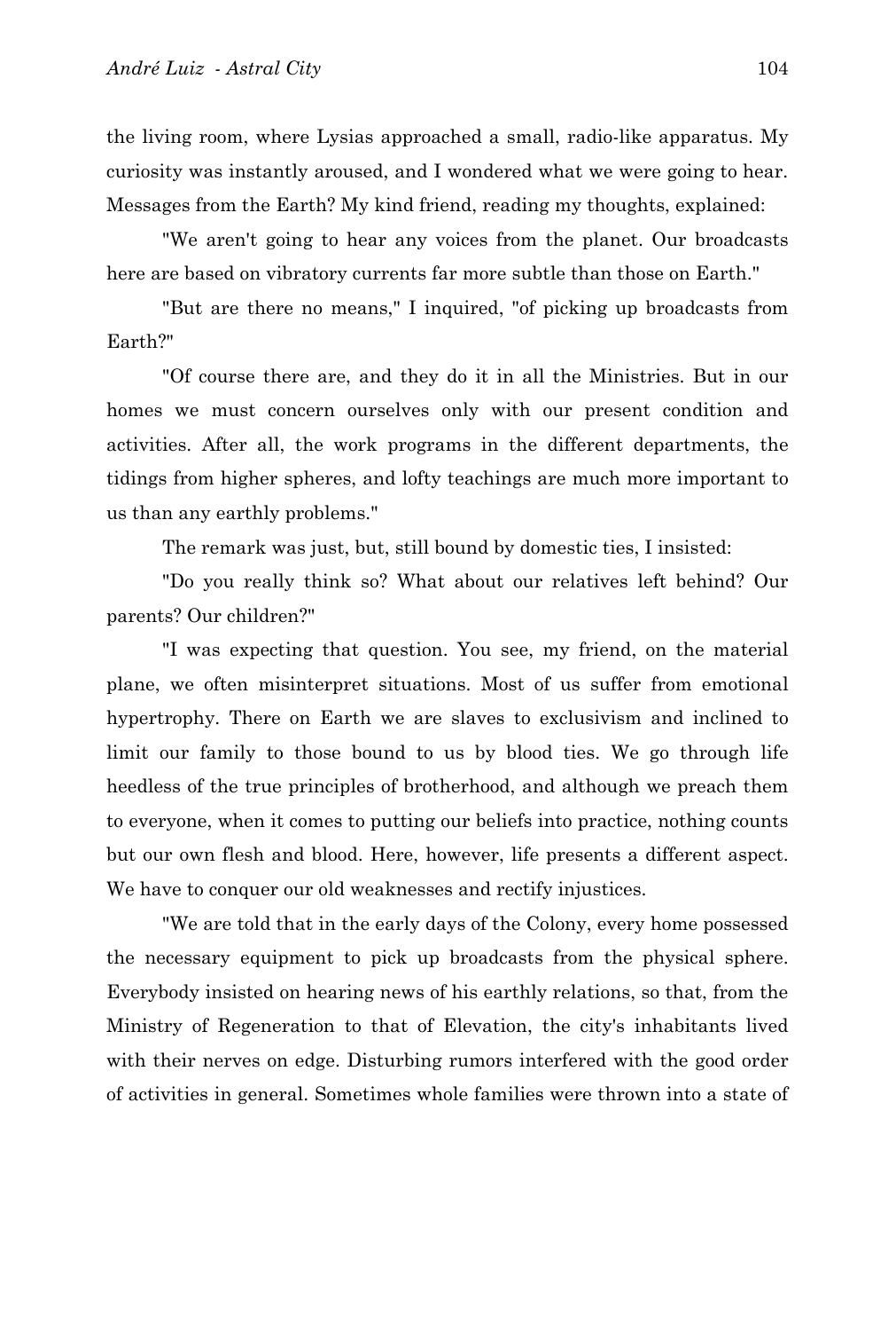the living room, where Lysias approached a small, radio-like apparatus. My curiosity was instantly aroused, and I wondered what we were going to hear. Messages from the Earth? My kind friend, reading my thoughts, explained:

"We aren't going to hear any voices from the planet. Our broadcasts here are based on vibratory currents far more subtle than those on Earth."

"But are there no means," I inquired, "of picking up broadcasts from Earth?"

"Of course there are, and they do it in all the Ministries. But in our homes we must concern ourselves only with our present condition and activities. After all, the work programs in the different departments, the tidings from higher spheres, and lofty teachings are much more important to us than any earthly problems."

The remark was just, but, still bound by domestic ties, I insisted:

"Do you really think so? What about our relatives left behind? Our parents? Our children?"

"I was expecting that question. You see, my friend, on the material plane, we often misinterpret situations. Most of us suffer from emotional hypertrophy. There on Earth we are slaves to exclusivism and inclined to limit our family to those bound to us by blood ties. We go through life heedless of the true principles of brotherhood, and although we preach them to everyone, when it comes to putting our beliefs into practice, nothing counts but our own flesh and blood. Here, however, life presents a different aspect. We have to conquer our old weaknesses and rectify injustices.

"We are told that in the early days of the Colony, every home possessed the necessary equipment to pick up broadcasts from the physical sphere. Everybody insisted on hearing news of his earthly relations, so that, from the Ministry of Regeneration to that of Elevation, the city's inhabitants lived with their nerves on edge. Disturbing rumors interfered with the good order of activities in general. Sometimes whole families were thrown into a state of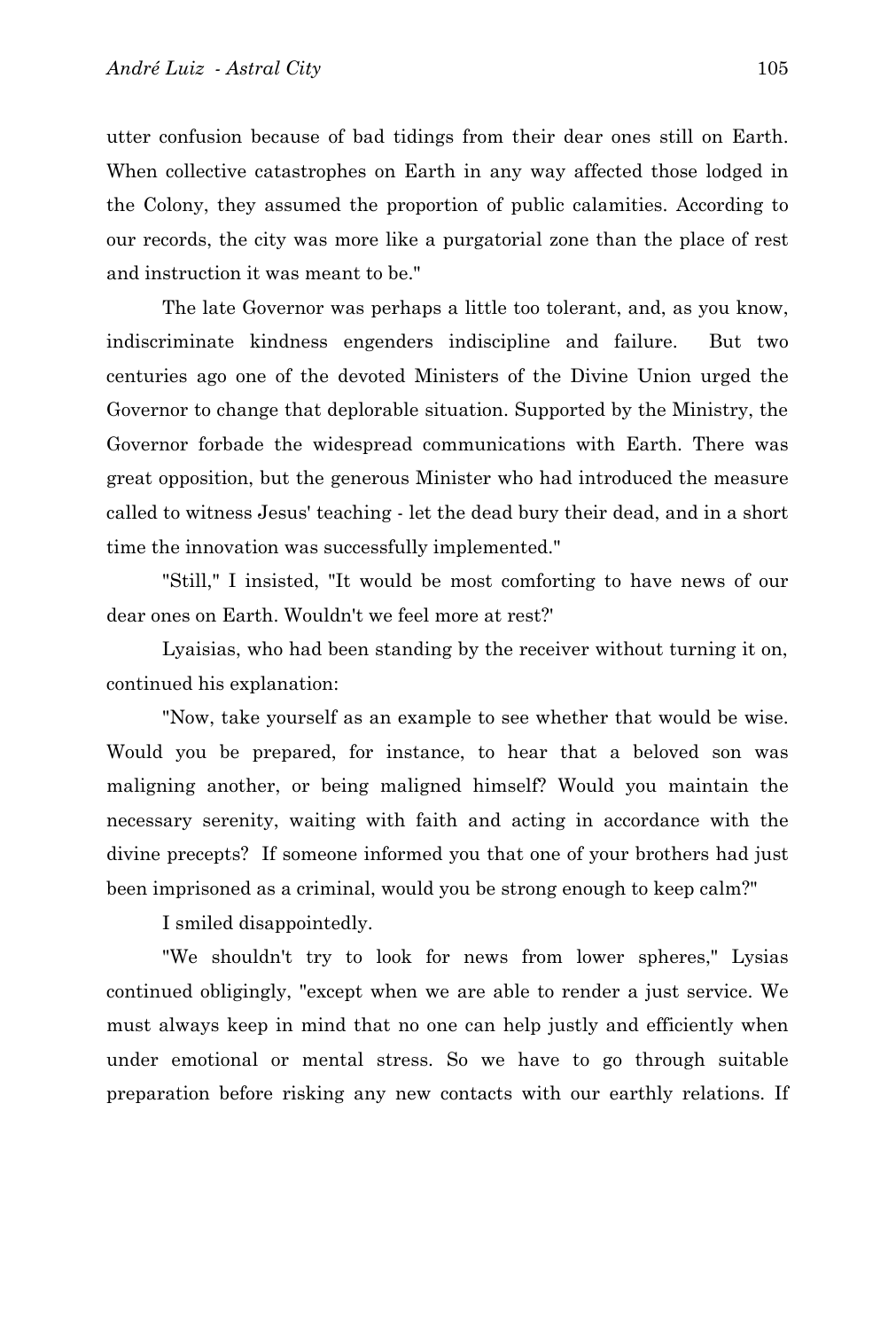utter confusion because of bad tidings from their dear ones still on Earth. When collective catastrophes on Earth in any way affected those lodged in the Colony, they assumed the proportion of public calamities. According to our records, the city was more like a purgatorial zone than the place of rest and instruction it was meant to be."

The late Governor was perhaps a little too tolerant, and, as you know, indiscriminate kindness engenders indiscipline and failure. But two centuries ago one of the devoted Ministers of the Divine Union urged the Governor to change that deplorable situation. Supported by the Ministry, the Governor forbade the widespread communications with Earth. There was great opposition, but the generous Minister who had introduced the measure called to witness Jesus' teaching - let the dead bury their dead, and in a short time the innovation was successfully implemented."

"Still," I insisted, "It would be most comforting to have news of our dear ones on Earth. Wouldn't we feel more at rest?'

Lyaisias, who had been standing by the receiver without turning it on, continued his explanation:

"Now, take yourself as an example to see whether that would be wise. Would you be prepared, for instance, to hear that a beloved son was maligning another, or being maligned himself? Would you maintain the necessary serenity, waiting with faith and acting in accordance with the divine precepts? If someone informed you that one of your brothers had just been imprisoned as a criminal, would you be strong enough to keep calm?"

I smiled disappointedly.

"We shouldn't try to look for news from lower spheres," Lysias continued obligingly, "except when we are able to render a just service. We must always keep in mind that no one can help justly and efficiently when under emotional or mental stress. So we have to go through suitable preparation before risking any new contacts with our earthly relations. If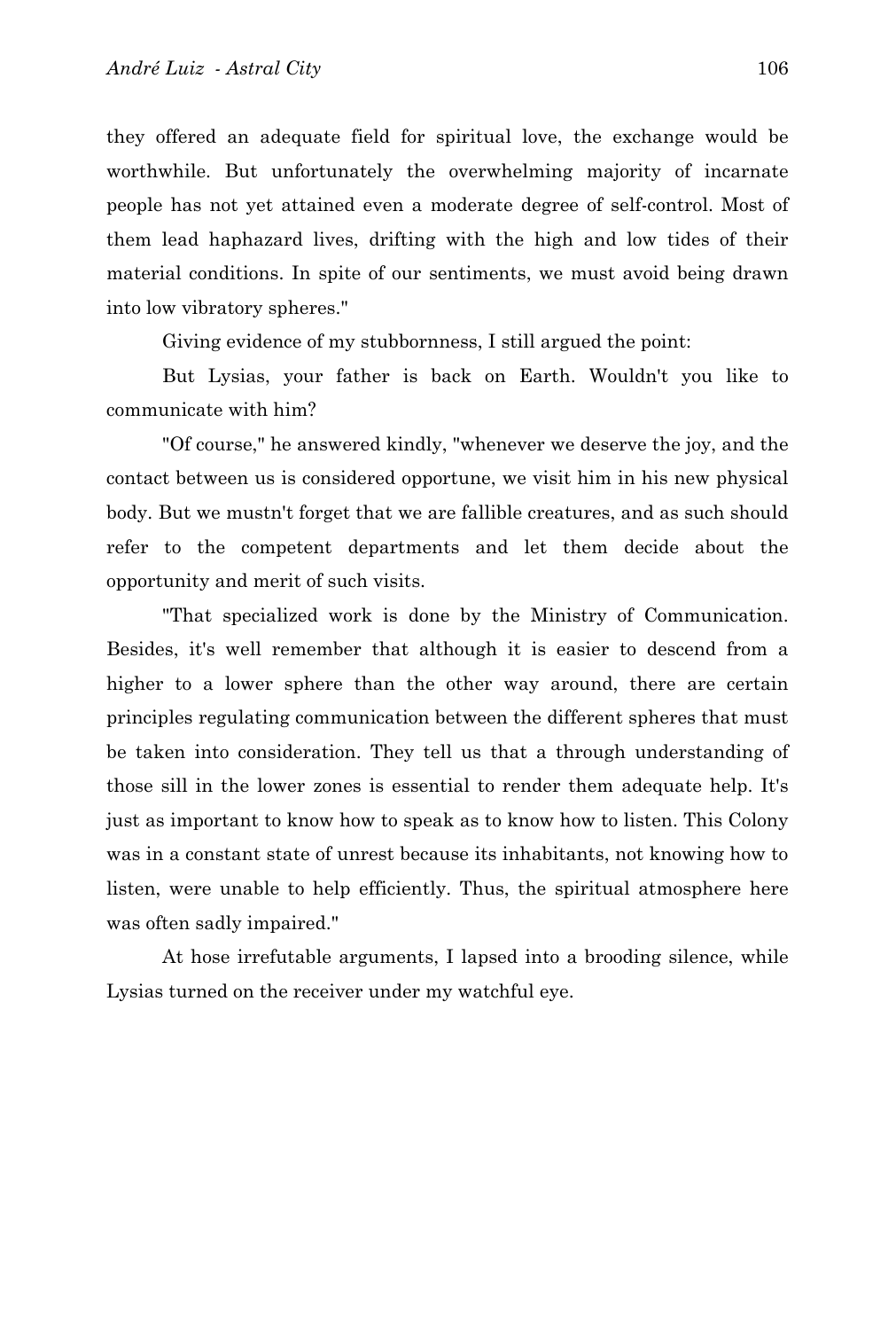they offered an adequate field for spiritual love, the exchange would be worthwhile. But unfortunately the overwhelming majority of incarnate people has not yet attained even a moderate degree of self-control. Most of them lead haphazard lives, drifting with the high and low tides of their material conditions. In spite of our sentiments, we must avoid being drawn into low vibratory spheres."

Giving evidence of my stubbornness, I still argued the point:

But Lysias, your father is back on Earth. Wouldn't you like to communicate with him?

"Of course," he answered kindly, "whenever we deserve the joy, and the contact between us is considered opportune, we visit him in his new physical body. But we mustn't forget that we are fallible creatures, and as such should refer to the competent departments and let them decide about the opportunity and merit of such visits.

"That specialized work is done by the Ministry of Communication. Besides, it's well remember that although it is easier to descend from a higher to a lower sphere than the other way around, there are certain principles regulating communication between the different spheres that must be taken into consideration. They tell us that a through understanding of those sill in the lower zones is essential to render them adequate help. It's just as important to know how to speak as to know how to listen. This Colony was in a constant state of unrest because its inhabitants, not knowing how to listen, were unable to help efficiently. Thus, the spiritual atmosphere here was often sadly impaired."

At hose irrefutable arguments, I lapsed into a brooding silence, while Lysias turned on the receiver under my watchful eye.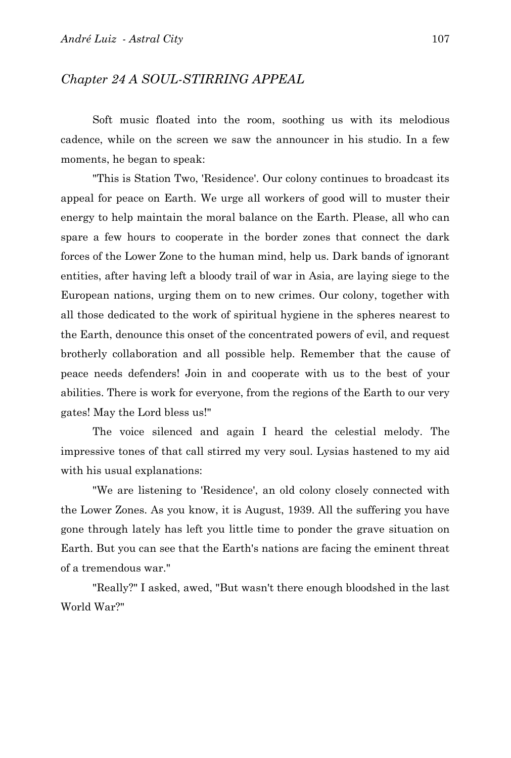## *Chapter 24 A SOUL-STIRRING APPEAL*

Soft music floated into the room, soothing us with its melodious cadence, while on the screen we saw the announcer in his studio. In a few moments, he began to speak:

"This is Station Two, 'Residence'. Our colony continues to broadcast its appeal for peace on Earth. We urge all workers of good will to muster their energy to help maintain the moral balance on the Earth. Please, all who can spare a few hours to cooperate in the border zones that connect the dark forces of the Lower Zone to the human mind, help us. Dark bands of ignorant entities, after having left a bloody trail of war in Asia, are laying siege to the European nations, urging them on to new crimes. Our colony, together with all those dedicated to the work of spiritual hygiene in the spheres nearest to the Earth, denounce this onset of the concentrated powers of evil, and request brotherly collaboration and all possible help. Remember that the cause of peace needs defenders! Join in and cooperate with us to the best of your abilities. There is work for everyone, from the regions of the Earth to our very gates! May the Lord bless us!"

The voice silenced and again I heard the celestial melody. The impressive tones of that call stirred my very soul. Lysias hastened to my aid with his usual explanations:

"We are listening to 'Residence', an old colony closely connected with the Lower Zones. As you know, it is August, 1939. All the suffering you have gone through lately has left you little time to ponder the grave situation on Earth. But you can see that the Earth's nations are facing the eminent threat of a tremendous war."

"Really?" I asked, awed, "But wasn't there enough bloodshed in the last World War?"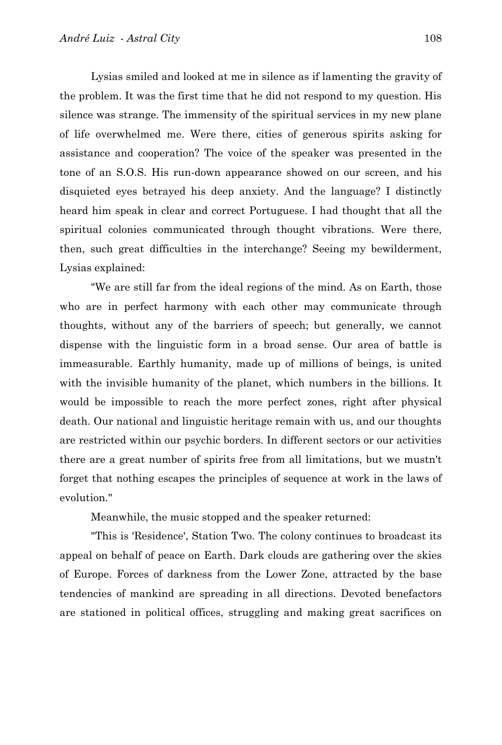Lysias smiled and looked at me in silence as if lamenting the gravity of the problem. It was the first time that he did not respond to my question. His silence was strange. The immensity of the spiritual services in my new plane of life overwhelmed me. Were there, cities of generous spirits asking for assistance and cooperation? The voice of the speaker was presented in the tone of an S.O.S. His run-down appearance showed on our screen, and his disquieted eyes betrayed his deep anxiety. And the language? I distinctly heard him speak in clear and correct Portuguese. I had thought that all the spiritual colonies communicated through thought vibrations. Were there, then, such great difficulties in the interchange? Seeing my bewilderment, Lysias explained:

"We are still far from the ideal regions of the mind. As on Earth, those who are in perfect harmony with each other may communicate through thoughts, without any of the barriers of speech; but generally, we cannot dispense with the linguistic form in a broad sense. Our area of battle is immeasurable. Earthly humanity, made up of millions of beings, is united with the invisible humanity of the planet, which numbers in the billions. It would be impossible to reach the more perfect zones, right after physical death. Our national and linguistic heritage remain with us, and our thoughts are restricted within our psychic borders. In different sectors or our activities there are a great number of spirits free from all limitations, but we mustn't forget that nothing escapes the principles of sequence at work in the laws of evolution."

Meanwhile, the music stopped and the speaker returned:

"This is 'Residence', Station Two. The colony continues to broadcast its appeal on behalf of peace on Earth. Dark clouds are gathering over the skies of Europe. Forces of darkness from the Lower Zone, attracted by the base tendencies of mankind are spreading in all directions. Devoted benefactors are stationed in political offices, struggling and making great sacrifices on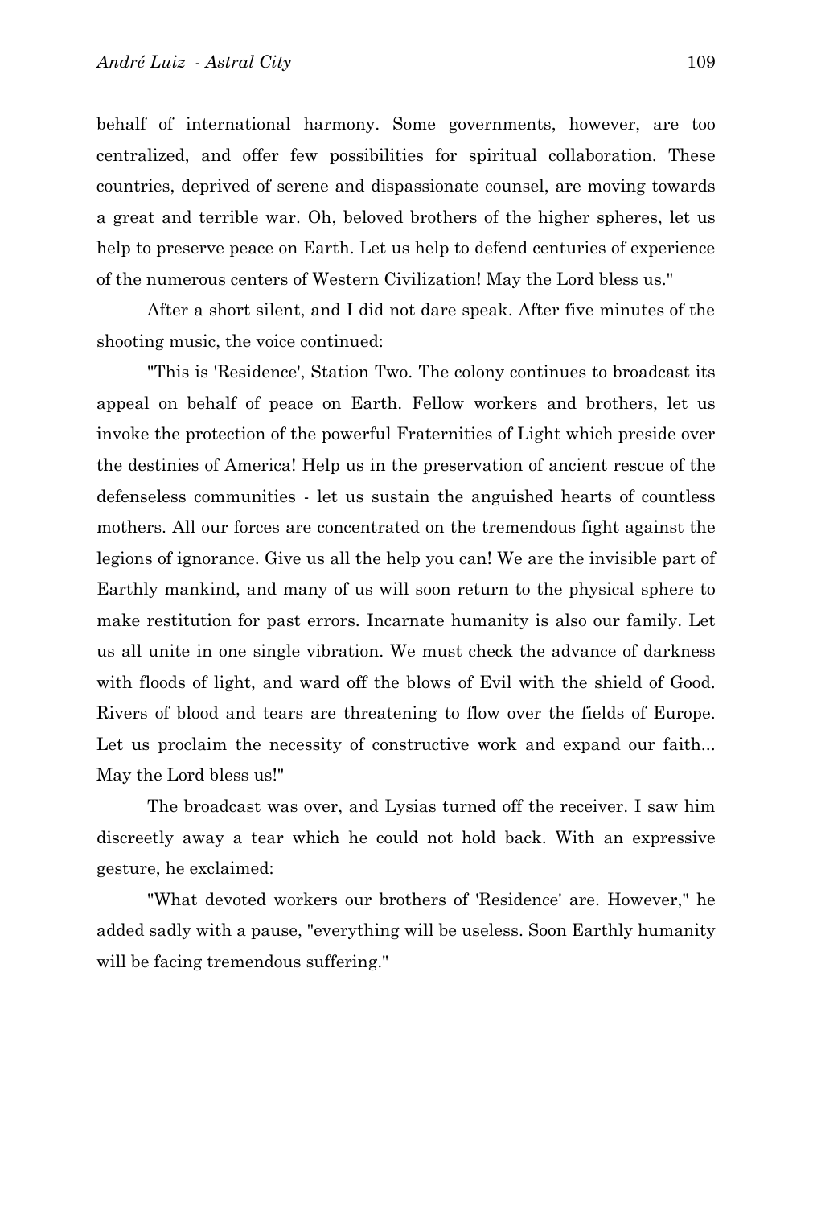behalf of international harmony. Some governments, however, are too centralized, and offer few possibilities for spiritual collaboration. These countries, deprived of serene and dispassionate counsel, are moving towards a great and terrible war. Oh, beloved brothers of the higher spheres, let us help to preserve peace on Earth. Let us help to defend centuries of experience of the numerous centers of Western Civilization! May the Lord bless us."

After a short silent, and I did not dare speak. After five minutes of the shooting music, the voice continued:

"This is 'Residence', Station Two. The colony continues to broadcast its appeal on behalf of peace on Earth. Fellow workers and brothers, let us invoke the protection of the powerful Fraternities of Light which preside over the destinies of America! Help us in the preservation of ancient rescue of the defenseless communities - let us sustain the anguished hearts of countless mothers. All our forces are concentrated on the tremendous fight against the legions of ignorance. Give us all the help you can! We are the invisible part of Earthly mankind, and many of us will soon return to the physical sphere to make restitution for past errors. Incarnate humanity is also our family. Let us all unite in one single vibration. We must check the advance of darkness with floods of light, and ward off the blows of Evil with the shield of Good. Rivers of blood and tears are threatening to flow over the fields of Europe. Let us proclaim the necessity of constructive work and expand our faith... May the Lord bless us!"

The broadcast was over, and Lysias turned off the receiver. I saw him discreetly away a tear which he could not hold back. With an expressive gesture, he exclaimed:

"What devoted workers our brothers of 'Residence' are. However," he added sadly with a pause, "everything will be useless. Soon Earthly humanity will be facing tremendous suffering."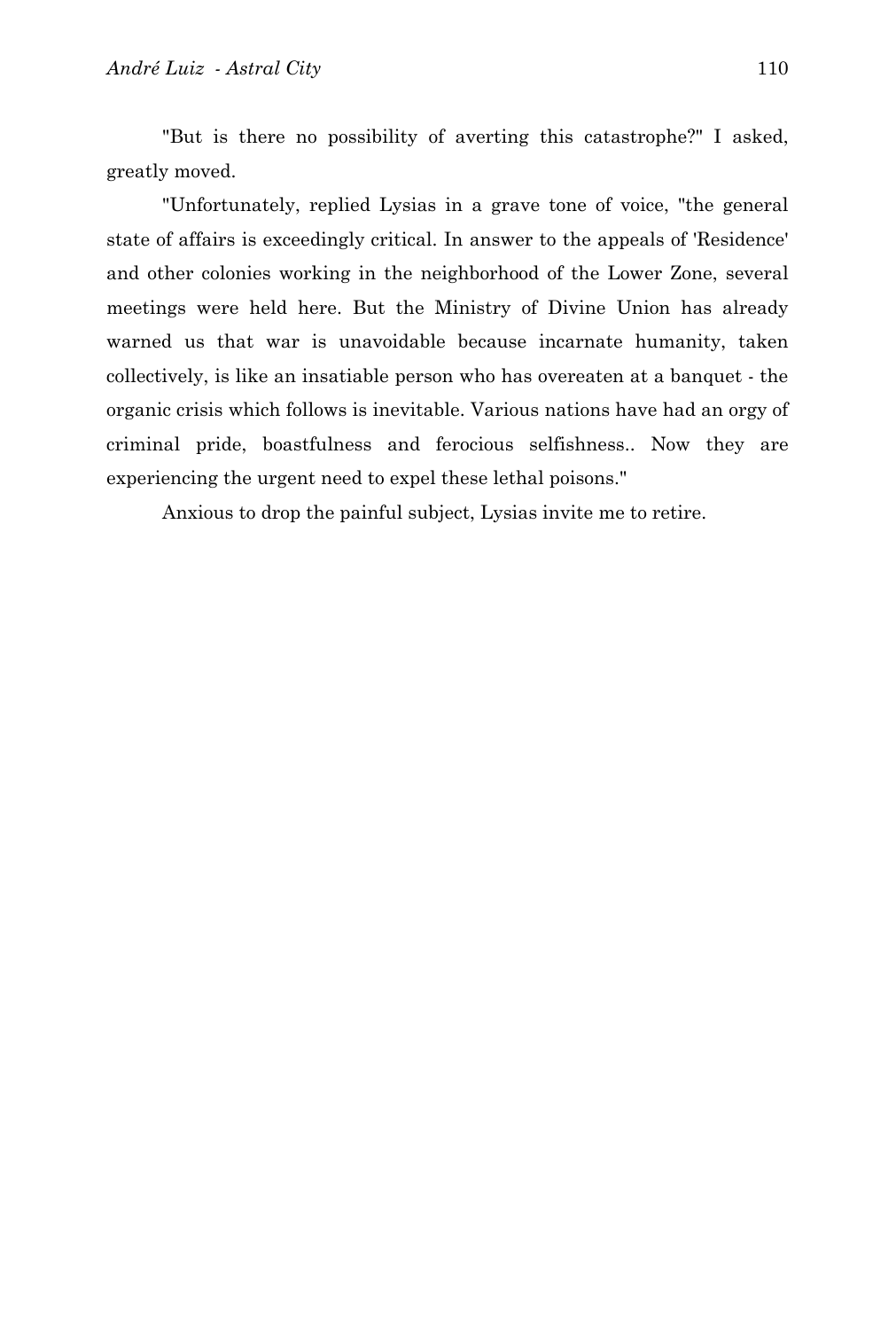"But is there no possibility of averting this catastrophe?" I asked, greatly moved.

"Unfortunately, replied Lysias in a grave tone of voice, "the general state of affairs is exceedingly critical. In answer to the appeals of 'Residence' and other colonies working in the neighborhood of the Lower Zone, several meetings were held here. But the Ministry of Divine Union has already warned us that war is unavoidable because incarnate humanity, taken collectively, is like an insatiable person who has overeaten at a banquet - the organic crisis which follows is inevitable. Various nations have had an orgy of criminal pride, boastfulness and ferocious selfishness.. Now they are experiencing the urgent need to expel these lethal poisons."

Anxious to drop the painful subject, Lysias invite me to retire.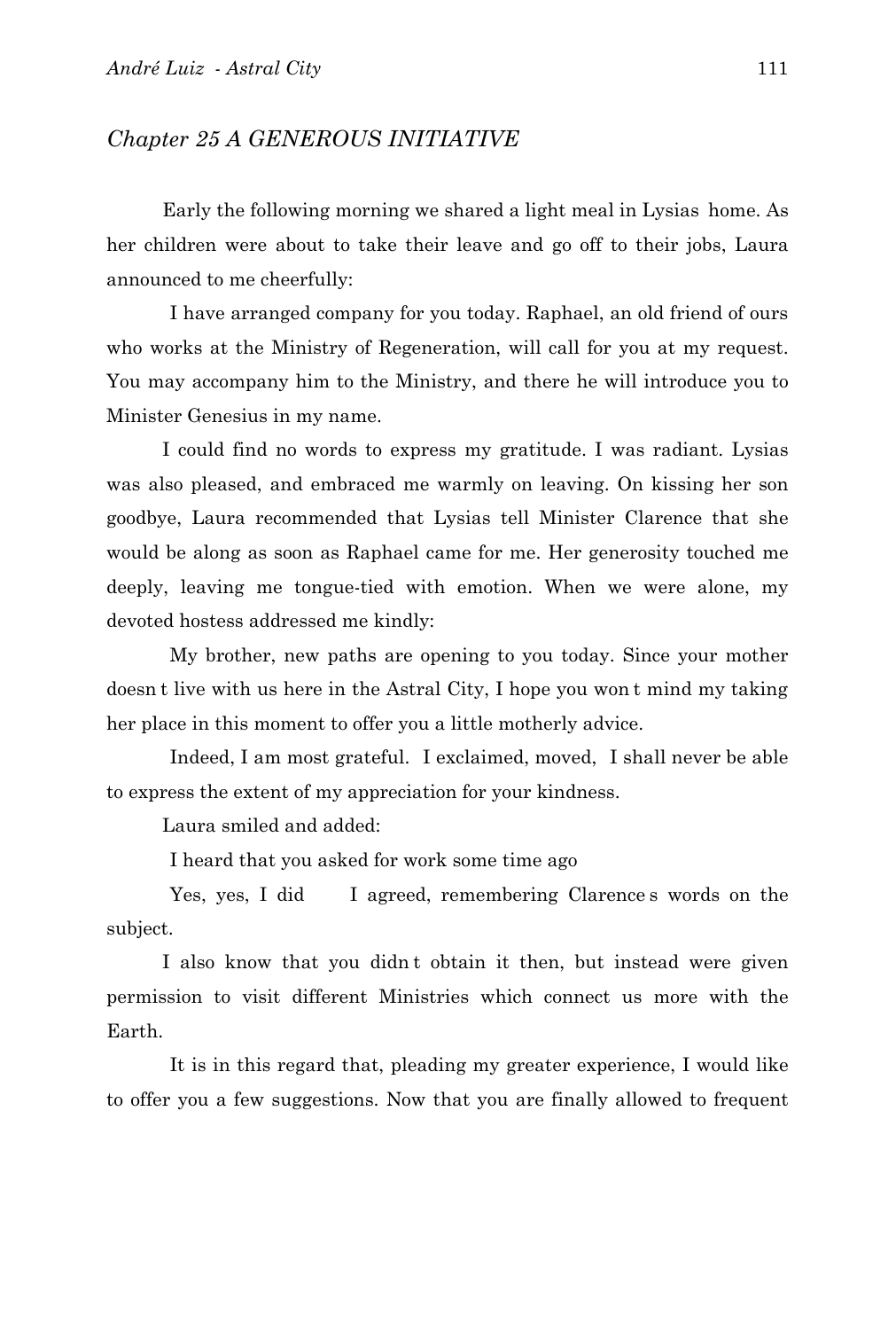*Chapter 25 A GENEROUS INITIATIVE*

Early the following morning we shared a light meal in Lysias home. As her children were about to take their leave and go off to their jobs, Laura announced to me cheerfully:

I have arranged company for you today. Raphael, an old friend of ours who works at the Ministry of Regeneration, will call for you at my request. You may accompany him to the Ministry, and there he will introduce you to Minister Genesius in my name.

I could find no words to express my gratitude. I was radiant. Lysias was also pleased, and embraced me warmly on leaving. On kissing her son goodbye, Laura recommended that Lysias tell Minister Clarence that she would be along as soon as Raphael came for me. Her generosity touched me deeply, leaving me tongue-tied with emotion. When we were alone, my devoted hostess addressed me kindly:

My brother, new paths are opening to you today. Since your mother doesn t live with us here in the Astral City, I hope you won t mind my taking her place in this moment to offer you a little motherly advice.

Indeed, I am most grateful. I exclaimed, moved, I shall never be able to express the extent of my appreciation for your kindness.

Laura smiled and added:

I heard that you asked for work some time ago

Yes, yes, I did I agreed, remembering Clarence s words on the subject.

I also know that you didn t obtain it then, but instead were given permission to visit different Ministries which connect us more with the Earth.

It is in this regard that, pleading my greater experience, I would like to offer you a few suggestions. Now that you are finally allowed to frequent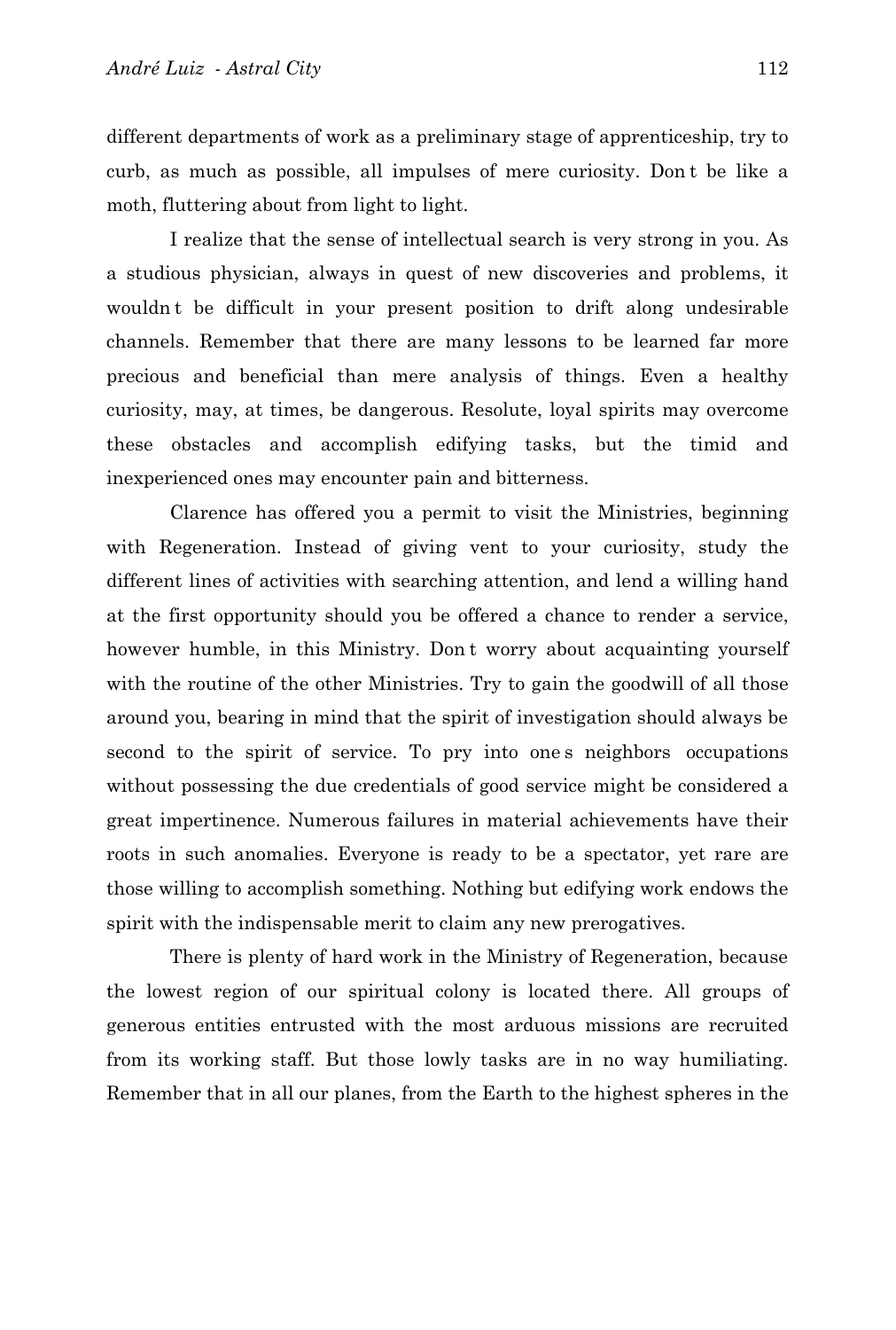different departments of work as a preliminary stage of apprenticeship, try to curb, as much as possible, all impulses of mere curiosity. Don t be like a moth, fluttering about from light to light.

I realize that the sense of intellectual search is very strong in you. As a studious physician, always in quest of new discoveries and problems, it wouldn t be difficult in your present position to drift along undesirable channels. Remember that there are many lessons to be learned far more precious and beneficial than mere analysis of things. Even a healthy curiosity, may, at times, be dangerous. Resolute, loyal spirits may overcome these obstacles and accomplish edifying tasks, but the timid and inexperienced ones may encounter pain and bitterness.

Clarence has offered you a permit to visit the Ministries, beginning with Regeneration. Instead of giving vent to your curiosity, study the different lines of activities with searching attention, and lend a willing hand at the first opportunity should you be offered a chance to render a service, however humble, in this Ministry. Don t worry about acquainting yourself with the routine of the other Ministries. Try to gain the goodwill of all those around you, bearing in mind that the spirit of investigation should always be second to the spirit of service. To pry into one s neighbors occupations without possessing the due credentials of good service might be considered a great impertinence. Numerous failures in material achievements have their roots in such anomalies. Everyone is ready to be a spectator, yet rare are those willing to accomplish something. Nothing but edifying work endows the spirit with the indispensable merit to claim any new prerogatives.

There is plenty of hard work in the Ministry of Regeneration, because the lowest region of our spiritual colony is located there. All groups of generous entities entrusted with the most arduous missions are recruited from its working staff. But those lowly tasks are in no way humiliating. Remember that in all our planes, from the Earth to the highest spheres in the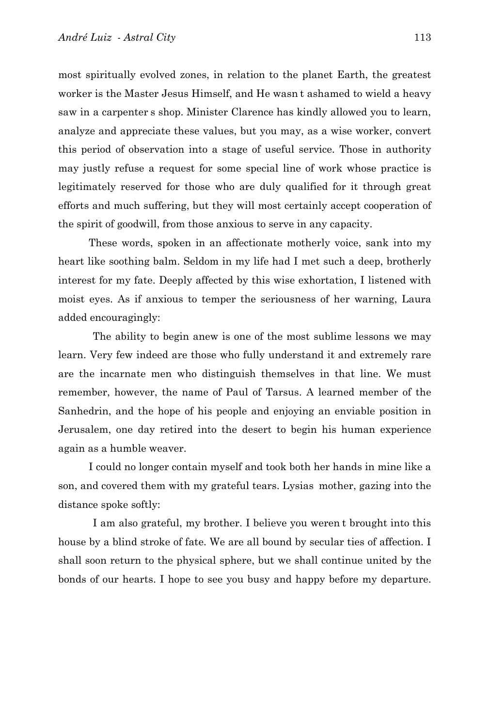most spiritually evolved zones, in relation to the planet Earth, the greatest worker is the Master Jesus Himself, and He wasn t ashamed to wield a heavy saw in a carpenter s shop. Minister Clarence has kindly allowed you to learn, analyze and appreciate these values, but you may, as a wise worker, convert this period of observation into a stage of useful service. Those in authority may justly refuse a request for some special line of work whose practice is legitimately reserved for those who are duly qualified for it through great efforts and much suffering, but they will most certainly accept cooperation of the spirit of goodwill, from those anxious to serve in any capacity.

These words, spoken in an affectionate motherly voice, sank into my heart like soothing balm. Seldom in my life had I met such a deep, brotherly interest for my fate. Deeply affected by this wise exhortation, I listened with moist eyes. As if anxious to temper the seriousness of her warning, Laura added encouragingly:

The ability to begin anew is one of the most sublime lessons we may learn. Very few indeed are those who fully understand it and extremely rare are the incarnate men who distinguish themselves in that line. We must remember, however, the name of Paul of Tarsus. A learned member of the Sanhedrin, and the hope of his people and enjoying an enviable position in Jerusalem, one day retired into the desert to begin his human experience again as a humble weaver.

I could no longer contain myself and took both her hands in mine like a son, and covered them with my grateful tears. Lysias mother, gazing into the distance spoke softly:

I am also grateful, my brother. I believe you weren t brought into this house by a blind stroke of fate. We are all bound by secular ties of affection. I shall soon return to the physical sphere, but we shall continue united by the bonds of our hearts. I hope to see you busy and happy before my departure.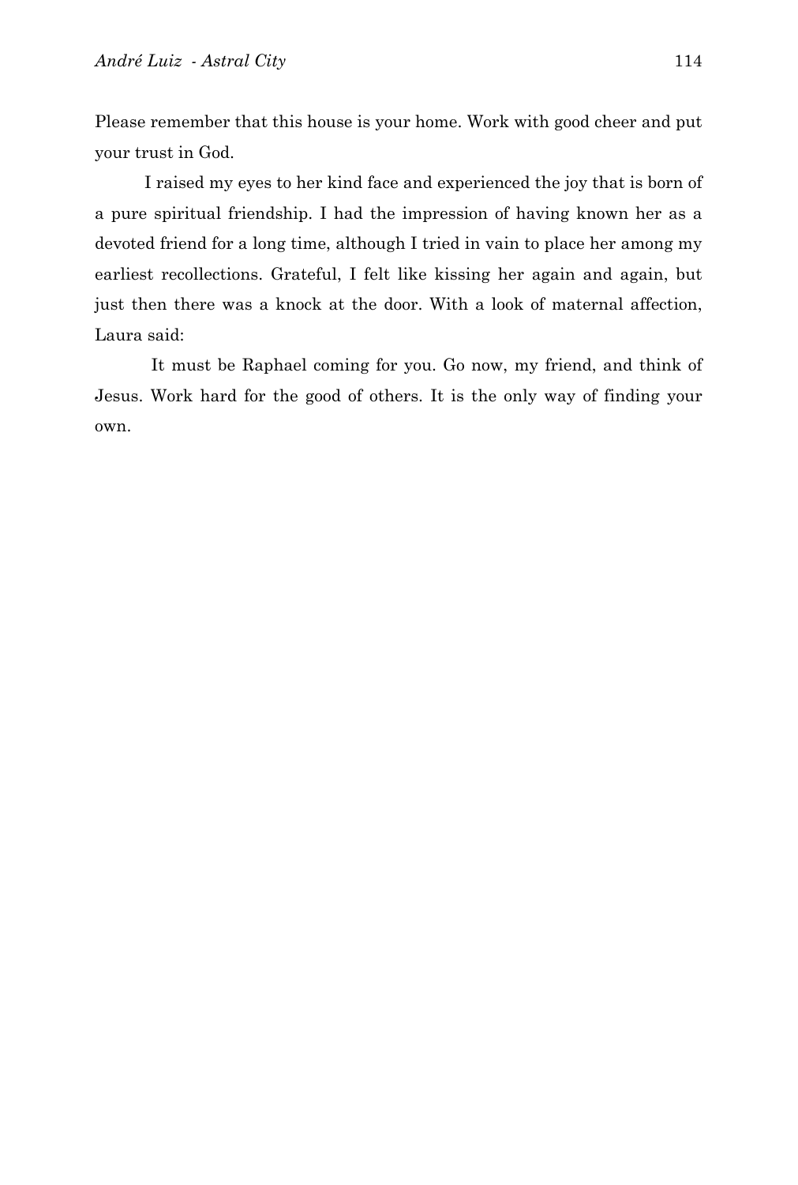Please remember that this house is your home. Work with good cheer and put your trust in God.

I raised my eyes to her kind face and experienced the joy that is born of a pure spiritual friendship. I had the impression of having known her as a devoted friend for a long time, although I tried in vain to place her among my earliest recollections. Grateful, I felt like kissing her again and again, but just then there was a knock at the door. With a look of maternal affection, Laura said:

It must be Raphael coming for you. Go now, my friend, and think of Jesus. Work hard for the good of others. It is the only way of finding your own.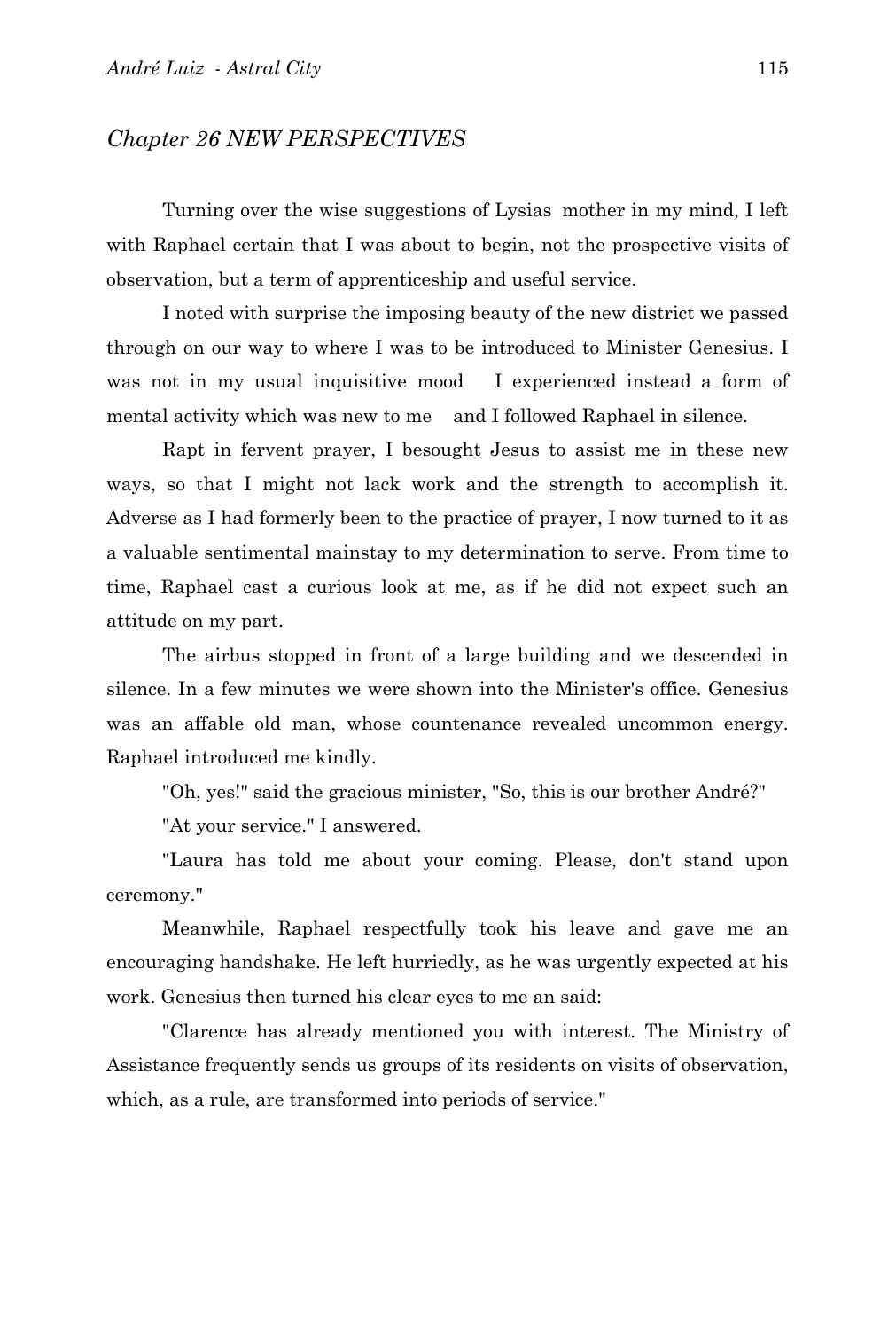## *Chapter 26 NEW PERSPECTIVES*

Turning over the wise suggestions of Lysias mother in my mind, I left with Raphael certain that I was about to begin, not the prospective visits of observation, but a term of apprenticeship and useful service.

I noted with surprise the imposing beauty of the new district we passed through on our way to where I was to be introduced to Minister Genesius. I was not in my usual inquisitive mood I experienced instead a form of mental activity which was new to me and I followed Raphael in silence.

Rapt in fervent prayer, I besought Jesus to assist me in these new ways, so that I might not lack work and the strength to accomplish it. Adverse as I had formerly been to the practice of prayer, I now turned to it as a valuable sentimental mainstay to my determination to serve. From time to time, Raphael cast a curious look at me, as if he did not expect such an attitude on my part.

The airbus stopped in front of a large building and we descended in silence. In a few minutes we were shown into the Minister's office. Genesius was an affable old man, whose countenance revealed uncommon energy. Raphael introduced me kindly.

"Oh, yes!" said the gracious minister, "So, this is our brother André?"

"At your service." I answered.

"Laura has told me about your coming. Please, don't stand upon ceremony."

Meanwhile, Raphael respectfully took his leave and gave me an encouraging handshake. He left hurriedly, as he was urgently expected at his work. Genesius then turned his clear eyes to me an said:

"Clarence has already mentioned you with interest. The Ministry of Assistance frequently sends us groups of its residents on visits of observation, which, as a rule, are transformed into periods of service."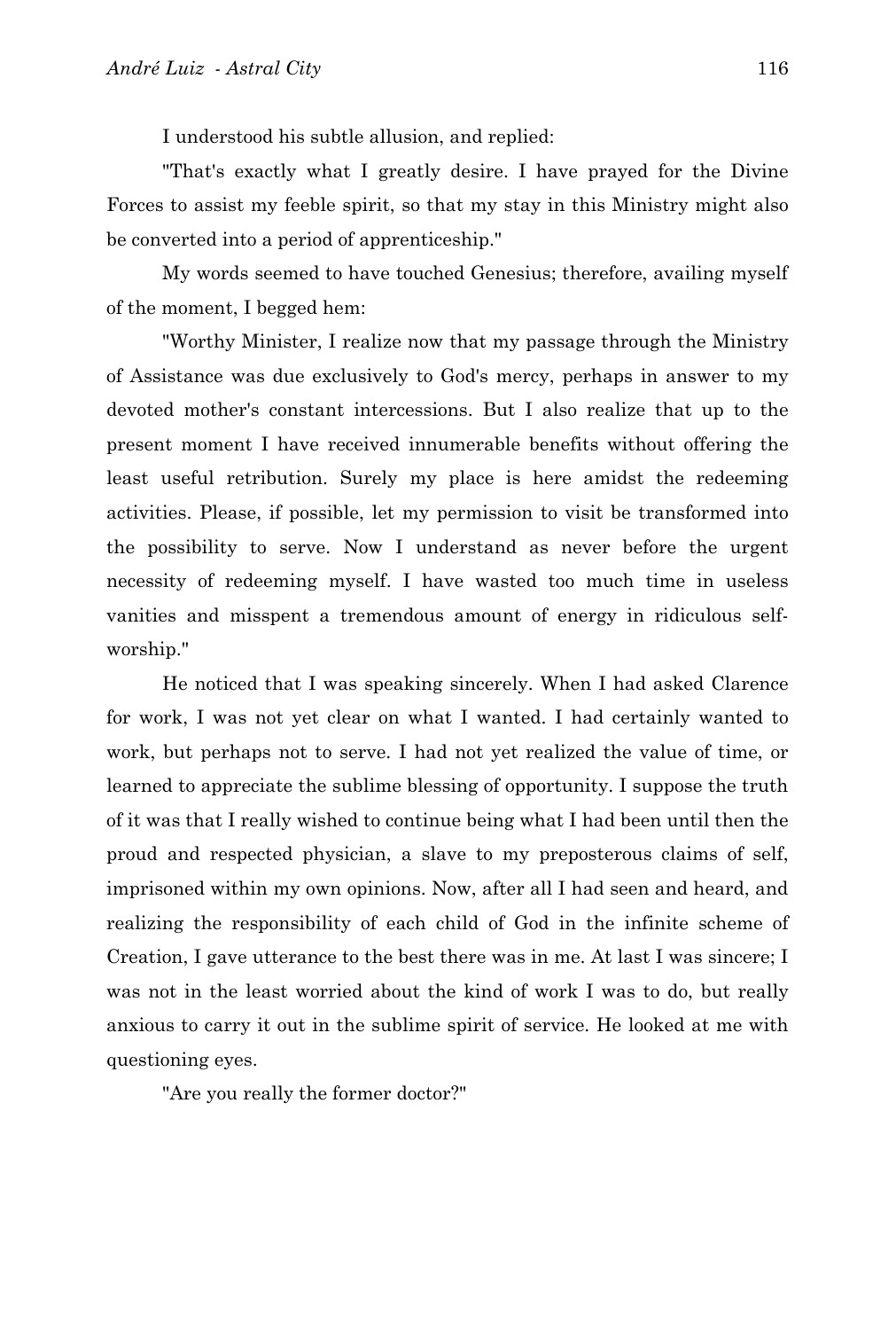I understood his subtle allusion, and replied:

"That's exactly what I greatly desire. I have prayed for the Divine Forces to assist my feeble spirit, so that my stay in this Ministry might also be converted into a period of apprenticeship."

My words seemed to have touched Genesius; therefore, availing myself of the moment, I begged hem:

"Worthy Minister, I realize now that my passage through the Ministry of Assistance was due exclusively to God's mercy, perhaps in answer to my devoted mother's constant intercessions. But I also realize that up to the present moment I have received innumerable benefits without offering the least useful retribution. Surely my place is here amidst the redeeming activities. Please, if possible, let my permission to visit be transformed into the possibility to serve. Now I understand as never before the urgent necessity of redeeming myself. I have wasted too much time in useless vanities and misspent a tremendous amount of energy in ridiculous self-worship."

He noticed that I was speaking sincerely. When I had asked Clarence for work, I was not yet clear on what I wanted. I had certainly wanted to work, but perhaps not to serve. I had not yet realized the value of time, or learned to appreciate the sublime blessing of opportunity. I suppose the truth of it was that I really wished to continue being what I had been until then the proud and respected physician, a slave to my preposterous claims of self, imprisoned within my own opinions. Now, after all I had seen and heard, and realizing the responsibility of each child of God in the infinite scheme of Creation, I gave utterance to the best there was in me. At last I was sincere; I was not in the least worried about the kind of work I was to do, but really anxious to carry it out in the sublime spirit of service. He looked at me with questioning eyes.

"Are you really the former doctor?"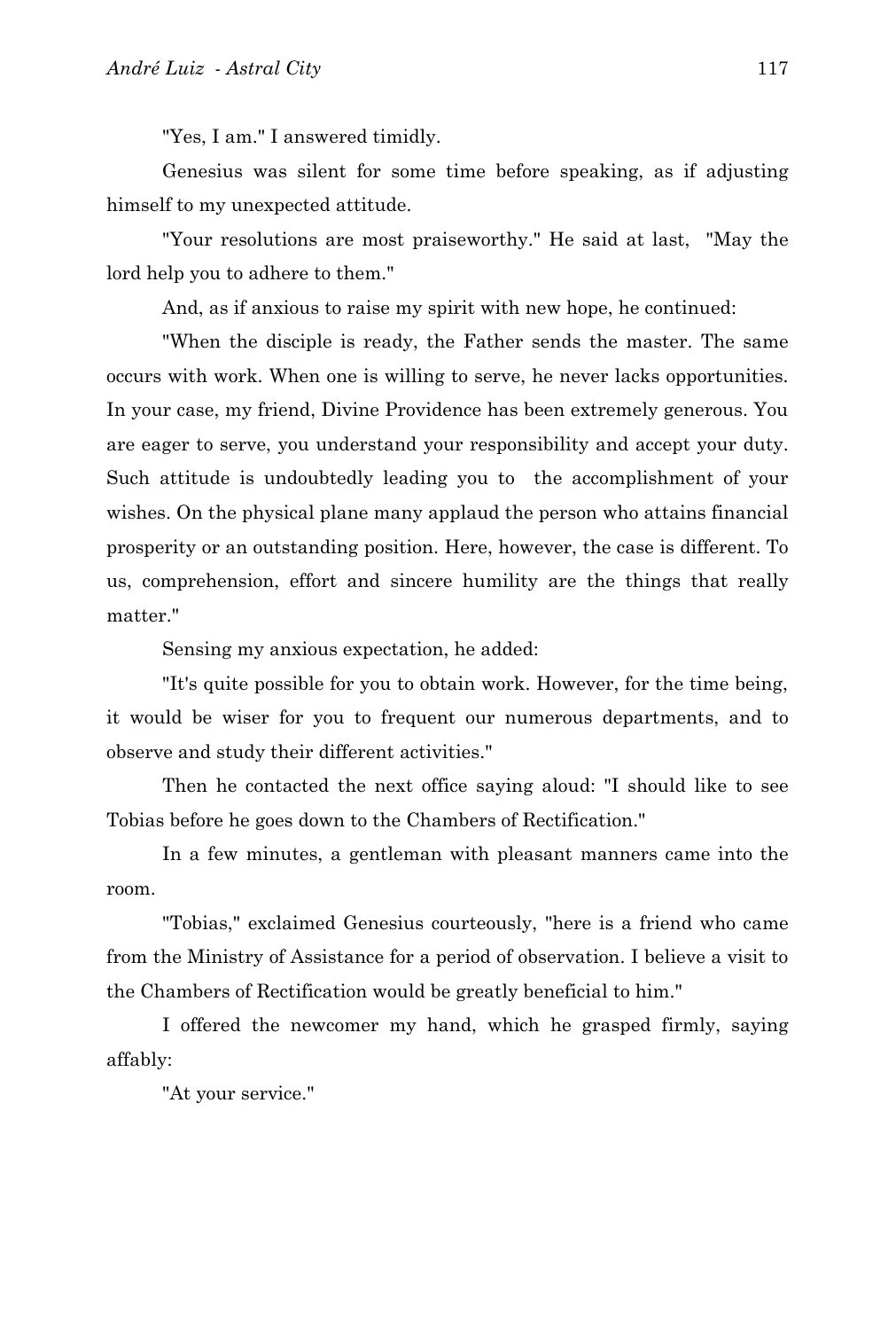"Yes, I am." I answered timidly.

Genesius was silent for some time before speaking, as if adjusting himself to my unexpected attitude.

"Your resolutions are most praiseworthy." He said at last, "May the lord help you to adhere to them."

And, as if anxious to raise my spirit with new hope, he continued:

"When the disciple is ready, the Father sends the master. The same occurs with work. When one is willing to serve, he never lacks opportunities. In your case, my friend, Divine Providence has been extremely generous. You are eager to serve, you understand your responsibility and accept your duty. Such attitude is undoubtedly leading you to the accomplishment of your wishes. On the physical plane many applaud the person who attains financial prosperity or an outstanding position. Here, however, the case is different. To us, comprehension, effort and sincere humility are the things that really matter."

Sensing my anxious expectation, he added:

"It's quite possible for you to obtain work. However, for the time being, it would be wiser for you to frequent our numerous departments, and to observe and study their different activities."

Then he contacted the next office saying aloud: "I should like to see Tobias before he goes down to the Chambers of Rectification."

In a few minutes, a gentleman with pleasant manners came into the room.

"Tobias," exclaimed Genesius courteously, "here is a friend who came from the Ministry of Assistance for a period of observation. I believe a visit to the Chambers of Rectification would be greatly beneficial to him."

I offered the newcomer my hand, which he grasped firmly, saying affably:

"At your service."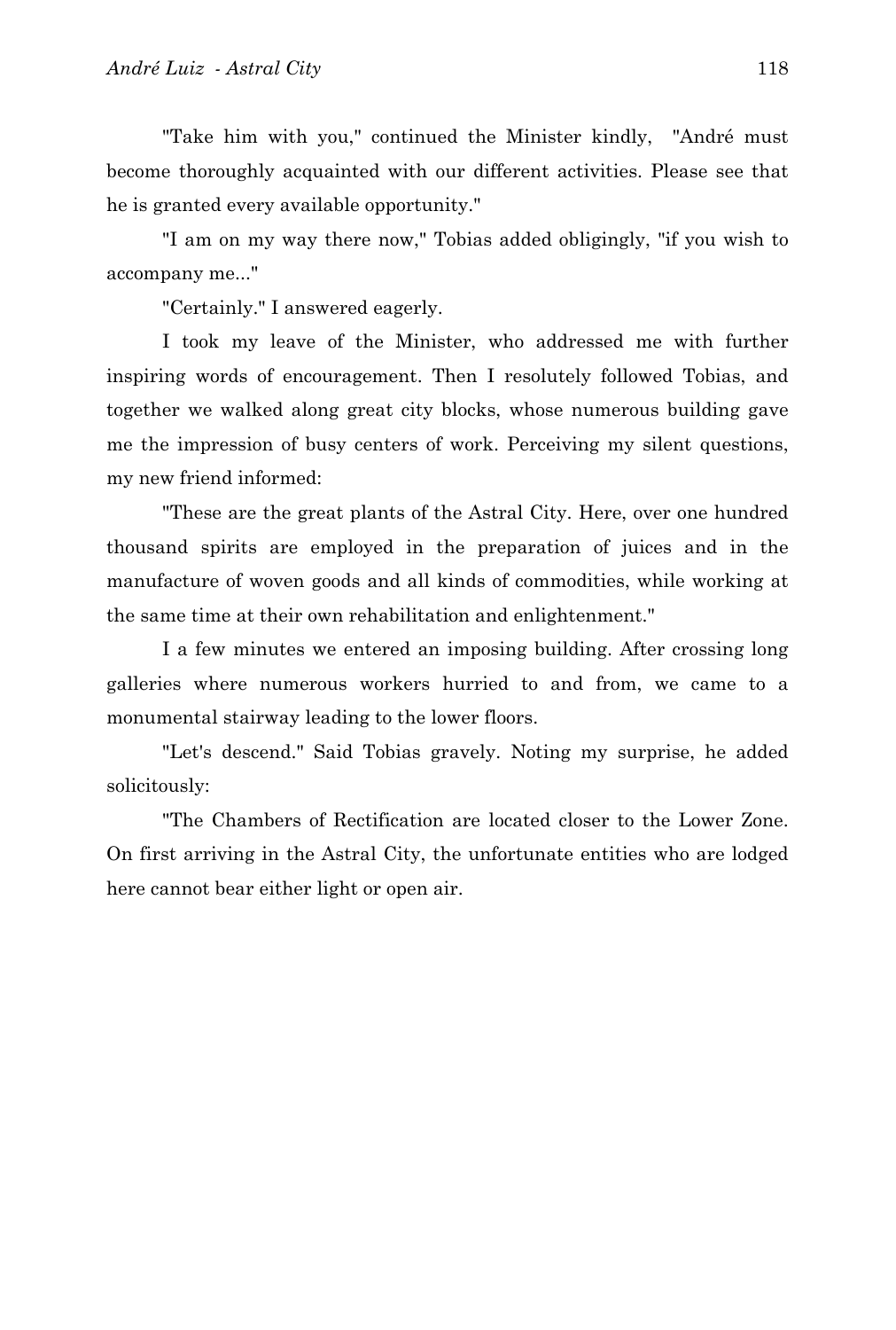"Take him with you," continued the Minister kindly, "André must become thoroughly acquainted with our different activities. Please see that he is granted every available opportunity."

"I am on my way there now," Tobias added obligingly, "if you wish to accompany me..."

"Certainly." I answered eagerly.

I took my leave of the Minister, who addressed me with further inspiring words of encouragement. Then I resolutely followed Tobias, and together we walked along great city blocks, whose numerous building gave me the impression of busy centers of work. Perceiving my silent questions, my new friend informed:

"These are the great plants of the Astral City. Here, over one hundred thousand spirits are employed in the preparation of juices and in the manufacture of woven goods and all kinds of commodities, while working at the same time at their own rehabilitation and enlightenment."

I a few minutes we entered an imposing building. After crossing long galleries where numerous workers hurried to and from, we came to a monumental stairway leading to the lower floors.

"Let's descend." Said Tobias gravely. Noting my surprise, he added solicitously:

"The Chambers of Rectification are located closer to the Lower Zone. On first arriving in the Astral City, the unfortunate entities who are lodged here cannot bear either light or open air.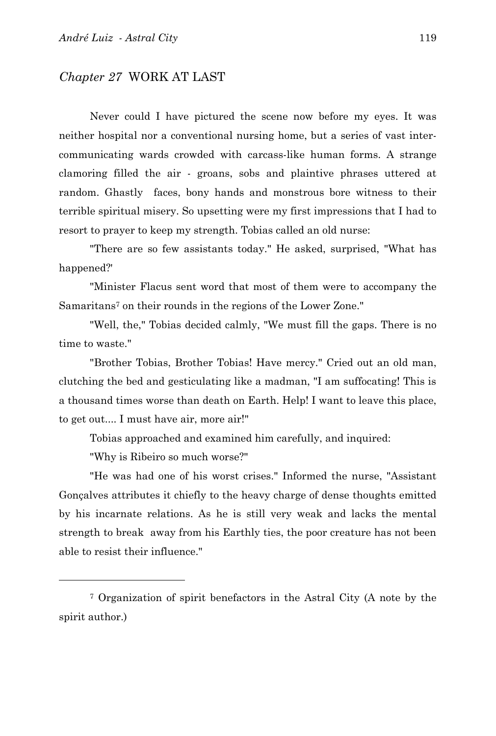## *Chapter 27* WORK AT LAST

Never could I have pictured the scene now before my eyes. It was neither hospital nor a conventional nursing home, but a series of vast inter-communicating wards crowded with carcass-like human forms. A strange clamoring filled the air - groans, sobs and plaintive phrases uttered at random. Ghastly faces, bony hands and monstrous bore witness to their terrible spiritual misery. So upsetting were my first impressions that I had to resort to prayer to keep my strength. Tobias called an old nurse:

"There are so few assistants today." He asked, surprised, "What has happened?"

"Minister Flacus sent word that most of them were to accompany the Samaritans[7] on their rounds in the regions of the Lower Zone."

"Well, the," Tobias decided calmly, "We must fill the gaps. There is no time to waste."

"Brother Tobias, Brother Tobias! Have mercy." Cried out an old man, clutching the bed and gesticulating like a madman, "I am suffocating! This is a thousand times worse than death on Earth. Help! I want to leave this place, to get out.... I must have air, more air!"

Tobias approached and examined him carefully, and inquired:

"Why is Ribeiro so much worse?"

"He was had one of his worst crises." Informed the nurse, "Assistant Gonçalves attributes it chiefly to the heavy charge of dense thoughts emitted by his incarnate relations. As he is still very weak and lacks the mental strength to break away from his Earthly ties, the poor creature has not been able to resist their influence."

---

[7] Organization of spirit benefactors in the Astral City (A note by the spirit author.)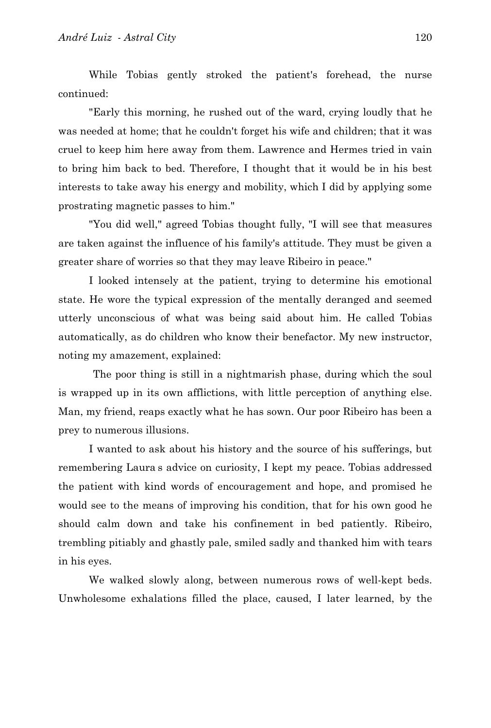While Tobias gently stroked the patient's forehead, the nurse continued:

"Early this morning, he rushed out of the ward, crying loudly that he was needed at home; that he couldn't forget his wife and children; that it was cruel to keep him here away from them. Lawrence and Hermes tried in vain to bring him back to bed. Therefore, I thought that it would be in his best interests to take away his energy and mobility, which I did by applying some prostrating magnetic passes to him."

"You did well," agreed Tobias thought fully, "I will see that measures are taken against the influence of his family's attitude. They must be given a greater share of worries so that they may leave Ribeiro in peace."

I looked intensely at the patient, trying to determine his emotional state. He wore the typical expression of the mentally deranged and seemed utterly unconscious of what was being said about him. He called Tobias automatically, as do children who know their benefactor. My new instructor, noting my amazement, explained:

The poor thing is still in a nightmarish phase, during which the soul is wrapped up in its own afflictions, with little perception of anything else. Man, my friend, reaps exactly what he has sown. Our poor Ribeiro has been a prey to numerous illusions.

I wanted to ask about his history and the source of his sufferings, but remembering Laura s advice on curiosity, I kept my peace. Tobias addressed the patient with kind words of encouragement and hope, and promised he would see to the means of improving his condition, that for his own good he should calm down and take his confinement in bed patiently. Ribeiro, trembling pitiably and ghastly pale, smiled sadly and thanked him with tears in his eyes.

We walked slowly along, between numerous rows of well-kept beds. Unwholesome exhalations filled the place, caused, I later learned, by the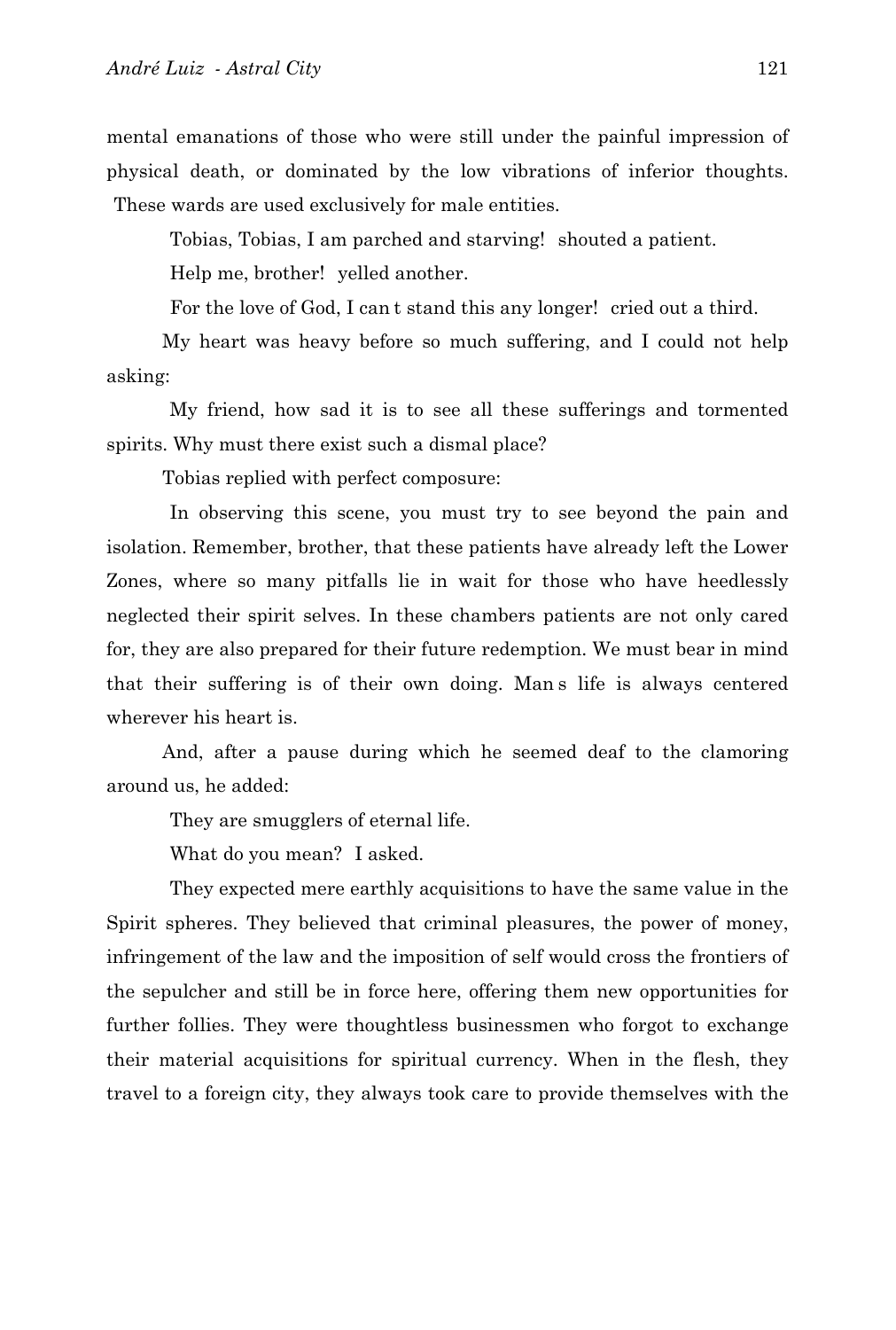mental emanations of those who were still under the painful impression of physical death, or dominated by the low vibrations of inferior thoughts. These wards are used exclusively for male entities.

Tobias, Tobias, I am parched and starving! shouted a patient.

Help me, brother! yelled another.

For the love of God, I can t stand this any longer! cried out a third.

My heart was heavy before so much suffering, and I could not help asking:

My friend, how sad it is to see all these sufferings and tormented spirits. Why must there exist such a dismal place?

Tobias replied with perfect composure:

In observing this scene, you must try to see beyond the pain and isolation. Remember, brother, that these patients have already left the Lower Zones, where so many pitfalls lie in wait for those who have heedlessly neglected their spirit selves. In these chambers patients are not only cared for, they are also prepared for their future redemption. We must bear in mind that their suffering is of their own doing. Man s life is always centered wherever his heart is.

And, after a pause during which he seemed deaf to the clamoring around us, he added:

They are smugglers of eternal life.

What do you mean? I asked.

They expected mere earthly acquisitions to have the same value in the Spirit spheres. They believed that criminal pleasures, the power of money, infringement of the law and the imposition of self would cross the frontiers of the sepulcher and still be in force here, offering them new opportunities for further follies. They were thoughtless businessmen who forgot to exchange their material acquisitions for spiritual currency. When in the flesh, they travel to a foreign city, they always took care to provide themselves with the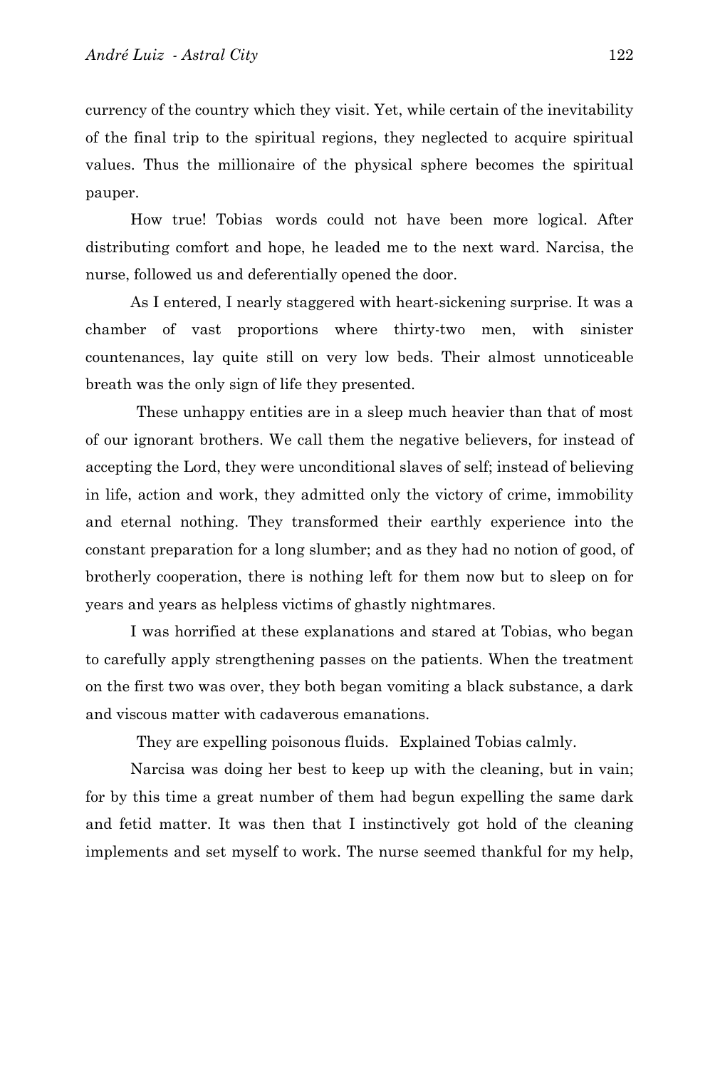currency of the country which they visit. Yet, while certain of the inevitability of the final trip to the spiritual regions, they neglected to acquire spiritual values. Thus the millionaire of the physical sphere becomes the spiritual pauper.

How true! Tobias words could not have been more logical. After distributing comfort and hope, he leaded me to the next ward. Narcisa, the nurse, followed us and deferentially opened the door.

As I entered, I nearly staggered with heart-sickening surprise. It was a chamber of vast proportions where thirty-two men, with sinister countenances, lay quite still on very low beds. Their almost unnoticeable breath was the only sign of life they presented.

These unhappy entities are in a sleep much heavier than that of most of our ignorant brothers. We call them the negative believers, for instead of accepting the Lord, they were unconditional slaves of self; instead of believing in life, action and work, they admitted only the victory of crime, immobility and eternal nothing. They transformed their earthly experience into the constant preparation for a long slumber; and as they had no notion of good, of brotherly cooperation, there is nothing left for them now but to sleep on for years and years as helpless victims of ghastly nightmares.

I was horrified at these explanations and stared at Tobias, who began to carefully apply strengthening passes on the patients. When the treatment on the first two was over, they both began vomiting a black substance, a dark and viscous matter with cadaverous emanations.

They are expelling poisonous fluids. Explained Tobias calmly.

Narcisa was doing her best to keep up with the cleaning, but in vain; for by this time a great number of them had begun expelling the same dark and fetid matter. It was then that I instinctively got hold of the cleaning implements and set myself to work. The nurse seemed thankful for my help,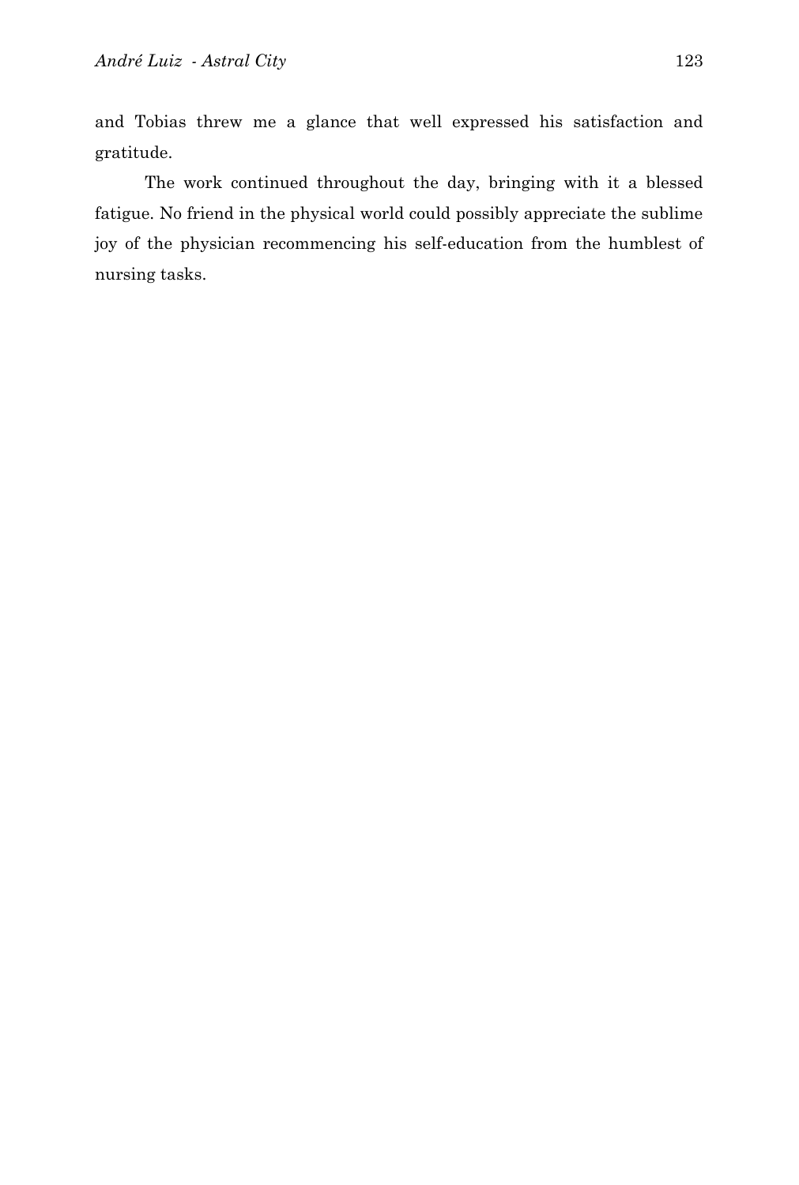and Tobias threw me a glance that well expressed his satisfaction and gratitude.

The work continued throughout the day, bringing with it a blessed fatigue. No friend in the physical world could possibly appreciate the sublime joy of the physician recommencing his self-education from the humblest of nursing tasks.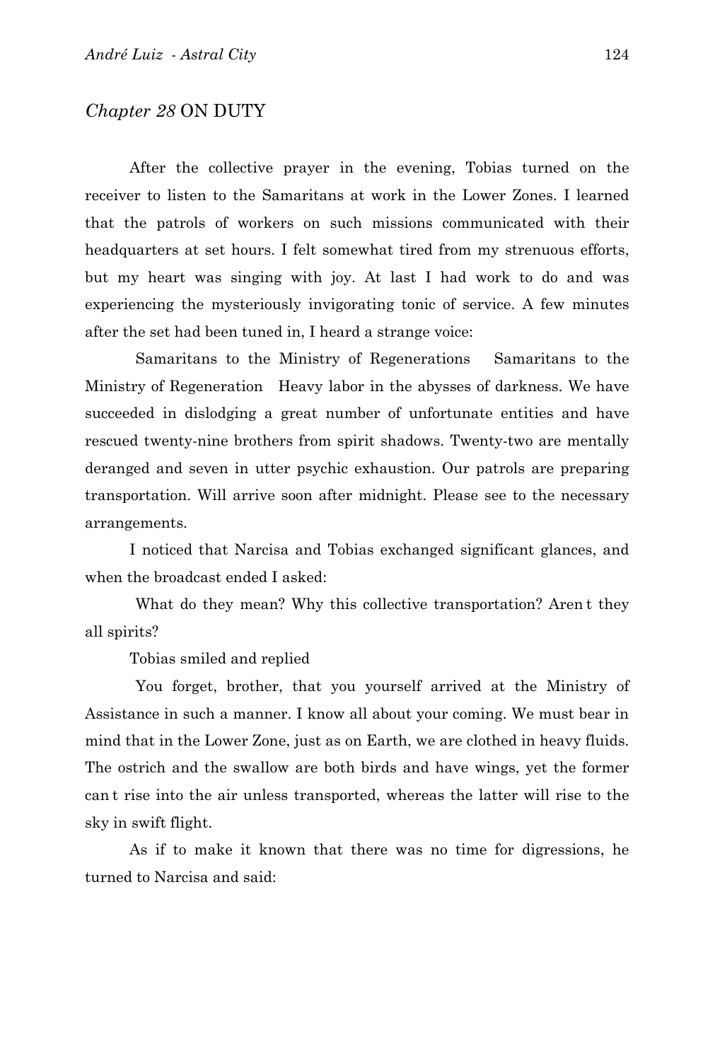## *Chapter 28* ON DUTY

After the collective prayer in the evening, Tobias turned on the receiver to listen to the Samaritans at work in the Lower Zones. I learned that the patrols of workers on such missions communicated with their headquarters at set hours. I felt somewhat tired from my strenuous efforts, but my heart was singing with joy. At last I had work to do and was experiencing the mysteriously invigorating tonic of service. A few minutes after the set had been tuned in, I heard a strange voice:

Samaritans to the Ministry of Regenerations Samaritans to the Ministry of Regeneration Heavy labor in the abysses of darkness. We have succeeded in dislodging a great number of unfortunate entities and have rescued twenty-nine brothers from spirit shadows. Twenty-two are mentally deranged and seven in utter psychic exhaustion. Our patrols are preparing transportation. Will arrive soon after midnight. Please see to the necessary arrangements.

I noticed that Narcisa and Tobias exchanged significant glances, and when the broadcast ended I asked:

What do they mean? Why this collective transportation? Aren t they all spirits?

Tobias smiled and replied

You forget, brother, that you yourself arrived at the Ministry of Assistance in such a manner. I know all about your coming. We must bear in mind that in the Lower Zone, just as on Earth, we are clothed in heavy fluids. The ostrich and the swallow are both birds and have wings, yet the former can t rise into the air unless transported, whereas the latter will rise to the sky in swift flight.

As if to make it known that there was no time for digressions, he turned to Narcisa and said: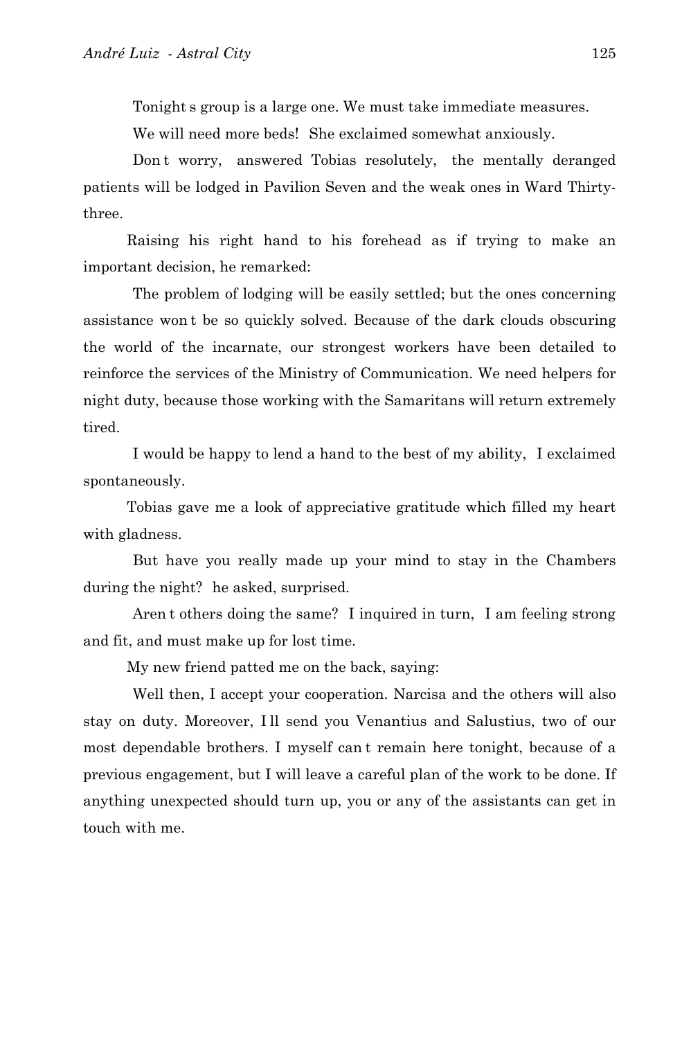Tonight s group is a large one. We must take immediate measures.

We will need more beds!  She exclaimed somewhat anxiously.

Don t worry,  answered Tobias resolutely,  the mentally deranged patients will be lodged in Pavilion Seven and the weak ones in Ward Thirty-three.

Raising his right hand to his forehead as if trying to make an important decision, he remarked:

The problem of lodging will be easily settled; but the ones concerning assistance won t be so quickly solved. Because of the dark clouds obscuring the world of the incarnate, our strongest workers have been detailed to reinforce the services of the Ministry of Communication. We need helpers for night duty, because those working with the Samaritans will return extremely tired.

I would be happy to lend a hand to the best of my ability,  I exclaimed spontaneously.

Tobias gave me a look of appreciative gratitude which filled my heart with gladness.

But have you really made up your mind to stay in the Chambers during the night?  he asked, surprised.

Aren t others doing the same?  I inquired in turn,  I am feeling strong and fit, and must make up for lost time.

My new friend patted me on the back, saying:

Well then, I accept your cooperation. Narcisa and the others will also stay on duty. Moreover, I ll send you Venantius and Salustius, two of our most dependable brothers. I myself can t remain here tonight, because of a previous engagement, but I will leave a careful plan of the work to be done. If anything unexpected should turn up, you or any of the assistants can get in touch with me.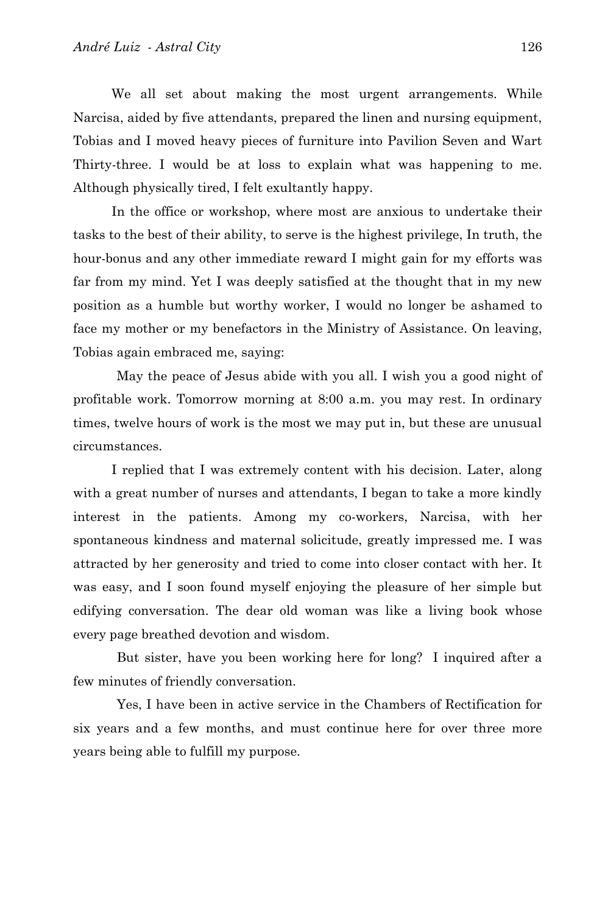We all set about making the most urgent arrangements. While Narcisa, aided by five attendants, prepared the linen and nursing equipment, Tobias and I moved heavy pieces of furniture into Pavilion Seven and Wart Thirty-three. I would be at loss to explain what was happening to me. Although physically tired, I felt exultantly happy.

In the office or workshop, where most are anxious to undertake their tasks to the best of their ability, to serve is the highest privilege, In truth, the hour-bonus and any other immediate reward I might gain for my efforts was far from my mind. Yet I was deeply satisfied at the thought that in my new position as a humble but worthy worker, I would no longer be ashamed to face my mother or my benefactors in the Ministry of Assistance. On leaving, Tobias again embraced me, saying:

May the peace of Jesus abide with you all. I wish you a good night of profitable work. Tomorrow morning at 8:00 a.m. you may rest. In ordinary times, twelve hours of work is the most we may put in, but these are unusual circumstances.

I replied that I was extremely content with his decision. Later, along with a great number of nurses and attendants, I began to take a more kindly interest in the patients. Among my co-workers, Narcisa, with her spontaneous kindness and maternal solicitude, greatly impressed me. I was attracted by her generosity and tried to come into closer contact with her. It was easy, and I soon found myself enjoying the pleasure of her simple but edifying conversation. The dear old woman was like a living book whose every page breathed devotion and wisdom.

But sister, have you been working here for long? I inquired after a few minutes of friendly conversation.

Yes, I have been in active service in the Chambers of Rectification for six years and a few months, and must continue here for over three more years being able to fulfill my purpose.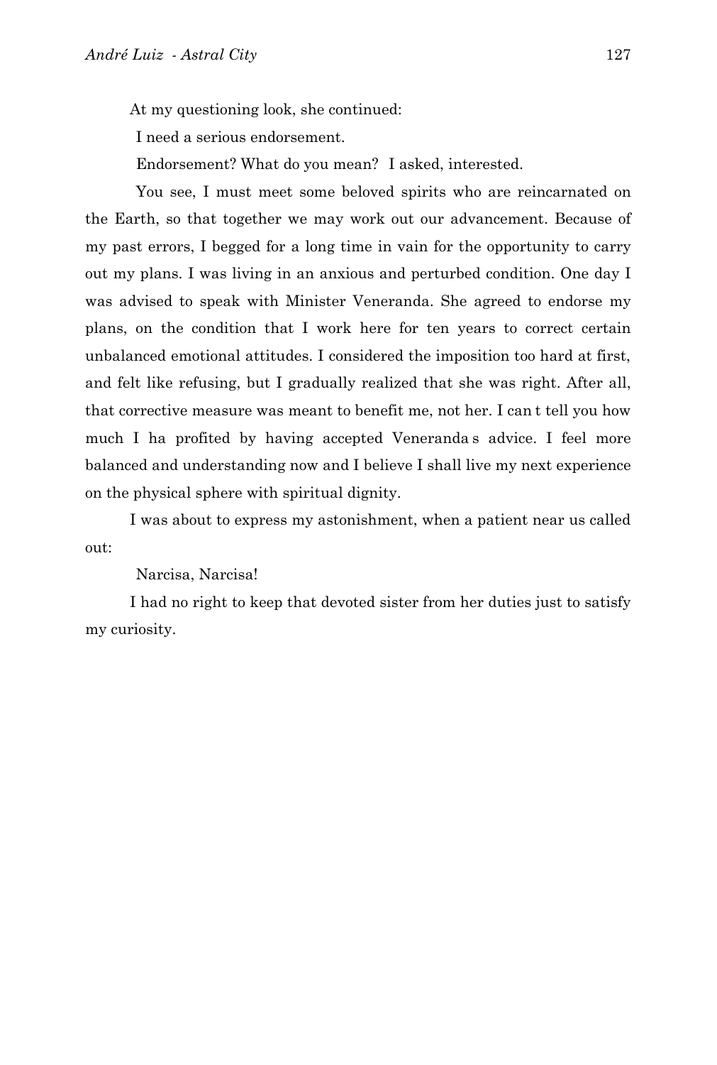At my questioning look, she continued:

I need a serious endorsement.

Endorsement? What do you mean? I asked, interested.

You see, I must meet some beloved spirits who are reincarnated on the Earth, so that together we may work out our advancement. Because of my past errors, I begged for a long time in vain for the opportunity to carry out my plans. I was living in an anxious and perturbed condition. One day I was advised to speak with Minister Veneranda. She agreed to endorse my plans, on the condition that I work here for ten years to correct certain unbalanced emotional attitudes. I considered the imposition too hard at first, and felt like refusing, but I gradually realized that she was right. After all, that corrective measure was meant to benefit me, not her. I can t tell you how much I ha profited by having accepted Veneranda s advice. I feel more balanced and understanding now and I believe I shall live my next experience on the physical sphere with spiritual dignity.

I was about to express my astonishment, when a patient near us called out:

Narcisa, Narcisa!

I had no right to keep that devoted sister from her duties just to satisfy my curiosity.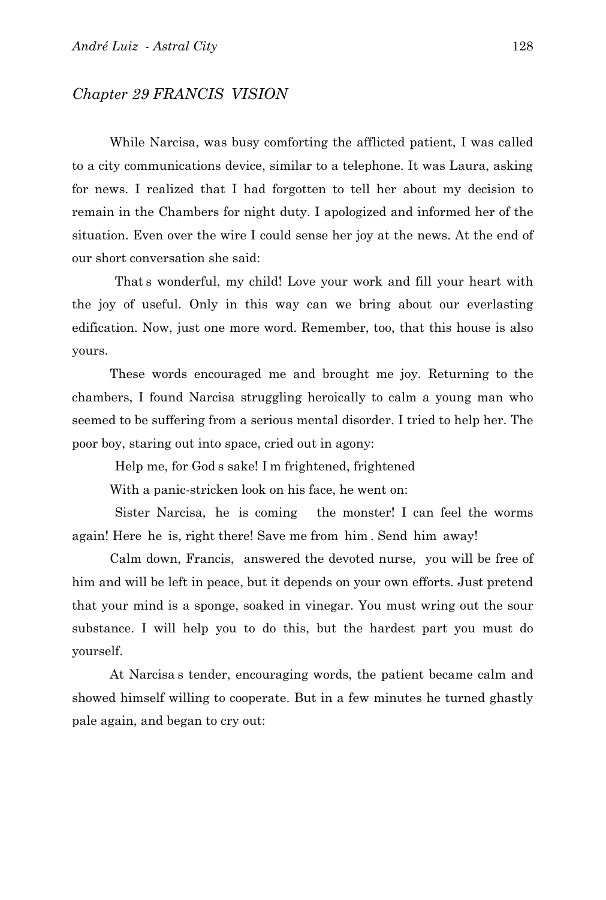## *Chapter 29 FRANCIS VISION*

While Narcisa, was busy comforting the afflicted patient, I was called to a city communications device, similar to a telephone. It was Laura, asking for news. I realized that I had forgotten to tell her about my decision to remain in the Chambers for night duty. I apologized and informed her of the situation. Even over the wire I could sense her joy at the news. At the end of our short conversation she said:

That s wonderful, my child! Love your work and fill your heart with the joy of useful. Only in this way can we bring about our everlasting edification. Now, just one more word. Remember, too, that this house is also yours.

These words encouraged me and brought me joy. Returning to the chambers, I found Narcisa struggling heroically to calm a young man who seemed to be suffering from a serious mental disorder. I tried to help her. The poor boy, staring out into space, cried out in agony:

Help me, for God s sake! I m frightened, frightened

With a panic-stricken look on his face, he went on:

Sister Narcisa, he is coming the monster! I can feel the worms again! Here he is, right there! Save me from him . Send him away!

Calm down, Francis, answered the devoted nurse, you will be free of him and will be left in peace, but it depends on your own efforts. Just pretend that your mind is a sponge, soaked in vinegar. You must wring out the sour substance. I will help you to do this, but the hardest part you must do yourself.

At Narcisa s tender, encouraging words, the patient became calm and showed himself willing to cooperate. But in a few minutes he turned ghastly pale again, and began to cry out: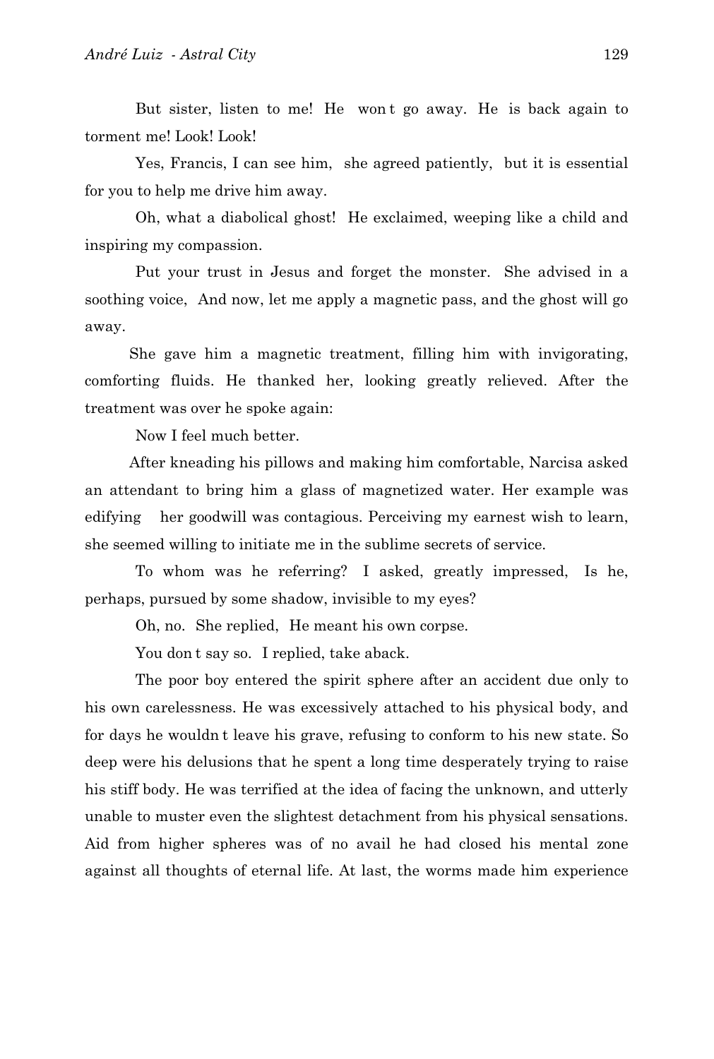But sister, listen to me! He won t go away. He is back again to torment me! Look! Look!

Yes, Francis, I can see him, she agreed patiently, but it is essential for you to help me drive him away.

Oh, what a diabolical ghost! He exclaimed, weeping like a child and inspiring my compassion.

Put your trust in Jesus and forget the monster. She advised in a soothing voice, And now, let me apply a magnetic pass, and the ghost will go away.

She gave him a magnetic treatment, filling him with invigorating, comforting fluids. He thanked her, looking greatly relieved. After the treatment was over he spoke again:

Now I feel much better.

After kneading his pillows and making him comfortable, Narcisa asked an attendant to bring him a glass of magnetized water. Her example was edifying her goodwill was contagious. Perceiving my earnest wish to learn, she seemed willing to initiate me in the sublime secrets of service.

To whom was he referring? I asked, greatly impressed, Is he, perhaps, pursued by some shadow, invisible to my eyes?

Oh, no. She replied, He meant his own corpse.

You don t say so. I replied, take aback.

The poor boy entered the spirit sphere after an accident due only to his own carelessness. He was excessively attached to his physical body, and for days he wouldn t leave his grave, refusing to conform to his new state. So deep were his delusions that he spent a long time desperately trying to raise his stiff body. He was terrified at the idea of facing the unknown, and utterly unable to muster even the slightest detachment from his physical sensations. Aid from higher spheres was of no avail he had closed his mental zone against all thoughts of eternal life. At last, the worms made him experience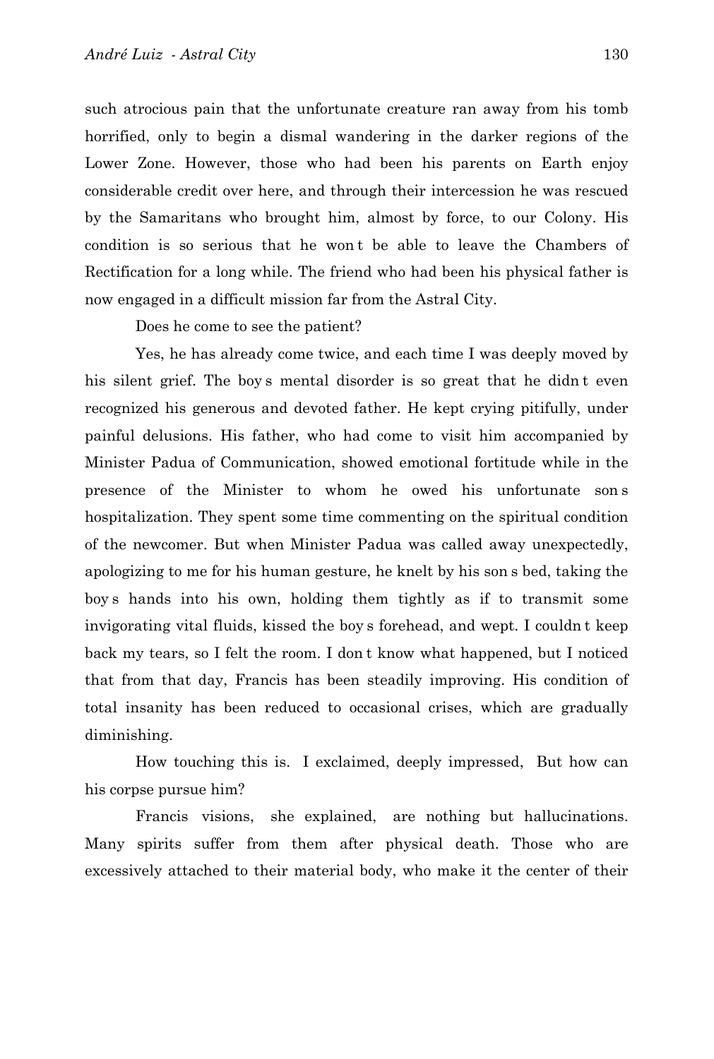such atrocious pain that the unfortunate creature ran away from his tomb horrified, only to begin a dismal wandering in the darker regions of the Lower Zone. However, those who had been his parents on Earth enjoy considerable credit over here, and through their intercession he was rescued by the Samaritans who brought him, almost by force, to our Colony. His condition is so serious that he won t be able to leave the Chambers of Rectification for a long while. The friend who had been his physical father is now engaged in a difficult mission far from the Astral City.

Does he come to see the patient?

Yes, he has already come twice, and each time I was deeply moved by his silent grief. The boy s mental disorder is so great that he didn t even recognized his generous and devoted father. He kept crying pitifully, under painful delusions. His father, who had come to visit him accompanied by Minister Padua of Communication, showed emotional fortitude while in the presence of the Minister to whom he owed his unfortunate son s hospitalization. They spent some time commenting on the spiritual condition of the newcomer. But when Minister Padua was called away unexpectedly, apologizing to me for his human gesture, he knelt by his son s bed, taking the boy s hands into his own, holding them tightly as if to transmit some invigorating vital fluids, kissed the boy s forehead, and wept. I couldn t keep back my tears, so I felt the room. I don t know what happened, but I noticed that from that day, Francis has been steadily improving. His condition of total insanity has been reduced to occasional crises, which are gradually diminishing.

How touching this is.  I exclaimed, deeply impressed,  But how can his corpse pursue him?

Francis visions,  she explained,  are nothing but hallucinations. Many spirits suffer from them after physical death. Those who are excessively attached to their material body, who make it the center of their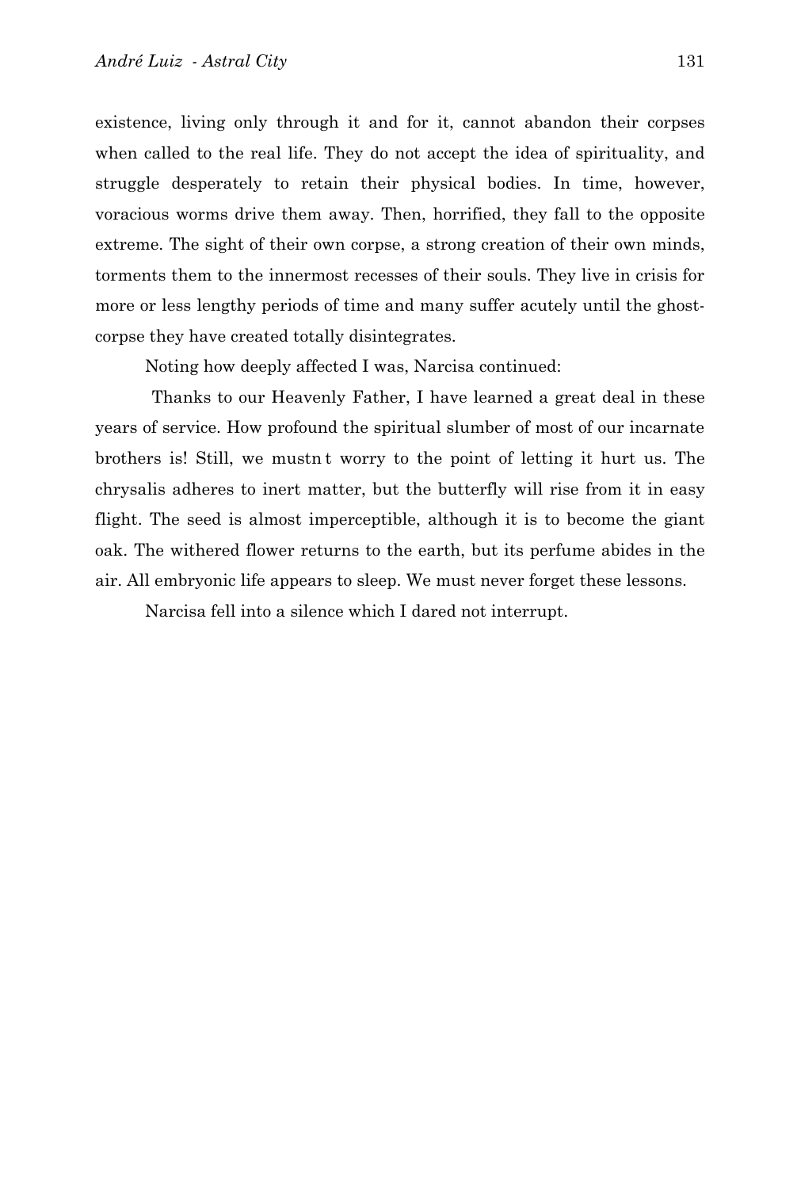existence, living only through it and for it, cannot abandon their corpses when called to the real life. They do not accept the idea of spirituality, and struggle desperately to retain their physical bodies. In time, however, voracious worms drive them away. Then, horrified, they fall to the opposite extreme. The sight of their own corpse, a strong creation of their own minds, torments them to the innermost recesses of their souls. They live in crisis for more or less lengthy periods of time and many suffer acutely until the ghost-corpse they have created totally disintegrates.

Noting how deeply affected I was, Narcisa continued:

Thanks to our Heavenly Father, I have learned a great deal in these years of service. How profound the spiritual slumber of most of our incarnate brothers is! Still, we mustn t worry to the point of letting it hurt us. The chrysalis adheres to inert matter, but the butterfly will rise from it in easy flight. The seed is almost imperceptible, although it is to become the giant oak. The withered flower returns to the earth, but its perfume abides in the air. All embryonic life appears to sleep. We must never forget these lessons.

Narcisa fell into a silence which I dared not interrupt.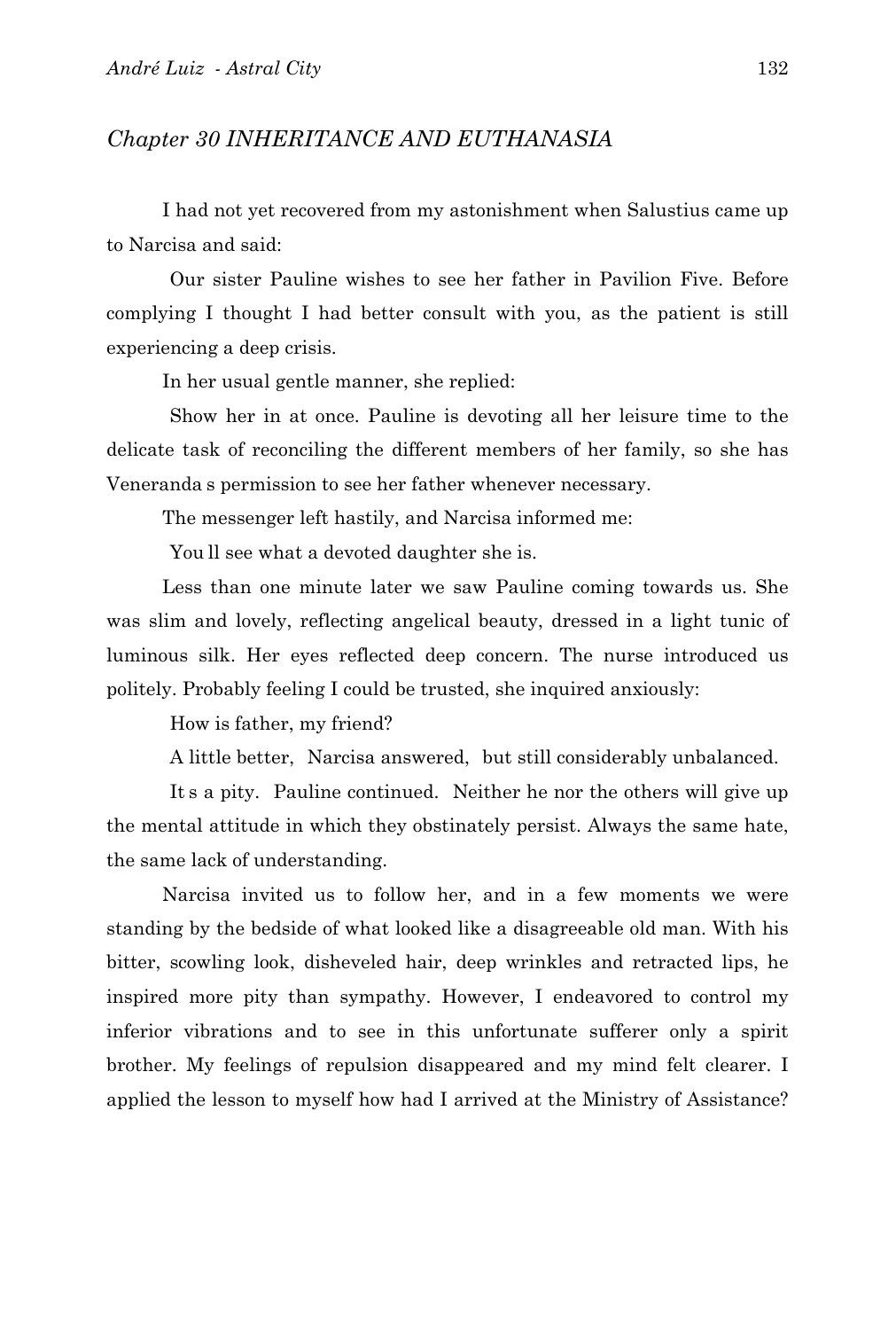*Chapter 30 INHERITANCE AND EUTHANASIA*

I had not yet recovered from my astonishment when Salustius came up to Narcisa and said:

Our sister Pauline wishes to see her father in Pavilion Five. Before complying I thought I had better consult with you, as the patient is still experiencing a deep crisis.

In her usual gentle manner, she replied:

Show her in at once. Pauline is devoting all her leisure time to the delicate task of reconciling the different members of her family, so she has Veneranda s permission to see her father whenever necessary.

The messenger left hastily, and Narcisa informed me:

You ll see what a devoted daughter she is.

Less than one minute later we saw Pauline coming towards us. She was slim and lovely, reflecting angelical beauty, dressed in a light tunic of luminous silk. Her eyes reflected deep concern. The nurse introduced us politely. Probably feeling I could be trusted, she inquired anxiously:

How is father, my friend?

A little better, Narcisa answered, but still considerably unbalanced.

It s a pity. Pauline continued. Neither he nor the others will give up the mental attitude in which they obstinately persist. Always the same hate, the same lack of understanding.

Narcisa invited us to follow her, and in a few moments we were standing by the bedside of what looked like a disagreeable old man. With his bitter, scowling look, disheveled hair, deep wrinkles and retracted lips, he inspired more pity than sympathy. However, I endeavored to control my inferior vibrations and to see in this unfortunate sufferer only a spirit brother. My feelings of repulsion disappeared and my mind felt clearer. I applied the lesson to myself how had I arrived at the Ministry of Assistance?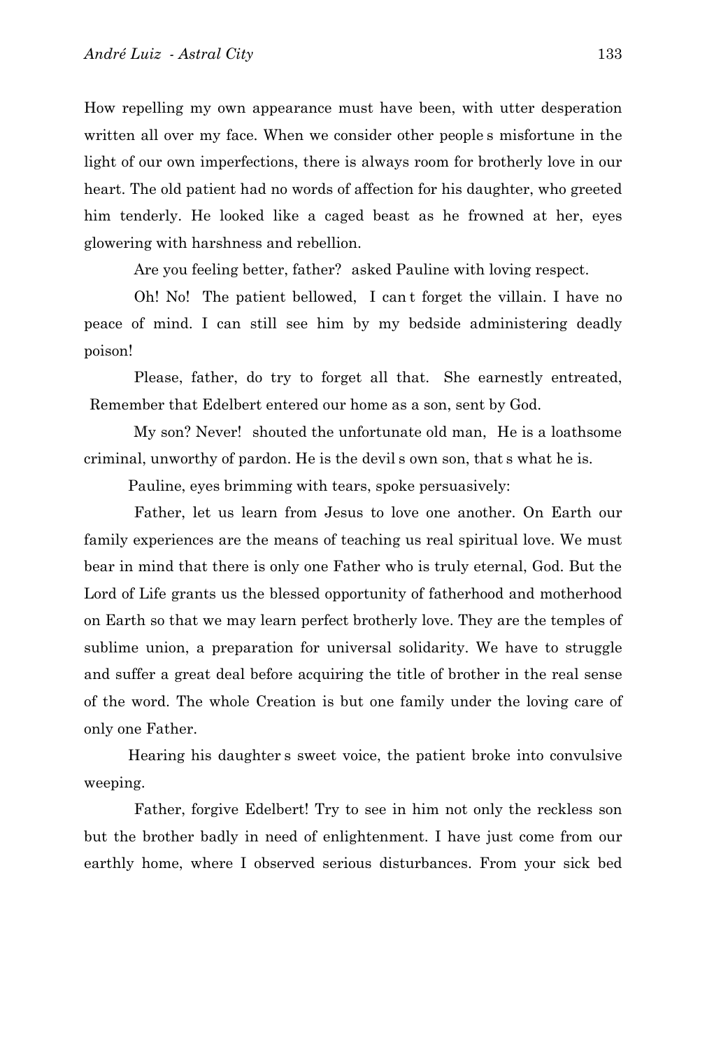How repelling my own appearance must have been, with utter desperation written all over my face. When we consider other people s misfortune in the light of our own imperfections, there is always room for brotherly love in our heart. The old patient had no words of affection for his daughter, who greeted him tenderly. He looked like a caged beast as he frowned at her, eyes glowering with harshness and rebellion.

 Are you feeling better, father?  asked Pauline with loving respect.

 Oh! No!  The patient bellowed,  I can t forget the villain. I have no peace of mind. I can still see him by my bedside administering deadly poison!

 Please, father, do try to forget all that.  She earnestly entreated,  Remember that Edelbert entered our home as a son, sent by God.

 My son? Never!  shouted the unfortunate old man,  He is a loathsome criminal, unworthy of pardon. He is the devil s own son, that s what he is.

Pauline, eyes brimming with tears, spoke persuasively:

 Father, let us learn from Jesus to love one another. On Earth our family experiences are the means of teaching us real spiritual love. We must bear in mind that there is only one Father who is truly eternal, God. But the Lord of Life grants us the blessed opportunity of fatherhood and motherhood on Earth so that we may learn perfect brotherly love. They are the temples of sublime union, a preparation for universal solidarity. We have to struggle and suffer a great deal before acquiring the title of brother in the real sense of the word. The whole Creation is but one family under the loving care of only one Father.

Hearing his daughter s sweet voice, the patient broke into convulsive weeping.

 Father, forgive Edelbert! Try to see in him not only the reckless son but the brother badly in need of enlightenment. I have just come from our earthly home, where I observed serious disturbances. From your sick bed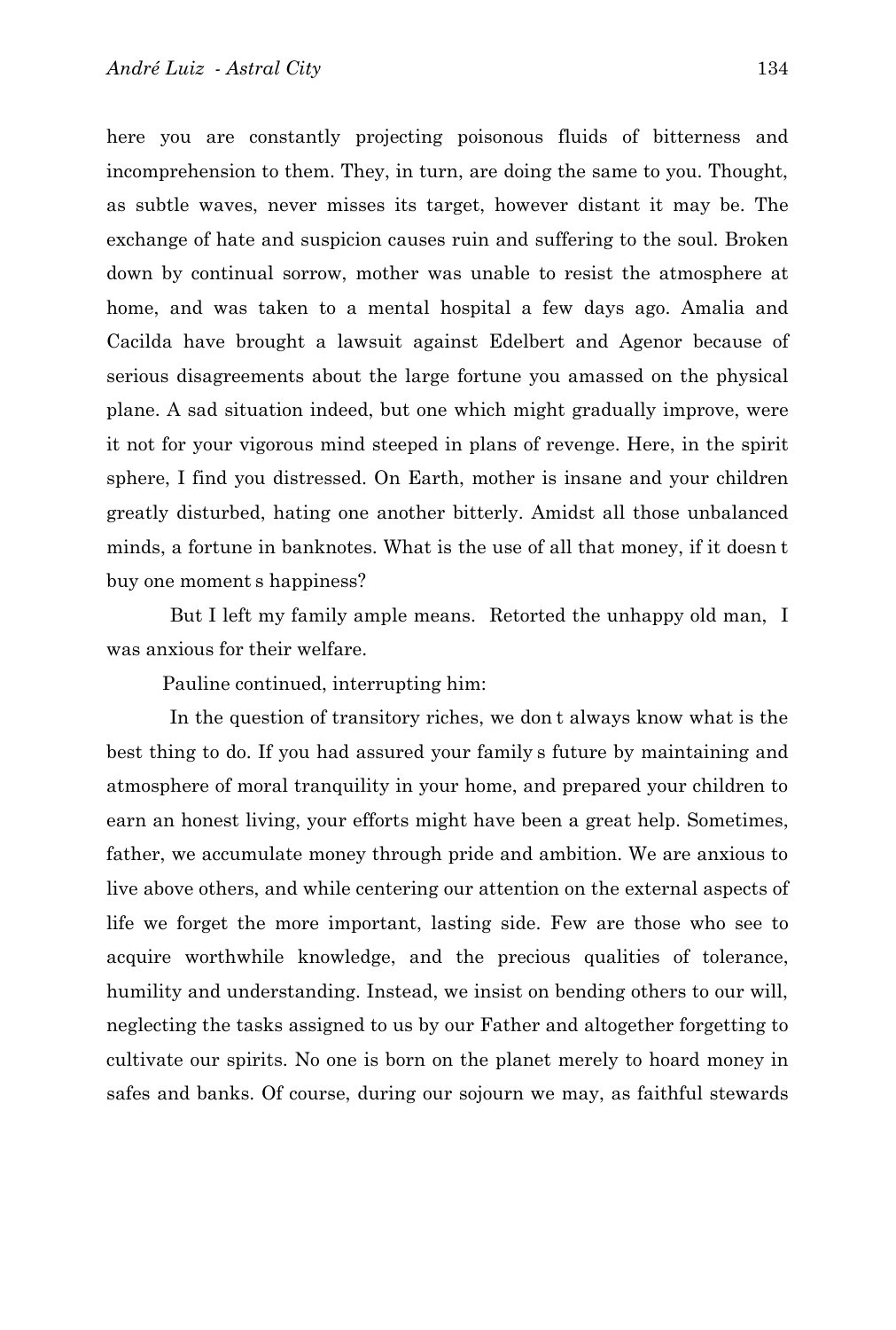here you are constantly projecting poisonous fluids of bitterness and incomprehension to them. They, in turn, are doing the same to you. Thought, as subtle waves, never misses its target, however distant it may be. The exchange of hate and suspicion causes ruin and suffering to the soul. Broken down by continual sorrow, mother was unable to resist the atmosphere at home, and was taken to a mental hospital a few days ago. Amalia and Cacilda have brought a lawsuit against Edelbert and Agenor because of serious disagreements about the large fortune you amassed on the physical plane. A sad situation indeed, but one which might gradually improve, were it not for your vigorous mind steeped in plans of revenge. Here, in the spirit sphere, I find you distressed. On Earth, mother is insane and your children greatly disturbed, hating one another bitterly. Amidst all those unbalanced minds, a fortune in banknotes. What is the use of all that money, if it doesn t buy one moment s happiness?

But I left my family ample means. Retorted the unhappy old man, I was anxious for their welfare.

Pauline continued, interrupting him:

In the question of transitory riches, we don t always know what is the best thing to do. If you had assured your family s future by maintaining and atmosphere of moral tranquility in your home, and prepared your children to earn an honest living, your efforts might have been a great help. Sometimes, father, we accumulate money through pride and ambition. We are anxious to live above others, and while centering our attention on the external aspects of life we forget the more important, lasting side. Few are those who see to acquire worthwhile knowledge, and the precious qualities of tolerance, humility and understanding. Instead, we insist on bending others to our will, neglecting the tasks assigned to us by our Father and altogether forgetting to cultivate our spirits. No one is born on the planet merely to hoard money in safes and banks. Of course, during our sojourn we may, as faithful stewards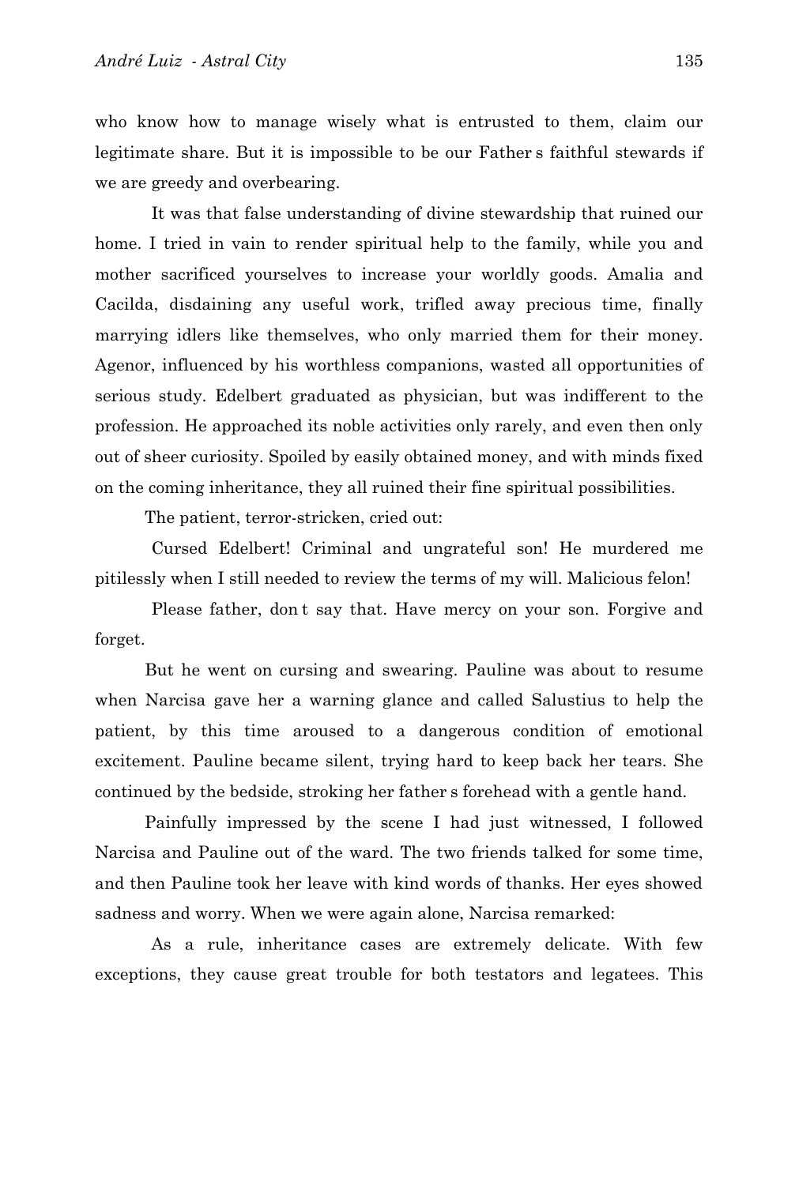who know how to manage wisely what is entrusted to them, claim our legitimate share. But it is impossible to be our Father s faithful stewards if we are greedy and overbearing.

It was that false understanding of divine stewardship that ruined our home. I tried in vain to render spiritual help to the family, while you and mother sacrificed yourselves to increase your worldly goods. Amalia and Cacilda, disdaining any useful work, trifled away precious time, finally marrying idlers like themselves, who only married them for their money. Agenor, influenced by his worthless companions, wasted all opportunities of serious study. Edelbert graduated as physician, but was indifferent to the profession. He approached its noble activities only rarely, and even then only out of sheer curiosity. Spoiled by easily obtained money, and with minds fixed on the coming inheritance, they all ruined their fine spiritual possibilities.

The patient, terror-stricken, cried out:

Cursed Edelbert! Criminal and ungrateful son! He murdered me pitilessly when I still needed to review the terms of my will. Malicious felon!

Please father, don t say that. Have mercy on your son. Forgive and forget.

But he went on cursing and swearing. Pauline was about to resume when Narcisa gave her a warning glance and called Salustius to help the patient, by this time aroused to a dangerous condition of emotional excitement. Pauline became silent, trying hard to keep back her tears. She continued by the bedside, stroking her father s forehead with a gentle hand.

Painfully impressed by the scene I had just witnessed, I followed Narcisa and Pauline out of the ward. The two friends talked for some time, and then Pauline took her leave with kind words of thanks. Her eyes showed sadness and worry. When we were again alone, Narcisa remarked:

As a rule, inheritance cases are extremely delicate. With few exceptions, they cause great trouble for both testators and legatees. This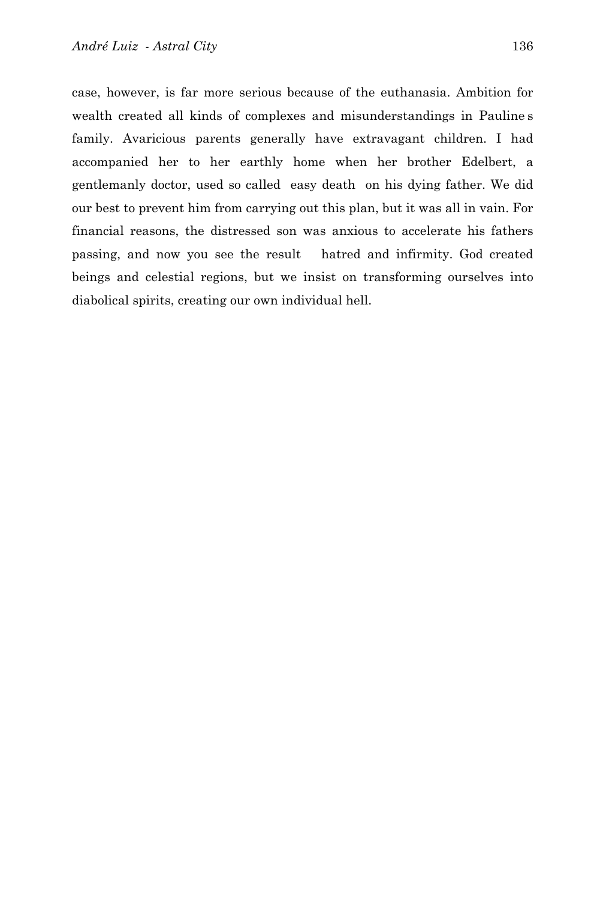case, however, is far more serious because of the euthanasia. Ambition for wealth created all kinds of complexes and misunderstandings in Pauline s family. Avaricious parents generally have extravagant children. I had accompanied her to her earthly home when her brother Edelbert, a gentlemanly doctor, used so called  easy death  on his dying father. We did our best to prevent him from carrying out this plan, but it was all in vain. For financial reasons, the distressed son was anxious to accelerate his fathers passing, and now you see the result   hatred and infirmity. God created beings and celestial regions, but we insist on transforming ourselves into diabolical spirits, creating our own individual hell.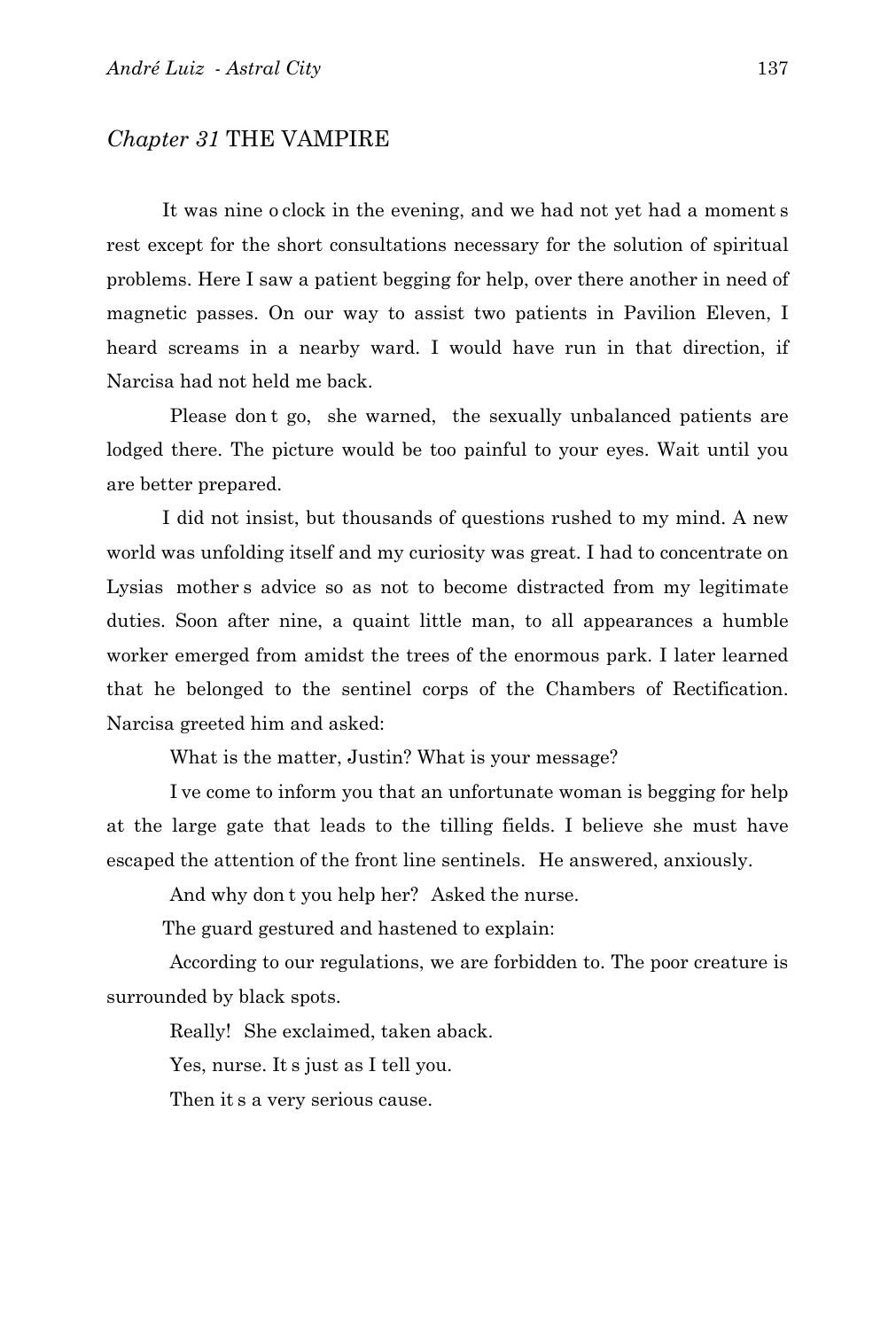## *Chapter 31* THE VAMPIRE

It was nine o clock in the evening, and we had not yet had a moment s rest except for the short consultations necessary for the solution of spiritual problems. Here I saw a patient begging for help, over there another in need of magnetic passes. On our way to assist two patients in Pavilion Eleven, I heard screams in a nearby ward. I would have run in that direction, if Narcisa had not held me back.

Please don t go, she warned, the sexually unbalanced patients are lodged there. The picture would be too painful to your eyes. Wait until you are better prepared.

I did not insist, but thousands of questions rushed to my mind. A new world was unfolding itself and my curiosity was great. I had to concentrate on Lysias mother s advice so as not to become distracted from my legitimate duties. Soon after nine, a quaint little man, to all appearances a humble worker emerged from amidst the trees of the enormous park. I later learned that he belonged to the sentinel corps of the Chambers of Rectification. Narcisa greeted him and asked:

What is the matter, Justin? What is your message?

I ve come to inform you that an unfortunate woman is begging for help at the large gate that leads to the tilling fields. I believe she must have escaped the attention of the front line sentinels. He answered, anxiously.

And why don t you help her? Asked the nurse.

The guard gestured and hastened to explain:

According to our regulations, we are forbidden to. The poor creature is surrounded by black spots.

Really! She exclaimed, taken aback.

Yes, nurse. It s just as I tell you.

Then it s a very serious cause.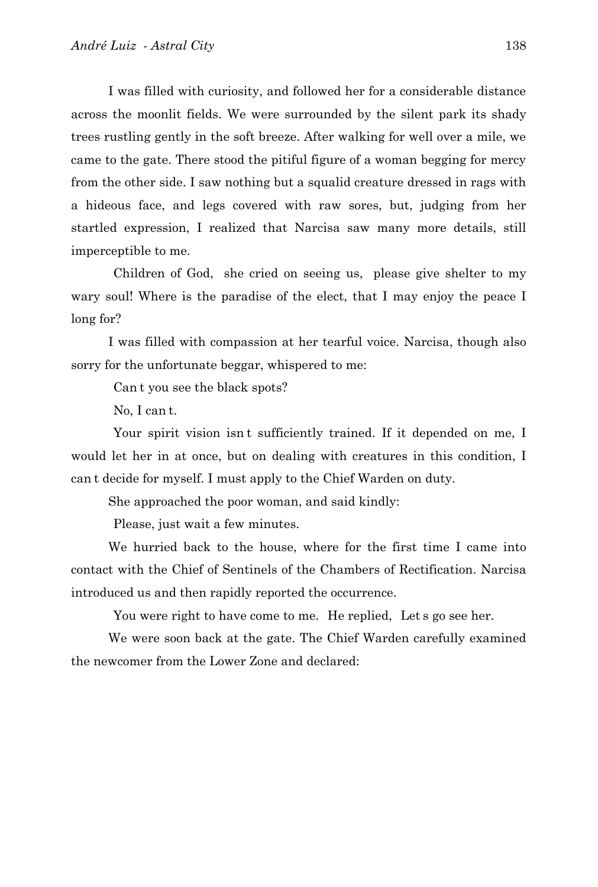I was filled with curiosity, and followed her for a considerable distance across the moonlit fields. We were surrounded by the silent park its shady trees rustling gently in the soft breeze. After walking for well over a mile, we came to the gate. There stood the pitiful figure of a woman begging for mercy from the other side. I saw nothing but a squalid creature dressed in rags with a hideous face, and legs covered with raw sores, but, judging from her startled expression, I realized that Narcisa saw many more details, still imperceptible to me.

Children of God, she cried on seeing us, please give shelter to my wary soul! Where is the paradise of the elect, that I may enjoy the peace I long for?

I was filled with compassion at her tearful voice. Narcisa, though also sorry for the unfortunate beggar, whispered to me:

Can t you see the black spots?

No, I can t.

Your spirit vision isn t sufficiently trained. If it depended on me, I would let her in at once, but on dealing with creatures in this condition, I can t decide for myself. I must apply to the Chief Warden on duty.

She approached the poor woman, and said kindly:

Please, just wait a few minutes.

We hurried back to the house, where for the first time I came into contact with the Chief of Sentinels of the Chambers of Rectification. Narcisa introduced us and then rapidly reported the occurrence.

You were right to have come to me. He replied, Let s go see her.

We were soon back at the gate. The Chief Warden carefully examined the newcomer from the Lower Zone and declared: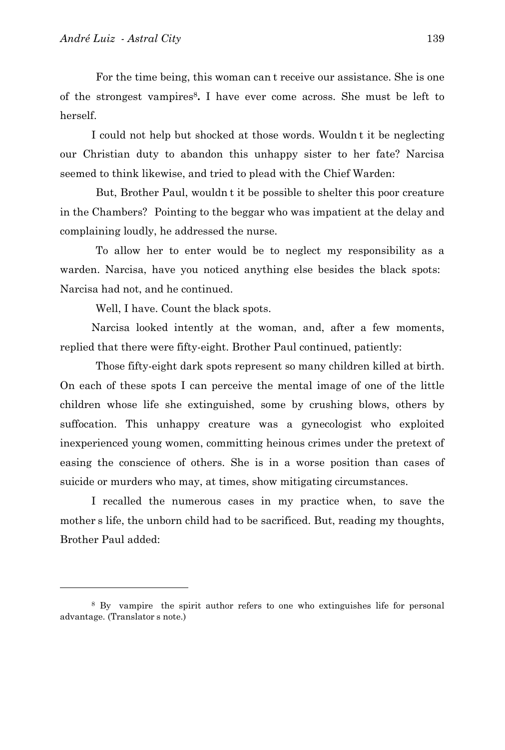For the time being, this woman can t receive our assistance. She is one of the strongest vampires[8]**.** I have ever come across. She must be left to herself.

I could not help but shocked at those words. Wouldn t it be neglecting our Christian duty to abandon this unhappy sister to her fate? Narcisa seemed to think likewise, and tried to plead with the Chief Warden:

But, Brother Paul, wouldn t it be possible to shelter this poor creature in the Chambers?  Pointing to the beggar who was impatient at the delay and complaining loudly, he addressed the nurse.

To allow her to enter would be to neglect my responsibility as a warden. Narcisa, have you noticed anything else besides the black spots:  Narcisa had not, and he continued.

Well, I have. Count the black spots.

Narcisa looked intently at the woman, and, after a few moments, replied that there were fifty-eight. Brother Paul continued, patiently:

Those fifty-eight dark spots represent so many children killed at birth. On each of these spots I can perceive the mental image of one of the little children whose life she extinguished, some by crushing blows, others by suffocation. This unhappy creature was a gynecologist who exploited inexperienced young women, committing heinous crimes under the pretext of easing the conscience of others. She is in a worse position than cases of suicide or murders who may, at times, show mitigating circumstances.

I recalled the numerous cases in my practice when, to save the mother s life, the unborn child had to be sacrificed. But, reading my thoughts, Brother Paul added:

---

[8] By  vampire  the spirit author refers to one who extinguishes life for personal advantage. (Translator s note.)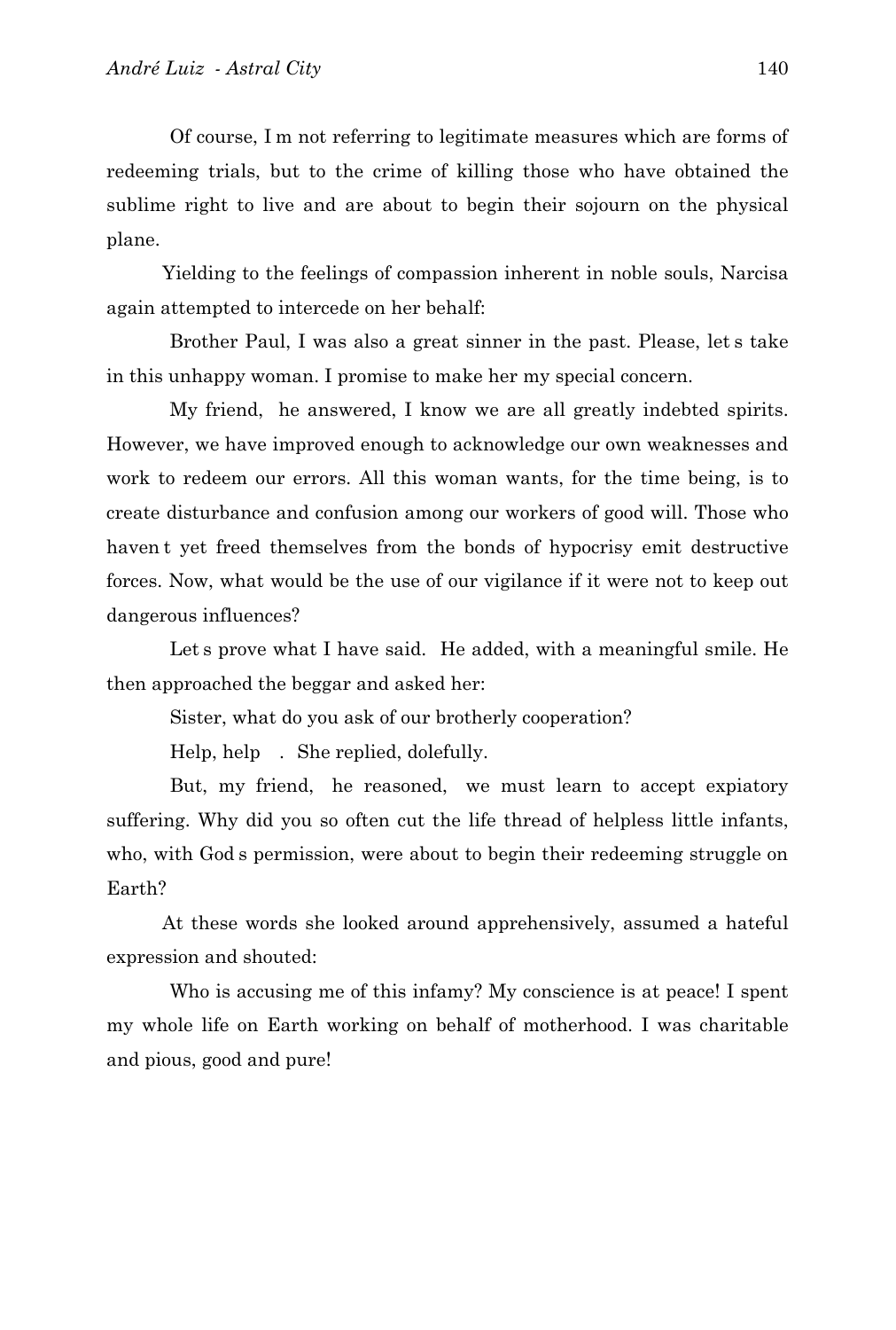Of course, I m not referring to legitimate measures which are forms of redeeming trials, but to the crime of killing those who have obtained the sublime right to live and are about to begin their sojourn on the physical plane.

Yielding to the feelings of compassion inherent in noble souls, Narcisa again attempted to intercede on her behalf:

Brother Paul, I was also a great sinner in the past. Please, let s take in this unhappy woman. I promise to make her my special concern.

My friend, he answered, I know we are all greatly indebted spirits. However, we have improved enough to acknowledge our own weaknesses and work to redeem our errors. All this woman wants, for the time being, is to create disturbance and confusion among our workers of good will. Those who haven t yet freed themselves from the bonds of hypocrisy emit destructive forces. Now, what would be the use of our vigilance if it were not to keep out dangerous influences?

Let s prove what I have said. He added, with a meaningful smile. He then approached the beggar and asked her:

Sister, what do you ask of our brotherly cooperation?

Help, help . She replied, dolefully.

But, my friend, he reasoned, we must learn to accept expiatory suffering. Why did you so often cut the life thread of helpless little infants, who, with God s permission, were about to begin their redeeming struggle on Earth?

At these words she looked around apprehensively, assumed a hateful expression and shouted:

Who is accusing me of this infamy? My conscience is at peace! I spent my whole life on Earth working on behalf of motherhood. I was charitable and pious, good and pure!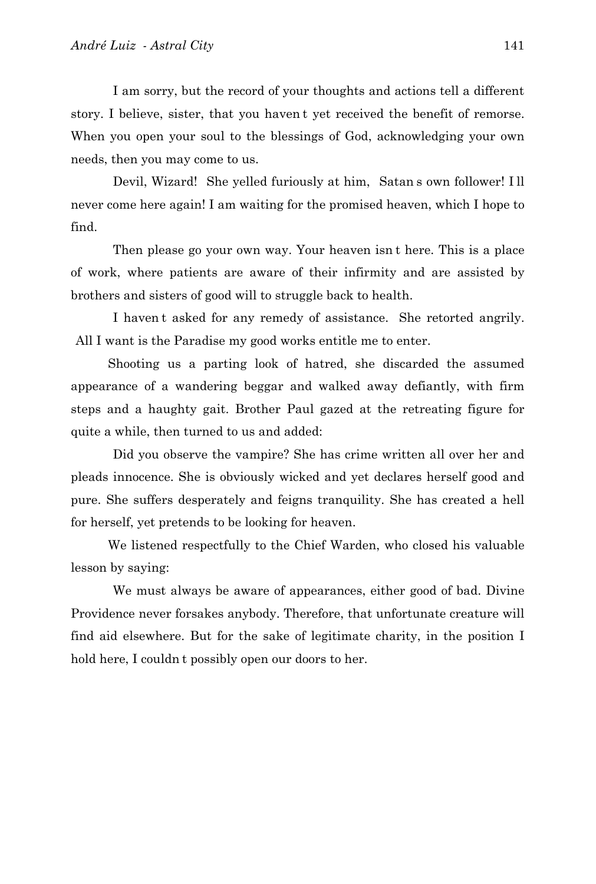I am sorry, but the record of your thoughts and actions tell a different story. I believe, sister, that you haven t yet received the benefit of remorse. When you open your soul to the blessings of God, acknowledging your own needs, then you may come to us.

Devil, Wizard! She yelled furiously at him, Satan s own follower! I ll never come here again! I am waiting for the promised heaven, which I hope to find.

Then please go your own way. Your heaven isn t here. This is a place of work, where patients are aware of their infirmity and are assisted by brothers and sisters of good will to struggle back to health.

I haven t asked for any remedy of assistance. She retorted angrily. All I want is the Paradise my good works entitle me to enter.

Shooting us a parting look of hatred, she discarded the assumed appearance of a wandering beggar and walked away defiantly, with firm steps and a haughty gait. Brother Paul gazed at the retreating figure for quite a while, then turned to us and added:

Did you observe the vampire? She has crime written all over her and pleads innocence. She is obviously wicked and yet declares herself good and pure. She suffers desperately and feigns tranquility. She has created a hell for herself, yet pretends to be looking for heaven.

We listened respectfully to the Chief Warden, who closed his valuable lesson by saying:

We must always be aware of appearances, either good of bad. Divine Providence never forsakes anybody. Therefore, that unfortunate creature will find aid elsewhere. But for the sake of legitimate charity, in the position I hold here, I couldn t possibly open our doors to her.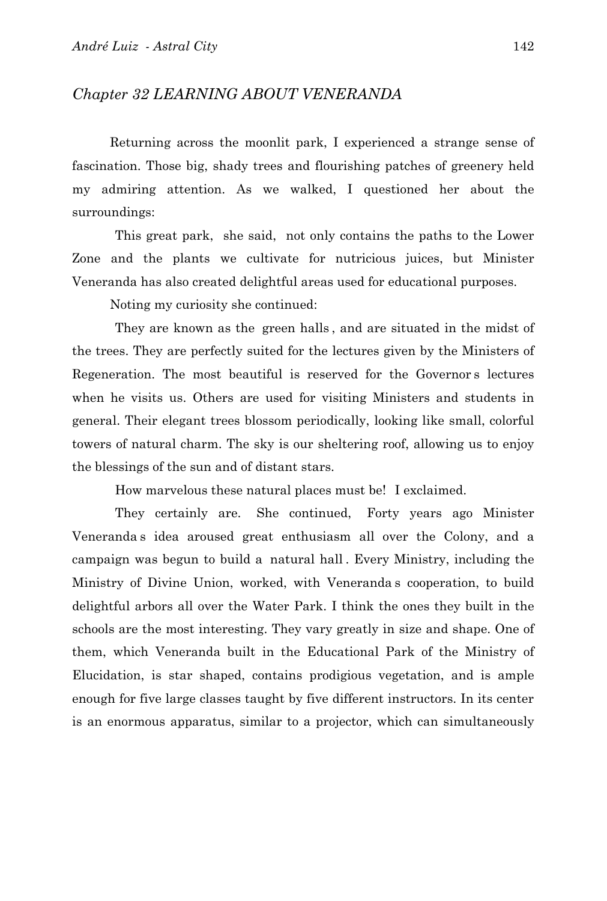## Chapter 32 LEARNING ABOUT VENERANDA

Returning across the moonlit park, I experienced a strange sense of fascination. Those big, shady trees and flourishing patches of greenery held my admiring attention. As we walked, I questioned her about the surroundings:

This great park, she said, not only contains the paths to the Lower Zone and the plants we cultivate for nutricious juices, but Minister Veneranda has also created delightful areas used for educational purposes.

Noting my curiosity she continued:

They are known as the green halls , and are situated in the midst of the trees. They are perfectly suited for the lectures given by the Ministers of Regeneration. The most beautiful is reserved for the Governor s lectures when he visits us. Others are used for visiting Ministers and students in general. Their elegant trees blossom periodically, looking like small, colorful towers of natural charm. The sky is our sheltering roof, allowing us to enjoy the blessings of the sun and of distant stars.

How marvelous these natural places must be! I exclaimed.

They certainly are. She continued, Forty years ago Minister Veneranda s idea aroused great enthusiasm all over the Colony, and a campaign was begun to build a natural hall . Every Ministry, including the Ministry of Divine Union, worked, with Veneranda s cooperation, to build delightful arbors all over the Water Park. I think the ones they built in the schools are the most interesting. They vary greatly in size and shape. One of them, which Veneranda built in the Educational Park of the Ministry of Elucidation, is star shaped, contains prodigious vegetation, and is ample enough for five large classes taught by five different instructors. In its center is an enormous apparatus, similar to a projector, which can simultaneously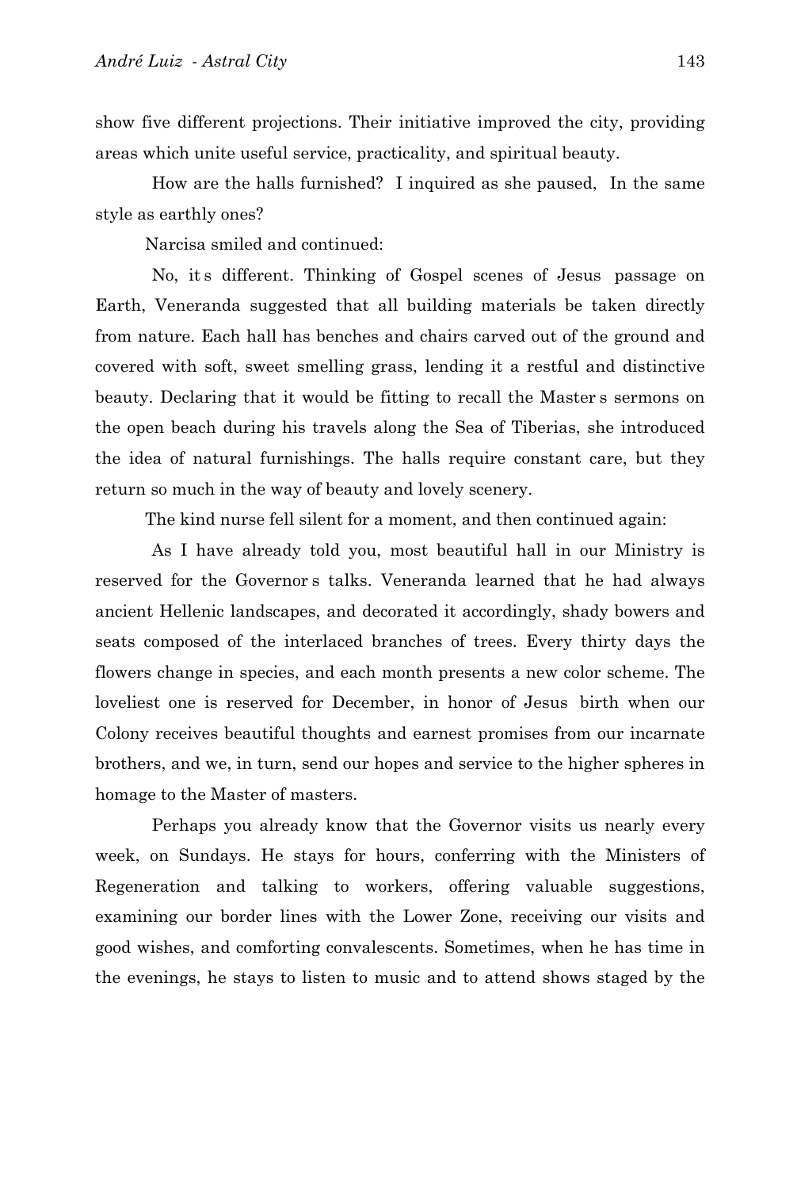show five different projections. Their initiative improved the city, providing areas which unite useful service, practicality, and spiritual beauty.

How are the halls furnished? I inquired as she paused, In the same style as earthly ones?

Narcisa smiled and continued:

No, it s different. Thinking of Gospel scenes of Jesus passage on Earth, Veneranda suggested that all building materials be taken directly from nature. Each hall has benches and chairs carved out of the ground and covered with soft, sweet smelling grass, lending it a restful and distinctive beauty. Declaring that it would be fitting to recall the Master s sermons on the open beach during his travels along the Sea of Tiberias, she introduced the idea of natural furnishings. The halls require constant care, but they return so much in the way of beauty and lovely scenery.

The kind nurse fell silent for a moment, and then continued again:

As I have already told you, most beautiful hall in our Ministry is reserved for the Governor s talks. Veneranda learned that he had always ancient Hellenic landscapes, and decorated it accordingly, shady bowers and seats composed of the interlaced branches of trees. Every thirty days the flowers change in species, and each month presents a new color scheme. The loveliest one is reserved for December, in honor of Jesus birth when our Colony receives beautiful thoughts and earnest promises from our incarnate brothers, and we, in turn, send our hopes and service to the higher spheres in homage to the Master of masters.

Perhaps you already know that the Governor visits us nearly every week, on Sundays. He stays for hours, conferring with the Ministers of Regeneration and talking to workers, offering valuable suggestions, examining our border lines with the Lower Zone, receiving our visits and good wishes, and comforting convalescents. Sometimes, when he has time in the evenings, he stays to listen to music and to attend shows staged by the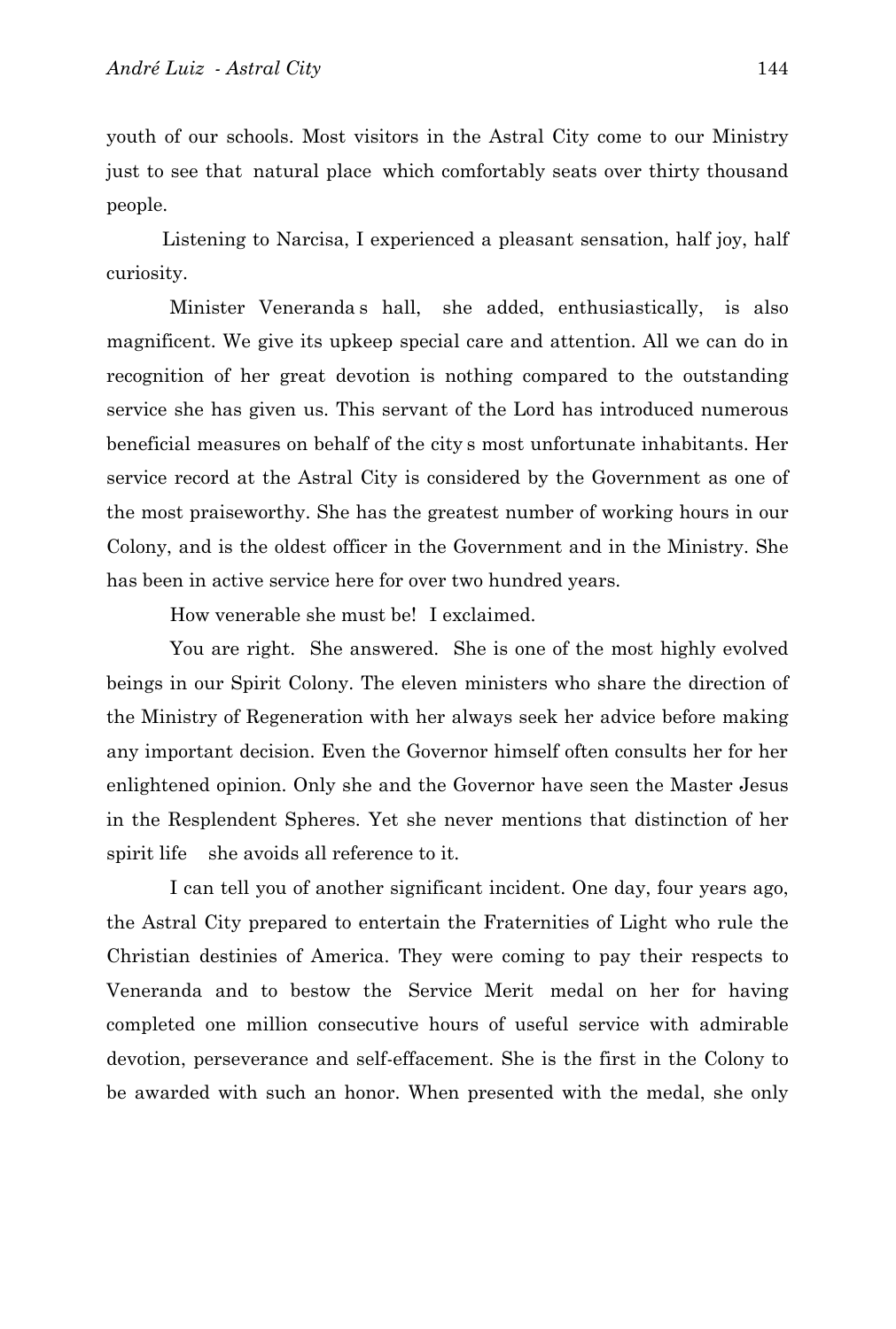youth of our schools. Most visitors in the Astral City come to our Ministry just to see that natural place which comfortably seats over thirty thousand people.

Listening to Narcisa, I experienced a pleasant sensation, half joy, half curiosity.

Minister Veneranda s hall, she added, enthusiastically, is also magnificent. We give its upkeep special care and attention. All we can do in recognition of her great devotion is nothing compared to the outstanding service she has given us. This servant of the Lord has introduced numerous beneficial measures on behalf of the city s most unfortunate inhabitants. Her service record at the Astral City is considered by the Government as one of the most praiseworthy. She has the greatest number of working hours in our Colony, and is the oldest officer in the Government and in the Ministry. She has been in active service here for over two hundred years.

How venerable she must be! I exclaimed.

You are right. She answered. She is one of the most highly evolved beings in our Spirit Colony. The eleven ministers who share the direction of the Ministry of Regeneration with her always seek her advice before making any important decision. Even the Governor himself often consults her for her enlightened opinion. Only she and the Governor have seen the Master Jesus in the Resplendent Spheres. Yet she never mentions that distinction of her spirit life she avoids all reference to it.

I can tell you of another significant incident. One day, four years ago, the Astral City prepared to entertain the Fraternities of Light who rule the Christian destinies of America. They were coming to pay their respects to Veneranda and to bestow the Service Merit medal on her for having completed one million consecutive hours of useful service with admirable devotion, perseverance and self-effacement. She is the first in the Colony to be awarded with such an honor. When presented with the medal, she only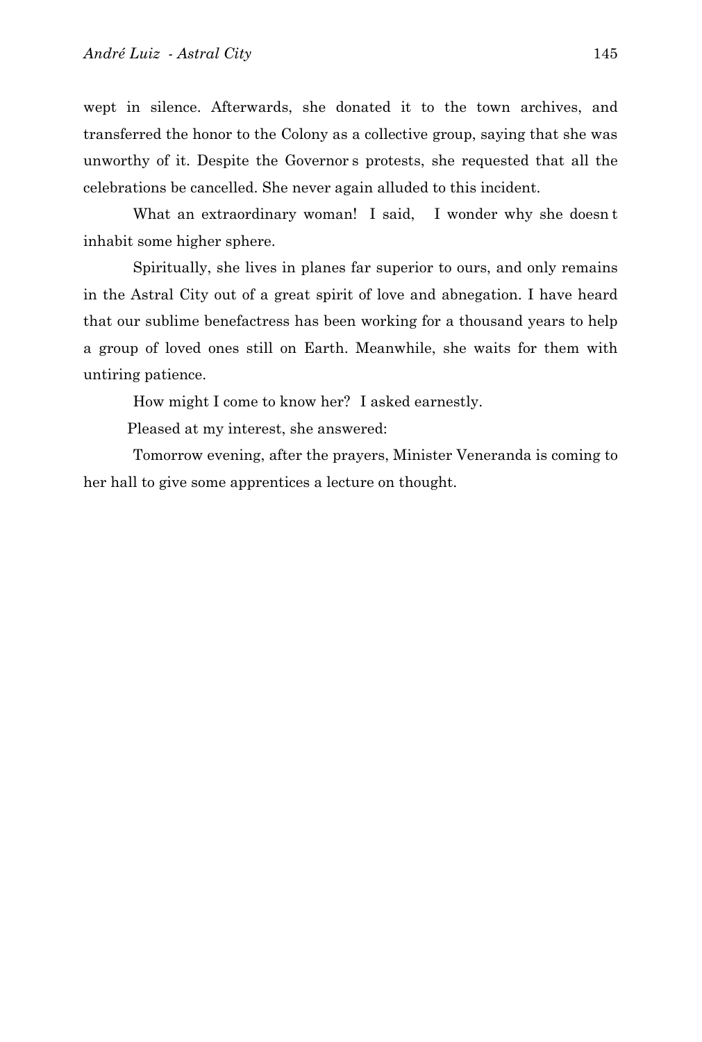wept in silence. Afterwards, she donated it to the town archives, and transferred the honor to the Colony as a collective group, saying that she was unworthy of it. Despite the Governor s protests, she requested that all the celebrations be cancelled. She never again alluded to this incident.

What an extraordinary woman! I said, I wonder why she doesn t inhabit some higher sphere.

Spiritually, she lives in planes far superior to ours, and only remains in the Astral City out of a great spirit of love and abnegation. I have heard that our sublime benefactress has been working for a thousand years to help a group of loved ones still on Earth. Meanwhile, she waits for them with untiring patience.

How might I come to know her? I asked earnestly.

Pleased at my interest, she answered:

Tomorrow evening, after the prayers, Minister Veneranda is coming to her hall to give some apprentices a lecture on thought.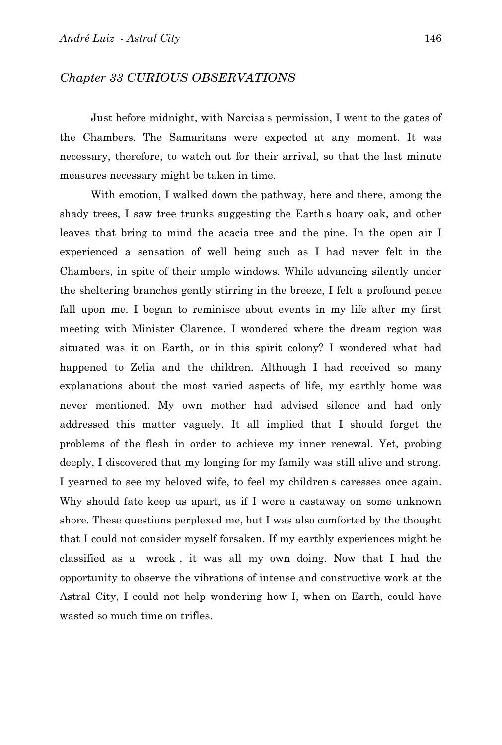## *Chapter 33 CURIOUS OBSERVATIONS*

Just before midnight, with Narcisa s permission, I went to the gates of the Chambers. The Samaritans were expected at any moment. It was necessary, therefore, to watch out for their arrival, so that the last minute measures necessary might be taken in time.

With emotion, I walked down the pathway, here and there, among the shady trees, I saw tree trunks suggesting the Earth s hoary oak, and other leaves that bring to mind the acacia tree and the pine. In the open air I experienced a sensation of well being such as I had never felt in the Chambers, in spite of their ample windows. While advancing silently under the sheltering branches gently stirring in the breeze, I felt a profound peace fall upon me. I began to reminisce about events in my life after my first meeting with Minister Clarence. I wondered where the dream region was situated was it on Earth, or in this spirit colony? I wondered what had happened to Zelia and the children. Although I had received so many explanations about the most varied aspects of life, my earthly home was never mentioned. My own mother had advised silence and had only addressed this matter vaguely. It all implied that I should forget the problems of the flesh in order to achieve my inner renewal. Yet, probing deeply, I discovered that my longing for my family was still alive and strong. I yearned to see my beloved wife, to feel my children s caresses once again. Why should fate keep us apart, as if I were a castaway on some unknown shore. These questions perplexed me, but I was also comforted by the thought that I could not consider myself forsaken. If my earthly experiences might be classified as a wreck , it was all my own doing. Now that I had the opportunity to observe the vibrations of intense and constructive work at the Astral City, I could not help wondering how I, when on Earth, could have wasted so much time on trifles.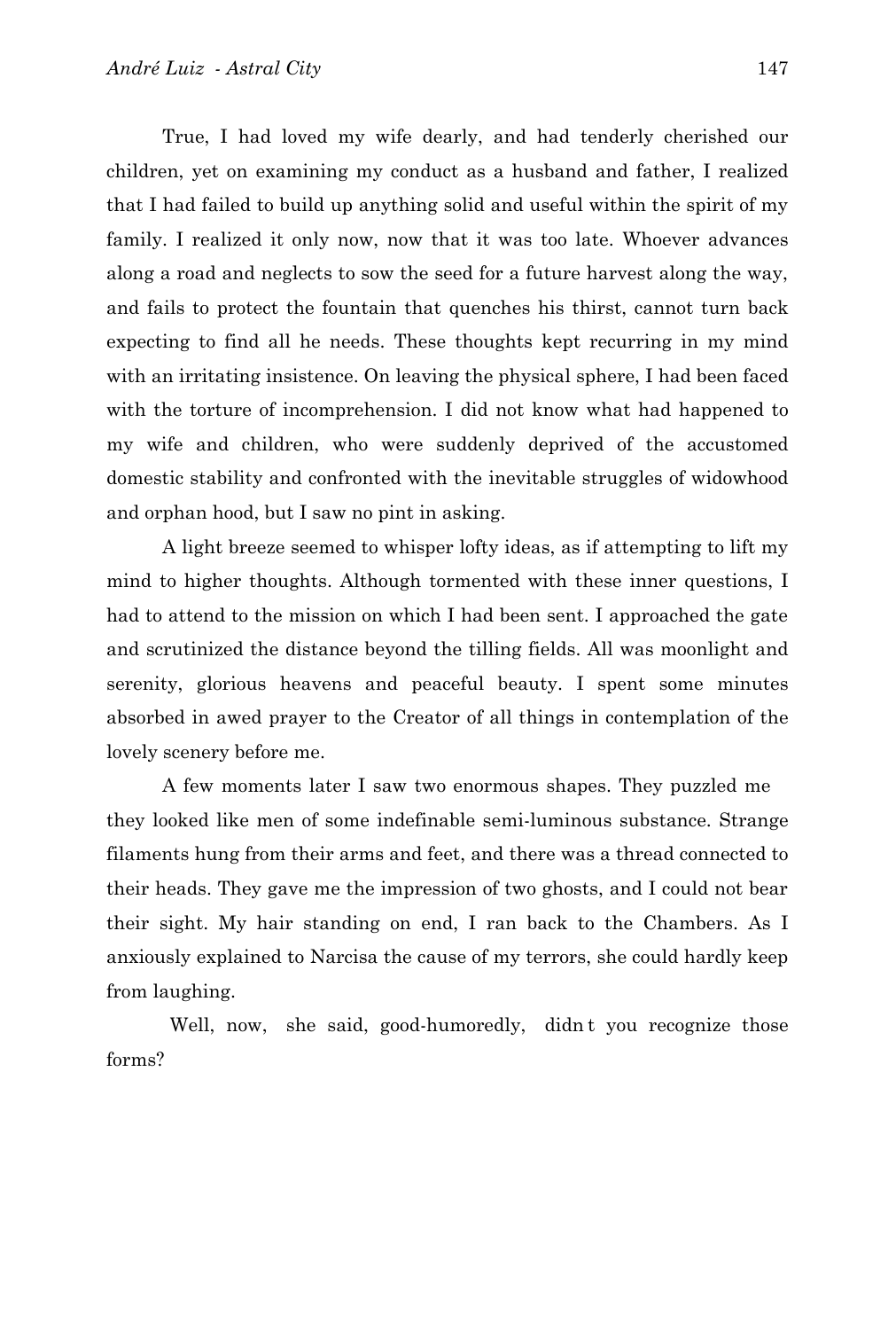True, I had loved my wife dearly, and had tenderly cherished our children, yet on examining my conduct as a husband and father, I realized that I had failed to build up anything solid and useful within the spirit of my family. I realized it only now, now that it was too late. Whoever advances along a road and neglects to sow the seed for a future harvest along the way, and fails to protect the fountain that quenches his thirst, cannot turn back expecting to find all he needs. These thoughts kept recurring in my mind with an irritating insistence. On leaving the physical sphere, I had been faced with the torture of incomprehension. I did not know what had happened to my wife and children, who were suddenly deprived of the accustomed domestic stability and confronted with the inevitable struggles of widowhood and orphan hood, but I saw no pint in asking.

A light breeze seemed to whisper lofty ideas, as if attempting to lift my mind to higher thoughts. Although tormented with these inner questions, I had to attend to the mission on which I had been sent. I approached the gate and scrutinized the distance beyond the tilling fields. All was moonlight and serenity, glorious heavens and peaceful beauty. I spent some minutes absorbed in awed prayer to the Creator of all things in contemplation of the lovely scenery before me.

A few moments later I saw two enormous shapes. They puzzled me they looked like men of some indefinable semi-luminous substance. Strange filaments hung from their arms and feet, and there was a thread connected to their heads. They gave me the impression of two ghosts, and I could not bear their sight. My hair standing on end, I ran back to the Chambers. As I anxiously explained to Narcisa the cause of my terrors, she could hardly keep from laughing.

Well, now, she said, good-humoredly, didn t you recognize those forms?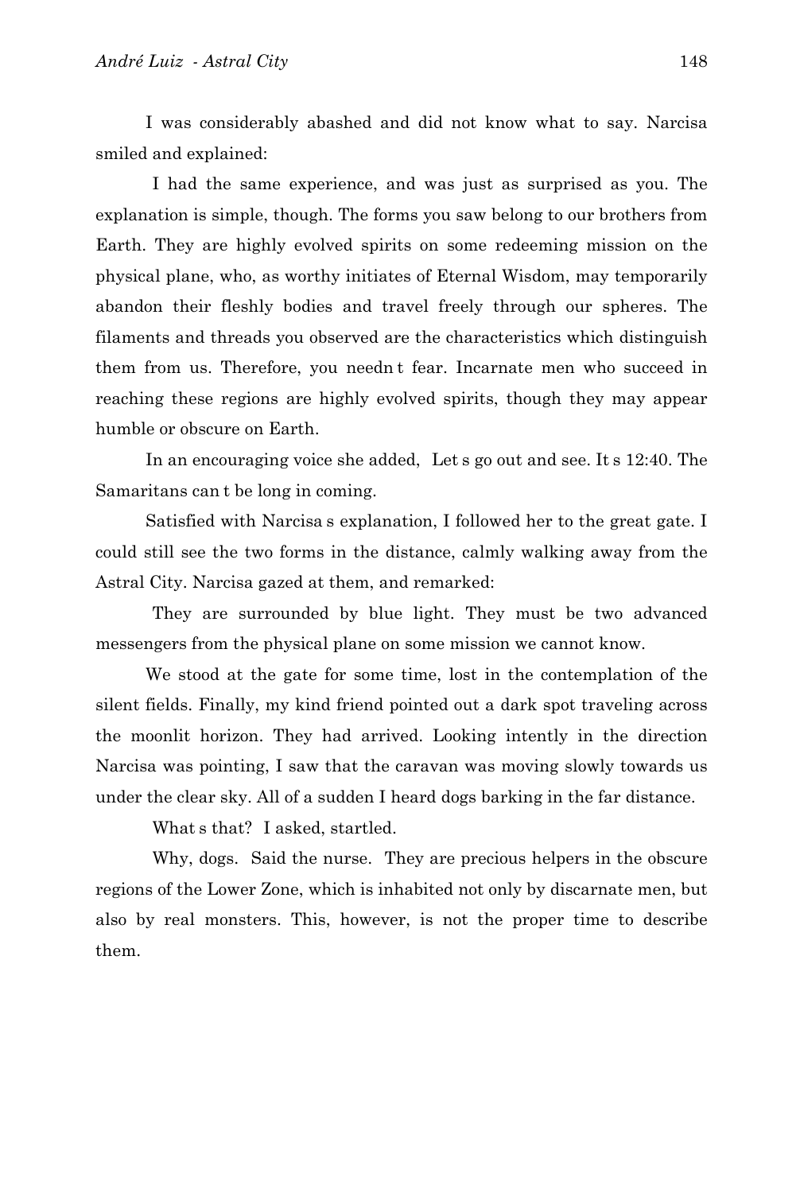I was considerably abashed and did not know what to say. Narcisa smiled and explained:

 I had the same experience, and was just as surprised as you. The explanation is simple, though. The forms you saw belong to our brothers from Earth. They are highly evolved spirits on some redeeming mission on the physical plane, who, as worthy initiates of Eternal Wisdom, may temporarily abandon their fleshly bodies and travel freely through our spheres. The filaments and threads you observed are the characteristics which distinguish them from us. Therefore, you needn t fear. Incarnate men who succeed in reaching these regions are highly evolved spirits, though they may appear humble or obscure on Earth.

In an encouraging voice she added,  Let s go out and see. It s 12:40. The Samaritans can t be long in coming.

Satisfied with Narcisa s explanation, I followed her to the great gate. I could still see the two forms in the distance, calmly walking away from the Astral City. Narcisa gazed at them, and remarked:

 They are surrounded by blue light. They must be two advanced messengers from the physical plane on some mission we cannot know.

We stood at the gate for some time, lost in the contemplation of the silent fields. Finally, my kind friend pointed out a dark spot traveling across the moonlit horizon. They had arrived. Looking intently in the direction Narcisa was pointing, I saw that the caravan was moving slowly towards us under the clear sky. All of a sudden I heard dogs barking in the far distance.

 What s that?  I asked, startled.

 Why, dogs.  Said the nurse.  They are precious helpers in the obscure regions of the Lower Zone, which is inhabited not only by discarnate men, but also by real monsters. This, however, is not the proper time to describe them.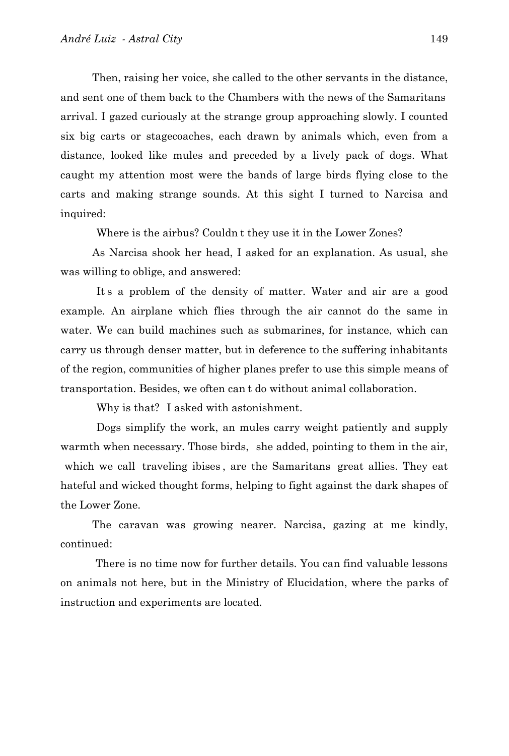Then, raising her voice, she called to the other servants in the distance, and sent one of them back to the Chambers with the news of the Samaritans arrival. I gazed curiously at the strange group approaching slowly. I counted six big carts or stagecoaches, each drawn by animals which, even from a distance, looked like mules and preceded by a lively pack of dogs. What caught my attention most were the bands of large birds flying close to the carts and making strange sounds. At this sight I turned to Narcisa and inquired:

Where is the airbus? Couldn t they use it in the Lower Zones?

As Narcisa shook her head, I asked for an explanation. As usual, she was willing to oblige, and answered:

It s a problem of the density of matter. Water and air are a good example. An airplane which flies through the air cannot do the same in water. We can build machines such as submarines, for instance, which can carry us through denser matter, but in deference to the suffering inhabitants of the region, communities of higher planes prefer to use this simple means of transportation. Besides, we often can t do without animal collaboration.

Why is that? I asked with astonishment.

Dogs simplify the work, an mules carry weight patiently and supply warmth when necessary. Those birds, she added, pointing to them in the air, which we call traveling ibises , are the Samaritans great allies. They eat hateful and wicked thought forms, helping to fight against the dark shapes of the Lower Zone.

The caravan was growing nearer. Narcisa, gazing at me kindly, continued:

There is no time now for further details. You can find valuable lessons on animals not here, but in the Ministry of Elucidation, where the parks of instruction and experiments are located.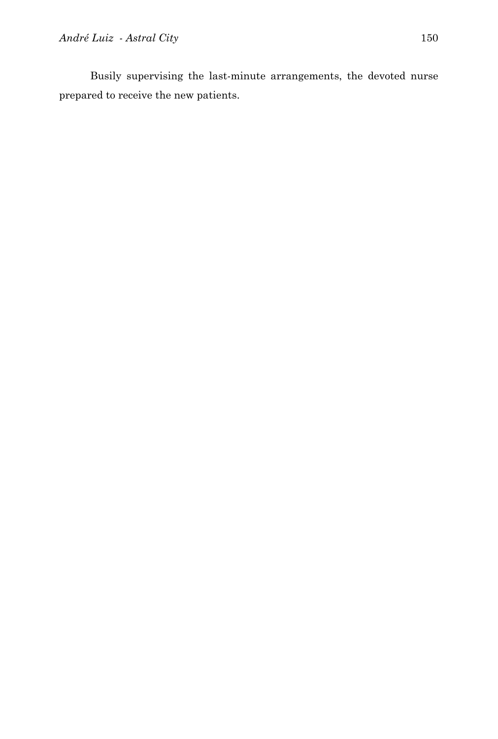Busily supervising the last-minute arrangements, the devoted nurse prepared to receive the new patients.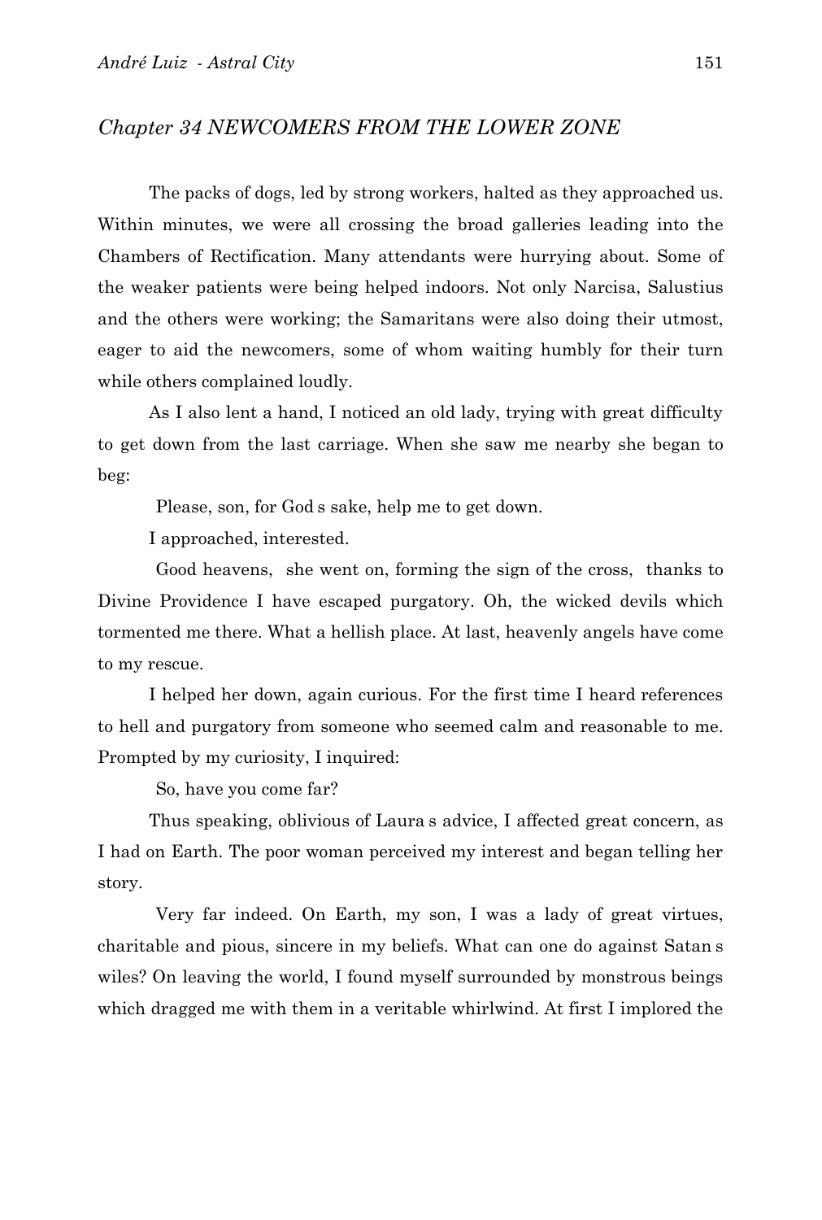*Chapter 34 NEWCOMERS FROM THE LOWER ZONE*

The packs of dogs, led by strong workers, halted as they approached us. Within minutes, we were all crossing the broad galleries leading into the Chambers of Rectification. Many attendants were hurrying about. Some of the weaker patients were being helped indoors. Not only Narcisa, Salustius and the others were working; the Samaritans were also doing their utmost, eager to aid the newcomers, some of whom waiting humbly for their turn while others complained loudly.

As I also lent a hand, I noticed an old lady, trying with great difficulty to get down from the last carriage. When she saw me nearby she began to beg:

Please, son, for God s sake, help me to get down.

I approached, interested.

Good heavens, she went on, forming the sign of the cross, thanks to Divine Providence I have escaped purgatory. Oh, the wicked devils which tormented me there. What a hellish place. At last, heavenly angels have come to my rescue.

I helped her down, again curious. For the first time I heard references to hell and purgatory from someone who seemed calm and reasonable to me. Prompted by my curiosity, I inquired:

So, have you come far?

Thus speaking, oblivious of Laura s advice, I affected great concern, as I had on Earth. The poor woman perceived my interest and began telling her story.

Very far indeed. On Earth, my son, I was a lady of great virtues, charitable and pious, sincere in my beliefs. What can one do against Satan s wiles? On leaving the world, I found myself surrounded by monstrous beings which dragged me with them in a veritable whirlwind. At first I implored the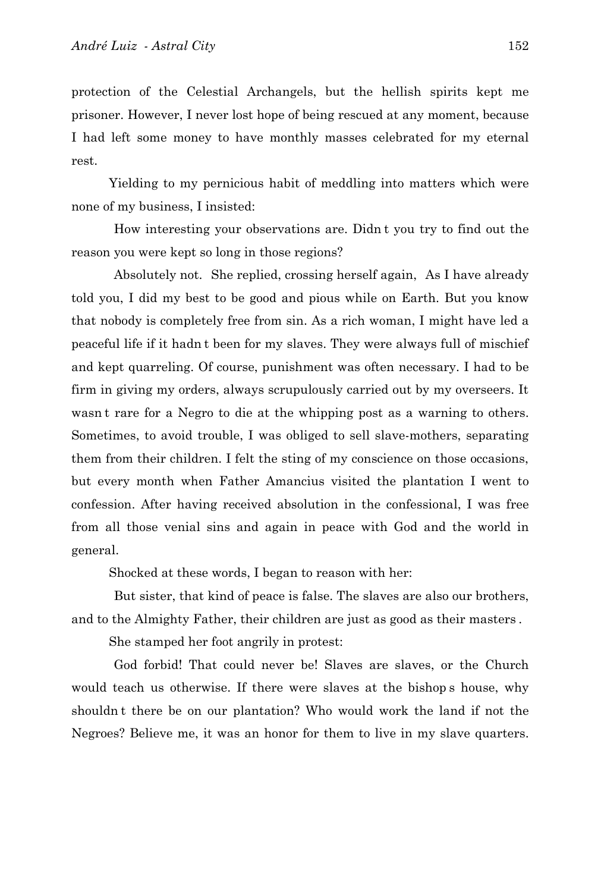protection of the Celestial Archangels, but the hellish spirits kept me prisoner. However, I never lost hope of being rescued at any moment, because I had left some money to have monthly masses celebrated for my eternal rest.

Yielding to my pernicious habit of meddling into matters which were none of my business, I insisted:

How interesting your observations are. Didn t you try to find out the reason you were kept so long in those regions?

Absolutely not. She replied, crossing herself again, As I have already told you, I did my best to be good and pious while on Earth. But you know that nobody is completely free from sin. As a rich woman, I might have led a peaceful life if it hadn t been for my slaves. They were always full of mischief and kept quarreling. Of course, punishment was often necessary. I had to be firm in giving my orders, always scrupulously carried out by my overseers. It wasn t rare for a Negro to die at the whipping post as a warning to others. Sometimes, to avoid trouble, I was obliged to sell slave-mothers, separating them from their children. I felt the sting of my conscience on those occasions, but every month when Father Amancius visited the plantation I went to confession. After having received absolution in the confessional, I was free from all those venial sins and again in peace with God and the world in general.

Shocked at these words, I began to reason with her:

But sister, that kind of peace is false. The slaves are also our brothers, and to the Almighty Father, their children are just as good as their masters .

She stamped her foot angrily in protest:

God forbid! That could never be! Slaves are slaves, or the Church would teach us otherwise. If there were slaves at the bishop s house, why shouldn t there be on our plantation? Who would work the land if not the Negroes? Believe me, it was an honor for them to live in my slave quarters.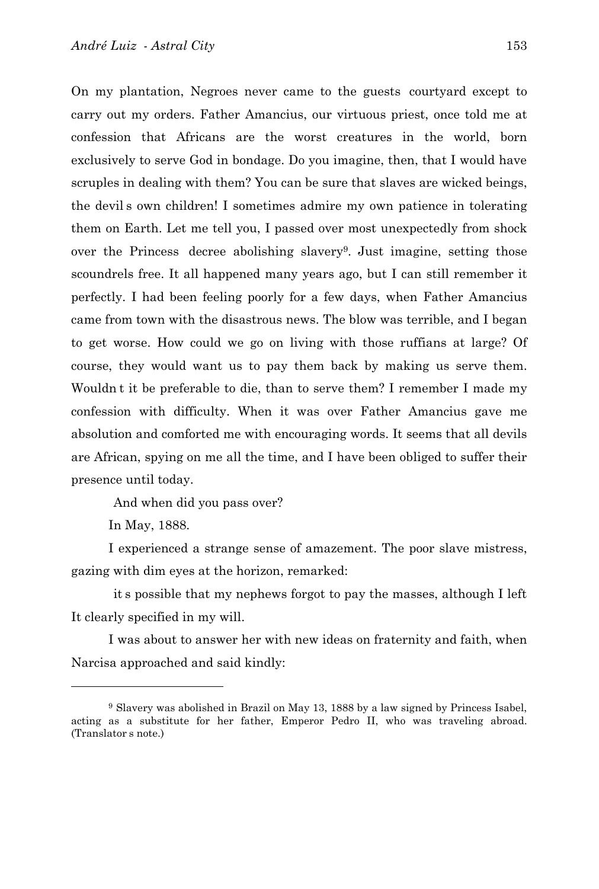On my plantation, Negroes never came to the guests courtyard except to carry out my orders. Father Amancius, our virtuous priest, once told me at confession that Africans are the worst creatures in the world, born exclusively to serve God in bondage. Do you imagine, then, that I would have scruples in dealing with them? You can be sure that slaves are wicked beings, the devil s own children! I sometimes admire my own patience in tolerating them on Earth. Let me tell you, I passed over most unexpectedly from shock over the Princess decree abolishing slavery[9]. Just imagine, setting those scoundrels free. It all happened many years ago, but I can still remember it perfectly. I had been feeling poorly for a few days, when Father Amancius came from town with the disastrous news. The blow was terrible, and I began to get worse. How could we go on living with those ruffians at large? Of course, they would want us to pay them back by making us serve them. Wouldn t it be preferable to die, than to serve them? I remember I made my confession with difficulty. When it was over Father Amancius gave me absolution and comforted me with encouraging words. It seems that all devils are African, spying on me all the time, and I have been obliged to suffer their presence until today.

And when did you pass over?

In May, 1888.

I experienced a strange sense of amazement. The poor slave mistress, gazing with dim eyes at the horizon, remarked:

it s possible that my nephews forgot to pay the masses, although I left It clearly specified in my will.

I was about to answer her with new ideas on fraternity and faith, when Narcisa approached and said kindly:

---

[9] Slavery was abolished in Brazil on May 13, 1888 by a law signed by Princess Isabel, acting as a substitute for her father, Emperor Pedro II, who was traveling abroad. (Translator s note.)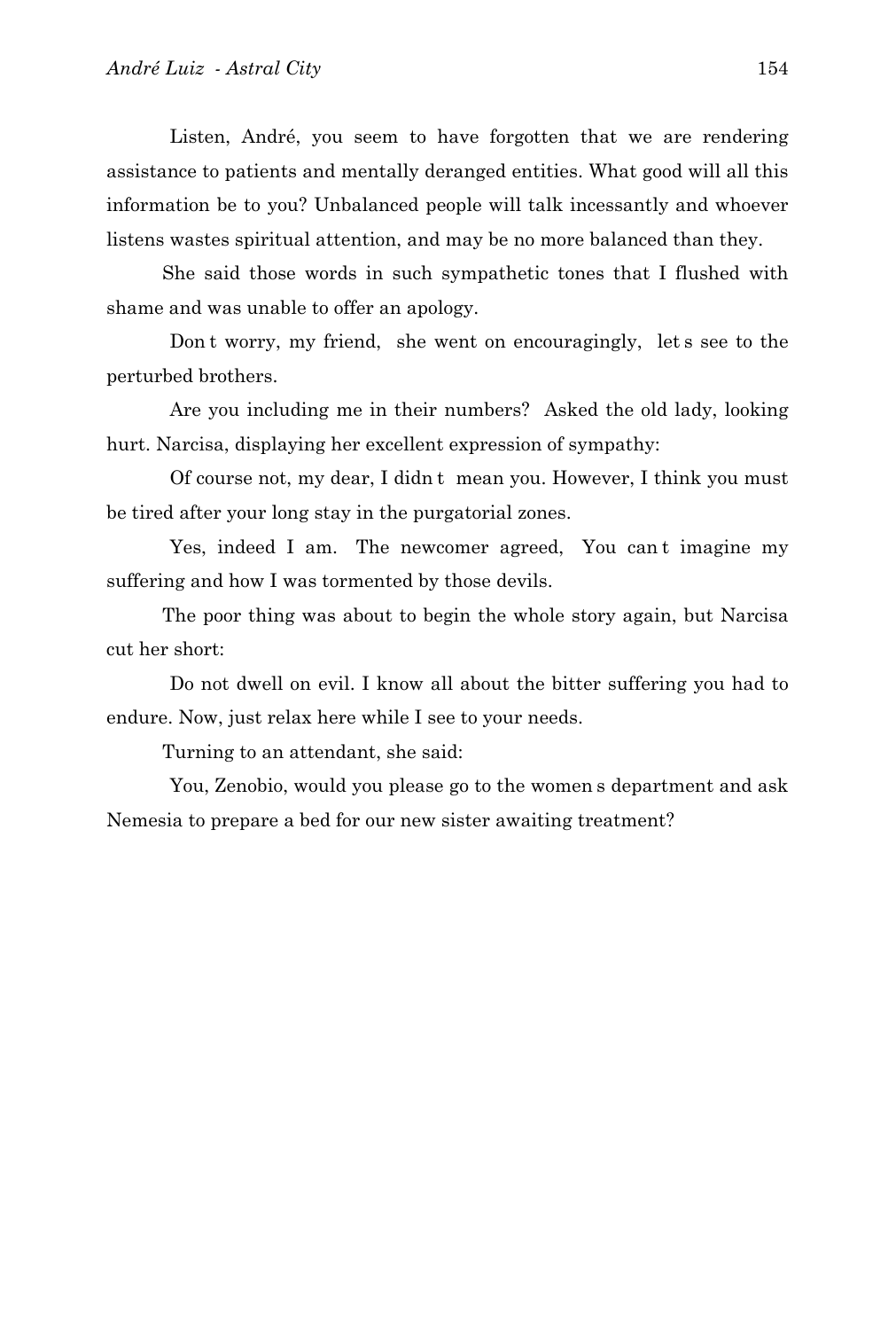Listen, André, you seem to have forgotten that we are rendering assistance to patients and mentally deranged entities. What good will all this information be to you? Unbalanced people will talk incessantly and whoever listens wastes spiritual attention, and may be no more balanced than they.

She said those words in such sympathetic tones that I flushed with shame and was unable to offer an apology.

Don t worry, my friend, she went on encouragingly, let s see to the perturbed brothers.

Are you including me in their numbers? Asked the old lady, looking hurt. Narcisa, displaying her excellent expression of sympathy:

Of course not, my dear, I didn t mean you. However, I think you must be tired after your long stay in the purgatorial zones.

Yes, indeed I am. The newcomer agreed, You can t imagine my suffering and how I was tormented by those devils.

The poor thing was about to begin the whole story again, but Narcisa cut her short:

Do not dwell on evil. I know all about the bitter suffering you had to endure. Now, just relax here while I see to your needs.

Turning to an attendant, she said:

You, Zenobio, would you please go to the women s department and ask Nemesia to prepare a bed for our new sister awaiting treatment?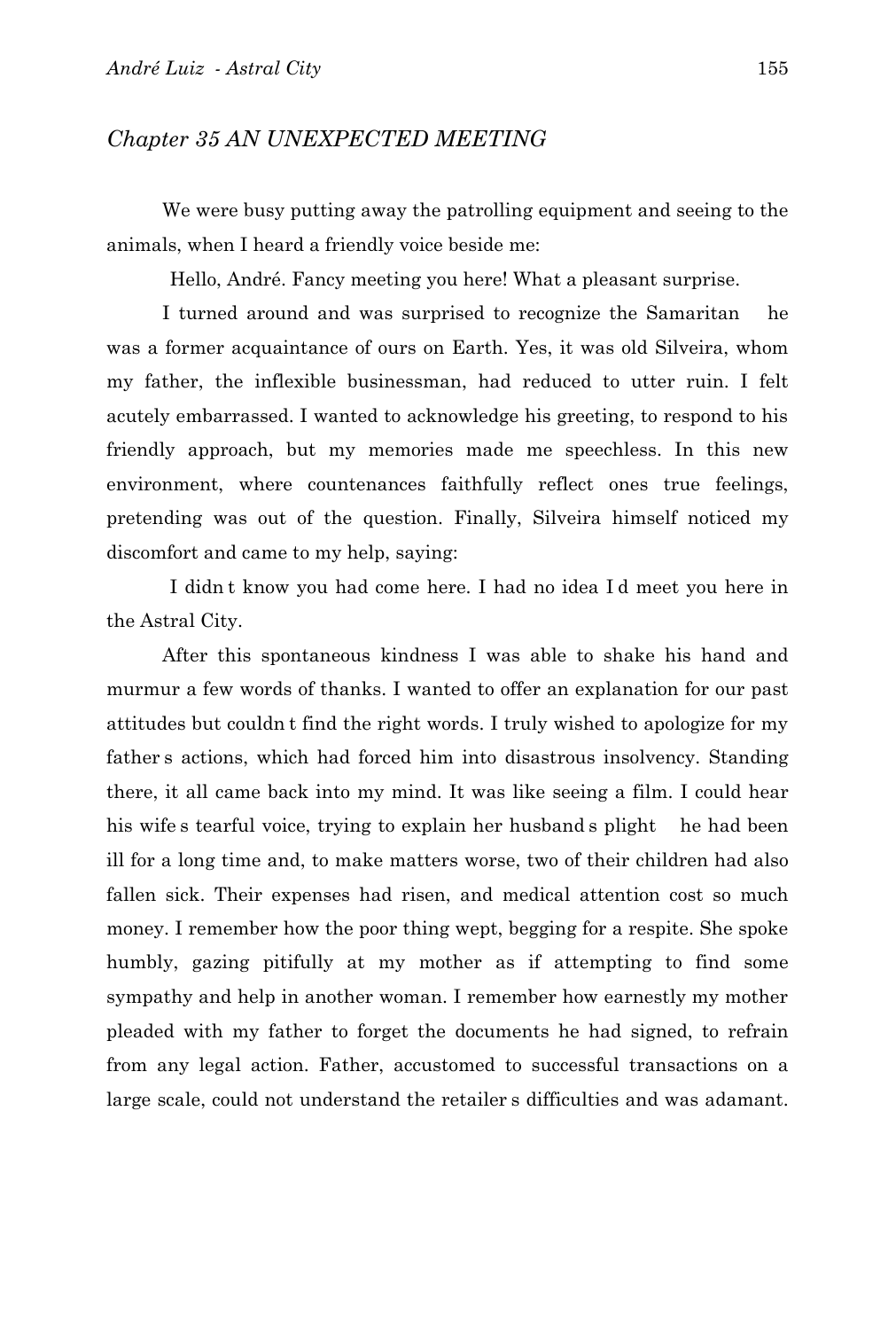## *Chapter 35 AN UNEXPECTED MEETING*

We were busy putting away the patrolling equipment and seeing to the animals, when I heard a friendly voice beside me:

Hello, André. Fancy meeting you here! What a pleasant surprise.

I turned around and was surprised to recognize the Samaritan he was a former acquaintance of ours on Earth. Yes, it was old Silveira, whom my father, the inflexible businessman, had reduced to utter ruin. I felt acutely embarrassed. I wanted to acknowledge his greeting, to respond to his friendly approach, but my memories made me speechless. In this new environment, where countenances faithfully reflect ones true feelings, pretending was out of the question. Finally, Silveira himself noticed my discomfort and came to my help, saying:

I didn t know you had come here. I had no idea I d meet you here in the Astral City.

After this spontaneous kindness I was able to shake his hand and murmur a few words of thanks. I wanted to offer an explanation for our past attitudes but couldn t find the right words. I truly wished to apologize for my father s actions, which had forced him into disastrous insolvency. Standing there, it all came back into my mind. It was like seeing a film. I could hear his wife s tearful voice, trying to explain her husband s plight he had been ill for a long time and, to make matters worse, two of their children had also fallen sick. Their expenses had risen, and medical attention cost so much money. I remember how the poor thing wept, begging for a respite. She spoke humbly, gazing pitifully at my mother as if attempting to find some sympathy and help in another woman. I remember how earnestly my mother pleaded with my father to forget the documents he had signed, to refrain from any legal action. Father, accustomed to successful transactions on a large scale, could not understand the retailer s difficulties and was adamant.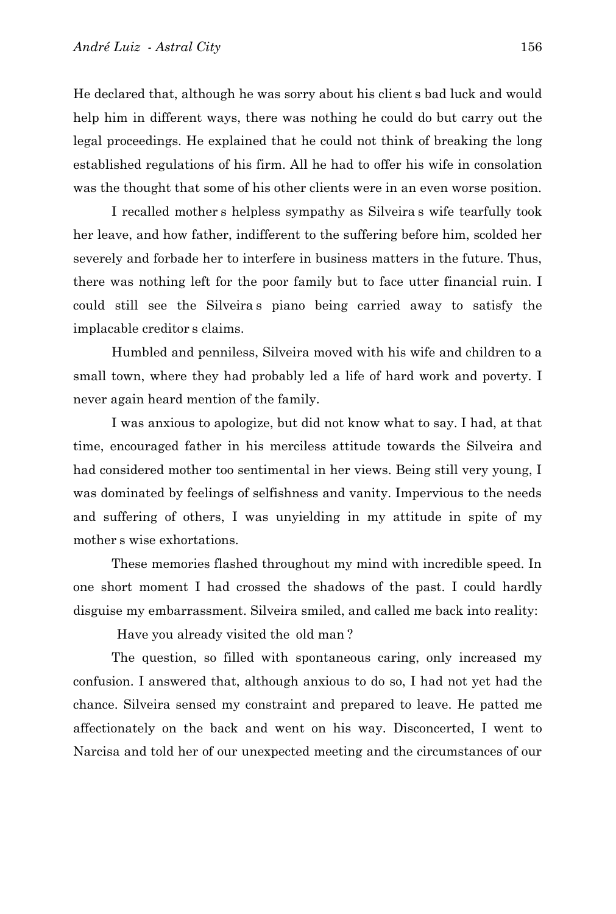He declared that, although he was sorry about his client s bad luck and would help him in different ways, there was nothing he could do but carry out the legal proceedings. He explained that he could not think of breaking the long established regulations of his firm. All he had to offer his wife in consolation was the thought that some of his other clients were in an even worse position.

I recalled mother s helpless sympathy as Silveira s wife tearfully took her leave, and how father, indifferent to the suffering before him, scolded her severely and forbade her to interfere in business matters in the future. Thus, there was nothing left for the poor family but to face utter financial ruin. I could still see the Silveira s piano being carried away to satisfy the implacable creditor s claims.

Humbled and penniless, Silveira moved with his wife and children to a small town, where they had probably led a life of hard work and poverty. I never again heard mention of the family.

I was anxious to apologize, but did not know what to say. I had, at that time, encouraged father in his merciless attitude towards the Silveira and had considered mother too sentimental in her views. Being still very young, I was dominated by feelings of selfishness and vanity. Impervious to the needs and suffering of others, I was unyielding in my attitude in spite of my mother s wise exhortations.

These memories flashed throughout my mind with incredible speed. In one short moment I had crossed the shadows of the past. I could hardly disguise my embarrassment. Silveira smiled, and called me back into reality:

Have you already visited the old man ?

The question, so filled with spontaneous caring, only increased my confusion. I answered that, although anxious to do so, I had not yet had the chance. Silveira sensed my constraint and prepared to leave. He patted me affectionately on the back and went on his way. Disconcerted, I went to Narcisa and told her of our unexpected meeting and the circumstances of our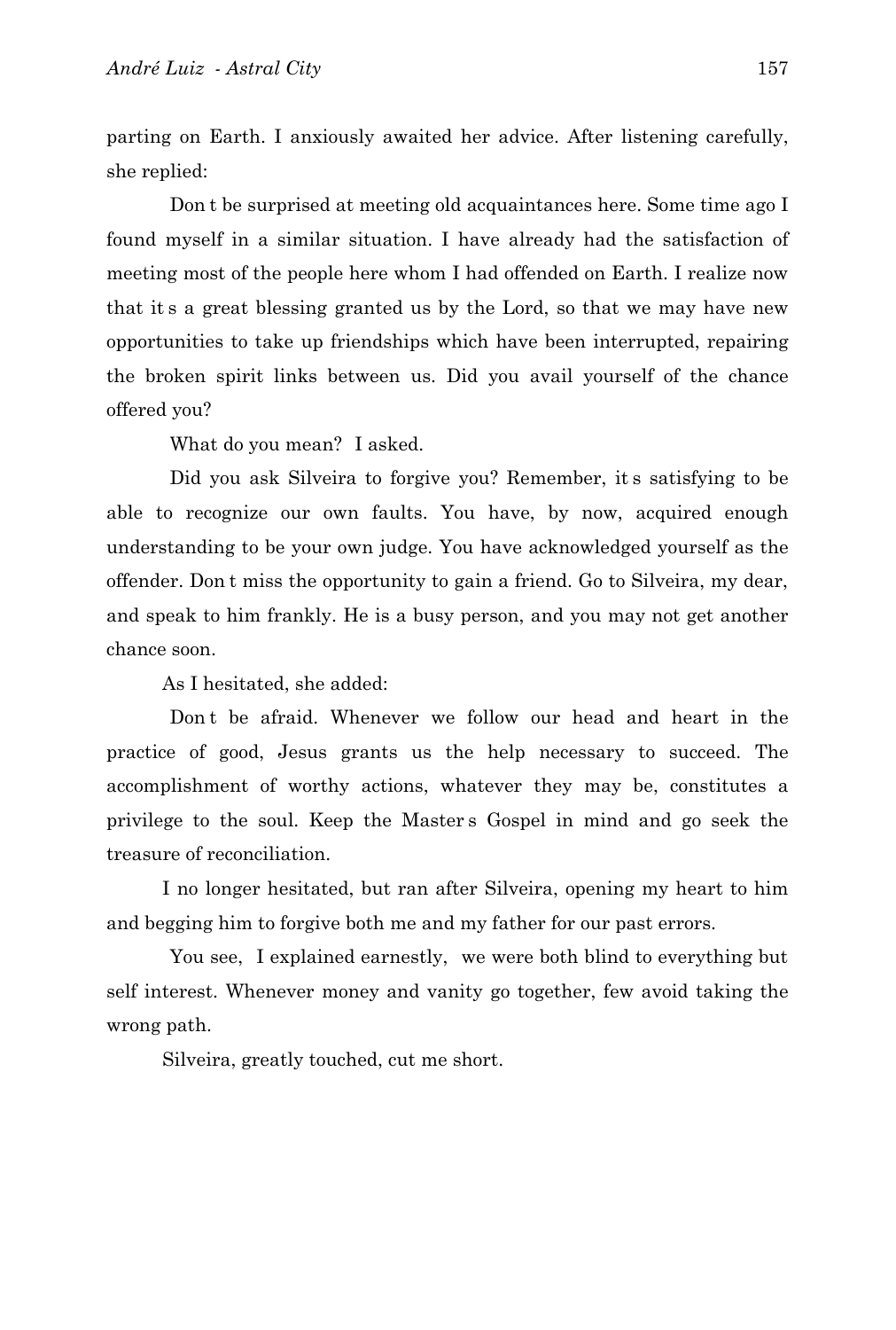parting on Earth. I anxiously awaited her advice. After listening carefully, she replied:

Don t be surprised at meeting old acquaintances here. Some time ago I found myself in a similar situation. I have already had the satisfaction of meeting most of the people here whom I had offended on Earth. I realize now that it s a great blessing granted us by the Lord, so that we may have new opportunities to take up friendships which have been interrupted, repairing the broken spirit links between us. Did you avail yourself of the chance offered you?

What do you mean? I asked.

Did you ask Silveira to forgive you? Remember, it s satisfying to be able to recognize our own faults. You have, by now, acquired enough understanding to be your own judge. You have acknowledged yourself as the offender. Don t miss the opportunity to gain a friend. Go to Silveira, my dear, and speak to him frankly. He is a busy person, and you may not get another chance soon.

As I hesitated, she added:

Don t be afraid. Whenever we follow our head and heart in the practice of good, Jesus grants us the help necessary to succeed. The accomplishment of worthy actions, whatever they may be, constitutes a privilege to the soul. Keep the Master s Gospel in mind and go seek the treasure of reconciliation.

I no longer hesitated, but ran after Silveira, opening my heart to him and begging him to forgive both me and my father for our past errors.

You see, I explained earnestly, we were both blind to everything but self interest. Whenever money and vanity go together, few avoid taking the wrong path.

Silveira, greatly touched, cut me short.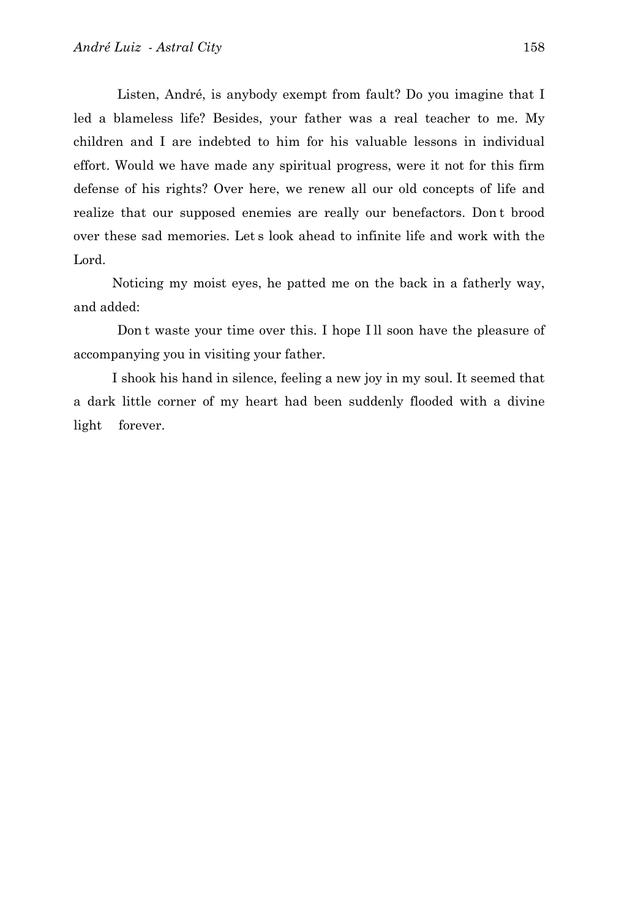Listen, André, is anybody exempt from fault? Do you imagine that I led a blameless life? Besides, your father was a real teacher to me. My children and I are indebted to him for his valuable lessons in individual effort. Would we have made any spiritual progress, were it not for this firm defense of his rights? Over here, we renew all our old concepts of life and realize that our supposed enemies are really our benefactors. Don t brood over these sad memories. Let s look ahead to infinite life and work with the Lord.

Noticing my moist eyes, he patted me on the back in a fatherly way, and added:

Don t waste your time over this. I hope I ll soon have the pleasure of accompanying you in visiting your father.

I shook his hand in silence, feeling a new joy in my soul. It seemed that a dark little corner of my heart had been suddenly flooded with a divine light  forever.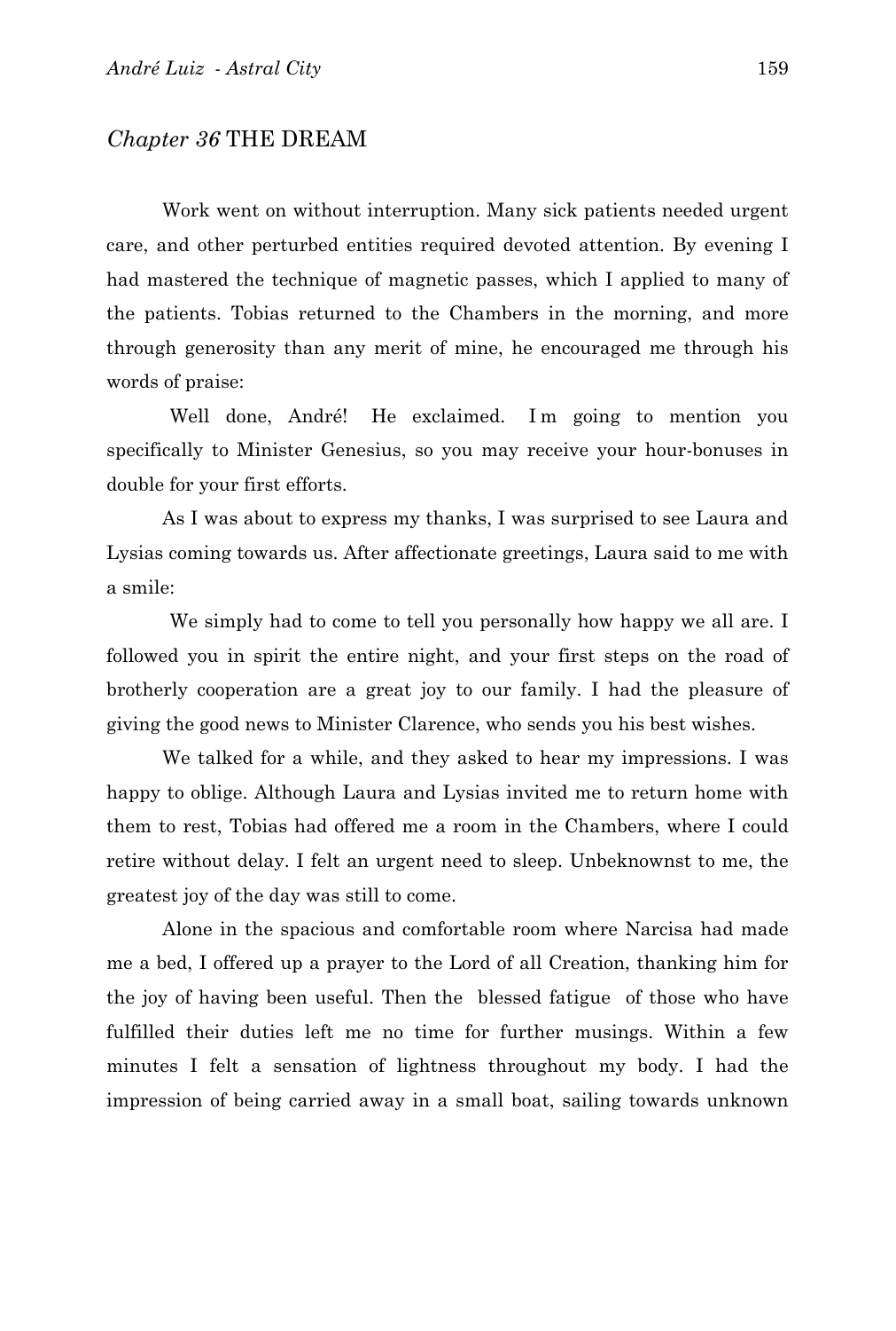## *Chapter 36* THE DREAM

Work went on without interruption. Many sick patients needed urgent care, and other perturbed entities required devoted attention. By evening I had mastered the technique of magnetic passes, which I applied to many of the patients. Tobias returned to the Chambers in the morning, and more through generosity than any merit of mine, he encouraged me through his words of praise:

Well done, André! He exclaimed. I m going to mention you specifically to Minister Genesius, so you may receive your hour-bonuses in double for your first efforts.

As I was about to express my thanks, I was surprised to see Laura and Lysias coming towards us. After affectionate greetings, Laura said to me with a smile:

We simply had to come to tell you personally how happy we all are. I followed you in spirit the entire night, and your first steps on the road of brotherly cooperation are a great joy to our family. I had the pleasure of giving the good news to Minister Clarence, who sends you his best wishes.

We talked for a while, and they asked to hear my impressions. I was happy to oblige. Although Laura and Lysias invited me to return home with them to rest, Tobias had offered me a room in the Chambers, where I could retire without delay. I felt an urgent need to sleep. Unbeknownst to me, the greatest joy of the day was still to come.

Alone in the spacious and comfortable room where Narcisa had made me a bed, I offered up a prayer to the Lord of all Creation, thanking him for the joy of having been useful. Then the blessed fatigue of those who have fulfilled their duties left me no time for further musings. Within a few minutes I felt a sensation of lightness throughout my body. I had the impression of being carried away in a small boat, sailing towards unknown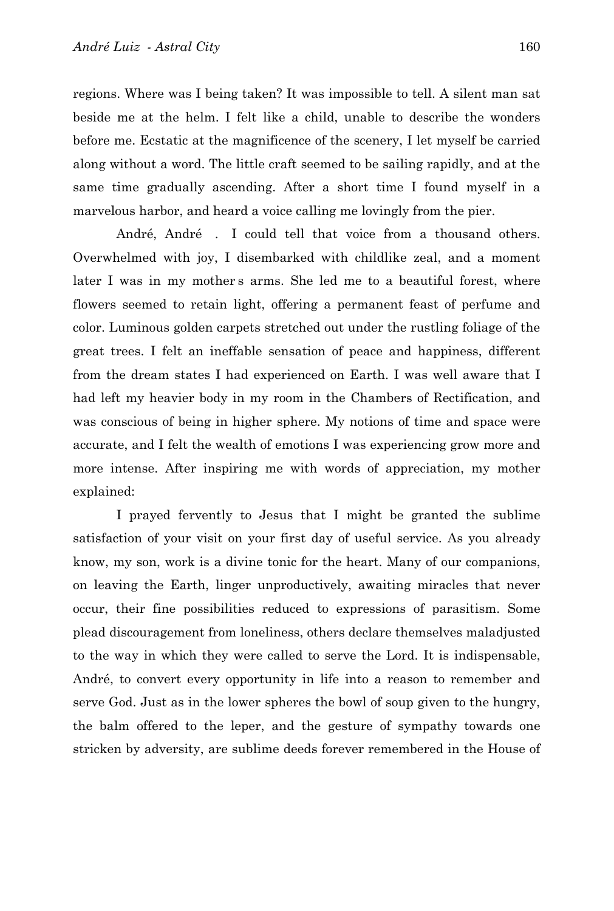regions. Where was I being taken? It was impossible to tell. A silent man sat beside me at the helm. I felt like a child, unable to describe the wonders before me. Ecstatic at the magnificence of the scenery, I let myself be carried along without a word. The little craft seemed to be sailing rapidly, and at the same time gradually ascending. After a short time I found myself in a marvelous harbor, and heard a voice calling me lovingly from the pier.

André, André . I could tell that voice from a thousand others. Overwhelmed with joy, I disembarked with childlike zeal, and a moment later I was in my mother s arms. She led me to a beautiful forest, where flowers seemed to retain light, offering a permanent feast of perfume and color. Luminous golden carpets stretched out under the rustling foliage of the great trees. I felt an ineffable sensation of peace and happiness, different from the dream states I had experienced on Earth. I was well aware that I had left my heavier body in my room in the Chambers of Rectification, and was conscious of being in higher sphere. My notions of time and space were accurate, and I felt the wealth of emotions I was experiencing grow more and more intense. After inspiring me with words of appreciation, my mother explained:

I prayed fervently to Jesus that I might be granted the sublime satisfaction of your visit on your first day of useful service. As you already know, my son, work is a divine tonic for the heart. Many of our companions, on leaving the Earth, linger unproductively, awaiting miracles that never occur, their fine possibilities reduced to expressions of parasitism. Some plead discouragement from loneliness, others declare themselves maladjusted to the way in which they were called to serve the Lord. It is indispensable, André, to convert every opportunity in life into a reason to remember and serve God. Just as in the lower spheres the bowl of soup given to the hungry, the balm offered to the leper, and the gesture of sympathy towards one stricken by adversity, are sublime deeds forever remembered in the House of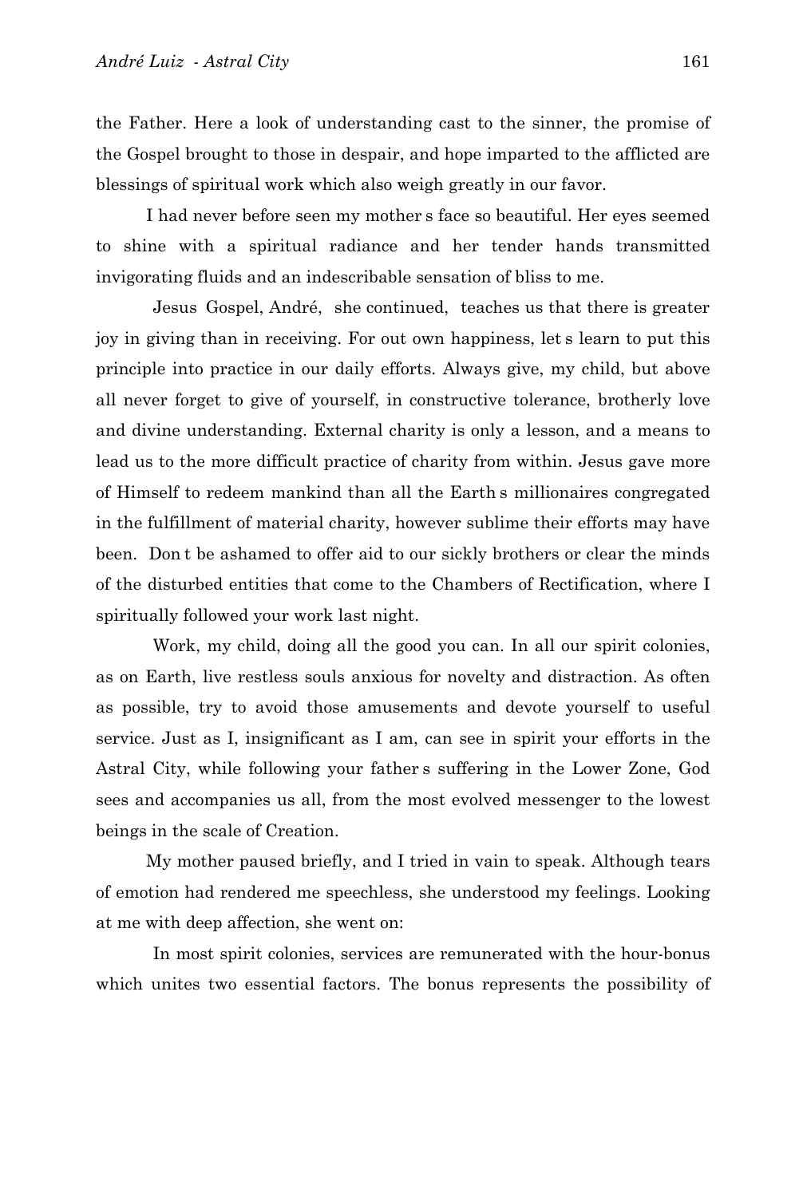the Father. Here a look of understanding cast to the sinner, the promise of the Gospel brought to those in despair, and hope imparted to the afflicted are blessings of spiritual work which also weigh greatly in our favor.

I had never before seen my mother s face so beautiful. Her eyes seemed to shine with a spiritual radiance and her tender hands transmitted invigorating fluids and an indescribable sensation of bliss to me.

Jesus Gospel, André, she continued, teaches us that there is greater joy in giving than in receiving. For out own happiness, let s learn to put this principle into practice in our daily efforts. Always give, my child, but above all never forget to give of yourself, in constructive tolerance, brotherly love and divine understanding. External charity is only a lesson, and a means to lead us to the more difficult practice of charity from within. Jesus gave more of Himself to redeem mankind than all the Earth s millionaires congregated in the fulfillment of material charity, however sublime their efforts may have been. Don t be ashamed to offer aid to our sickly brothers or clear the minds of the disturbed entities that come to the Chambers of Rectification, where I spiritually followed your work last night.

Work, my child, doing all the good you can. In all our spirit colonies, as on Earth, live restless souls anxious for novelty and distraction. As often as possible, try to avoid those amusements and devote yourself to useful service. Just as I, insignificant as I am, can see in spirit your efforts in the Astral City, while following your father s suffering in the Lower Zone, God sees and accompanies us all, from the most evolved messenger to the lowest beings in the scale of Creation.

My mother paused briefly, and I tried in vain to speak. Although tears of emotion had rendered me speechless, she understood my feelings. Looking at me with deep affection, she went on:

In most spirit colonies, services are remunerated with the hour-bonus which unites two essential factors. The bonus represents the possibility of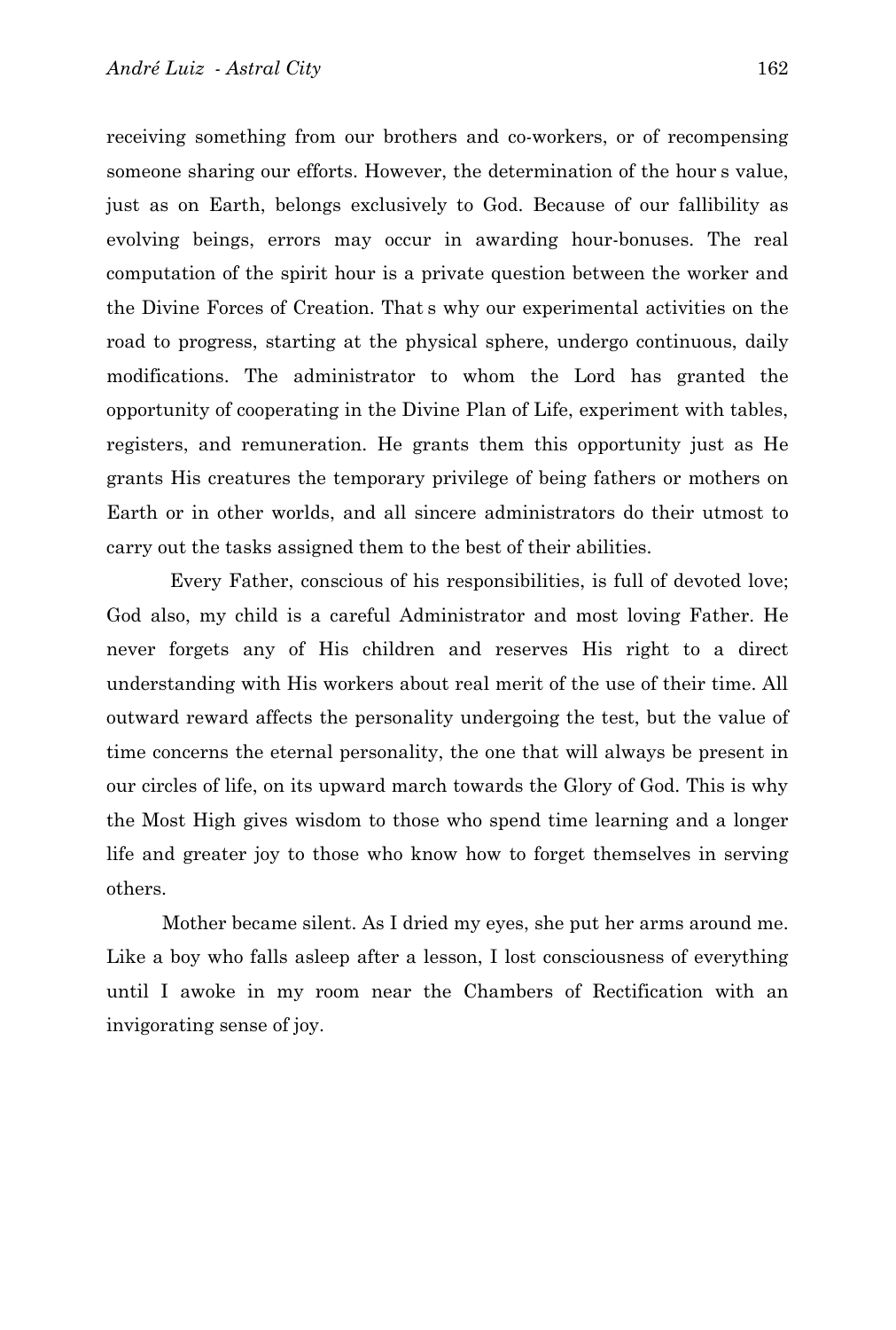receiving something from our brothers and co-workers, or of recompensing someone sharing our efforts. However, the determination of the hour s value, just as on Earth, belongs exclusively to God. Because of our fallibility as evolving beings, errors may occur in awarding hour-bonuses. The real computation of the spirit hour is a private question between the worker and the Divine Forces of Creation. That s why our experimental activities on the road to progress, starting at the physical sphere, undergo continuous, daily modifications. The administrator to whom the Lord has granted the opportunity of cooperating in the Divine Plan of Life, experiment with tables, registers, and remuneration. He grants them this opportunity just as He grants His creatures the temporary privilege of being fathers or mothers on Earth or in other worlds, and all sincere administrators do their utmost to carry out the tasks assigned them to the best of their abilities.

Every Father, conscious of his responsibilities, is full of devoted love; God also, my child is a careful Administrator and most loving Father. He never forgets any of His children and reserves His right to a direct understanding with His workers about real merit of the use of their time. All outward reward affects the personality undergoing the test, but the value of time concerns the eternal personality, the one that will always be present in our circles of life, on its upward march towards the Glory of God. This is why the Most High gives wisdom to those who spend time learning and a longer life and greater joy to those who know how to forget themselves in serving others.

Mother became silent. As I dried my eyes, she put her arms around me. Like a boy who falls asleep after a lesson, I lost consciousness of everything until I awoke in my room near the Chambers of Rectification with an invigorating sense of joy.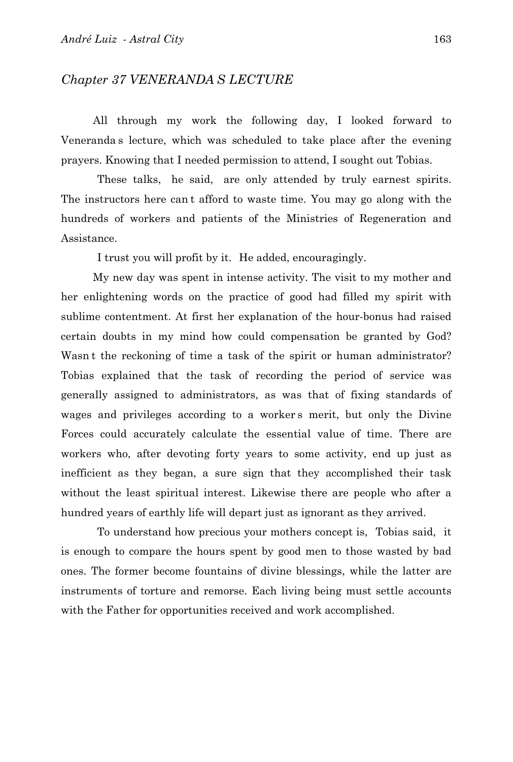## *Chapter 37 VENERANDA S LECTURE*

All through my work the following day, I looked forward to Veneranda s lecture, which was scheduled to take place after the evening prayers. Knowing that I needed permission to attend, I sought out Tobias.

These talks, he said, are only attended by truly earnest spirits. The instructors here can t afford to waste time. You may go along with the hundreds of workers and patients of the Ministries of Regeneration and Assistance.

I trust you will profit by it. He added, encouragingly.

My new day was spent in intense activity. The visit to my mother and her enlightening words on the practice of good had filled my spirit with sublime contentment. At first her explanation of the hour-bonus had raised certain doubts in my mind how could compensation be granted by God? Wasn t the reckoning of time a task of the spirit or human administrator? Tobias explained that the task of recording the period of service was generally assigned to administrators, as was that of fixing standards of wages and privileges according to a worker s merit, but only the Divine Forces could accurately calculate the essential value of time. There are workers who, after devoting forty years to some activity, end up just as inefficient as they began, a sure sign that they accomplished their task without the least spiritual interest. Likewise there are people who after a hundred years of earthly life will depart just as ignorant as they arrived.

To understand how precious your mothers concept is, Tobias said, it is enough to compare the hours spent by good men to those wasted by bad ones. The former become fountains of divine blessings, while the latter are instruments of torture and remorse. Each living being must settle accounts with the Father for opportunities received and work accomplished.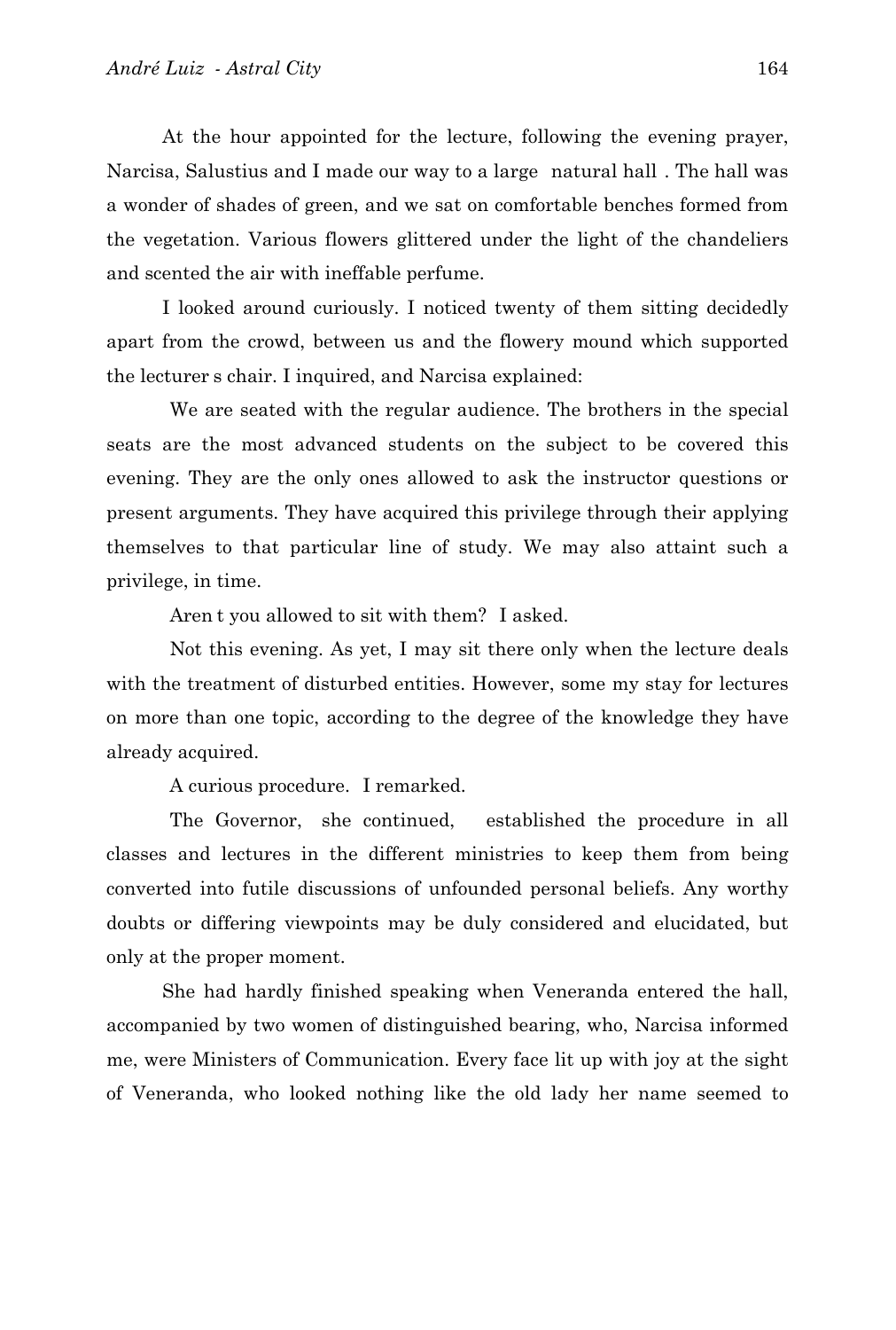At the hour appointed for the lecture, following the evening prayer, Narcisa, Salustius and I made our way to a large natural hall . The hall was a wonder of shades of green, and we sat on comfortable benches formed from the vegetation. Various flowers glittered under the light of the chandeliers and scented the air with ineffable perfume.

I looked around curiously. I noticed twenty of them sitting decidedly apart from the crowd, between us and the flowery mound which supported the lecturer s chair. I inquired, and Narcisa explained:

We are seated with the regular audience. The brothers in the special seats are the most advanced students on the subject to be covered this evening. They are the only ones allowed to ask the instructor questions or present arguments. They have acquired this privilege through their applying themselves to that particular line of study. We may also attaint such a privilege, in time.

Aren t you allowed to sit with them? I asked.

Not this evening. As yet, I may sit there only when the lecture deals with the treatment of disturbed entities. However, some my stay for lectures on more than one topic, according to the degree of the knowledge they have already acquired.

A curious procedure. I remarked.

The Governor, she continued, established the procedure in all classes and lectures in the different ministries to keep them from being converted into futile discussions of unfounded personal beliefs. Any worthy doubts or differing viewpoints may be duly considered and elucidated, but only at the proper moment.

She had hardly finished speaking when Veneranda entered the hall, accompanied by two women of distinguished bearing, who, Narcisa informed me, were Ministers of Communication. Every face lit up with joy at the sight of Veneranda, who looked nothing like the old lady her name seemed to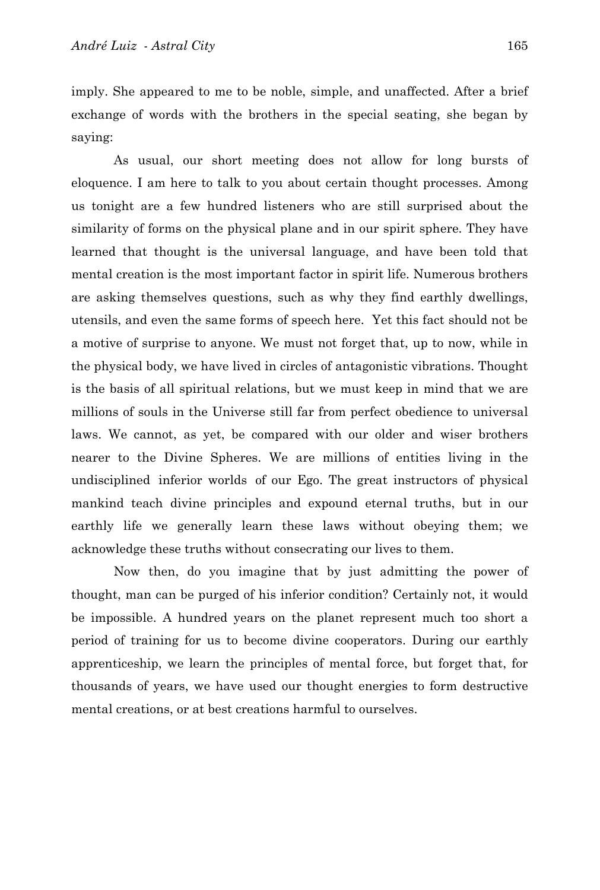imply. She appeared to me to be noble, simple, and unaffected. After a brief exchange of words with the brothers in the special seating, she began by saying:

As usual, our short meeting does not allow for long bursts of eloquence. I am here to talk to you about certain thought processes. Among us tonight are a few hundred listeners who are still surprised about the similarity of forms on the physical plane and in our spirit sphere. They have learned that thought is the universal language, and have been told that mental creation is the most important factor in spirit life. Numerous brothers are asking themselves questions, such as why they find earthly dwellings, utensils, and even the same forms of speech here. Yet this fact should not be a motive of surprise to anyone. We must not forget that, up to now, while in the physical body, we have lived in circles of antagonistic vibrations. Thought is the basis of all spiritual relations, but we must keep in mind that we are millions of souls in the Universe still far from perfect obedience to universal laws. We cannot, as yet, be compared with our older and wiser brothers nearer to the Divine Spheres. We are millions of entities living in the undisciplined inferior worlds of our Ego. The great instructors of physical mankind teach divine principles and expound eternal truths, but in our earthly life we generally learn these laws without obeying them; we acknowledge these truths without consecrating our lives to them.

Now then, do you imagine that by just admitting the power of thought, man can be purged of his inferior condition? Certainly not, it would be impossible. A hundred years on the planet represent much too short a period of training for us to become divine cooperators. During our earthly apprenticeship, we learn the principles of mental force, but forget that, for thousands of years, we have used our thought energies to form destructive mental creations, or at best creations harmful to ourselves.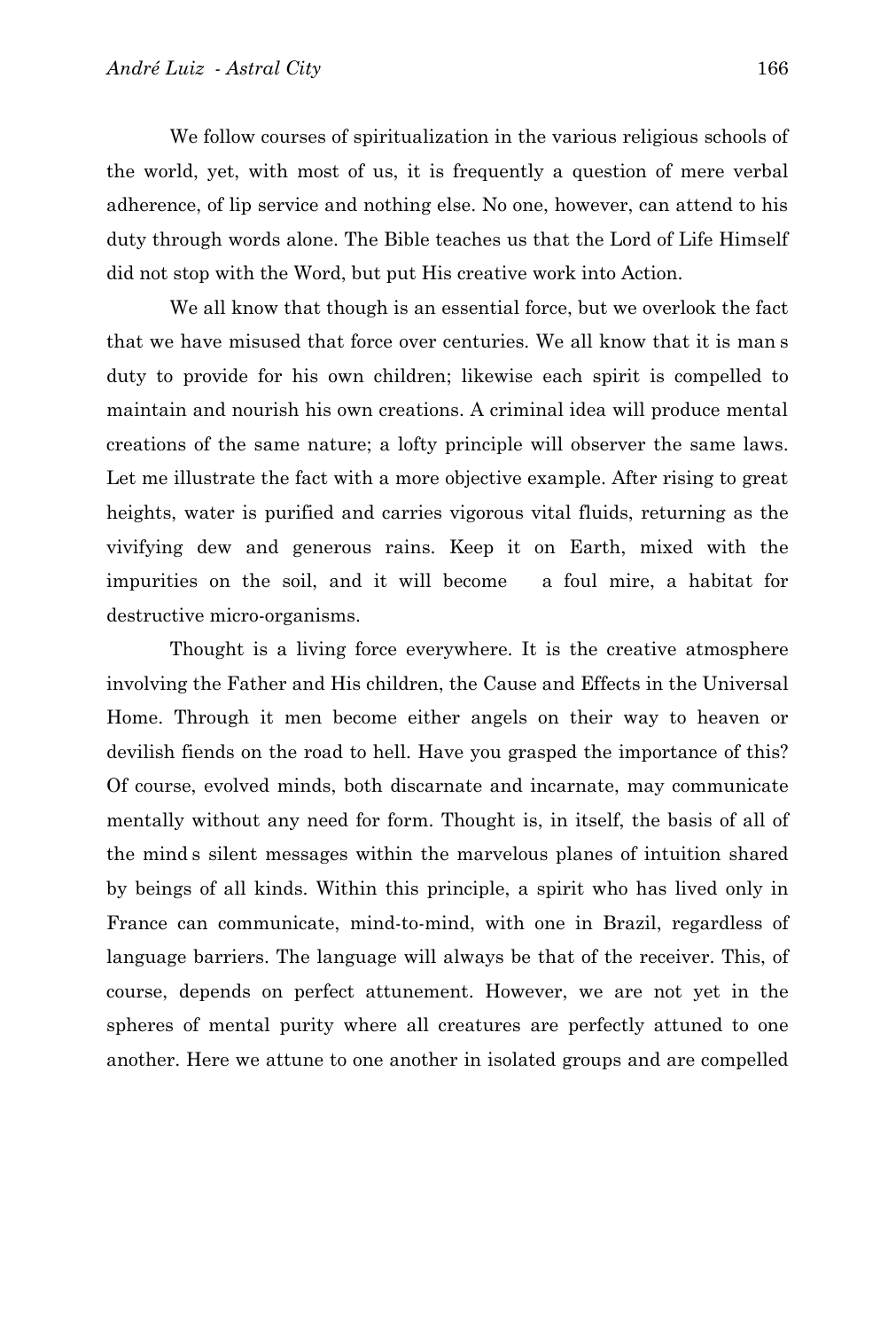We follow courses of spiritualization in the various religious schools of the world, yet, with most of us, it is frequently a question of mere verbal adherence, of lip service and nothing else. No one, however, can attend to his duty through words alone. The Bible teaches us that the Lord of Life Himself did not stop with the Word, but put His creative work into Action.

We all know that though is an essential force, but we overlook the fact that we have misused that force over centuries. We all know that it is man s duty to provide for his own children; likewise each spirit is compelled to maintain and nourish his own creations. A criminal idea will produce mental creations of the same nature; a lofty principle will observer the same laws. Let me illustrate the fact with a more objective example. After rising to great heights, water is purified and carries vigorous vital fluids, returning as the vivifying dew and generous rains. Keep it on Earth, mixed with the impurities on the soil, and it will become a foul mire, a habitat for destructive micro-organisms.

Thought is a living force everywhere. It is the creative atmosphere involving the Father and His children, the Cause and Effects in the Universal Home. Through it men become either angels on their way to heaven or devilish fiends on the road to hell. Have you grasped the importance of this? Of course, evolved minds, both discarnate and incarnate, may communicate mentally without any need for form. Thought is, in itself, the basis of all of the mind s silent messages within the marvelous planes of intuition shared by beings of all kinds. Within this principle, a spirit who has lived only in France can communicate, mind-to-mind, with one in Brazil, regardless of language barriers. The language will always be that of the receiver. This, of course, depends on perfect attunement. However, we are not yet in the spheres of mental purity where all creatures are perfectly attuned to one another. Here we attune to one another in isolated groups and are compelled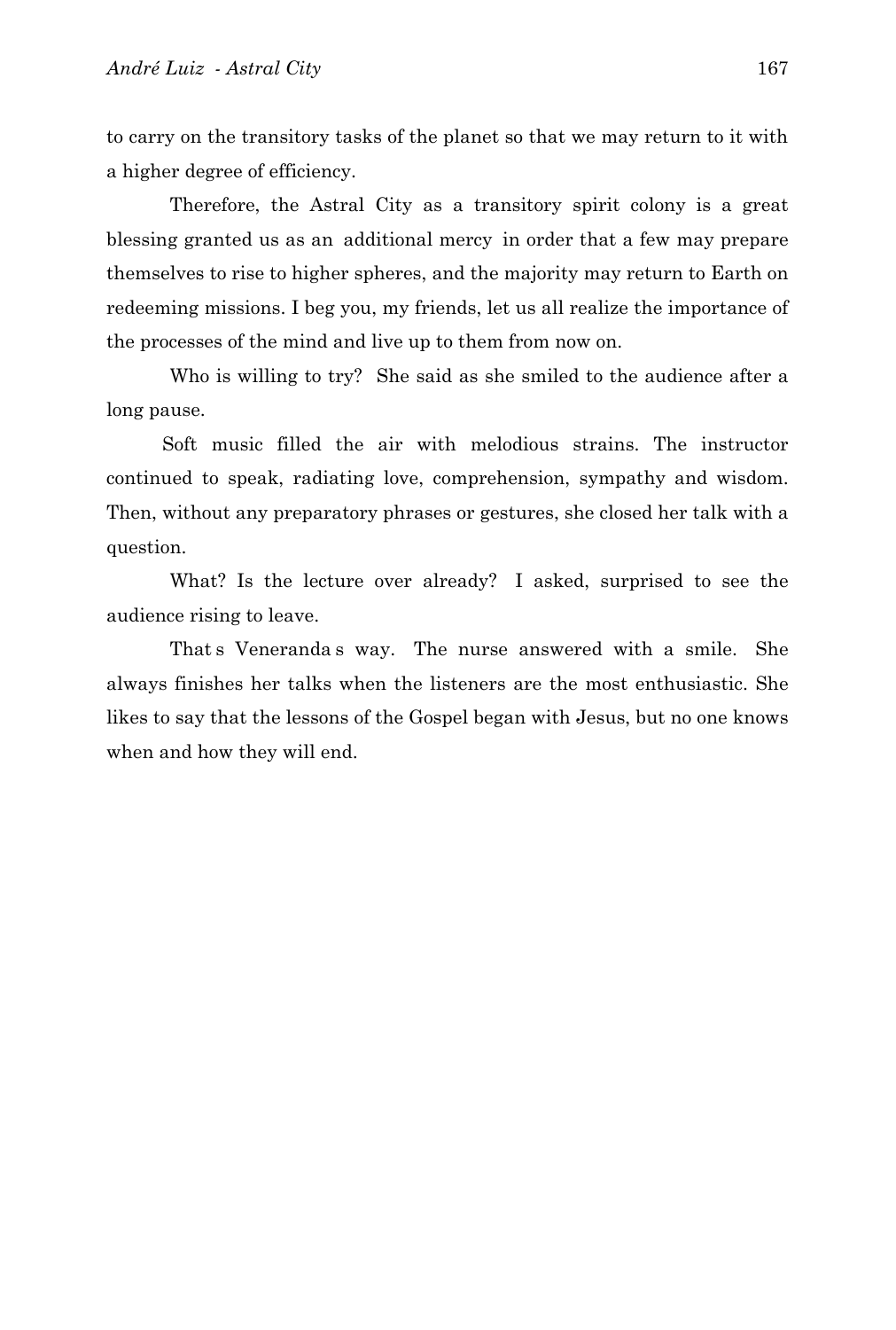to carry on the transitory tasks of the planet so that we may return to it with a higher degree of efficiency.

Therefore, the Astral City as a transitory spirit colony is a great blessing granted us as an additional mercy in order that a few may prepare themselves to rise to higher spheres, and the majority may return to Earth on redeeming missions. I beg you, my friends, let us all realize the importance of the processes of the mind and live up to them from now on.

Who is willing to try? She said as she smiled to the audience after a long pause.

Soft music filled the air with melodious strains. The instructor continued to speak, radiating love, comprehension, sympathy and wisdom. Then, without any preparatory phrases or gestures, she closed her talk with a question.

What? Is the lecture over already? I asked, surprised to see the audience rising to leave.

That s Veneranda s way. The nurse answered with a smile. She always finishes her talks when the listeners are the most enthusiastic. She likes to say that the lessons of the Gospel began with Jesus, but no one knows when and how they will end.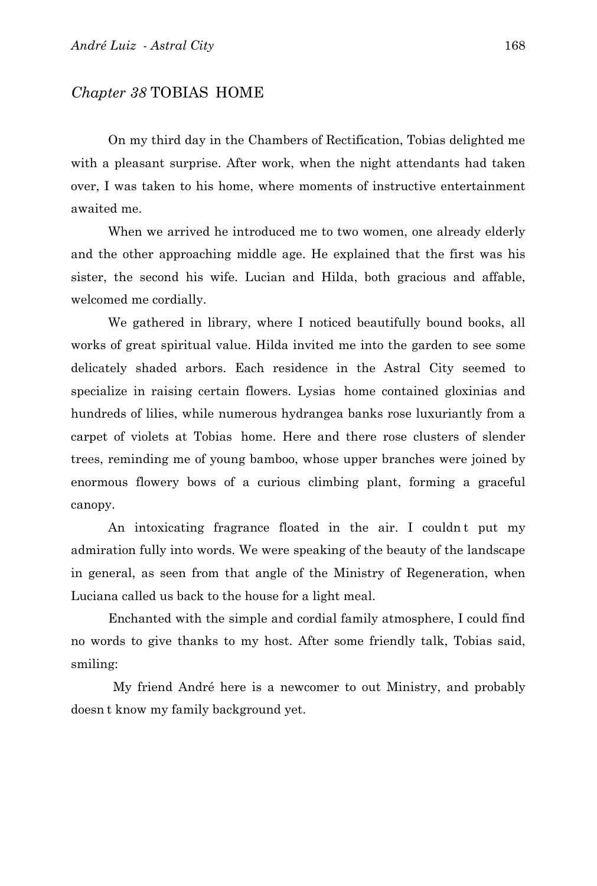## *Chapter 38* TOBIAS HOME

On my third day in the Chambers of Rectification, Tobias delighted me with a pleasant surprise. After work, when the night attendants had taken over, I was taken to his home, where moments of instructive entertainment awaited me.

When we arrived he introduced me to two women, one already elderly and the other approaching middle age. He explained that the first was his sister, the second his wife. Lucian and Hilda, both gracious and affable, welcomed me cordially.

We gathered in library, where I noticed beautifully bound books, all works of great spiritual value. Hilda invited me into the garden to see some delicately shaded arbors. Each residence in the Astral City seemed to specialize in raising certain flowers. Lysias home contained gloxinias and hundreds of lilies, while numerous hydrangea banks rose luxuriantly from a carpet of violets at Tobias home. Here and there rose clusters of slender trees, reminding me of young bamboo, whose upper branches were joined by enormous flowery bows of a curious climbing plant, forming a graceful canopy.

An intoxicating fragrance floated in the air. I couldn t put my admiration fully into words. We were speaking of the beauty of the landscape in general, as seen from that angle of the Ministry of Regeneration, when Luciana called us back to the house for a light meal.

Enchanted with the simple and cordial family atmosphere, I could find no words to give thanks to my host. After some friendly talk, Tobias said, smiling:

My friend André here is a newcomer to out Ministry, and probably doesn t know my family background yet.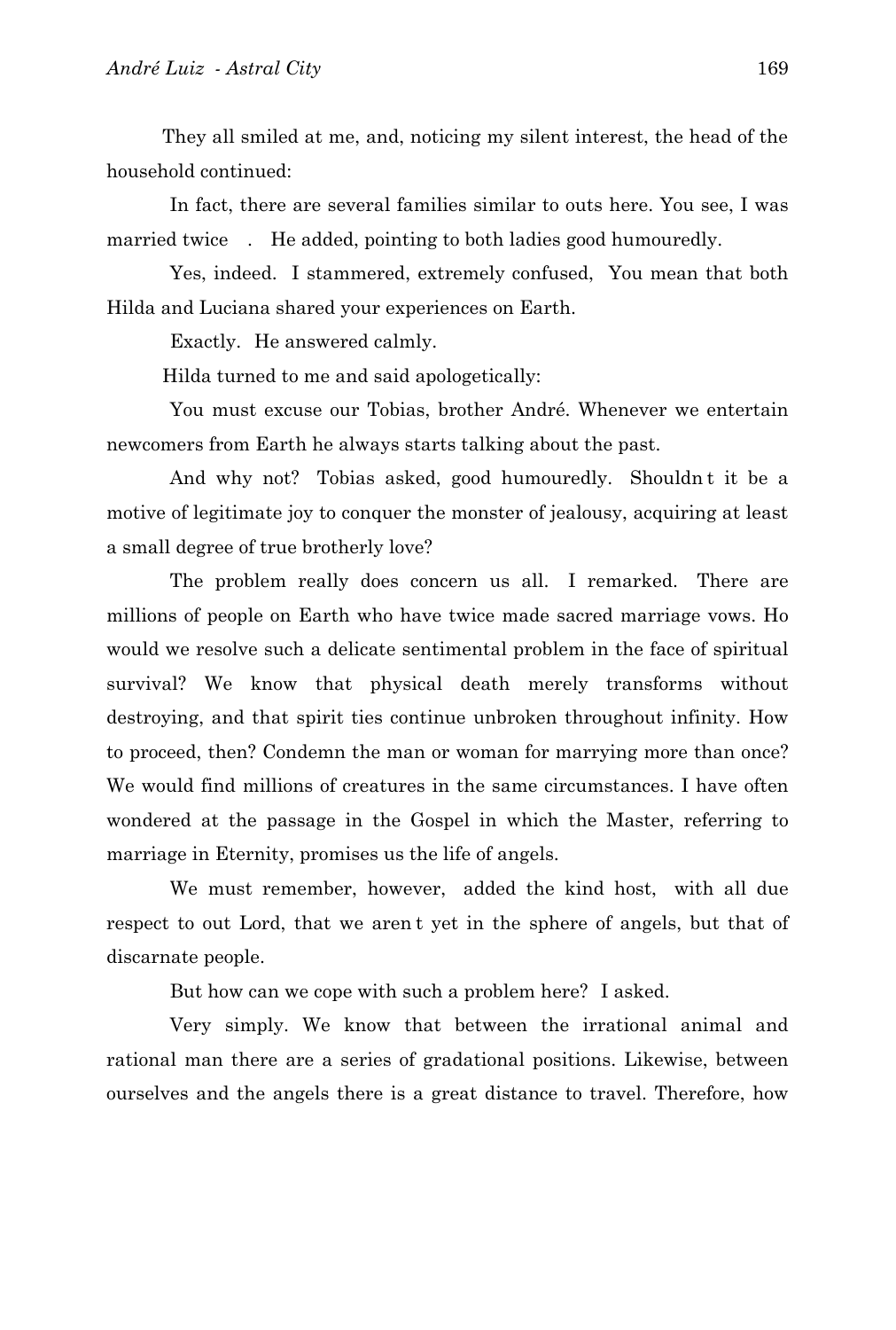They all smiled at me, and, noticing my silent interest, the head of the household continued:

In fact, there are several families similar to outs here. You see, I was married twice . He added, pointing to both ladies good humouredly.

Yes, indeed. I stammered, extremely confused, You mean that both Hilda and Luciana shared your experiences on Earth.

Exactly. He answered calmly.

Hilda turned to me and said apologetically:

You must excuse our Tobias, brother André. Whenever we entertain newcomers from Earth he always starts talking about the past.

And why not? Tobias asked, good humouredly. Shouldn t it be a motive of legitimate joy to conquer the monster of jealousy, acquiring at least a small degree of true brotherly love?

The problem really does concern us all. I remarked. There are millions of people on Earth who have twice made sacred marriage vows. Ho would we resolve such a delicate sentimental problem in the face of spiritual survival? We know that physical death merely transforms without destroying, and that spirit ties continue unbroken throughout infinity. How to proceed, then? Condemn the man or woman for marrying more than once? We would find millions of creatures in the same circumstances. I have often wondered at the passage in the Gospel in which the Master, referring to marriage in Eternity, promises us the life of angels.

We must remember, however, added the kind host, with all due respect to out Lord, that we aren t yet in the sphere of angels, but that of discarnate people.

But how can we cope with such a problem here? I asked.

Very simply. We know that between the irrational animal and rational man there are a series of gradational positions. Likewise, between ourselves and the angels there is a great distance to travel. Therefore, how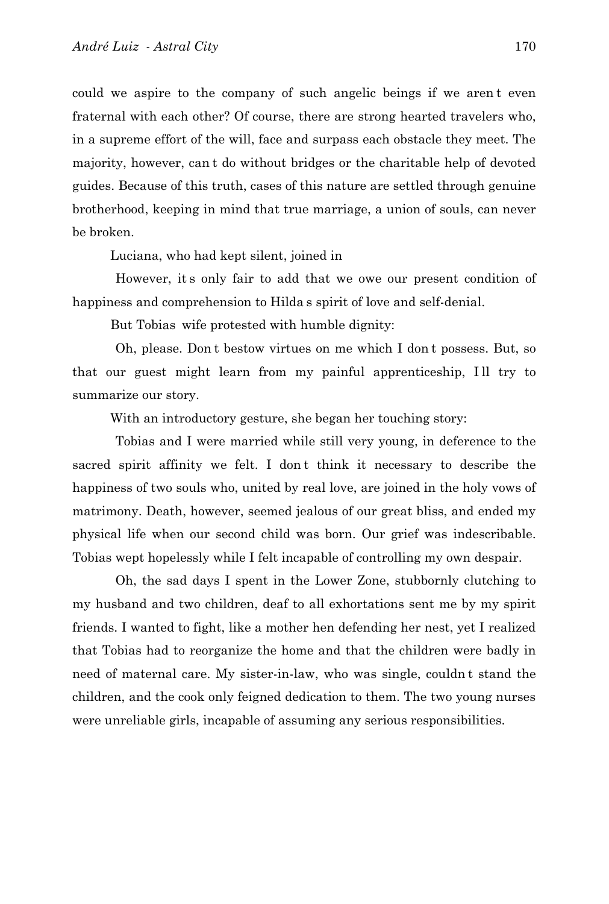could we aspire to the company of such angelic beings if we aren t even fraternal with each other? Of course, there are strong hearted travelers who, in a supreme effort of the will, face and surpass each obstacle they meet. The majority, however, can t do without bridges or the charitable help of devoted guides. Because of this truth, cases of this nature are settled through genuine brotherhood, keeping in mind that true marriage, a union of souls, can never be broken.

Luciana, who had kept silent, joined in

However, it s only fair to add that we owe our present condition of happiness and comprehension to Hilda s spirit of love and self-denial.

But Tobias wife protested with humble dignity:

Oh, please. Don t bestow virtues on me which I don t possess. But, so that our guest might learn from my painful apprenticeship, I ll try to summarize our story.

With an introductory gesture, she began her touching story:

Tobias and I were married while still very young, in deference to the sacred spirit affinity we felt. I don t think it necessary to describe the happiness of two souls who, united by real love, are joined in the holy vows of matrimony. Death, however, seemed jealous of our great bliss, and ended my physical life when our second child was born. Our grief was indescribable. Tobias wept hopelessly while I felt incapable of controlling my own despair.

Oh, the sad days I spent in the Lower Zone, stubbornly clutching to my husband and two children, deaf to all exhortations sent me by my spirit friends. I wanted to fight, like a mother hen defending her nest, yet I realized that Tobias had to reorganize the home and that the children were badly in need of maternal care. My sister-in-law, who was single, couldn t stand the children, and the cook only feigned dedication to them. The two young nurses were unreliable girls, incapable of assuming any serious responsibilities.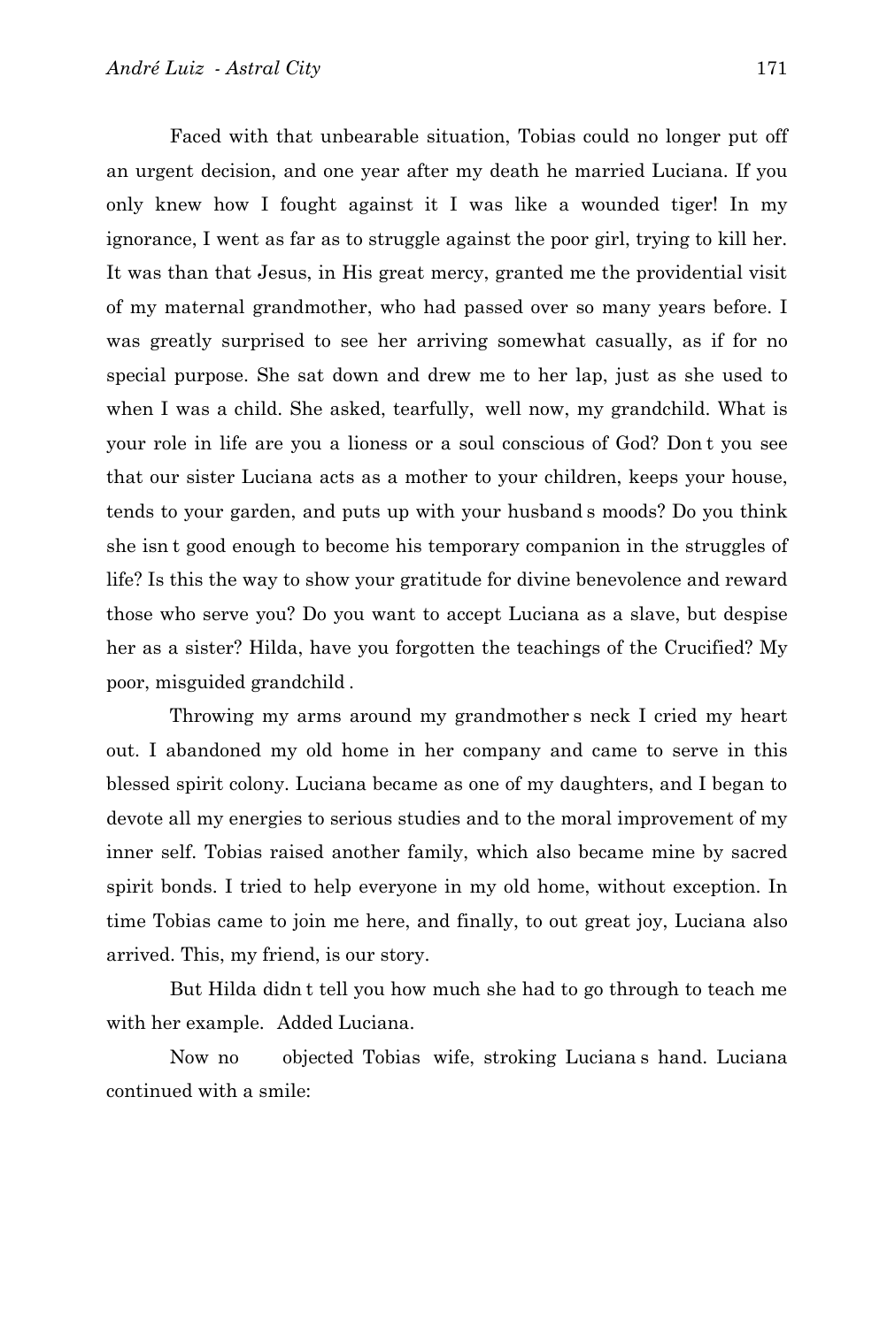Faced with that unbearable situation, Tobias could no longer put off an urgent decision, and one year after my death he married Luciana. If you only knew how I fought against it I was like a wounded tiger! In my ignorance, I went as far as to struggle against the poor girl, trying to kill her. It was than that Jesus, in His great mercy, granted me the providential visit of my maternal grandmother, who had passed over so many years before. I was greatly surprised to see her arriving somewhat casually, as if for no special purpose. She sat down and drew me to her lap, just as she used to when I was a child. She asked, tearfully, well now, my grandchild. What is your role in life are you a lioness or a soul conscious of God? Don t you see that our sister Luciana acts as a mother to your children, keeps your house, tends to your garden, and puts up with your husband s moods? Do you think she isn t good enough to become his temporary companion in the struggles of life? Is this the way to show your gratitude for divine benevolence and reward those who serve you? Do you want to accept Luciana as a slave, but despise her as a sister? Hilda, have you forgotten the teachings of the Crucified? My poor, misguided grandchild .

Throwing my arms around my grandmother s neck I cried my heart out. I abandoned my old home in her company and came to serve in this blessed spirit colony. Luciana became as one of my daughters, and I began to devote all my energies to serious studies and to the moral improvement of my inner self. Tobias raised another family, which also became mine by sacred spirit bonds. I tried to help everyone in my old home, without exception. In time Tobias came to join me here, and finally, to out great joy, Luciana also arrived. This, my friend, is our story.

But Hilda didn t tell you how much she had to go through to teach me with her example. Added Luciana.

Now no objected Tobias wife, stroking Luciana s hand. Luciana continued with a smile: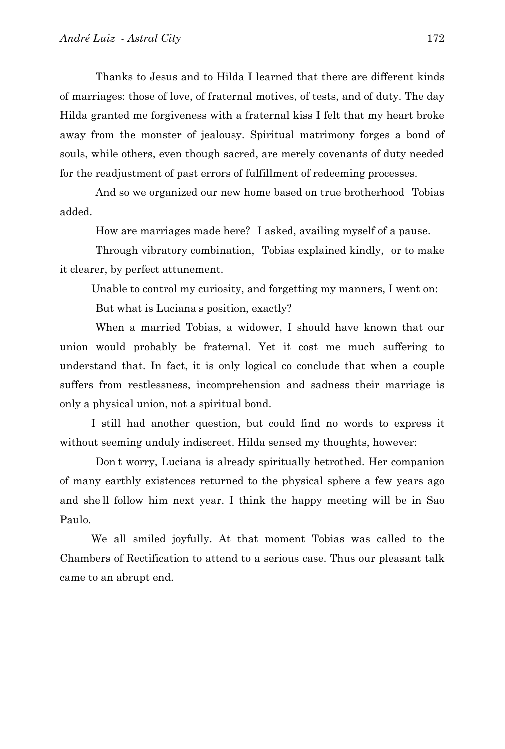Thanks to Jesus and to Hilda I learned that there are different kinds of marriages: those of love, of fraternal motives, of tests, and of duty. The day Hilda granted me forgiveness with a fraternal kiss I felt that my heart broke away from the monster of jealousy. Spiritual matrimony forges a bond of souls, while others, even though sacred, are merely covenants of duty needed for the readjustment of past errors of fulfillment of redeeming processes.

And so we organized our new home based on true brotherhood Tobias added.

How are marriages made here? I asked, availing myself of a pause.

Through vibratory combination, Tobias explained kindly, or to make it clearer, by perfect attunement.

Unable to control my curiosity, and forgetting my manners, I went on:

But what is Luciana s position, exactly?

When a married Tobias, a widower, I should have known that our union would probably be fraternal. Yet it cost me much suffering to understand that. In fact, it is only logical co conclude that when a couple suffers from restlessness, incomprehension and sadness their marriage is only a physical union, not a spiritual bond.

I still had another question, but could find no words to express it without seeming unduly indiscreet. Hilda sensed my thoughts, however:

Don t worry, Luciana is already spiritually betrothed. Her companion of many earthly existences returned to the physical sphere a few years ago and she ll follow him next year. I think the happy meeting will be in Sao Paulo.

We all smiled joyfully. At that moment Tobias was called to the Chambers of Rectification to attend to a serious case. Thus our pleasant talk came to an abrupt end.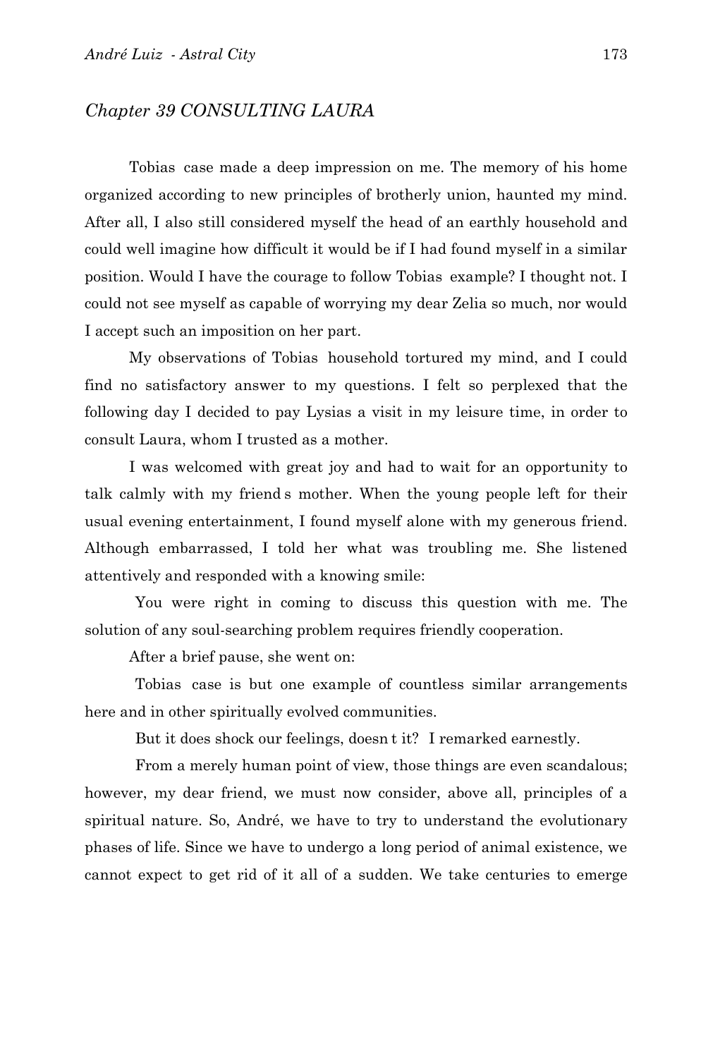## *Chapter 39 CONSULTING LAURA*

Tobias case made a deep impression on me. The memory of his home organized according to new principles of brotherly union, haunted my mind. After all, I also still considered myself the head of an earthly household and could well imagine how difficult it would be if I had found myself in a similar position. Would I have the courage to follow Tobias example? I thought not. I could not see myself as capable of worrying my dear Zelia so much, nor would I accept such an imposition on her part.

My observations of Tobias household tortured my mind, and I could find no satisfactory answer to my questions. I felt so perplexed that the following day I decided to pay Lysias a visit in my leisure time, in order to consult Laura, whom I trusted as a mother.

I was welcomed with great joy and had to wait for an opportunity to talk calmly with my friend s mother. When the young people left for their usual evening entertainment, I found myself alone with my generous friend. Although embarrassed, I told her what was troubling me. She listened attentively and responded with a knowing smile:

You were right in coming to discuss this question with me. The solution of any soul-searching problem requires friendly cooperation.

After a brief pause, she went on:

Tobias case is but one example of countless similar arrangements here and in other spiritually evolved communities.

But it does shock our feelings, doesn t it? I remarked earnestly.

From a merely human point of view, those things are even scandalous; however, my dear friend, we must now consider, above all, principles of a spiritual nature. So, André, we have to try to understand the evolutionary phases of life. Since we have to undergo a long period of animal existence, we cannot expect to get rid of it all of a sudden. We take centuries to emerge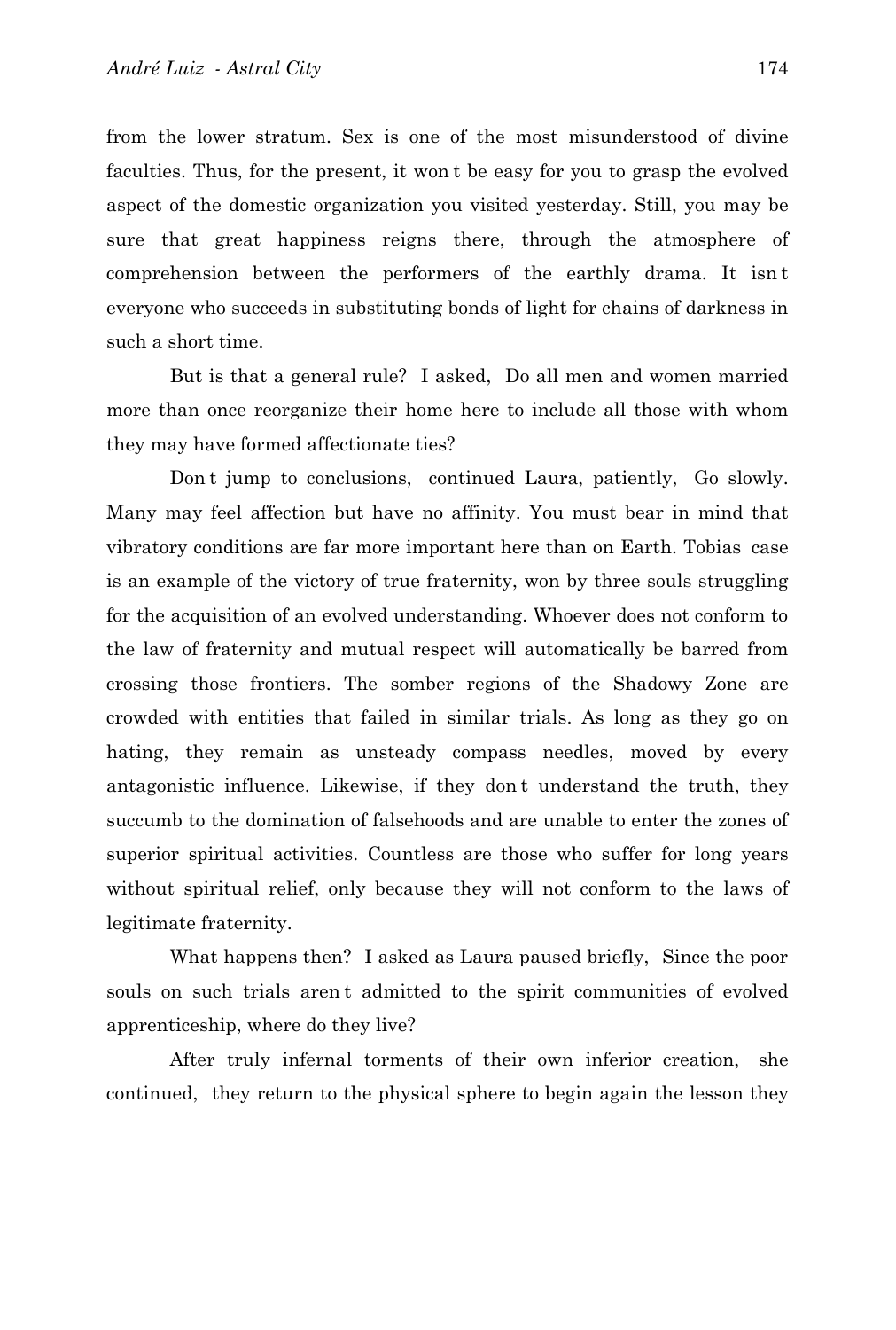from the lower stratum. Sex is one of the most misunderstood of divine faculties. Thus, for the present, it won t be easy for you to grasp the evolved aspect of the domestic organization you visited yesterday. Still, you may be sure that great happiness reigns there, through the atmosphere of comprehension between the performers of the earthly drama. It isn t everyone who succeeds in substituting bonds of light for chains of darkness in such a short time.

But is that a general rule? I asked, Do all men and women married more than once reorganize their home here to include all those with whom they may have formed affectionate ties?

Don t jump to conclusions, continued Laura, patiently, Go slowly. Many may feel affection but have no affinity. You must bear in mind that vibratory conditions are far more important here than on Earth. Tobias case is an example of the victory of true fraternity, won by three souls struggling for the acquisition of an evolved understanding. Whoever does not conform to the law of fraternity and mutual respect will automatically be barred from crossing those frontiers. The somber regions of the Shadowy Zone are crowded with entities that failed in similar trials. As long as they go on hating, they remain as unsteady compass needles, moved by every antagonistic influence. Likewise, if they don t understand the truth, they succumb to the domination of falsehoods and are unable to enter the zones of superior spiritual activities. Countless are those who suffer for long years without spiritual relief, only because they will not conform to the laws of legitimate fraternity.

What happens then? I asked as Laura paused briefly, Since the poor souls on such trials aren t admitted to the spirit communities of evolved apprenticeship, where do they live?

After truly infernal torments of their own inferior creation, she continued, they return to the physical sphere to begin again the lesson they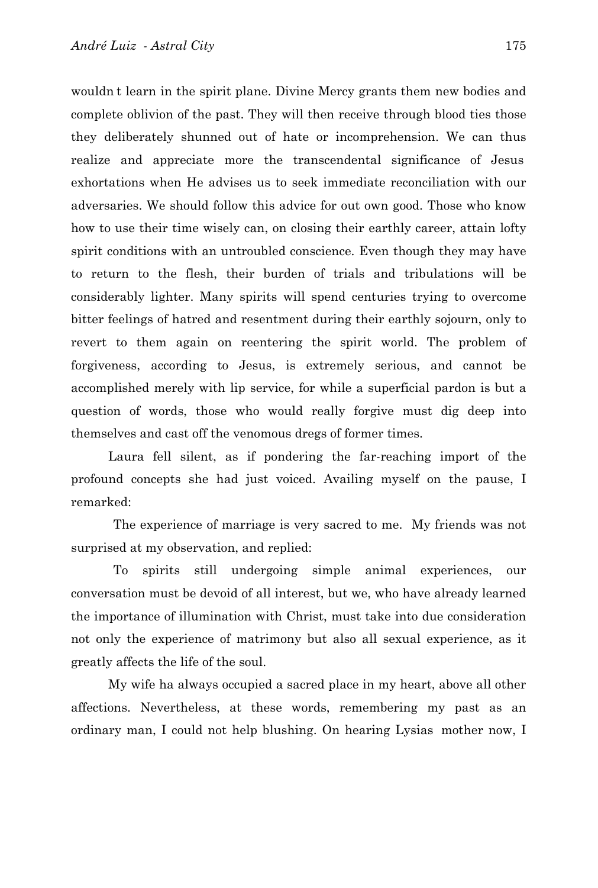wouldn t learn in the spirit plane. Divine Mercy grants them new bodies and complete oblivion of the past. They will then receive through blood ties those they deliberately shunned out of hate or incomprehension. We can thus realize and appreciate more the transcendental significance of Jesus exhortations when He advises us to seek immediate reconciliation with our adversaries. We should follow this advice for out own good. Those who know how to use their time wisely can, on closing their earthly career, attain lofty spirit conditions with an untroubled conscience. Even though they may have to return to the flesh, their burden of trials and tribulations will be considerably lighter. Many spirits will spend centuries trying to overcome bitter feelings of hatred and resentment during their earthly sojourn, only to revert to them again on reentering the spirit world. The problem of forgiveness, according to Jesus, is extremely serious, and cannot be accomplished merely with lip service, for while a superficial pardon is but a question of words, those who would really forgive must dig deep into themselves and cast off the venomous dregs of former times.

Laura fell silent, as if pondering the far-reaching import of the profound concepts she had just voiced. Availing myself on the pause, I remarked:

The experience of marriage is very sacred to me. My friends was not surprised at my observation, and replied:

To spirits still undergoing simple animal experiences, our conversation must be devoid of all interest, but we, who have already learned the importance of illumination with Christ, must take into due consideration not only the experience of matrimony but also all sexual experience, as it greatly affects the life of the soul.

My wife ha always occupied a sacred place in my heart, above all other affections. Nevertheless, at these words, remembering my past as an ordinary man, I could not help blushing. On hearing Lysias mother now, I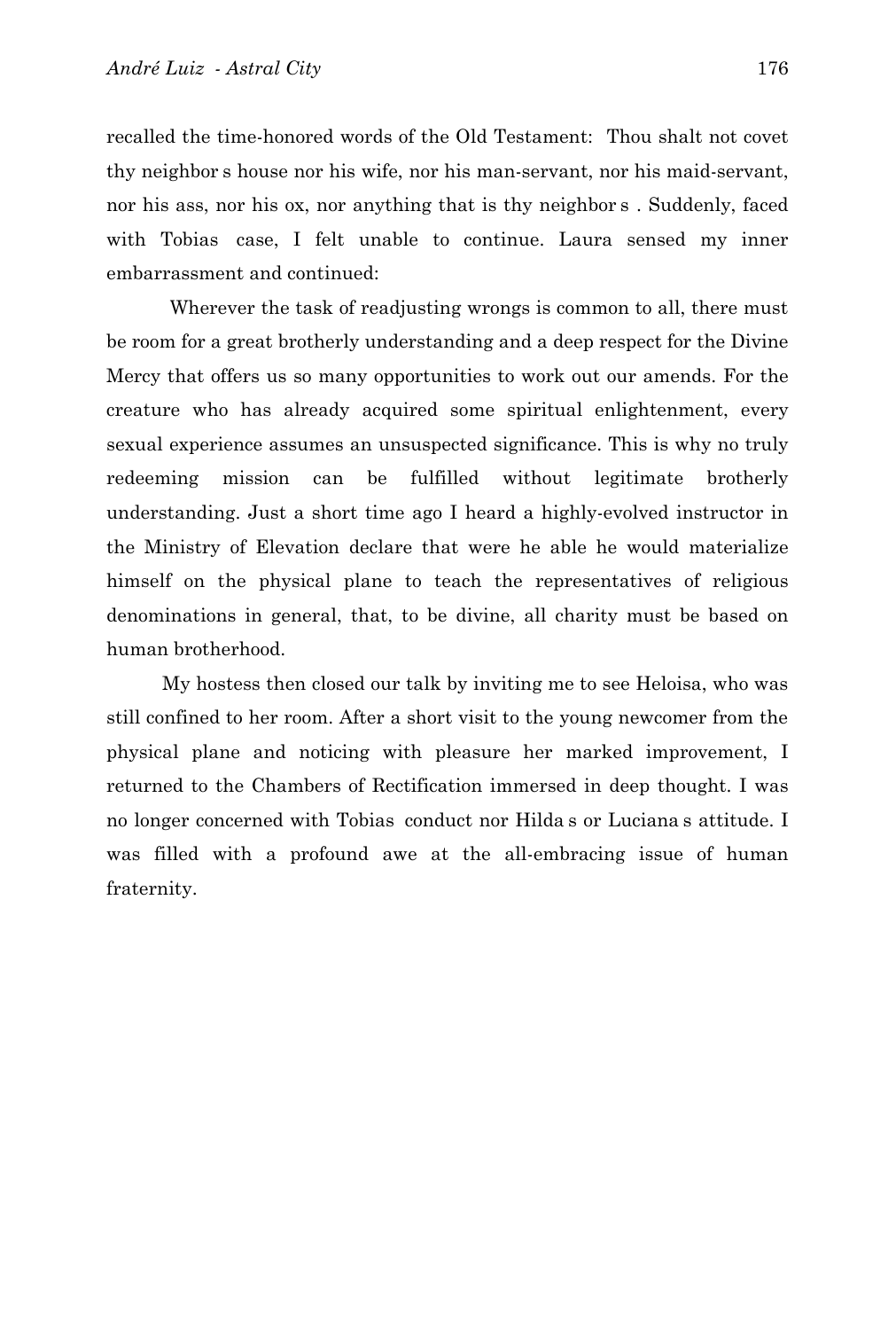recalled the time-honored words of the Old Testament: Thou shalt not covet thy neighbor s house nor his wife, nor his man-servant, nor his maid-servant, nor his ass, nor his ox, nor anything that is thy neighbor s . Suddenly, faced with Tobias case, I felt unable to continue. Laura sensed my inner embarrassment and continued:

Wherever the task of readjusting wrongs is common to all, there must be room for a great brotherly understanding and a deep respect for the Divine Mercy that offers us so many opportunities to work out our amends. For the creature who has already acquired some spiritual enlightenment, every sexual experience assumes an unsuspected significance. This is why no truly redeeming mission can be fulfilled without legitimate brotherly understanding. Just a short time ago I heard a highly-evolved instructor in the Ministry of Elevation declare that were he able he would materialize himself on the physical plane to teach the representatives of religious denominations in general, that, to be divine, all charity must be based on human brotherhood.

My hostess then closed our talk by inviting me to see Heloisa, who was still confined to her room. After a short visit to the young newcomer from the physical plane and noticing with pleasure her marked improvement, I returned to the Chambers of Rectification immersed in deep thought. I was no longer concerned with Tobias conduct nor Hilda s or Luciana s attitude. I was filled with a profound awe at the all-embracing issue of human fraternity.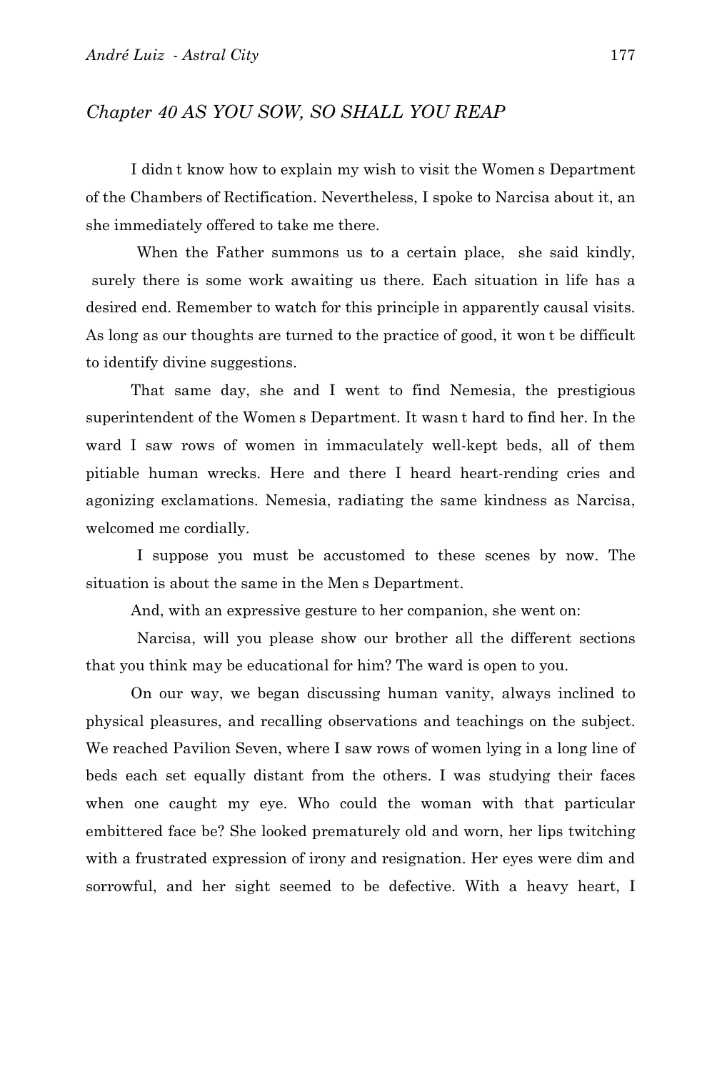## *Chapter 40 AS YOU SOW, SO SHALL YOU REAP*

I didn t know how to explain my wish to visit the Women s Department of the Chambers of Rectification. Nevertheless, I spoke to Narcisa about it, an she immediately offered to take me there.

When the Father summons us to a certain place, she said kindly, surely there is some work awaiting us there. Each situation in life has a desired end. Remember to watch for this principle in apparently causal visits. As long as our thoughts are turned to the practice of good, it won t be difficult to identify divine suggestions.

That same day, she and I went to find Nemesia, the prestigious superintendent of the Women s Department. It wasn t hard to find her. In the ward I saw rows of women in immaculately well-kept beds, all of them pitiable human wrecks. Here and there I heard heart-rending cries and agonizing exclamations. Nemesia, radiating the same kindness as Narcisa, welcomed me cordially.

I suppose you must be accustomed to these scenes by now. The situation is about the same in the Men s Department.

And, with an expressive gesture to her companion, she went on:

Narcisa, will you please show our brother all the different sections that you think may be educational for him? The ward is open to you.

On our way, we began discussing human vanity, always inclined to physical pleasures, and recalling observations and teachings on the subject. We reached Pavilion Seven, where I saw rows of women lying in a long line of beds each set equally distant from the others. I was studying their faces when one caught my eye. Who could the woman with that particular embittered face be? She looked prematurely old and worn, her lips twitching with a frustrated expression of irony and resignation. Her eyes were dim and sorrowful, and her sight seemed to be defective. With a heavy heart, I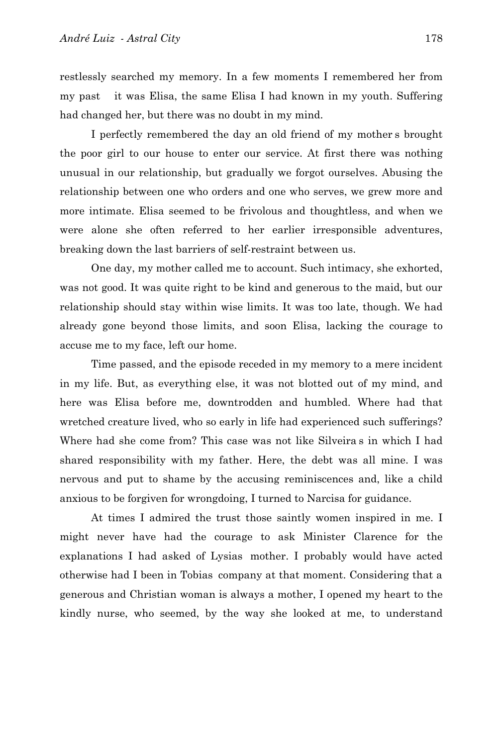restlessly searched my memory. In a few moments I remembered her from my past  it was Elisa, the same Elisa I had known in my youth. Suffering had changed her, but there was no doubt in my mind.

I perfectly remembered the day an old friend of my mother s brought the poor girl to our house to enter our service. At first there was nothing unusual in our relationship, but gradually we forgot ourselves. Abusing the relationship between one who orders and one who serves, we grew more and more intimate. Elisa seemed to be frivolous and thoughtless, and when we were alone she often referred to her earlier irresponsible adventures, breaking down the last barriers of self-restraint between us.

One day, my mother called me to account. Such intimacy, she exhorted, was not good. It was quite right to be kind and generous to the maid, but our relationship should stay within wise limits. It was too late, though. We had already gone beyond those limits, and soon Elisa, lacking the courage to accuse me to my face, left our home.

Time passed, and the episode receded in my memory to a mere incident in my life. But, as everything else, it was not blotted out of my mind, and here was Elisa before me, downtrodden and humbled. Where had that wretched creature lived, who so early in life had experienced such sufferings? Where had she come from? This case was not like Silveira s in which I had shared responsibility with my father. Here, the debt was all mine. I was nervous and put to shame by the accusing reminiscences and, like a child anxious to be forgiven for wrongdoing, I turned to Narcisa for guidance.

At times I admired the trust those saintly women inspired in me. I might never have had the courage to ask Minister Clarence for the explanations I had asked of Lysias  mother. I probably would have acted otherwise had I been in Tobias  company at that moment. Considering that a generous and Christian woman is always a mother, I opened my heart to the kindly nurse, who seemed, by the way she looked at me, to understand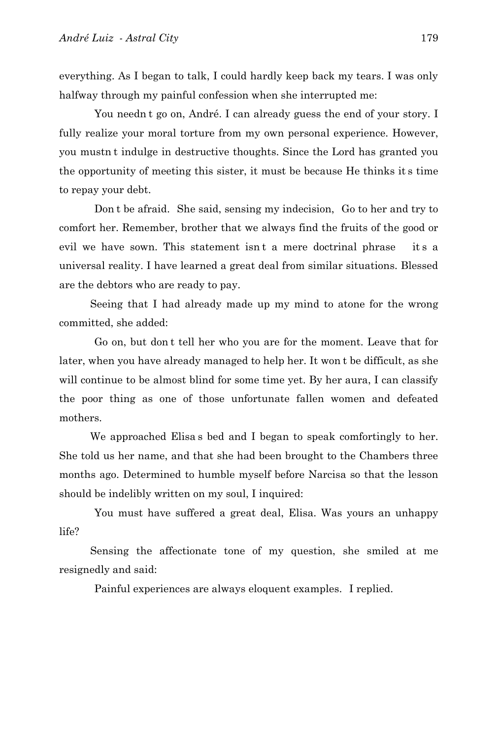everything. As I began to talk, I could hardly keep back my tears. I was only halfway through my painful confession when she interrupted me:

 You needn t go on, André. I can already guess the end of your story. I fully realize your moral torture from my own personal experience. However, you mustn t indulge in destructive thoughts. Since the Lord has granted you the opportunity of meeting this sister, it must be because He thinks it s time to repay your debt.

 Don t be afraid.  She said, sensing my indecision,  Go to her and try to comfort her. Remember, brother that we always find the fruits of the good or evil we have sown. This statement isn t a mere doctrinal phrase   it s a universal reality. I have learned a great deal from similar situations. Blessed are the debtors who are ready to pay.

Seeing that I had already made up my mind to atone for the wrong committed, she added:

 Go on, but don t tell her who you are for the moment. Leave that for later, when you have already managed to help her. It won t be difficult, as she will continue to be almost blind for some time yet. By her aura, I can classify the poor thing as one of those unfortunate fallen women and defeated mothers.

We approached Elisa s bed and I began to speak comfortingly to her. She told us her name, and that she had been brought to the Chambers three months ago. Determined to humble myself before Narcisa so that the lesson should be indelibly written on my soul, I inquired:

 You must have suffered a great deal, Elisa. Was yours an unhappy life?

Sensing the affectionate tone of my question, she smiled at me resignedly and said:

 Painful experiences are always eloquent examples.  I replied.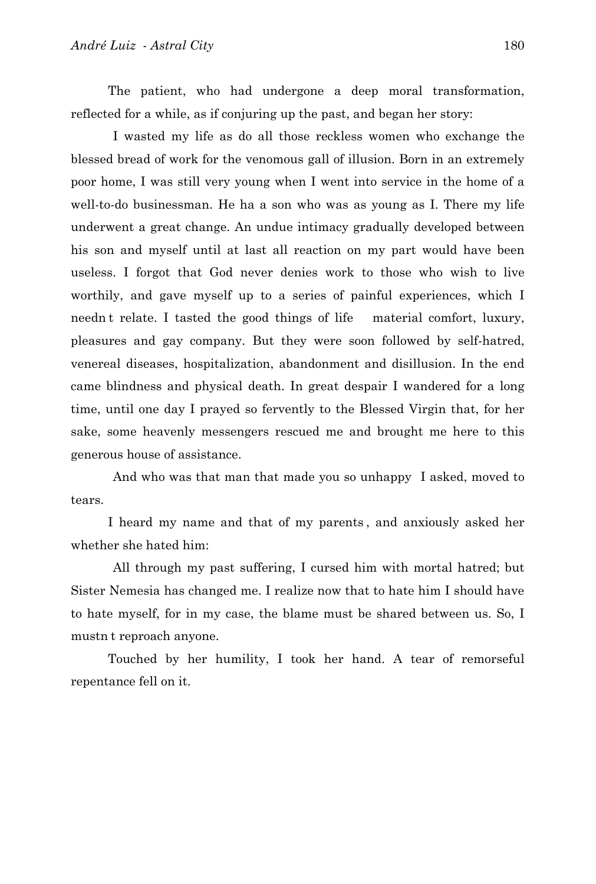The patient, who had undergone a deep moral transformation, reflected for a while, as if conjuring up the past, and began her story:

I wasted my life as do all those reckless women who exchange the blessed bread of work for the venomous gall of illusion. Born in an extremely poor home, I was still very young when I went into service in the home of a well-to-do businessman. He ha a son who was as young as I. There my life underwent a great change. An undue intimacy gradually developed between his son and myself until at last all reaction on my part would have been useless. I forgot that God never denies work to those who wish to live worthily, and gave myself up to a series of painful experiences, which I needn t relate. I tasted the good things of life material comfort, luxury, pleasures and gay company. But they were soon followed by self-hatred, venereal diseases, hospitalization, abandonment and disillusion. In the end came blindness and physical death. In great despair I wandered for a long time, until one day I prayed so fervently to the Blessed Virgin that, for her sake, some heavenly messengers rescued me and brought me here to this generous house of assistance.

And who was that man that made you so unhappy I asked, moved to tears.

I heard my name and that of my parents , and anxiously asked her whether she hated him:

All through my past suffering, I cursed him with mortal hatred; but Sister Nemesia has changed me. I realize now that to hate him I should have to hate myself, for in my case, the blame must be shared between us. So, I mustn t reproach anyone.

Touched by her humility, I took her hand. A tear of remorseful repentance fell on it.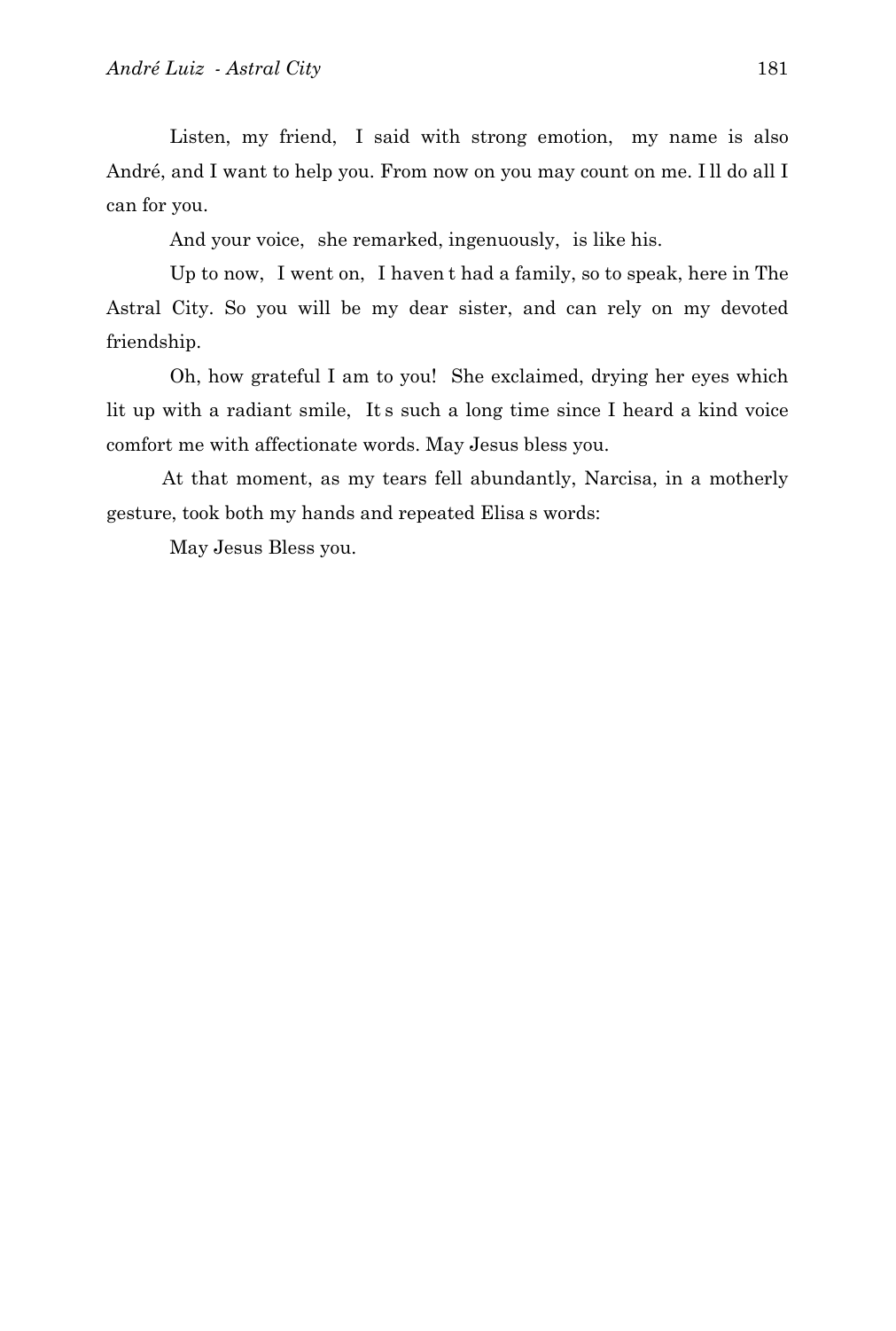Listen, my friend, I said with strong emotion, my name is also André, and I want to help you. From now on you may count on me. I ll do all I can for you.

And your voice, she remarked, ingenuously, is like his.

Up to now, I went on, I haven t had a family, so to speak, here in The Astral City. So you will be my dear sister, and can rely on my devoted friendship.

Oh, how grateful I am to you! She exclaimed, drying her eyes which lit up with a radiant smile, It s such a long time since I heard a kind voice comfort me with affectionate words. May Jesus bless you.

At that moment, as my tears fell abundantly, Narcisa, in a motherly gesture, took both my hands and repeated Elisa s words:

May Jesus Bless you.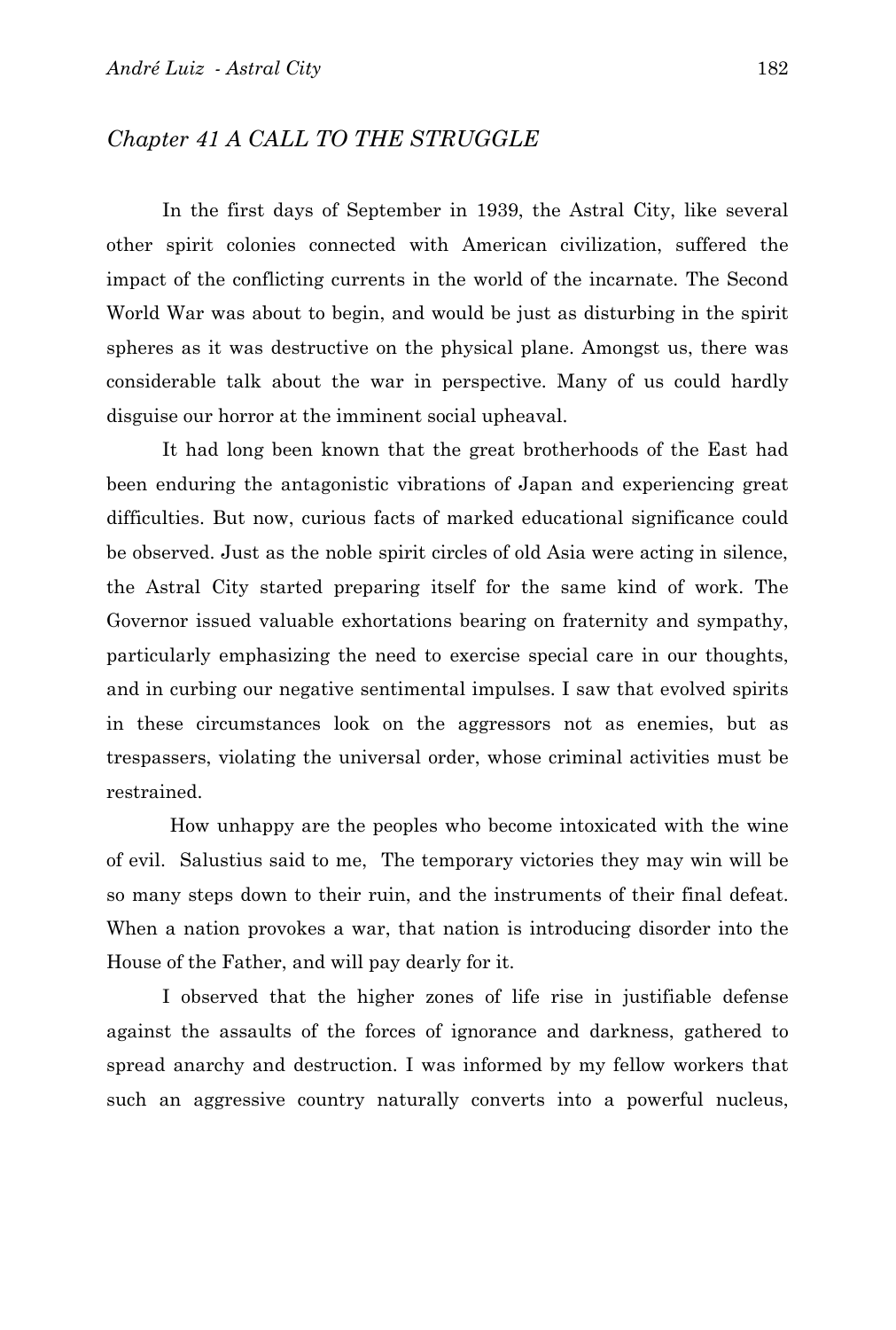## *Chapter 41 A CALL TO THE STRUGGLE*

In the first days of September in 1939, the Astral City, like several other spirit colonies connected with American civilization, suffered the impact of the conflicting currents in the world of the incarnate. The Second World War was about to begin, and would be just as disturbing in the spirit spheres as it was destructive on the physical plane. Amongst us, there was considerable talk about the war in perspective. Many of us could hardly disguise our horror at the imminent social upheaval.

It had long been known that the great brotherhoods of the East had been enduring the antagonistic vibrations of Japan and experiencing great difficulties. But now, curious facts of marked educational significance could be observed. Just as the noble spirit circles of old Asia were acting in silence, the Astral City started preparing itself for the same kind of work. The Governor issued valuable exhortations bearing on fraternity and sympathy, particularly emphasizing the need to exercise special care in our thoughts, and in curbing our negative sentimental impulses. I saw that evolved spirits in these circumstances look on the aggressors not as enemies, but as trespassers, violating the universal order, whose criminal activities must be restrained.

How unhappy are the peoples who become intoxicated with the wine of evil. Salustius said to me, The temporary victories they may win will be so many steps down to their ruin, and the instruments of their final defeat. When a nation provokes a war, that nation is introducing disorder into the House of the Father, and will pay dearly for it.

I observed that the higher zones of life rise in justifiable defense against the assaults of the forces of ignorance and darkness, gathered to spread anarchy and destruction. I was informed by my fellow workers that such an aggressive country naturally converts into a powerful nucleus,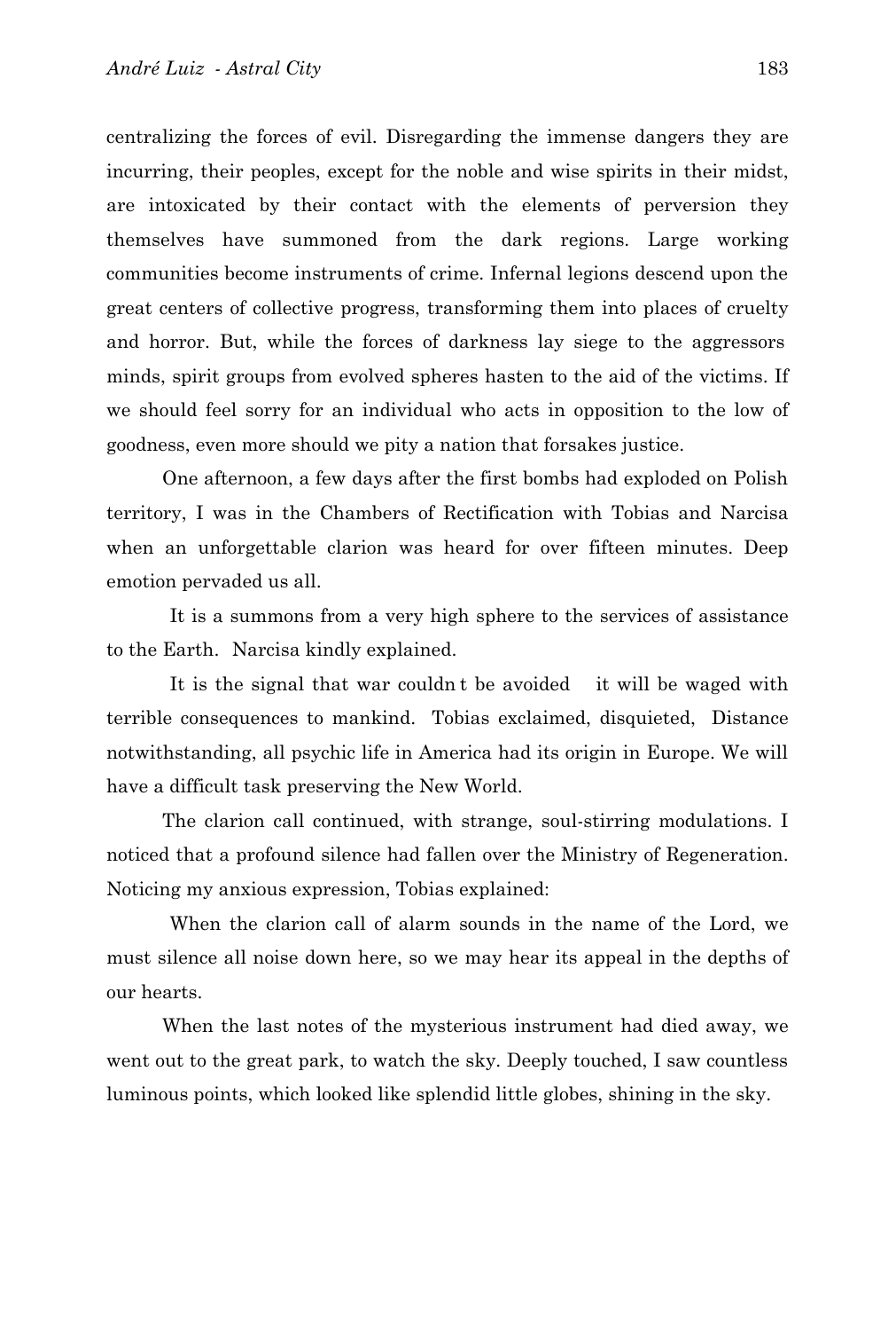centralizing the forces of evil. Disregarding the immense dangers they are incurring, their peoples, except for the noble and wise spirits in their midst, are intoxicated by their contact with the elements of perversion they themselves have summoned from the dark regions. Large working communities become instruments of crime. Infernal legions descend upon the great centers of collective progress, transforming them into places of cruelty and horror. But, while the forces of darkness lay siege to the aggressors minds, spirit groups from evolved spheres hasten to the aid of the victims. If we should feel sorry for an individual who acts in opposition to the low of goodness, even more should we pity a nation that forsakes justice.

One afternoon, a few days after the first bombs had exploded on Polish territory, I was in the Chambers of Rectification with Tobias and Narcisa when an unforgettable clarion was heard for over fifteen minutes. Deep emotion pervaded us all.

It is a summons from a very high sphere to the services of assistance to the Earth. Narcisa kindly explained.

It is the signal that war couldn t be avoided it will be waged with terrible consequences to mankind. Tobias exclaimed, disquieted, Distance notwithstanding, all psychic life in America had its origin in Europe. We will have a difficult task preserving the New World.

The clarion call continued, with strange, soul-stirring modulations. I noticed that a profound silence had fallen over the Ministry of Regeneration. Noticing my anxious expression, Tobias explained:

When the clarion call of alarm sounds in the name of the Lord, we must silence all noise down here, so we may hear its appeal in the depths of our hearts.

When the last notes of the mysterious instrument had died away, we went out to the great park, to watch the sky. Deeply touched, I saw countless luminous points, which looked like splendid little globes, shining in the sky.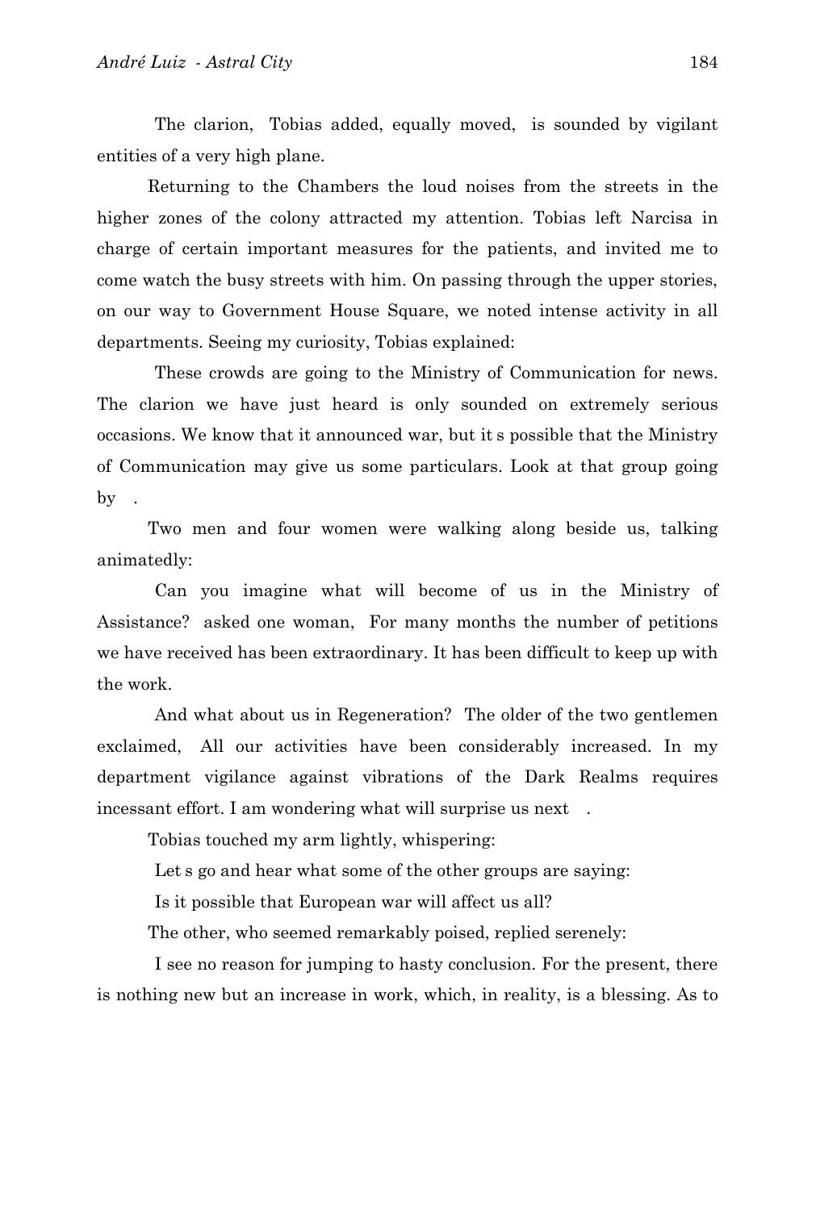The clarion, Tobias added, equally moved, is sounded by vigilant entities of a very high plane.

Returning to the Chambers the loud noises from the streets in the higher zones of the colony attracted my attention. Tobias left Narcisa in charge of certain important measures for the patients, and invited me to come watch the busy streets with him. On passing through the upper stories, on our way to Government House Square, we noted intense activity in all departments. Seeing my curiosity, Tobias explained:

These crowds are going to the Ministry of Communication for news. The clarion we have just heard is only sounded on extremely serious occasions. We know that it announced war, but it s possible that the Ministry of Communication may give us some particulars. Look at that group going by .

Two men and four women were walking along beside us, talking animatedly:

Can you imagine what will become of us in the Ministry of Assistance? asked one woman, For many months the number of petitions we have received has been extraordinary. It has been difficult to keep up with the work.

And what about us in Regeneration? The older of the two gentlemen exclaimed, All our activities have been considerably increased. In my department vigilance against vibrations of the Dark Realms requires incessant effort. I am wondering what will surprise us next .

Tobias touched my arm lightly, whispering:

Let s go and hear what some of the other groups are saying:

Is it possible that European war will affect us all?

The other, who seemed remarkably poised, replied serenely:

I see no reason for jumping to hasty conclusion. For the present, there is nothing new but an increase in work, which, in reality, is a blessing. As to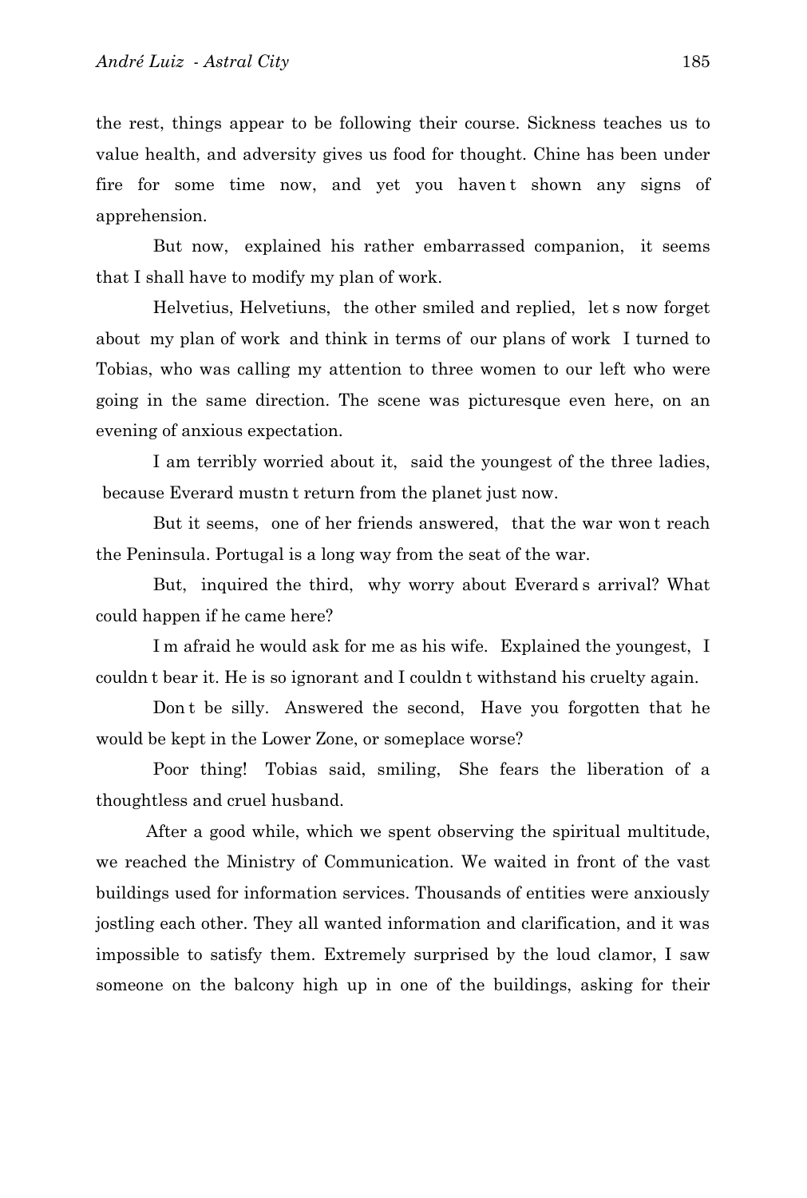the rest, things appear to be following their course. Sickness teaches us to value health, and adversity gives us food for thought. Chine has been under fire for some time now, and yet you haven t shown any signs of apprehension.

But now, explained his rather embarrassed companion, it seems that I shall have to modify my plan of work.

Helvetius, Helvetiuns, the other smiled and replied, let s now forget about my plan of work and think in terms of our plans of work I turned to Tobias, who was calling my attention to three women to our left who were going in the same direction. The scene was picturesque even here, on an evening of anxious expectation.

I am terribly worried about it, said the youngest of the three ladies, because Everard mustn t return from the planet just now.

But it seems, one of her friends answered, that the war won t reach the Peninsula. Portugal is a long way from the seat of the war.

But, inquired the third, why worry about Everard s arrival? What could happen if he came here?

I m afraid he would ask for me as his wife. Explained the youngest, I couldn t bear it. He is so ignorant and I couldn t withstand his cruelty again.

Don t be silly. Answered the second, Have you forgotten that he would be kept in the Lower Zone, or someplace worse?

Poor thing! Tobias said, smiling, She fears the liberation of a thoughtless and cruel husband.

After a good while, which we spent observing the spiritual multitude, we reached the Ministry of Communication. We waited in front of the vast buildings used for information services. Thousands of entities were anxiously jostling each other. They all wanted information and clarification, and it was impossible to satisfy them. Extremely surprised by the loud clamor, I saw someone on the balcony high up in one of the buildings, asking for their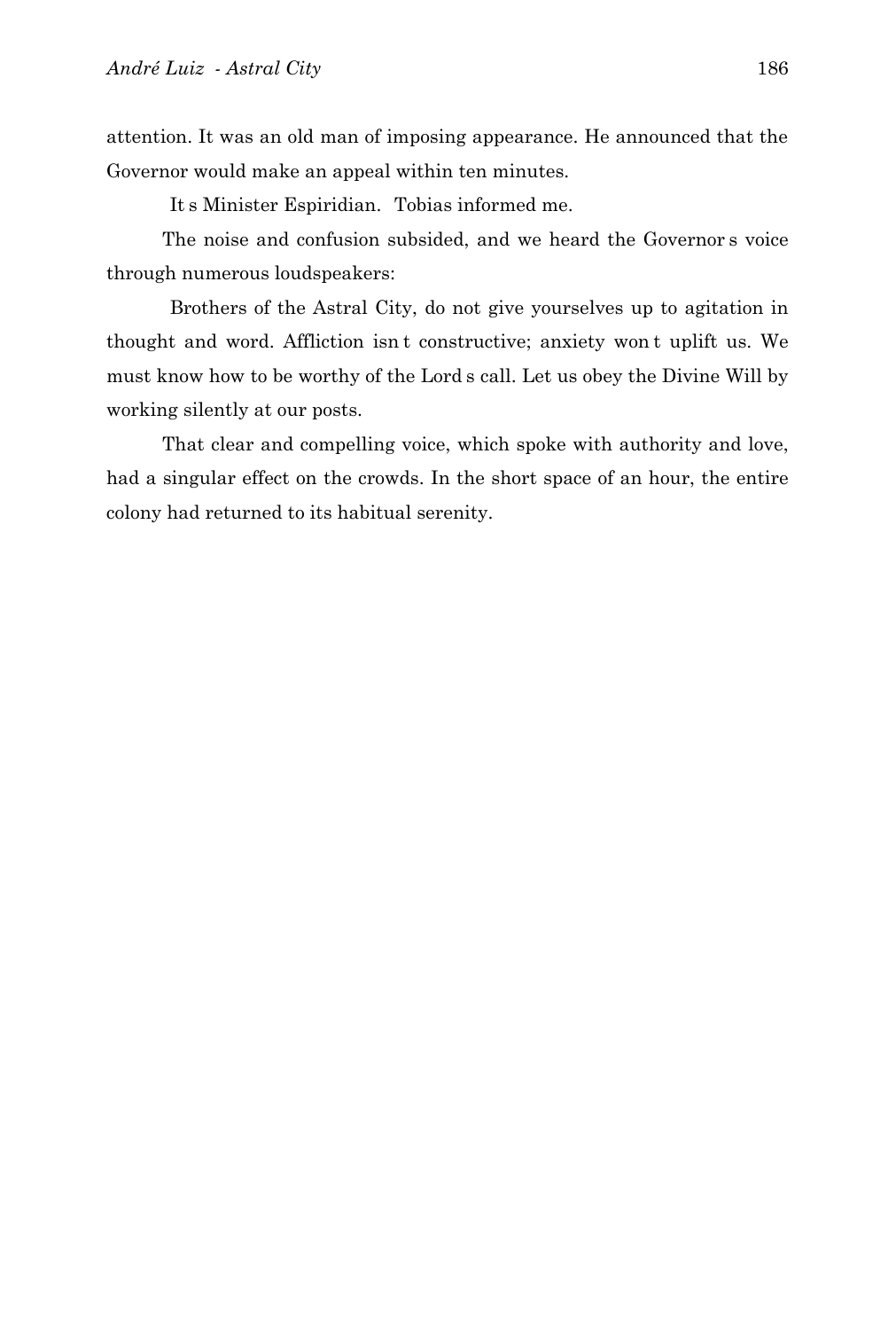attention. It was an old man of imposing appearance. He announced that the Governor would make an appeal within ten minutes.

It s Minister Espiridian. Tobias informed me.

The noise and confusion subsided, and we heard the Governor s voice through numerous loudspeakers:

Brothers of the Astral City, do not give yourselves up to agitation in thought and word. Affliction isn t constructive; anxiety won t uplift us. We must know how to be worthy of the Lord s call. Let us obey the Divine Will by working silently at our posts.

That clear and compelling voice, which spoke with authority and love, had a singular effect on the crowds. In the short space of an hour, the entire colony had returned to its habitual serenity.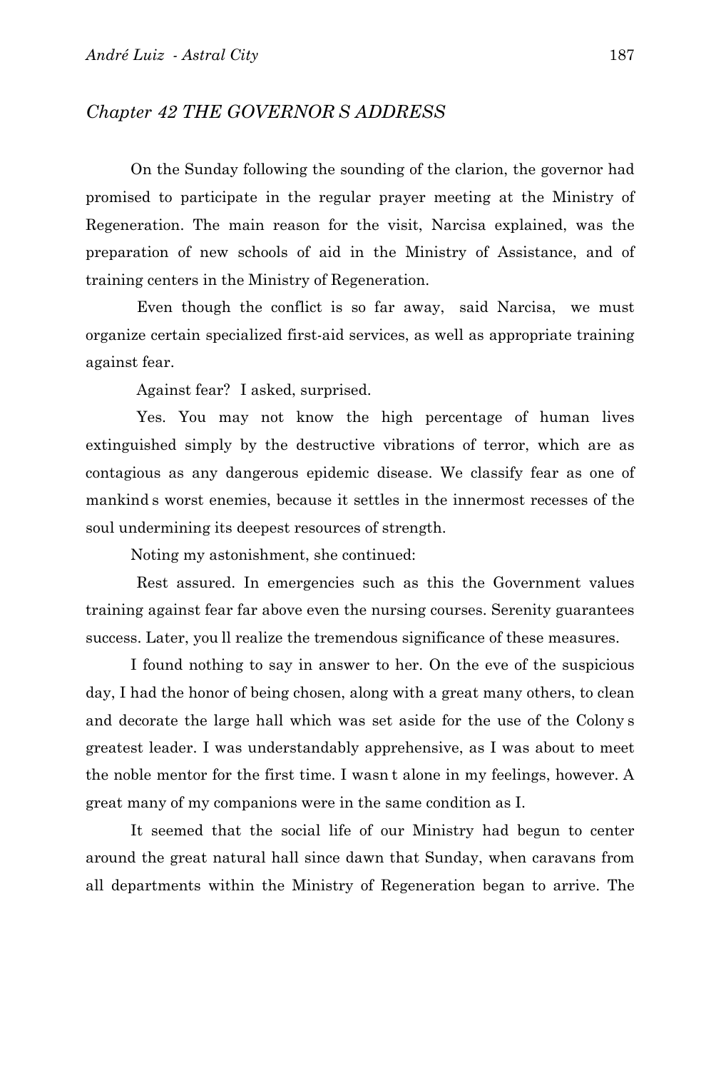## *Chapter 42 THE GOVERNOR S ADDRESS*

On the Sunday following the sounding of the clarion, the governor had promised to participate in the regular prayer meeting at the Ministry of Regeneration. The main reason for the visit, Narcisa explained, was the preparation of new schools of aid in the Ministry of Assistance, and of training centers in the Ministry of Regeneration.

Even though the conflict is so far away, said Narcisa, we must organize certain specialized first-aid services, as well as appropriate training against fear.

Against fear? I asked, surprised.

Yes. You may not know the high percentage of human lives extinguished simply by the destructive vibrations of terror, which are as contagious as any dangerous epidemic disease. We classify fear as one of mankind s worst enemies, because it settles in the innermost recesses of the soul undermining its deepest resources of strength.

Noting my astonishment, she continued:

Rest assured. In emergencies such as this the Government values training against fear far above even the nursing courses. Serenity guarantees success. Later, you ll realize the tremendous significance of these measures.

I found nothing to say in answer to her. On the eve of the suspicious day, I had the honor of being chosen, along with a great many others, to clean and decorate the large hall which was set aside for the use of the Colony s greatest leader. I was understandably apprehensive, as I was about to meet the noble mentor for the first time. I wasn t alone in my feelings, however. A great many of my companions were in the same condition as I.

It seemed that the social life of our Ministry had begun to center around the great natural hall since dawn that Sunday, when caravans from all departments within the Ministry of Regeneration began to arrive. The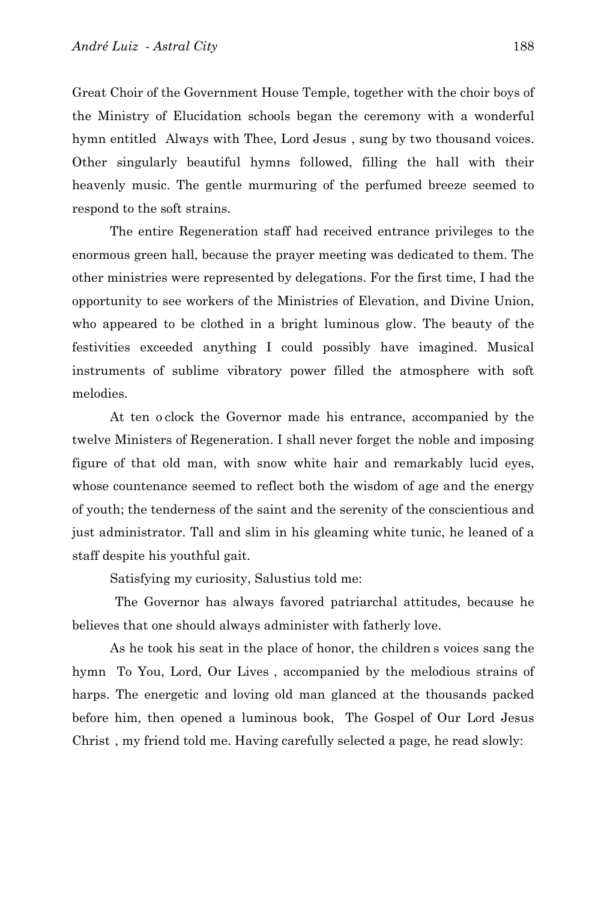Great Choir of the Government House Temple, together with the choir boys of the Ministry of Elucidation schools began the ceremony with a wonderful hymn entitled  Always with Thee, Lord Jesus , sung by two thousand voices. Other singularly beautiful hymns followed, filling the hall with their heavenly music. The gentle murmuring of the perfumed breeze seemed to respond to the soft strains.

The entire Regeneration staff had received entrance privileges to the enormous green hall, because the prayer meeting was dedicated to them. The other ministries were represented by delegations. For the first time, I had the opportunity to see workers of the Ministries of Elevation, and Divine Union, who appeared to be clothed in a bright luminous glow. The beauty of the festivities exceeded anything I could possibly have imagined. Musical instruments of sublime vibratory power filled the atmosphere with soft melodies.

At ten o clock the Governor made his entrance, accompanied by the twelve Ministers of Regeneration. I shall never forget the noble and imposing figure of that old man, with snow white hair and remarkably lucid eyes, whose countenance seemed to reflect both the wisdom of age and the energy of youth; the tenderness of the saint and the serenity of the conscientious and just administrator. Tall and slim in his gleaming white tunic, he leaned of a staff despite his youthful gait.

Satisfying my curiosity, Salustius told me:

 The Governor has always favored patriarchal attitudes, because he believes that one should always administer with fatherly love.

As he took his seat in the place of honor, the children s voices sang the hymn  To You, Lord, Our Lives , accompanied by the melodious strains of harps. The energetic and loving old man glanced at the thousands packed before him, then opened a luminous book,  The Gospel of Our Lord Jesus Christ , my friend told me. Having carefully selected a page, he read slowly: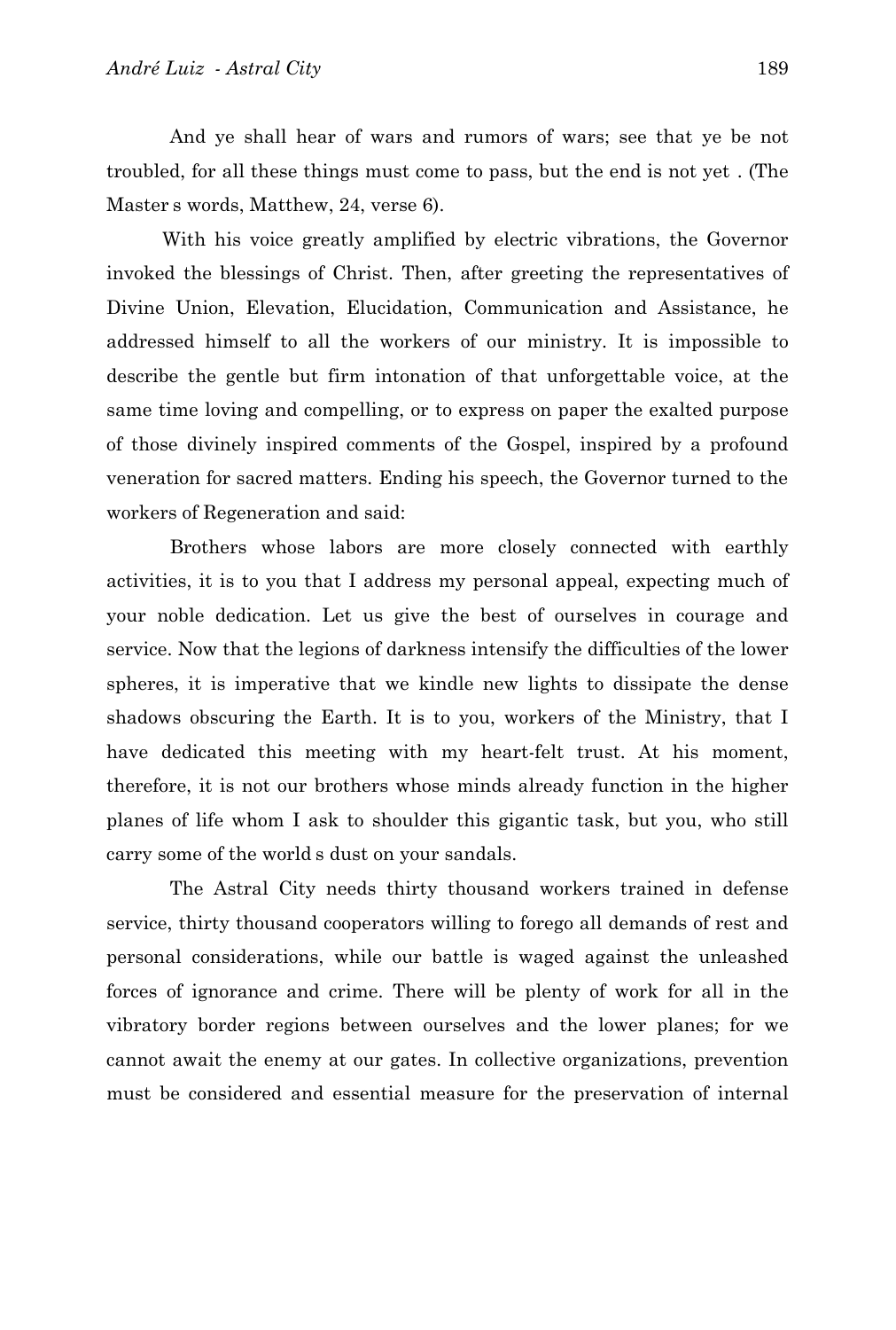And ye shall hear of wars and rumors of wars; see that ye be not troubled, for all these things must come to pass, but the end is not yet . (The Master s words, Matthew, 24, verse 6).

With his voice greatly amplified by electric vibrations, the Governor invoked the blessings of Christ. Then, after greeting the representatives of Divine Union, Elevation, Elucidation, Communication and Assistance, he addressed himself to all the workers of our ministry. It is impossible to describe the gentle but firm intonation of that unforgettable voice, at the same time loving and compelling, or to express on paper the exalted purpose of those divinely inspired comments of the Gospel, inspired by a profound veneration for sacred matters. Ending his speech, the Governor turned to the workers of Regeneration and said:

Brothers whose labors are more closely connected with earthly activities, it is to you that I address my personal appeal, expecting much of your noble dedication. Let us give the best of ourselves in courage and service. Now that the legions of darkness intensify the difficulties of the lower spheres, it is imperative that we kindle new lights to dissipate the dense shadows obscuring the Earth. It is to you, workers of the Ministry, that I have dedicated this meeting with my heart-felt trust. At his moment, therefore, it is not our brothers whose minds already function in the higher planes of life whom I ask to shoulder this gigantic task, but you, who still carry some of the world s dust on your sandals.

The Astral City needs thirty thousand workers trained in defense service, thirty thousand cooperators willing to forego all demands of rest and personal considerations, while our battle is waged against the unleashed forces of ignorance and crime. There will be plenty of work for all in the vibratory border regions between ourselves and the lower planes; for we cannot await the enemy at our gates. In collective organizations, prevention must be considered and essential measure for the preservation of internal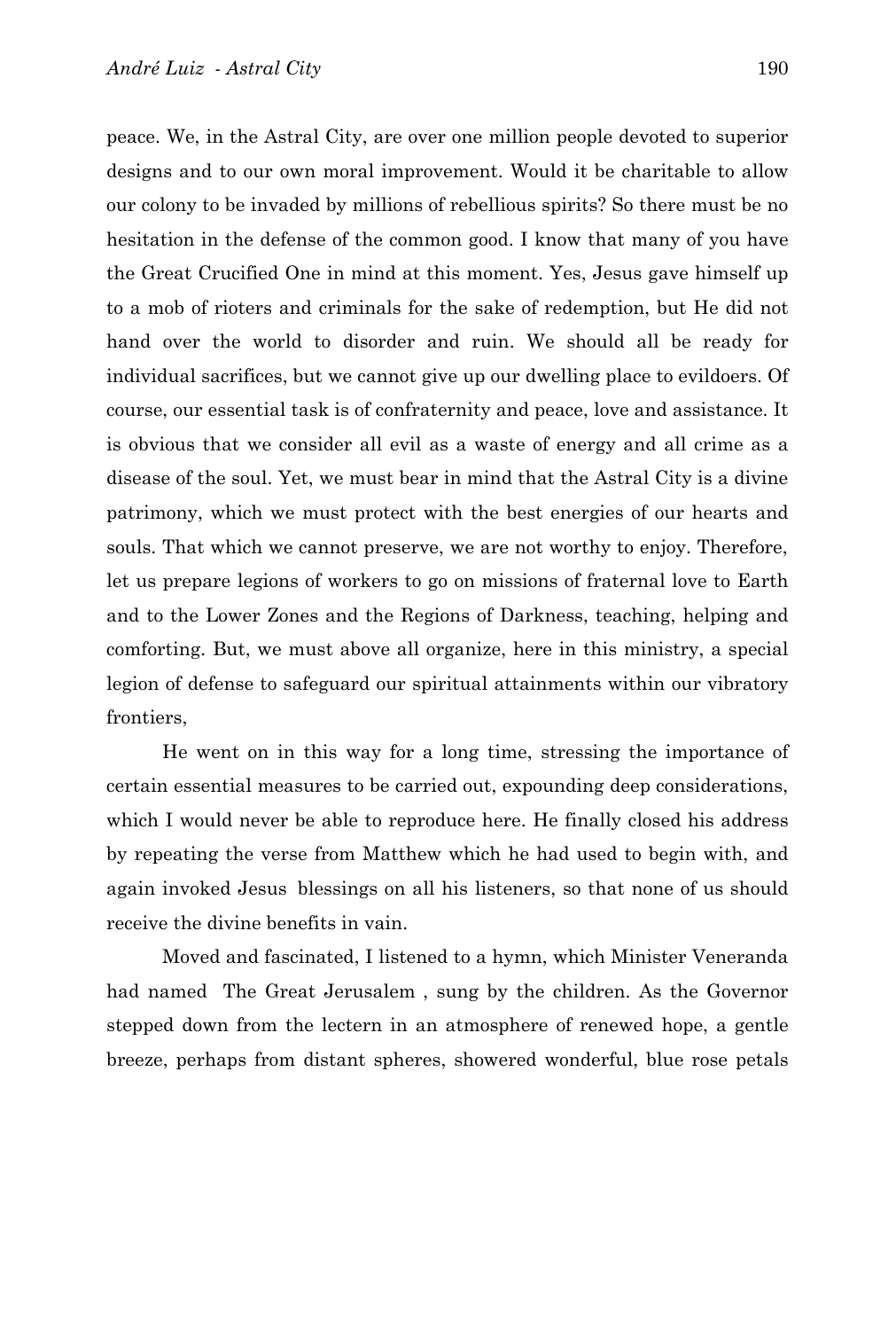peace. We, in the Astral City, are over one million people devoted to superior designs and to our own moral improvement. Would it be charitable to allow our colony to be invaded by millions of rebellious spirits? So there must be no hesitation in the defense of the common good. I know that many of you have the Great Crucified One in mind at this moment. Yes, Jesus gave himself up to a mob of rioters and criminals for the sake of redemption, but He did not hand over the world to disorder and ruin. We should all be ready for individual sacrifices, but we cannot give up our dwelling place to evildoers. Of course, our essential task is of confraternity and peace, love and assistance. It is obvious that we consider all evil as a waste of energy and all crime as a disease of the soul. Yet, we must bear in mind that the Astral City is a divine patrimony, which we must protect with the best energies of our hearts and souls. That which we cannot preserve, we are not worthy to enjoy. Therefore, let us prepare legions of workers to go on missions of fraternal love to Earth and to the Lower Zones and the Regions of Darkness, teaching, helping and comforting. But, we must above all organize, here in this ministry, a special legion of defense to safeguard our spiritual attainments within our vibratory frontiers,

He went on in this way for a long time, stressing the importance of certain essential measures to be carried out, expounding deep considerations, which I would never be able to reproduce here. He finally closed his address by repeating the verse from Matthew which he had used to begin with, and again invoked Jesus blessings on all his listeners, so that none of us should receive the divine benefits in vain.

Moved and fascinated, I listened to a hymn, which Minister Veneranda had named The Great Jerusalem , sung by the children. As the Governor stepped down from the lectern in an atmosphere of renewed hope, a gentle breeze, perhaps from distant spheres, showered wonderful, blue rose petals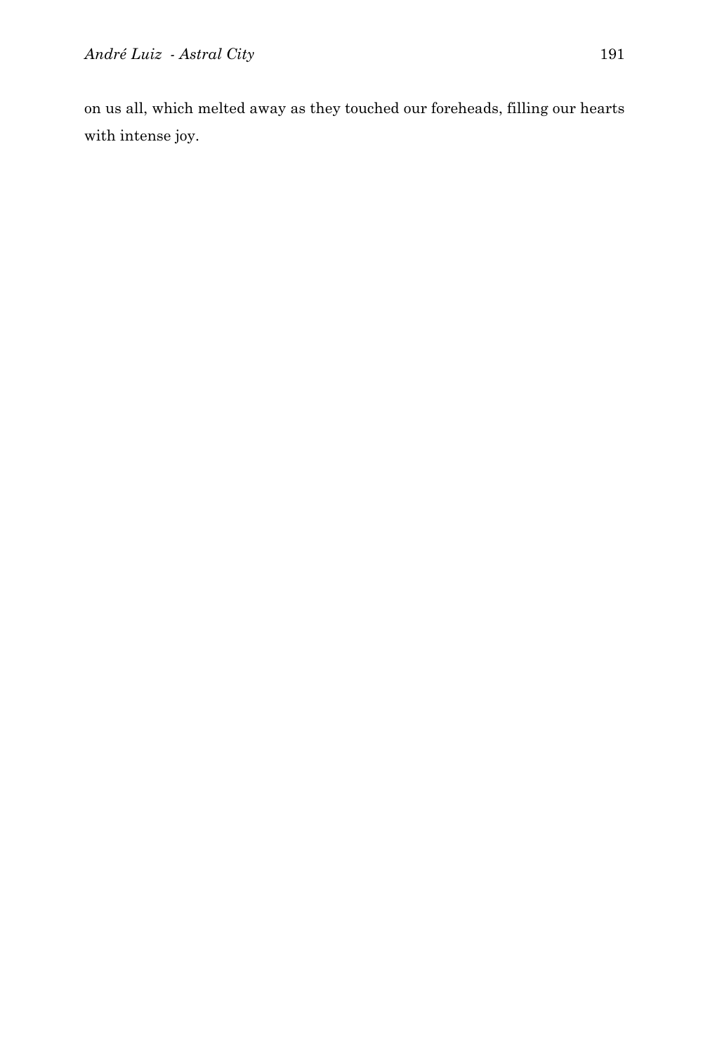on us all, which melted away as they touched our foreheads, filling our hearts with intense joy.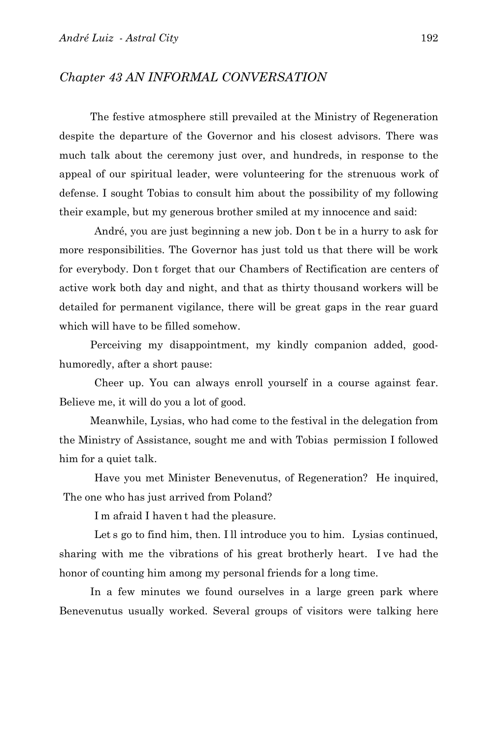## *Chapter 43 AN INFORMAL CONVERSATION*

The festive atmosphere still prevailed at the Ministry of Regeneration despite the departure of the Governor and his closest advisors. There was much talk about the ceremony just over, and hundreds, in response to the appeal of our spiritual leader, were volunteering for the strenuous work of defense. I sought Tobias to consult him about the possibility of my following their example, but my generous brother smiled at my innocence and said:

 André, you are just beginning a new job. Don t be in a hurry to ask for more responsibilities. The Governor has just told us that there will be work for everybody. Don t forget that our Chambers of Rectification are centers of active work both day and night, and that as thirty thousand workers will be detailed for permanent vigilance, there will be great gaps in the rear guard which will have to be filled somehow.

Perceiving my disappointment, my kindly companion added, good-humoredly, after a short pause:

 Cheer up. You can always enroll yourself in a course against fear. Believe me, it will do you a lot of good.

Meanwhile, Lysias, who had come to the festival in the delegation from the Ministry of Assistance, sought me and with Tobias permission I followed him for a quiet talk.

 Have you met Minister Benevenutus, of Regeneration? He inquired, The one who has just arrived from Poland?

 I m afraid I haven t had the pleasure.

 Let s go to find him, then. I ll introduce you to him. Lysias continued, sharing with me the vibrations of his great brotherly heart. I ve had the honor of counting him among my personal friends for a long time.

In a few minutes we found ourselves in a large green park where Benevenutus usually worked. Several groups of visitors were talking here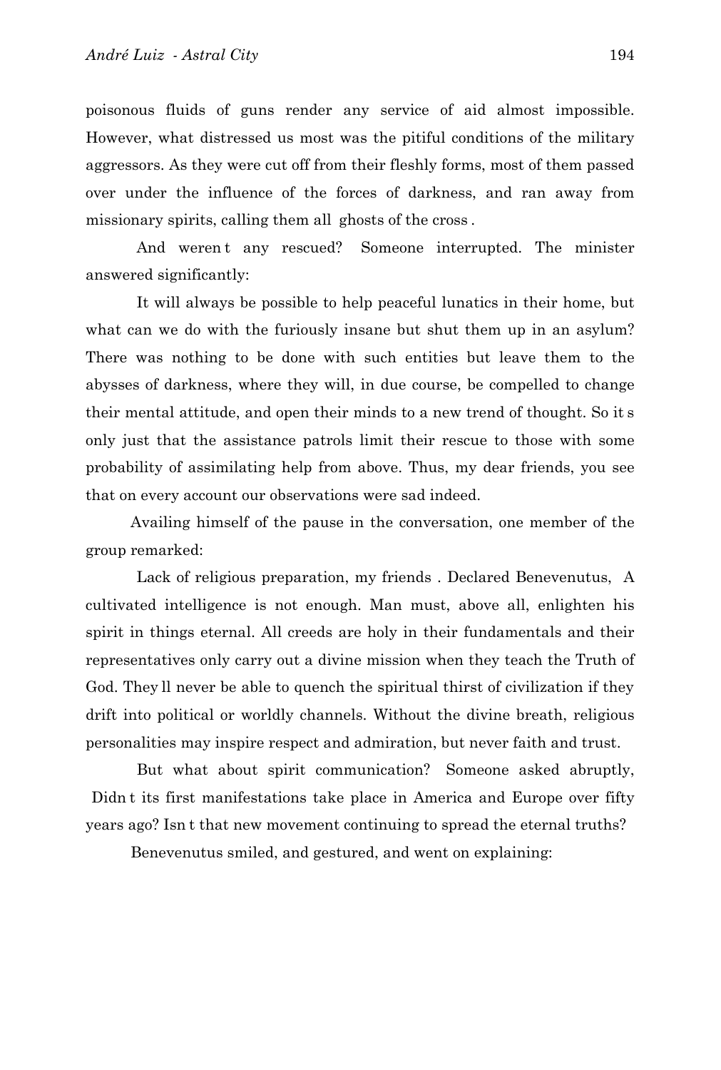poisonous fluids of guns render any service of aid almost impossible. However, what distressed us most was the pitiful conditions of the military aggressors. As they were cut off from their fleshly forms, most of them passed over under the influence of the forces of darkness, and ran away from missionary spirits, calling them all ghosts of the cross .

And weren t any rescued? Someone interrupted. The minister answered significantly:

It will always be possible to help peaceful lunatics in their home, but what can we do with the furiously insane but shut them up in an asylum? There was nothing to be done with such entities but leave them to the abysses of darkness, where they will, in due course, be compelled to change their mental attitude, and open their minds to a new trend of thought. So it s only just that the assistance patrols limit their rescue to those with some probability of assimilating help from above. Thus, my dear friends, you see that on every account our observations were sad indeed.

Availing himself of the pause in the conversation, one member of the group remarked:

Lack of religious preparation, my friends . Declared Benevenutus, A cultivated intelligence is not enough. Man must, above all, enlighten his spirit in things eternal. All creeds are holy in their fundamentals and their representatives only carry out a divine mission when they teach the Truth of God. They ll never be able to quench the spiritual thirst of civilization if they drift into political or worldly channels. Without the divine breath, religious personalities may inspire respect and admiration, but never faith and trust.

But what about spirit communication? Someone asked abruptly, Didn t its first manifestations take place in America and Europe over fifty years ago? Isn t that new movement continuing to spread the eternal truths?

Benevenutus smiled, and gestured, and went on explaining: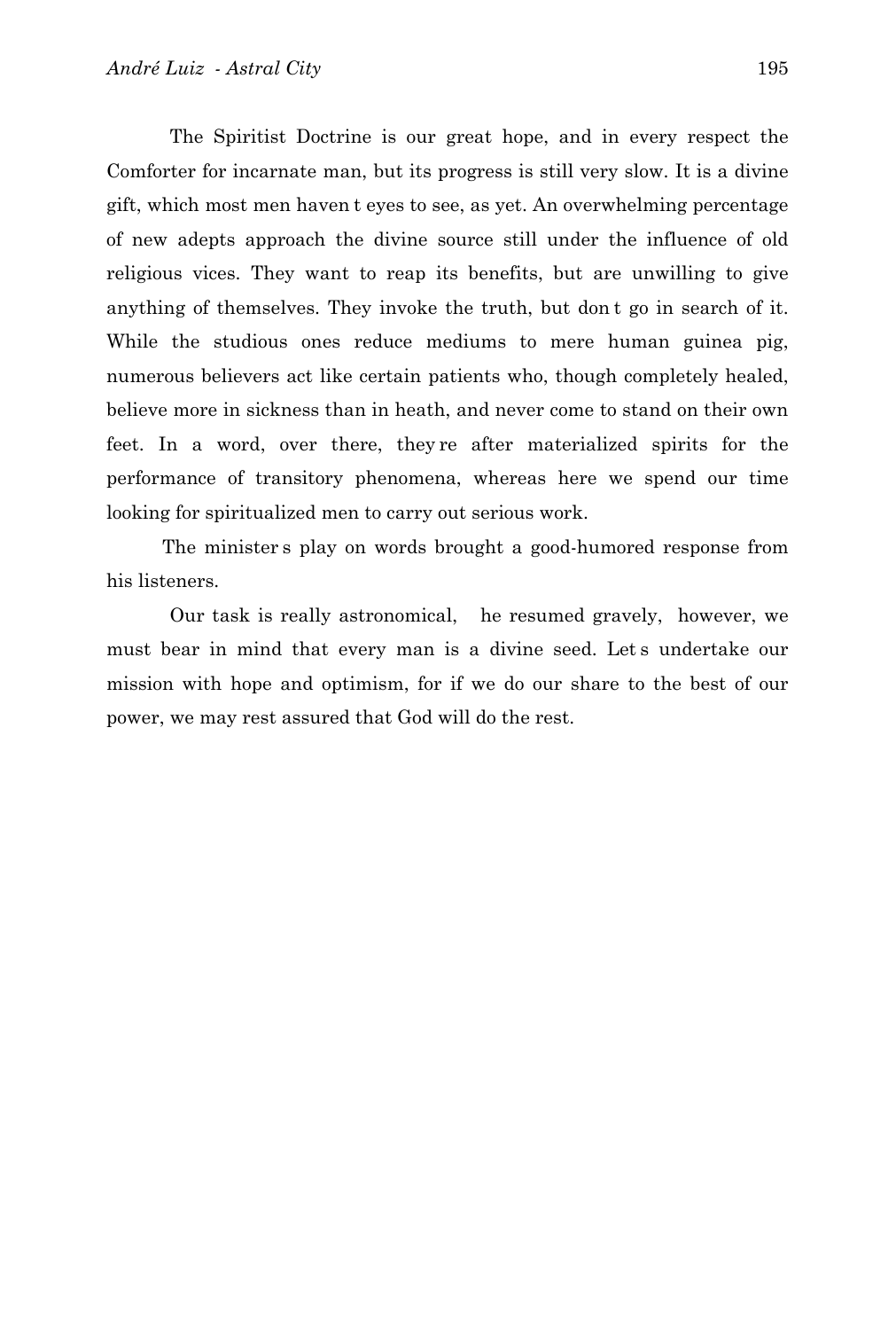The Spiritist Doctrine is our great hope, and in every respect the Comforter for incarnate man, but its progress is still very slow. It is a divine gift, which most men haven t eyes to see, as yet. An overwhelming percentage of new adepts approach the divine source still under the influence of old religious vices. They want to reap its benefits, but are unwilling to give anything of themselves. They invoke the truth, but don t go in search of it. While the studious ones reduce mediums to mere human guinea pig, numerous believers act like certain patients who, though completely healed, believe more in sickness than in heath, and never come to stand on their own feet. In a word, over there, they re after materialized spirits for the performance of transitory phenomena, whereas here we spend our time looking for spiritualized men to carry out serious work.

The minister s play on words brought a good-humored response from his listeners.

Our task is really astronomical, he resumed gravely, however, we must bear in mind that every man is a divine seed. Let s undertake our mission with hope and optimism, for if we do our share to the best of our power, we may rest assured that God will do the rest.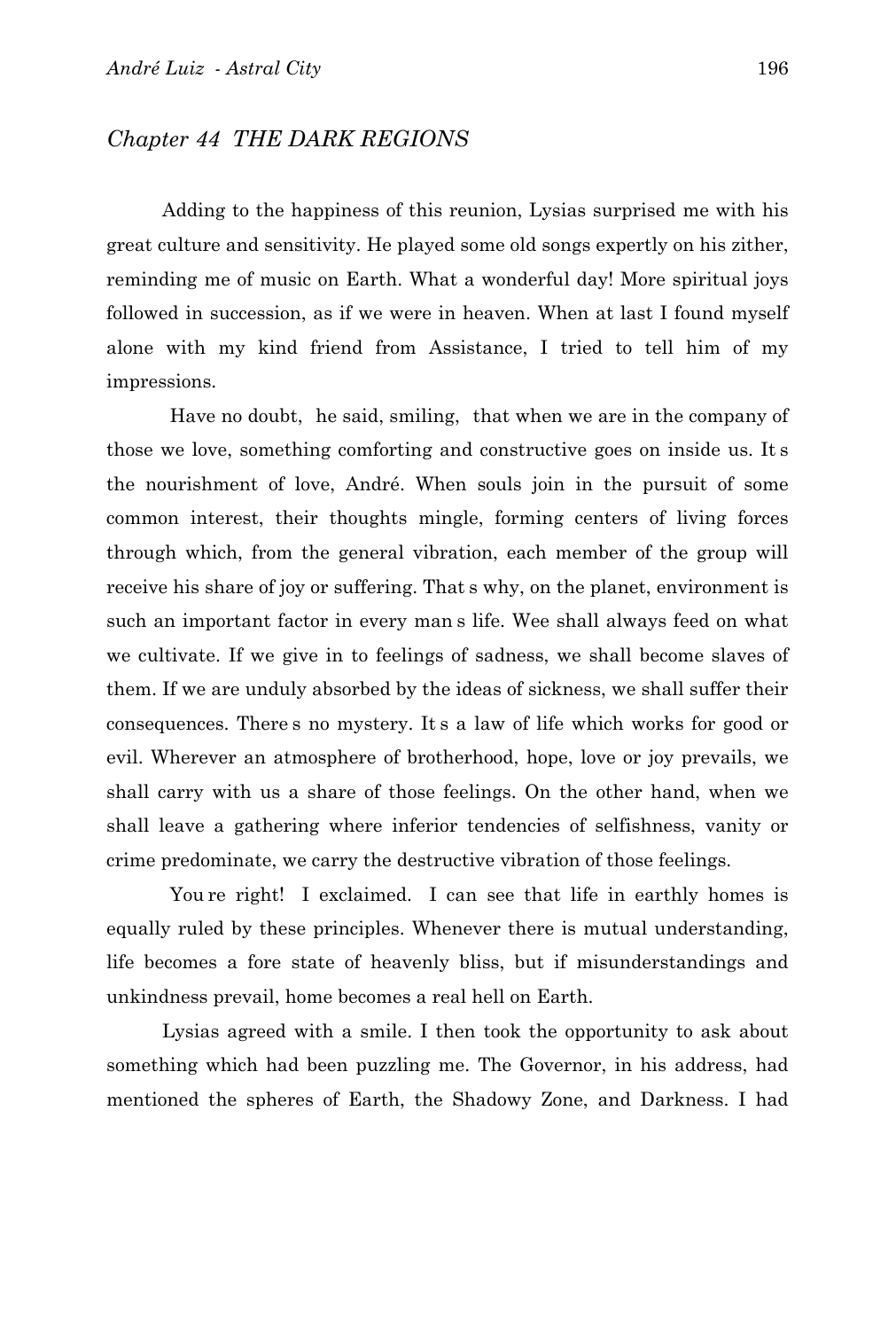## *Chapter 44 THE DARK REGIONS*

Adding to the happiness of this reunion, Lysias surprised me with his great culture and sensitivity. He played some old songs expertly on his zither, reminding me of music on Earth. What a wonderful day! More spiritual joys followed in succession, as if we were in heaven. When at last I found myself alone with my kind friend from Assistance, I tried to tell him of my impressions.

Have no doubt, he said, smiling, that when we are in the company of those we love, something comforting and constructive goes on inside us. It s the nourishment of love, André. When souls join in the pursuit of some common interest, their thoughts mingle, forming centers of living forces through which, from the general vibration, each member of the group will receive his share of joy or suffering. That s why, on the planet, environment is such an important factor in every man s life. Wee shall always feed on what we cultivate. If we give in to feelings of sadness, we shall become slaves of them. If we are unduly absorbed by the ideas of sickness, we shall suffer their consequences. There s no mystery. It s a law of life which works for good or evil. Wherever an atmosphere of brotherhood, hope, love or joy prevails, we shall carry with us a share of those feelings. On the other hand, when we shall leave a gathering where inferior tendencies of selfishness, vanity or crime predominate, we carry the destructive vibration of those feelings.

You re right! I exclaimed. I can see that life in earthly homes is equally ruled by these principles. Whenever there is mutual understanding, life becomes a fore state of heavenly bliss, but if misunderstandings and unkindness prevail, home becomes a real hell on Earth.

Lysias agreed with a smile. I then took the opportunity to ask about something which had been puzzling me. The Governor, in his address, had mentioned the spheres of Earth, the Shadowy Zone, and Darkness. I had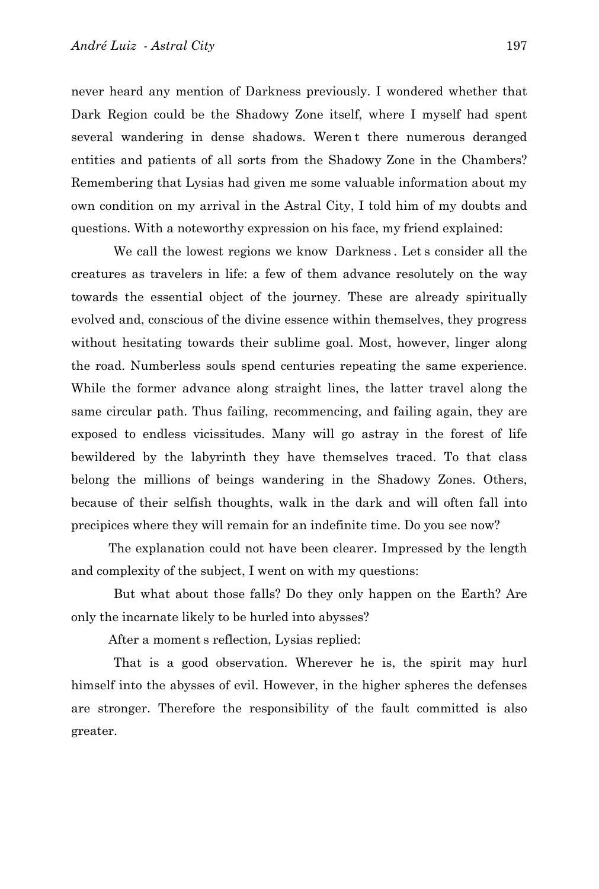never heard any mention of Darkness previously. I wondered whether that Dark Region could be the Shadowy Zone itself, where I myself had spent several wandering in dense shadows. Weren t there numerous deranged entities and patients of all sorts from the Shadowy Zone in the Chambers? Remembering that Lysias had given me some valuable information about my own condition on my arrival in the Astral City, I told him of my doubts and questions. With a noteworthy expression on his face, my friend explained:

 We call the lowest regions we know  Darkness . Let s consider all the creatures as travelers in life: a few of them advance resolutely on the way towards the essential object of the journey. These are already spiritually evolved and, conscious of the divine essence within themselves, they progress without hesitating towards their sublime goal. Most, however, linger along the road. Numberless souls spend centuries repeating the same experience. While the former advance along straight lines, the latter travel along the same circular path. Thus failing, recommencing, and failing again, they are exposed to endless vicissitudes. Many will go astray in the forest of life bewildered by the labyrinth they have themselves traced. To that class belong the millions of beings wandering in the Shadowy Zones. Others, because of their selfish thoughts, walk in the dark and will often fall into precipices where they will remain for an indefinite time. Do you see now?

The explanation could not have been clearer. Impressed by the length and complexity of the subject, I went on with my questions:

 But what about those falls? Do they only happen on the Earth? Are only the incarnate likely to be hurled into abysses?

After a moment s reflection, Lysias replied:

 That is a good observation. Wherever he is, the spirit may hurl himself into the abysses of evil. However, in the higher spheres the defenses are stronger. Therefore the responsibility of the fault committed is also greater.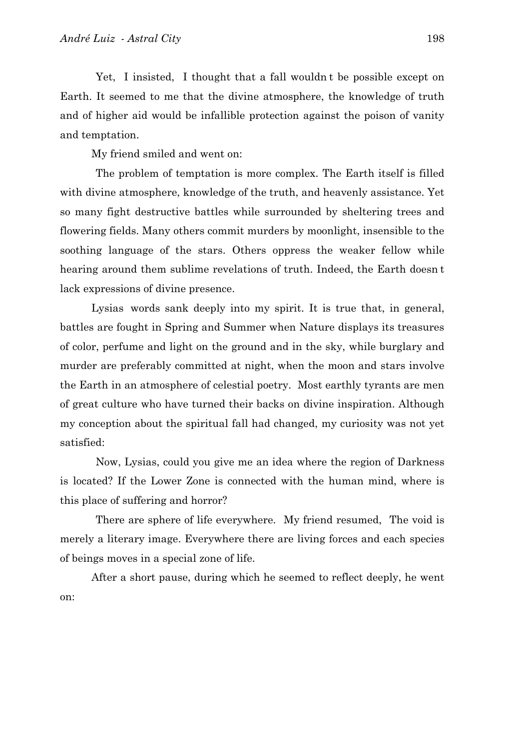Yet, I insisted, I thought that a fall wouldn t be possible except on Earth. It seemed to me that the divine atmosphere, the knowledge of truth and of higher aid would be infallible protection against the poison of vanity and temptation.

My friend smiled and went on:

The problem of temptation is more complex. The Earth itself is filled with divine atmosphere, knowledge of the truth, and heavenly assistance. Yet so many fight destructive battles while surrounded by sheltering trees and flowering fields. Many others commit murders by moonlight, insensible to the soothing language of the stars. Others oppress the weaker fellow while hearing around them sublime revelations of truth. Indeed, the Earth doesn t lack expressions of divine presence.

Lysias words sank deeply into my spirit. It is true that, in general, battles are fought in Spring and Summer when Nature displays its treasures of color, perfume and light on the ground and in the sky, while burglary and murder are preferably committed at night, when the moon and stars involve the Earth in an atmosphere of celestial poetry. Most earthly tyrants are men of great culture who have turned their backs on divine inspiration. Although my conception about the spiritual fall had changed, my curiosity was not yet satisfied:

Now, Lysias, could you give me an idea where the region of Darkness is located? If the Lower Zone is connected with the human mind, where is this place of suffering and horror?

There are sphere of life everywhere. My friend resumed, The void is merely a literary image. Everywhere there are living forces and each species of beings moves in a special zone of life.

After a short pause, during which he seemed to reflect deeply, he went on: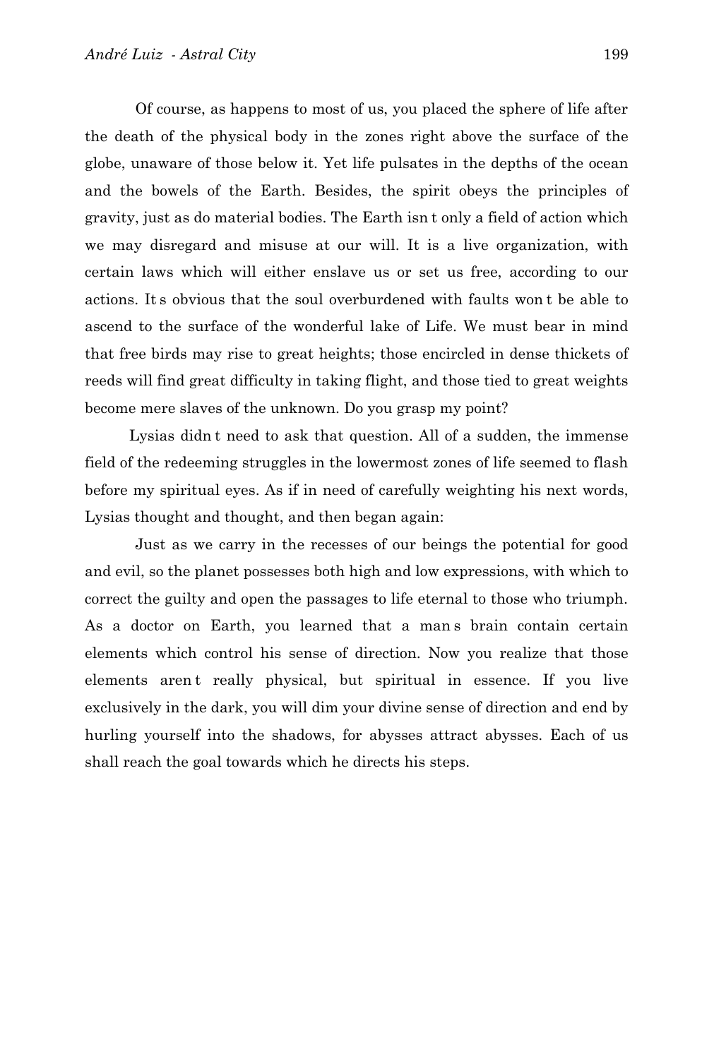Of course, as happens to most of us, you placed the sphere of life after the death of the physical body in the zones right above the surface of the globe, unaware of those below it. Yet life pulsates in the depths of the ocean and the bowels of the Earth. Besides, the spirit obeys the principles of gravity, just as do material bodies. The Earth isn t only a field of action which we may disregard and misuse at our will. It is a live organization, with certain laws which will either enslave us or set us free, according to our actions. It s obvious that the soul overburdened with faults won t be able to ascend to the surface of the wonderful lake of Life. We must bear in mind that free birds may rise to great heights; those encircled in dense thickets of reeds will find great difficulty in taking flight, and those tied to great weights become mere slaves of the unknown. Do you grasp my point?

Lysias didn t need to ask that question. All of a sudden, the immense field of the redeeming struggles in the lowermost zones of life seemed to flash before my spiritual eyes. As if in need of carefully weighting his next words, Lysias thought and thought, and then began again:

Just as we carry in the recesses of our beings the potential for good and evil, so the planet possesses both high and low expressions, with which to correct the guilty and open the passages to life eternal to those who triumph. As a doctor on Earth, you learned that a man s brain contain certain elements which control his sense of direction. Now you realize that those elements aren t really physical, but spiritual in essence. If you live exclusively in the dark, you will dim your divine sense of direction and end by hurling yourself into the shadows, for abysses attract abysses. Each of us shall reach the goal towards which he directs his steps.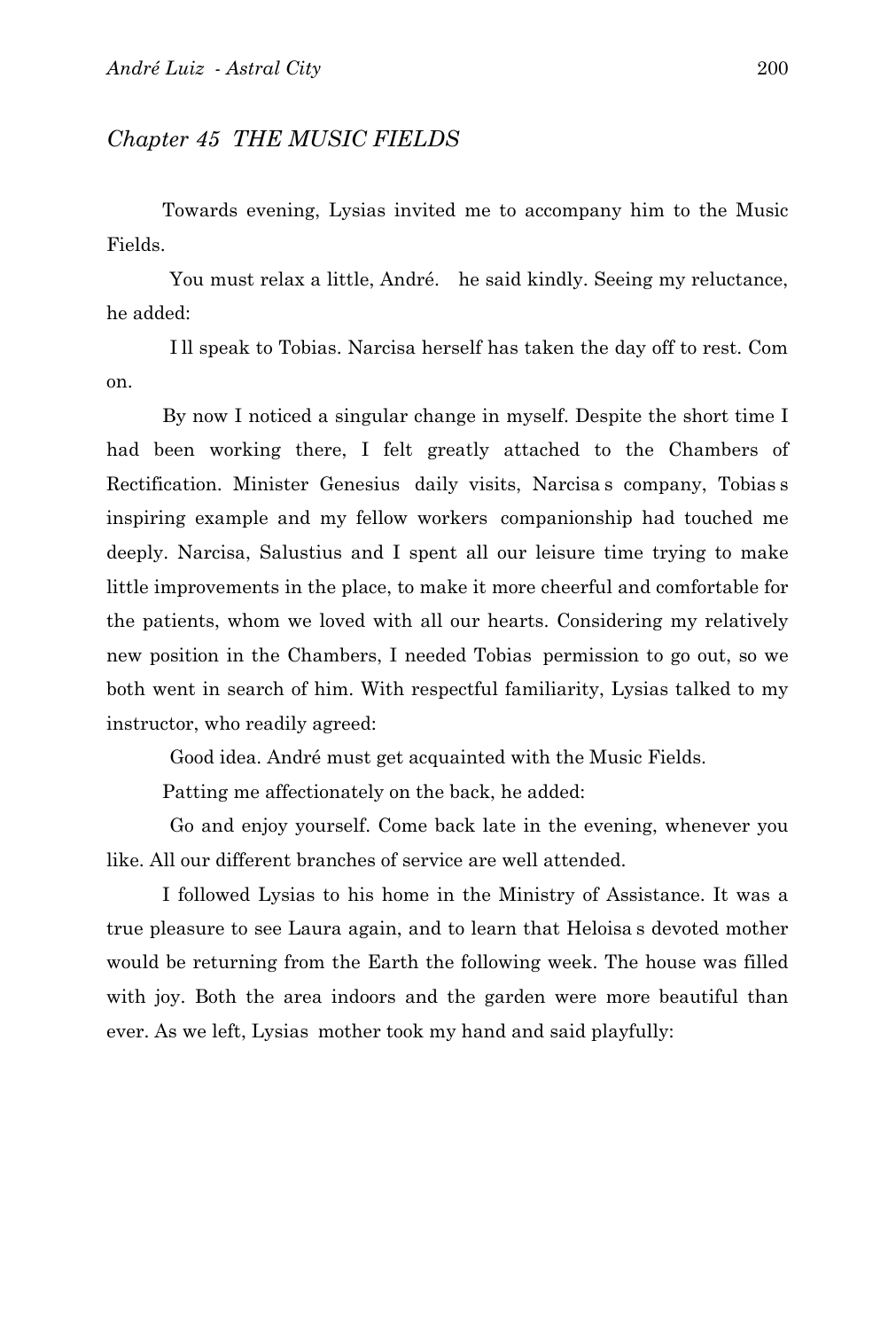## *Chapter 45 THE MUSIC FIELDS*

Towards evening, Lysias invited me to accompany him to the Music Fields.

You must relax a little, André. he said kindly. Seeing my reluctance, he added:

I ll speak to Tobias. Narcisa herself has taken the day off to rest. Com on.

By now I noticed a singular change in myself. Despite the short time I had been working there, I felt greatly attached to the Chambers of Rectification. Minister Genesius daily visits, Narcisa s company, Tobias s inspiring example and my fellow workers companionship had touched me deeply. Narcisa, Salustius and I spent all our leisure time trying to make little improvements in the place, to make it more cheerful and comfortable for the patients, whom we loved with all our hearts. Considering my relatively new position in the Chambers, I needed Tobias permission to go out, so we both went in search of him. With respectful familiarity, Lysias talked to my instructor, who readily agreed:

Good idea. André must get acquainted with the Music Fields.

Patting me affectionately on the back, he added:

Go and enjoy yourself. Come back late in the evening, whenever you like. All our different branches of service are well attended.

I followed Lysias to his home in the Ministry of Assistance. It was a true pleasure to see Laura again, and to learn that Heloisa s devoted mother would be returning from the Earth the following week. The house was filled with joy. Both the area indoors and the garden were more beautiful than ever. As we left, Lysias mother took my hand and said playfully: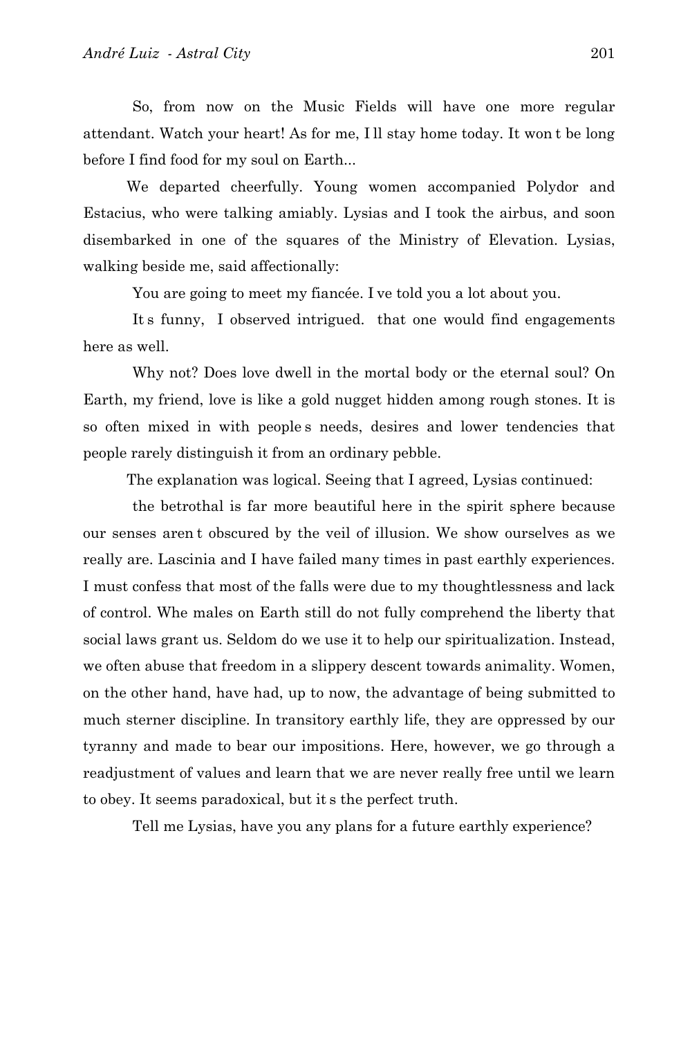So, from now on the Music Fields will have one more regular attendant. Watch your heart! As for me, I ll stay home today. It won t be long before I find food for my soul on Earth...

We departed cheerfully. Young women accompanied Polydor and Estacius, who were talking amiably. Lysias and I took the airbus, and soon disembarked in one of the squares of the Ministry of Elevation. Lysias, walking beside me, said affectionately:

You are going to meet my fiancée. I ve told you a lot about you.

It s funny, I observed intrigued. that one would find engagements here as well.

Why not? Does love dwell in the mortal body or the eternal soul? On Earth, my friend, love is like a gold nugget hidden among rough stones. It is so often mixed in with people s needs, desires and lower tendencies that people rarely distinguish it from an ordinary pebble.

The explanation was logical. Seeing that I agreed, Lysias continued:

the betrothal is far more beautiful here in the spirit sphere because our senses aren t obscured by the veil of illusion. We show ourselves as we really are. Lascinia and I have failed many times in past earthly experiences. I must confess that most of the falls were due to my thoughtlessness and lack of control. Whe males on Earth still do not fully comprehend the liberty that social laws grant us. Seldom do we use it to help our spiritualization. Instead, we often abuse that freedom in a slippery descent towards animality. Women, on the other hand, have had, up to now, the advantage of being submitted to much sterner discipline. In transitory earthly life, they are oppressed by our tyranny and made to bear our impositions. Here, however, we go through a readjustment of values and learn that we are never really free until we learn to obey. It seems paradoxical, but it s the perfect truth.

Tell me Lysias, have you any plans for a future earthly experience?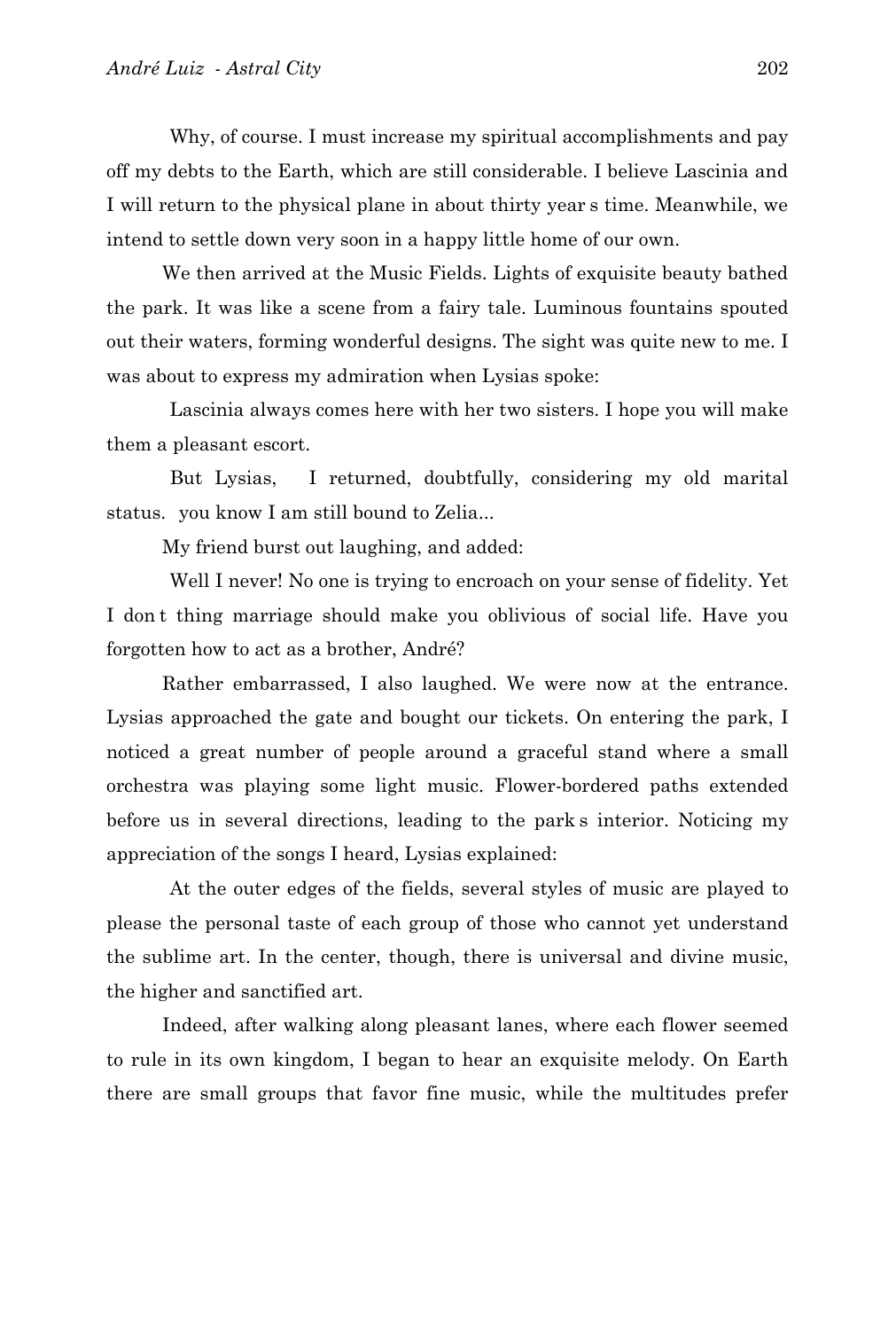Why, of course. I must increase my spiritual accomplishments and pay off my debts to the Earth, which are still considerable. I believe Lascinia and I will return to the physical plane in about thirty year s time. Meanwhile, we intend to settle down very soon in a happy little home of our own.

We then arrived at the Music Fields. Lights of exquisite beauty bathed the park. It was like a scene from a fairy tale. Luminous fountains spouted out their waters, forming wonderful designs. The sight was quite new to me. I was about to express my admiration when Lysias spoke:

Lascinia always comes here with her two sisters. I hope you will make them a pleasant escort.

But Lysias, I returned, doubtfully, considering my old marital status. you know I am still bound to Zelia...

My friend burst out laughing, and added:

Well I never! No one is trying to encroach on your sense of fidelity. Yet I don t thing marriage should make you oblivious of social life. Have you forgotten how to act as a brother, André?

Rather embarrassed, I also laughed. We were now at the entrance. Lysias approached the gate and bought our tickets. On entering the park, I noticed a great number of people around a graceful stand where a small orchestra was playing some light music. Flower-bordered paths extended before us in several directions, leading to the park s interior. Noticing my appreciation of the songs I heard, Lysias explained:

At the outer edges of the fields, several styles of music are played to please the personal taste of each group of those who cannot yet understand the sublime art. In the center, though, there is universal and divine music, the higher and sanctified art.

Indeed, after walking along pleasant lanes, where each flower seemed to rule in its own kingdom, I began to hear an exquisite melody. On Earth there are small groups that favor fine music, while the multitudes prefer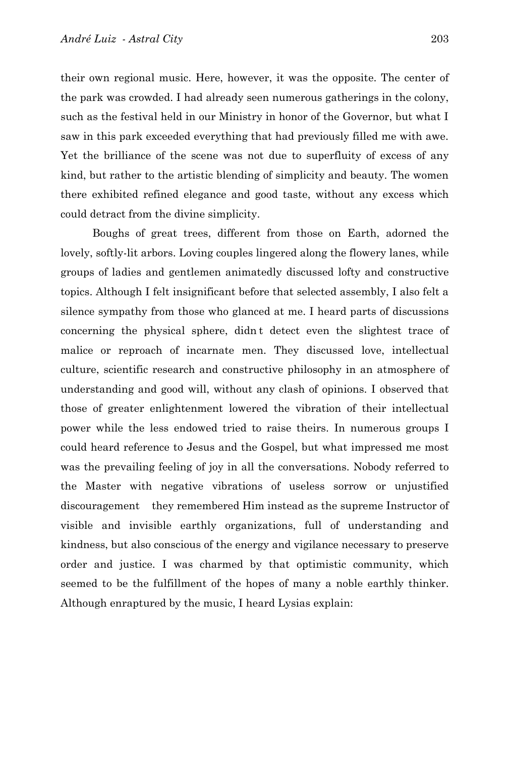their own regional music. Here, however, it was the opposite. The center of the park was crowded. I had already seen numerous gatherings in the colony, such as the festival held in our Ministry in honor of the Governor, but what I saw in this park exceeded everything that had previously filled me with awe. Yet the brilliance of the scene was not due to superfluity of excess of any kind, but rather to the artistic blending of simplicity and beauty. The women there exhibited refined elegance and good taste, without any excess which could detract from the divine simplicity.

Boughs of great trees, different from those on Earth, adorned the lovely, softly-lit arbors. Loving couples lingered along the flowery lanes, while groups of ladies and gentlemen animatedly discussed lofty and constructive topics. Although I felt insignificant before that selected assembly, I also felt a silence sympathy from those who glanced at me. I heard parts of discussions concerning the physical sphere, didn t detect even the slightest trace of malice or reproach of incarnate men. They discussed love, intellectual culture, scientific research and constructive philosophy in an atmosphere of understanding and good will, without any clash of opinions. I observed that those of greater enlightenment lowered the vibration of their intellectual power while the less endowed tried to raise theirs. In numerous groups I could heard reference to Jesus and the Gospel, but what impressed me most was the prevailing feeling of joy in all the conversations. Nobody referred to the Master with negative vibrations of useless sorrow or unjustified discouragement they remembered Him instead as the supreme Instructor of visible and invisible earthly organizations, full of understanding and kindness, but also conscious of the energy and vigilance necessary to preserve order and justice. I was charmed by that optimistic community, which seemed to be the fulfillment of the hopes of many a noble earthly thinker. Although enraptured by the music, I heard Lysias explain: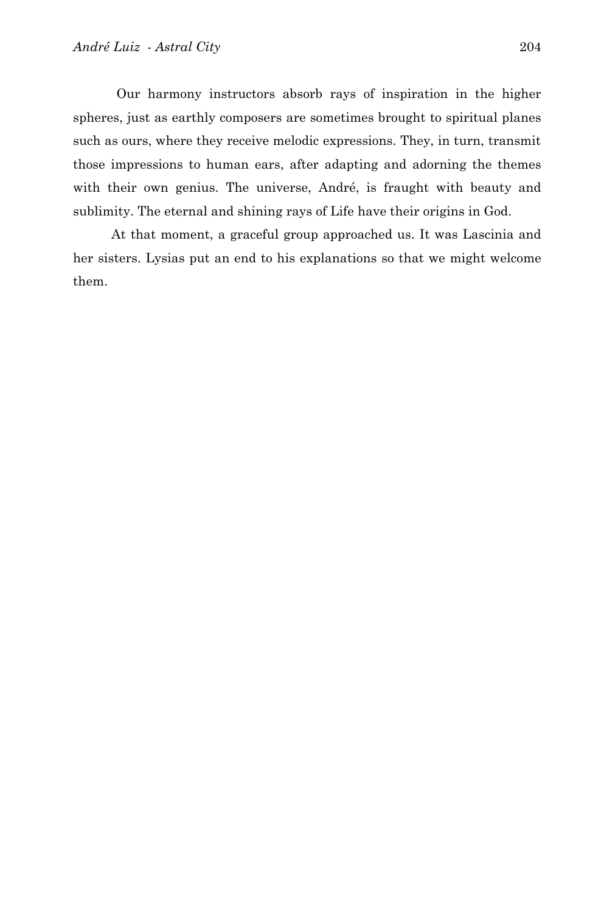Our harmony instructors absorb rays of inspiration in the higher spheres, just as earthly composers are sometimes brought to spiritual planes such as ours, where they receive melodic expressions. They, in turn, transmit those impressions to human ears, after adapting and adorning the themes with their own genius. The universe, André, is fraught with beauty and sublimity. The eternal and shining rays of Life have their origins in God.

At that moment, a graceful group approached us. It was Lascinia and her sisters. Lysias put an end to his explanations so that we might welcome them.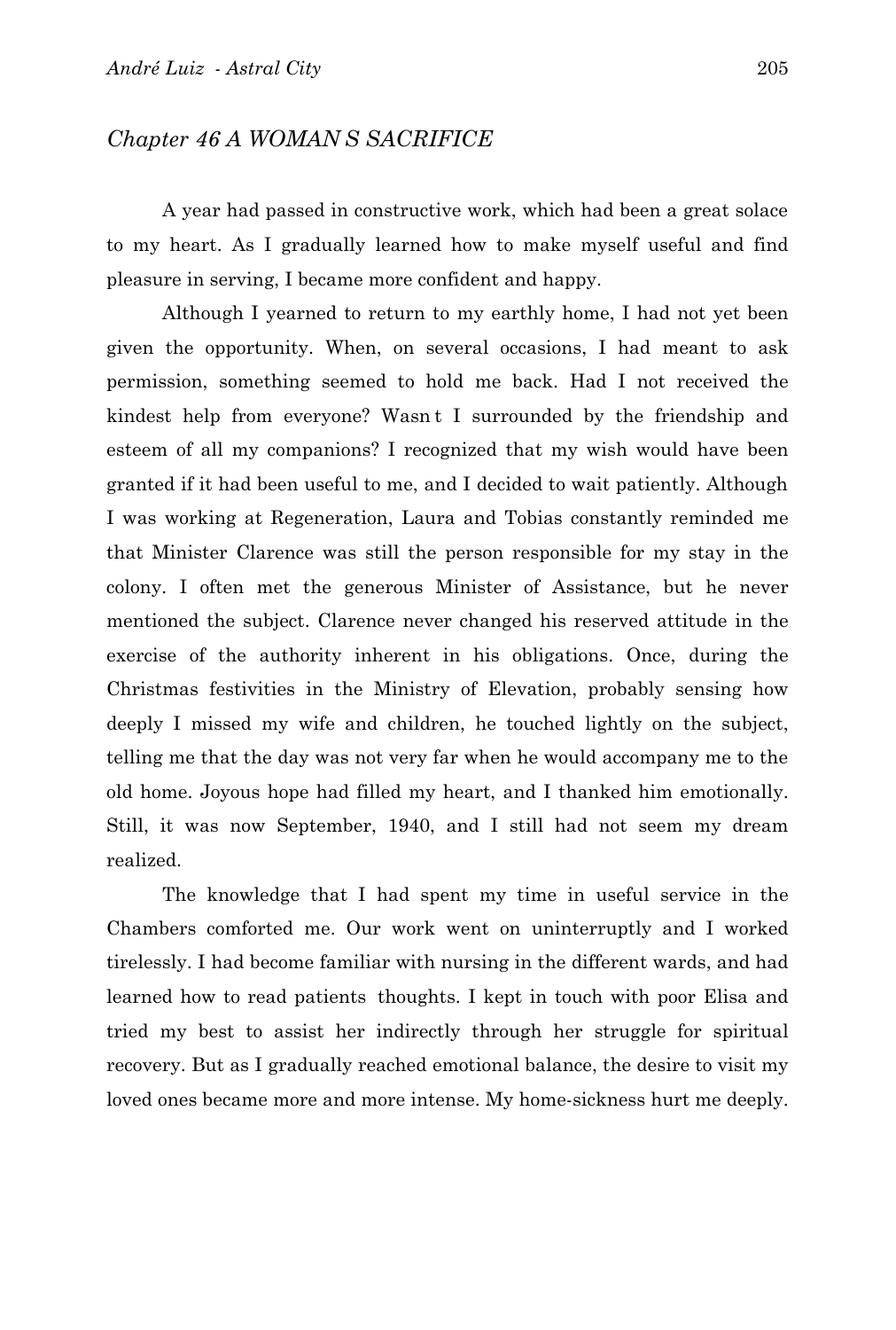## *Chapter 46 A WOMAN S SACRIFICE*

A year had passed in constructive work, which had been a great solace to my heart. As I gradually learned how to make myself useful and find pleasure in serving, I became more confident and happy.

Although I yearned to return to my earthly home, I had not yet been given the opportunity. When, on several occasions, I had meant to ask permission, something seemed to hold me back. Had I not received the kindest help from everyone? Wasn t I surrounded by the friendship and esteem of all my companions? I recognized that my wish would have been granted if it had been useful to me, and I decided to wait patiently. Although I was working at Regeneration, Laura and Tobias constantly reminded me that Minister Clarence was still the person responsible for my stay in the colony. I often met the generous Minister of Assistance, but he never mentioned the subject. Clarence never changed his reserved attitude in the exercise of the authority inherent in his obligations. Once, during the Christmas festivities in the Ministry of Elevation, probably sensing how deeply I missed my wife and children, he touched lightly on the subject, telling me that the day was not very far when he would accompany me to the old home. Joyous hope had filled my heart, and I thanked him emotionally. Still, it was now September, 1940, and I still had not seem my dream realized.

The knowledge that I had spent my time in useful service in the Chambers comforted me. Our work went on uninterruptly and I worked tirelessly. I had become familiar with nursing in the different wards, and had learned how to read patients thoughts. I kept in touch with poor Elisa and tried my best to assist her indirectly through her struggle for spiritual recovery. But as I gradually reached emotional balance, the desire to visit my loved ones became more and more intense. My home-sickness hurt me deeply.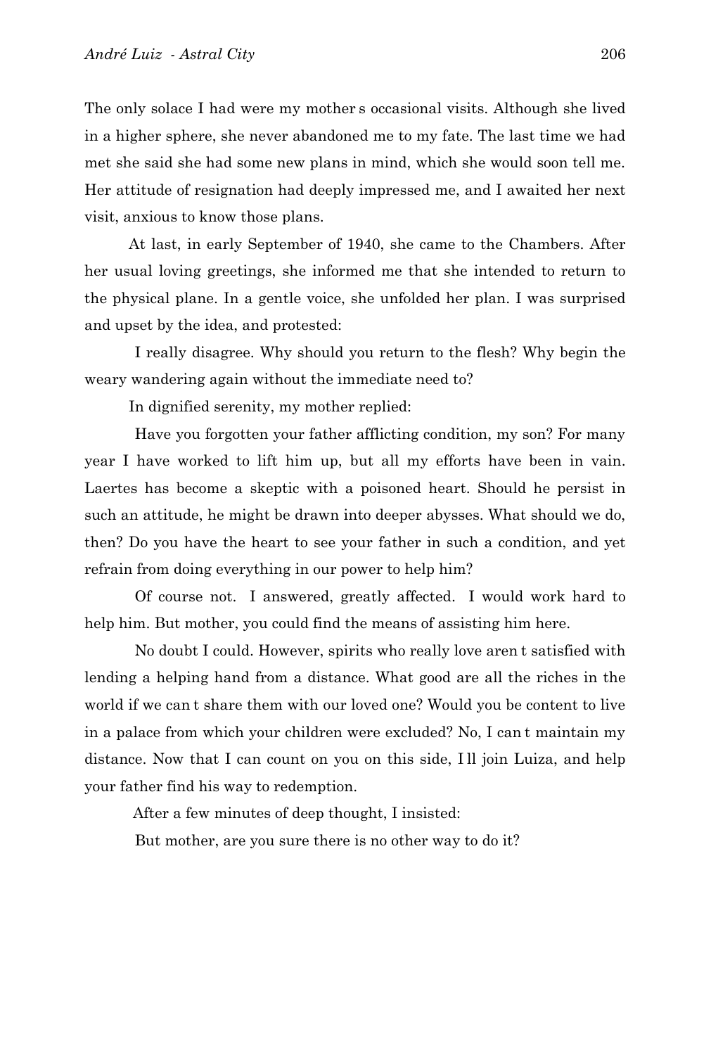The only solace I had were my mother s occasional visits. Although she lived in a higher sphere, she never abandoned me to my fate. The last time we had met she said she had some new plans in mind, which she would soon tell me. Her attitude of resignation had deeply impressed me, and I awaited her next visit, anxious to know those plans.

At last, in early September of 1940, she came to the Chambers. After her usual loving greetings, she informed me that she intended to return to the physical plane. In a gentle voice, she unfolded her plan. I was surprised and upset by the idea, and protested:

I really disagree. Why should you return to the flesh? Why begin the weary wandering again without the immediate need to?

In dignified serenity, my mother replied:

Have you forgotten your father afflicting condition, my son? For many year I have worked to lift him up, but all my efforts have been in vain. Laertes has become a skeptic with a poisoned heart. Should he persist in such an attitude, he might be drawn into deeper abysses. What should we do, then? Do you have the heart to see your father in such a condition, and yet refrain from doing everything in our power to help him?

Of course not. I answered, greatly affected. I would work hard to help him. But mother, you could find the means of assisting him here.

No doubt I could. However, spirits who really love aren t satisfied with lending a helping hand from a distance. What good are all the riches in the world if we can t share them with our loved one? Would you be content to live in a palace from which your children were excluded? No, I can t maintain my distance. Now that I can count on you on this side, I ll join Luiza, and help your father find his way to redemption.

After a few minutes of deep thought, I insisted:

But mother, are you sure there is no other way to do it?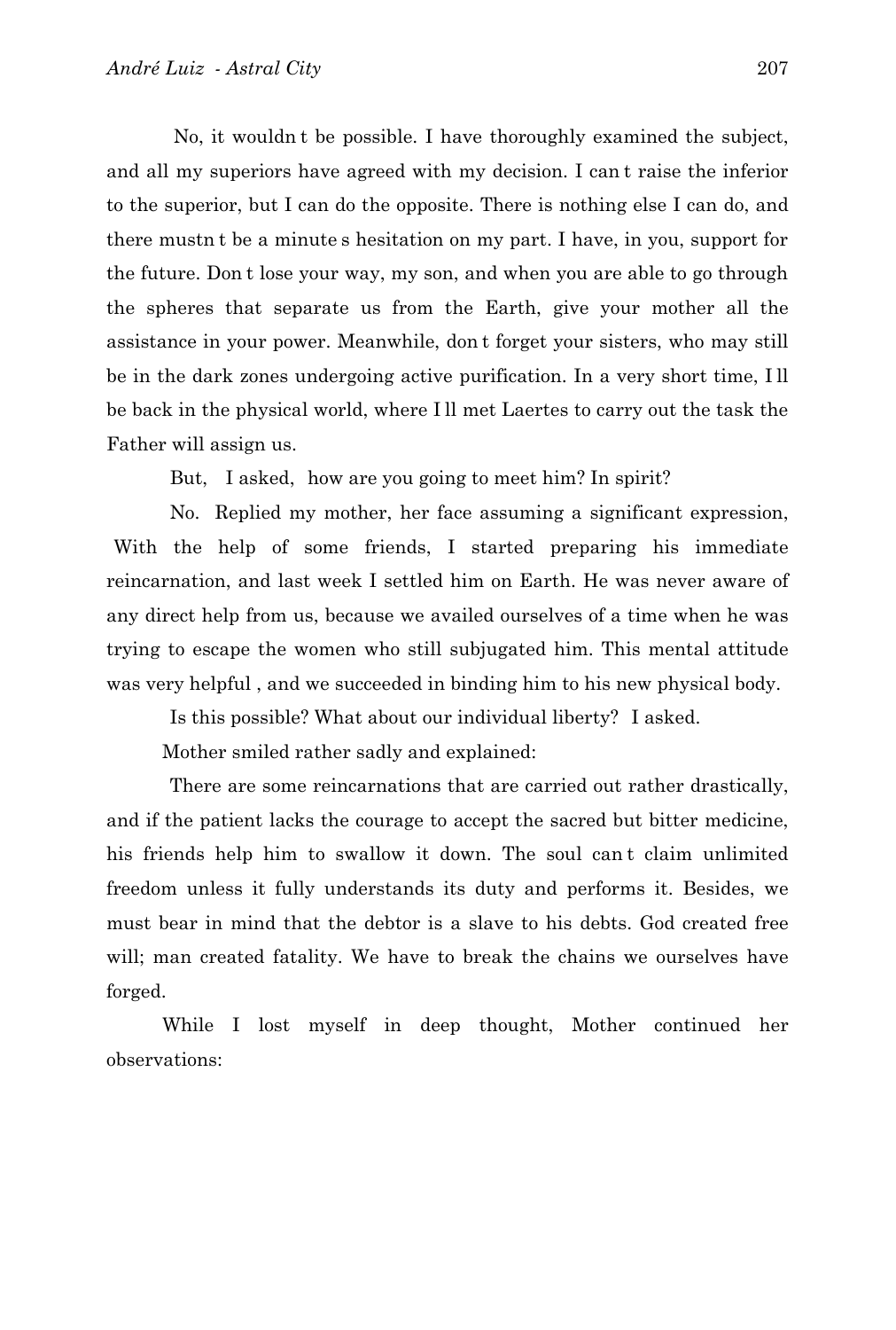No, it wouldn t be possible. I have thoroughly examined the subject, and all my superiors have agreed with my decision. I can t raise the inferior to the superior, but I can do the opposite. There is nothing else I can do, and there mustn t be a minute s hesitation on my part. I have, in you, support for the future. Don t lose your way, my son, and when you are able to go through the spheres that separate us from the Earth, give your mother all the assistance in your power. Meanwhile, don t forget your sisters, who may still be in the dark zones undergoing active purification. In a very short time, I ll be back in the physical world, where I ll met Laertes to carry out the task the Father will assign us.

But, I asked, how are you going to meet him? In spirit?

No. Replied my mother, her face assuming a significant expression, With the help of some friends, I started preparing his immediate reincarnation, and last week I settled him on Earth. He was never aware of any direct help from us, because we availed ourselves of a time when he was trying to escape the women who still subjugated him. This mental attitude was very helpful , and we succeeded in binding him to his new physical body.

Is this possible? What about our individual liberty? I asked.

Mother smiled rather sadly and explained:

There are some reincarnations that are carried out rather drastically, and if the patient lacks the courage to accept the sacred but bitter medicine, his friends help him to swallow it down. The soul can t claim unlimited freedom unless it fully understands its duty and performs it. Besides, we must bear in mind that the debtor is a slave to his debts. God created free will; man created fatality. We have to break the chains we ourselves have forged.

While I lost myself in deep thought, Mother continued her observations: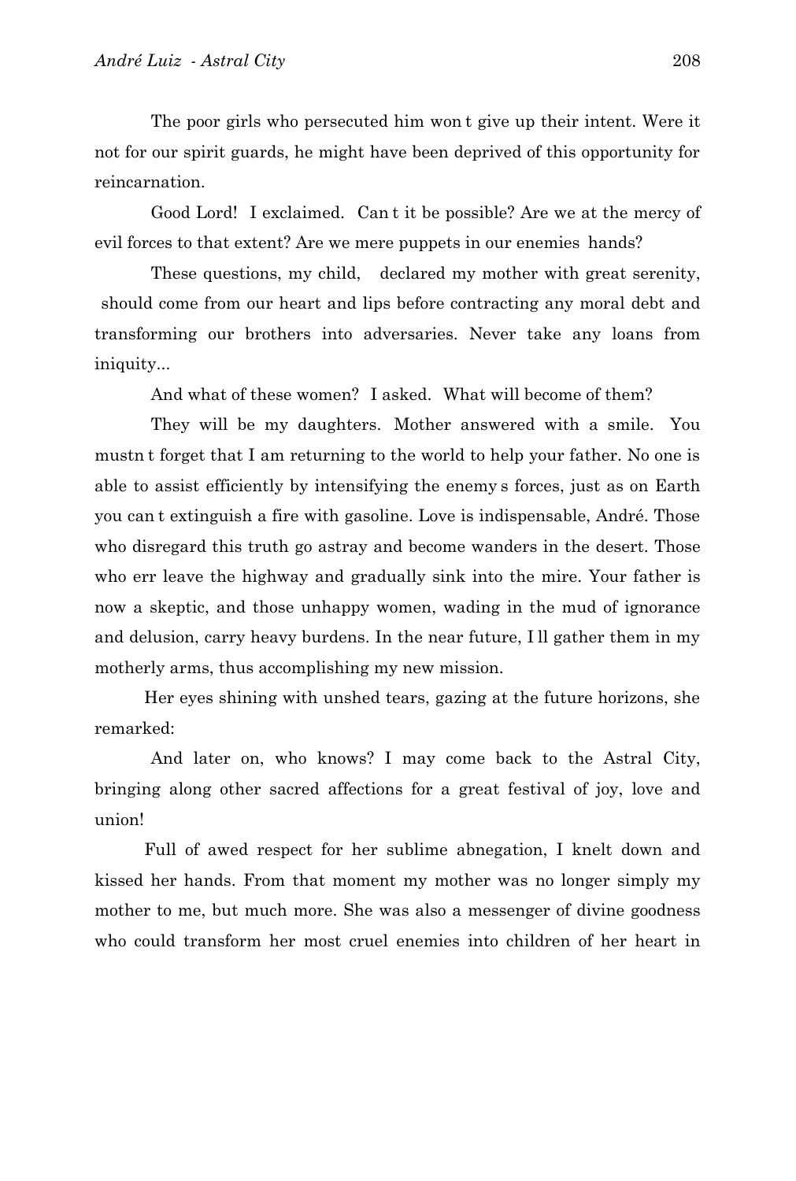The poor girls who persecuted him won t give up their intent. Were it not for our spirit guards, he might have been deprived of this opportunity for reincarnation.

Good Lord! I exclaimed. Can t it be possible? Are we at the mercy of evil forces to that extent? Are we mere puppets in our enemies hands?

These questions, my child, declared my mother with great serenity, should come from our heart and lips before contracting any moral debt and transforming our brothers into adversaries. Never take any loans from iniquity...

And what of these women? I asked. What will become of them?

They will be my daughters. Mother answered with a smile. You mustn t forget that I am returning to the world to help your father. No one is able to assist efficiently by intensifying the enemy s forces, just as on Earth you can t extinguish a fire with gasoline. Love is indispensable, André. Those who disregard this truth go astray and become wanders in the desert. Those who err leave the highway and gradually sink into the mire. Your father is now a skeptic, and those unhappy women, wading in the mud of ignorance and delusion, carry heavy burdens. In the near future, I ll gather them in my motherly arms, thus accomplishing my new mission.

Her eyes shining with unshed tears, gazing at the future horizons, she remarked:

And later on, who knows? I may come back to the Astral City, bringing along other sacred affections for a great festival of joy, love and union!

Full of awed respect for her sublime abnegation, I knelt down and kissed her hands. From that moment my mother was no longer simply my mother to me, but much more. She was also a messenger of divine goodness who could transform her most cruel enemies into children of her heart in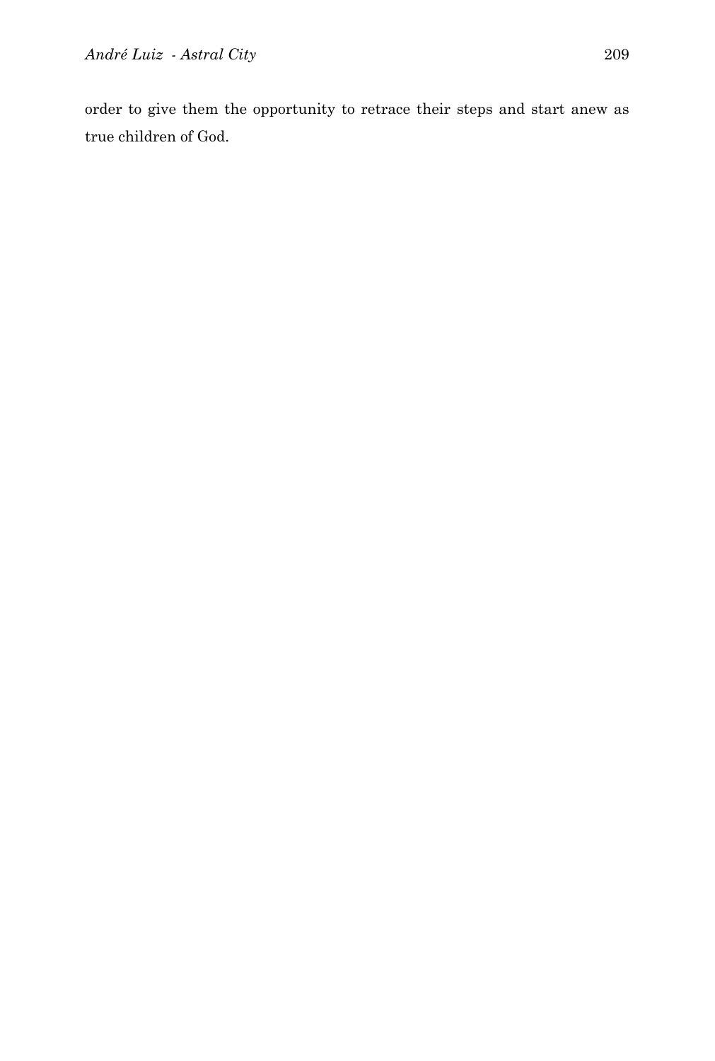order to give them the opportunity to retrace their steps and start anew as true children of God.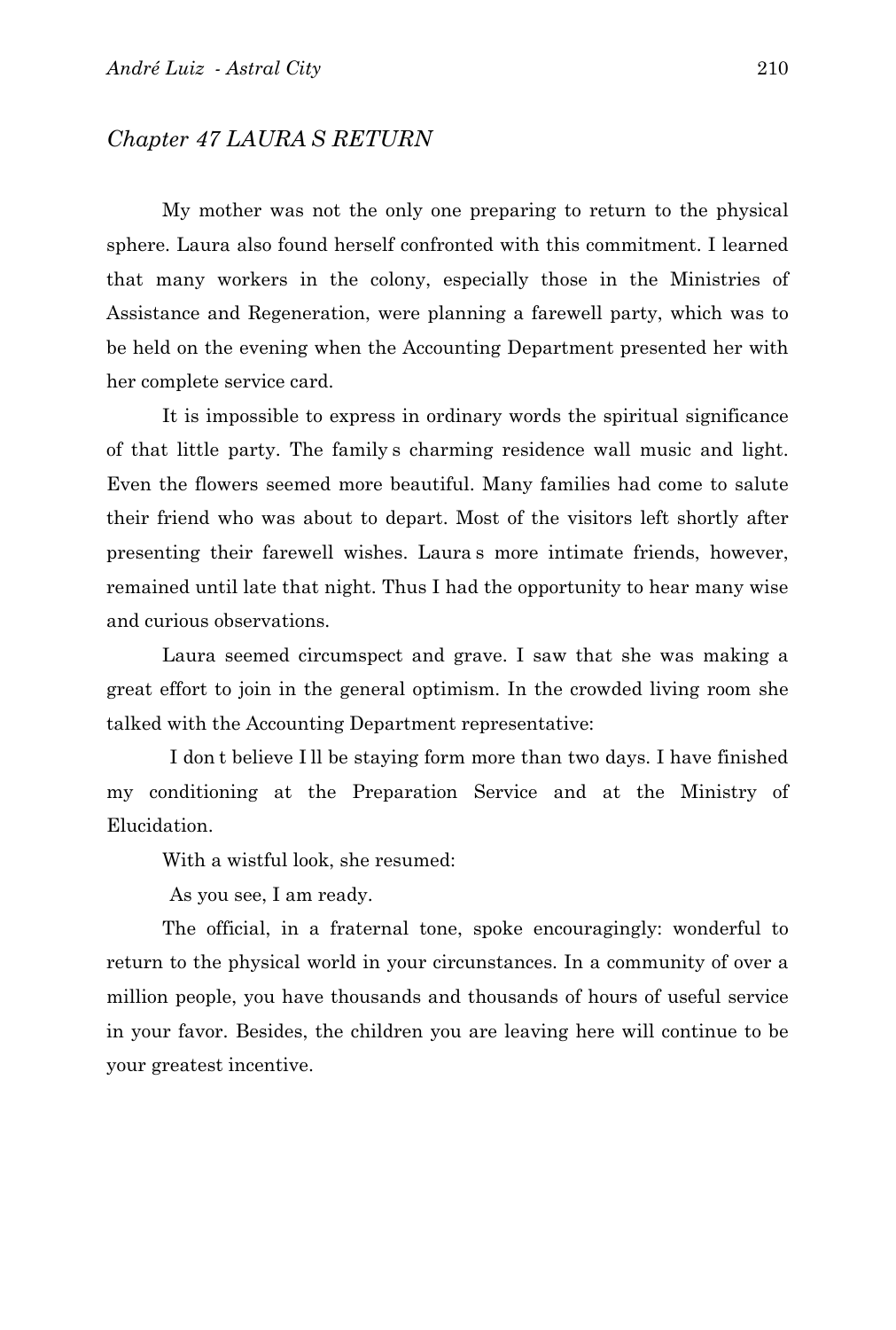## Chapter 47 LAURA S RETURN

My mother was not the only one preparing to return to the physical sphere. Laura also found herself confronted with this commitment. I learned that many workers in the colony, especially those in the Ministries of Assistance and Regeneration, were planning a farewell party, which was to be held on the evening when the Accounting Department presented her with her complete service card.

It is impossible to express in ordinary words the spiritual significance of that little party. The family s charming residence wall music and light. Even the flowers seemed more beautiful. Many families had come to salute their friend who was about to depart. Most of the visitors left shortly after presenting their farewell wishes. Laura s more intimate friends, however, remained until late that night. Thus I had the opportunity to hear many wise and curious observations.

Laura seemed circumspect and grave. I saw that she was making a great effort to join in the general optimism. In the crowded living room she talked with the Accounting Department representative:

I don t believe I ll be staying form more than two days. I have finished my conditioning at the Preparation Service and at the Ministry of Elucidation.

With a wistful look, she resumed:

As you see, I am ready.

The official, in a fraternal tone, spoke encouragingly: wonderful to return to the physical world in your circumstances. In a community of over a million people, you have thousands and thousands of hours of useful service in your favor. Besides, the children you are leaving here will continue to be your greatest incentive.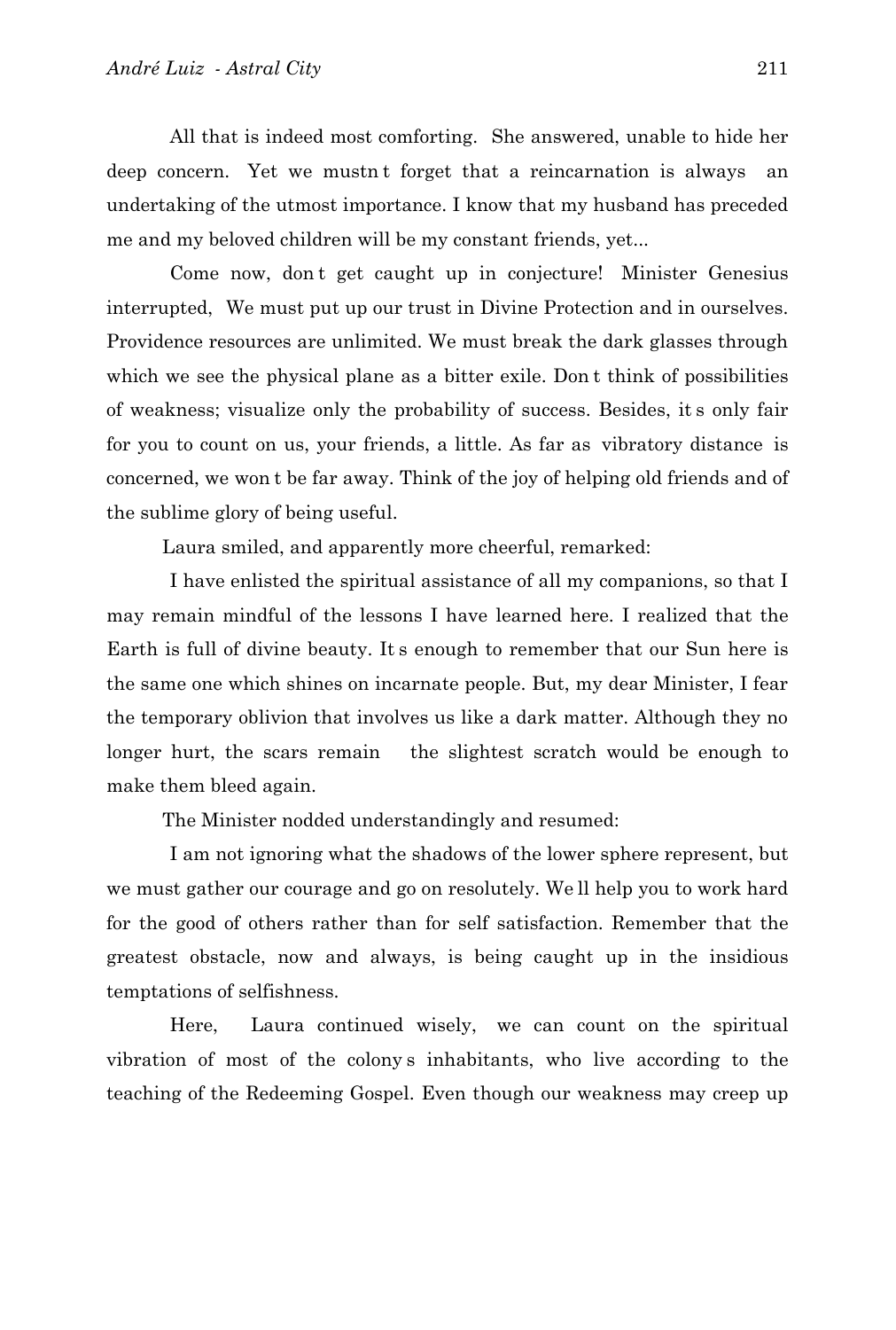All that is indeed most comforting. She answered, unable to hide her deep concern. Yet we mustn t forget that a reincarnation is always an undertaking of the utmost importance. I know that my husband has preceded me and my beloved children will be my constant friends, yet...

Come now, don t get caught up in conjecture! Minister Genesius interrupted, We must put up our trust in Divine Protection and in ourselves. Providence resources are unlimited. We must break the dark glasses through which we see the physical plane as a bitter exile. Don t think of possibilities of weakness; visualize only the probability of success. Besides, it s only fair for you to count on us, your friends, a little. As far as vibratory distance is concerned, we won t be far away. Think of the joy of helping old friends and of the sublime glory of being useful.

Laura smiled, and apparently more cheerful, remarked:

I have enlisted the spiritual assistance of all my companions, so that I may remain mindful of the lessons I have learned here. I realized that the Earth is full of divine beauty. It s enough to remember that our Sun here is the same one which shines on incarnate people. But, my dear Minister, I fear the temporary oblivion that involves us like a dark matter. Although they no longer hurt, the scars remain the slightest scratch would be enough to make them bleed again.

The Minister nodded understandingly and resumed:

I am not ignoring what the shadows of the lower sphere represent, but we must gather our courage and go on resolutely. We ll help you to work hard for the good of others rather than for self satisfaction. Remember that the greatest obstacle, now and always, is being caught up in the insidious temptations of selfishness.

Here, Laura continued wisely, we can count on the spiritual vibration of most of the colony s inhabitants, who live according to the teaching of the Redeeming Gospel. Even though our weakness may creep up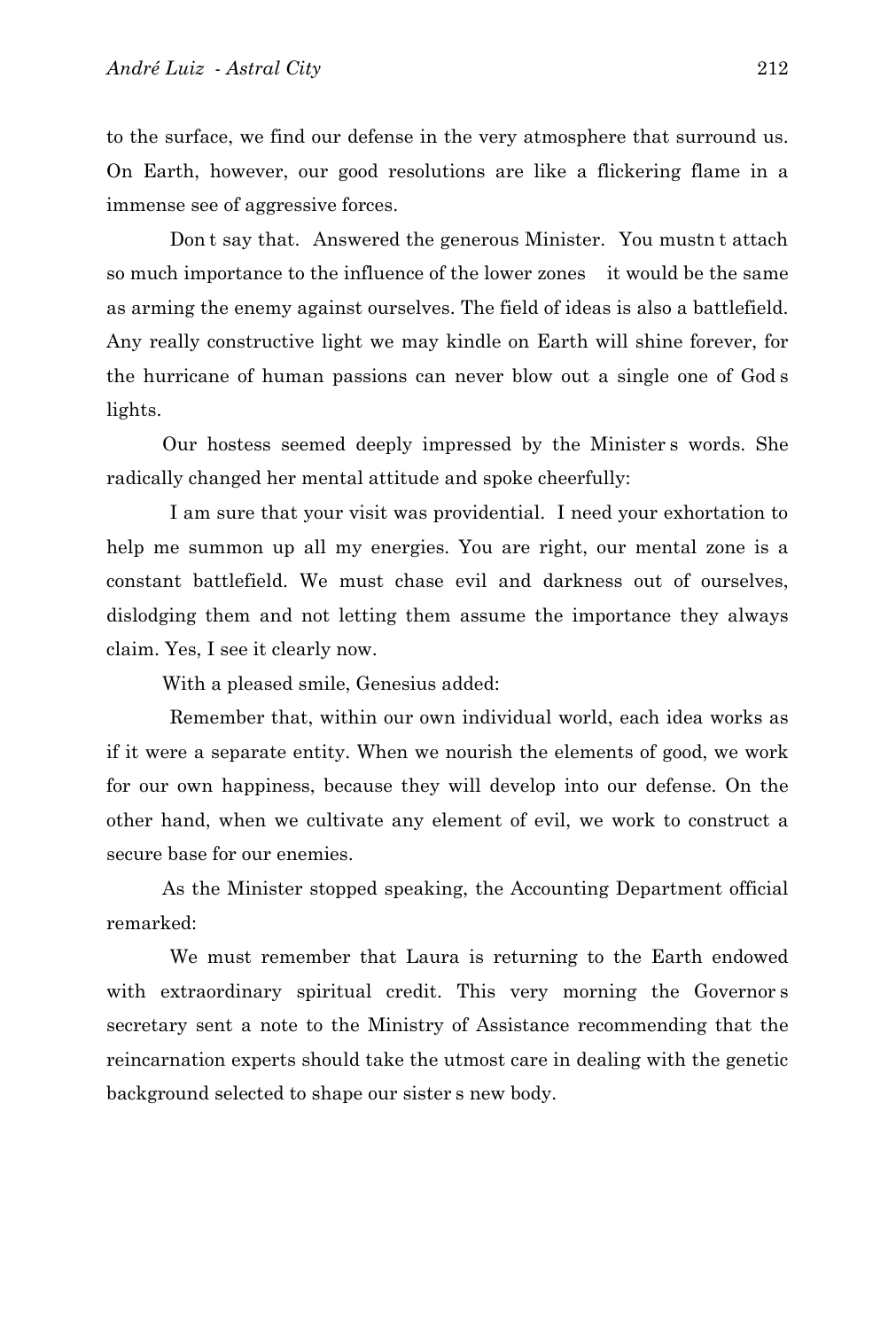to the surface, we find our defense in the very atmosphere that surround us. On Earth, however, our good resolutions are like a flickering flame in a immense see of aggressive forces.

Don t say that. Answered the generous Minister. You mustn t attach so much importance to the influence of the lower zones it would be the same as arming the enemy against ourselves. The field of ideas is also a battlefield. Any really constructive light we may kindle on Earth will shine forever, for the hurricane of human passions can never blow out a single one of God s lights.

Our hostess seemed deeply impressed by the Minister s words. She radically changed her mental attitude and spoke cheerfully:

I am sure that your visit was providential. I need your exhortation to help me summon up all my energies. You are right, our mental zone is a constant battlefield. We must chase evil and darkness out of ourselves, dislodging them and not letting them assume the importance they always claim. Yes, I see it clearly now.

With a pleased smile, Genesius added:

Remember that, within our own individual world, each idea works as if it were a separate entity. When we nourish the elements of good, we work for our own happiness, because they will develop into our defense. On the other hand, when we cultivate any element of evil, we work to construct a secure base for our enemies.

As the Minister stopped speaking, the Accounting Department official remarked:

We must remember that Laura is returning to the Earth endowed with extraordinary spiritual credit. This very morning the Governor s secretary sent a note to the Ministry of Assistance recommending that the reincarnation experts should take the utmost care in dealing with the genetic background selected to shape our sister s new body.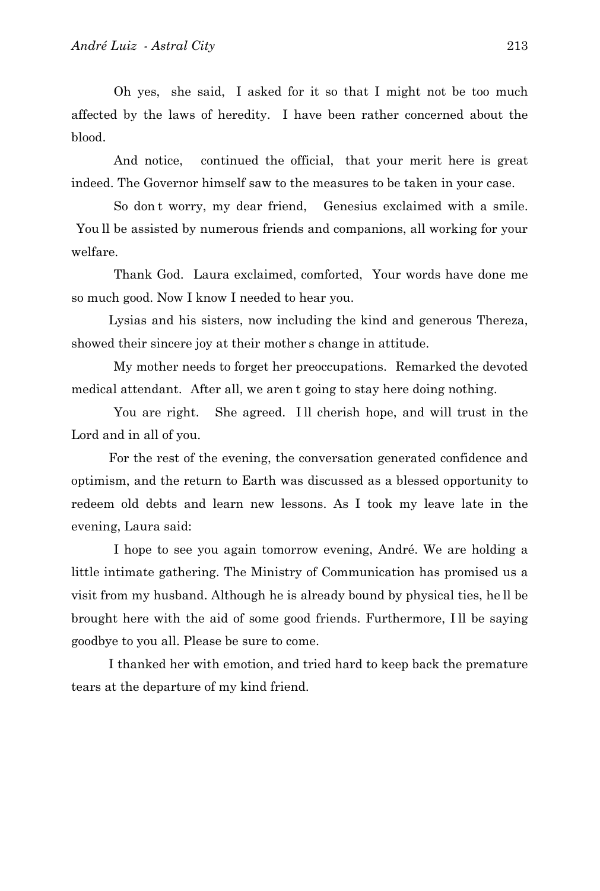Oh yes, she said, I asked for it so that I might not be too much affected by the laws of heredity. I have been rather concerned about the blood.

And notice, continued the official, that your merit here is great indeed. The Governor himself saw to the measures to be taken in your case.

So don t worry, my dear friend, Genesius exclaimed with a smile. You ll be assisted by numerous friends and companions, all working for your welfare.

Thank God. Laura exclaimed, comforted, Your words have done me so much good. Now I know I needed to hear you.

Lysias and his sisters, now including the kind and generous Thereza, showed their sincere joy at their mother s change in attitude.

My mother needs to forget her preoccupations. Remarked the devoted medical attendant. After all, we aren t going to stay here doing nothing.

You are right. She agreed. I ll cherish hope, and will trust in the Lord and in all of you.

For the rest of the evening, the conversation generated confidence and optimism, and the return to Earth was discussed as a blessed opportunity to redeem old debts and learn new lessons. As I took my leave late in the evening, Laura said:

I hope to see you again tomorrow evening, André. We are holding a little intimate gathering. The Ministry of Communication has promised us a visit from my husband. Although he is already bound by physical ties, he ll be brought here with the aid of some good friends. Furthermore, I ll be saying goodbye to you all. Please be sure to come.

I thanked her with emotion, and tried hard to keep back the premature tears at the departure of my kind friend.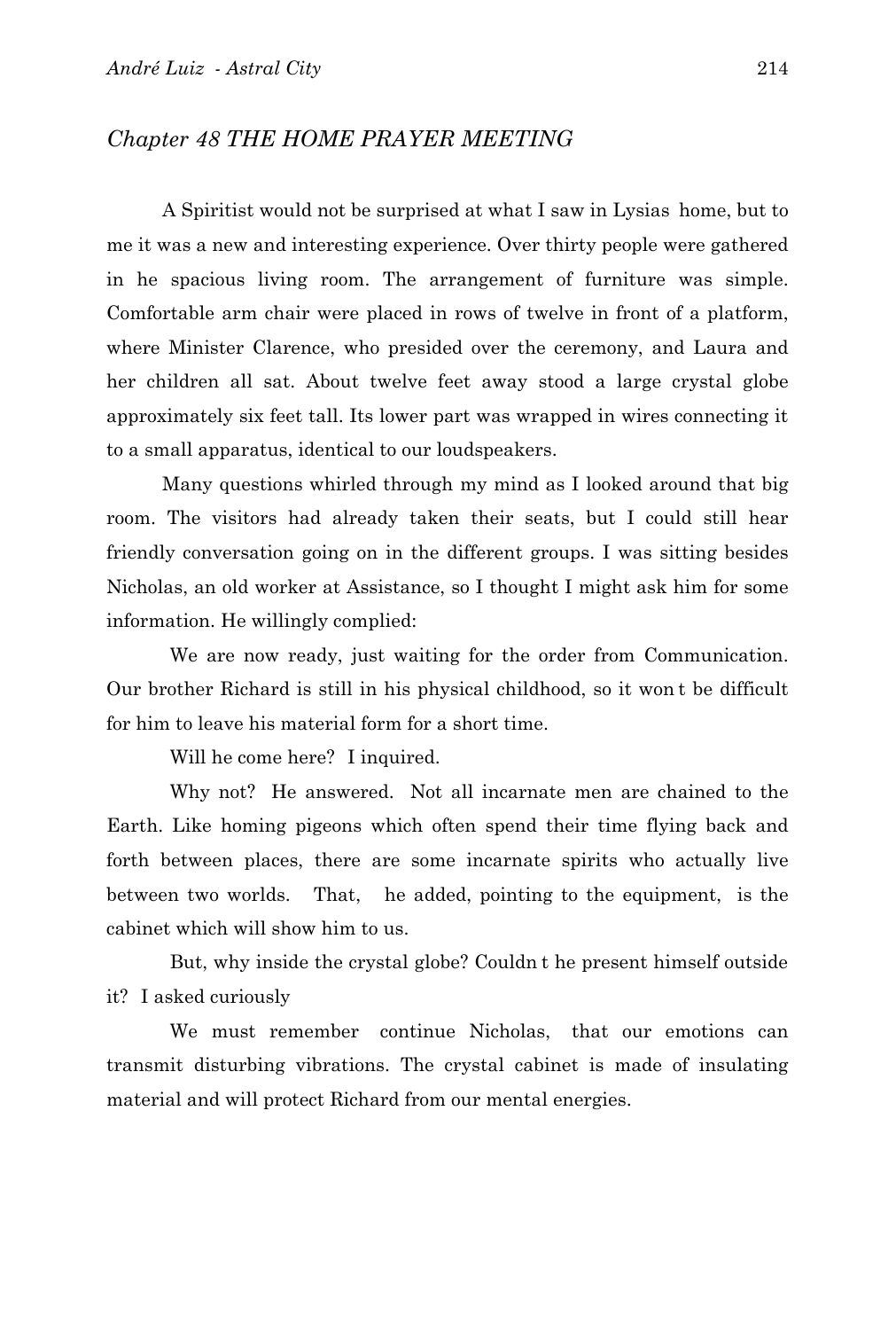*Chapter 48 THE HOME PRAYER MEETING*

A Spiritist would not be surprised at what I saw in Lysias home, but to me it was a new and interesting experience. Over thirty people were gathered in he spacious living room. The arrangement of furniture was simple. Comfortable arm chair were placed in rows of twelve in front of a platform, where Minister Clarence, who presided over the ceremony, and Laura and her children all sat. About twelve feet away stood a large crystal globe approximately six feet tall. Its lower part was wrapped in wires connecting it to a small apparatus, identical to our loudspeakers.

Many questions whirled through my mind as I looked around that big room. The visitors had already taken their seats, but I could still hear friendly conversation going on in the different groups. I was sitting besides Nicholas, an old worker at Assistance, so I thought I might ask him for some information. He willingly complied:

We are now ready, just waiting for the order from Communication. Our brother Richard is still in his physical childhood, so it won t be difficult for him to leave his material form for a short time.

Will he come here? I inquired.

Why not? He answered. Not all incarnate men are chained to the Earth. Like homing pigeons which often spend their time flying back and forth between places, there are some incarnate spirits who actually live between two worlds. That, he added, pointing to the equipment, is the cabinet which will show him to us.

But, why inside the crystal globe? Couldn t he present himself outside it? I asked curiously

We must remember continue Nicholas, that our emotions can transmit disturbing vibrations. The crystal cabinet is made of insulating material and will protect Richard from our mental energies.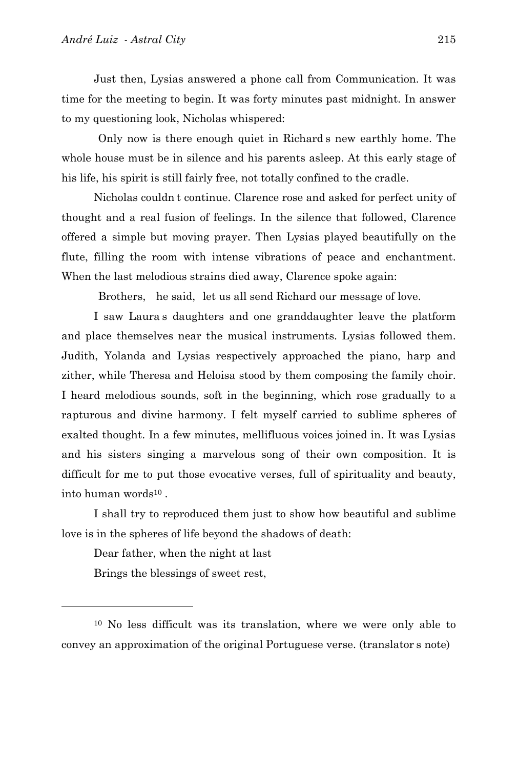Just then, Lysias answered a phone call from Communication. It was time for the meeting to begin. It was forty minutes past midnight. In answer to my questioning look, Nicholas whispered:

Only now is there enough quiet in Richard s new earthly home. The whole house must be in silence and his parents asleep. At this early stage of his life, his spirit is still fairly free, not totally confined to the cradle.

Nicholas couldn t continue. Clarence rose and asked for perfect unity of thought and a real fusion of feelings. In the silence that followed, Clarence offered a simple but moving prayer. Then Lysias played beautifully on the flute, filling the room with intense vibrations of peace and enchantment. When the last melodious strains died away, Clarence spoke again:

Brothers, he said, let us all send Richard our message of love.

I saw Laura s daughters and one granddaughter leave the platform and place themselves near the musical instruments. Lysias followed them. Judith, Yolanda and Lysias respectively approached the piano, harp and zither, while Theresa and Heloisa stood by them composing the family choir. I heard melodious sounds, soft in the beginning, which rose gradually to a rapturous and divine harmony. I felt myself carried to sublime spheres of exalted thought. In a few minutes, mellifluous voices joined in. It was Lysias and his sisters singing a marvelous song of their own composition. It is difficult for me to put those evocative verses, full of spirituality and beauty, into human words[10] .

I shall try to reproduced them just to show how beautiful and sublime love is in the spheres of life beyond the shadows of death:

Dear father, when the night at last
Brings the blessings of sweet rest,

---

[10] No less difficult was its translation, where we were only able to convey an approximation of the original Portuguese verse. (translator s note)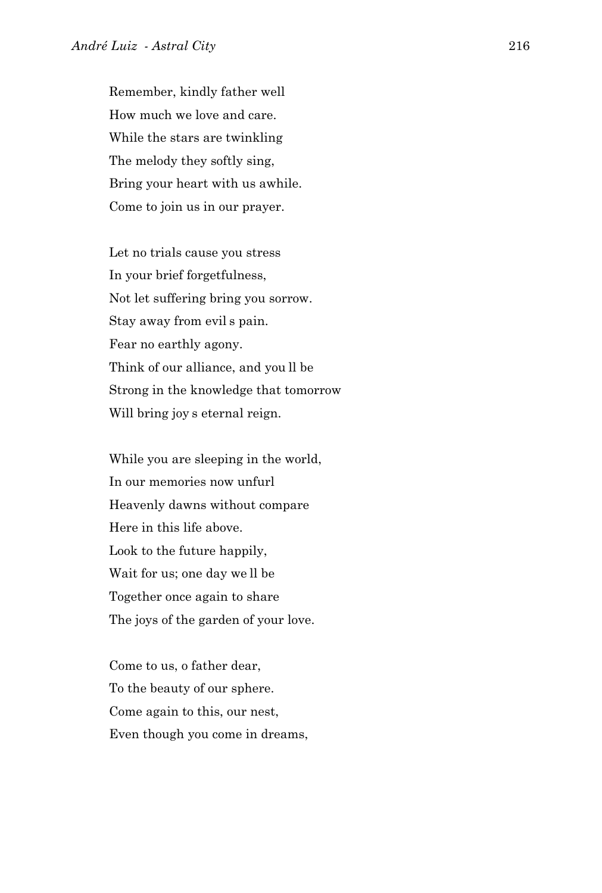Remember, kindly father well
How much we love and care.
While the stars are twinkling
The melody they softly sing,
Bring your heart with us awhile.
Come to join us in our prayer.

Let no trials cause you stress
In your brief forgetfulness,
Not let suffering bring you sorrow.
Stay away from evil s pain.
Fear no earthly agony.
Think of our alliance, and you ll be
Strong in the knowledge that tomorrow
Will bring joy s eternal reign.

While you are sleeping in the world,
In our memories now unfurl
Heavenly dawns without compare
Here in this life above.
Look to the future happily,
Wait for us; one day we ll be
Together once again to share
The joys of the garden of your love.

Come to us, o father dear,
To the beauty of our sphere.
Come again to this, our nest,
Even though you come in dreams,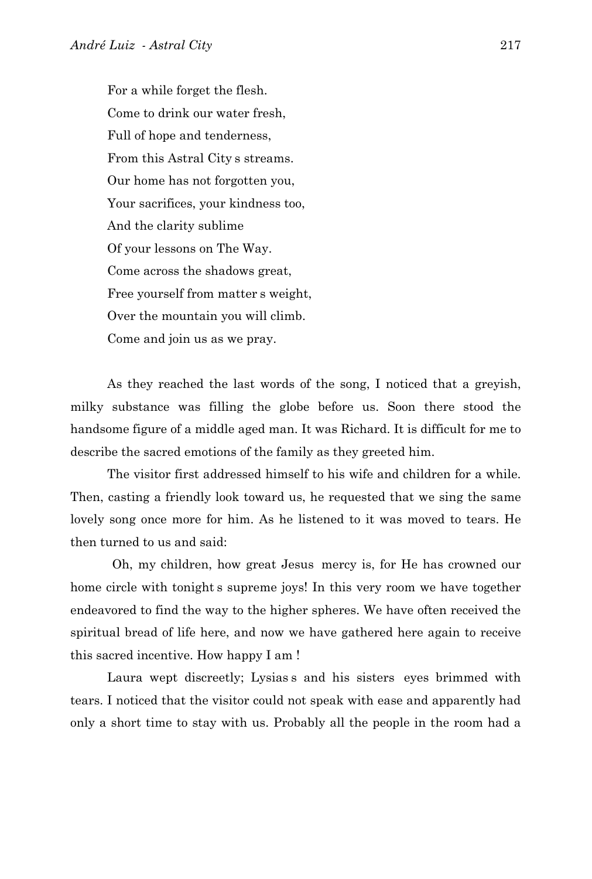For a while forget the flesh.
Come to drink our water fresh,
Full of hope and tenderness,
From this Astral City s streams.
Our home has not forgotten you,
Your sacrifices, your kindness too,
And the clarity sublime
Of your lessons on The Way.
Come across the shadows great,
Free yourself from matter s weight,
Over the mountain you will climb.
Come and join us as we pray.

As they reached the last words of the song, I noticed that a greyish, milky substance was filling the globe before us. Soon there stood the handsome figure of a middle aged man. It was Richard. It is difficult for me to describe the sacred emotions of the family as they greeted him.

The visitor first addressed himself to his wife and children for a while. Then, casting a friendly look toward us, he requested that we sing the same lovely song once more for him. As he listened to it was moved to tears. He then turned to us and said:

Oh, my children, how great Jesus mercy is, for He has crowned our home circle with tonight s supreme joys! In this very room we have together endeavored to find the way to the higher spheres. We have often received the spiritual bread of life here, and now we have gathered here again to receive this sacred incentive. How happy I am !

Laura wept discreetly; Lysias s and his sisters eyes brimmed with tears. I noticed that the visitor could not speak with ease and apparently had only a short time to stay with us. Probably all the people in the room had a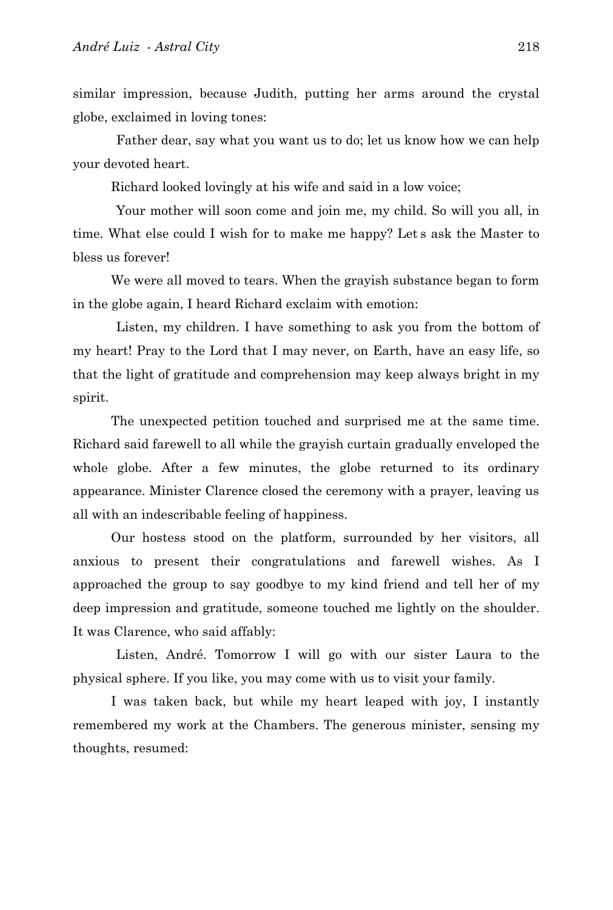similar impression, because Judith, putting her arms around the crystal globe, exclaimed in loving tones:

 Father dear, say what you want us to do; let us know how we can help your devoted heart.

Richard looked lovingly at his wife and said in a low voice;

 Your mother will soon come and join me, my child. So will you all, in time. What else could I wish for to make me happy? Let s ask the Master to bless us forever!

We were all moved to tears. When the grayish substance began to form in the globe again, I heard Richard exclaim with emotion:

 Listen, my children. I have something to ask you from the bottom of my heart! Pray to the Lord that I may never, on Earth, have an easy life, so that the light of gratitude and comprehension may keep always bright in my spirit.

The unexpected petition touched and surprised me at the same time. Richard said farewell to all while the grayish curtain gradually enveloped the whole globe. After a few minutes, the globe returned to its ordinary appearance. Minister Clarence closed the ceremony with a prayer, leaving us all with an indescribable feeling of happiness.

Our hostess stood on the platform, surrounded by her visitors, all anxious to present their congratulations and farewell wishes. As I approached the group to say goodbye to my kind friend and tell her of my deep impression and gratitude, someone touched me lightly on the shoulder. It was Clarence, who said affably:

 Listen, André. Tomorrow I will go with our sister Laura to the physical sphere. If you like, you may come with us to visit your family.

I was taken back, but while my heart leaped with joy, I instantly remembered my work at the Chambers. The generous minister, sensing my thoughts, resumed: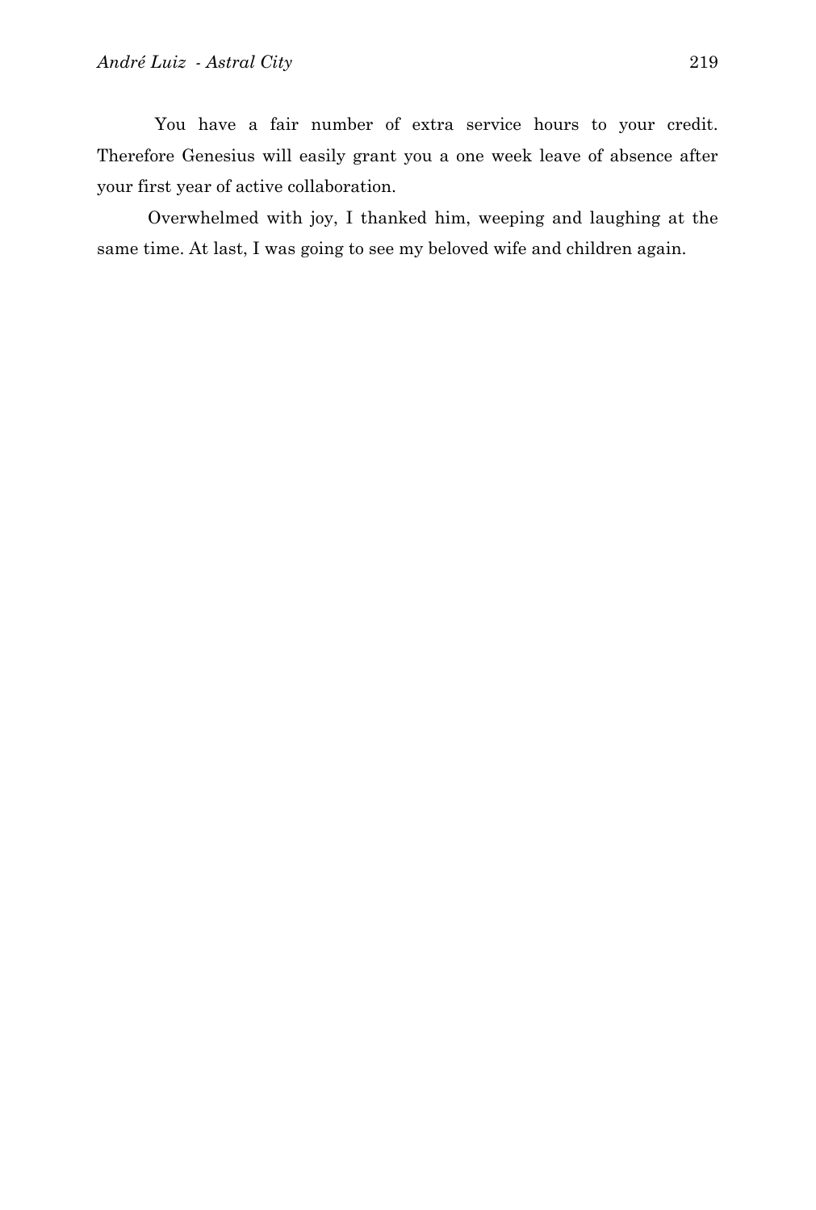You have a fair number of extra service hours to your credit. Therefore Genesius will easily grant you a one week leave of absence after your first year of active collaboration.

Overwhelmed with joy, I thanked him, weeping and laughing at the same time. At last, I was going to see my beloved wife and children again.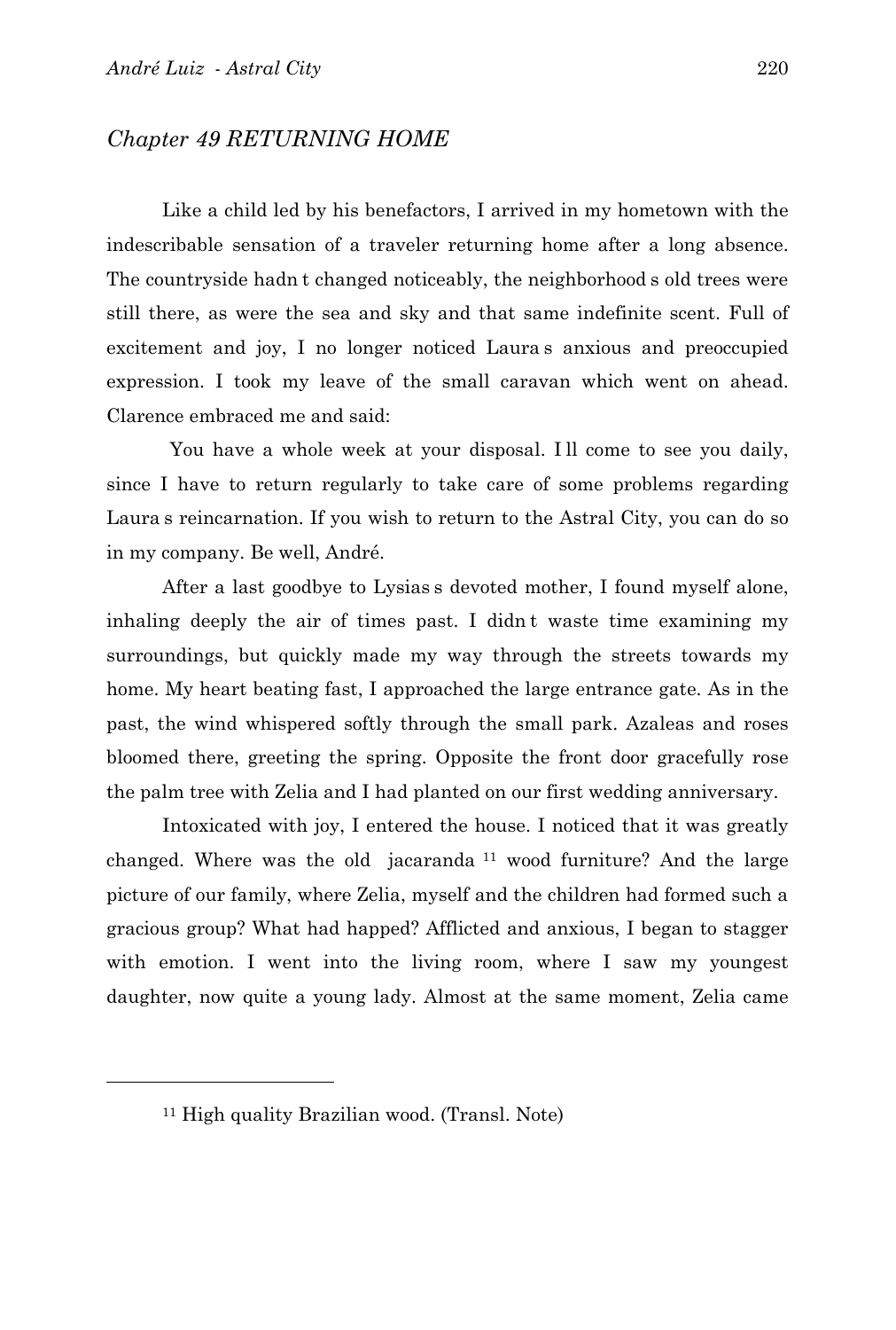*Chapter 49 RETURNING HOME*

Like a child led by his benefactors, I arrived in my hometown with the indescribable sensation of a traveler returning home after a long absence. The countryside hadn t changed noticeably, the neighborhood s old trees were still there, as were the sea and sky and that same indefinite scent. Full of excitement and joy, I no longer noticed Laura s anxious and preoccupied expression. I took my leave of the small caravan which went on ahead. Clarence embraced me and said:

You have a whole week at your disposal. I ll come to see you daily, since I have to return regularly to take care of some problems regarding Laura s reincarnation. If you wish to return to the Astral City, you can do so in my company. Be well, André.

After a last goodbye to Lysias s devoted mother, I found myself alone, inhaling deeply the air of times past. I didn t waste time examining my surroundings, but quickly made my way through the streets towards my home. My heart beating fast, I approached the large entrance gate. As in the past, the wind whispered softly through the small park. Azaleas and roses bloomed there, greeting the spring. Opposite the front door gracefully rose the palm tree with Zelia and I had planted on our first wedding anniversary.

Intoxicated with joy, I entered the house. I noticed that it was greatly changed. Where was the old jacaranda [11] wood furniture? And the large picture of our family, where Zelia, myself and the children had formed such a gracious group? What had happed? Afflicted and anxious, I began to stagger with emotion. I went into the living room, where I saw my youngest daughter, now quite a young lady. Almost at the same moment, Zelia came

---

[11] High quality Brazilian wood. (Transl. Note)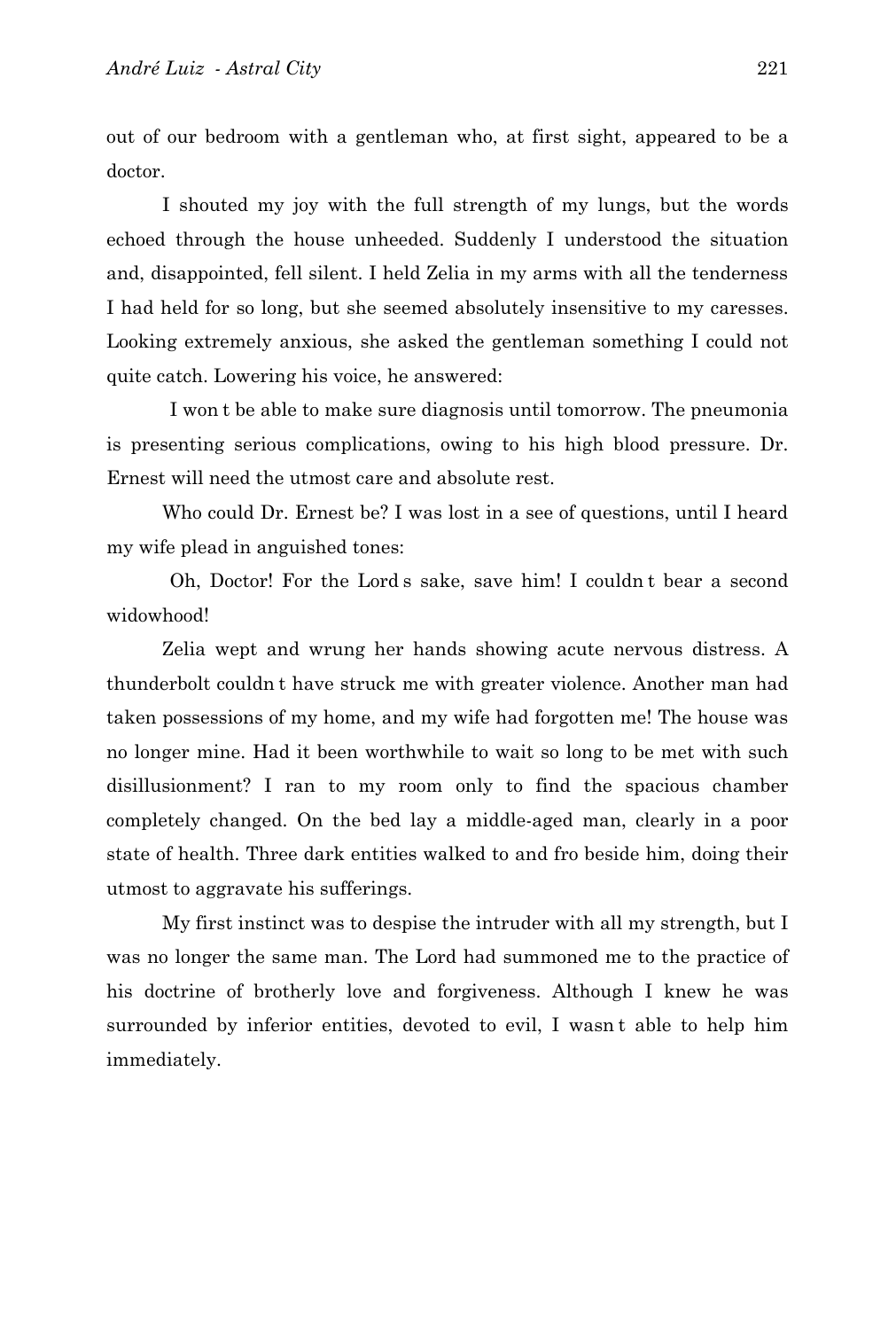out of our bedroom with a gentleman who, at first sight, appeared to be a doctor.

I shouted my joy with the full strength of my lungs, but the words echoed through the house unheeded. Suddenly I understood the situation and, disappointed, fell silent. I held Zelia in my arms with all the tenderness I had held for so long, but she seemed absolutely insensitive to my caresses. Looking extremely anxious, she asked the gentleman something I could not quite catch. Lowering his voice, he answered:

I won t be able to make sure diagnosis until tomorrow. The pneumonia is presenting serious complications, owing to his high blood pressure. Dr. Ernest will need the utmost care and absolute rest.

Who could Dr. Ernest be? I was lost in a see of questions, until I heard my wife plead in anguished tones:

Oh, Doctor! For the Lord s sake, save him! I couldn t bear a second widowhood!

Zelia wept and wrung her hands showing acute nervous distress. A thunderbolt couldn t have struck me with greater violence. Another man had taken possessions of my home, and my wife had forgotten me! The house was no longer mine. Had it been worthwhile to wait so long to be met with such disillusionment? I ran to my room only to find the spacious chamber completely changed. On the bed lay a middle-aged man, clearly in a poor state of health. Three dark entities walked to and fro beside him, doing their utmost to aggravate his sufferings.

My first instinct was to despise the intruder with all my strength, but I was no longer the same man. The Lord had summoned me to the practice of his doctrine of brotherly love and forgiveness. Although I knew he was surrounded by inferior entities, devoted to evil, I wasn t able to help him immediately.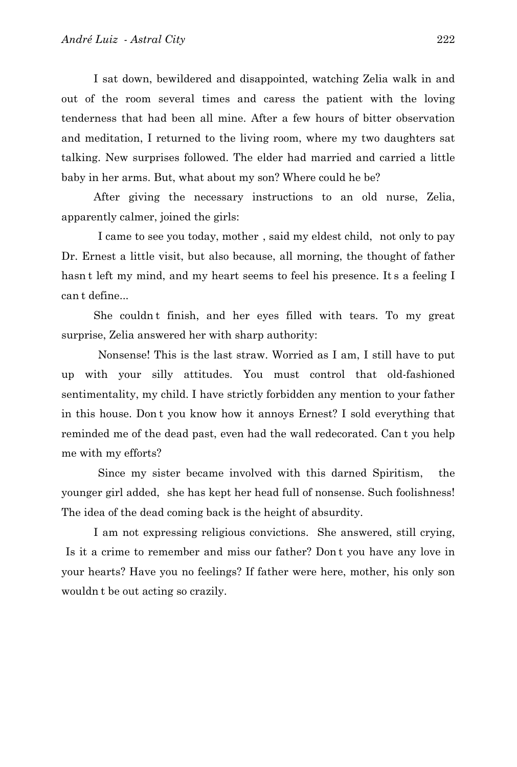I sat down, bewildered and disappointed, watching Zelia walk in and out of the room several times and caress the patient with the loving tenderness that had been all mine. After a few hours of bitter observation and meditation, I returned to the living room, where my two daughters sat talking. New surprises followed. The elder had married and carried a little baby in her arms. But, what about my son? Where could he be?

After giving the necessary instructions to an old nurse, Zelia, apparently calmer, joined the girls:

I came to see you today, mother , said my eldest child, not only to pay Dr. Ernest a little visit, but also because, all morning, the thought of father hasn t left my mind, and my heart seems to feel his presence. It s a feeling I can t define...

She couldn t finish, and her eyes filled with tears. To my great surprise, Zelia answered her with sharp authority:

Nonsense! This is the last straw. Worried as I am, I still have to put up with your silly attitudes. You must control that old-fashioned sentimentality, my child. I have strictly forbidden any mention to your father in this house. Don t you know how it annoys Ernest? I sold everything that reminded me of the dead past, even had the wall redecorated. Can t you help me with my efforts?

Since my sister became involved with this darned Spiritism, the younger girl added, she has kept her head full of nonsense. Such foolishness! The idea of the dead coming back is the height of absurdity.

I am not expressing religious convictions. She answered, still crying, Is it a crime to remember and miss our father? Don t you have any love in your hearts? Have you no feelings? If father were here, mother, his only son wouldn t be out acting so crazily.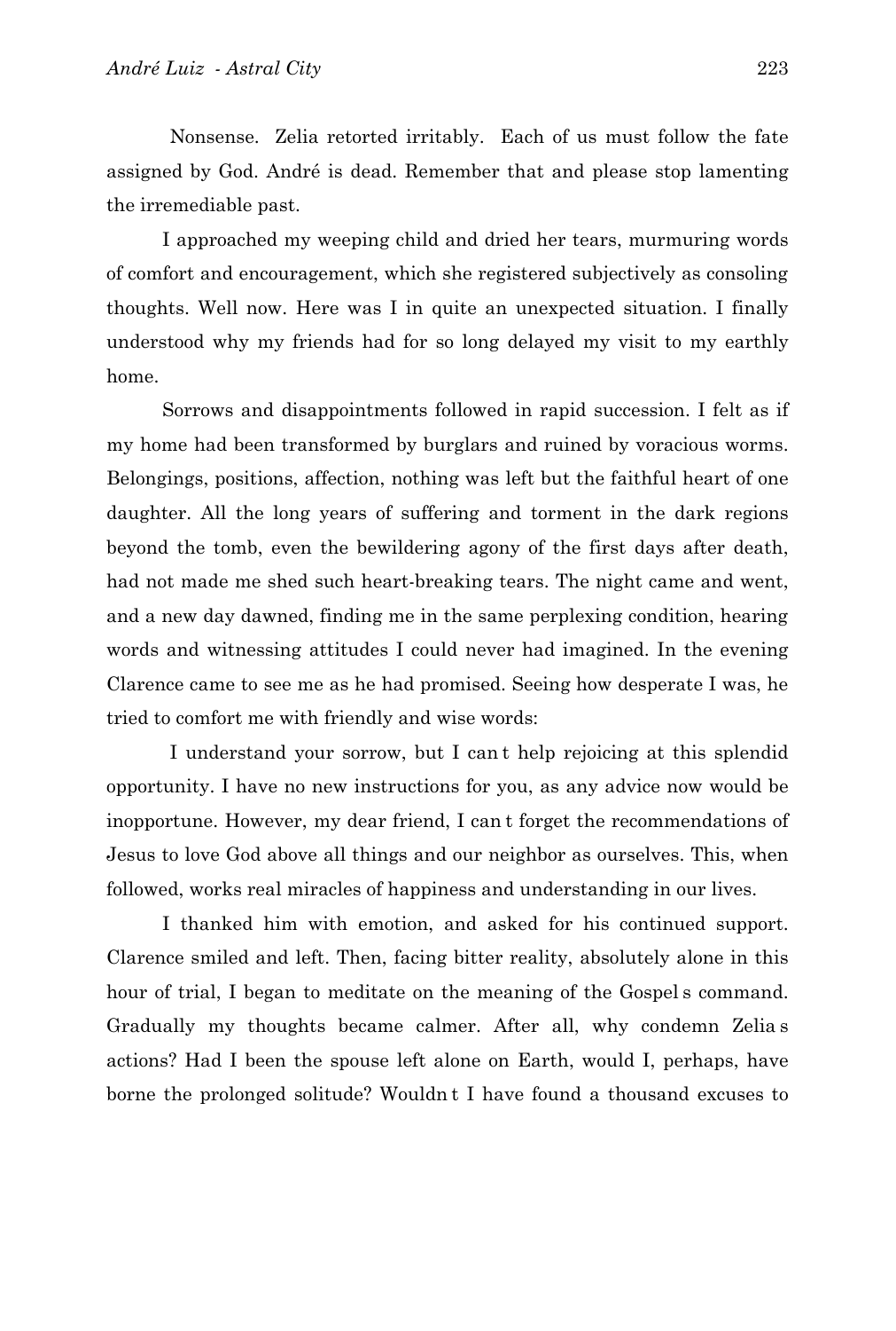Nonsense. Zelia retorted irritably. Each of us must follow the fate assigned by God. André is dead. Remember that and please stop lamenting the irremediable past.

I approached my weeping child and dried her tears, murmuring words of comfort and encouragement, which she registered subjectively as consoling thoughts. Well now. Here was I in quite an unexpected situation. I finally understood why my friends had for so long delayed my visit to my earthly home.

Sorrows and disappointments followed in rapid succession. I felt as if my home had been transformed by burglars and ruined by voracious worms. Belongings, positions, affection, nothing was left but the faithful heart of one daughter. All the long years of suffering and torment in the dark regions beyond the tomb, even the bewildering agony of the first days after death, had not made me shed such heart-breaking tears. The night came and went, and a new day dawned, finding me in the same perplexing condition, hearing words and witnessing attitudes I could never had imagined. In the evening Clarence came to see me as he had promised. Seeing how desperate I was, he tried to comfort me with friendly and wise words:

I understand your sorrow, but I can t help rejoicing at this splendid opportunity. I have no new instructions for you, as any advice now would be inopportune. However, my dear friend, I can t forget the recommendations of Jesus to love God above all things and our neighbor as ourselves. This, when followed, works real miracles of happiness and understanding in our lives.

I thanked him with emotion, and asked for his continued support. Clarence smiled and left. Then, facing bitter reality, absolutely alone in this hour of trial, I began to meditate on the meaning of the Gospel s command. Gradually my thoughts became calmer. After all, why condemn Zelia s actions? Had I been the spouse left alone on Earth, would I, perhaps, have borne the prolonged solitude? Wouldn t I have found a thousand excuses to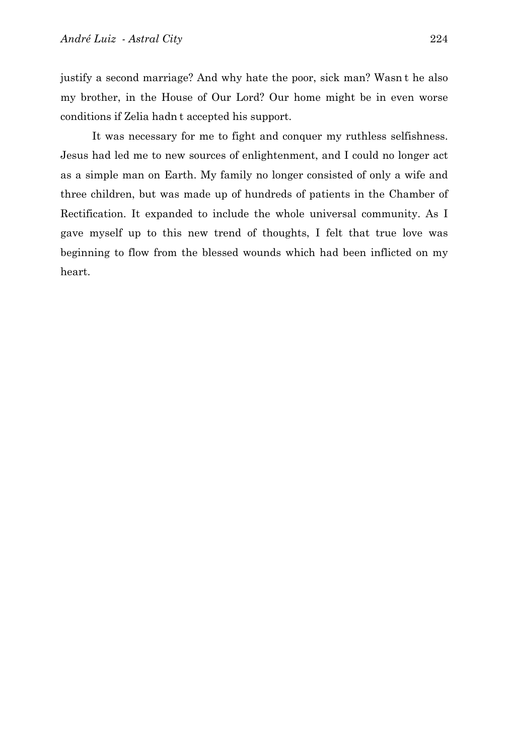justify a second marriage? And why hate the poor, sick man? Wasn t he also my brother, in the House of Our Lord? Our home might be in even worse conditions if Zelia hadn t accepted his support.

It was necessary for me to fight and conquer my ruthless selfishness. Jesus had led me to new sources of enlightenment, and I could no longer act as a simple man on Earth. My family no longer consisted of only a wife and three children, but was made up of hundreds of patients in the Chamber of Rectification. It expanded to include the whole universal community. As I gave myself up to this new trend of thoughts, I felt that true love was beginning to flow from the blessed wounds which had been inflicted on my heart.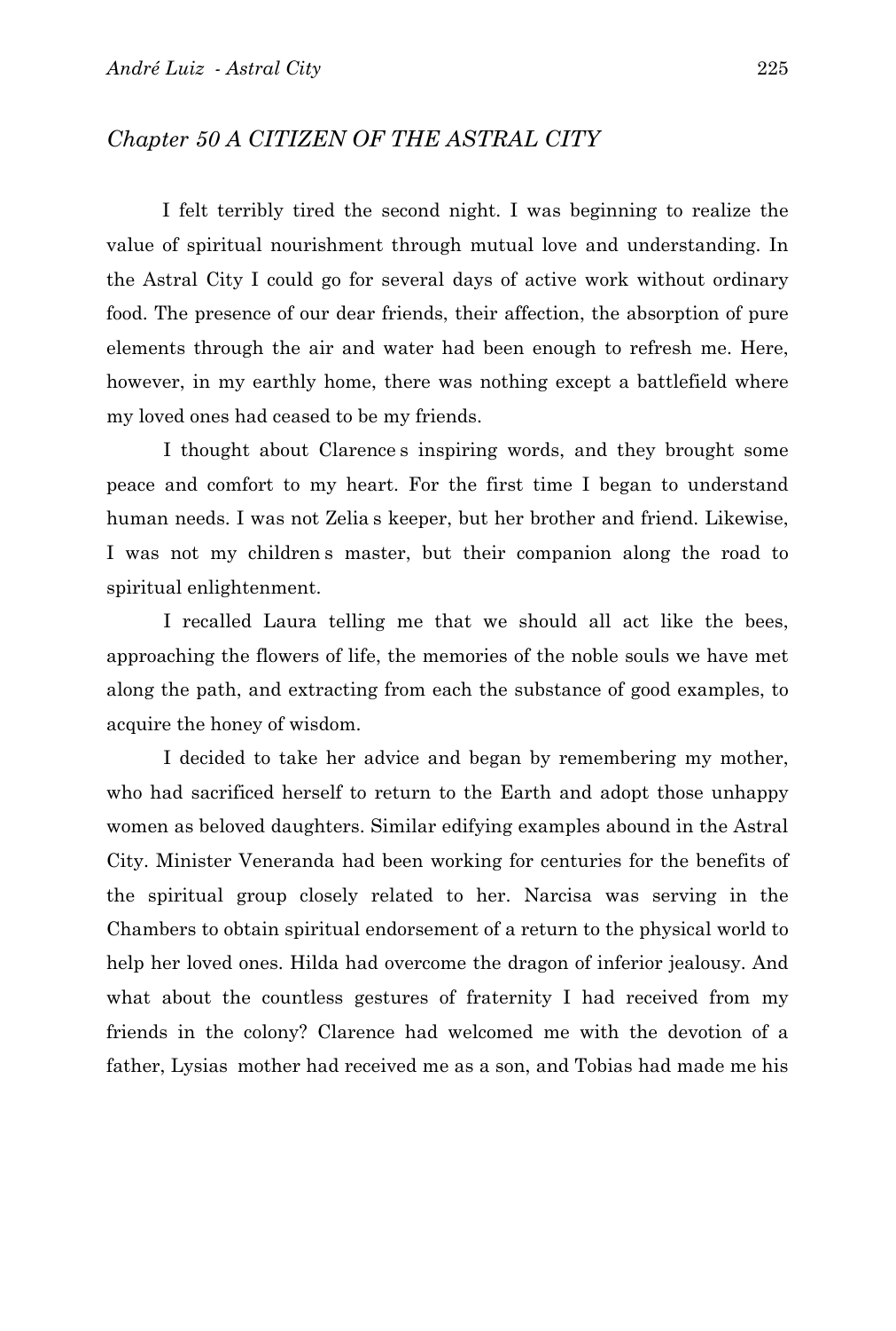*Chapter 50 A CITIZEN OF THE ASTRAL CITY*

I felt terribly tired the second night. I was beginning to realize the value of spiritual nourishment through mutual love and understanding. In the Astral City I could go for several days of active work without ordinary food. The presence of our dear friends, their affection, the absorption of pure elements through the air and water had been enough to refresh me. Here, however, in my earthly home, there was nothing except a battlefield where my loved ones had ceased to be my friends.

I thought about Clarence s inspiring words, and they brought some peace and comfort to my heart. For the first time I began to understand human needs. I was not Zelia s keeper, but her brother and friend. Likewise, I was not my children s master, but their companion along the road to spiritual enlightenment.

I recalled Laura telling me that we should all act like the bees, approaching the flowers of life, the memories of the noble souls we have met along the path, and extracting from each the substance of good examples, to acquire the honey of wisdom.

I decided to take her advice and began by remembering my mother, who had sacrificed herself to return to the Earth and adopt those unhappy women as beloved daughters. Similar edifying examples abound in the Astral City. Minister Veneranda had been working for centuries for the benefits of the spiritual group closely related to her. Narcisa was serving in the Chambers to obtain spiritual endorsement of a return to the physical world to help her loved ones. Hilda had overcome the dragon of inferior jealousy. And what about the countless gestures of fraternity I had received from my friends in the colony? Clarence had welcomed me with the devotion of a father, Lysias mother had received me as a son, and Tobias had made me his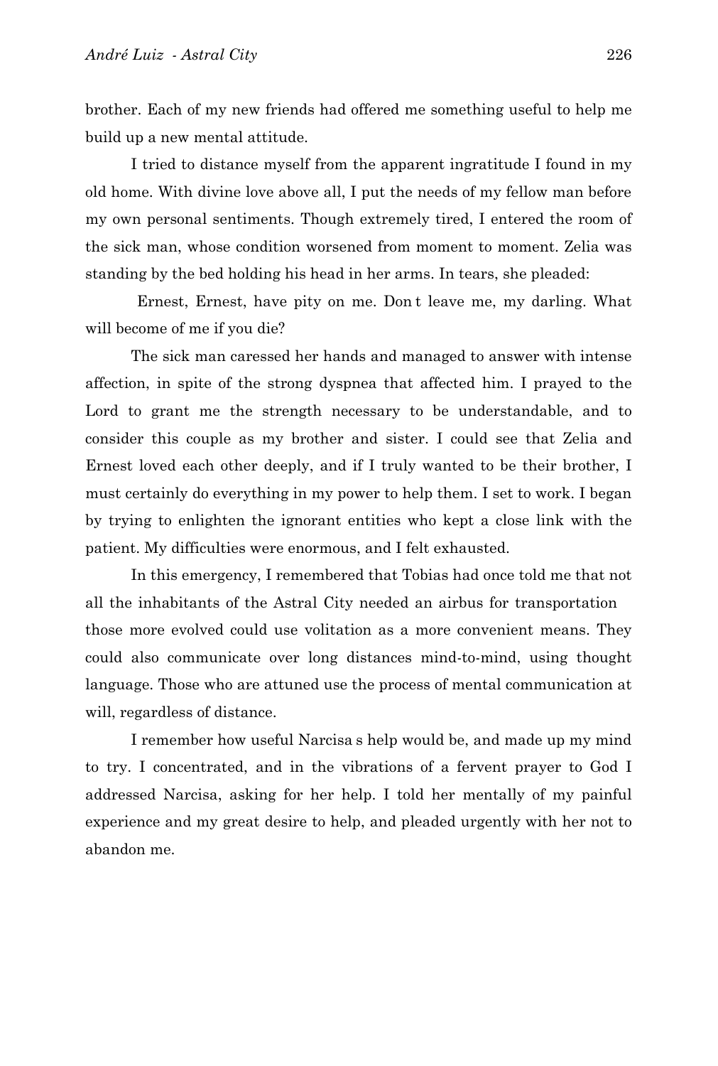brother. Each of my new friends had offered me something useful to help me build up a new mental attitude.

I tried to distance myself from the apparent ingratitude I found in my old home. With divine love above all, I put the needs of my fellow man before my own personal sentiments. Though extremely tired, I entered the room of the sick man, whose condition worsened from moment to moment. Zelia was standing by the bed holding his head in her arms. In tears, she pleaded:

Ernest, Ernest, have pity on me. Don t leave me, my darling. What will become of me if you die?

The sick man caressed her hands and managed to answer with intense affection, in spite of the strong dyspnea that affected him. I prayed to the Lord to grant me the strength necessary to be understandable, and to consider this couple as my brother and sister. I could see that Zelia and Ernest loved each other deeply, and if I truly wanted to be their brother, I must certainly do everything in my power to help them. I set to work. I began by trying to enlighten the ignorant entities who kept a close link with the patient. My difficulties were enormous, and I felt exhausted.

In this emergency, I remembered that Tobias had once told me that not all the inhabitants of the Astral City needed an airbus for transportation those more evolved could use volitation as a more convenient means. They could also communicate over long distances mind-to-mind, using thought language. Those who are attuned use the process of mental communication at will, regardless of distance.

I remember how useful Narcisa s help would be, and made up my mind to try. I concentrated, and in the vibrations of a fervent prayer to God I addressed Narcisa, asking for her help. I told her mentally of my painful experience and my great desire to help, and pleaded urgently with her not to abandon me.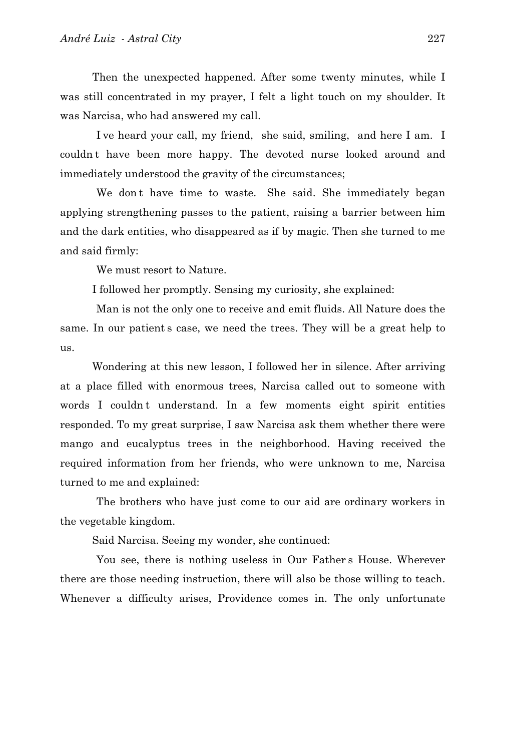Then the unexpected happened. After some twenty minutes, while I was still concentrated in my prayer, I felt a light touch on my shoulder. It was Narcisa, who had answered my call.

I ve heard your call, my friend, she said, smiling, and here I am. I couldn t have been more happy. The devoted nurse looked around and immediately understood the gravity of the circumstances;

We don t have time to waste. She said. She immediately began applying strengthening passes to the patient, raising a barrier between him and the dark entities, who disappeared as if by magic. Then she turned to me and said firmly:

We must resort to Nature.

I followed her promptly. Sensing my curiosity, she explained:

Man is not the only one to receive and emit fluids. All Nature does the same. In our patient s case, we need the trees. They will be a great help to us.

Wondering at this new lesson, I followed her in silence. After arriving at a place filled with enormous trees, Narcisa called out to someone with words I couldn t understand. In a few moments eight spirit entities responded. To my great surprise, I saw Narcisa ask them whether there were mango and eucalyptus trees in the neighborhood. Having received the required information from her friends, who were unknown to me, Narcisa turned to me and explained:

The brothers who have just come to our aid are ordinary workers in the vegetable kingdom.

Said Narcisa. Seeing my wonder, she continued:

You see, there is nothing useless in Our Father s House. Wherever there are those needing instruction, there will also be those willing to teach. Whenever a difficulty arises, Providence comes in. The only unfortunate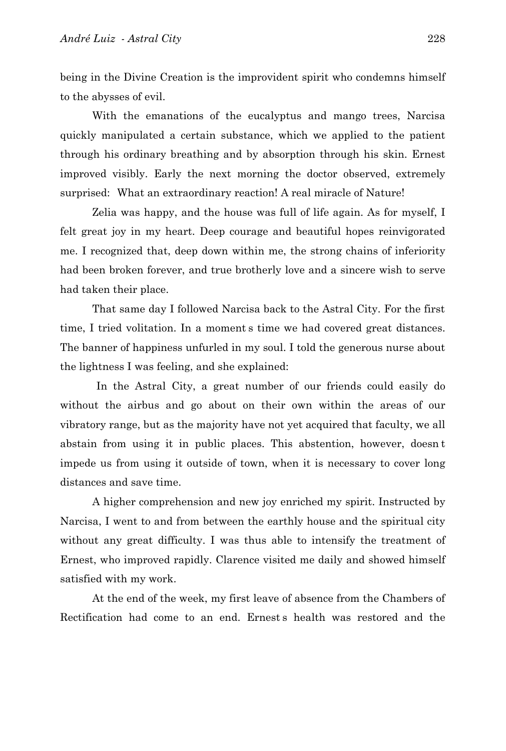being in the Divine Creation is the improvident spirit who condemns himself to the abysses of evil.

With the emanations of the eucalyptus and mango trees, Narcisa quickly manipulated a certain substance, which we applied to the patient through his ordinary breathing and by absorption through his skin. Ernest improved visibly. Early the next morning the doctor observed, extremely surprised: What an extraordinary reaction! A real miracle of Nature!

Zelia was happy, and the house was full of life again. As for myself, I felt great joy in my heart. Deep courage and beautiful hopes reinvigorated me. I recognized that, deep down within me, the strong chains of inferiority had been broken forever, and true brotherly love and a sincere wish to serve had taken their place.

That same day I followed Narcisa back to the Astral City. For the first time, I tried volitation. In a moment s time we had covered great distances. The banner of happiness unfurled in my soul. I told the generous nurse about the lightness I was feeling, and she explained:

In the Astral City, a great number of our friends could easily do without the airbus and go about on their own within the areas of our vibratory range, but as the majority have not yet acquired that faculty, we all abstain from using it in public places. This abstention, however, doesn t impede us from using it outside of town, when it is necessary to cover long distances and save time.

A higher comprehension and new joy enriched my spirit. Instructed by Narcisa, I went to and from between the earthly house and the spiritual city without any great difficulty. I was thus able to intensify the treatment of Ernest, who improved rapidly. Clarence visited me daily and showed himself satisfied with my work.

At the end of the week, my first leave of absence from the Chambers of Rectification had come to an end. Ernest s health was restored and the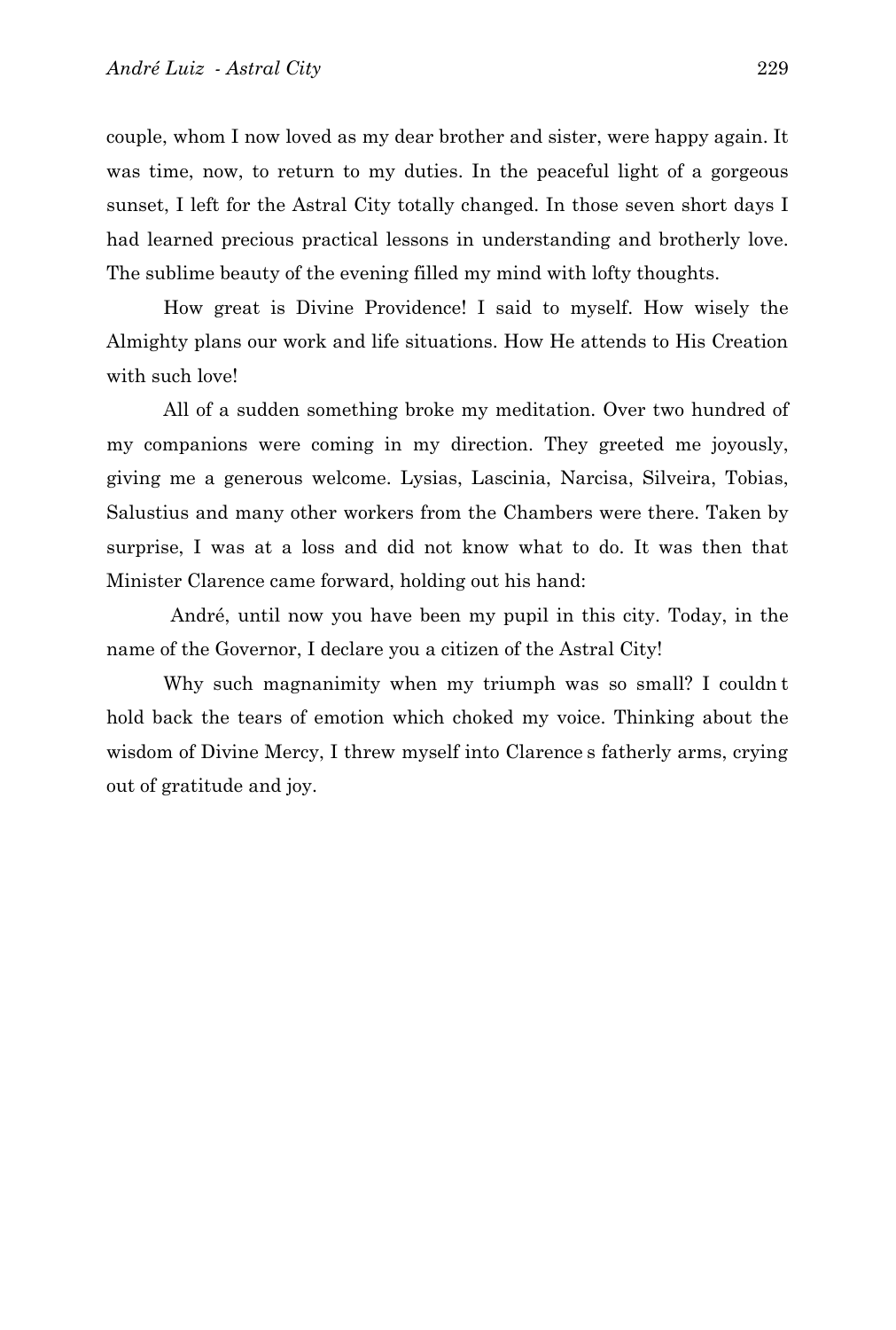couple, whom I now loved as my dear brother and sister, were happy again. It was time, now, to return to my duties. In the peaceful light of a gorgeous sunset, I left for the Astral City totally changed. In those seven short days I had learned precious practical lessons in understanding and brotherly love. The sublime beauty of the evening filled my mind with lofty thoughts.

How great is Divine Providence! I said to myself. How wisely the Almighty plans our work and life situations. How He attends to His Creation with such love!

All of a sudden something broke my meditation. Over two hundred of my companions were coming in my direction. They greeted me joyously, giving me a generous welcome. Lysias, Lascinia, Narcisa, Silveira, Tobias, Salustius and many other workers from the Chambers were there. Taken by surprise, I was at a loss and did not know what to do. It was then that Minister Clarence came forward, holding out his hand:

André, until now you have been my pupil in this city. Today, in the name of the Governor, I declare you a citizen of the Astral City!

Why such magnanimity when my triumph was so small? I couldn t hold back the tears of emotion which choked my voice. Thinking about the wisdom of Divine Mercy, I threw myself into Clarence s fatherly arms, crying out of gratitude and joy.